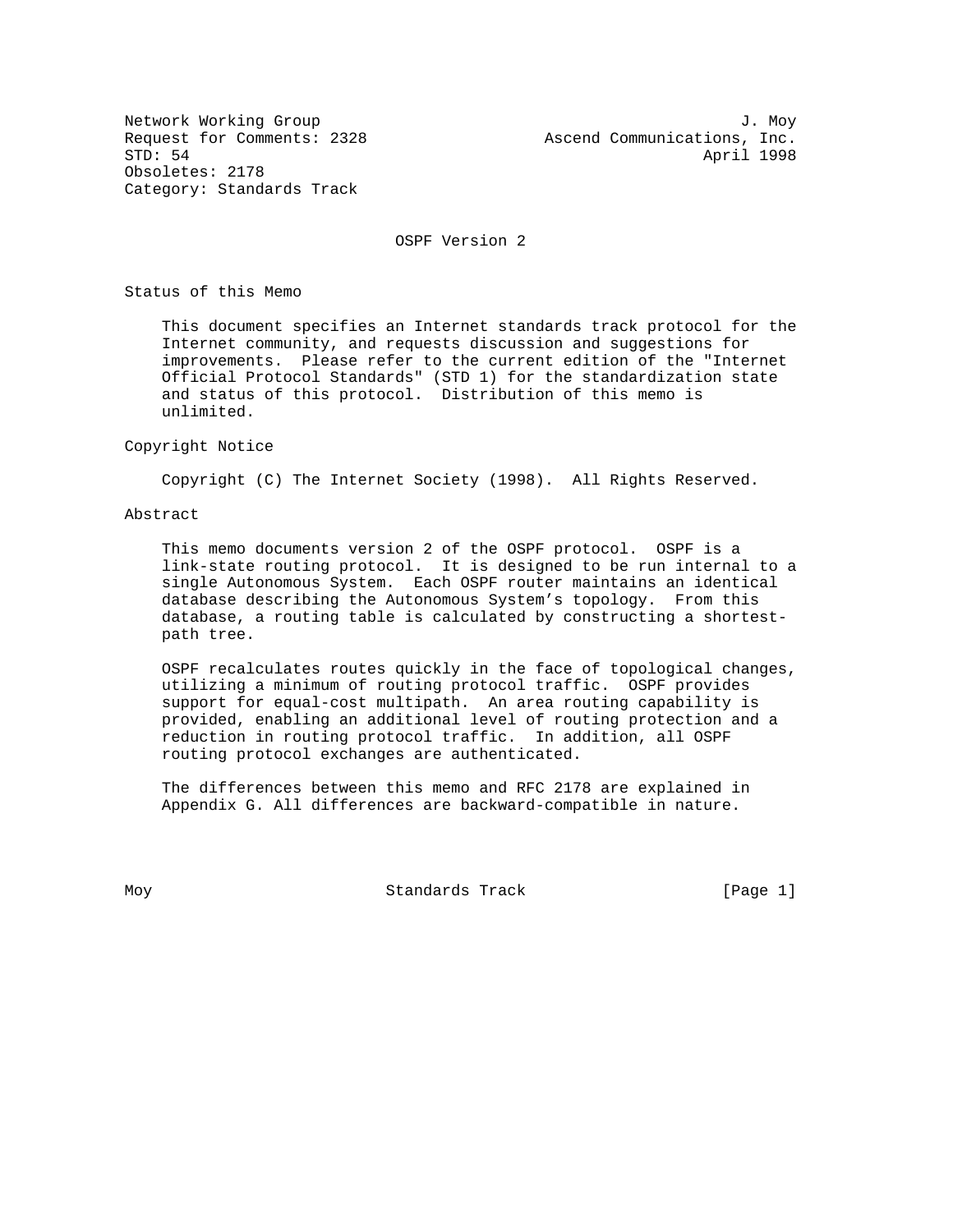Network Working Group J. Moy
Request for Comments: 2328 Ascend Communications, Inc.
STD: 54 April 1998
Obsoletes: 2178
Category: Standards Track

# OSPF Version 2

## Status of this Memo

This document specifies an Internet standards track protocol for the Internet community, and requests discussion and suggestions for improvements. Please refer to the current edition of the "Internet Official Protocol Standards" (STD 1) for the standardization state and status of this protocol. Distribution of this memo is unlimited.

## Copyright Notice

Copyright (C) The Internet Society (1998). All Rights Reserved.

## Abstract

This memo documents version 2 of the OSPF protocol. OSPF is a link-state routing protocol. It is designed to be run internal to a single Autonomous System. Each OSPF router maintains an identical database describing the Autonomous System's topology. From this database, a routing table is calculated by constructing a shortest-path tree.

OSPF recalculates routes quickly in the face of topological changes, utilizing a minimum of routing protocol traffic. OSPF provides support for equal-cost multipath. An area routing capability is provided, enabling an additional level of routing protection and a reduction in routing protocol traffic. In addition, all OSPF routing protocol exchanges are authenticated.

The differences between this memo and RFC 2178 are explained in Appendix G. All differences are backward-compatible in nature.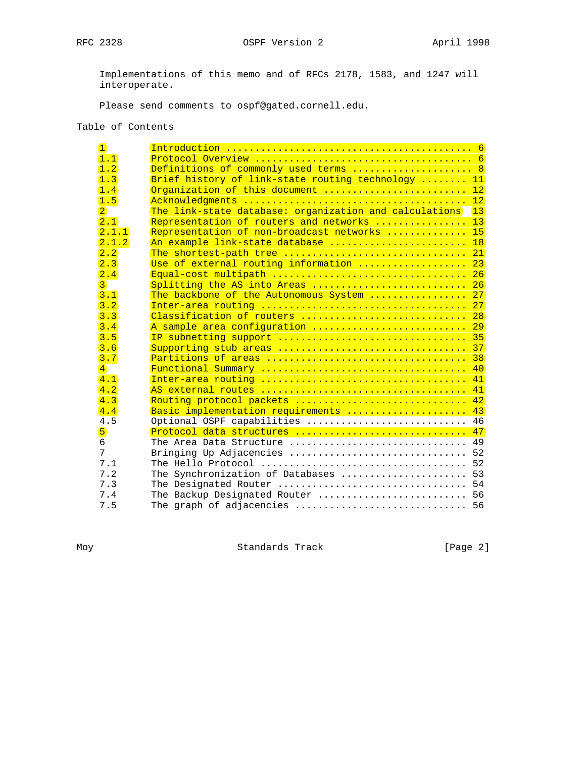Implementations of this memo and of RFCs 2178, 1583, and 1247 will interoperate.

Please send comments to ospf@gated.cornell.edu.

Table of Contents

```
1        Introduction ........................................... 6
1.1      Protocol Overview ...................................... 6
1.2      Definitions of commonly used terms ..................... 8
1.3      Brief history of link-state routing technology ........ 11
1.4      Organization of this document ......................... 12
1.5      Acknowledgments ....................................... 12
2        The link-state database: organization and calculations  13
2.1      Representation of routers and networks ................ 13
2.1.1    Representation of non-broadcast networks .............. 15
2.1.2    An example link-state database ........................ 18
2.2      The shortest-path tree ................................ 21
2.3      Use of external routing information ................... 23
2.4      Equal-cost multipath .................................. 26
3        Splitting the AS into Areas ........................... 26
3.1      The backbone of the Autonomous System ................. 27
3.2      Inter-area routing .................................... 27
3.3      Classification of routers ............................. 28
3.4      A sample area configuration ........................... 29
3.5      IP subnetting support ................................. 35
3.6      Supporting stub areas ................................. 37
3.7      Partitions of areas ................................... 38
4        Functional Summary .................................... 40
4.1      Inter-area routing .................................... 41
4.2      AS external routes .................................... 41
4.3      Routing protocol packets .............................. 42
4.4      Basic implementation requirements ..................... 43
4.5      Optional OSPF capabilities ............................ 46
5        Protocol data structures .............................. 47
6        The Area Data Structure ............................... 49
7        Bringing Up Adjacencies ............................... 52
7.1      The Hello Protocol .................................... 52
7.2      The Synchronization of Databases ...................... 53
7.3      The Designated Router ................................. 54
7.4      The Backup Designated Router .......................... 56
7.5      The graph of adjacencies .............................. 56
```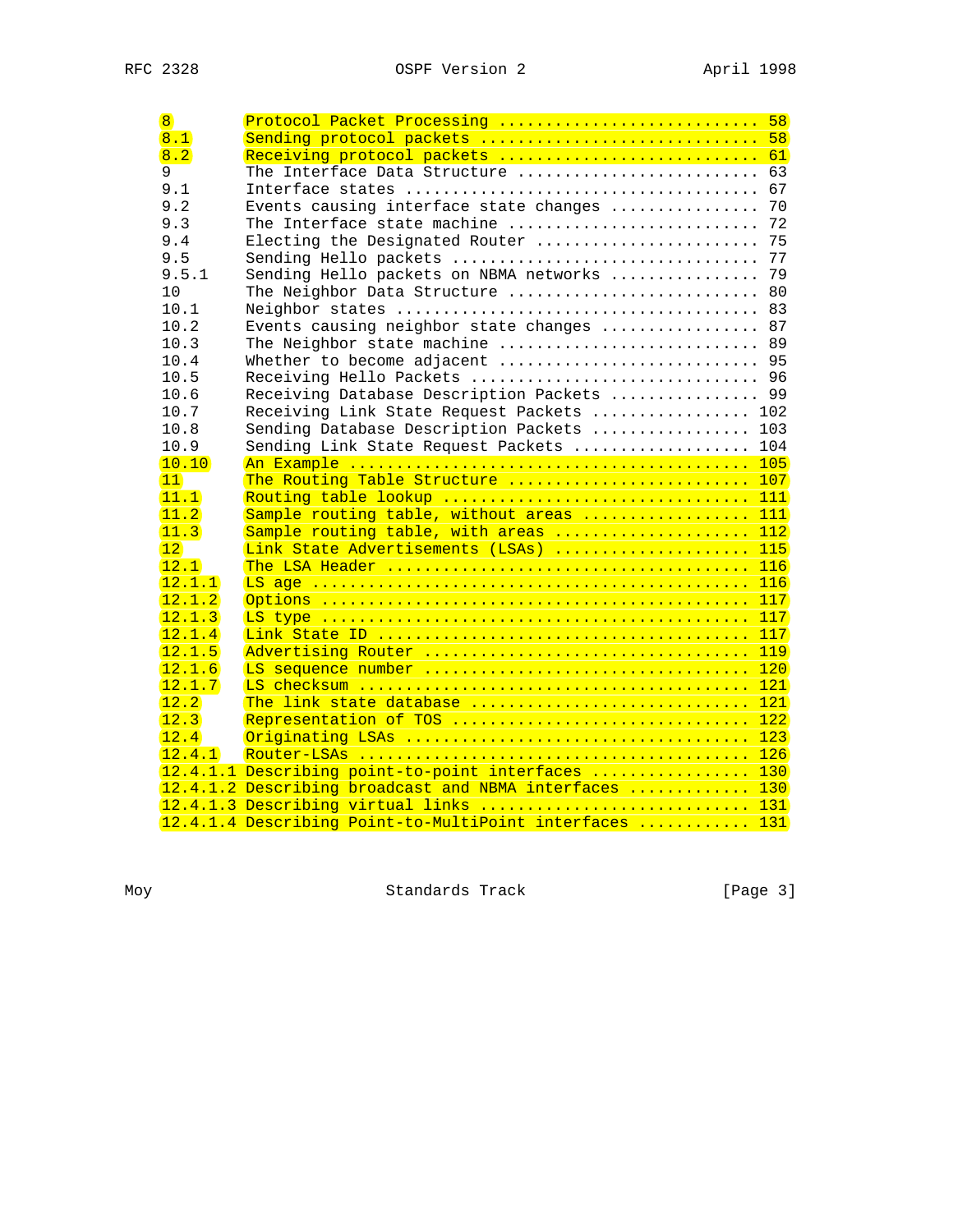```
8        Protocol Packet Processing ............................ 58
8.1      Sending protocol packets .............................. 58
8.2      Receiving protocol packets ............................ 61
9        The Interface Data Structure .......................... 63
9.1      Interface states ...................................... 67
9.2      Events causing interface state changes ................ 70
9.3      The Interface state machine ........................... 72
9.4      Electing the Designated Router ........................ 75
9.5      Sending Hello packets ................................. 77
9.5.1    Sending Hello packets on NBMA networks ................ 79
10       The Neighbor Data Structure ........................... 80
10.1     Neighbor states ....................................... 83
10.2     Events causing neighbor state changes ................. 87
10.3     The Neighbor state machine ............................ 89
10.4     Whether to become adjacent ............................ 95
10.5     Receiving Hello Packets ............................... 96
10.6     Receiving Database Description Packets ................ 99
10.7     Receiving Link State Request Packets ................. 102
10.8     Sending Database Description Packets ................. 103
10.9     Sending Link State Request Packets ................... 104
10.10    An Example ........................................... 105
11       The Routing Table Structure .......................... 107
11.1     Routing table lookup ................................. 111
11.2     Sample routing table, without areas .................. 111
11.3     Sample routing table, with areas ..................... 112
12       Link State Advertisements (LSAs) ..................... 115
12.1     The LSA Header ....................................... 116
12.1.1   LS age ............................................... 116
12.1.2   Options .............................................. 117
12.1.3   LS type .............................................. 117
12.1.4   Link State ID ........................................ 117
12.1.5   Advertising Router ................................... 119
12.1.6   LS sequence number ................................... 120
12.1.7   LS checksum .......................................... 121
12.2     The link state database .............................. 121
12.3     Representation of TOS ................................ 122
12.4     Originating LSAs ..................................... 123
12.4.1   Router-LSAs .......................................... 126
12.4.1.1 Describing point-to-point interfaces ................. 130
12.4.1.2 Describing broadcast and NBMA interfaces ............. 130
12.4.1.3 Describing virtual links ............................. 131
12.4.1.4 Describing Point-to-MultiPoint interfaces ............ 131
```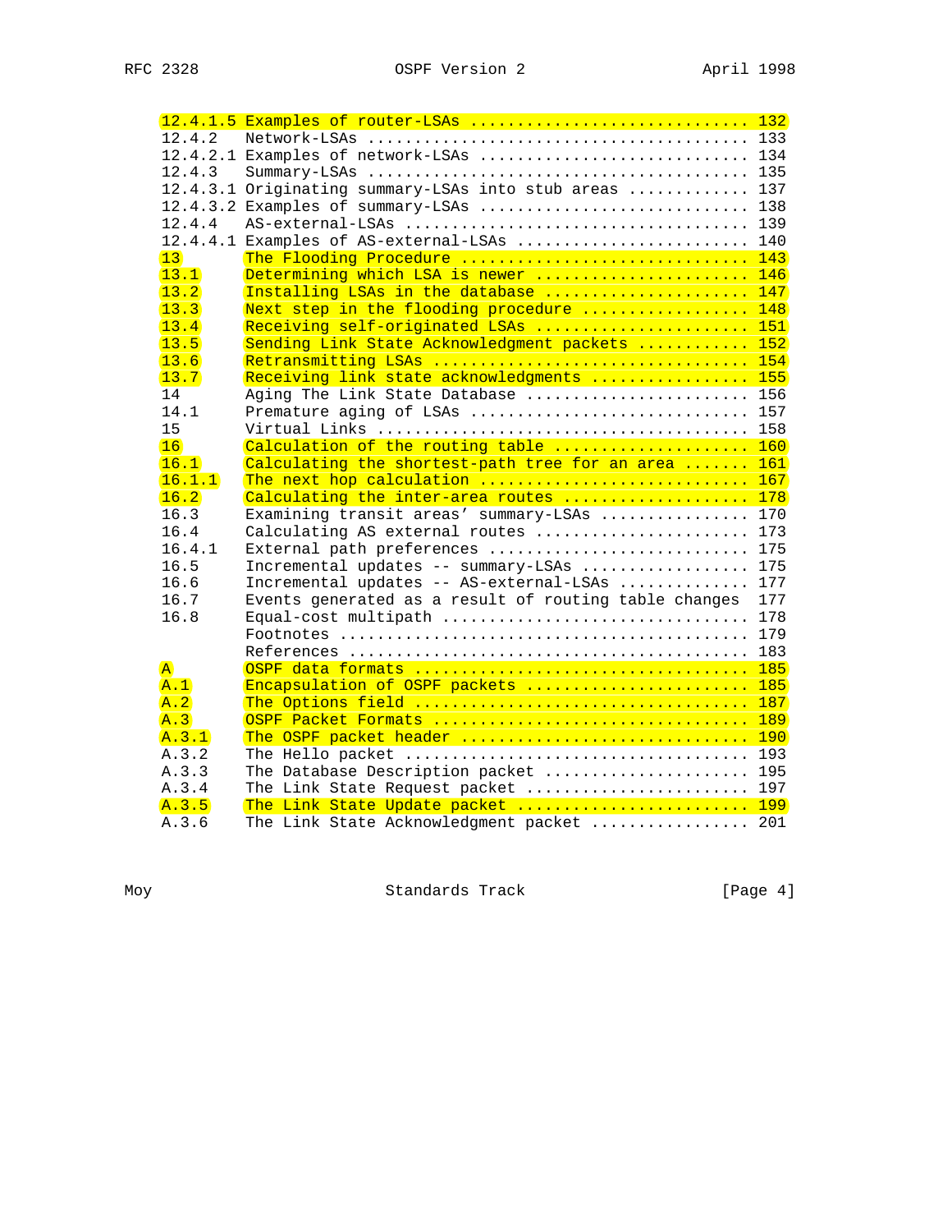```
12.4.1.5 Examples of router-LSAs .............................. 132
12.4.2   Network-LSAs ......................................... 133
12.4.2.1 Examples of network-LSAs ............................. 134
12.4.3   Summary-LSAs ......................................... 135
12.4.3.1 Originating summary-LSAs into stub areas ............. 137
12.4.3.2 Examples of summary-LSAs ............................. 138
12.4.4   AS-external-LSAs ..................................... 139
12.4.4.1 Examples of AS-external-LSAs ......................... 140
13       The Flooding Procedure ............................... 143
13.1     Determining which LSA is newer ....................... 146
13.2     Installing LSAs in the database ...................... 147
13.3     Next step in the flooding procedure .................. 148
13.4     Receiving self-originated LSAs ....................... 151
13.5     Sending Link State Acknowledgment packets ............ 152
13.6     Retransmitting LSAs .................................. 154
13.7     Receiving link state acknowledgments ................. 155
14       Aging The Link State Database ........................ 156
14.1     Premature aging of LSAs .............................. 157
15       Virtual Links ........................................ 158
16       Calculation of the routing table ..................... 160
16.1     Calculating the shortest-path tree for an area ....... 161
16.1.1   The next hop calculation ............................. 167
16.2     Calculating the inter-area routes .................... 178
16.3     Examining transit areas' summary-LSAs ................ 170
16.4     Calculating AS external routes ....................... 173
16.4.1   External path preferences ............................ 175
16.5     Incremental updates -- summary-LSAs .................. 175
16.6     Incremental updates -- AS-external-LSAs .............. 177
16.7     Events generated as a result of routing table changes  177
16.8     Equal-cost multipath ................................. 178
         Footnotes ............................................ 179
         References ........................................... 183
A        OSPF data formats .................................... 185
A.1      Encapsulation of OSPF packets ........................ 185
A.2      The Options field .................................... 187
A.3      OSPF Packet Formats .................................. 189
A.3.1    The OSPF packet header ............................... 190
A.3.2    The Hello packet ..................................... 193
A.3.3    The Database Description packet ...................... 195
A.3.4    The Link State Request packet ........................ 197
A.3.5    The Link State Update packet ......................... 199
A.3.6    The Link State Acknowledgment packet ................. 201
```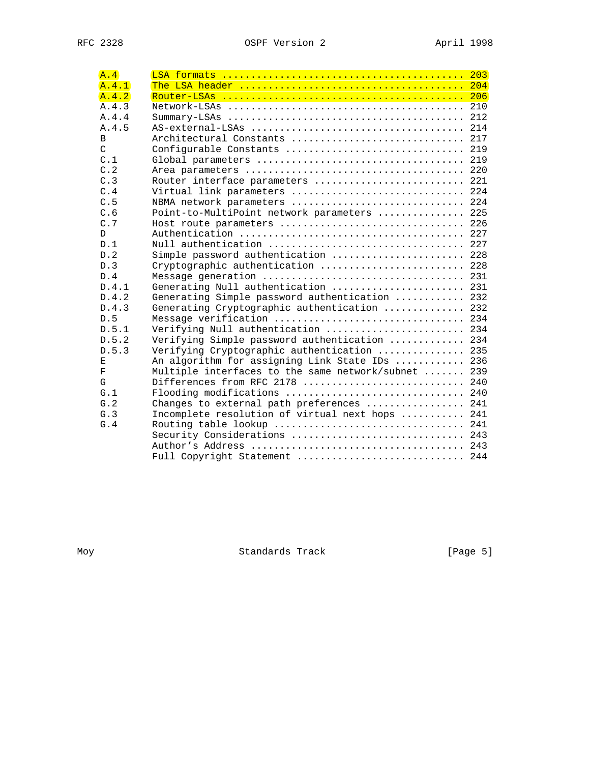```
A.4       LSA formats ......................................... 203
A.4.1     The LSA header ...................................... 204
A.4.2     Router-LSAs ......................................... 206
A.4.3     Network-LSAs ........................................ 210
A.4.4     Summary-LSAs ........................................ 212
A.4.5     AS-external-LSAs .................................... 214
B         Architectural Constants ............................. 217
C         Configurable Constants .............................. 219
C.1       Global parameters ................................... 219
C.2       Area parameters ..................................... 220
C.3       Router interface parameters ......................... 221
C.4       Virtual link parameters ............................. 224
C.5       NBMA network parameters ............................. 224
C.6       Point-to-MultiPoint network parameters .............. 225
C.7       Host route parameters ............................... 226
D         Authentication ...................................... 227
D.1       Null authentication ................................. 227
D.2       Simple password authentication ...................... 228
D.3       Cryptographic authentication ........................ 228
D.4       Message generation .................................. 231
D.4.1     Generating Null authentication ...................... 231
D.4.2     Generating Simple password authentication ........... 232
D.4.3     Generating Cryptographic authentication ............. 232
D.5       Message verification ................................ 234
D.5.1     Verifying Null authentication ....................... 234
D.5.2     Verifying Simple password authentication ............ 234
D.5.3     Verifying Cryptographic authentication .............. 235
E         An algorithm for assigning Link State IDs ........... 236
F         Multiple interfaces to the same network/subnet ...... 239
G         Differences from RFC 2178 ........................... 240
G.1       Flooding modifications .............................. 240
G.2       Changes to external path preferences ................ 241
G.3       Incomplete resolution of virtual next hops .......... 241
G.4       Routing table lookup ................................ 241
          Security Considerations ............................. 243
          Author's Address .................................... 243
          Full Copyright Statement ............................ 244
```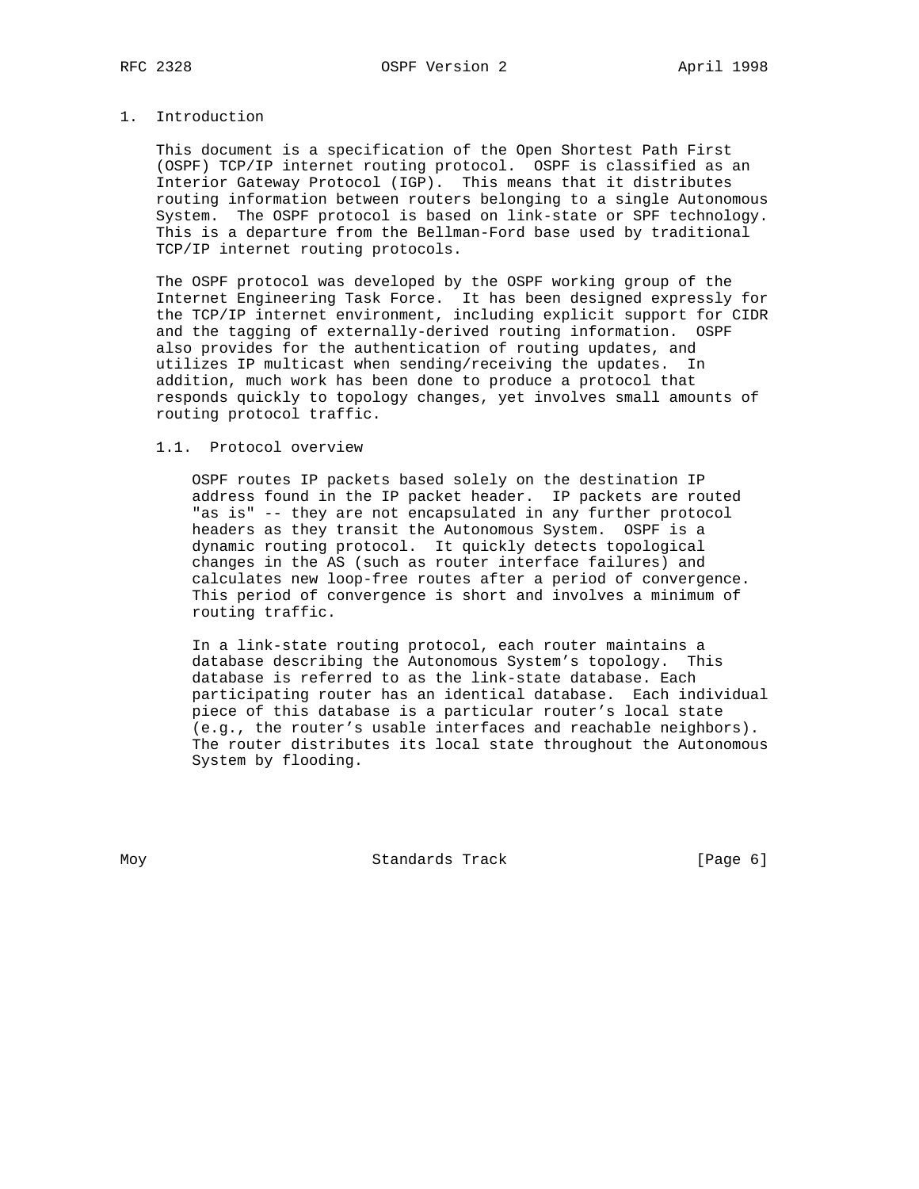# 1. Introduction

This document is a specification of the Open Shortest Path First (OSPF) TCP/IP internet routing protocol. OSPF is classified as an Interior Gateway Protocol (IGP). This means that it distributes routing information between routers belonging to a single Autonomous System. The OSPF protocol is based on link-state or SPF technology. This is a departure from the Bellman-Ford base used by traditional TCP/IP internet routing protocols.

The OSPF protocol was developed by the OSPF working group of the Internet Engineering Task Force. It has been designed expressly for the TCP/IP internet environment, including explicit support for CIDR and the tagging of externally-derived routing information. OSPF also provides for the authentication of routing updates, and utilizes IP multicast when sending/receiving the updates. In addition, much work has been done to produce a protocol that responds quickly to topology changes, yet involves small amounts of routing protocol traffic.

## 1.1. Protocol overview

OSPF routes IP packets based solely on the destination IP address found in the IP packet header. IP packets are routed "as is" -- they are not encapsulated in any further protocol headers as they transit the Autonomous System. OSPF is a dynamic routing protocol. It quickly detects topological changes in the AS (such as router interface failures) and calculates new loop-free routes after a period of convergence. This period of convergence is short and involves a minimum of routing traffic.

In a link-state routing protocol, each router maintains a database describing the Autonomous System's topology. This database is referred to as the link-state database. Each participating router has an identical database. Each individual piece of this database is a particular router's local state (e.g., the router's usable interfaces and reachable neighbors). The router distributes its local state throughout the Autonomous System by flooding.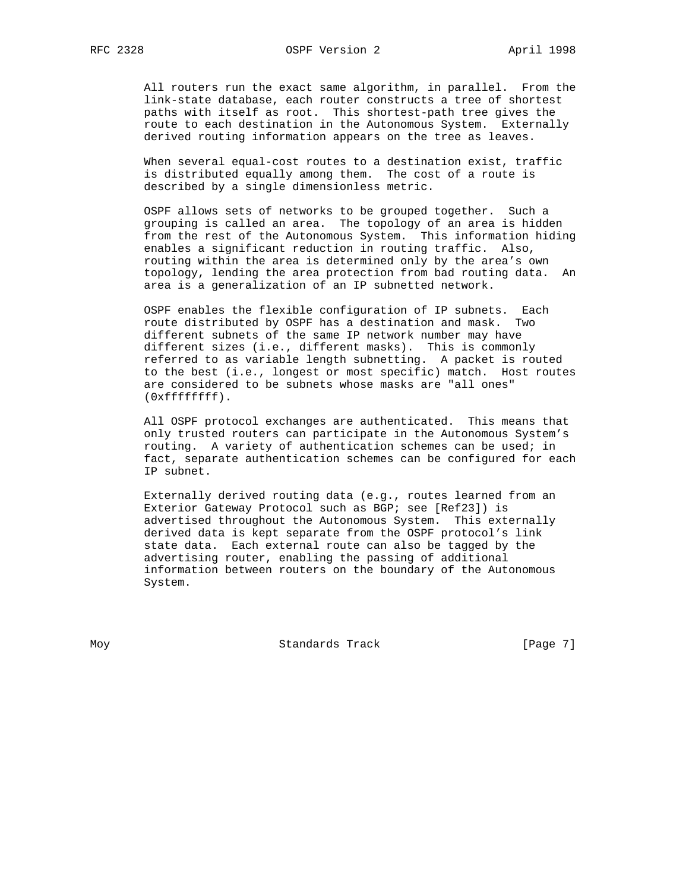All routers run the exact same algorithm, in parallel. From the link-state database, each router constructs a tree of shortest paths with itself as root. This shortest-path tree gives the route to each destination in the Autonomous System. Externally derived routing information appears on the tree as leaves.

When several equal-cost routes to a destination exist, traffic is distributed equally among them. The cost of a route is described by a single dimensionless metric.

OSPF allows sets of networks to be grouped together. Such a grouping is called an area. The topology of an area is hidden from the rest of the Autonomous System. This information hiding enables a significant reduction in routing traffic. Also, routing within the area is determined only by the area's own topology, lending the area protection from bad routing data. An area is a generalization of an IP subnetted network.

OSPF enables the flexible configuration of IP subnets. Each route distributed by OSPF has a destination and mask. Two different subnets of the same IP network number may have different sizes (i.e., different masks). This is commonly referred to as variable length subnetting. A packet is routed to the best (i.e., longest or most specific) match. Host routes are considered to be subnets whose masks are "all ones" (0xffffffff).

All OSPF protocol exchanges are authenticated. This means that only trusted routers can participate in the Autonomous System's routing. A variety of authentication schemes can be used; in fact, separate authentication schemes can be configured for each IP subnet.

Externally derived routing data (e.g., routes learned from an Exterior Gateway Protocol such as BGP; see [Ref23]) is advertised throughout the Autonomous System. This externally derived data is kept separate from the OSPF protocol's link state data. Each external route can also be tagged by the advertising router, enabling the passing of additional information between routers on the boundary of the Autonomous System.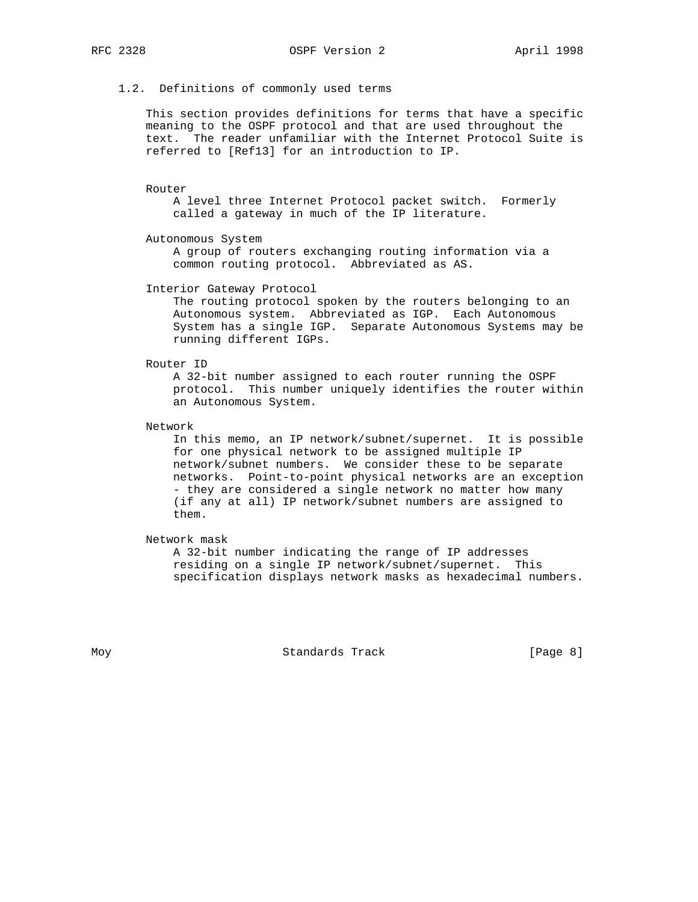### 1.2. Definitions of commonly used terms

This section provides definitions for terms that have a specific meaning to the OSPF protocol and that are used throughout the text. The reader unfamiliar with the Internet Protocol Suite is referred to [Ref13] for an introduction to IP.

**Router**
A level three Internet Protocol packet switch. Formerly called a gateway in much of the IP literature.

**Autonomous System**
A group of routers exchanging routing information via a common routing protocol. Abbreviated as AS.

**Interior Gateway Protocol**
The routing protocol spoken by the routers belonging to an Autonomous system. Abbreviated as IGP. Each Autonomous System has a single IGP. Separate Autonomous Systems may be running different IGPs.

**Router ID**
A 32-bit number assigned to each router running the OSPF protocol. This number uniquely identifies the router within an Autonomous System.

**Network**
In this memo, an IP network/subnet/supernet. It is possible for one physical network to be assigned multiple IP network/subnet numbers. We consider these to be separate networks. Point-to-point physical networks are an exception - they are considered a single network no matter how many (if any at all) IP network/subnet numbers are assigned to them.

**Network mask**
A 32-bit number indicating the range of IP addresses residing on a single IP network/subnet/supernet. This specification displays network masks as hexadecimal numbers.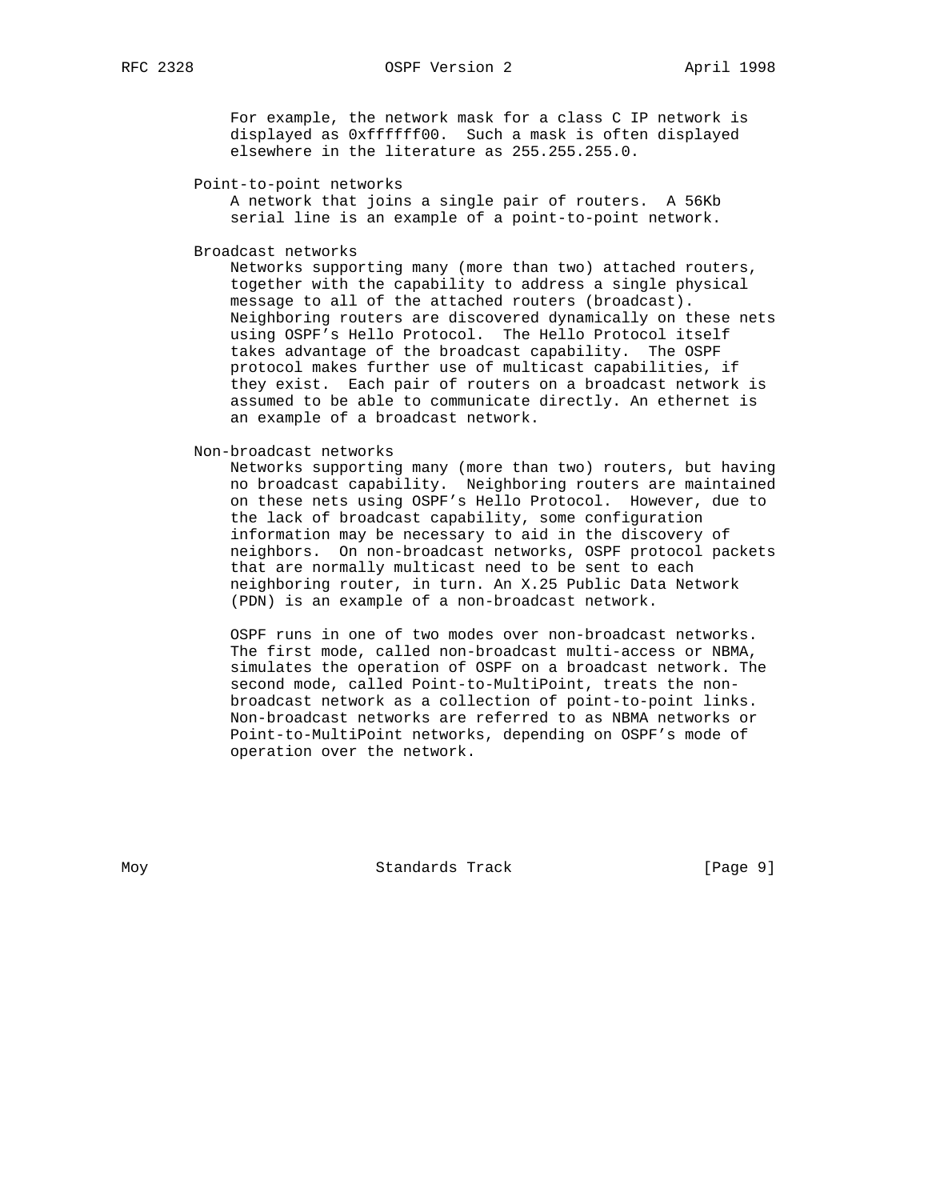For example, the network mask for a class C IP network is displayed as 0xffffff00. Such a mask is often displayed elsewhere in the literature as 255.255.255.0.

Point-to-point networks
: A network that joins a single pair of routers. A 56Kb serial line is an example of a point-to-point network.

Broadcast networks
: Networks supporting many (more than two) attached routers, together with the capability to address a single physical message to all of the attached routers (broadcast). Neighboring routers are discovered dynamically on these nets using OSPF's Hello Protocol. The Hello Protocol itself takes advantage of the broadcast capability. The OSPF protocol makes further use of multicast capabilities, if they exist. Each pair of routers on a broadcast network is assumed to be able to communicate directly. An ethernet is an example of a broadcast network.

Non-broadcast networks
: Networks supporting many (more than two) routers, but having no broadcast capability. Neighboring routers are maintained on these nets using OSPF's Hello Protocol. However, due to the lack of broadcast capability, some configuration information may be necessary to aid in the discovery of neighbors. On non-broadcast networks, OSPF protocol packets that are normally multicast need to be sent to each neighboring router, in turn. An X.25 Public Data Network (PDN) is an example of a non-broadcast network.

  OSPF runs in one of two modes over non-broadcast networks. The first mode, called non-broadcast multi-access or NBMA, simulates the operation of OSPF on a broadcast network. The second mode, called Point-to-MultiPoint, treats the non-broadcast network as a collection of point-to-point links. Non-broadcast networks are referred to as NBMA networks or Point-to-MultiPoint networks, depending on OSPF's mode of operation over the network.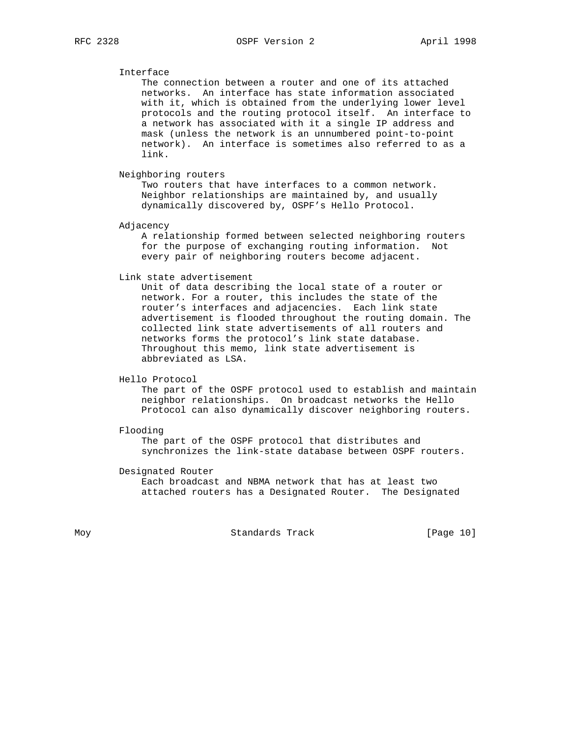**Interface**

The connection between a router and one of its attached networks. An interface has state information associated with it, which is obtained from the underlying lower level protocols and the routing protocol itself. An interface to a network has associated with it a single IP address and mask (unless the network is an unnumbered point-to-point network). An interface is sometimes also referred to as a link.

**Neighboring routers**

Two routers that have interfaces to a common network. Neighbor relationships are maintained by, and usually dynamically discovered by, OSPF's Hello Protocol.

**Adjacency**

A relationship formed between selected neighboring routers for the purpose of exchanging routing information. Not every pair of neighboring routers become adjacent.

**Link state advertisement**

Unit of data describing the local state of a router or network. For a router, this includes the state of the router's interfaces and adjacencies. Each link state advertisement is flooded throughout the routing domain. The collected link state advertisements of all routers and networks forms the protocol's link state database. Throughout this memo, link state advertisement is abbreviated as LSA.

**Hello Protocol**

The part of the OSPF protocol used to establish and maintain neighbor relationships. On broadcast networks the Hello Protocol can also dynamically discover neighboring routers.

**Flooding**

The part of the OSPF protocol that distributes and synchronizes the link-state database between OSPF routers.

**Designated Router**

Each broadcast and NBMA network that has at least two attached routers has a Designated Router. The Designated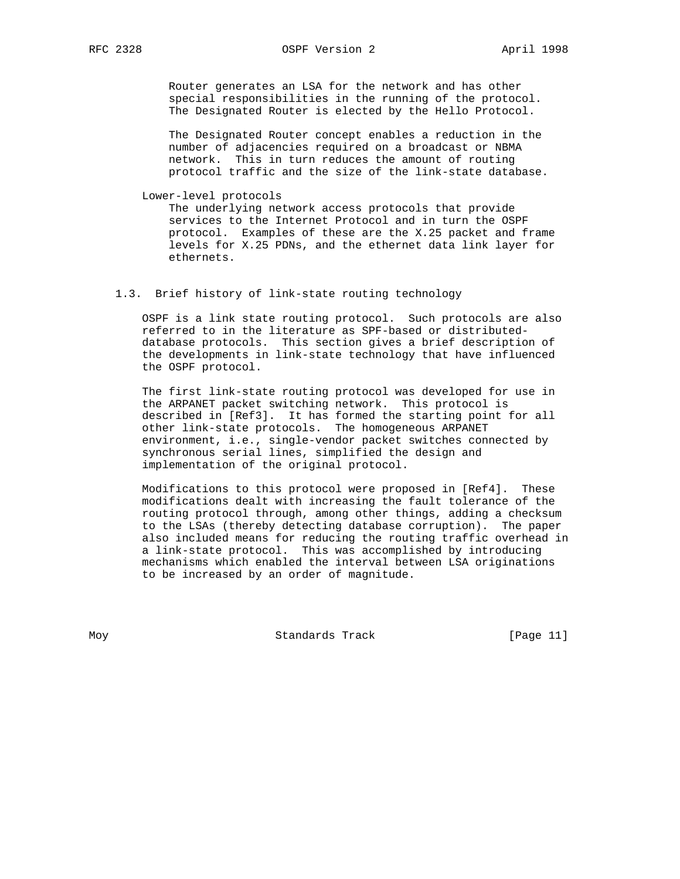Router generates an LSA for the network and has other special responsibilities in the running of the protocol. The Designated Router is elected by the Hello Protocol.

The Designated Router concept enables a reduction in the number of adjacencies required on a broadcast or NBMA network. This in turn reduces the amount of routing protocol traffic and the size of the link-state database.

Lower-level protocols
: The underlying network access protocols that provide services to the Internet Protocol and in turn the OSPF protocol. Examples of these are the X.25 packet and frame levels for X.25 PDNs, and the ethernet data link layer for ethernets.

### 1.3. Brief history of link-state routing technology

OSPF is a link state routing protocol. Such protocols are also referred to in the literature as SPF-based or distributed-database protocols. This section gives a brief description of the developments in link-state technology that have influenced the OSPF protocol.

The first link-state routing protocol was developed for use in the ARPANET packet switching network. This protocol is described in [Ref3]. It has formed the starting point for all other link-state protocols. The homogeneous ARPANET environment, i.e., single-vendor packet switches connected by synchronous serial lines, simplified the design and implementation of the original protocol.

Modifications to this protocol were proposed in [Ref4]. These modifications dealt with increasing the fault tolerance of the routing protocol through, among other things, adding a checksum to the LSAs (thereby detecting database corruption). The paper also included means for reducing the routing traffic overhead in a link-state protocol. This was accomplished by introducing mechanisms which enabled the interval between LSA originations to be increased by an order of magnitude.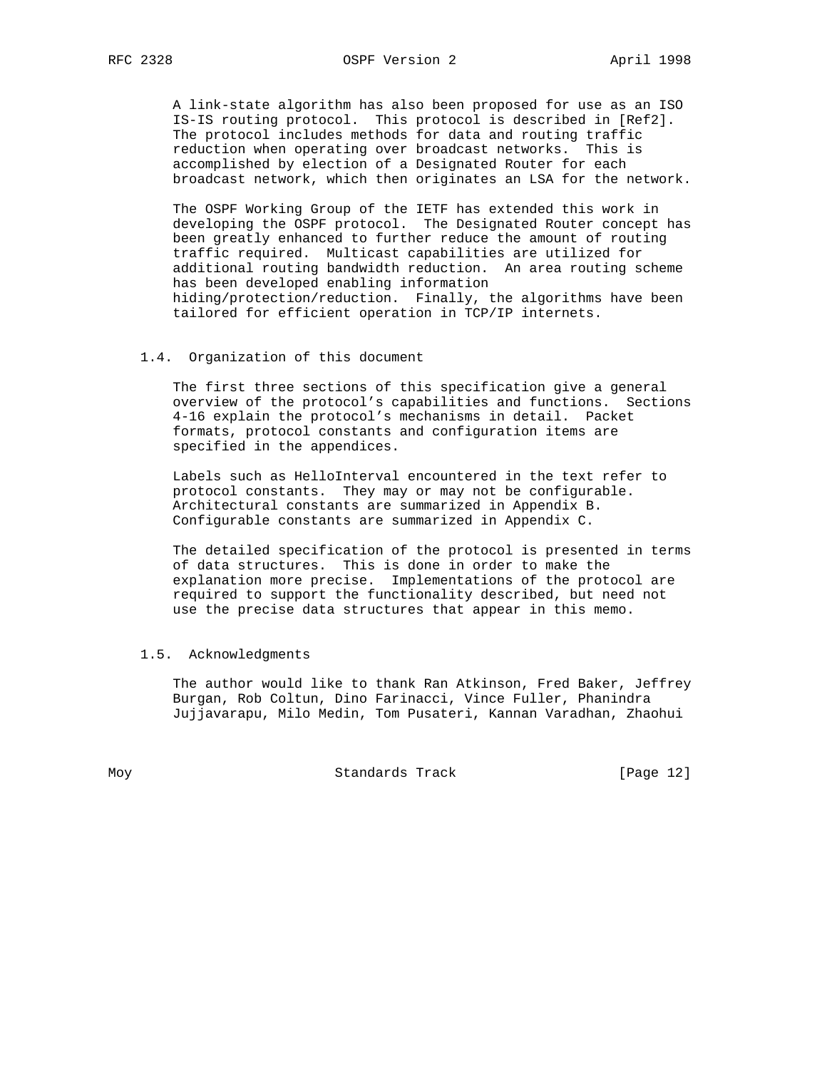A link-state algorithm has also been proposed for use as an ISO IS-IS routing protocol. This protocol is described in [Ref2]. The protocol includes methods for data and routing traffic reduction when operating over broadcast networks. This is accomplished by election of a Designated Router for each broadcast network, which then originates an LSA for the network.

The OSPF Working Group of the IETF has extended this work in developing the OSPF protocol. The Designated Router concept has been greatly enhanced to further reduce the amount of routing traffic required. Multicast capabilities are utilized for additional routing bandwidth reduction. An area routing scheme has been developed enabling information hiding/protection/reduction. Finally, the algorithms have been tailored for efficient operation in TCP/IP internets.

### 1.4. Organization of this document

The first three sections of this specification give a general overview of the protocol's capabilities and functions. Sections 4-16 explain the protocol's mechanisms in detail. Packet formats, protocol constants and configuration items are specified in the appendices.

Labels such as HelloInterval encountered in the text refer to protocol constants. They may or may not be configurable. Architectural constants are summarized in Appendix B. Configurable constants are summarized in Appendix C.

The detailed specification of the protocol is presented in terms of data structures. This is done in order to make the explanation more precise. Implementations of the protocol are required to support the functionality described, but need not use the precise data structures that appear in this memo.

### 1.5. Acknowledgments

The author would like to thank Ran Atkinson, Fred Baker, Jeffrey Burgan, Rob Coltun, Dino Farinacci, Vince Fuller, Phanindra Jujjavarapu, Milo Medin, Tom Pusateri, Kannan Varadhan, Zhaohui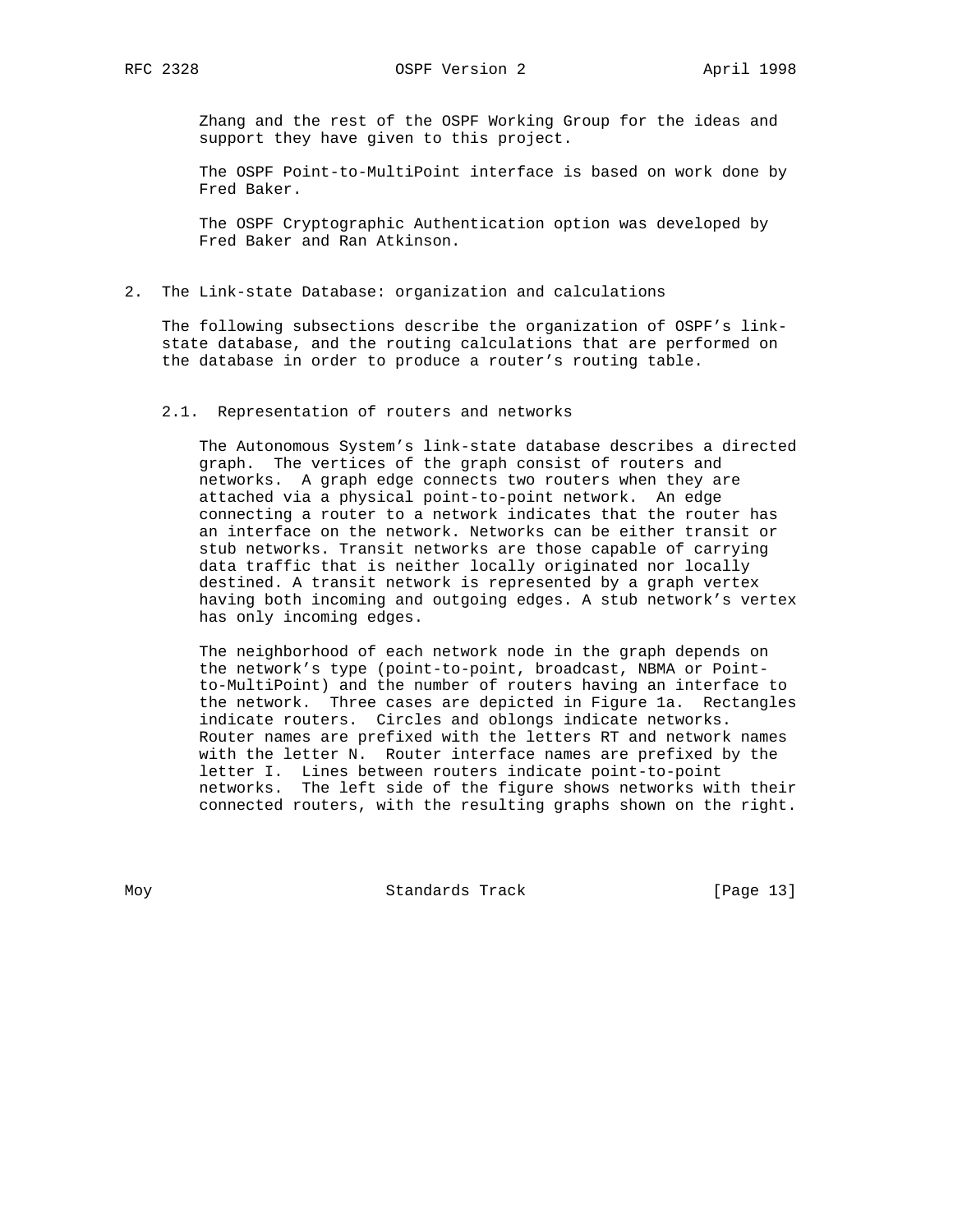Zhang and the rest of the OSPF Working Group for the ideas and support they have given to this project.

The OSPF Point-to-MultiPoint interface is based on work done by Fred Baker.

The OSPF Cryptographic Authentication option was developed by Fred Baker and Ran Atkinson.

## 2. The Link-state Database: organization and calculations

The following subsections describe the organization of OSPF's link-state database, and the routing calculations that are performed on the database in order to produce a router's routing table.

### 2.1. Representation of routers and networks

The Autonomous System's link-state database describes a directed graph. The vertices of the graph consist of routers and networks. A graph edge connects two routers when they are attached via a physical point-to-point network. An edge connecting a router to a network indicates that the router has an interface on the network. Networks can be either transit or stub networks. Transit networks are those capable of carrying data traffic that is neither locally originated nor locally destined. A transit network is represented by a graph vertex having both incoming and outgoing edges. A stub network's vertex has only incoming edges.

The neighborhood of each network node in the graph depends on the network's type (point-to-point, broadcast, NBMA or Point-to-MultiPoint) and the number of routers having an interface to the network. Three cases are depicted in Figure 1a. Rectangles indicate routers. Circles and oblongs indicate networks. Router names are prefixed with the letters RT and network names with the letter N. Router interface names are prefixed by the letter I. Lines between routers indicate point-to-point networks. The left side of the figure shows networks with their connected routers, with the resulting graphs shown on the right.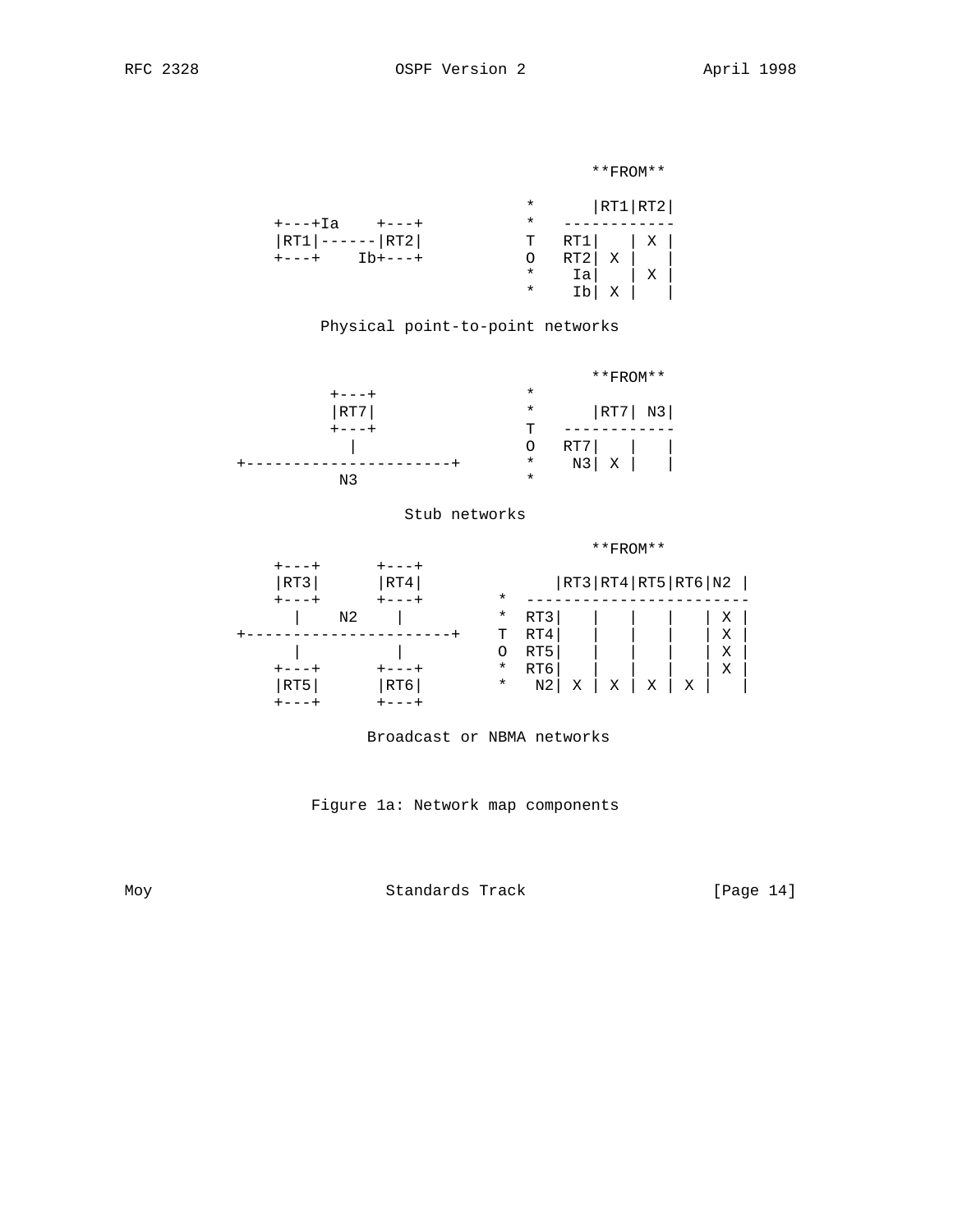```
                                            **FROM**

                                     *      |RT1|RT2|
            +---+Ia    +---+         *   ------------
            |RT1|------|RT2|         T   RT1|   | X |
            +---+    Ib+---+         O   RT2| X |   |
                                     *    Ia|   | X |
                                     *    Ib| X |   |

                     Physical point-to-point networks

                                            **FROM**
                  +---+              *
                  |RT7|              *      |RT7| N3|
                  +---+              T   ------------
                    |                O   RT7|   |   |
        +----------------------+     *    N3| X |   |
                   N3                *

                              Stub networks

                                            **FROM**
            +---+      +---+
            |RT3|      |RT4|              |RT3|RT4|RT5|RT6|N2 |
            +---+      +---+         *   ------------------------
              |    N2    |           *  RT3|   |   |   |   | X |
        +----------------------+     T  RT4|   |   |   |   | X |
              |          |           O  RT5|   |   |   |   | X |
            +---+      +---+         *  RT6|   |   |   |   | X |
            |RT5|      |RT6|         *   N2| X | X | X | X |   |
            +---+      +---+

                          Broadcast or NBMA networks


                      Figure 1a: Network map components
```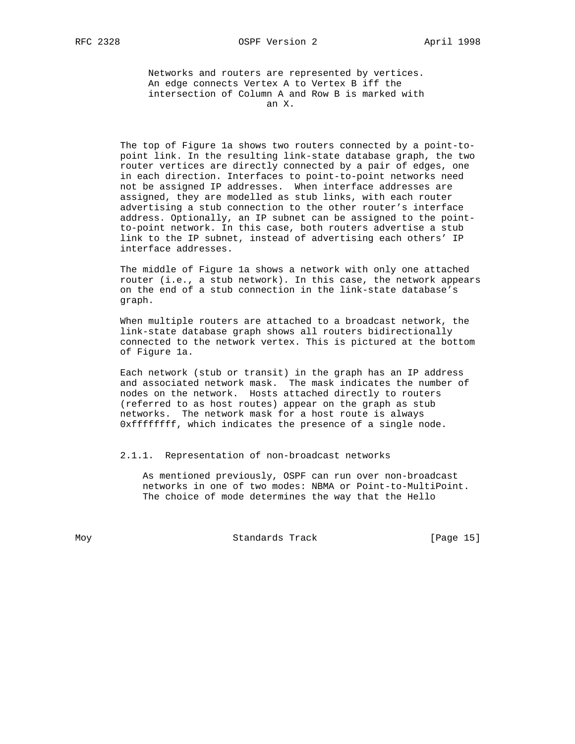Networks and routers are represented by vertices. An edge connects Vertex A to Vertex B iff the intersection of Column A and Row B is marked with an X.

The top of Figure 1a shows two routers connected by a point-to-point link. In the resulting link-state database graph, the two router vertices are directly connected by a pair of edges, one in each direction. Interfaces to point-to-point networks need not be assigned IP addresses. When interface addresses are assigned, they are modelled as stub links, with each router advertising a stub connection to the other router's interface address. Optionally, an IP subnet can be assigned to the point-to-point network. In this case, both routers advertise a stub link to the IP subnet, instead of advertising each others' IP interface addresses.

The middle of Figure 1a shows a network with only one attached router (i.e., a stub network). In this case, the network appears on the end of a stub connection in the link-state database's graph.

When multiple routers are attached to a broadcast network, the link-state database graph shows all routers bidirectionally connected to the network vertex. This is pictured at the bottom of Figure 1a.

Each network (stub or transit) in the graph has an IP address and associated network mask. The mask indicates the number of nodes on the network. Hosts attached directly to routers (referred to as host routes) appear on the graph as stub networks. The network mask for a host route is always 0xffffffff, which indicates the presence of a single node.

### 2.1.1. Representation of non-broadcast networks

As mentioned previously, OSPF can run over non-broadcast networks in one of two modes: NBMA or Point-to-MultiPoint. The choice of mode determines the way that the Hello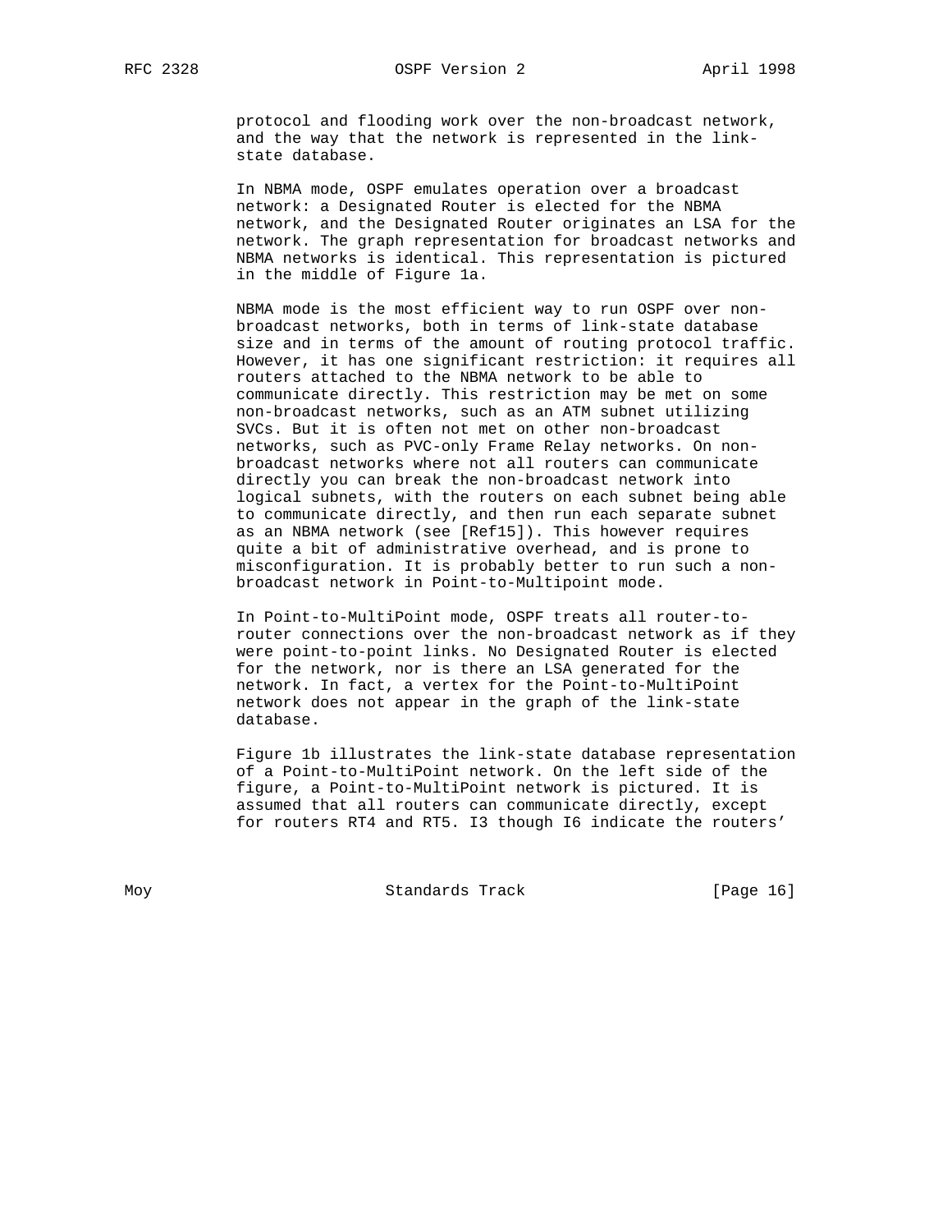protocol and flooding work over the non-broadcast network, and the way that the network is represented in the link-state database.

In NBMA mode, OSPF emulates operation over a broadcast network: a Designated Router is elected for the NBMA network, and the Designated Router originates an LSA for the network. The graph representation for broadcast networks and NBMA networks is identical. This representation is pictured in the middle of Figure 1a.

NBMA mode is the most efficient way to run OSPF over non-broadcast networks, both in terms of link-state database size and in terms of the amount of routing protocol traffic. However, it has one significant restriction: it requires all routers attached to the NBMA network to be able to communicate directly. This restriction may be met on some non-broadcast networks, such as an ATM subnet utilizing SVCs. But it is often not met on other non-broadcast networks, such as PVC-only Frame Relay networks. On non-broadcast networks where not all routers can communicate directly you can break the non-broadcast network into logical subnets, with the routers on each subnet being able to communicate directly, and then run each separate subnet as an NBMA network (see [Ref15]). This however requires quite a bit of administrative overhead, and is prone to misconfiguration. It is probably better to run such a non-broadcast network in Point-to-Multipoint mode.

In Point-to-MultiPoint mode, OSPF treats all router-to-router connections over the non-broadcast network as if they were point-to-point links. No Designated Router is elected for the network, nor is there an LSA generated for the network. In fact, a vertex for the Point-to-MultiPoint network does not appear in the graph of the link-state database.

Figure 1b illustrates the link-state database representation of a Point-to-MultiPoint network. On the left side of the figure, a Point-to-MultiPoint network is pictured. It is assumed that all routers can communicate directly, except for routers RT4 and RT5. I3 though I6 indicate the routers'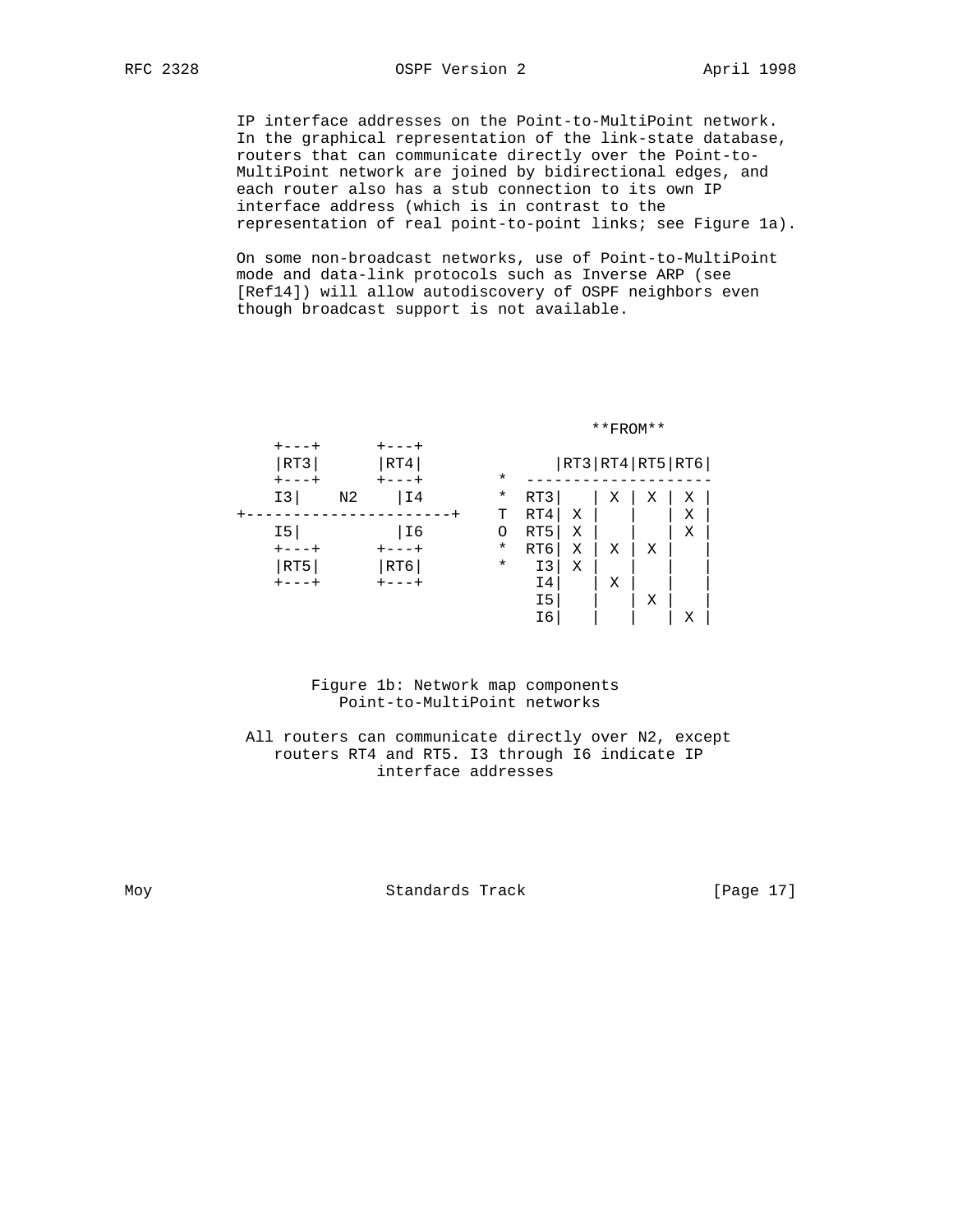IP interface addresses on the Point-to-MultiPoint network. In the graphical representation of the link-state database, routers that can communicate directly over the Point-to-MultiPoint network are joined by bidirectional edges, and each router also has a stub connection to its own IP interface address (which is in contrast to the representation of real point-to-point links; see Figure 1a).

On some non-broadcast networks, use of Point-to-MultiPoint mode and data-link protocols such as Inverse ARP (see [Ref14]) will allow autodiscovery of OSPF neighbors even though broadcast support is not available.

```
                                                       **FROM**
     +---+      +---+
     |RT3|      |RT4|                           |RT3|RT4|RT5|RT6|
     +---+      +---+                  *  --------------------
     I3|    N2    |I4                  *  RT3|   | X | X | X |
 +----------------------+              T  RT4| X |   |   | X |
     I5|          |I6                  O  RT5| X |   |   | X |
     +---+      +---+                  *  RT6| X | X | X |   |
     |RT5|      |RT6|                  *   I3| X |   |   |   |
     +---+      +---+                      I4|   | X |   |   |
                                           I5|   |   | X |   |
                                           I6|   |   |   | X |
```

Figure 1b: Network map components
Point-to-MultiPoint networks

All routers can communicate directly over N2, except routers RT4 and RT5. I3 through I6 indicate IP interface addresses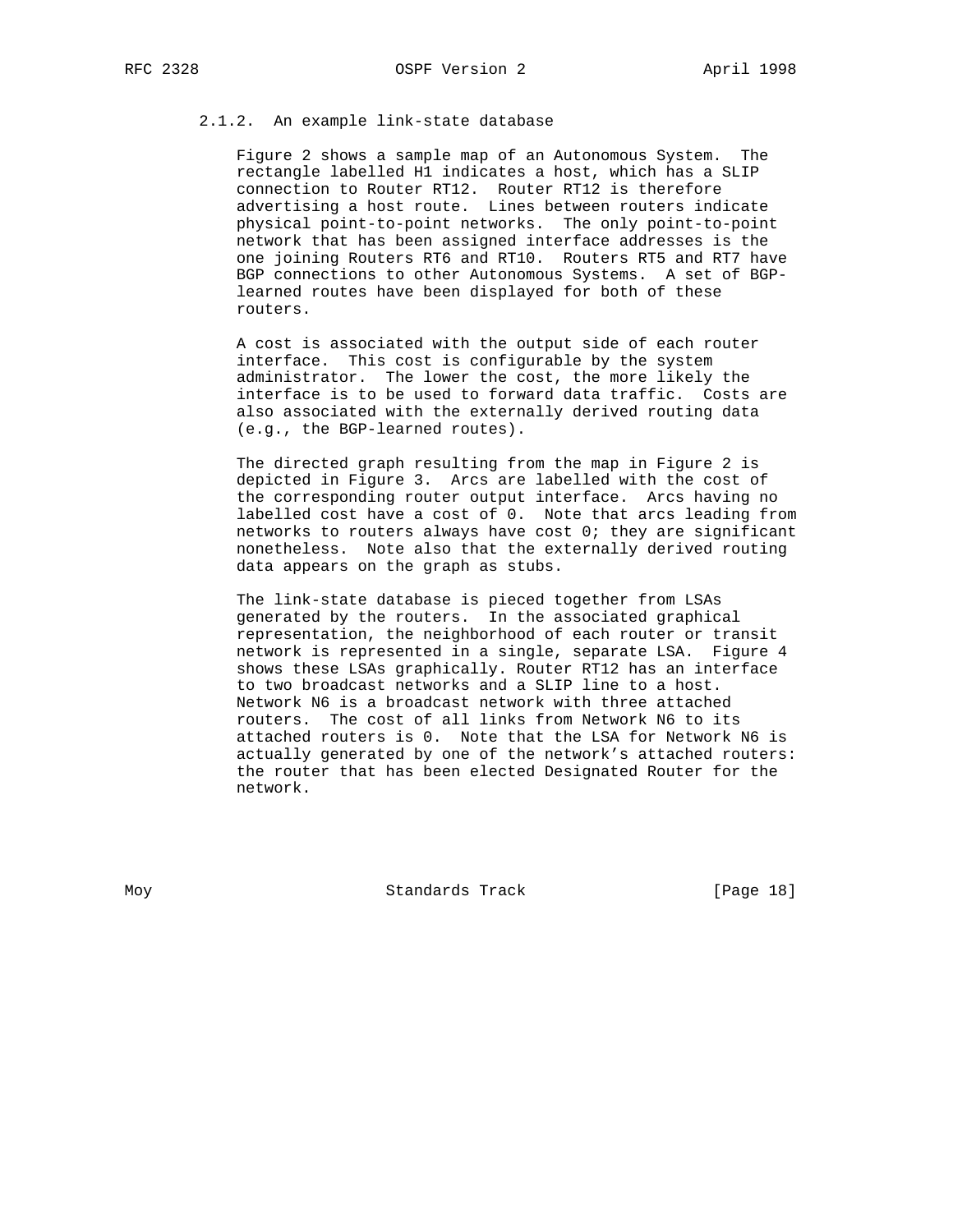### 2.1.2. An example link-state database

Figure 2 shows a sample map of an Autonomous System. The rectangle labelled H1 indicates a host, which has a SLIP connection to Router RT12. Router RT12 is therefore advertising a host route. Lines between routers indicate physical point-to-point networks. The only point-to-point network that has been assigned interface addresses is the one joining Routers RT6 and RT10. Routers RT5 and RT7 have BGP connections to other Autonomous Systems. A set of BGP-learned routes have been displayed for both of these routers.

A cost is associated with the output side of each router interface. This cost is configurable by the system administrator. The lower the cost, the more likely the interface is to be used to forward data traffic. Costs are also associated with the externally derived routing data (e.g., the BGP-learned routes).

The directed graph resulting from the map in Figure 2 is depicted in Figure 3. Arcs are labelled with the cost of the corresponding router output interface. Arcs having no labelled cost have a cost of 0. Note that arcs leading from networks to routers always have cost 0; they are significant nonetheless. Note also that the externally derived routing data appears on the graph as stubs.

The link-state database is pieced together from LSAs generated by the routers. In the associated graphical representation, the neighborhood of each router or transit network is represented in a single, separate LSA. Figure 4 shows these LSAs graphically. Router RT12 has an interface to two broadcast networks and a SLIP line to a host. Network N6 is a broadcast network with three attached routers. The cost of all links from Network N6 to its attached routers is 0. Note that the LSA for Network N6 is actually generated by one of the network's attached routers: the router that has been elected Designated Router for the network.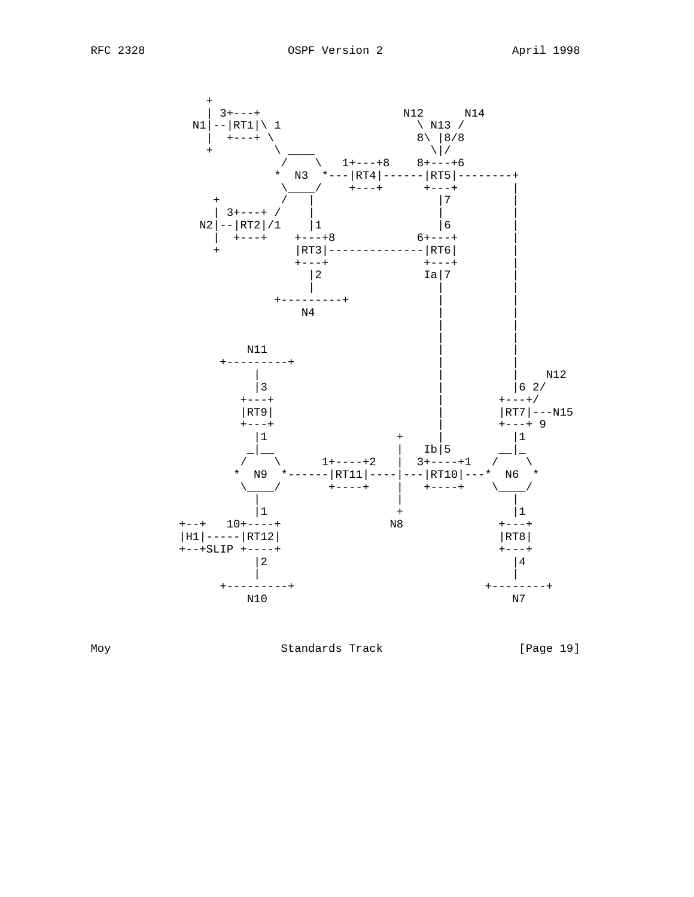```
                +
                | 3+---+                    N12      N14
              N1|--|RT1|\ 1                   \ N13 /
                |  +---+ \                    8\ |8/8
                +         \ ____               \|/
                          /    \   1+---+8    8+---+6
                         *  N3  *---|RT4|------|RT5|--------+
                          \____/    +---+      +---+        |
                 +        /   |                  |7         |
                 | 3+---+ /    |                 |          |
               N2|--|RT2|/1    |1                |6         |
                 |  +---+    +---+8            6+---+       |
                 +           |RT3|--------------|RT6|       |
                             +---+              +---+       |
                               |2               Ia|7        |
                               |                  |         |
                          +---------+             |         |
                              N4                  |         |
                                                  |         |
                                                  |         |
                     N11                          |         |
                 +---------+                      |         |
                      |                           |         |    N12
                      |3                          |         |6 2/
                    +---+                         |       +---+/
                    |RT9|                         |       |RT7|---N15
                    +---+                         |       +---+ 9
                      |1                    +     |         |1
                     _|__                   |   Ib|5      __|_
                    /    \      1+----+2    |  3+----+1  /    \
                   *  N9  *------|RT11|----|---|RT10|---*  N6  *
                    \____/       +----+     |   +----+   \____/
                      |                     |                |
                      |1                    +                |1
              +--+   10+----+              N8              +---+
              |H1|-----|RT12|                              |RT8|
              +--+SLIP +----+                              +---+
                      |2                                     |4
                      |                                      |
                 +---------+                             +--------+
                     N10                                     N7
```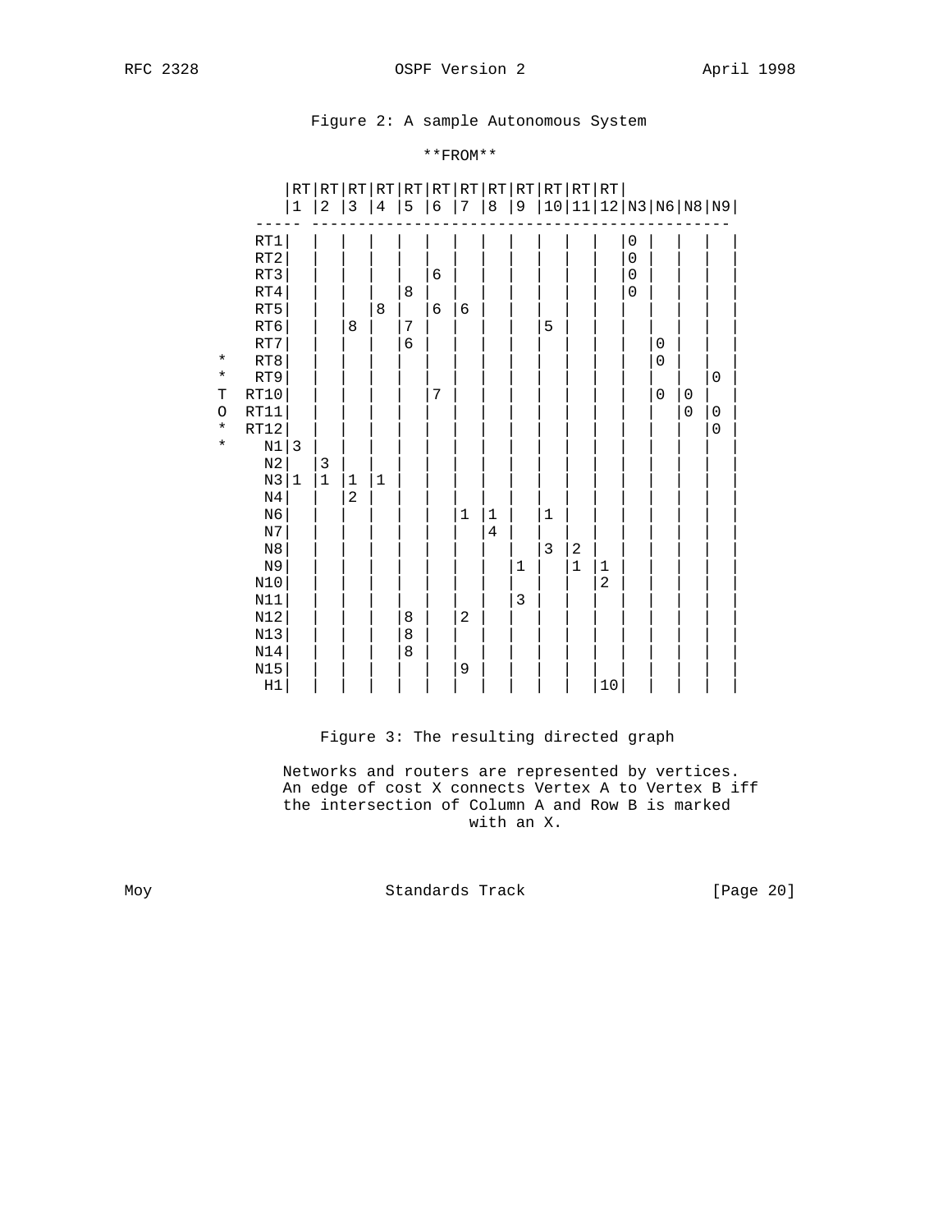Figure 2: A sample Autonomous System

**FROM**

| TO | RT1 | RT2 | RT3 | RT4 | RT5 | RT6 | RT7 | RT8 | RT9 | RT10 | RT11 | RT12 | N3 | N6 | N8 | N9 |
|---|---|---|---|---|---|---|---|---|---|---|---|---|---|---|---|---|
| RT1 | | | | | | | | | | | | | 0 | | | |
| RT2 | | | | | | | | | | | | | 0 | | | |
| RT3 | | | | | | 6 | | | | | | | 0 | | | |
| RT4 | | | | | 8 | | | | | | | | 0 | | | |
| RT5 | | | | 8 | | 6 | 6 | | | | | | | | | |
| RT6 | | | 8 | | 7 | | | | | 5 | | | | | | |
| RT7 | | | | | 6 | | | | | | | | | 0 | | |
| RT8 | | | | | | | | | | | | | | 0 | | |
| RT9 | | | | | | | | | | | | | | | | 0 |
| RT10 | | | | | | 7 | | | | | | | | 0 | 0 | |
| RT11 | | | | | | | | | | | | | | | 0 | 0 |
| RT12 | | | | | | | | | | | | | | | | 0 |
| N1 | 3 | | | | | | | | | | | | | | | |
| N2 | | 3 | | | | | | | | | | | | | | |
| N3 | 1 | 1 | 1 | 1 | | | | | | | | | | | | |
| N4 | | | 2 | | | | | | | | | | | | | |
| N6 | | | | | | | 1 | 1 | | 1 | | | | | | |
| N7 | | | | | | | | 4 | | | | | | | | |
| N8 | | | | | | | | | | 3 | 2 | | | | | |
| N9 | | | | | | | | | 1 | | 1 | 1 | | | | |
| N10 | | | | | | | | | | | | 2 | | | | |
| N11 | | | | | | | | | 3 | | | | | | | |
| N12 | | | | | 8 | | 2 | | | | | | | | | |
| N13 | | | | | 8 | | | | | | | | | | | |
| N14 | | | | | 8 | | | | | | | | | | | |
| N15 | | | | | | | 9 | | | | | | | | | |
| H1 | | | | | | | | | | | | 10 | | | | |

Figure 3: The resulting directed graph

Networks and routers are represented by vertices. An edge of cost X connects Vertex A to Vertex B iff the intersection of Column A and Row B is marked with an X.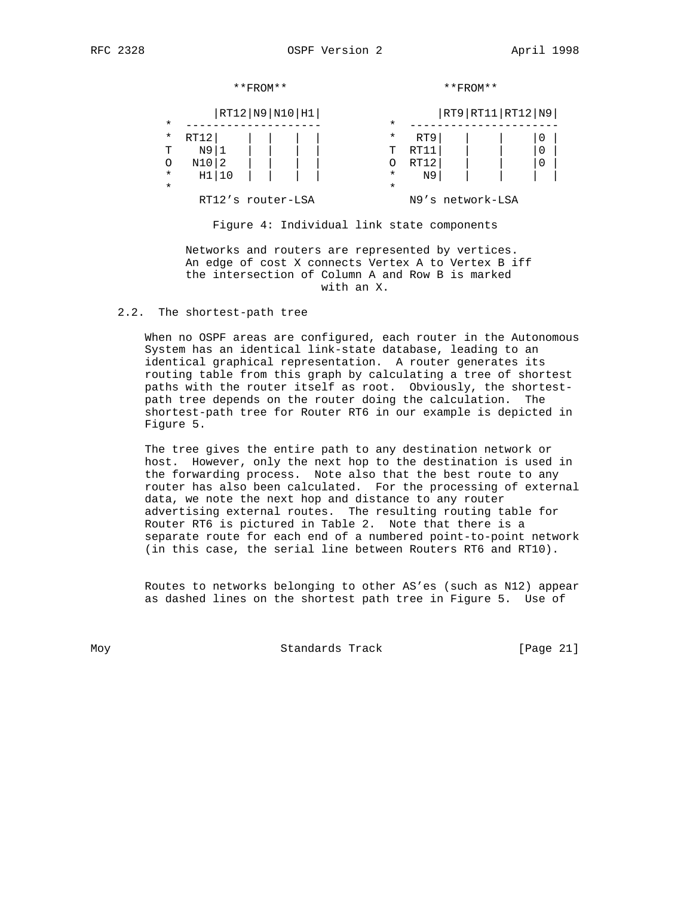```
                **FROM**                         **FROM**

             |RT12|N9|N10|H1|              |RT9|RT11|RT12|N9|
          * --------------------         * ----------------------
          * RT12|   |  |   |  |          *  RT9|   |    |    |0 |
          T   N9|1  |  |   |  |          T RT11|   |    |    |0 |
          O  N10|2  |  |   |  |          O RT12|   |    |    |0 |
          *   H1|10 |  |   |  |          *   N9|   |    |    |  |
          *                              *
            RT12's router-LSA              N9's network-LSA
```

Figure 4: Individual link state components

Networks and routers are represented by vertices.
An edge of cost X connects Vertex A to Vertex B iff
the intersection of Column A and Row B is marked
with an X.

## 2.2. The shortest-path tree

When no OSPF areas are configured, each router in the Autonomous System has an identical link-state database, leading to an identical graphical representation. A router generates its routing table from this graph by calculating a tree of shortest paths with the router itself as root. Obviously, the shortest-path tree depends on the router doing the calculation. The shortest-path tree for Router RT6 in our example is depicted in Figure 5.

The tree gives the entire path to any destination network or host. However, only the next hop to the destination is used in the forwarding process. Note also that the best route to any router has also been calculated. For the processing of external data, we note the next hop and distance to any router advertising external routes. The resulting routing table for Router RT6 is pictured in Table 2. Note that there is a separate route for each end of a numbered point-to-point network (in this case, the serial line between Routers RT6 and RT10).

Routes to networks belonging to other AS'es (such as N12) appear as dashed lines on the shortest path tree in Figure 5. Use of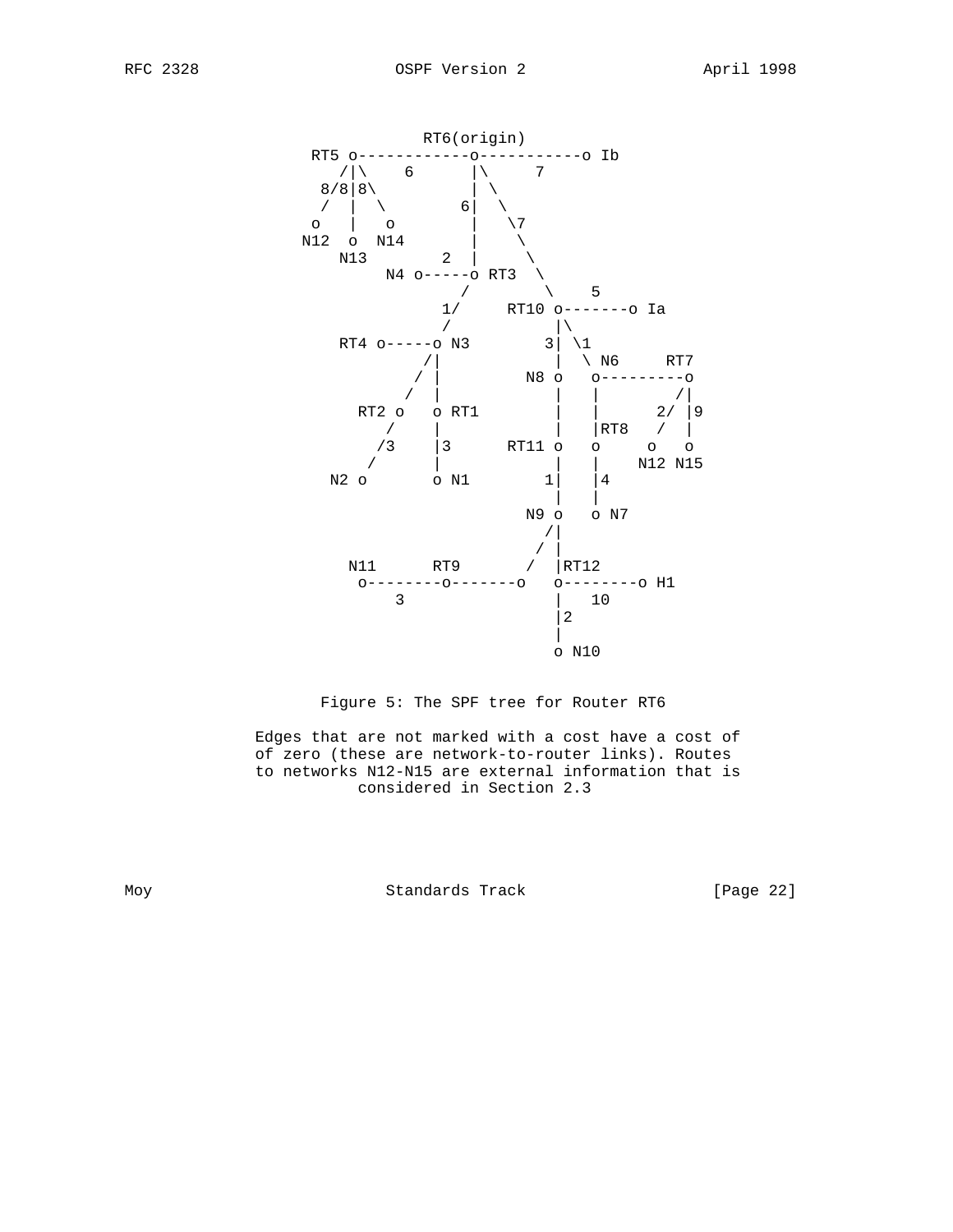```
                          RT6(origin)
              RT5 o------------o-----------o Ib
                 /|\    6      |\     7
                8/8|8\         | \
                /  |  \       6|  \
               o   |   o       |   \7
              N12  o  N14      |    \
                  N13        2 |     \
                       N4 o-----o RT3  \
                               /        \    5
                             1/     RT10 o-------o Ia
                             /           |\
                  RT4 o-----o N3        3| \1
                           /|            |  \ N6     RT7
                          / |         N8 o   o---------o
                         /  |            |   |        /|
                    RT2 o   o RT1        |   |      2/ |9
                       /    |            |   |RT8   /  |
                      /3    |3      RT11 o   o     o   o
                     /      |            |   |    N12 N15
                 N2 o       o N1        1|   |4
                                         |   |
                                      N9 o   o N7
                                        /|
                                       / |
                   N11      RT9       /  |RT12
                    o--------o-------o   o--------o H1
                        3                |   10
                                         |2
                                         |
                                         o N10
```

Figure 5: The SPF tree for Router RT6

Edges that are not marked with a cost have a cost of of zero (these are network-to-router links). Routes to networks N12-N15 are external information that is considered in Section 2.3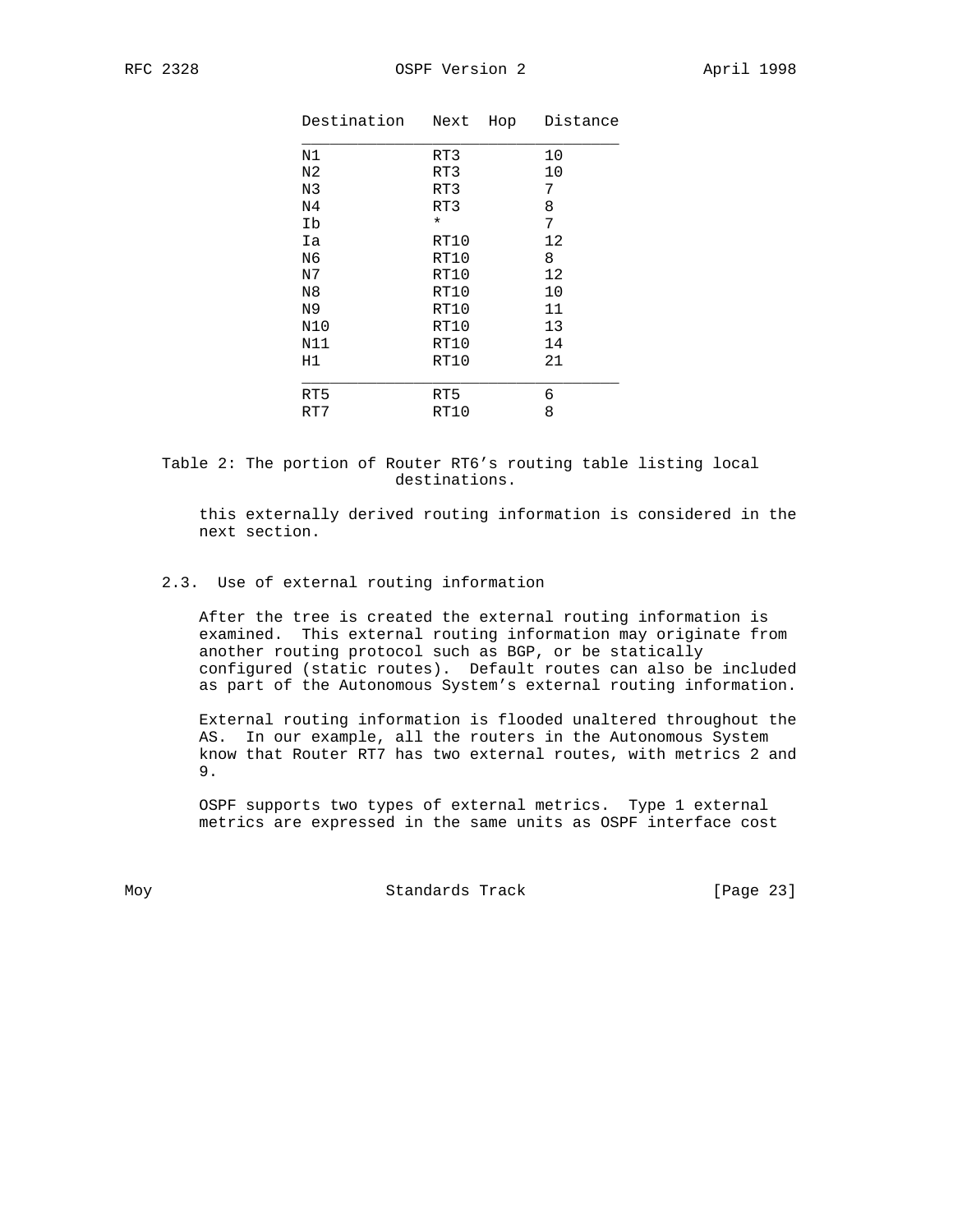| Destination | Next Hop | Distance |
|---|---|---|
| N1 | RT3 | 10 |
| N2 | RT3 | 10 |
| N3 | RT3 | 7 |
| N4 | RT3 | 8 |
| Ib | * | 7 |
| Ia | RT10 | 12 |
| N6 | RT10 | 8 |
| N7 | RT10 | 12 |
| N8 | RT10 | 10 |
| N9 | RT10 | 11 |
| N10 | RT10 | 13 |
| N11 | RT10 | 14 |
| H1 | RT10 | 21 |
| RT5 | RT5 | 6 |
| RT7 | RT10 | 8 |

Table 2: The portion of Router RT6's routing table listing local destinations.

this externally derived routing information is considered in the next section.

### 2.3. Use of external routing information

After the tree is created the external routing information is examined. This external routing information may originate from another routing protocol such as BGP, or be statically configured (static routes). Default routes can also be included as part of the Autonomous System's external routing information.

External routing information is flooded unaltered throughout the AS. In our example, all the routers in the Autonomous System know that Router RT7 has two external routes, with metrics 2 and 9.

OSPF supports two types of external metrics. Type 1 external metrics are expressed in the same units as OSPF interface cost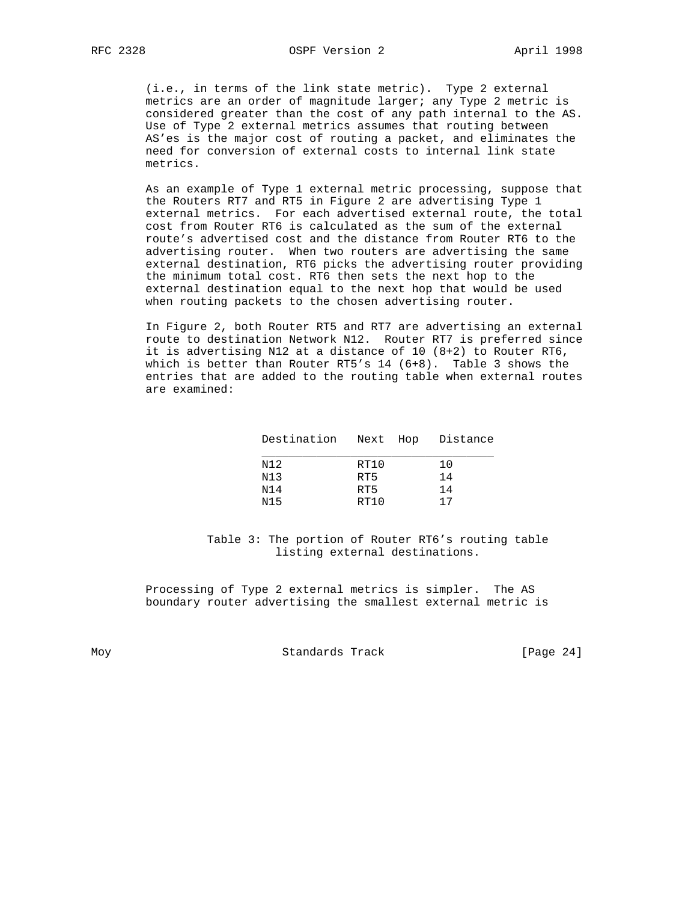(i.e., in terms of the link state metric). Type 2 external metrics are an order of magnitude larger; any Type 2 metric is considered greater than the cost of any path internal to the AS. Use of Type 2 external metrics assumes that routing between AS'es is the major cost of routing a packet, and eliminates the need for conversion of external costs to internal link state metrics.

As an example of Type 1 external metric processing, suppose that the Routers RT7 and RT5 in Figure 2 are advertising Type 1 external metrics. For each advertised external route, the total cost from Router RT6 is calculated as the sum of the external route's advertised cost and the distance from Router RT6 to the advertising router. When two routers are advertising the same external destination, RT6 picks the advertising router providing the minimum total cost. RT6 then sets the next hop to the external destination equal to the next hop that would be used when routing packets to the chosen advertising router.

In Figure 2, both Router RT5 and RT7 are advertising an external route to destination Network N12. Router RT7 is preferred since it is advertising N12 at a distance of 10 (8+2) to Router RT6, which is better than Router RT5's 14 (6+8). Table 3 shows the entries that are added to the routing table when external routes are examined:

| Destination | Next Hop | Distance |
|---|---|---|
| N12 | RT10 | 10 |
| N13 | RT5 | 14 |
| N14 | RT5 | 14 |
| N15 | RT10 | 17 |

Table 3: The portion of Router RT6's routing table listing external destinations.

Processing of Type 2 external metrics is simpler. The AS boundary router advertising the smallest external metric is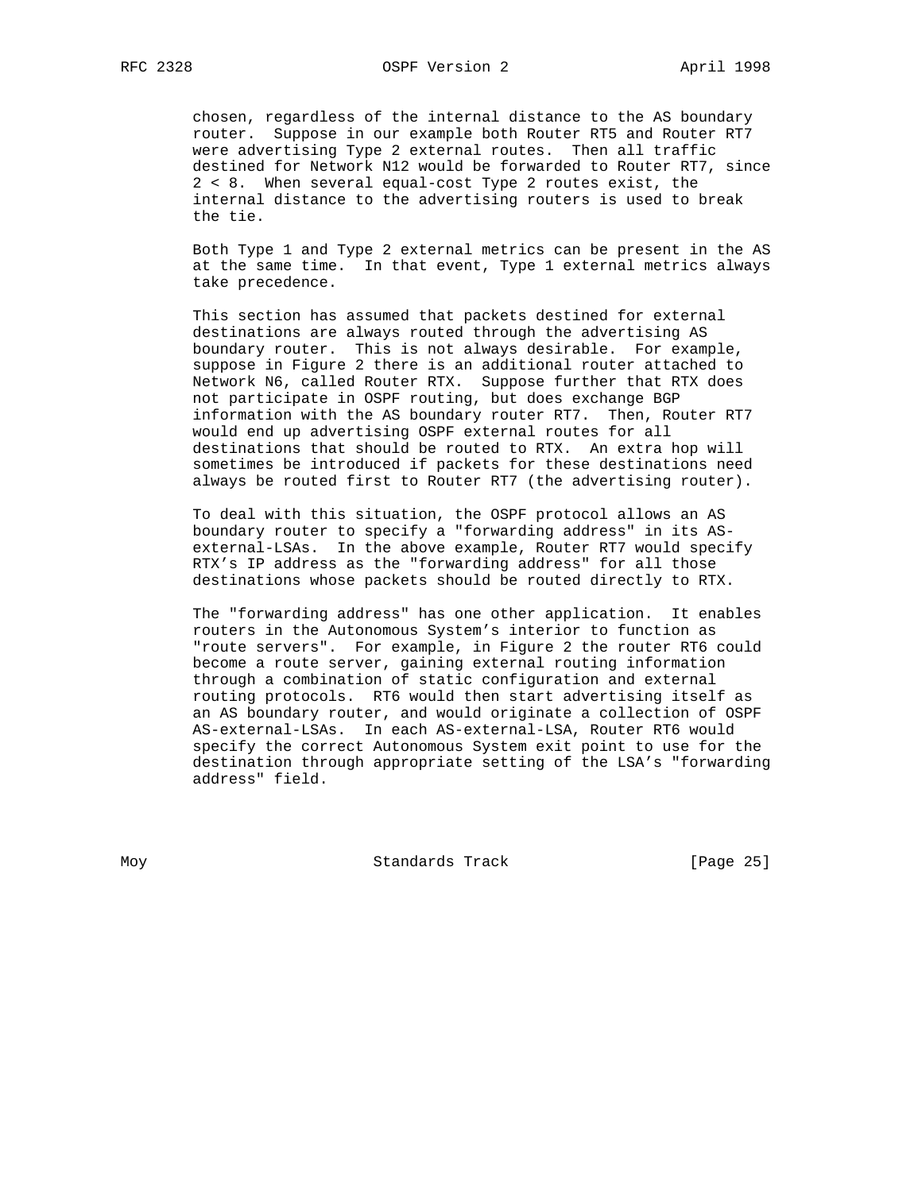chosen, regardless of the internal distance to the AS boundary router. Suppose in our example both Router RT5 and Router RT7 were advertising Type 2 external routes. Then all traffic destined for Network N12 would be forwarded to Router RT7, since 2 < 8. When several equal-cost Type 2 routes exist, the internal distance to the advertising routers is used to break the tie.

Both Type 1 and Type 2 external metrics can be present in the AS at the same time. In that event, Type 1 external metrics always take precedence.

This section has assumed that packets destined for external destinations are always routed through the advertising AS boundary router. This is not always desirable. For example, suppose in Figure 2 there is an additional router attached to Network N6, called Router RTX. Suppose further that RTX does not participate in OSPF routing, but does exchange BGP information with the AS boundary router RT7. Then, Router RT7 would end up advertising OSPF external routes for all destinations that should be routed to RTX. An extra hop will sometimes be introduced if packets for these destinations need always be routed first to Router RT7 (the advertising router).

To deal with this situation, the OSPF protocol allows an AS boundary router to specify a "forwarding address" in its AS-external-LSAs. In the above example, Router RT7 would specify RTX's IP address as the "forwarding address" for all those destinations whose packets should be routed directly to RTX.

The "forwarding address" has one other application. It enables routers in the Autonomous System's interior to function as "route servers". For example, in Figure 2 the router RT6 could become a route server, gaining external routing information through a combination of static configuration and external routing protocols. RT6 would then start advertising itself as an AS boundary router, and would originate a collection of OSPF AS-external-LSAs. In each AS-external-LSA, Router RT6 would specify the correct Autonomous System exit point to use for the destination through appropriate setting of the LSA's "forwarding address" field.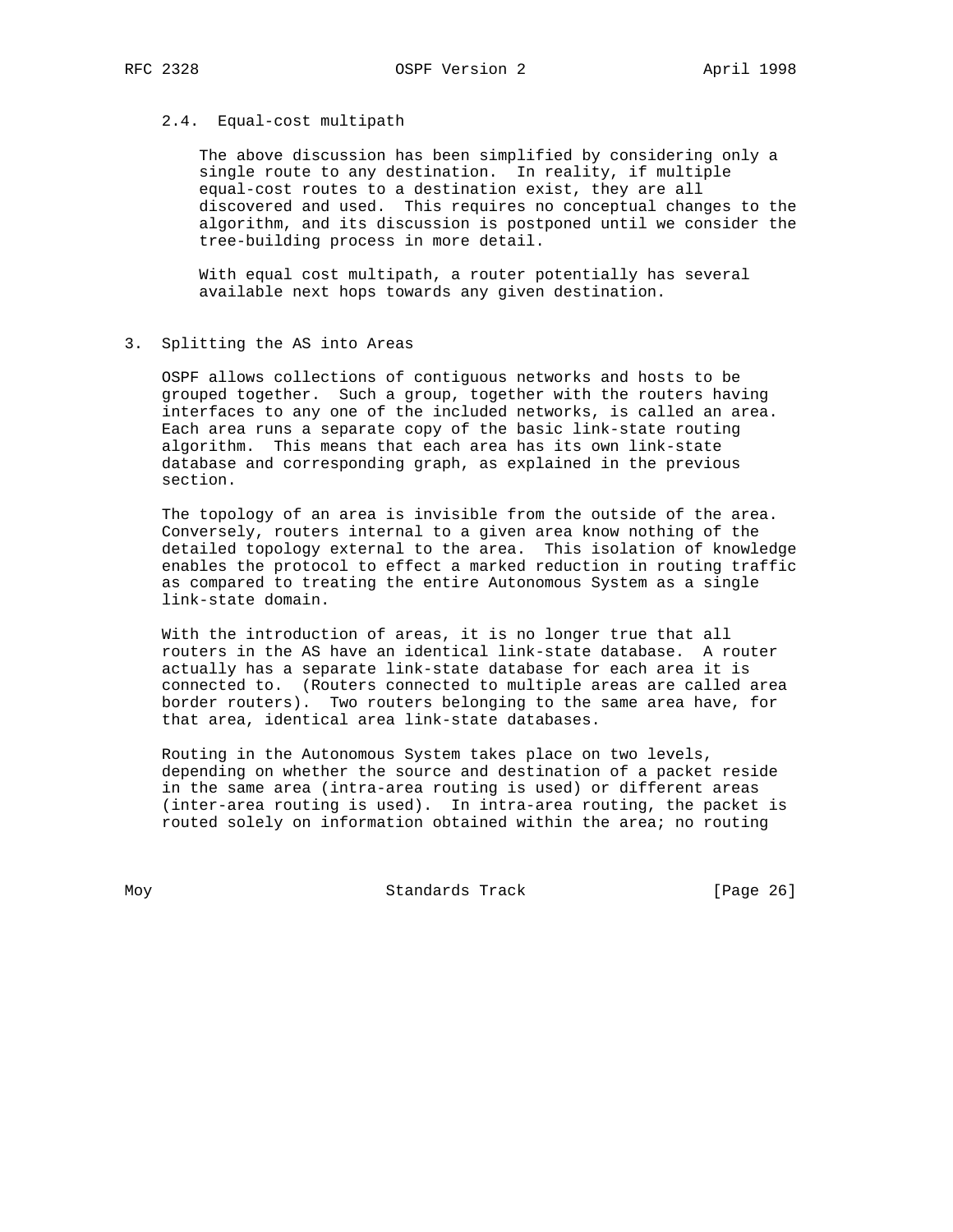### 2.4. Equal-cost multipath

The above discussion has been simplified by considering only a single route to any destination. In reality, if multiple equal-cost routes to a destination exist, they are all discovered and used. This requires no conceptual changes to the algorithm, and its discussion is postponed until we consider the tree-building process in more detail.

With equal cost multipath, a router potentially has several available next hops towards any given destination.

## 3. Splitting the AS into Areas

OSPF allows collections of contiguous networks and hosts to be grouped together. Such a group, together with the routers having interfaces to any one of the included networks, is called an area. Each area runs a separate copy of the basic link-state routing algorithm. This means that each area has its own link-state database and corresponding graph, as explained in the previous section.

The topology of an area is invisible from the outside of the area. Conversely, routers internal to a given area know nothing of the detailed topology external to the area. This isolation of knowledge enables the protocol to effect a marked reduction in routing traffic as compared to treating the entire Autonomous System as a single link-state domain.

With the introduction of areas, it is no longer true that all routers in the AS have an identical link-state database. A router actually has a separate link-state database for each area it is connected to. (Routers connected to multiple areas are called area border routers). Two routers belonging to the same area have, for that area, identical area link-state databases.

Routing in the Autonomous System takes place on two levels, depending on whether the source and destination of a packet reside in the same area (intra-area routing is used) or different areas (inter-area routing is used). In intra-area routing, the packet is routed solely on information obtained within the area; no routing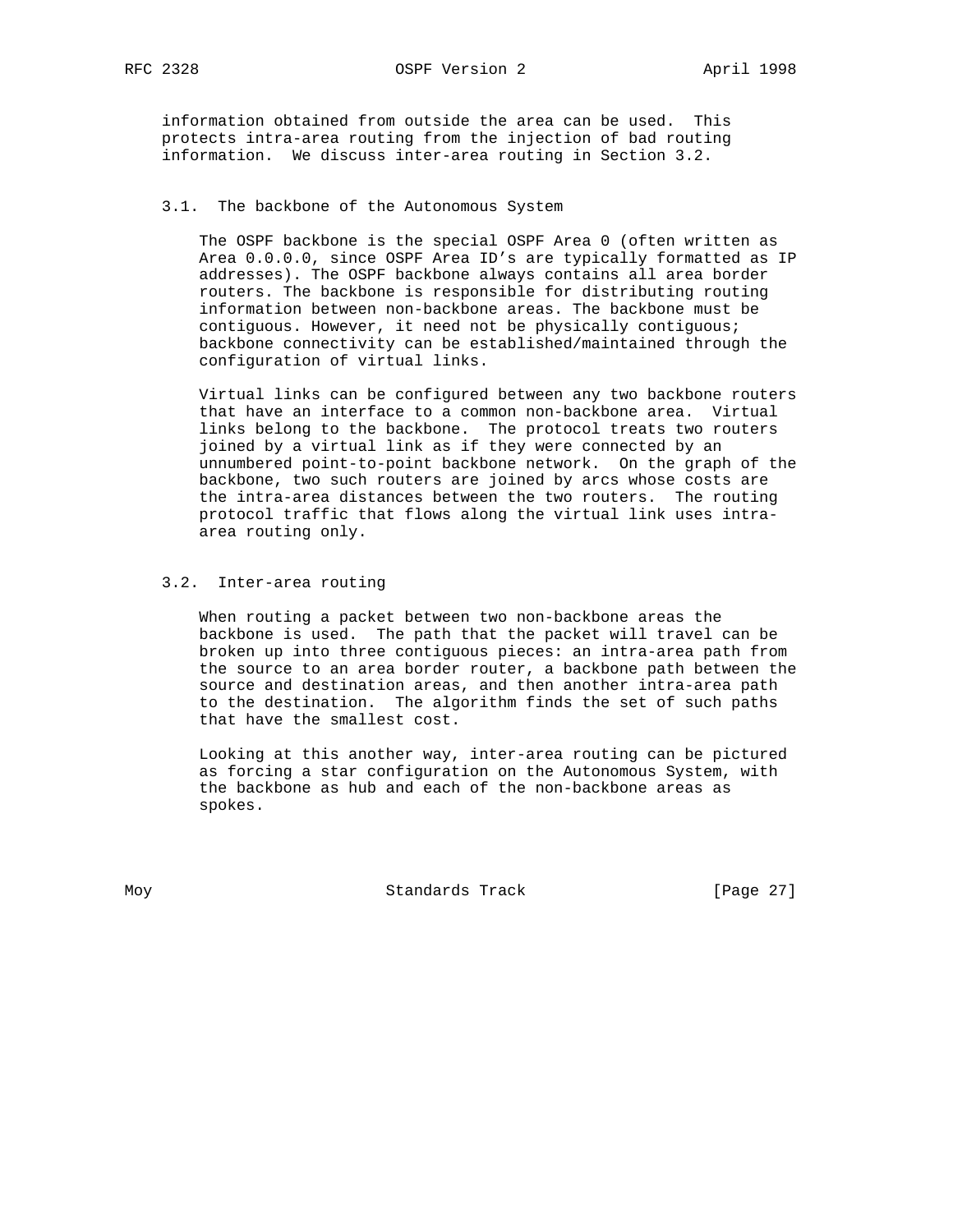information obtained from outside the area can be used. This protects intra-area routing from the injection of bad routing information. We discuss inter-area routing in Section 3.2.

### 3.1. The backbone of the Autonomous System

The OSPF backbone is the special OSPF Area 0 (often written as Area 0.0.0.0, since OSPF Area ID's are typically formatted as IP addresses). The OSPF backbone always contains all area border routers. The backbone is responsible for distributing routing information between non-backbone areas. The backbone must be contiguous. However, it need not be physically contiguous; backbone connectivity can be established/maintained through the configuration of virtual links.

Virtual links can be configured between any two backbone routers that have an interface to a common non-backbone area. Virtual links belong to the backbone. The protocol treats two routers joined by a virtual link as if they were connected by an unnumbered point-to-point backbone network. On the graph of the backbone, two such routers are joined by arcs whose costs are the intra-area distances between the two routers. The routing protocol traffic that flows along the virtual link uses intra-area routing only.

### 3.2. Inter-area routing

When routing a packet between two non-backbone areas the backbone is used. The path that the packet will travel can be broken up into three contiguous pieces: an intra-area path from the source to an area border router, a backbone path between the source and destination areas, and then another intra-area path to the destination. The algorithm finds the set of such paths that have the smallest cost.

Looking at this another way, inter-area routing can be pictured as forcing a star configuration on the Autonomous System, with the backbone as hub and each of the non-backbone areas as spokes.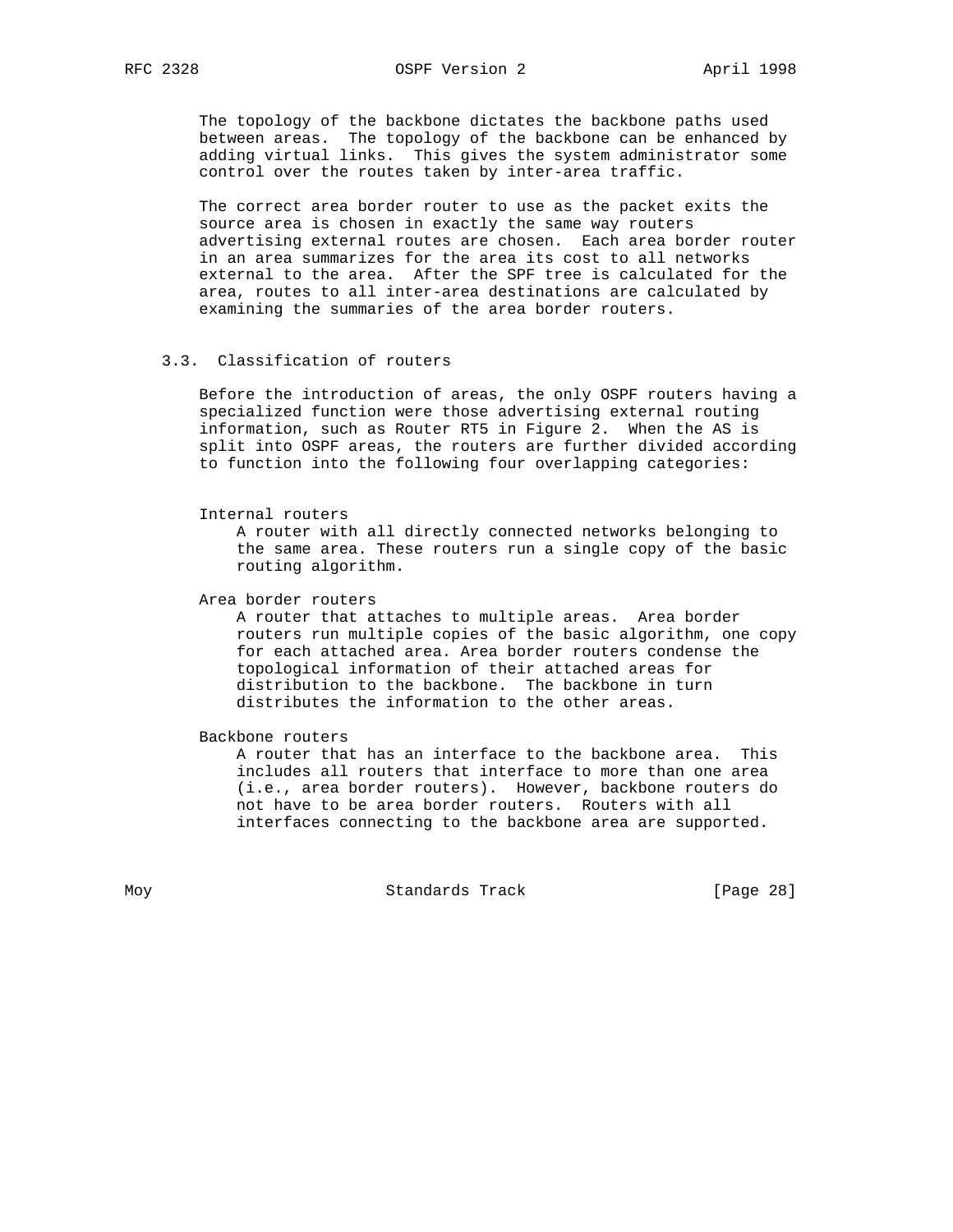The topology of the backbone dictates the backbone paths used between areas. The topology of the backbone can be enhanced by adding virtual links. This gives the system administrator some control over the routes taken by inter-area traffic.

The correct area border router to use as the packet exits the source area is chosen in exactly the same way routers advertising external routes are chosen. Each area border router in an area summarizes for the area its cost to all networks external to the area. After the SPF tree is calculated for the area, routes to all inter-area destinations are calculated by examining the summaries of the area border routers.

### 3.3. Classification of routers

Before the introduction of areas, the only OSPF routers having a specialized function were those advertising external routing information, such as Router RT5 in Figure 2. When the AS is split into OSPF areas, the routers are further divided according to function into the following four overlapping categories:

Internal routers
: A router with all directly connected networks belonging to the same area. These routers run a single copy of the basic routing algorithm.

Area border routers
: A router that attaches to multiple areas. Area border routers run multiple copies of the basic algorithm, one copy for each attached area. Area border routers condense the topological information of their attached areas for distribution to the backbone. The backbone in turn distributes the information to the other areas.

Backbone routers
: A router that has an interface to the backbone area. This includes all routers that interface to more than one area (i.e., area border routers). However, backbone routers do not have to be area border routers. Routers with all interfaces connecting to the backbone area are supported.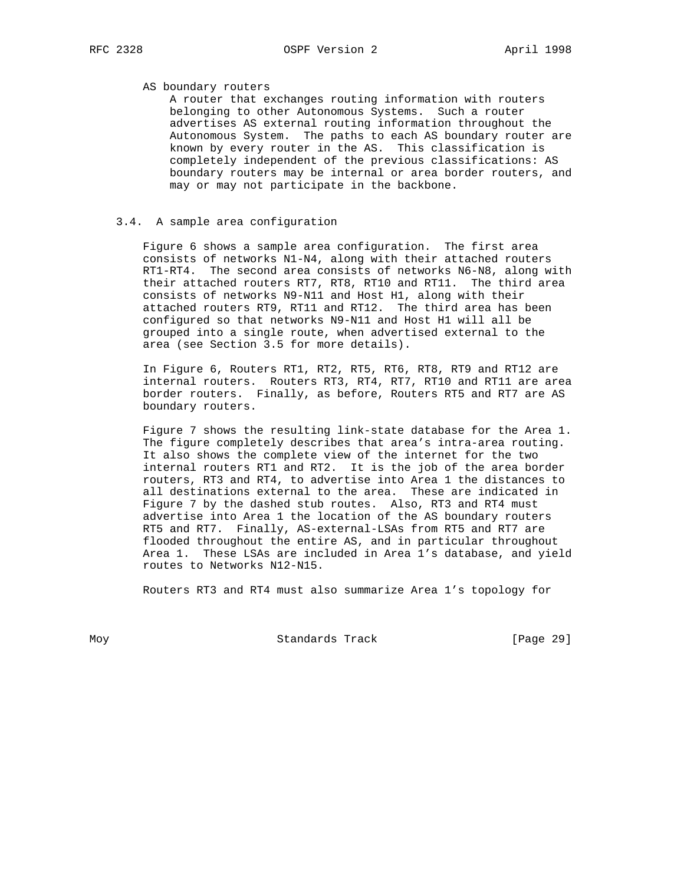AS boundary routers

A router that exchanges routing information with routers belonging to other Autonomous Systems. Such a router advertises AS external routing information throughout the Autonomous System. The paths to each AS boundary router are known by every router in the AS. This classification is completely independent of the previous classifications: AS boundary routers may be internal or area border routers, and may or may not participate in the backbone.

### 3.4. A sample area configuration

Figure 6 shows a sample area configuration. The first area consists of networks N1-N4, along with their attached routers RT1-RT4. The second area consists of networks N6-N8, along with their attached routers RT7, RT8, RT10 and RT11. The third area consists of networks N9-N11 and Host H1, along with their attached routers RT9, RT11 and RT12. The third area has been configured so that networks N9-N11 and Host H1 will all be grouped into a single route, when advertised external to the area (see Section 3.5 for more details).

In Figure 6, Routers RT1, RT2, RT5, RT6, RT8, RT9 and RT12 are internal routers. Routers RT3, RT4, RT7, RT10 and RT11 are area border routers. Finally, as before, Routers RT5 and RT7 are AS boundary routers.

Figure 7 shows the resulting link-state database for the Area 1. The figure completely describes that area's intra-area routing. It also shows the complete view of the internet for the two internal routers RT1 and RT2. It is the job of the area border routers, RT3 and RT4, to advertise into Area 1 the distances to all destinations external to the area. These are indicated in Figure 7 by the dashed stub routes. Also, RT3 and RT4 must advertise into Area 1 the location of the AS boundary routers RT5 and RT7. Finally, AS-external-LSAs from RT5 and RT7 are flooded throughout the entire AS, and in particular throughout Area 1. These LSAs are included in Area 1's database, and yield routes to Networks N12-N15.

Routers RT3 and RT4 must also summarize Area 1's topology for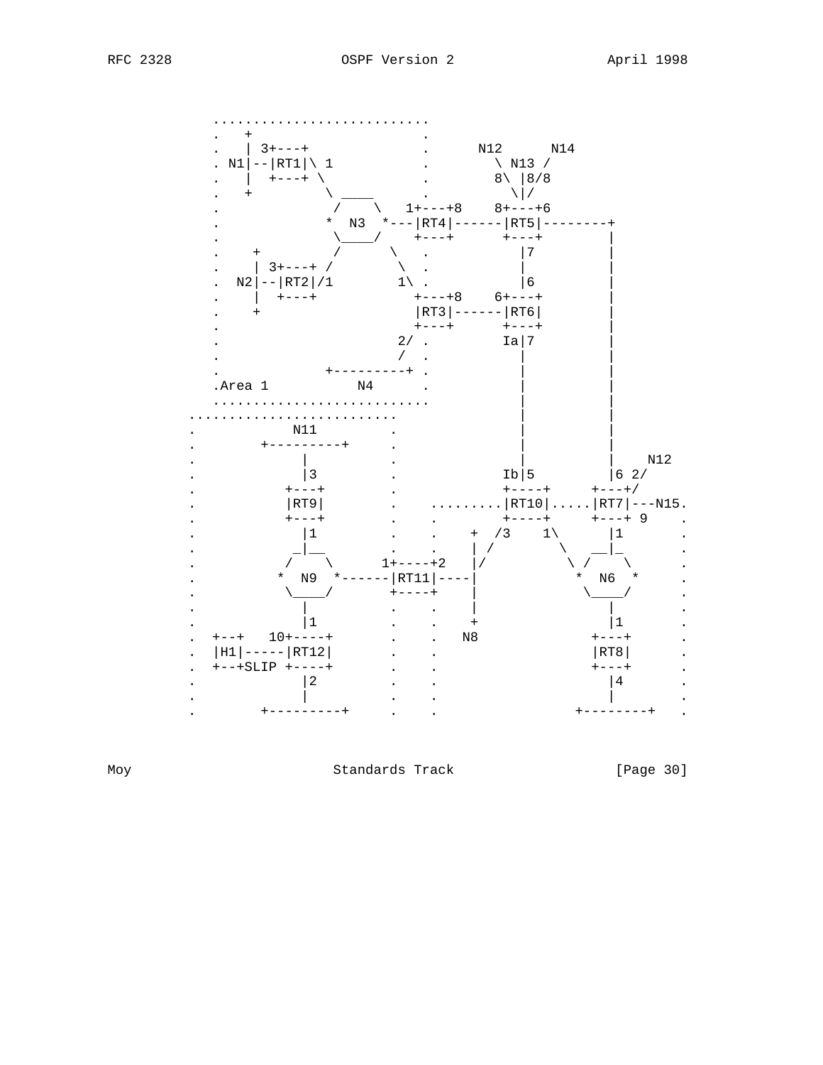```
                ..........................
                .   +                    .
                .   | 3+---+             .      N12      N14
                . N1|--|RT1|\ 1          .        \ N13 /
                .   |  +---+ \           .        8\ |8/8
                .   +         \ ____     .          \|/
                .              /    \   1+---+8    8+---+6
                .             *  N3  *---|RT4|------|RT5|--------+
                .              \____/    +---+      +---+        |
                .    +         /     \   .            |7         |
                .    | 3+---+ /       \  .            |          |
                .  N2|--|RT2|/1        1\ .           |6         |
                .    |  +---+            +---+8    6+---+        |
                .    +                   |RT3|------|RT6|        |
                .                        +---+      +---+        |
                .                      2/ .        Ia|7          |
                .                      /  .          |           |
                .             +---------+ .          |           |
                .Area 1           N4      .          |           |
                ..........................           |           |
             ..........................              |           |
             .           N11          .              |           |
             .        +---------+     .              |           |
             .            |           .              |           |    N12
             .            |3          .            Ib|5          |6 2/
             .          +---+         .            +----+     +---+/
             .          |RT9|         .    .........|RT10|.....|RT7|---N15.
             .          +---+         .    .       +----+     +---+ 9    .
             .            |1          .    .    +  /3    1\      |1      .
             .           _|__         .    .    | /        \   __|_      .
             .          /    \      1+----+2    |/          \ /    \     .
             .         *  N9  *------|RT11|----|           *  N6  *      .
             .          \____/       +----+    |            \____/       .
             .            |           .    .    |              |         .
             .            |1          .    .    +              |1        .
             .  +--+   10+----+       .    .   N8            +---+       .
             .  |H1|-----|RT12|       .    .                 |RT8|       .
             .  +--+SLIP +----+       .    .                 +---+       .
             .            |2          .    .                   |4        .
             .            |           .    .                   |         .
             .       +---------+      .    .              +--------+     .
```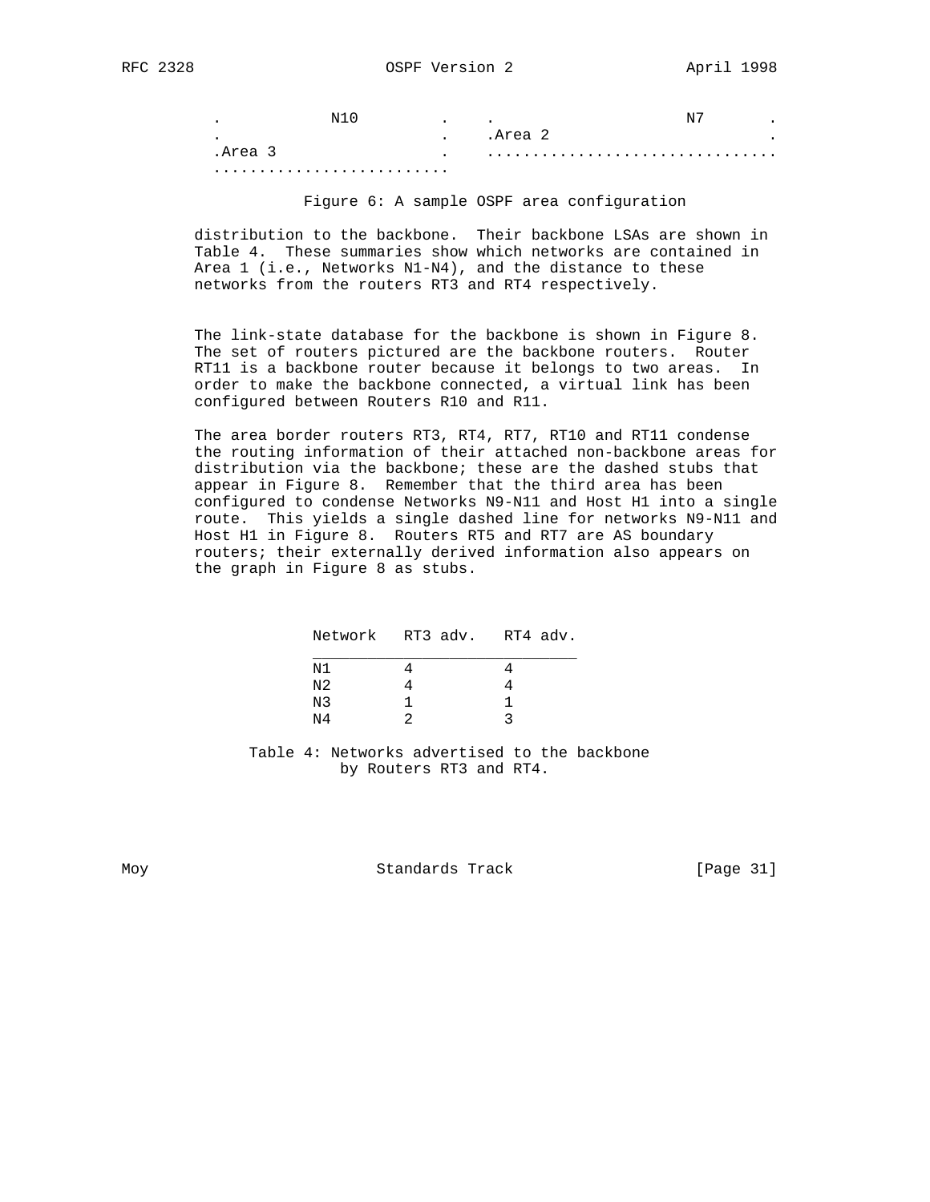```
 .           N10         .    .                  N7       .
 .                       .    .Area 2                     .
 .Area 3                 .    ..............................
 .........................
```

Figure 6: A sample OSPF area configuration

distribution to the backbone. Their backbone LSAs are shown in Table 4. These summaries show which networks are contained in Area 1 (i.e., Networks N1-N4), and the distance to these networks from the routers RT3 and RT4 respectively.

The link-state database for the backbone is shown in Figure 8. The set of routers pictured are the backbone routers. Router RT11 is a backbone router because it belongs to two areas. In order to make the backbone connected, a virtual link has been configured between Routers R10 and R11.

The area border routers RT3, RT4, RT7, RT10 and RT11 condense the routing information of their attached non-backbone areas for distribution via the backbone; these are the dashed stubs that appear in Figure 8. Remember that the third area has been configured to condense Networks N9-N11 and Host H1 into a single route. This yields a single dashed line for networks N9-N11 and Host H1 in Figure 8. Routers RT5 and RT7 are AS boundary routers; their externally derived information also appears on the graph in Figure 8 as stubs.

| Network | RT3 adv. | RT4 adv. |
|---|---|---|
| N1 | 4 | 4 |
| N2 | 4 | 4 |
| N3 | 1 | 1 |
| N4 | 2 | 3 |

Table 4: Networks advertised to the backbone by Routers RT3 and RT4.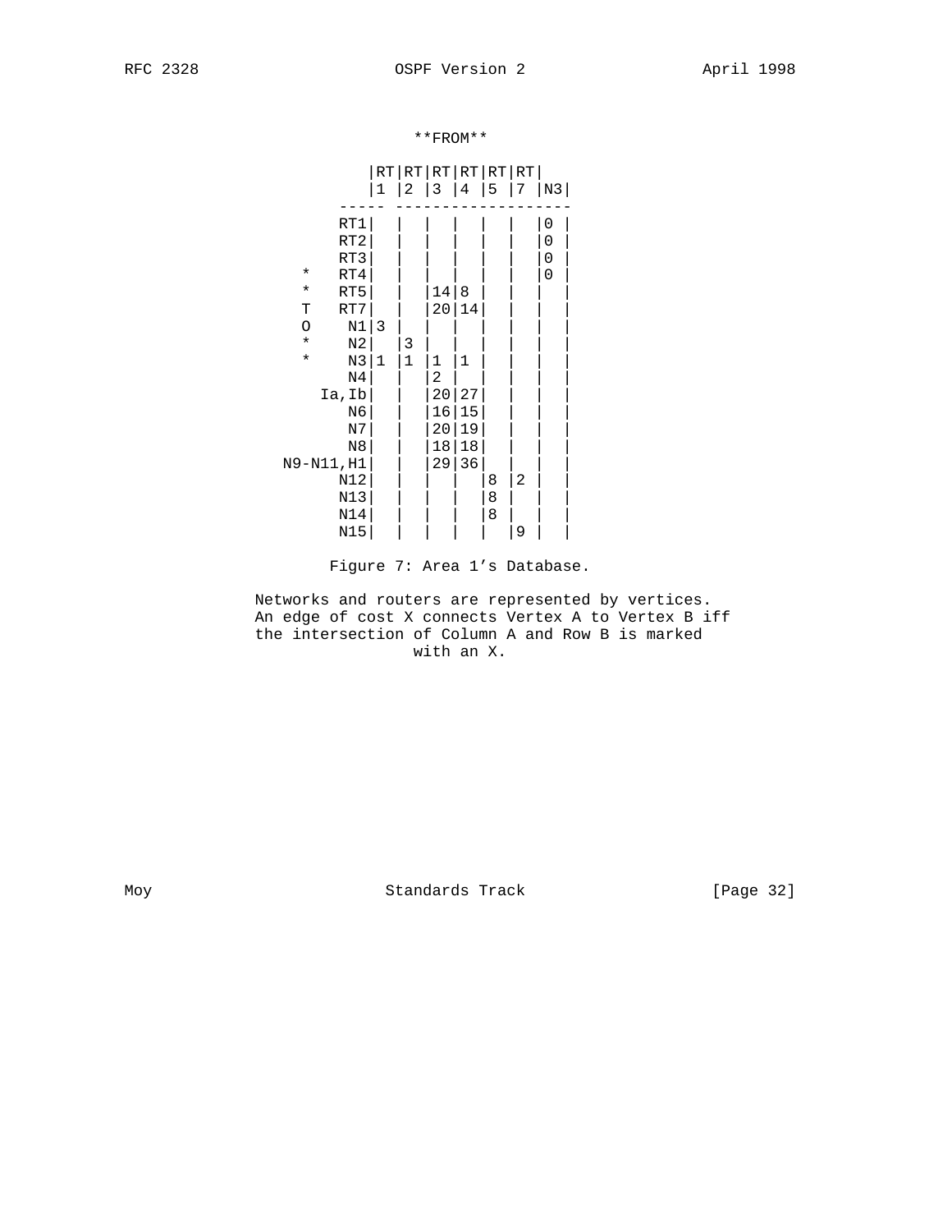**FROM**

| | RT1 | RT2 | RT3 | RT4 | RT5 | RT7 | N3 |
|---|---|---|---|---|---|---|---|
| RT1 | | | | | | | 0 |
| RT2 | | | | | | | 0 |
| RT3 | | | | | | | 0 |
| * RT4 | | | | | | | 0 |
| * RT5 | | | 14 | 8 | | | |
| T RT7 | | | 20 | 14 | | | |
| O N1 | 3 | | | | | | |
| * N2 | | 3 | | | | | |
| * N3 | 1 | 1 | 1 | 1 | | | |
| N4 | | | 2 | | | | |
| Ia,Ib | | | 20 | 27 | | | |
| N6 | | | 16 | 15 | | | |
| N7 | | | 20 | 19 | | | |
| N8 | | | 18 | 18 | | | |
| N9-N11,H1 | | | 29 | 36 | | | |
| N12 | | | | | 8 | 2 | |
| N13 | | | | | 8 | | |
| N14 | | | | | 8 | | |
| N15 | | | | | | 9 | |

Figure 7: Area 1's Database.

Networks and routers are represented by vertices. An edge of cost X connects Vertex A to Vertex B iff the intersection of Column A and Row B is marked with an X.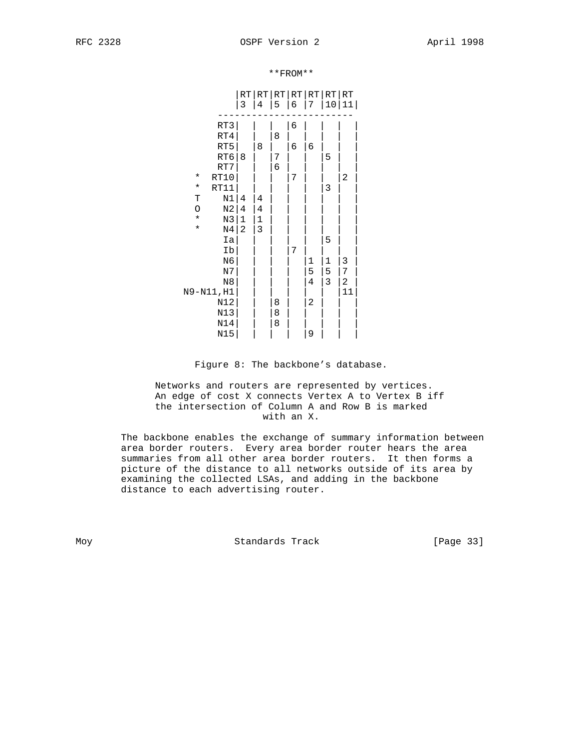**FROM**

| | RT3 | RT4 | RT5 | RT6 | RT7 | RT10 | RT11 |
|---|---|---|---|---|---|---|---|
| RT3 | | | | 6 | | | |
| RT4 | | | 8 | | | | |
| RT5 | | 8 | | 6 | 6 | | |
| RT6 | 8 | | 7 | | | 5 | |
| RT7 | | | 6 | | | | |
| * RT10 | | | | 7 | | | 2 |
| * RT11 | | | | | | 3 | |
| T N1 | 4 | 4 | | | | | |
| O N2 | 4 | 4 | | | | | |
| * N3 | 1 | 1 | | | | | |
| * N4 | 2 | 3 | | | | | |
| Ia | | | | | | 5 | |
| Ib | | | | 7 | | | |
| N6 | | | | | 1 | 1 | 3 |
| N7 | | | | | 5 | 5 | 7 |
| N8 | | | | | 4 | 3 | 2 |
| N9-N11,H1 | | | | | | | 11 |
| N12 | | | 8 | | 2 | | |
| N13 | | | 8 | | | | |
| N14 | | | 8 | | | | |
| N15 | | | | | 9 | | |

Figure 8: The backbone's database.

Networks and routers are represented by vertices. An edge of cost X connects Vertex A to Vertex B iff the intersection of Column A and Row B is marked with an X.

The backbone enables the exchange of summary information between area border routers. Every area border router hears the area summaries from all other area border routers. It then forms a picture of the distance to all networks outside of its area by examining the collected LSAs, and adding in the backbone distance to each advertising router.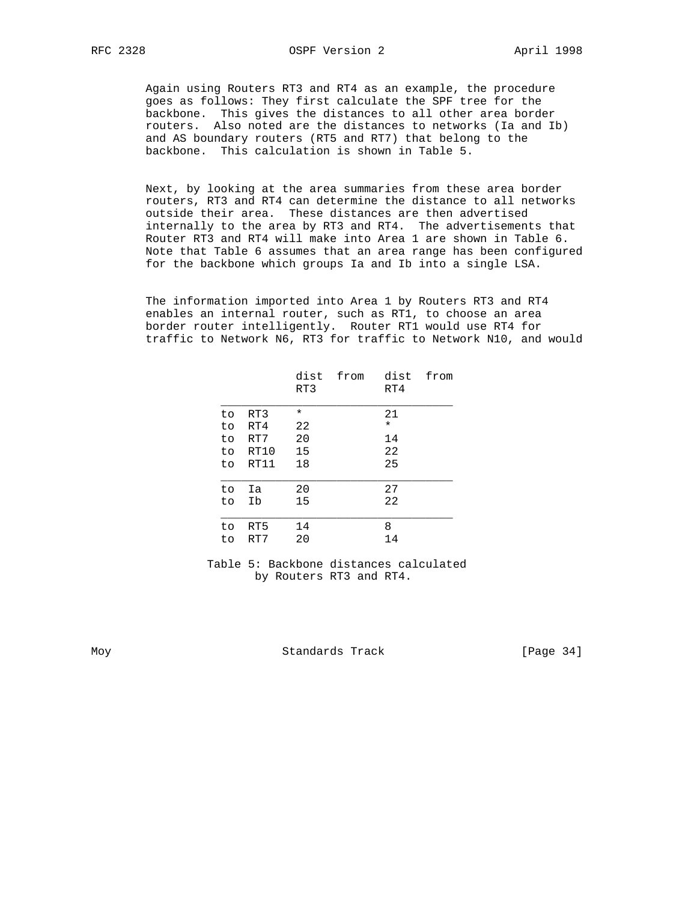Again using Routers RT3 and RT4 as an example, the procedure goes as follows: They first calculate the SPF tree for the backbone. This gives the distances to all other area border routers. Also noted are the distances to networks (Ia and Ib) and AS boundary routers (RT5 and RT7) that belong to the backbone. This calculation is shown in Table 5.

Next, by looking at the area summaries from these area border routers, RT3 and RT4 can determine the distance to all networks outside their area. These distances are then advertised internally to the area by RT3 and RT4. The advertisements that Router RT3 and RT4 will make into Area 1 are shown in Table 6. Note that Table 6 assumes that an area range has been configured for the backbone which groups Ia and Ib into a single LSA.

The information imported into Area 1 by Routers RT3 and RT4 enables an internal router, such as RT1, to choose an area border router intelligently. Router RT1 would use RT4 for traffic to Network N6, RT3 for traffic to Network N10, and would

| | dist from RT3 | dist from RT4 |
|---|---|---|
| to RT3 | * | 21 |
| to RT4 | 22 | * |
| to RT7 | 20 | 14 |
| to RT10 | 15 | 22 |
| to RT11 | 18 | 25 |
| to Ia | 20 | 27 |
| to Ib | 15 | 22 |
| to RT5 | 14 | 8 |
| to RT7 | 20 | 14 |

Table 5: Backbone distances calculated by Routers RT3 and RT4.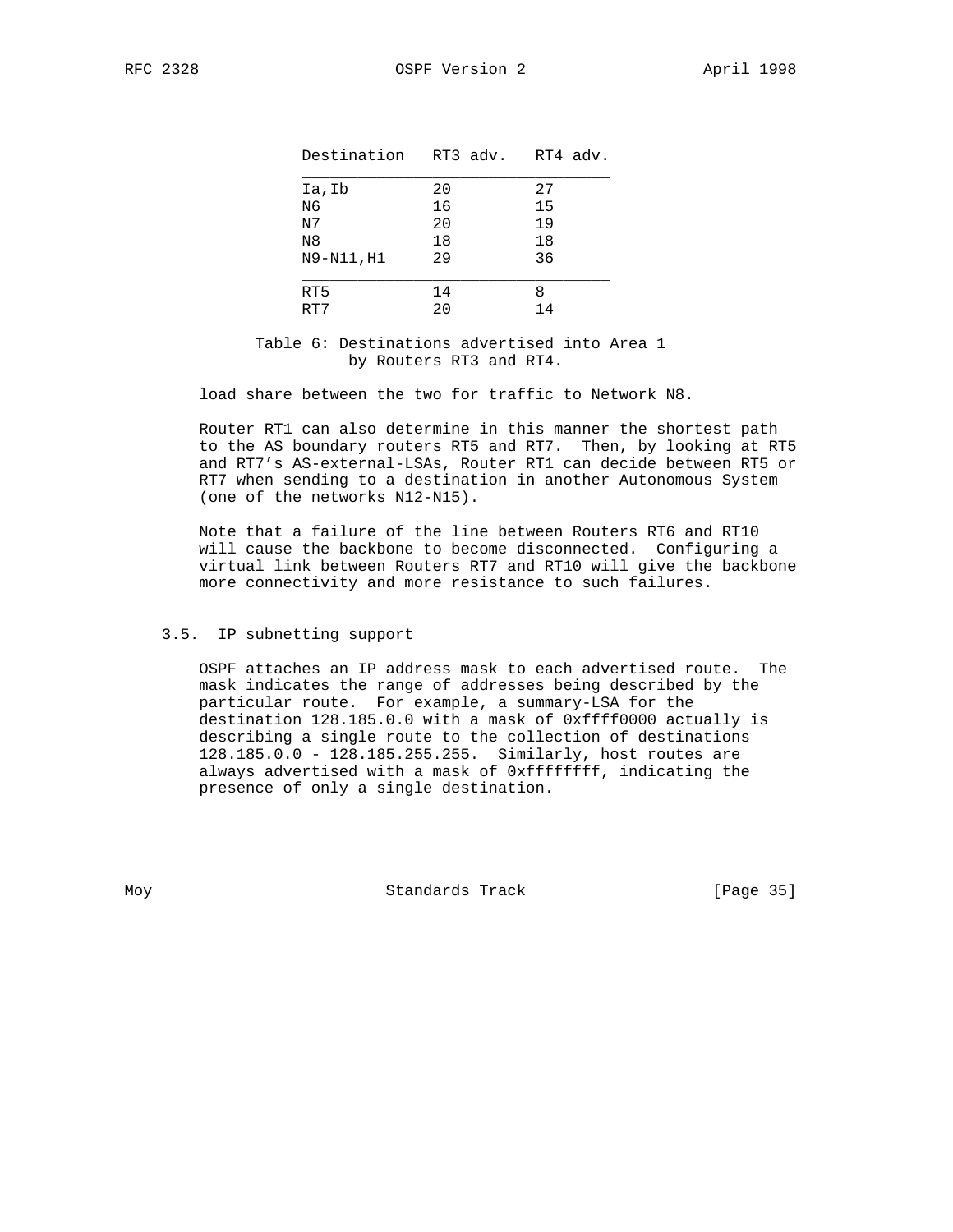| Destination | RT3 adv. | RT4 adv. |
|---|---|---|
| Ia,Ib | 20 | 27 |
| N6 | 16 | 15 |
| N7 | 20 | 19 |
| N8 | 18 | 18 |
| N9-N11,H1 | 29 | 36 |
| RT5 | 14 | 8 |
| RT7 | 20 | 14 |

Table 6: Destinations advertised into Area 1 by Routers RT3 and RT4.

load share between the two for traffic to Network N8.

Router RT1 can also determine in this manner the shortest path to the AS boundary routers RT5 and RT7. Then, by looking at RT5 and RT7's AS-external-LSAs, Router RT1 can decide between RT5 or RT7 when sending to a destination in another Autonomous System (one of the networks N12-N15).

Note that a failure of the line between Routers RT6 and RT10 will cause the backbone to become disconnected. Configuring a virtual link between Routers RT7 and RT10 will give the backbone more connectivity and more resistance to such failures.

### 3.5. IP subnetting support

OSPF attaches an IP address mask to each advertised route. The mask indicates the range of addresses being described by the particular route. For example, a summary-LSA for the destination 128.185.0.0 with a mask of 0xffff0000 actually is describing a single route to the collection of destinations 128.185.0.0 - 128.185.255.255. Similarly, host routes are always advertised with a mask of 0xffffffff, indicating the presence of only a single destination.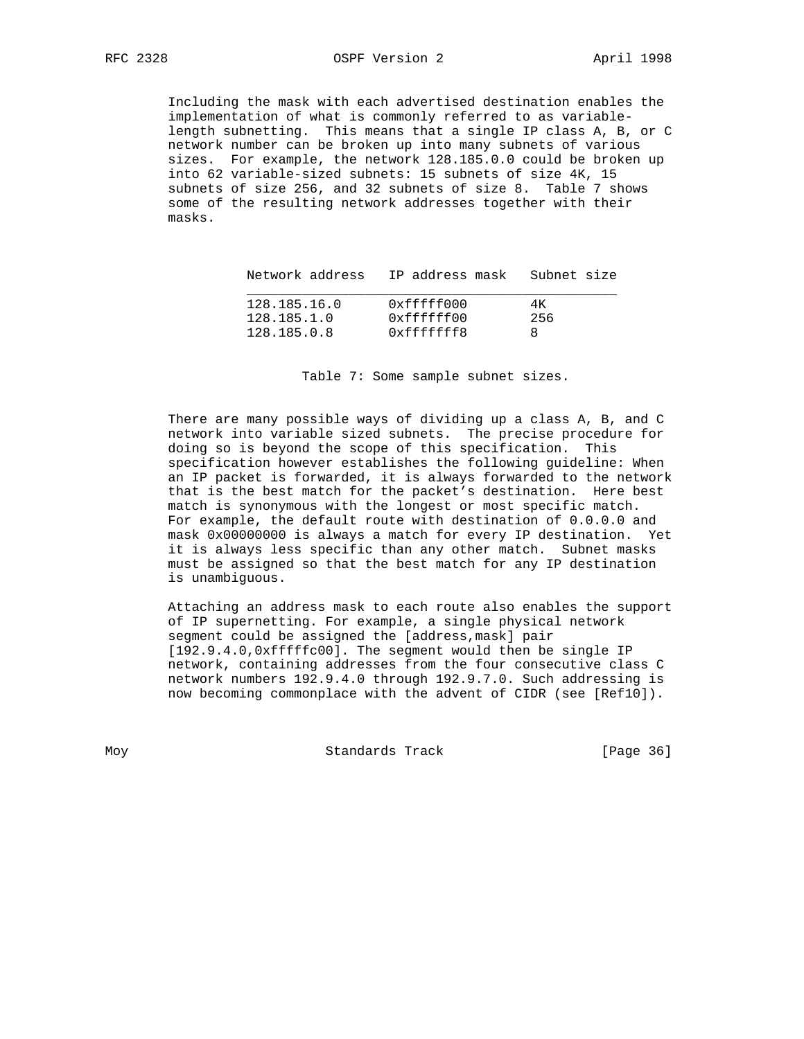Including the mask with each advertised destination enables the implementation of what is commonly referred to as variable-length subnetting. This means that a single IP class A, B, or C network number can be broken up into many subnets of various sizes. For example, the network 128.185.0.0 could be broken up into 62 variable-sized subnets: 15 subnets of size 4K, 15 subnets of size 256, and 32 subnets of size 8. Table 7 shows some of the resulting network addresses together with their masks.

| Network address | IP address mask | Subnet size |
|---|---|---|
| 128.185.16.0 | 0xfffff000 | 4K |
| 128.185.1.0 | 0xffffff00 | 256 |
| 128.185.0.8 | 0xfffffff8 | 8 |

Table 7: Some sample subnet sizes.

There are many possible ways of dividing up a class A, B, and C network into variable sized subnets. The precise procedure for doing so is beyond the scope of this specification. This specification however establishes the following guideline: When an IP packet is forwarded, it is always forwarded to the network that is the best match for the packet's destination. Here best match is synonymous with the longest or most specific match. For example, the default route with destination of 0.0.0.0 and mask 0x00000000 is always a match for every IP destination. Yet it is always less specific than any other match. Subnet masks must be assigned so that the best match for any IP destination is unambiguous.

Attaching an address mask to each route also enables the support of IP supernetting. For example, a single physical network segment could be assigned the [address,mask] pair [192.9.4.0,0xfffffc00]. The segment would then be single IP network, containing addresses from the four consecutive class C network numbers 192.9.4.0 through 192.9.7.0. Such addressing is now becoming commonplace with the advent of CIDR (see [Ref10]).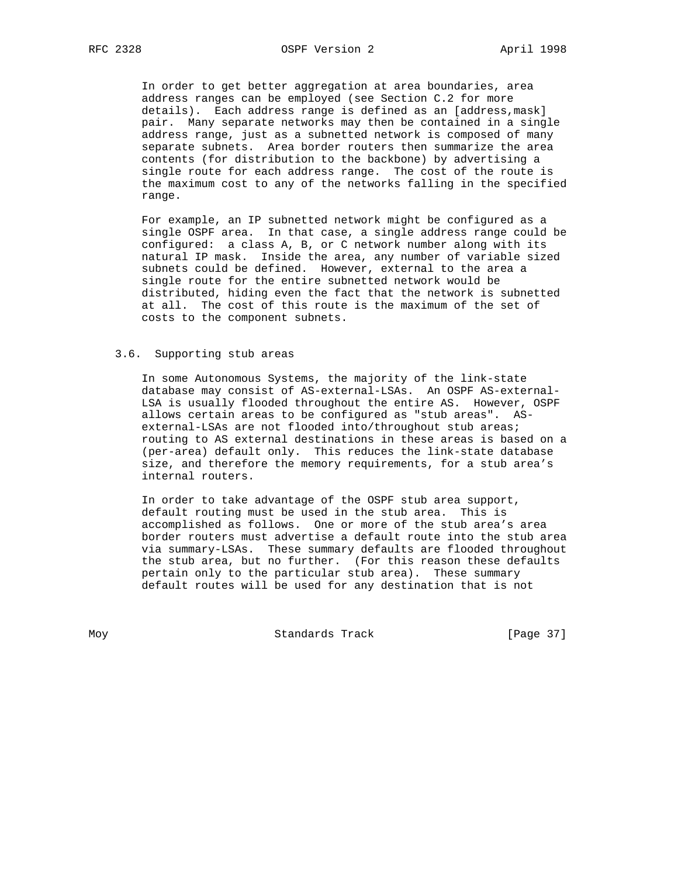In order to get better aggregation at area boundaries, area address ranges can be employed (see Section C.2 for more details). Each address range is defined as an [address,mask] pair. Many separate networks may then be contained in a single address range, just as a subnetted network is composed of many separate subnets. Area border routers then summarize the area contents (for distribution to the backbone) by advertising a single route for each address range. The cost of the route is the maximum cost to any of the networks falling in the specified range.

For example, an IP subnetted network might be configured as a single OSPF area. In that case, a single address range could be configured: a class A, B, or C network number along with its natural IP mask. Inside the area, any number of variable sized subnets could be defined. However, external to the area a single route for the entire subnetted network would be distributed, hiding even the fact that the network is subnetted at all. The cost of this route is the maximum of the set of costs to the component subnets.

## 3.6. Supporting stub areas

In some Autonomous Systems, the majority of the link-state database may consist of AS-external-LSAs. An OSPF AS-external-LSA is usually flooded throughout the entire AS. However, OSPF allows certain areas to be configured as "stub areas". AS-external-LSAs are not flooded into/throughout stub areas; routing to AS external destinations in these areas is based on a (per-area) default only. This reduces the link-state database size, and therefore the memory requirements, for a stub area's internal routers.

In order to take advantage of the OSPF stub area support, default routing must be used in the stub area. This is accomplished as follows. One or more of the stub area's area border routers must advertise a default route into the stub area via summary-LSAs. These summary defaults are flooded throughout the stub area, but no further. (For this reason these defaults pertain only to the particular stub area). These summary default routes will be used for any destination that is not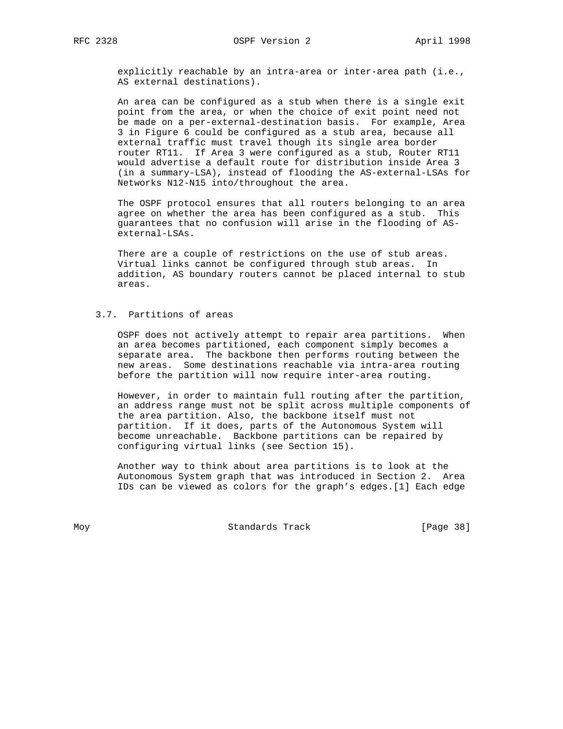explicitly reachable by an intra-area or inter-area path (i.e., AS external destinations).

An area can be configured as a stub when there is a single exit point from the area, or when the choice of exit point need not be made on a per-external-destination basis. For example, Area 3 in Figure 6 could be configured as a stub area, because all external traffic must travel though its single area border router RT11. If Area 3 were configured as a stub, Router RT11 would advertise a default route for distribution inside Area 3 (in a summary-LSA), instead of flooding the AS-external-LSAs for Networks N12-N15 into/throughout the area.

The OSPF protocol ensures that all routers belonging to an area agree on whether the area has been configured as a stub. This guarantees that no confusion will arise in the flooding of AS-external-LSAs.

There are a couple of restrictions on the use of stub areas. Virtual links cannot be configured through stub areas. In addition, AS boundary routers cannot be placed internal to stub areas.

### 3.7. Partitions of areas

OSPF does not actively attempt to repair area partitions. When an area becomes partitioned, each component simply becomes a separate area. The backbone then performs routing between the new areas. Some destinations reachable via intra-area routing before the partition will now require inter-area routing.

However, in order to maintain full routing after the partition, an address range must not be split across multiple components of the area partition. Also, the backbone itself must not partition. If it does, parts of the Autonomous System will become unreachable. Backbone partitions can be repaired by configuring virtual links (see Section 15).

Another way to think about area partitions is to look at the Autonomous System graph that was introduced in Section 2. Area IDs can be viewed as colors for the graph's edges.[1] Each edge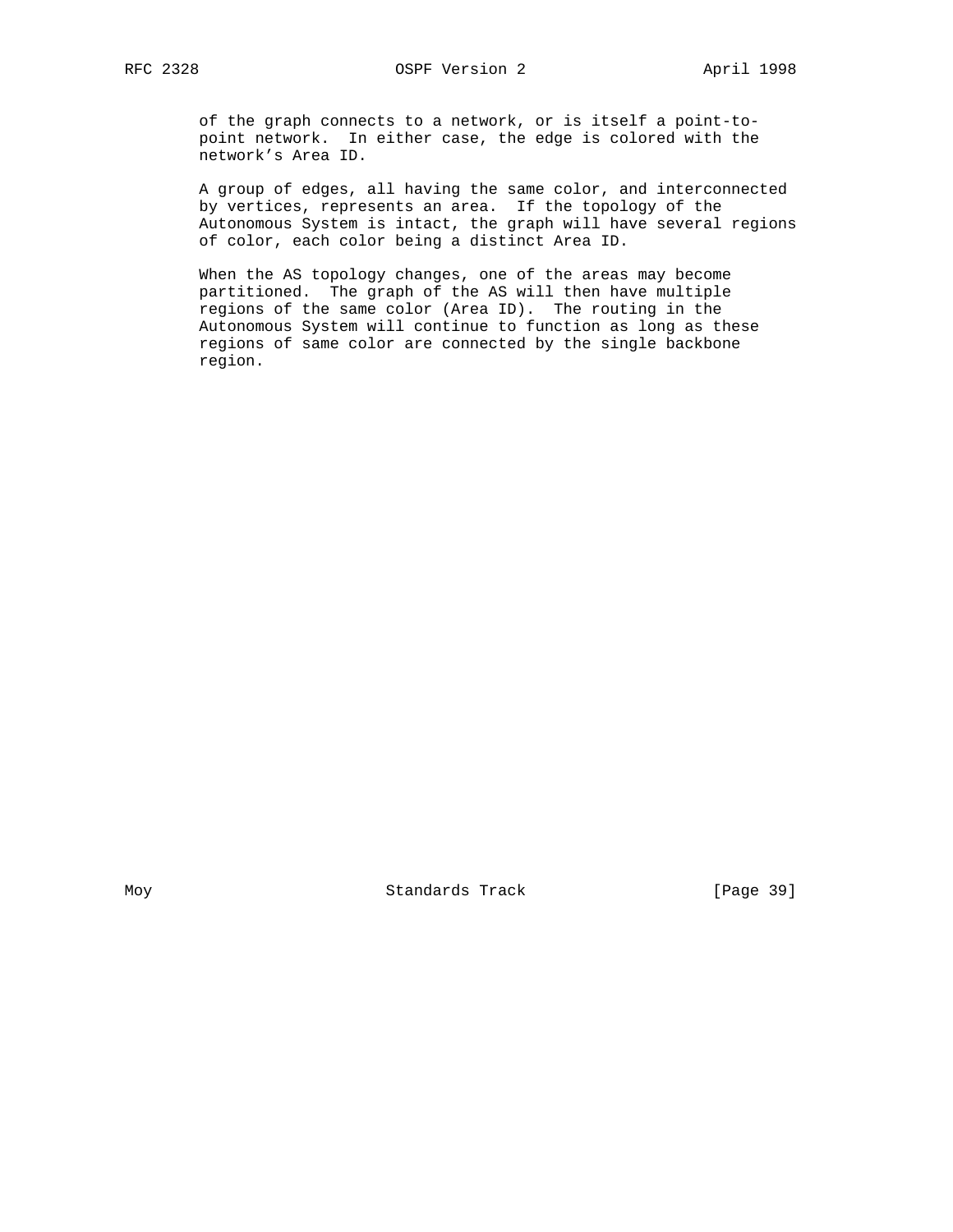of the graph connects to a network, or is itself a point-to-point network. In either case, the edge is colored with the network's Area ID.

A group of edges, all having the same color, and interconnected by vertices, represents an area. If the topology of the Autonomous System is intact, the graph will have several regions of color, each color being a distinct Area ID.

When the AS topology changes, one of the areas may become partitioned. The graph of the AS will then have multiple regions of the same color (Area ID). The routing in the Autonomous System will continue to function as long as these regions of same color are connected by the single backbone region.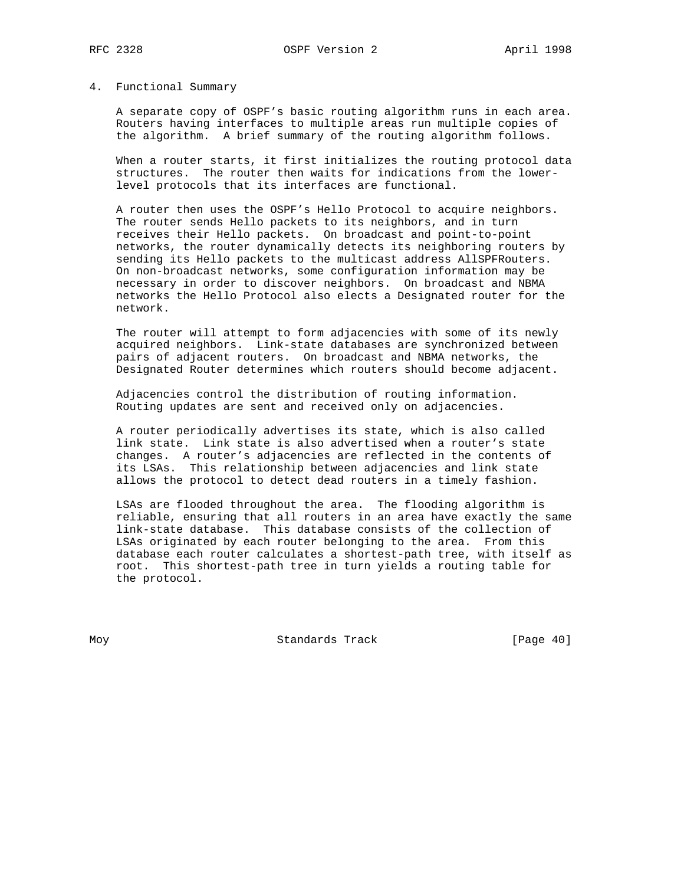# 4. Functional Summary

A separate copy of OSPF's basic routing algorithm runs in each area. Routers having interfaces to multiple areas run multiple copies of the algorithm. A brief summary of the routing algorithm follows.

When a router starts, it first initializes the routing protocol data structures. The router then waits for indications from the lower-level protocols that its interfaces are functional.

A router then uses the OSPF's Hello Protocol to acquire neighbors. The router sends Hello packets to its neighbors, and in turn receives their Hello packets. On broadcast and point-to-point networks, the router dynamically detects its neighboring routers by sending its Hello packets to the multicast address AllSPFRouters. On non-broadcast networks, some configuration information may be necessary in order to discover neighbors. On broadcast and NBMA networks the Hello Protocol also elects a Designated router for the network.

The router will attempt to form adjacencies with some of its newly acquired neighbors. Link-state databases are synchronized between pairs of adjacent routers. On broadcast and NBMA networks, the Designated Router determines which routers should become adjacent.

Adjacencies control the distribution of routing information. Routing updates are sent and received only on adjacencies.

A router periodically advertises its state, which is also called link state. Link state is also advertised when a router's state changes. A router's adjacencies are reflected in the contents of its LSAs. This relationship between adjacencies and link state allows the protocol to detect dead routers in a timely fashion.

LSAs are flooded throughout the area. The flooding algorithm is reliable, ensuring that all routers in an area have exactly the same link-state database. This database consists of the collection of LSAs originated by each router belonging to the area. From this database each router calculates a shortest-path tree, with itself as root. This shortest-path tree in turn yields a routing table for the protocol.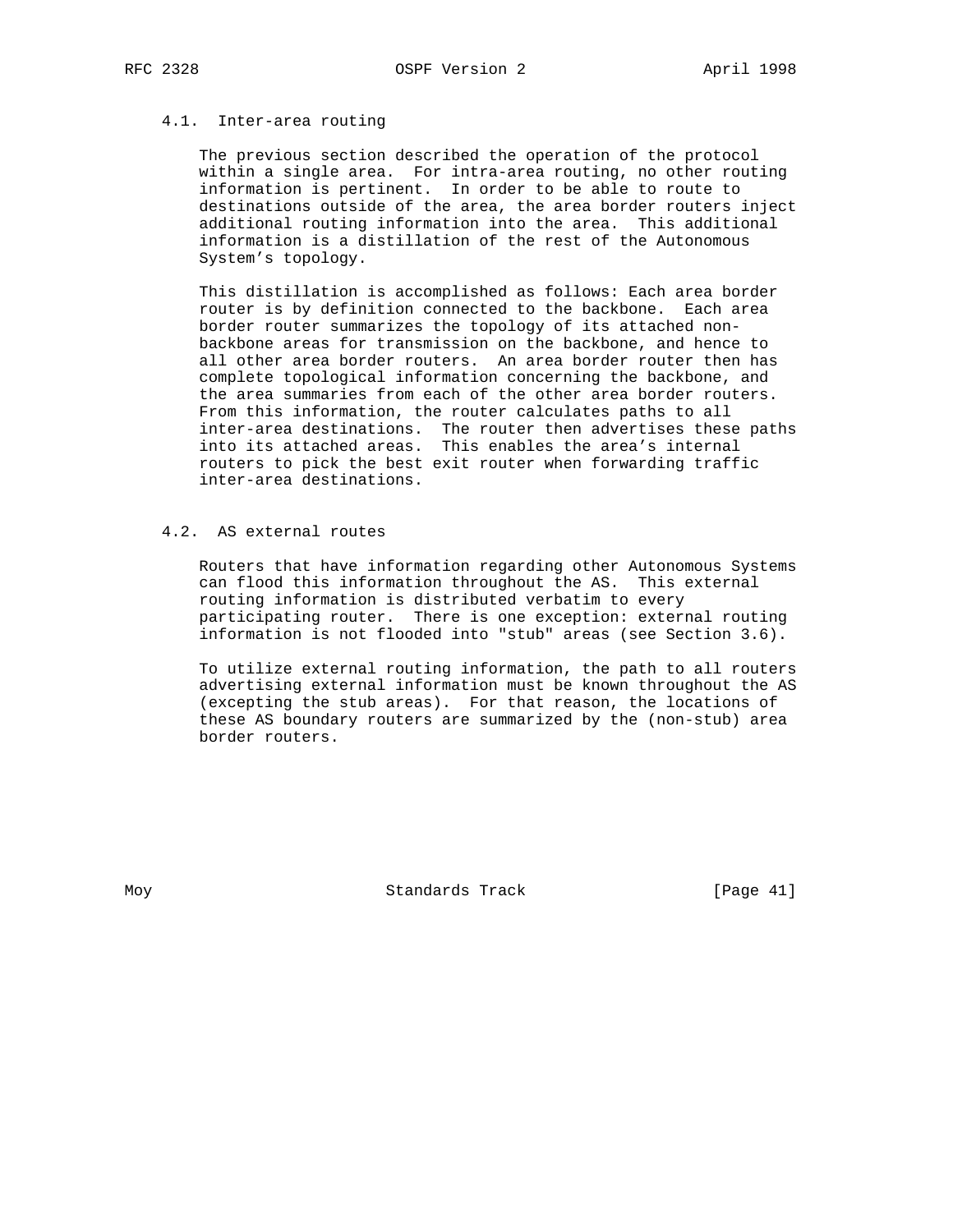### 4.1. Inter-area routing

The previous section described the operation of the protocol within a single area. For intra-area routing, no other routing information is pertinent. In order to be able to route to destinations outside of the area, the area border routers inject additional routing information into the area. This additional information is a distillation of the rest of the Autonomous System's topology.

This distillation is accomplished as follows: Each area border router is by definition connected to the backbone. Each area border router summarizes the topology of its attached non-backbone areas for transmission on the backbone, and hence to all other area border routers. An area border router then has complete topological information concerning the backbone, and the area summaries from each of the other area border routers. From this information, the router calculates paths to all inter-area destinations. The router then advertises these paths into its attached areas. This enables the area's internal routers to pick the best exit router when forwarding traffic inter-area destinations.

### 4.2. AS external routes

Routers that have information regarding other Autonomous Systems can flood this information throughout the AS. This external routing information is distributed verbatim to every participating router. There is one exception: external routing information is not flooded into "stub" areas (see Section 3.6).

To utilize external routing information, the path to all routers advertising external information must be known throughout the AS (excepting the stub areas). For that reason, the locations of these AS boundary routers are summarized by the (non-stub) area border routers.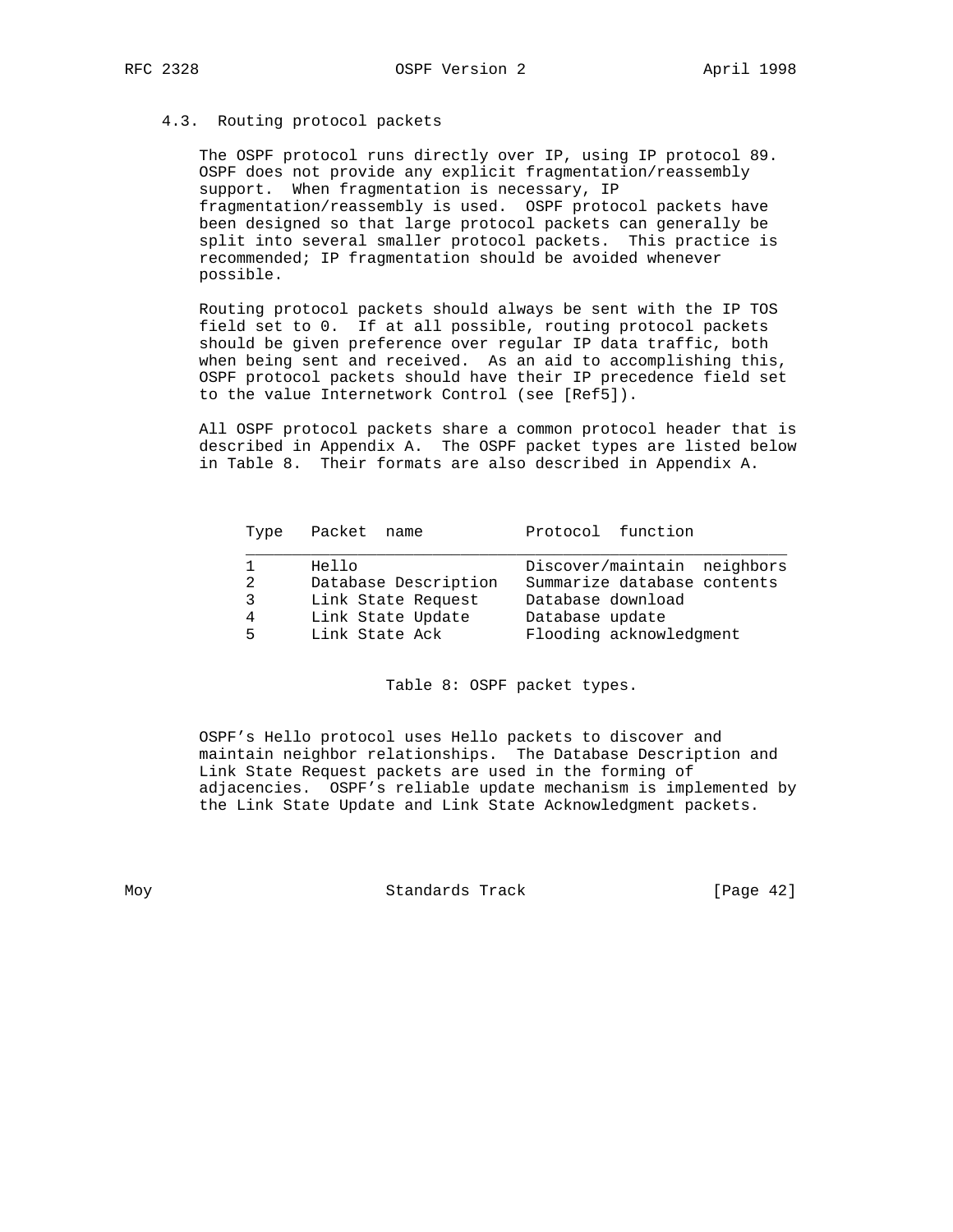### 4.3. Routing protocol packets

The OSPF protocol runs directly over IP, using IP protocol 89. OSPF does not provide any explicit fragmentation/reassembly support. When fragmentation is necessary, IP fragmentation/reassembly is used. OSPF protocol packets have been designed so that large protocol packets can generally be split into several smaller protocol packets. This practice is recommended; IP fragmentation should be avoided whenever possible.

Routing protocol packets should always be sent with the IP TOS field set to 0. If at all possible, routing protocol packets should be given preference over regular IP data traffic, both when being sent and received. As an aid to accomplishing this, OSPF protocol packets should have their IP precedence field set to the value Internetwork Control (see [Ref5]).

All OSPF protocol packets share a common protocol header that is described in Appendix A. The OSPF packet types are listed below in Table 8. Their formats are also described in Appendix A.

| Type | Packet name | Protocol function |
|---|---|---|
| 1 | Hello | Discover/maintain neighbors |
| 2 | Database Description | Summarize database contents |
| 3 | Link State Request | Database download |
| 4 | Link State Update | Database update |
| 5 | Link State Ack | Flooding acknowledgment |

Table 8: OSPF packet types.

OSPF's Hello protocol uses Hello packets to discover and maintain neighbor relationships. The Database Description and Link State Request packets are used in the forming of adjacencies. OSPF's reliable update mechanism is implemented by the Link State Update and Link State Acknowledgment packets.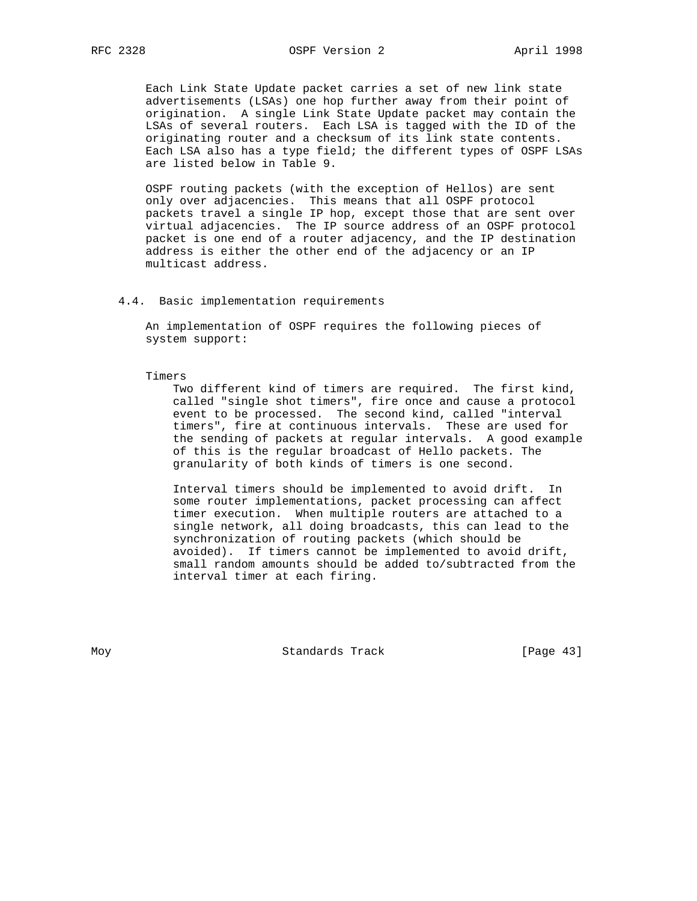Each Link State Update packet carries a set of new link state advertisements (LSAs) one hop further away from their point of origination. A single Link State Update packet may contain the LSAs of several routers. Each LSA is tagged with the ID of the originating router and a checksum of its link state contents. Each LSA also has a type field; the different types of OSPF LSAs are listed below in Table 9.

OSPF routing packets (with the exception of Hellos) are sent only over adjacencies. This means that all OSPF protocol packets travel a single IP hop, except those that are sent over virtual adjacencies. The IP source address of an OSPF protocol packet is one end of a router adjacency, and the IP destination address is either the other end of the adjacency or an IP multicast address.

### 4.4. Basic implementation requirements

An implementation of OSPF requires the following pieces of system support:

Timers
Two different kind of timers are required. The first kind, called "single shot timers", fire once and cause a protocol event to be processed. The second kind, called "interval timers", fire at continuous intervals. These are used for the sending of packets at regular intervals. A good example of this is the regular broadcast of Hello packets. The granularity of both kinds of timers is one second.

Interval timers should be implemented to avoid drift. In some router implementations, packet processing can affect timer execution. When multiple routers are attached to a single network, all doing broadcasts, this can lead to the synchronization of routing packets (which should be avoided). If timers cannot be implemented to avoid drift, small random amounts should be added to/subtracted from the interval timer at each firing.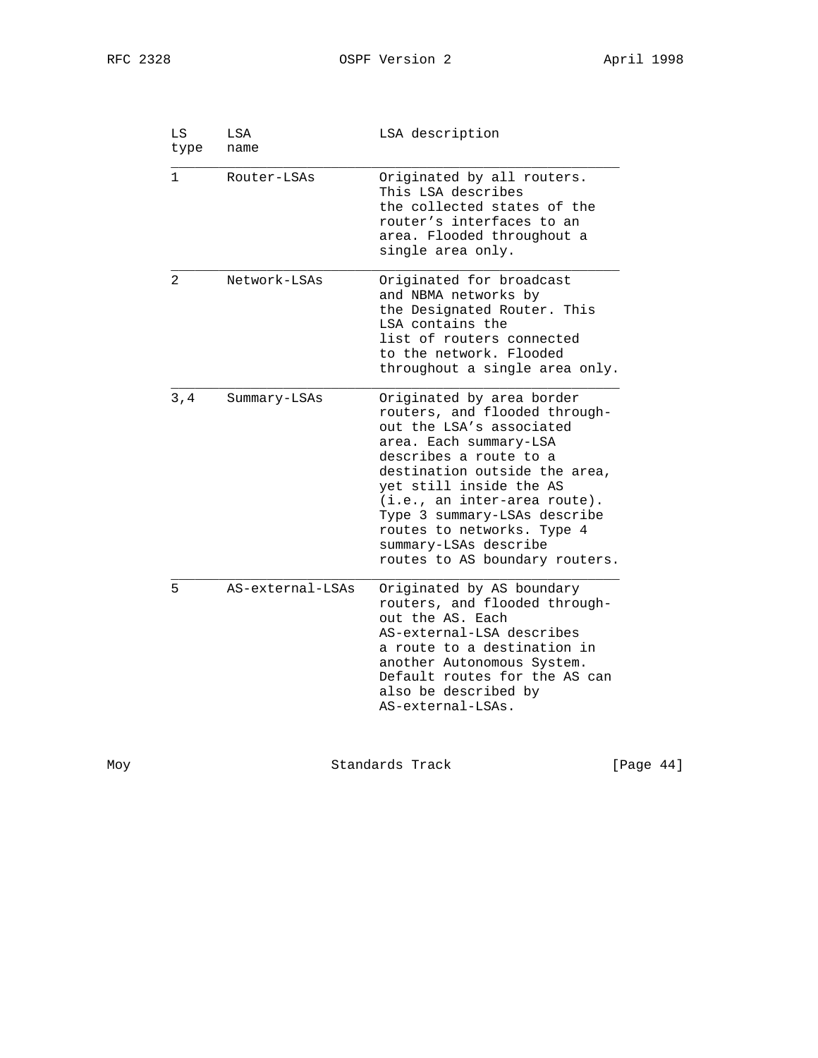| LS type | LSA name | LSA description |
| --- | --- | --- |
| 1 | Router-LSAs | Originated by all routers. This LSA describes the collected states of the router's interfaces to an area. Flooded throughout a single area only. |
| 2 | Network-LSAs | Originated for broadcast and NBMA networks by the Designated Router. This LSA contains the list of routers connected to the network. Flooded throughout a single area only. |
| 3,4 | Summary-LSAs | Originated by area border routers, and flooded throughout the LSA's associated area. Each summary-LSA describes a route to a destination outside the area, yet still inside the AS (i.e., an inter-area route). Type 3 summary-LSAs describe routes to networks. Type 4 summary-LSAs describe routes to AS boundary routers. |
| 5 | AS-external-LSAs | Originated by AS boundary routers, and flooded throughout the AS. Each AS-external-LSA describes a route to a destination in another Autonomous System. Default routes for the AS can also be described by AS-external-LSAs. |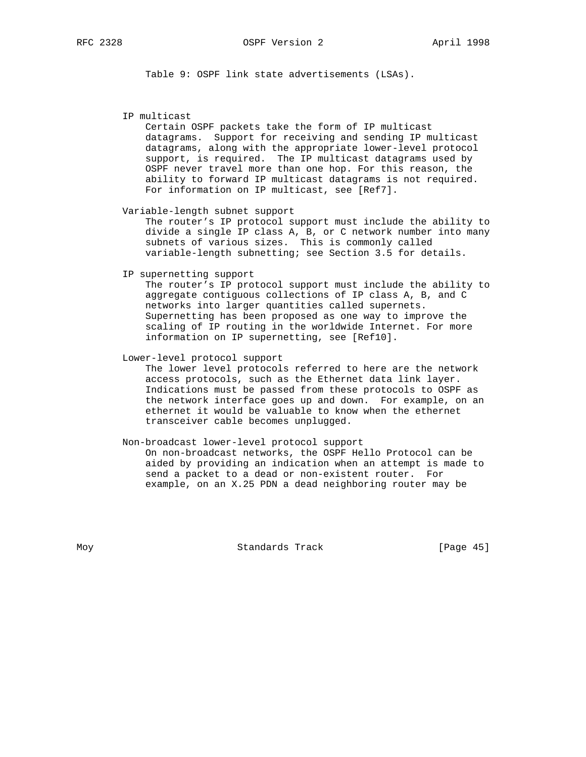Table 9: OSPF link state advertisements (LSAs).

IP multicast
: Certain OSPF packets take the form of IP multicast datagrams. Support for receiving and sending IP multicast datagrams, along with the appropriate lower-level protocol support, is required. The IP multicast datagrams used by OSPF never travel more than one hop. For this reason, the ability to forward IP multicast datagrams is not required. For information on IP multicast, see [Ref7].

Variable-length subnet support
: The router's IP protocol support must include the ability to divide a single IP class A, B, or C network number into many subnets of various sizes. This is commonly called variable-length subnetting; see Section 3.5 for details.

IP supernetting support
: The router's IP protocol support must include the ability to aggregate contiguous collections of IP class A, B, and C networks into larger quantities called supernets. Supernetting has been proposed as one way to improve the scaling of IP routing in the worldwide Internet. For more information on IP supernetting, see [Ref10].

Lower-level protocol support
: The lower level protocols referred to here are the network access protocols, such as the Ethernet data link layer. Indications must be passed from these protocols to OSPF as the network interface goes up and down. For example, on an ethernet it would be valuable to know when the ethernet transceiver cable becomes unplugged.

Non-broadcast lower-level protocol support
: On non-broadcast networks, the OSPF Hello Protocol can be aided by providing an indication when an attempt is made to send a packet to a dead or non-existent router. For example, on an X.25 PDN a dead neighboring router may be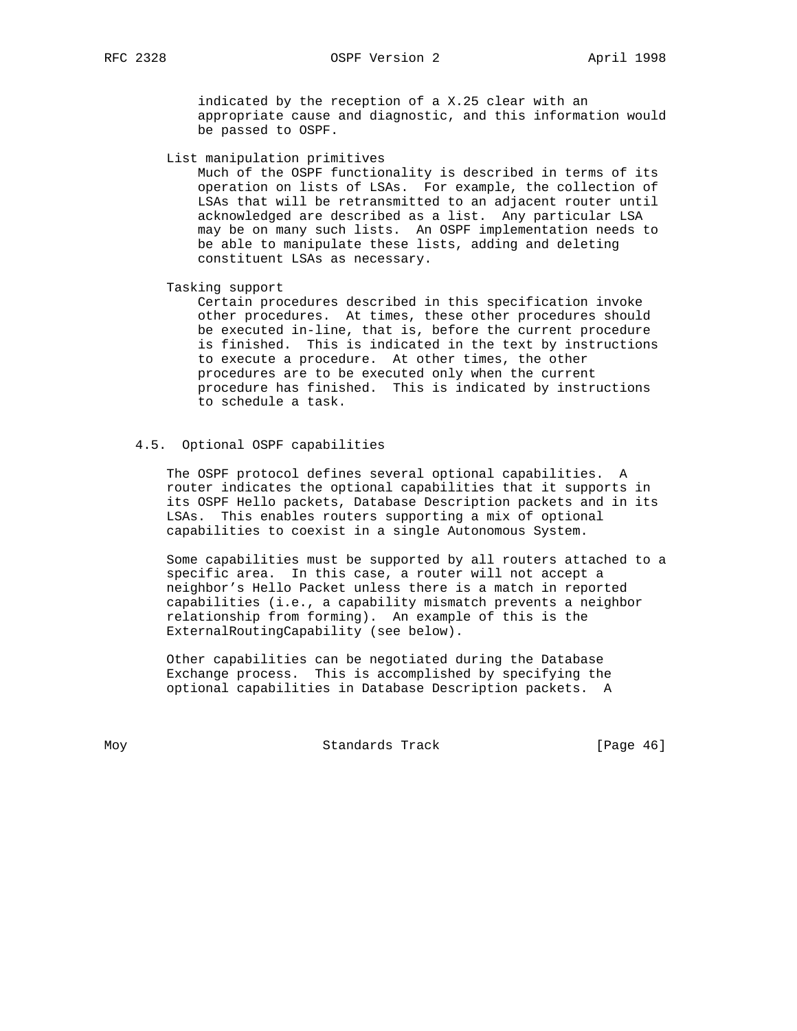indicated by the reception of a X.25 clear with an appropriate cause and diagnostic, and this information would be passed to OSPF.

List manipulation primitives
Much of the OSPF functionality is described in terms of its operation on lists of LSAs. For example, the collection of LSAs that will be retransmitted to an adjacent router until acknowledged are described as a list. Any particular LSA may be on many such lists. An OSPF implementation needs to be able to manipulate these lists, adding and deleting constituent LSAs as necessary.

Tasking support
Certain procedures described in this specification invoke other procedures. At times, these other procedures should be executed in-line, that is, before the current procedure is finished. This is indicated in the text by instructions to execute a procedure. At other times, the other procedures are to be executed only when the current procedure has finished. This is indicated by instructions to schedule a task.

## 4.5. Optional OSPF capabilities

The OSPF protocol defines several optional capabilities. A router indicates the optional capabilities that it supports in its OSPF Hello packets, Database Description packets and in its LSAs. This enables routers supporting a mix of optional capabilities to coexist in a single Autonomous System.

Some capabilities must be supported by all routers attached to a specific area. In this case, a router will not accept a neighbor's Hello Packet unless there is a match in reported capabilities (i.e., a capability mismatch prevents a neighbor relationship from forming). An example of this is the ExternalRoutingCapability (see below).

Other capabilities can be negotiated during the Database Exchange process. This is accomplished by specifying the optional capabilities in Database Description packets. A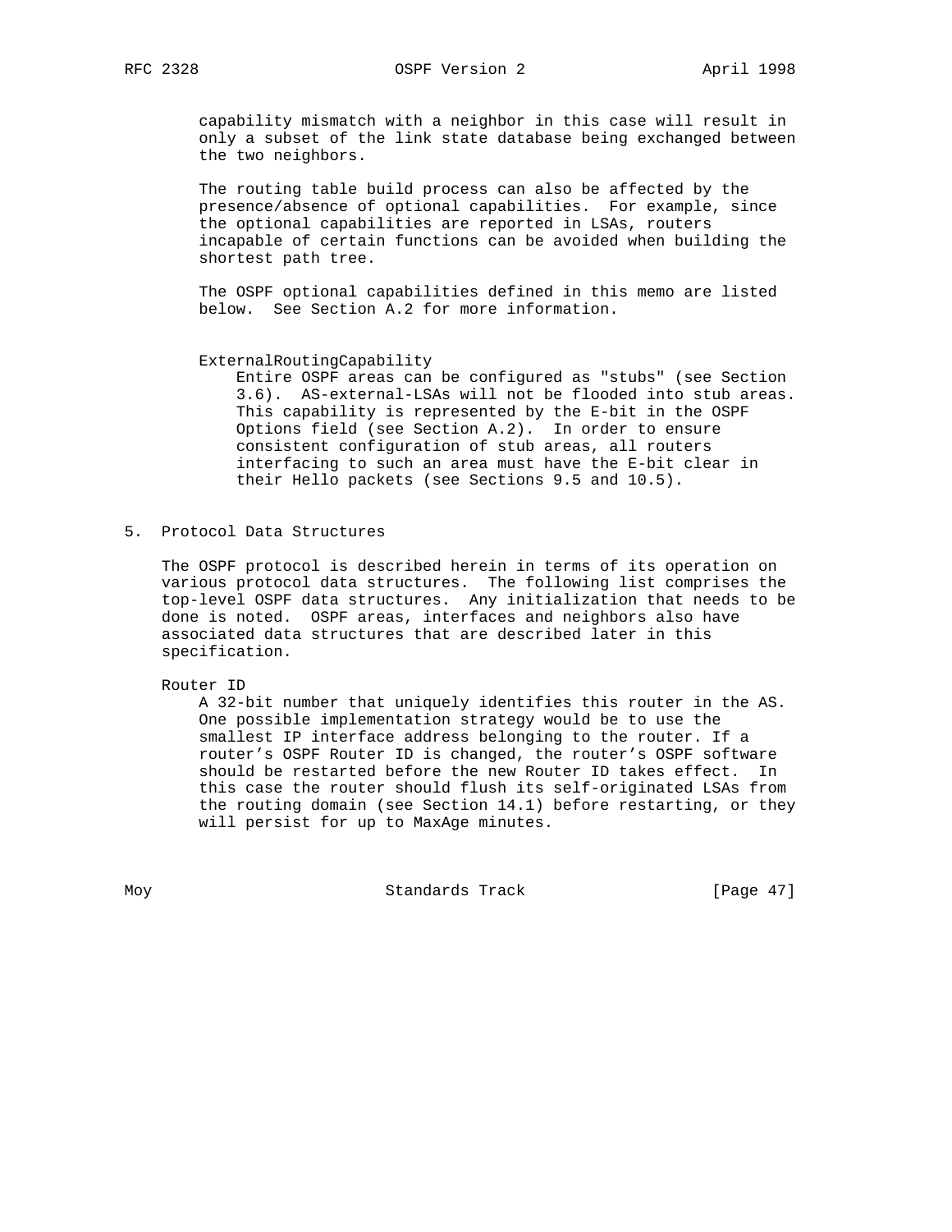capability mismatch with a neighbor in this case will result in only a subset of the link state database being exchanged between the two neighbors.

The routing table build process can also be affected by the presence/absence of optional capabilities. For example, since the optional capabilities are reported in LSAs, routers incapable of certain functions can be avoided when building the shortest path tree.

The OSPF optional capabilities defined in this memo are listed below. See Section A.2 for more information.

ExternalRoutingCapability
: Entire OSPF areas can be configured as "stubs" (see Section 3.6). AS-external-LSAs will not be flooded into stub areas. This capability is represented by the E-bit in the OSPF Options field (see Section A.2). In order to ensure consistent configuration of stub areas, all routers interfacing to such an area must have the E-bit clear in their Hello packets (see Sections 9.5 and 10.5).

## 5. Protocol Data Structures

The OSPF protocol is described herein in terms of its operation on various protocol data structures. The following list comprises the top-level OSPF data structures. Any initialization that needs to be done is noted. OSPF areas, interfaces and neighbors also have associated data structures that are described later in this specification.

Router ID
: A 32-bit number that uniquely identifies this router in the AS. One possible implementation strategy would be to use the smallest IP interface address belonging to the router. If a router's OSPF Router ID is changed, the router's OSPF software should be restarted before the new Router ID takes effect. In this case the router should flush its self-originated LSAs from the routing domain (see Section 14.1) before restarting, or they will persist for up to MaxAge minutes.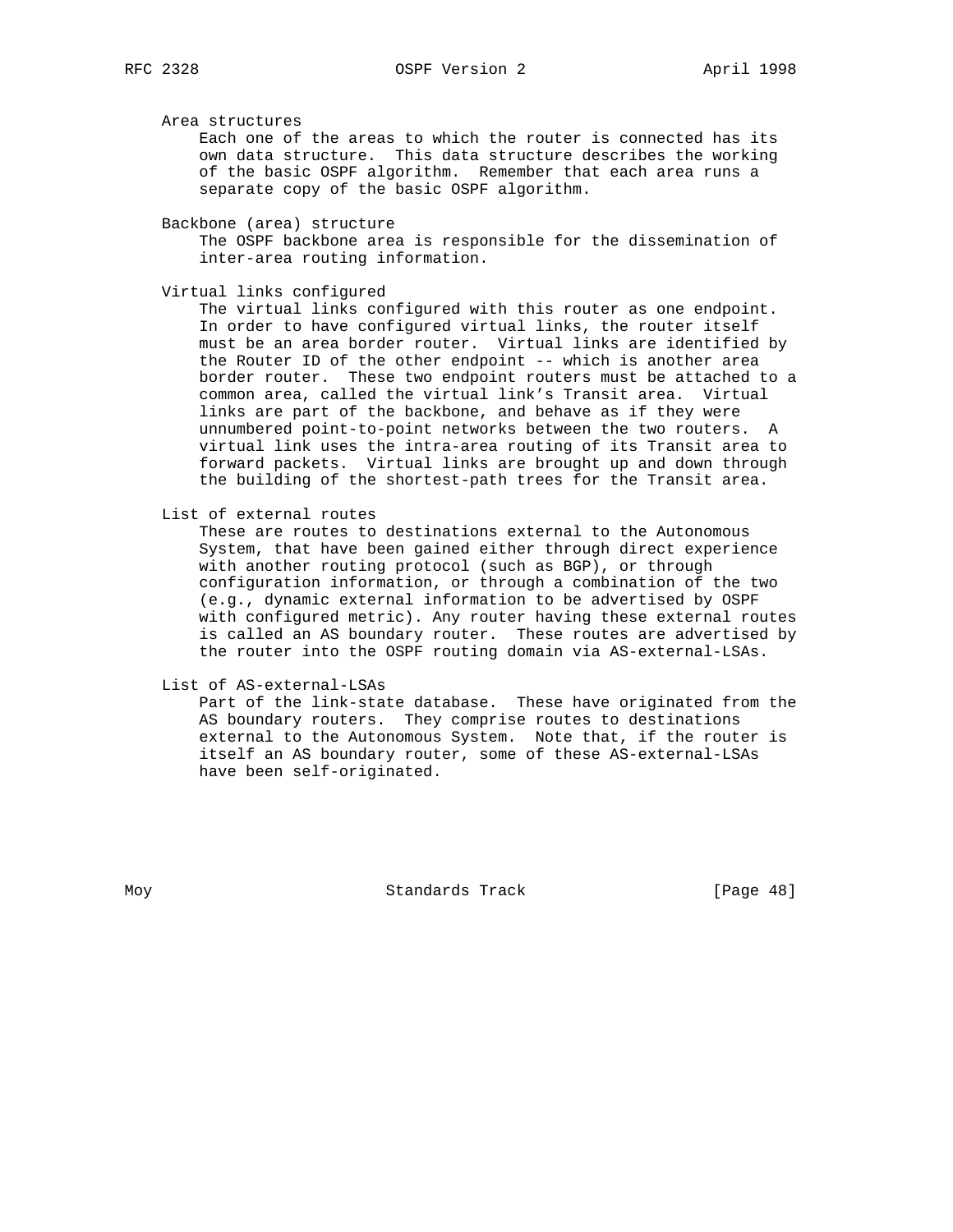Area structures
Each one of the areas to which the router is connected has its own data structure. This data structure describes the working of the basic OSPF algorithm. Remember that each area runs a separate copy of the basic OSPF algorithm.

Backbone (area) structure
The OSPF backbone area is responsible for the dissemination of inter-area routing information.

Virtual links configured
The virtual links configured with this router as one endpoint. In order to have configured virtual links, the router itself must be an area border router. Virtual links are identified by the Router ID of the other endpoint -- which is another area border router. These two endpoint routers must be attached to a common area, called the virtual link's Transit area. Virtual links are part of the backbone, and behave as if they were unnumbered point-to-point networks between the two routers. A virtual link uses the intra-area routing of its Transit area to forward packets. Virtual links are brought up and down through the building of the shortest-path trees for the Transit area.

List of external routes
These are routes to destinations external to the Autonomous System, that have been gained either through direct experience with another routing protocol (such as BGP), or through configuration information, or through a combination of the two (e.g., dynamic external information to be advertised by OSPF with configured metric). Any router having these external routes is called an AS boundary router. These routes are advertised by the router into the OSPF routing domain via AS-external-LSAs.

List of AS-external-LSAs
Part of the link-state database. These have originated from the AS boundary routers. They comprise routes to destinations external to the Autonomous System. Note that, if the router is itself an AS boundary router, some of these AS-external-LSAs have been self-originated.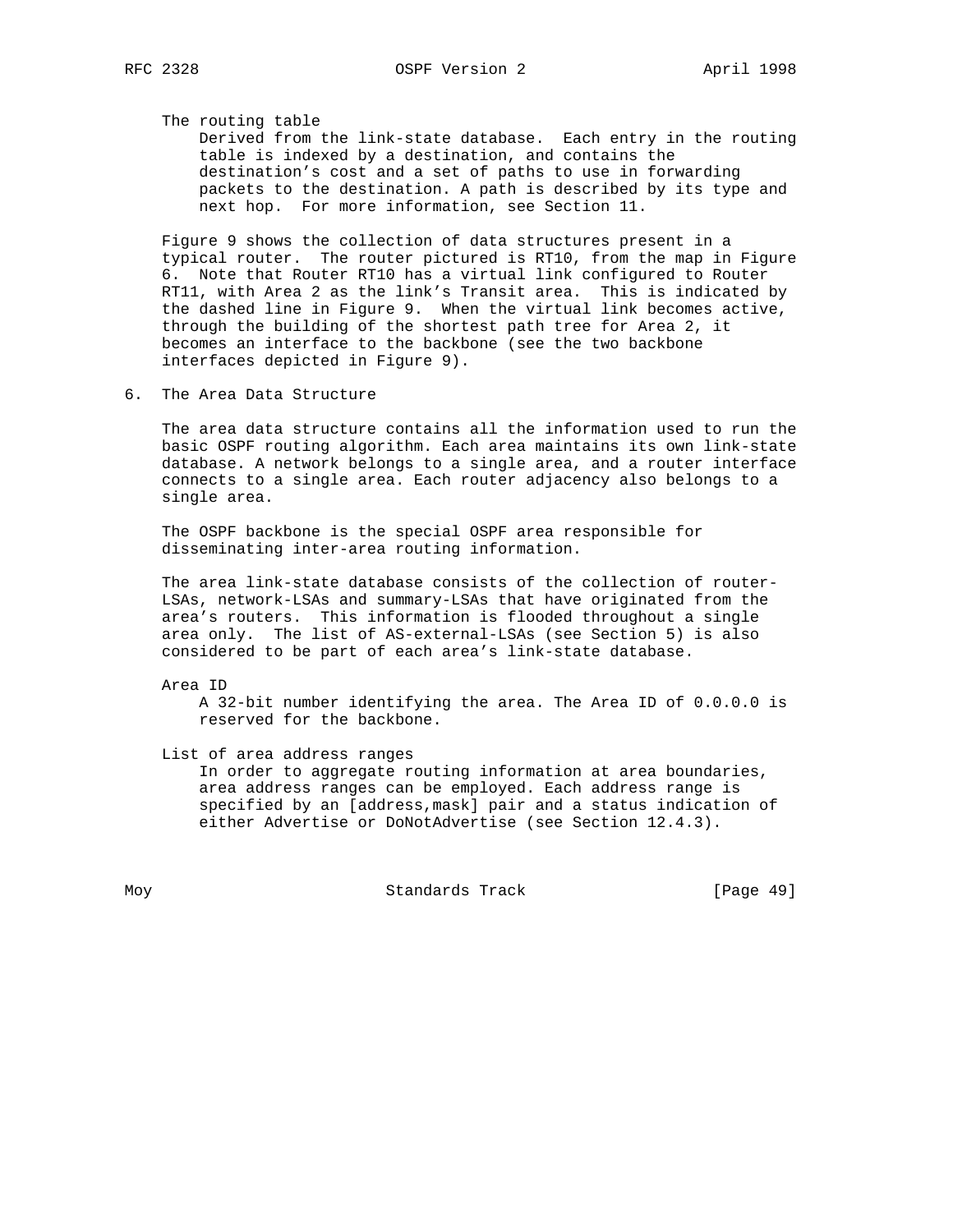The routing table

Derived from the link-state database. Each entry in the routing table is indexed by a destination, and contains the destination's cost and a set of paths to use in forwarding packets to the destination. A path is described by its type and next hop. For more information, see Section 11.

Figure 9 shows the collection of data structures present in a typical router. The router pictured is RT10, from the map in Figure 6. Note that Router RT10 has a virtual link configured to Router RT11, with Area 2 as the link's Transit area. This is indicated by the dashed line in Figure 9. When the virtual link becomes active, through the building of the shortest path tree for Area 2, it becomes an interface to the backbone (see the two backbone interfaces depicted in Figure 9).

## 6. The Area Data Structure

The area data structure contains all the information used to run the basic OSPF routing algorithm. Each area maintains its own link-state database. A network belongs to a single area, and a router interface connects to a single area. Each router adjacency also belongs to a single area.

The OSPF backbone is the special OSPF area responsible for disseminating inter-area routing information.

The area link-state database consists of the collection of router-LSAs, network-LSAs and summary-LSAs that have originated from the area's routers. This information is flooded throughout a single area only. The list of AS-external-LSAs (see Section 5) is also considered to be part of each area's link-state database.

Area ID

A 32-bit number identifying the area. The Area ID of 0.0.0.0 is reserved for the backbone.

List of area address ranges

In order to aggregate routing information at area boundaries, area address ranges can be employed. Each address range is specified by an [address,mask] pair and a status indication of either Advertise or DoNotAdvertise (see Section 12.4.3).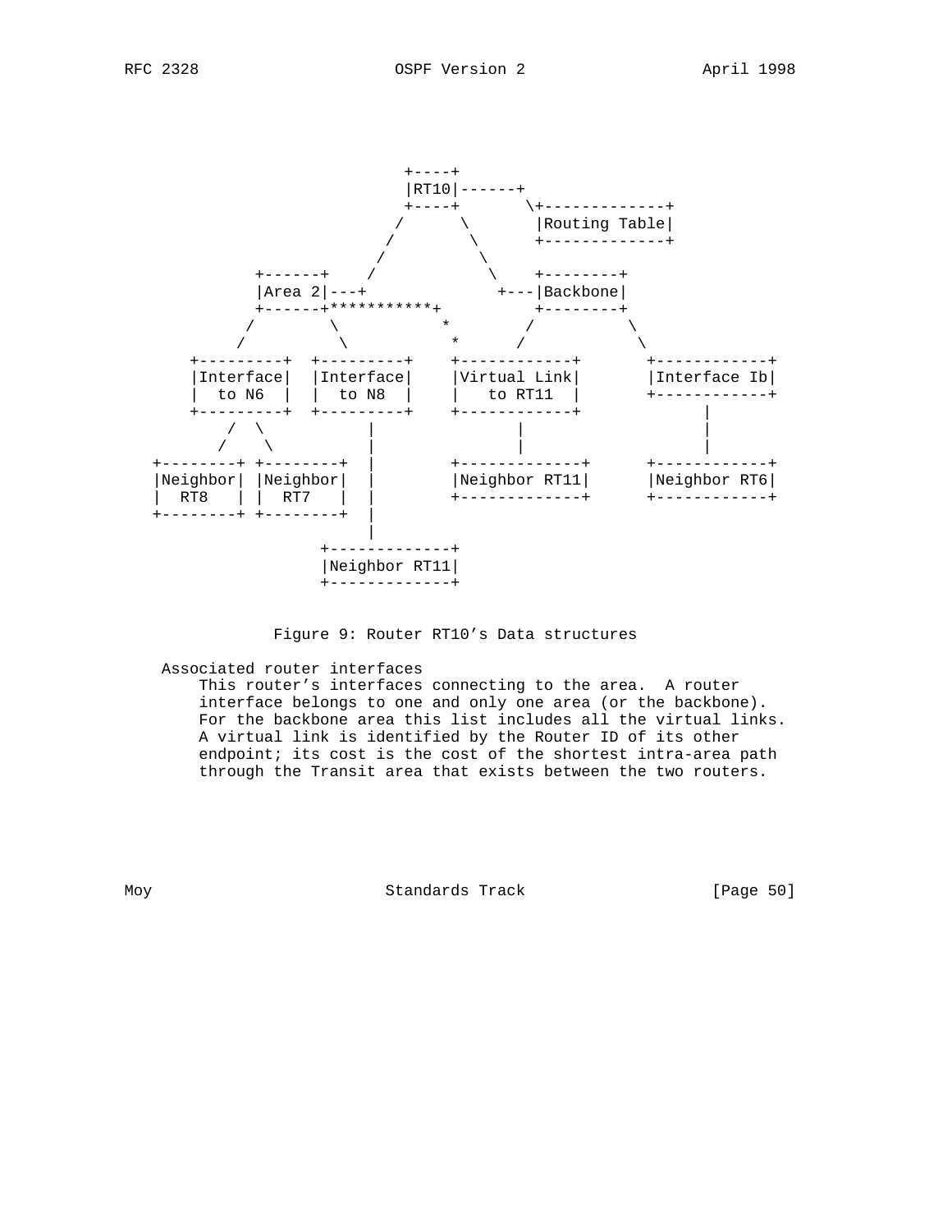```
                                    +----+
                                    |RT10|------+
                                    +----+       \+-------------+
                                   /      \       |Routing Table|
                                  /        \      +-------------+
                                 /          \
                    +------+    /            \    +--------+
                    |Area 2|---+              +---|Backbone|
                    +------+***********+          +--------+
                   /        \           *        /          \
                  /          \           *      /            \
             +---------+  +---------+    +------------+       +------------+
             |Interface|  |Interface|    |Virtual Link|       |Interface Ib|
             |  to N6  |  |  to N8  |    |   to RT11  |       +------------+
             +---------+  +---------+    +------------+             |
                 /  \          |               |                    |
                /    \         |               |                    |
         +--------+ +--------+ |       +-------------+       +------------+
         |Neighbor| |Neighbor| |       |Neighbor RT11|       |Neighbor RT6|
         |  RT8   | |  RT7   | |       +-------------+       +------------+
         +--------+ +--------+ |
                               |
                        +-------------+
                        |Neighbor RT11|
                        +-------------+
```

Figure 9: Router RT10's Data structures

Associated router interfaces
This router's interfaces connecting to the area. A router interface belongs to one and only one area (or the backbone). For the backbone area this list includes all the virtual links. A virtual link is identified by the Router ID of its other endpoint; its cost is the cost of the shortest intra-area path through the Transit area that exists between the two routers.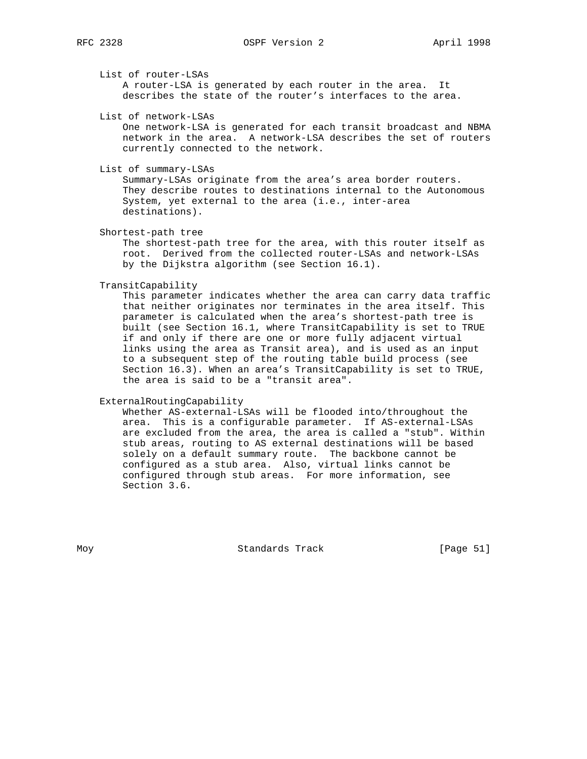List of router-LSAs
A router-LSA is generated by each router in the area. It describes the state of the router's interfaces to the area.

List of network-LSAs
One network-LSA is generated for each transit broadcast and NBMA network in the area. A network-LSA describes the set of routers currently connected to the network.

List of summary-LSAs
Summary-LSAs originate from the area's area border routers. They describe routes to destinations internal to the Autonomous System, yet external to the area (i.e., inter-area destinations).

Shortest-path tree
The shortest-path tree for the area, with this router itself as root. Derived from the collected router-LSAs and network-LSAs by the Dijkstra algorithm (see Section 16.1).

TransitCapability
This parameter indicates whether the area can carry data traffic that neither originates nor terminates in the area itself. This parameter is calculated when the area's shortest-path tree is built (see Section 16.1, where TransitCapability is set to TRUE if and only if there are one or more fully adjacent virtual links using the area as Transit area), and is used as an input to a subsequent step of the routing table build process (see Section 16.3). When an area's TransitCapability is set to TRUE, the area is said to be a "transit area".

ExternalRoutingCapability
Whether AS-external-LSAs will be flooded into/throughout the area. This is a configurable parameter. If AS-external-LSAs are excluded from the area, the area is called a "stub". Within stub areas, routing to AS external destinations will be based solely on a default summary route. The backbone cannot be configured as a stub area. Also, virtual links cannot be configured through stub areas. For more information, see Section 3.6.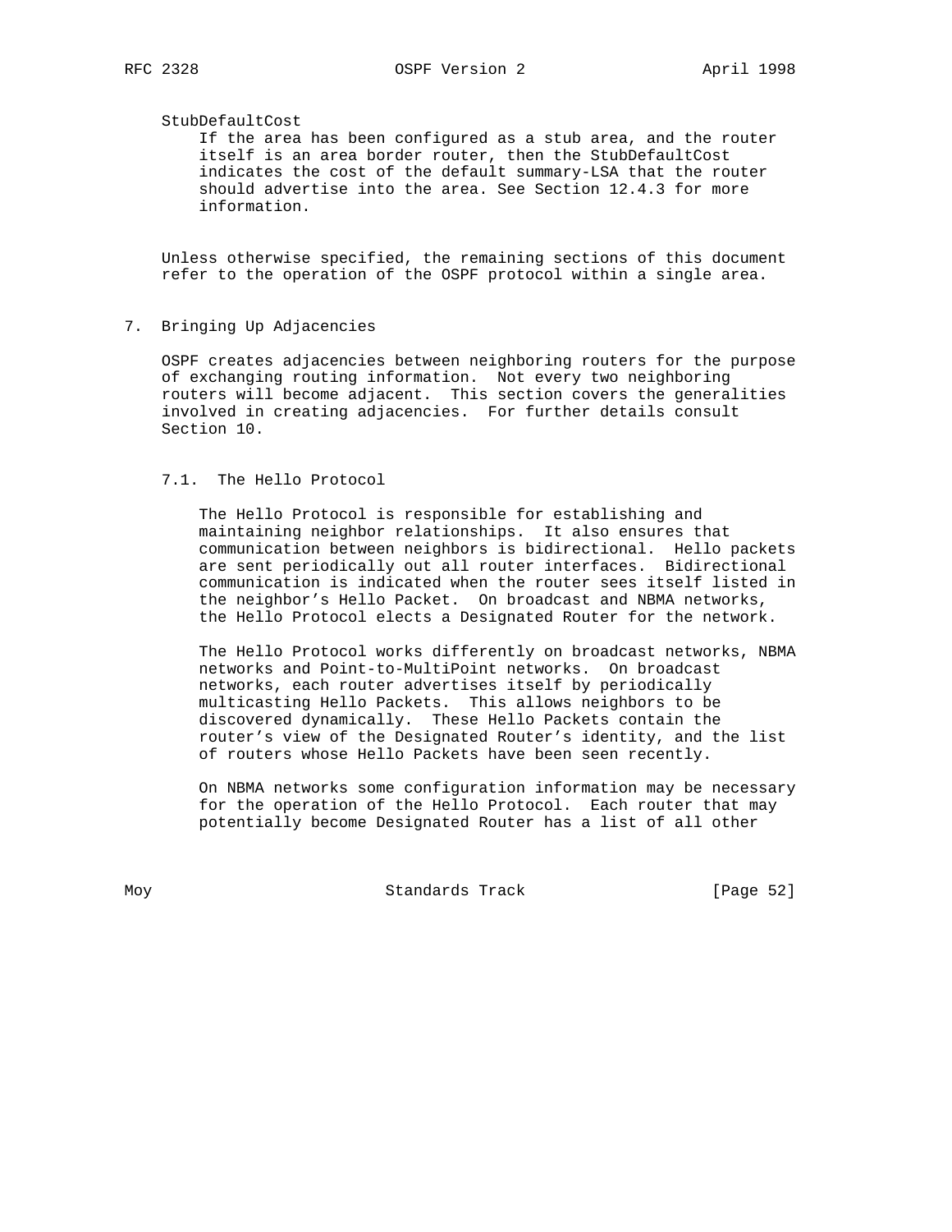StubDefaultCost
If the area has been configured as a stub area, and the router itself is an area border router, then the StubDefaultCost indicates the cost of the default summary-LSA that the router should advertise into the area. See Section 12.4.3 for more information.

Unless otherwise specified, the remaining sections of this document refer to the operation of the OSPF protocol within a single area.

## 7. Bringing Up Adjacencies

OSPF creates adjacencies between neighboring routers for the purpose of exchanging routing information. Not every two neighboring routers will become adjacent. This section covers the generalities involved in creating adjacencies. For further details consult Section 10.

### 7.1. The Hello Protocol

The Hello Protocol is responsible for establishing and maintaining neighbor relationships. It also ensures that communication between neighbors is bidirectional. Hello packets are sent periodically out all router interfaces. Bidirectional communication is indicated when the router sees itself listed in the neighbor's Hello Packet. On broadcast and NBMA networks, the Hello Protocol elects a Designated Router for the network.

The Hello Protocol works differently on broadcast networks, NBMA networks and Point-to-MultiPoint networks. On broadcast networks, each router advertises itself by periodically multicasting Hello Packets. This allows neighbors to be discovered dynamically. These Hello Packets contain the router's view of the Designated Router's identity, and the list of routers whose Hello Packets have been seen recently.

On NBMA networks some configuration information may be necessary for the operation of the Hello Protocol. Each router that may potentially become Designated Router has a list of all other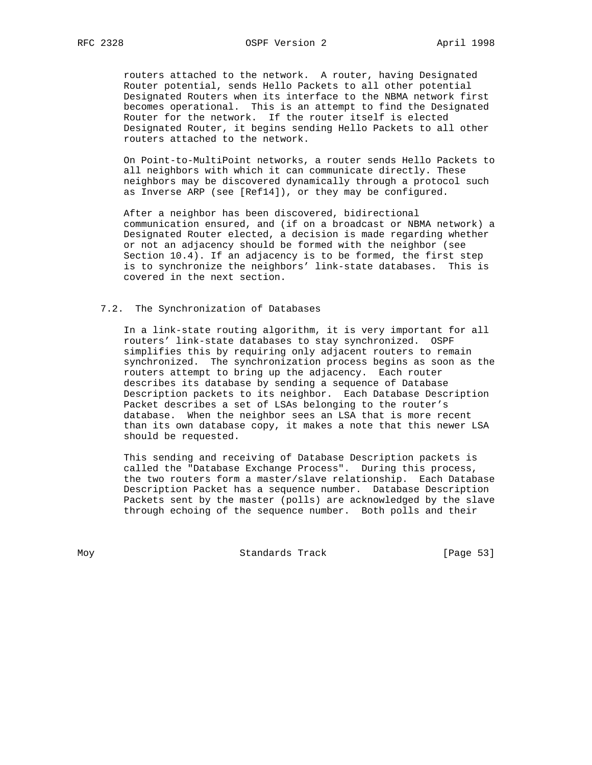routers attached to the network. A router, having Designated Router potential, sends Hello Packets to all other potential Designated Routers when its interface to the NBMA network first becomes operational. This is an attempt to find the Designated Router for the network. If the router itself is elected Designated Router, it begins sending Hello Packets to all other routers attached to the network.

On Point-to-MultiPoint networks, a router sends Hello Packets to all neighbors with which it can communicate directly. These neighbors may be discovered dynamically through a protocol such as Inverse ARP (see [Ref14]), or they may be configured.

After a neighbor has been discovered, bidirectional communication ensured, and (if on a broadcast or NBMA network) a Designated Router elected, a decision is made regarding whether or not an adjacency should be formed with the neighbor (see Section 10.4). If an adjacency is to be formed, the first step is to synchronize the neighbors' link-state databases. This is covered in the next section.

### 7.2. The Synchronization of Databases

In a link-state routing algorithm, it is very important for all routers' link-state databases to stay synchronized. OSPF simplifies this by requiring only adjacent routers to remain synchronized. The synchronization process begins as soon as the routers attempt to bring up the adjacency. Each router describes its database by sending a sequence of Database Description packets to its neighbor. Each Database Description Packet describes a set of LSAs belonging to the router's database. When the neighbor sees an LSA that is more recent than its own database copy, it makes a note that this newer LSA should be requested.

This sending and receiving of Database Description packets is called the "Database Exchange Process". During this process, the two routers form a master/slave relationship. Each Database Description Packet has a sequence number. Database Description Packets sent by the master (polls) are acknowledged by the slave through echoing of the sequence number. Both polls and their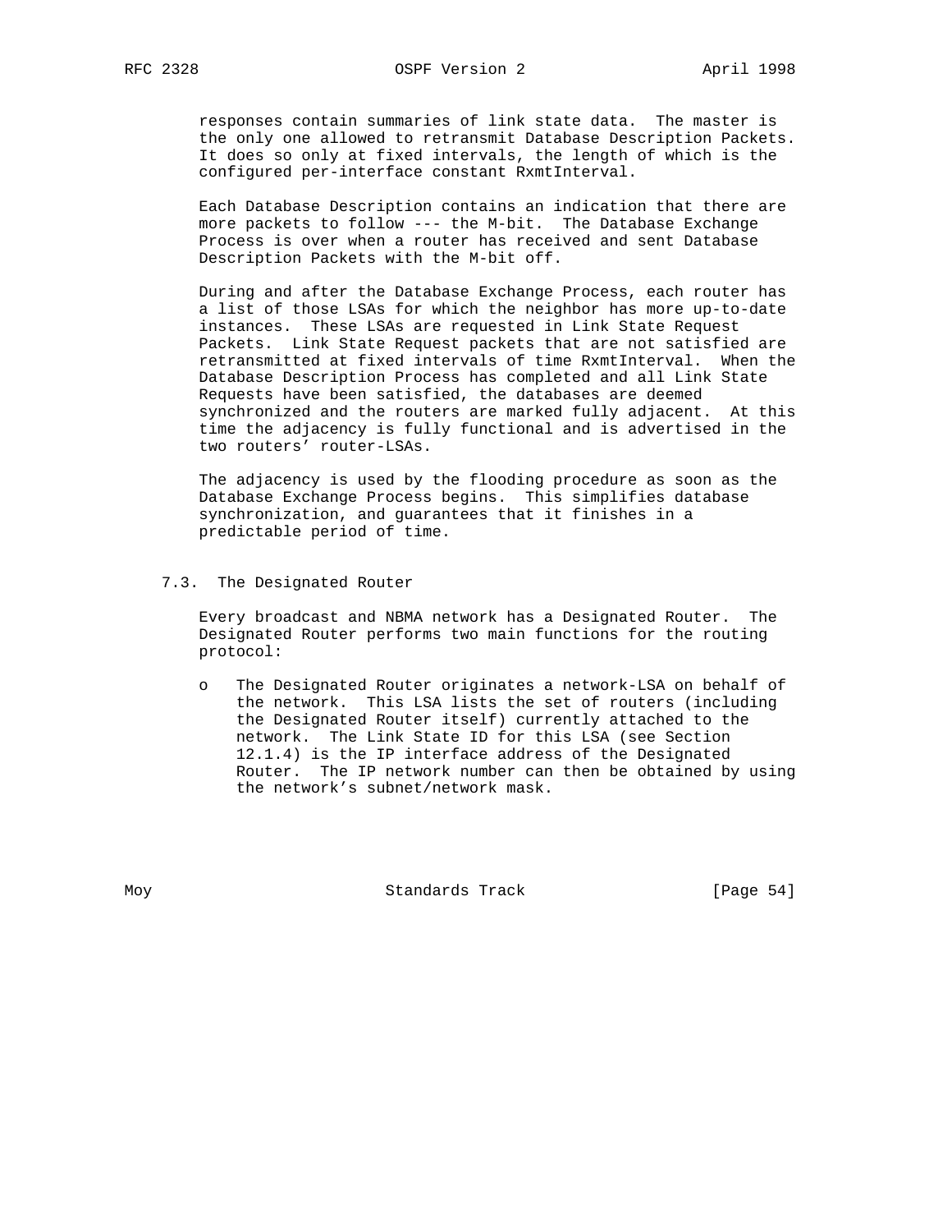responses contain summaries of link state data. The master is the only one allowed to retransmit Database Description Packets. It does so only at fixed intervals, the length of which is the configured per-interface constant RxmtInterval.

Each Database Description contains an indication that there are more packets to follow --- the M-bit. The Database Exchange Process is over when a router has received and sent Database Description Packets with the M-bit off.

During and after the Database Exchange Process, each router has a list of those LSAs for which the neighbor has more up-to-date instances. These LSAs are requested in Link State Request Packets. Link State Request packets that are not satisfied are retransmitted at fixed intervals of time RxmtInterval. When the Database Description Process has completed and all Link State Requests have been satisfied, the databases are deemed synchronized and the routers are marked fully adjacent. At this time the adjacency is fully functional and is advertised in the two routers' router-LSAs.

The adjacency is used by the flooding procedure as soon as the Database Exchange Process begins. This simplifies database synchronization, and guarantees that it finishes in a predictable period of time.

## 7.3. The Designated Router

Every broadcast and NBMA network has a Designated Router. The Designated Router performs two main functions for the routing protocol:

- The Designated Router originates a network-LSA on behalf of the network. This LSA lists the set of routers (including the Designated Router itself) currently attached to the network. The Link State ID for this LSA (see Section 12.1.4) is the IP interface address of the Designated Router. The IP network number can then be obtained by using the network's subnet/network mask.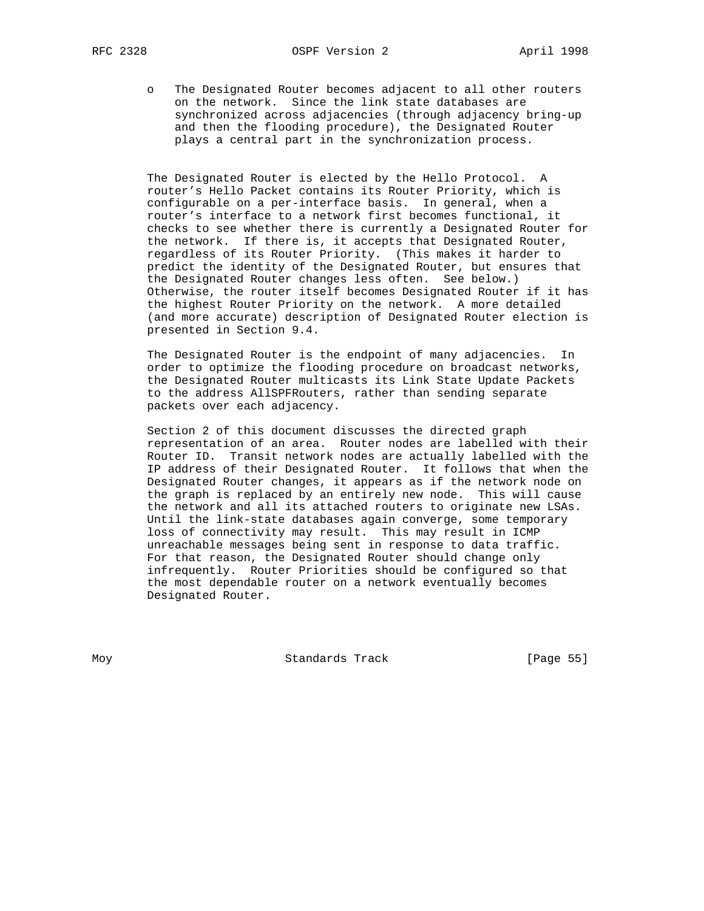- The Designated Router becomes adjacent to all other routers on the network. Since the link state databases are synchronized across adjacencies (through adjacency bring-up and then the flooding procedure), the Designated Router plays a central part in the synchronization process.

The Designated Router is elected by the Hello Protocol. A router's Hello Packet contains its Router Priority, which is configurable on a per-interface basis. In general, when a router's interface to a network first becomes functional, it checks to see whether there is currently a Designated Router for the network. If there is, it accepts that Designated Router, regardless of its Router Priority. (This makes it harder to predict the identity of the Designated Router, but ensures that the Designated Router changes less often. See below.) Otherwise, the router itself becomes Designated Router if it has the highest Router Priority on the network. A more detailed (and more accurate) description of Designated Router election is presented in Section 9.4.

The Designated Router is the endpoint of many adjacencies. In order to optimize the flooding procedure on broadcast networks, the Designated Router multicasts its Link State Update Packets to the address AllSPFRouters, rather than sending separate packets over each adjacency.

Section 2 of this document discusses the directed graph representation of an area. Router nodes are labelled with their Router ID. Transit network nodes are actually labelled with the IP address of their Designated Router. It follows that when the Designated Router changes, it appears as if the network node on the graph is replaced by an entirely new node. This will cause the network and all its attached routers to originate new LSAs. Until the link-state databases again converge, some temporary loss of connectivity may result. This may result in ICMP unreachable messages being sent in response to data traffic. For that reason, the Designated Router should change only infrequently. Router Priorities should be configured so that the most dependable router on a network eventually becomes Designated Router.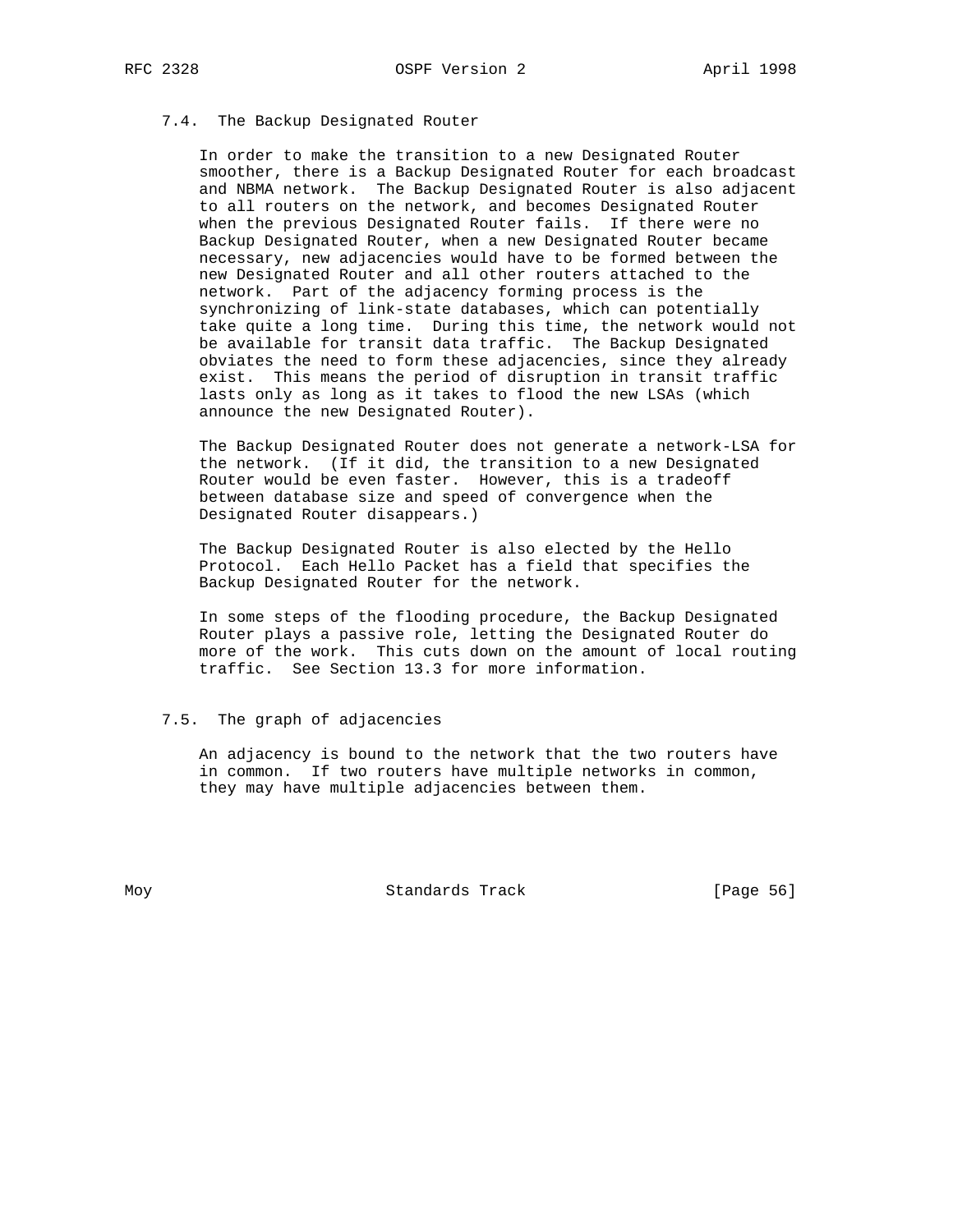### 7.4. The Backup Designated Router

In order to make the transition to a new Designated Router smoother, there is a Backup Designated Router for each broadcast and NBMA network. The Backup Designated Router is also adjacent to all routers on the network, and becomes Designated Router when the previous Designated Router fails. If there were no Backup Designated Router, when a new Designated Router became necessary, new adjacencies would have to be formed between the new Designated Router and all other routers attached to the network. Part of the adjacency forming process is the synchronizing of link-state databases, which can potentially take quite a long time. During this time, the network would not be available for transit data traffic. The Backup Designated obviates the need to form these adjacencies, since they already exist. This means the period of disruption in transit traffic lasts only as long as it takes to flood the new LSAs (which announce the new Designated Router).

The Backup Designated Router does not generate a network-LSA for the network. (If it did, the transition to a new Designated Router would be even faster. However, this is a tradeoff between database size and speed of convergence when the Designated Router disappears.)

The Backup Designated Router is also elected by the Hello Protocol. Each Hello Packet has a field that specifies the Backup Designated Router for the network.

In some steps of the flooding procedure, the Backup Designated Router plays a passive role, letting the Designated Router do more of the work. This cuts down on the amount of local routing traffic. See Section 13.3 for more information.

### 7.5. The graph of adjacencies

An adjacency is bound to the network that the two routers have in common. If two routers have multiple networks in common, they may have multiple adjacencies between them.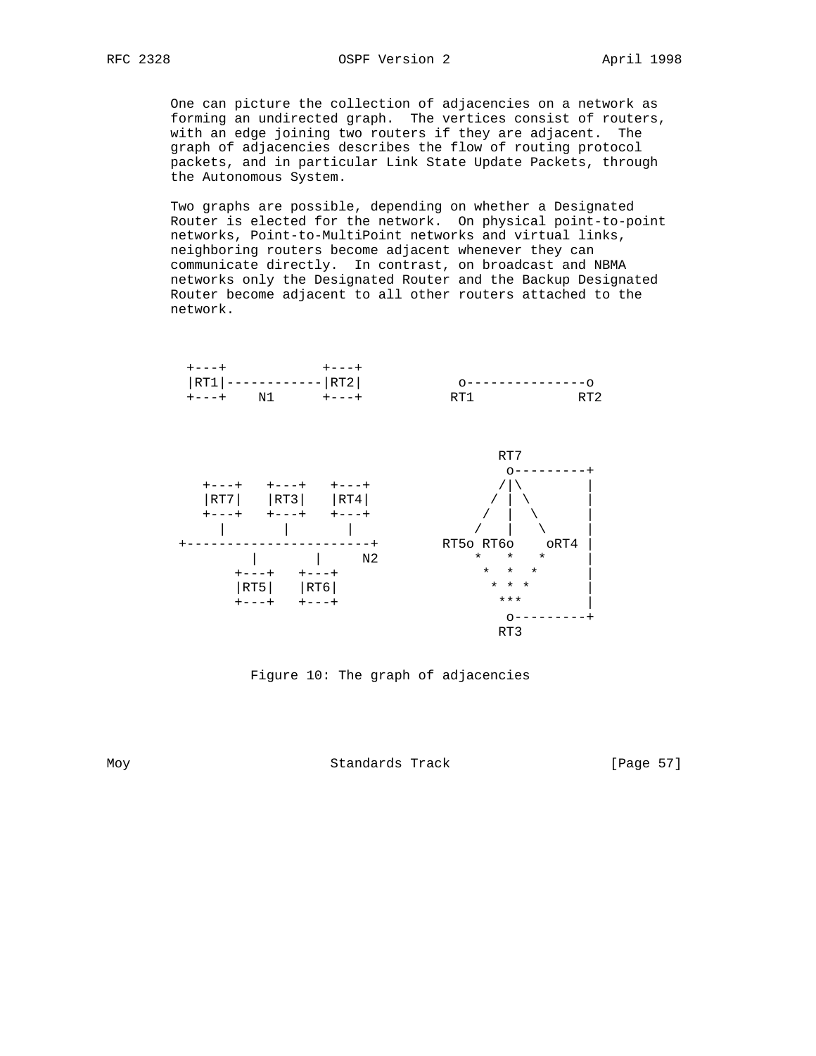One can picture the collection of adjacencies on a network as forming an undirected graph. The vertices consist of routers, with an edge joining two routers if they are adjacent. The graph of adjacencies describes the flow of routing protocol packets, and in particular Link State Update Packets, through the Autonomous System.

Two graphs are possible, depending on whether a Designated Router is elected for the network. On physical point-to-point networks, Point-to-MultiPoint networks and virtual links, neighboring routers become adjacent whenever they can communicate directly. In contrast, on broadcast and NBMA networks only the Designated Router and the Backup Designated Router become adjacent to all other routers attached to the network.

```
 +---+            +---+
 |RT1|------------|RT2|            o---------------o
 +---+    N1      +---+           RT1             RT2



                                                RT7
                                                 o---------+
   +---+   +---+   +---+                        /|\        |
   |RT7|   |RT3|   |RT4|                       / | \       |
   +---+   +---+   +---+                      /  |  \      |
     |       |       |                       /   |   \     |
+-----------------------+               RT5o RT6o    oRT4 |
         |       |     N2                    *   *   *     |
       +---+   +---+                          *  *  *      |
       |RT5|   |RT6|                           * * *       |
       +---+   +---+                            ***        |
                                                 o---------+
                                                RT3
```

Figure 10: The graph of adjacencies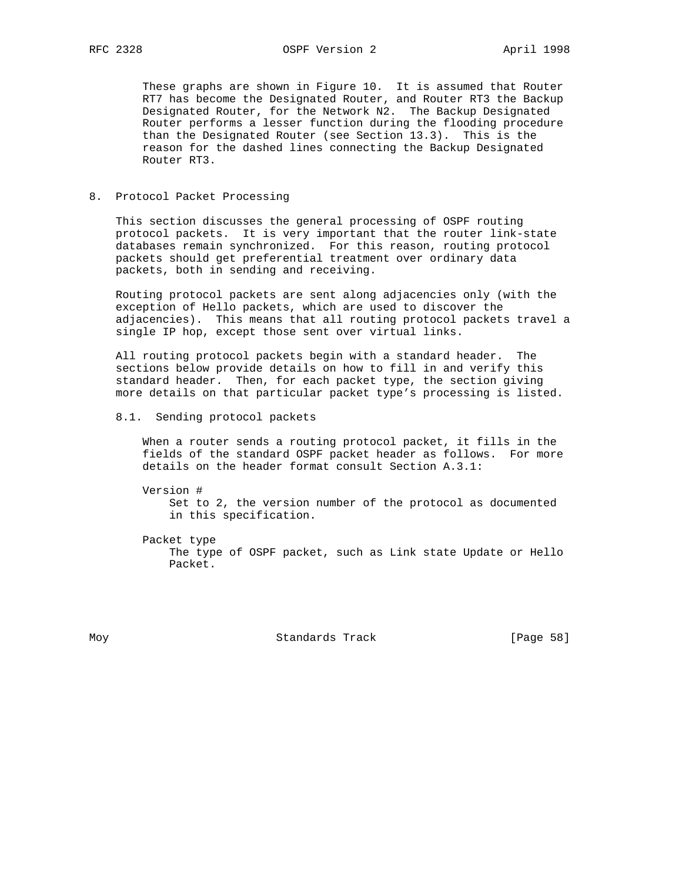These graphs are shown in Figure 10. It is assumed that Router RT7 has become the Designated Router, and Router RT3 the Backup Designated Router, for the Network N2. The Backup Designated Router performs a lesser function during the flooding procedure than the Designated Router (see Section 13.3). This is the reason for the dashed lines connecting the Backup Designated Router RT3.

# 8. Protocol Packet Processing

This section discusses the general processing of OSPF routing protocol packets. It is very important that the router link-state databases remain synchronized. For this reason, routing protocol packets should get preferential treatment over ordinary data packets, both in sending and receiving.

Routing protocol packets are sent along adjacencies only (with the exception of Hello packets, which are used to discover the adjacencies). This means that all routing protocol packets travel a single IP hop, except those sent over virtual links.

All routing protocol packets begin with a standard header. The sections below provide details on how to fill in and verify this standard header. Then, for each packet type, the section giving more details on that particular packet type's processing is listed.

## 8.1. Sending protocol packets

When a router sends a routing protocol packet, it fills in the fields of the standard OSPF packet header as follows. For more details on the header format consult Section A.3.1:

Version #
: Set to 2, the version number of the protocol as documented in this specification.

Packet type
: The type of OSPF packet, such as Link state Update or Hello Packet.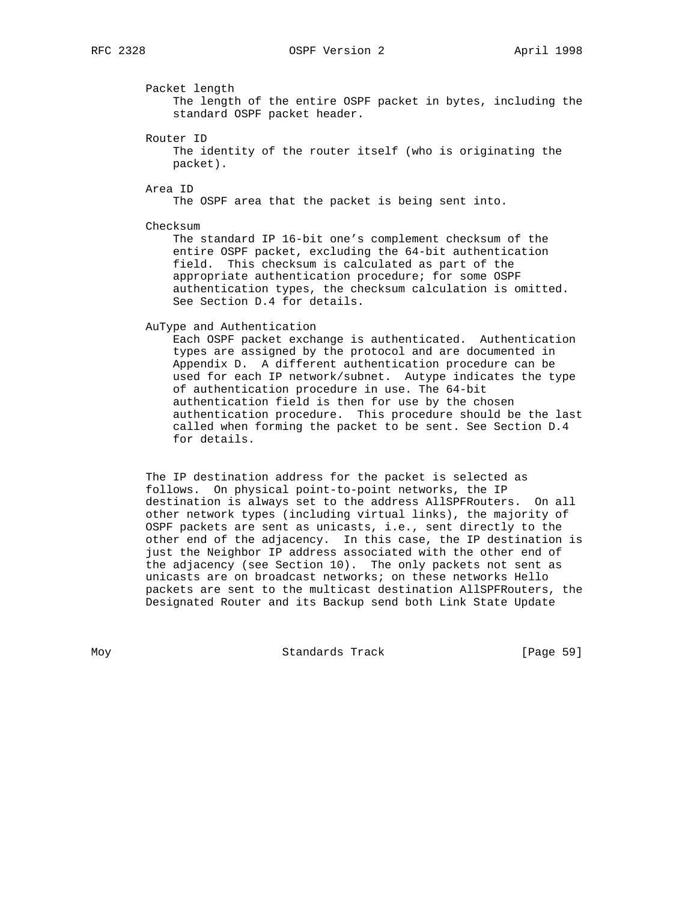Packet length
    The length of the entire OSPF packet in bytes, including the standard OSPF packet header.

Router ID
    The identity of the router itself (who is originating the packet).

Area ID
    The OSPF area that the packet is being sent into.

Checksum
    The standard IP 16-bit one's complement checksum of the entire OSPF packet, excluding the 64-bit authentication field. This checksum is calculated as part of the appropriate authentication procedure; for some OSPF authentication types, the checksum calculation is omitted. See Section D.4 for details.

AuType and Authentication
    Each OSPF packet exchange is authenticated. Authentication types are assigned by the protocol and are documented in Appendix D. A different authentication procedure can be used for each IP network/subnet. Autype indicates the type of authentication procedure in use. The 64-bit authentication field is then for use by the chosen authentication procedure. This procedure should be the last called when forming the packet to be sent. See Section D.4 for details.

The IP destination address for the packet is selected as follows. On physical point-to-point networks, the IP destination is always set to the address AllSPFRouters. On all other network types (including virtual links), the majority of OSPF packets are sent as unicasts, i.e., sent directly to the other end of the adjacency. In this case, the IP destination is just the Neighbor IP address associated with the other end of the adjacency (see Section 10). The only packets not sent as unicasts are on broadcast networks; on these networks Hello packets are sent to the multicast destination AllSPFRouters, the Designated Router and its Backup send both Link State Update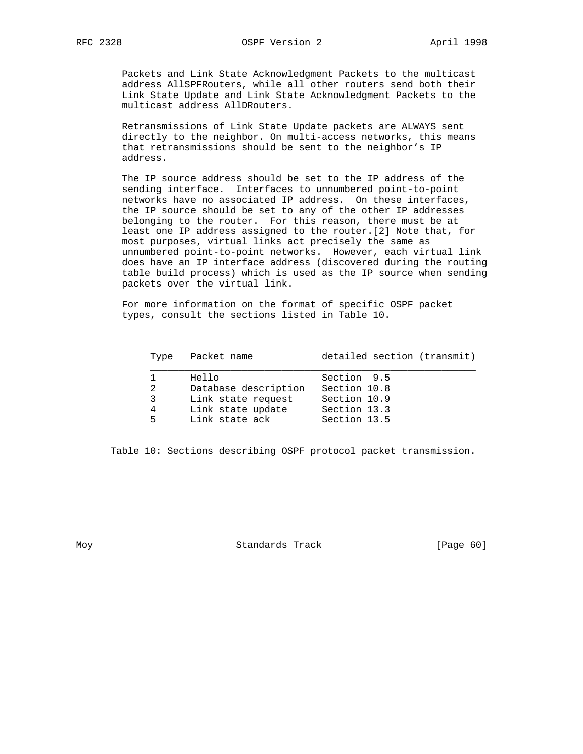Packets and Link State Acknowledgment Packets to the multicast address AllSPFRouters, while all other routers send both their Link State Update and Link State Acknowledgment Packets to the multicast address AllDRouters.

Retransmissions of Link State Update packets are ALWAYS sent directly to the neighbor. On multi-access networks, this means that retransmissions should be sent to the neighbor's IP address.

The IP source address should be set to the IP address of the sending interface. Interfaces to unnumbered point-to-point networks have no associated IP address. On these interfaces, the IP source should be set to any of the other IP addresses belonging to the router. For this reason, there must be at least one IP address assigned to the router.[2] Note that, for most purposes, virtual links act precisely the same as unnumbered point-to-point networks. However, each virtual link does have an IP interface address (discovered during the routing table build process) which is used as the IP source when sending packets over the virtual link.

For more information on the format of specific OSPF packet types, consult the sections listed in Table 10.

| Type | Packet name | detailed section (transmit) |
|---|---|---|
| 1 | Hello | Section 9.5 |
| 2 | Database description | Section 10.8 |
| 3 | Link state request | Section 10.9 |
| 4 | Link state update | Section 13.3 |
| 5 | Link state ack | Section 13.5 |

Table 10: Sections describing OSPF protocol packet transmission.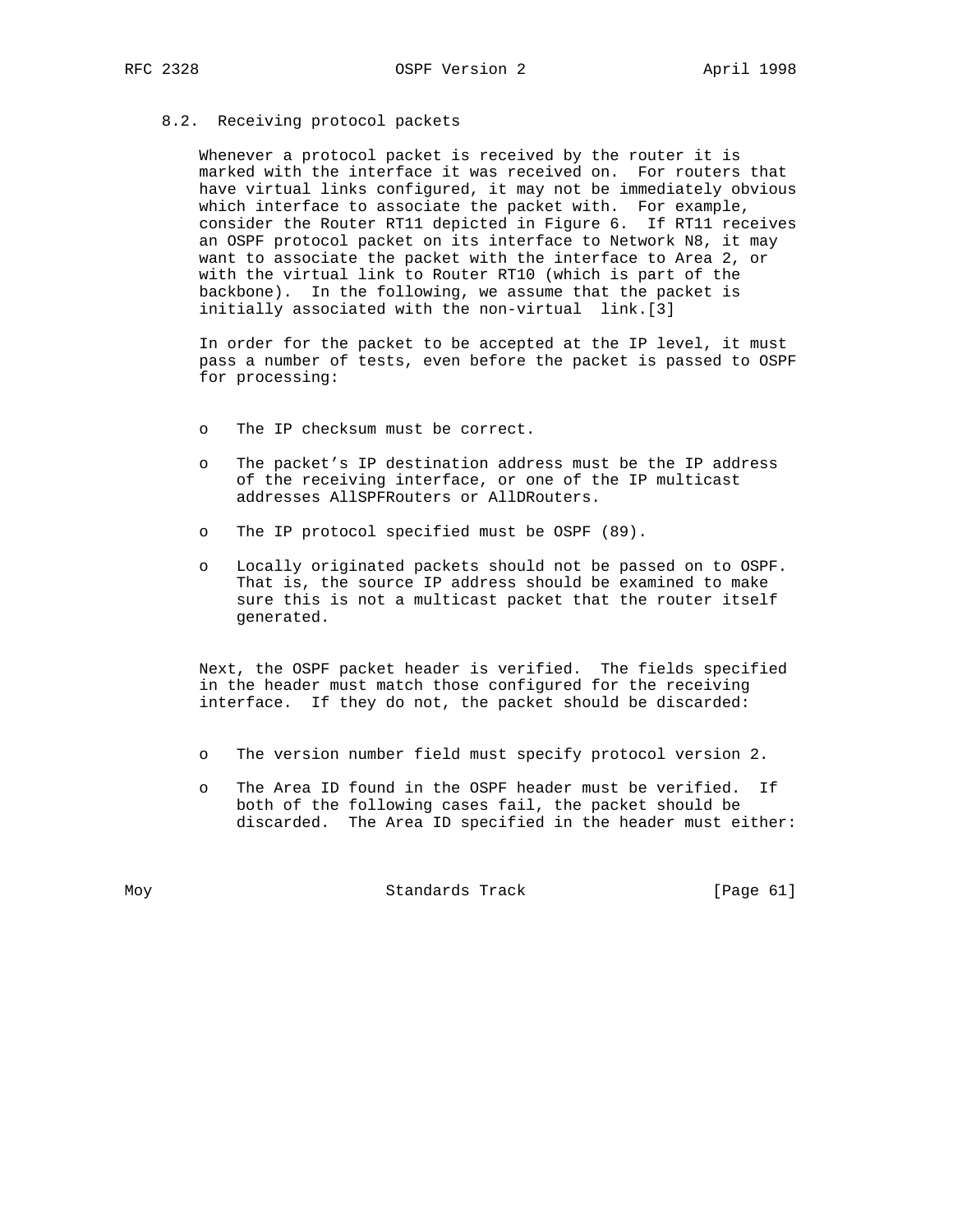### 8.2. Receiving protocol packets

Whenever a protocol packet is received by the router it is marked with the interface it was received on. For routers that have virtual links configured, it may not be immediately obvious which interface to associate the packet with. For example, consider the Router RT11 depicted in Figure 6. If RT11 receives an OSPF protocol packet on its interface to Network N8, it may want to associate the packet with the interface to Area 2, or with the virtual link to Router RT10 (which is part of the backbone). In the following, we assume that the packet is initially associated with the non-virtual link.[3]

In order for the packet to be accepted at the IP level, it must pass a number of tests, even before the packet is passed to OSPF for processing:

- The IP checksum must be correct.
- The packet's IP destination address must be the IP address of the receiving interface, or one of the IP multicast addresses AllSPFRouters or AllDRouters.
- The IP protocol specified must be OSPF (89).
- Locally originated packets should not be passed on to OSPF. That is, the source IP address should be examined to make sure this is not a multicast packet that the router itself generated.

Next, the OSPF packet header is verified. The fields specified in the header must match those configured for the receiving interface. If they do not, the packet should be discarded:

- The version number field must specify protocol version 2.
- The Area ID found in the OSPF header must be verified. If both of the following cases fail, the packet should be discarded. The Area ID specified in the header must either: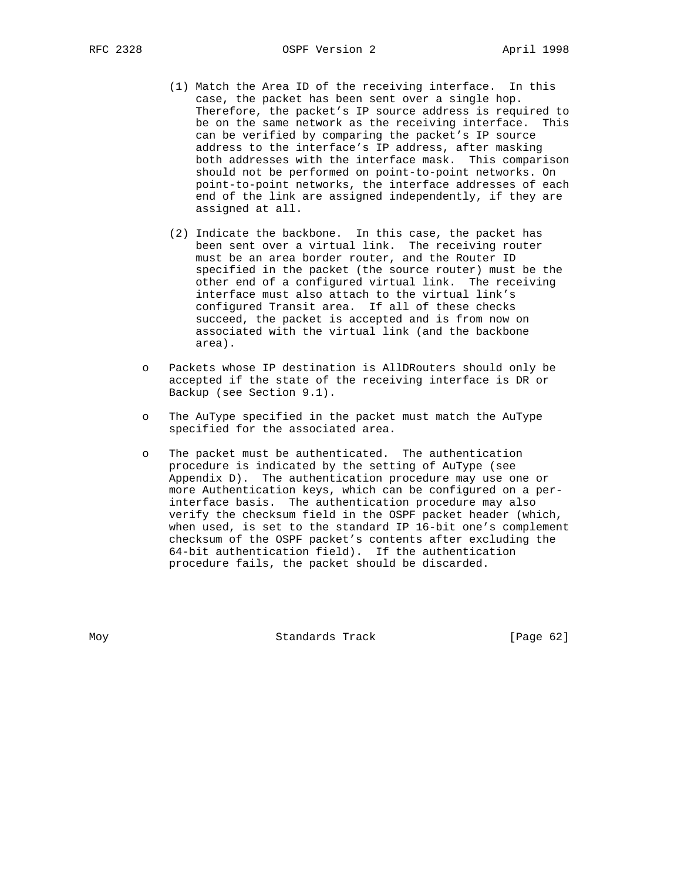(1) Match the Area ID of the receiving interface. In this case, the packet has been sent over a single hop. Therefore, the packet's IP source address is required to be on the same network as the receiving interface. This can be verified by comparing the packet's IP source address to the interface's IP address, after masking both addresses with the interface mask. This comparison should not be performed on point-to-point networks. On point-to-point networks, the interface addresses of each end of the link are assigned independently, if they are assigned at all.

(2) Indicate the backbone. In this case, the packet has been sent over a virtual link. The receiving router must be an area border router, and the Router ID specified in the packet (the source router) must be the other end of a configured virtual link. The receiving interface must also attach to the virtual link's configured Transit area. If all of these checks succeed, the packet is accepted and is from now on associated with the virtual link (and the backbone area).

- Packets whose IP destination is AllDRouters should only be accepted if the state of the receiving interface is DR or Backup (see Section 9.1).

- The AuType specified in the packet must match the AuType specified for the associated area.

- The packet must be authenticated. The authentication procedure is indicated by the setting of AuType (see Appendix D). The authentication procedure may use one or more Authentication keys, which can be configured on a per-interface basis. The authentication procedure may also verify the checksum field in the OSPF packet header (which, when used, is set to the standard IP 16-bit one's complement checksum of the OSPF packet's contents after excluding the 64-bit authentication field). If the authentication procedure fails, the packet should be discarded.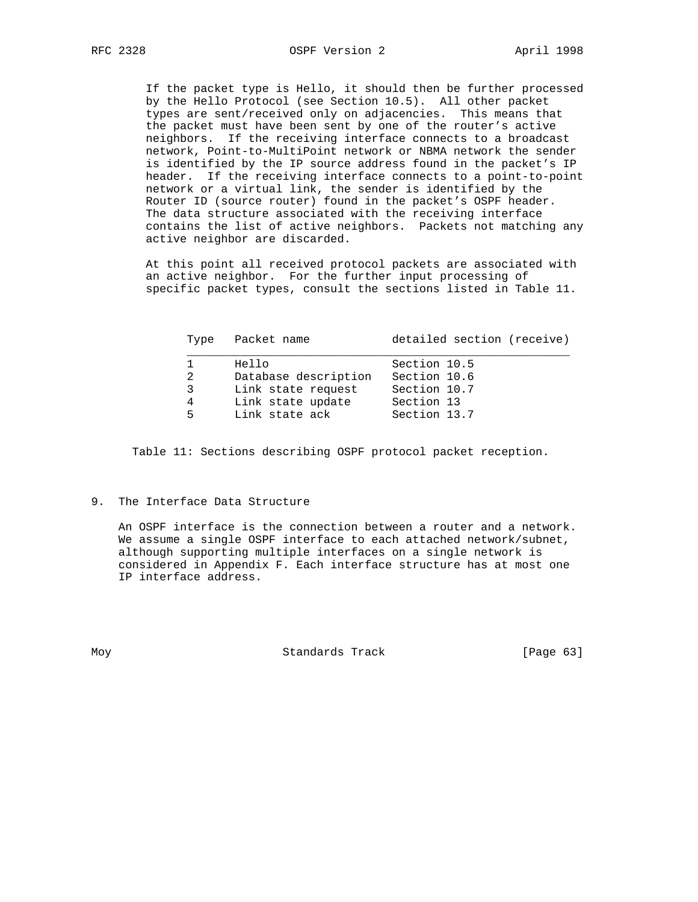If the packet type is Hello, it should then be further processed by the Hello Protocol (see Section 10.5). All other packet types are sent/received only on adjacencies. This means that the packet must have been sent by one of the router's active neighbors. If the receiving interface connects to a broadcast network, Point-to-MultiPoint network or NBMA network the sender is identified by the IP source address found in the packet's IP header. If the receiving interface connects to a point-to-point network or a virtual link, the sender is identified by the Router ID (source router) found in the packet's OSPF header. The data structure associated with the receiving interface contains the list of active neighbors. Packets not matching any active neighbor are discarded.

At this point all received protocol packets are associated with an active neighbor. For the further input processing of specific packet types, consult the sections listed in Table 11.

| Type | Packet name | detailed section (receive) |
|---|---|---|
| 1 | Hello | Section 10.5 |
| 2 | Database description | Section 10.6 |
| 3 | Link state request | Section 10.7 |
| 4 | Link state update | Section 13 |
| 5 | Link state ack | Section 13.7 |

Table 11: Sections describing OSPF protocol packet reception.

## 9. The Interface Data Structure

An OSPF interface is the connection between a router and a network. We assume a single OSPF interface to each attached network/subnet, although supporting multiple interfaces on a single network is considered in Appendix F. Each interface structure has at most one IP interface address.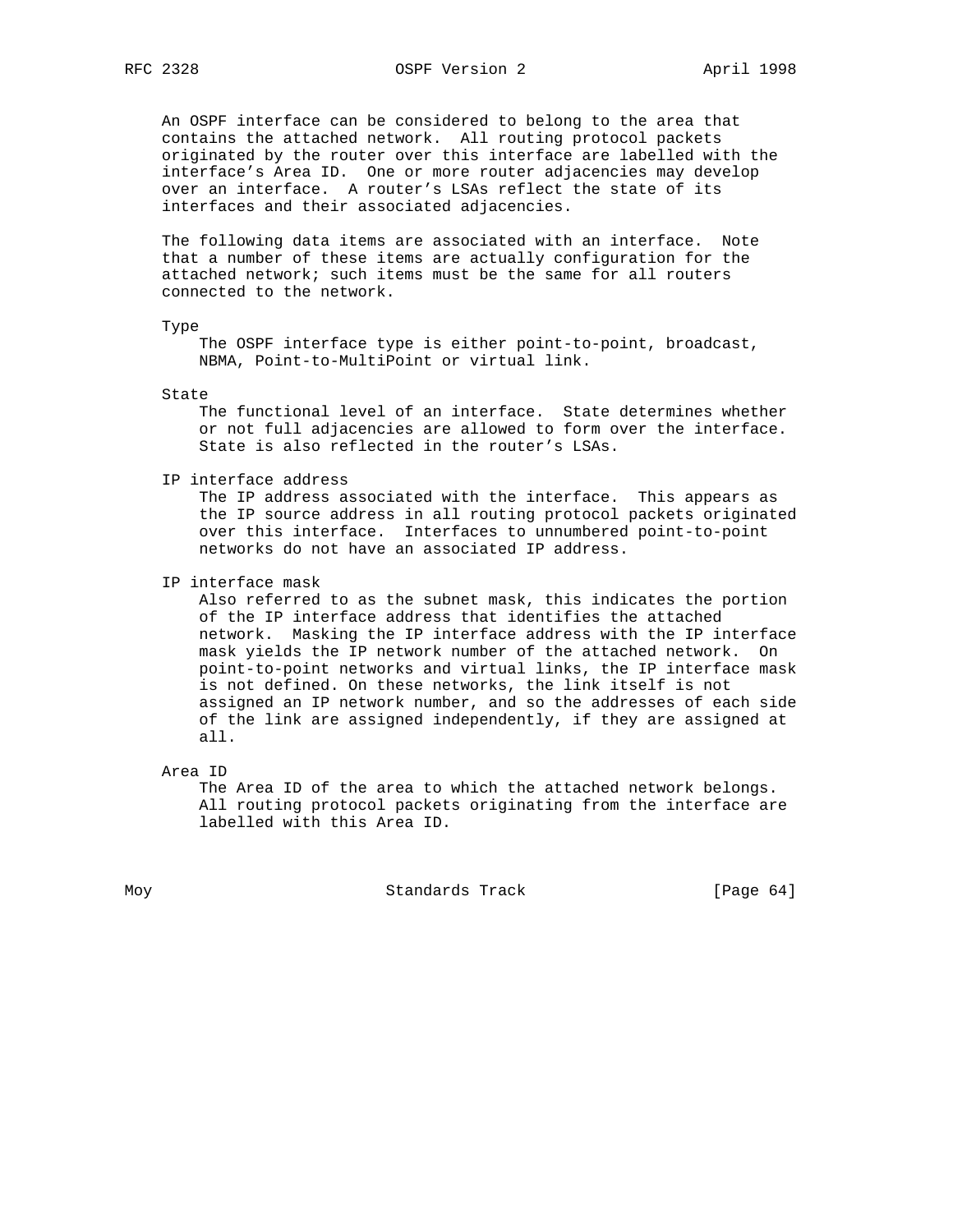An OSPF interface can be considered to belong to the area that contains the attached network. All routing protocol packets originated by the router over this interface are labelled with the interface's Area ID. One or more router adjacencies may develop over an interface. A router's LSAs reflect the state of its interfaces and their associated adjacencies.

The following data items are associated with an interface. Note that a number of these items are actually configuration for the attached network; such items must be the same for all routers connected to the network.

Type
: The OSPF interface type is either point-to-point, broadcast, NBMA, Point-to-MultiPoint or virtual link.

State
: The functional level of an interface. State determines whether or not full adjacencies are allowed to form over the interface. State is also reflected in the router's LSAs.

IP interface address
: The IP address associated with the interface. This appears as the IP source address in all routing protocol packets originated over this interface. Interfaces to unnumbered point-to-point networks do not have an associated IP address.

IP interface mask
: Also referred to as the subnet mask, this indicates the portion of the IP interface address that identifies the attached network. Masking the IP interface address with the IP interface mask yields the IP network number of the attached network. On point-to-point networks and virtual links, the IP interface mask is not defined. On these networks, the link itself is not assigned an IP network number, and so the addresses of each side of the link are assigned independently, if they are assigned at all.

Area ID
: The Area ID of the area to which the attached network belongs. All routing protocol packets originating from the interface are labelled with this Area ID.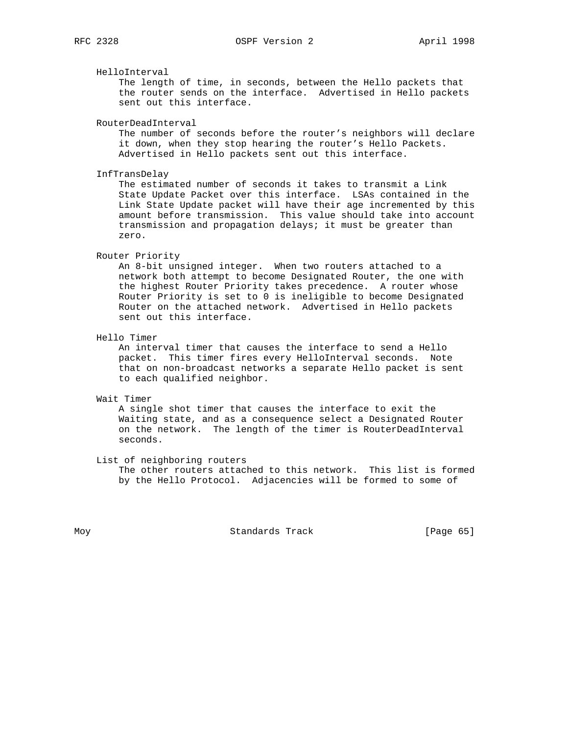HelloInterval
The length of time, in seconds, between the Hello packets that the router sends on the interface. Advertised in Hello packets sent out this interface.

RouterDeadInterval
The number of seconds before the router's neighbors will declare it down, when they stop hearing the router's Hello Packets. Advertised in Hello packets sent out this interface.

InfTransDelay
The estimated number of seconds it takes to transmit a Link State Update Packet over this interface. LSAs contained in the Link State Update packet will have their age incremented by this amount before transmission. This value should take into account transmission and propagation delays; it must be greater than zero.

Router Priority
An 8-bit unsigned integer. When two routers attached to a network both attempt to become Designated Router, the one with the highest Router Priority takes precedence. A router whose Router Priority is set to 0 is ineligible to become Designated Router on the attached network. Advertised in Hello packets sent out this interface.

Hello Timer
An interval timer that causes the interface to send a Hello packet. This timer fires every HelloInterval seconds. Note that on non-broadcast networks a separate Hello packet is sent to each qualified neighbor.

Wait Timer
A single shot timer that causes the interface to exit the Waiting state, and as a consequence select a Designated Router on the network. The length of the timer is RouterDeadInterval seconds.

List of neighboring routers
The other routers attached to this network. This list is formed by the Hello Protocol. Adjacencies will be formed to some of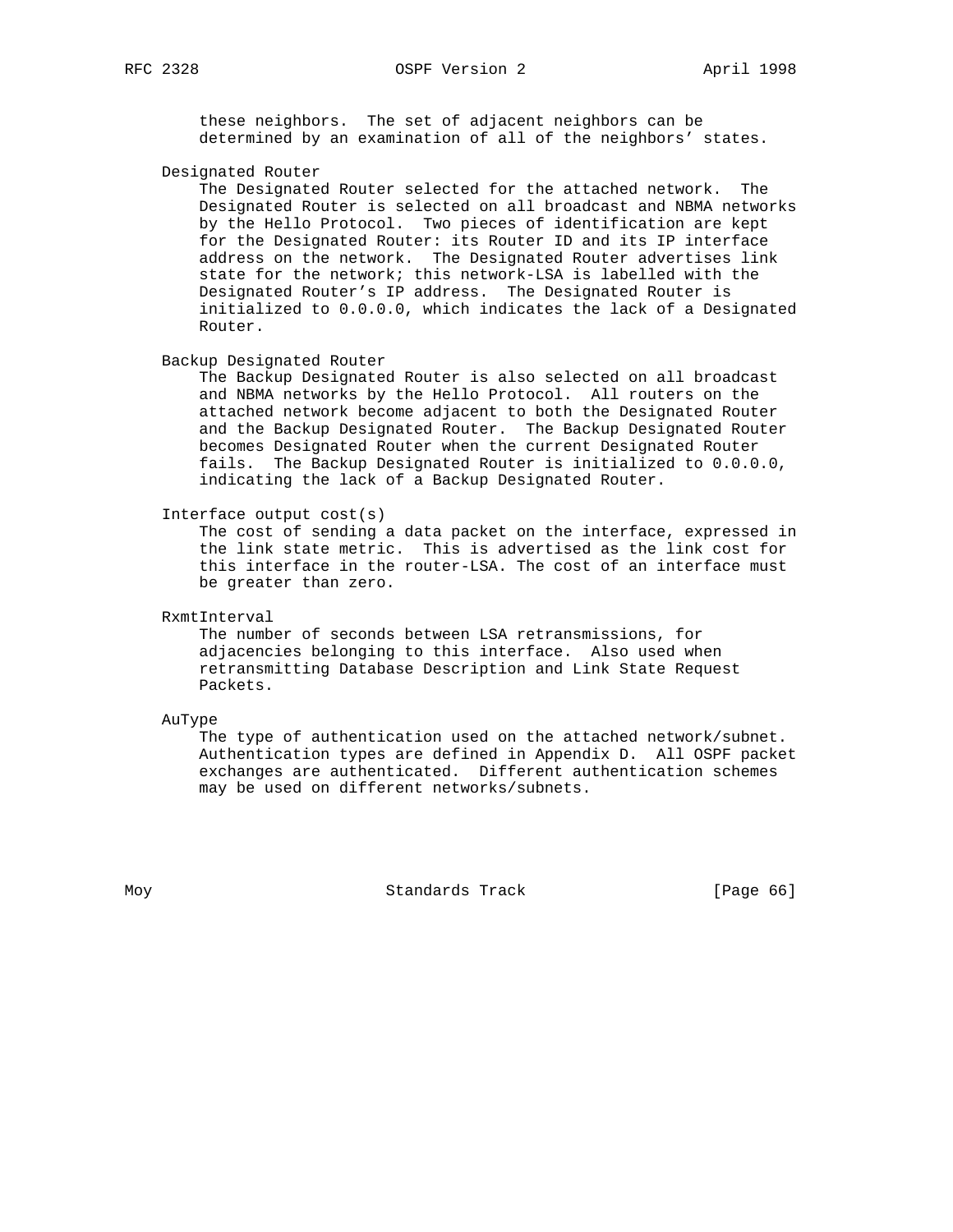these neighbors. The set of adjacent neighbors can be determined by an examination of all of the neighbors' states.

Designated Router

The Designated Router selected for the attached network. The Designated Router is selected on all broadcast and NBMA networks by the Hello Protocol. Two pieces of identification are kept for the Designated Router: its Router ID and its IP interface address on the network. The Designated Router advertises link state for the network; this network-LSA is labelled with the Designated Router's IP address. The Designated Router is initialized to 0.0.0.0, which indicates the lack of a Designated Router.

Backup Designated Router

The Backup Designated Router is also selected on all broadcast and NBMA networks by the Hello Protocol. All routers on the attached network become adjacent to both the Designated Router and the Backup Designated Router. The Backup Designated Router becomes Designated Router when the current Designated Router fails. The Backup Designated Router is initialized to 0.0.0.0, indicating the lack of a Backup Designated Router.

Interface output cost(s)

The cost of sending a data packet on the interface, expressed in the link state metric. This is advertised as the link cost for this interface in the router-LSA. The cost of an interface must be greater than zero.

RxmtInterval

The number of seconds between LSA retransmissions, for adjacencies belonging to this interface. Also used when retransmitting Database Description and Link State Request Packets.

AuType

The type of authentication used on the attached network/subnet. Authentication types are defined in Appendix D. All OSPF packet exchanges are authenticated. Different authentication schemes may be used on different networks/subnets.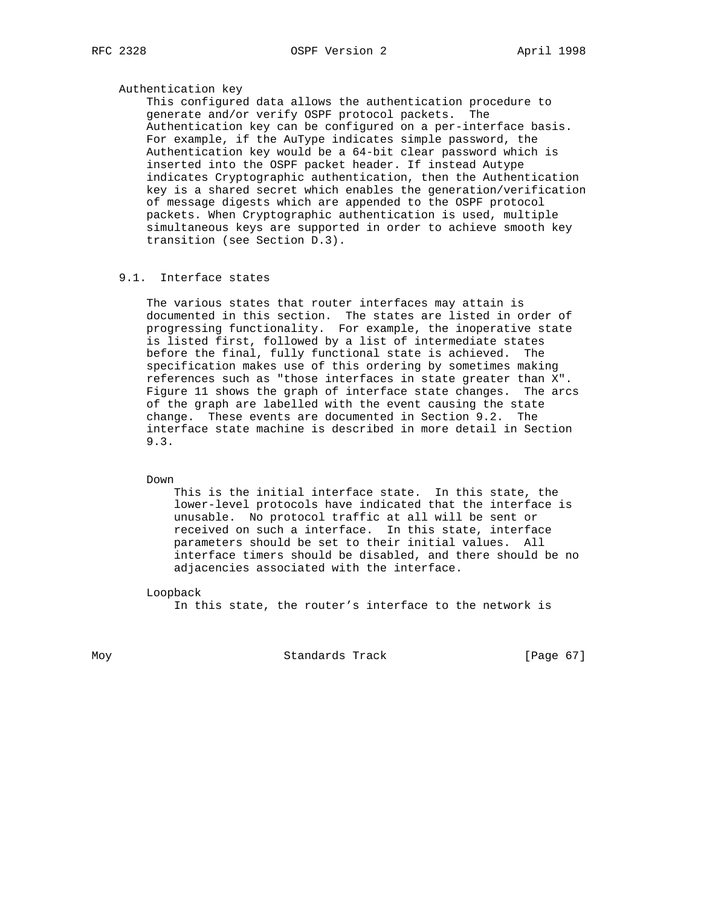Authentication key

This configured data allows the authentication procedure to generate and/or verify OSPF protocol packets. The Authentication key can be configured on a per-interface basis. For example, if the AuType indicates simple password, the Authentication key would be a 64-bit clear password which is inserted into the OSPF packet header. If instead Autype indicates Cryptographic authentication, then the Authentication key is a shared secret which enables the generation/verification of message digests which are appended to the OSPF protocol packets. When Cryptographic authentication is used, multiple simultaneous keys are supported in order to achieve smooth key transition (see Section D.3).

## 9.1. Interface states

The various states that router interfaces may attain is documented in this section. The states are listed in order of progressing functionality. For example, the inoperative state is listed first, followed by a list of intermediate states before the final, fully functional state is achieved. The specification makes use of this ordering by sometimes making references such as "those interfaces in state greater than X". Figure 11 shows the graph of interface state changes. The arcs of the graph are labelled with the event causing the state change. These events are documented in Section 9.2. The interface state machine is described in more detail in Section 9.3.

Down

This is the initial interface state. In this state, the lower-level protocols have indicated that the interface is unusable. No protocol traffic at all will be sent or received on such a interface. In this state, interface parameters should be set to their initial values. All interface timers should be disabled, and there should be no adjacencies associated with the interface.

Loopback

In this state, the router's interface to the network is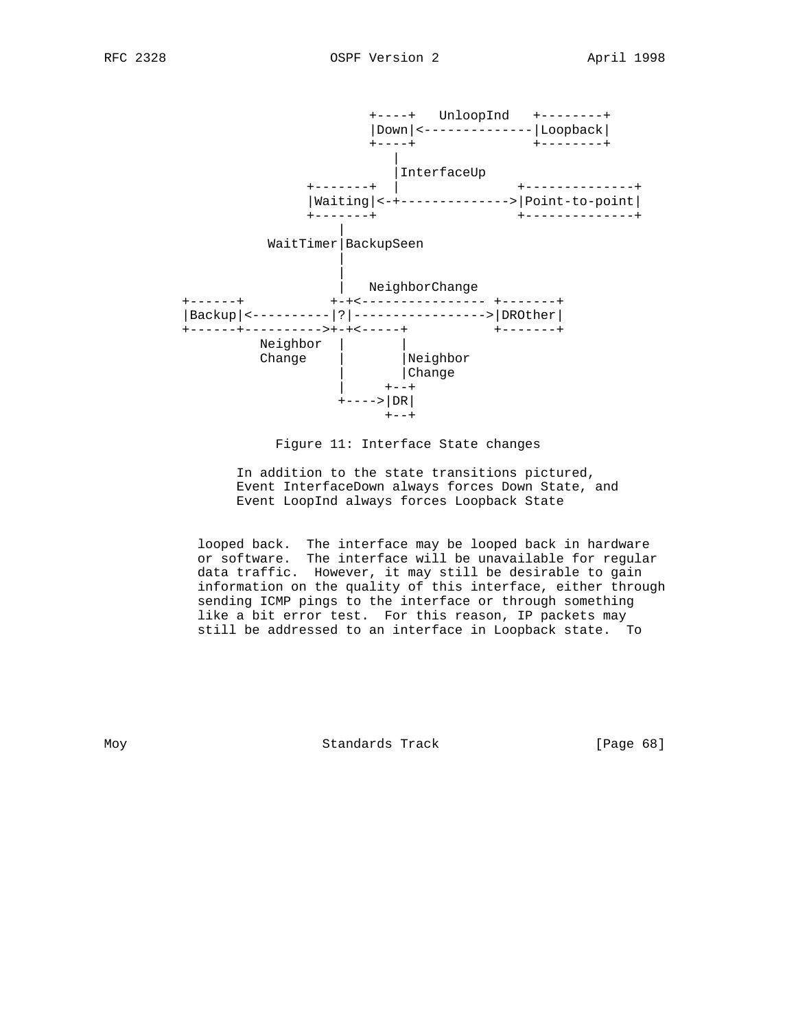```
                         +----+   UnloopInd   +--------+
                         |Down|<--------------|Loopback|
                         +----+               +--------+
                            |
                            |InterfaceUp
                 +-------+  |               +--------------+
                 |Waiting|<-+-------------->|Point-to-point|
                 +-------+                  +--------------+
                     |
            WaitTimer|BackupSeen
                     |
                     |
                     |   NeighborChange
      +------+           +-+<---------------- +-------+
      |Backup|<----------|?|----------------->|DROther|
      +------+---------->+-+<-----+           +-------+
                Neighbor  |       |
                Change    |       |Neighbor
                          |       |Change
                          |     +--+
                          +---->|DR|
                                +--+
```

Figure 11: Interface State changes

In addition to the state transitions pictured,
Event InterfaceDown always forces Down State, and
Event LoopInd always forces Loopback State

looped back. The interface may be looped back in hardware or software. The interface will be unavailable for regular data traffic. However, it may still be desirable to gain information on the quality of this interface, either through sending ICMP pings to the interface or through something like a bit error test. For this reason, IP packets may still be addressed to an interface in Loopback state. To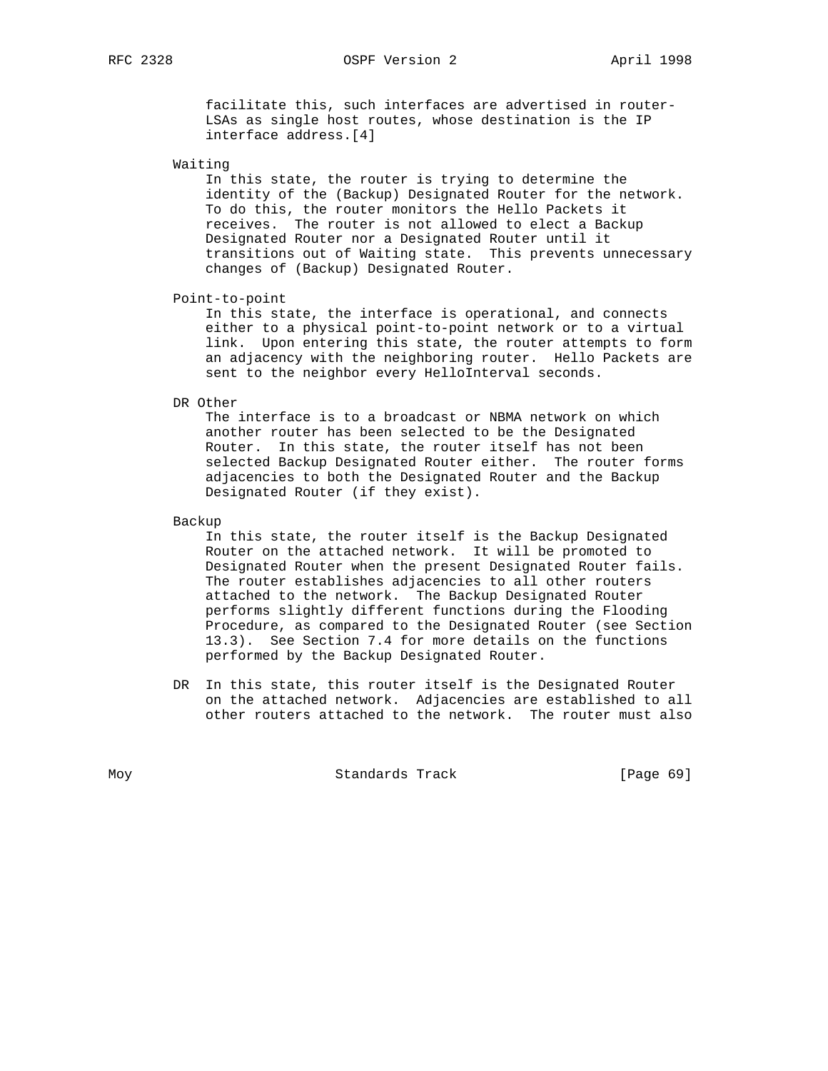facilitate this, such interfaces are advertised in router-LSAs as single host routes, whose destination is the IP interface address.[4]

Waiting

In this state, the router is trying to determine the identity of the (Backup) Designated Router for the network. To do this, the router monitors the Hello Packets it receives. The router is not allowed to elect a Backup Designated Router nor a Designated Router until it transitions out of Waiting state. This prevents unnecessary changes of (Backup) Designated Router.

Point-to-point

In this state, the interface is operational, and connects either to a physical point-to-point network or to a virtual link. Upon entering this state, the router attempts to form an adjacency with the neighboring router. Hello Packets are sent to the neighbor every HelloInterval seconds.

DR Other

The interface is to a broadcast or NBMA network on which another router has been selected to be the Designated Router. In this state, the router itself has not been selected Backup Designated Router either. The router forms adjacencies to both the Designated Router and the Backup Designated Router (if they exist).

Backup

In this state, the router itself is the Backup Designated Router on the attached network. It will be promoted to Designated Router when the present Designated Router fails. The router establishes adjacencies to all other routers attached to the network. The Backup Designated Router performs slightly different functions during the Flooding Procedure, as compared to the Designated Router (see Section 13.3). See Section 7.4 for more details on the functions performed by the Backup Designated Router.

DR

In this state, this router itself is the Designated Router on the attached network. Adjacencies are established to all other routers attached to the network. The router must also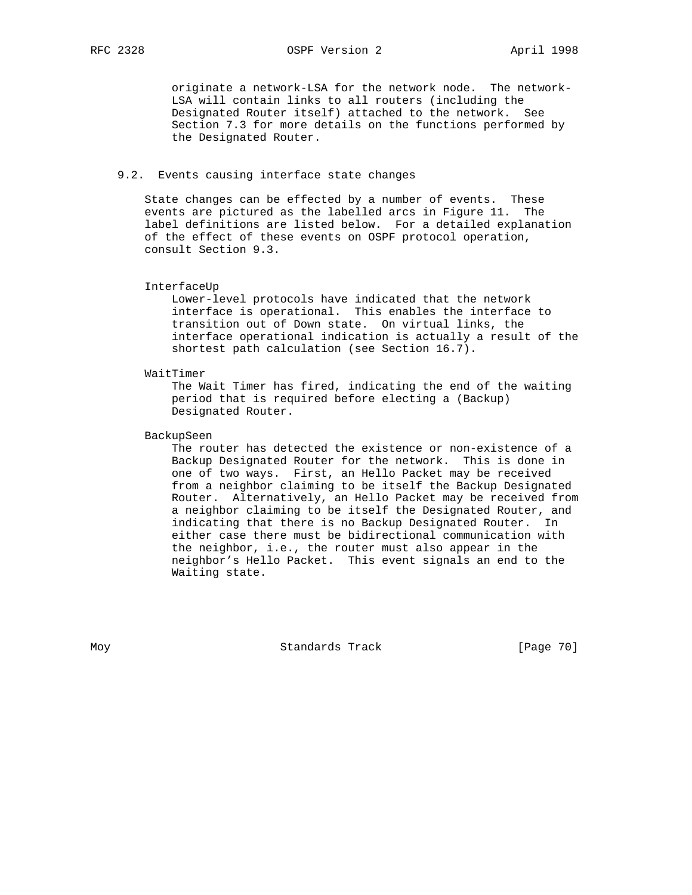originate a network-LSA for the network node. The network-LSA will contain links to all routers (including the Designated Router itself) attached to the network. See Section 7.3 for more details on the functions performed by the Designated Router.

### 9.2. Events causing interface state changes

State changes can be effected by a number of events. These events are pictured as the labelled arcs in Figure 11. The label definitions are listed below. For a detailed explanation of the effect of these events on OSPF protocol operation, consult Section 9.3.

InterfaceUp
: Lower-level protocols have indicated that the network interface is operational. This enables the interface to transition out of Down state. On virtual links, the interface operational indication is actually a result of the shortest path calculation (see Section 16.7).

WaitTimer
: The Wait Timer has fired, indicating the end of the waiting period that is required before electing a (Backup) Designated Router.

BackupSeen
: The router has detected the existence or non-existence of a Backup Designated Router for the network. This is done in one of two ways. First, an Hello Packet may be received from a neighbor claiming to be itself the Backup Designated Router. Alternatively, an Hello Packet may be received from a neighbor claiming to be itself the Designated Router, and indicating that there is no Backup Designated Router. In either case there must be bidirectional communication with the neighbor, i.e., the router must also appear in the neighbor's Hello Packet. This event signals an end to the Waiting state.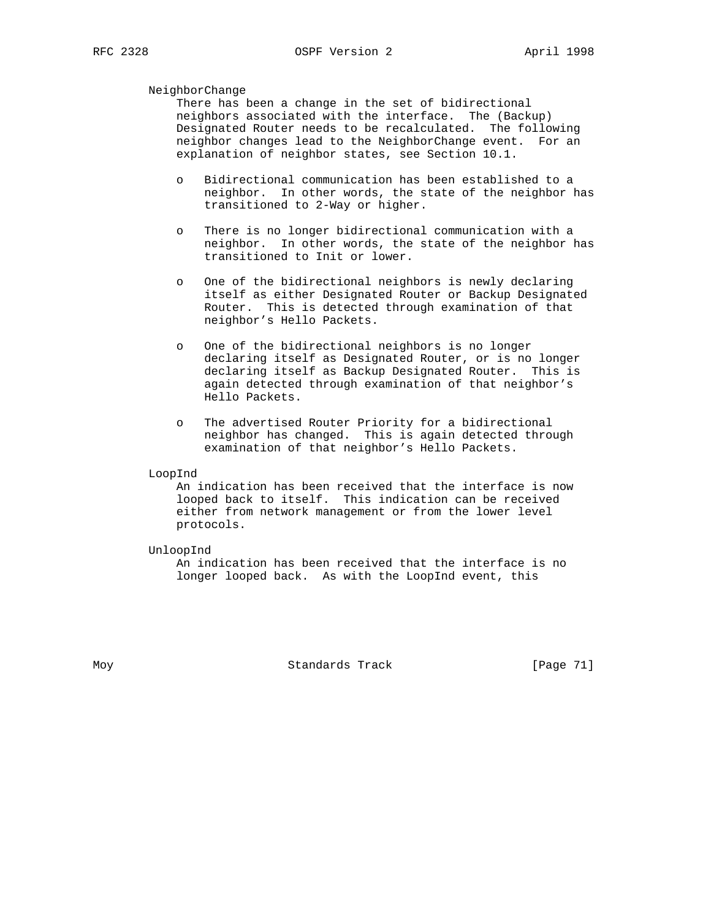NeighborChange

There has been a change in the set of bidirectional neighbors associated with the interface. The (Backup) Designated Router needs to be recalculated. The following neighbor changes lead to the NeighborChange event. For an explanation of neighbor states, see Section 10.1.

- Bidirectional communication has been established to a neighbor. In other words, the state of the neighbor has transitioned to 2-Way or higher.

- There is no longer bidirectional communication with a neighbor. In other words, the state of the neighbor has transitioned to Init or lower.

- One of the bidirectional neighbors is newly declaring itself as either Designated Router or Backup Designated Router. This is detected through examination of that neighbor's Hello Packets.

- One of the bidirectional neighbors is no longer declaring itself as Designated Router, or is no longer declaring itself as Backup Designated Router. This is again detected through examination of that neighbor's Hello Packets.

- The advertised Router Priority for a bidirectional neighbor has changed. This is again detected through examination of that neighbor's Hello Packets.

LoopInd

An indication has been received that the interface is now looped back to itself. This indication can be received either from network management or from the lower level protocols.

UnloopInd

An indication has been received that the interface is no longer looped back. As with the LoopInd event, this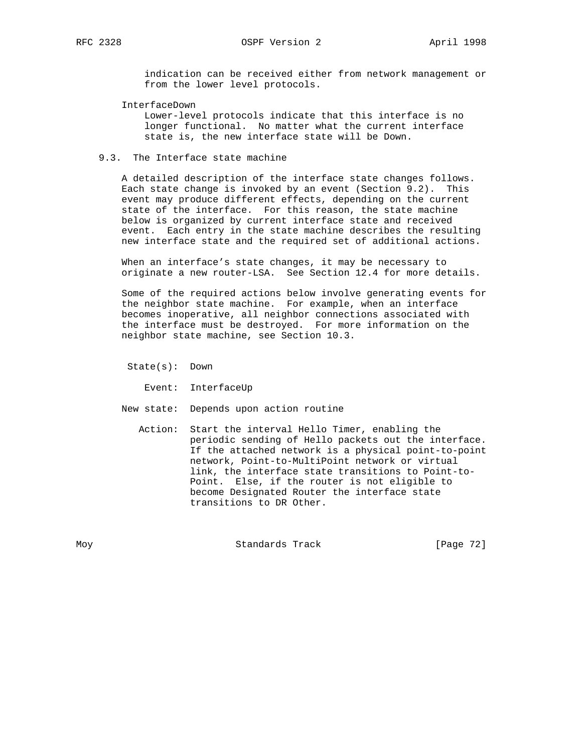indication can be received either from network management or from the lower level protocols.

InterfaceDown
Lower-level protocols indicate that this interface is no longer functional. No matter what the current interface state is, the new interface state will be Down.

### 9.3. The Interface state machine

A detailed description of the interface state changes follows. Each state change is invoked by an event (Section 9.2). This event may produce different effects, depending on the current state of the interface. For this reason, the state machine below is organized by current interface state and received event. Each entry in the state machine describes the resulting new interface state and the required set of additional actions.

When an interface's state changes, it may be necessary to originate a new router-LSA. See Section 12.4 for more details.

Some of the required actions below involve generating events for the neighbor state machine. For example, when an interface becomes inoperative, all neighbor connections associated with the interface must be destroyed. For more information on the neighbor state machine, see Section 10.3.

State(s): Down

Event: InterfaceUp

New state: Depends upon action routine

Action: Start the interval Hello Timer, enabling the periodic sending of Hello packets out the interface. If the attached network is a physical point-to-point network, Point-to-MultiPoint network or virtual link, the interface state transitions to Point-to-Point. Else, if the router is not eligible to become Designated Router the interface state transitions to DR Other.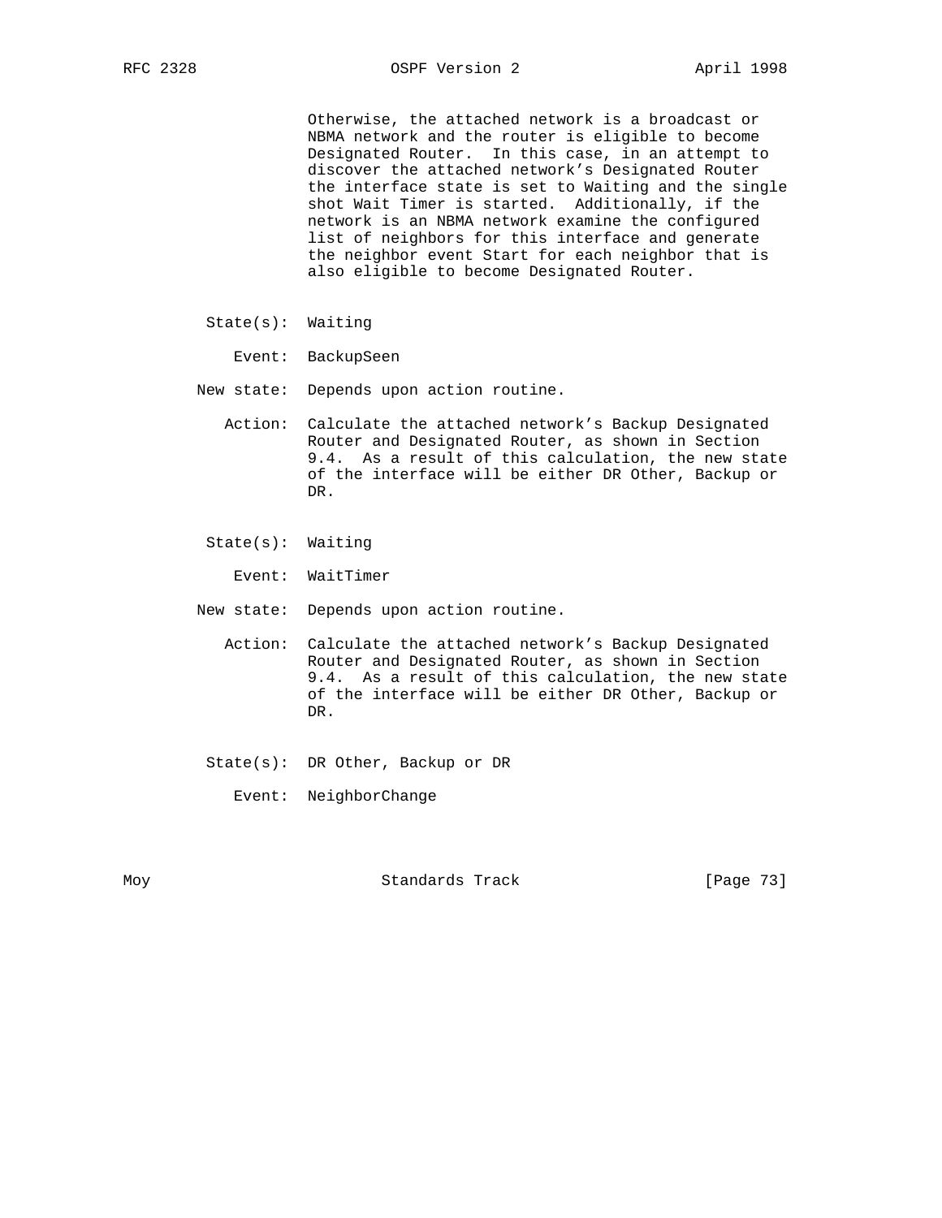Otherwise, the attached network is a broadcast or NBMA network and the router is eligible to become Designated Router. In this case, in an attempt to discover the attached network's Designated Router the interface state is set to Waiting and the single shot Wait Timer is started. Additionally, if the network is an NBMA network examine the configured list of neighbors for this interface and generate the neighbor event Start for each neighbor that is also eligible to become Designated Router.

State(s): Waiting

Event: BackupSeen

New state: Depends upon action routine.

Action: Calculate the attached network's Backup Designated Router and Designated Router, as shown in Section 9.4. As a result of this calculation, the new state of the interface will be either DR Other, Backup or DR.

State(s): Waiting

Event: WaitTimer

New state: Depends upon action routine.

Action: Calculate the attached network's Backup Designated Router and Designated Router, as shown in Section 9.4. As a result of this calculation, the new state of the interface will be either DR Other, Backup or DR.

State(s): DR Other, Backup or DR

Event: NeighborChange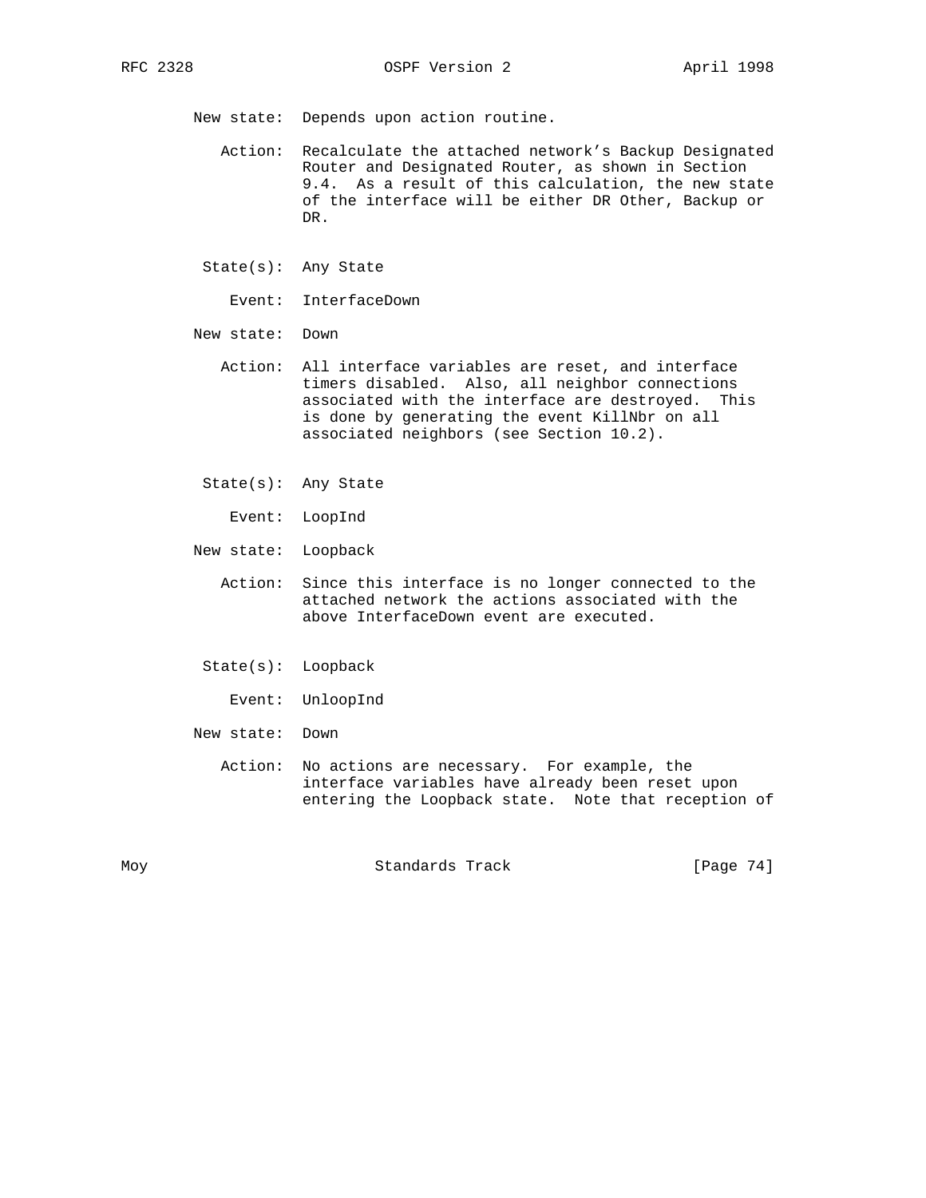New state: Depends upon action routine.

Action: Recalculate the attached network's Backup Designated Router and Designated Router, as shown in Section 9.4. As a result of this calculation, the new state of the interface will be either DR Other, Backup or DR.

State(s): Any State

Event: InterfaceDown

New state: Down

Action: All interface variables are reset, and interface timers disabled. Also, all neighbor connections associated with the interface are destroyed. This is done by generating the event KillNbr on all associated neighbors (see Section 10.2).

State(s): Any State

Event: LoopInd

New state: Loopback

Action: Since this interface is no longer connected to the attached network the actions associated with the above InterfaceDown event are executed.

State(s): Loopback

Event: UnloopInd

New state: Down

Action: No actions are necessary. For example, the interface variables have already been reset upon entering the Loopback state. Note that reception of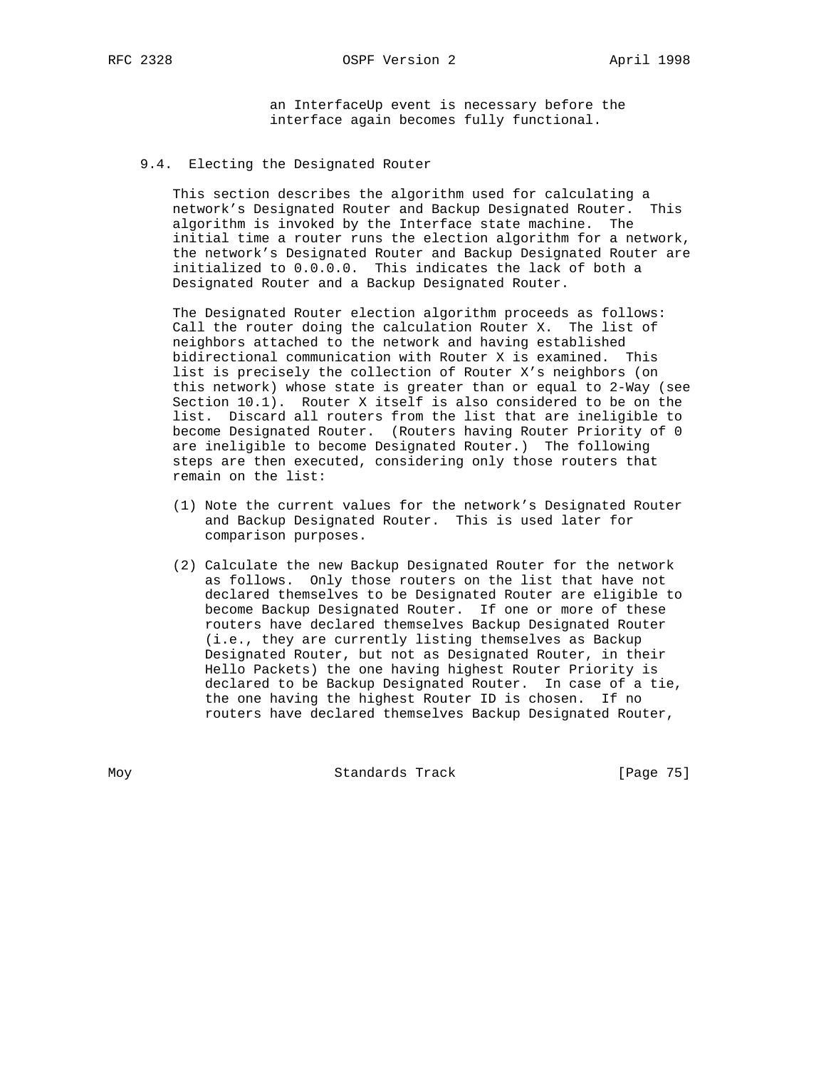an InterfaceUp event is necessary before the interface again becomes fully functional.

### 9.4. Electing the Designated Router

This section describes the algorithm used for calculating a network's Designated Router and Backup Designated Router. This algorithm is invoked by the Interface state machine. The initial time a router runs the election algorithm for a network, the network's Designated Router and Backup Designated Router are initialized to 0.0.0.0. This indicates the lack of both a Designated Router and a Backup Designated Router.

The Designated Router election algorithm proceeds as follows: Call the router doing the calculation Router X. The list of neighbors attached to the network and having established bidirectional communication with Router X is examined. This list is precisely the collection of Router X's neighbors (on this network) whose state is greater than or equal to 2-Way (see Section 10.1). Router X itself is also considered to be on the list. Discard all routers from the list that are ineligible to become Designated Router. (Routers having Router Priority of 0 are ineligible to become Designated Router.) The following steps are then executed, considering only those routers that remain on the list:

(1) Note the current values for the network's Designated Router and Backup Designated Router. This is used later for comparison purposes.

(2) Calculate the new Backup Designated Router for the network as follows. Only those routers on the list that have not declared themselves to be Designated Router are eligible to become Backup Designated Router. If one or more of these routers have declared themselves Backup Designated Router (i.e., they are currently listing themselves as Backup Designated Router, but not as Designated Router, in their Hello Packets) the one having highest Router Priority is declared to be Backup Designated Router. In case of a tie, the one having the highest Router ID is chosen. If no routers have declared themselves Backup Designated Router,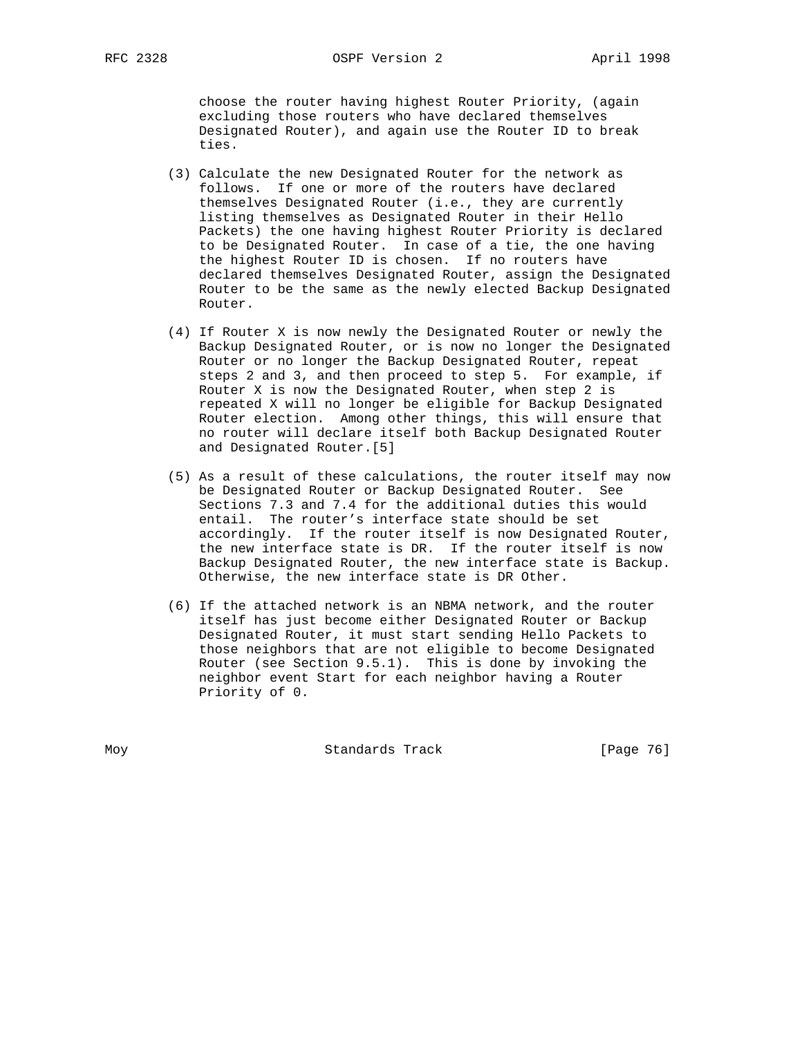choose the router having highest Router Priority, (again excluding those routers who have declared themselves Designated Router), and again use the Router ID to break ties.

(3) Calculate the new Designated Router for the network as follows. If one or more of the routers have declared themselves Designated Router (i.e., they are currently listing themselves as Designated Router in their Hello Packets) the one having highest Router Priority is declared to be Designated Router. In case of a tie, the one having the highest Router ID is chosen. If no routers have declared themselves Designated Router, assign the Designated Router to be the same as the newly elected Backup Designated Router.

(4) If Router X is now newly the Designated Router or newly the Backup Designated Router, or is now no longer the Designated Router or no longer the Backup Designated Router, repeat steps 2 and 3, and then proceed to step 5. For example, if Router X is now the Designated Router, when step 2 is repeated X will no longer be eligible for Backup Designated Router election. Among other things, this will ensure that no router will declare itself both Backup Designated Router and Designated Router.[5]

(5) As a result of these calculations, the router itself may now be Designated Router or Backup Designated Router. See Sections 7.3 and 7.4 for the additional duties this would entail. The router's interface state should be set accordingly. If the router itself is now Designated Router, the new interface state is DR. If the router itself is now Backup Designated Router, the new interface state is Backup. Otherwise, the new interface state is DR Other.

(6) If the attached network is an NBMA network, and the router itself has just become either Designated Router or Backup Designated Router, it must start sending Hello Packets to those neighbors that are not eligible to become Designated Router (see Section 9.5.1). This is done by invoking the neighbor event Start for each neighbor having a Router Priority of 0.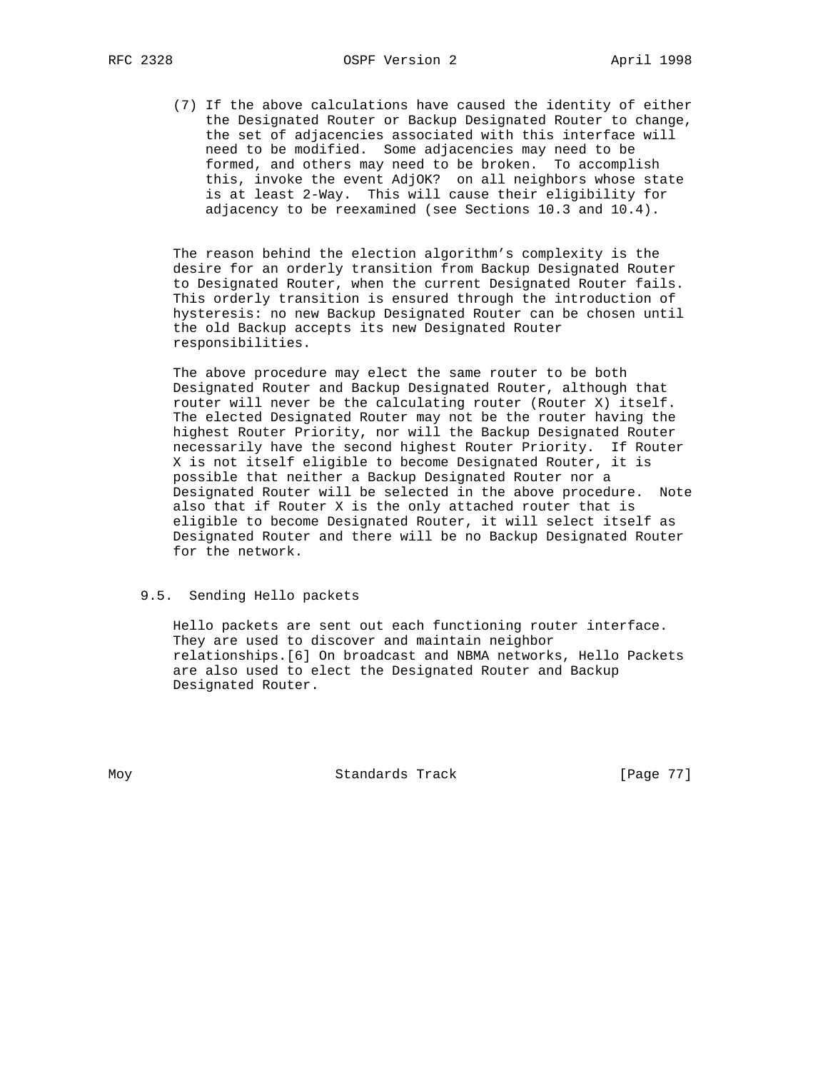(7) If the above calculations have caused the identity of either the Designated Router or Backup Designated Router to change, the set of adjacencies associated with this interface will need to be modified. Some adjacencies may need to be formed, and others may need to be broken. To accomplish this, invoke the event AdjOK? on all neighbors whose state is at least 2-Way. This will cause their eligibility for adjacency to be reexamined (see Sections 10.3 and 10.4).

The reason behind the election algorithm's complexity is the desire for an orderly transition from Backup Designated Router to Designated Router, when the current Designated Router fails. This orderly transition is ensured through the introduction of hysteresis: no new Backup Designated Router can be chosen until the old Backup accepts its new Designated Router responsibilities.

The above procedure may elect the same router to be both Designated Router and Backup Designated Router, although that router will never be the calculating router (Router X) itself. The elected Designated Router may not be the router having the highest Router Priority, nor will the Backup Designated Router necessarily have the second highest Router Priority. If Router X is not itself eligible to become Designated Router, it is possible that neither a Backup Designated Router nor a Designated Router will be selected in the above procedure. Note also that if Router X is the only attached router that is eligible to become Designated Router, it will select itself as Designated Router and there will be no Backup Designated Router for the network.

## 9.5. Sending Hello packets

Hello packets are sent out each functioning router interface. They are used to discover and maintain neighbor relationships.[6] On broadcast and NBMA networks, Hello Packets are also used to elect the Designated Router and Backup Designated Router.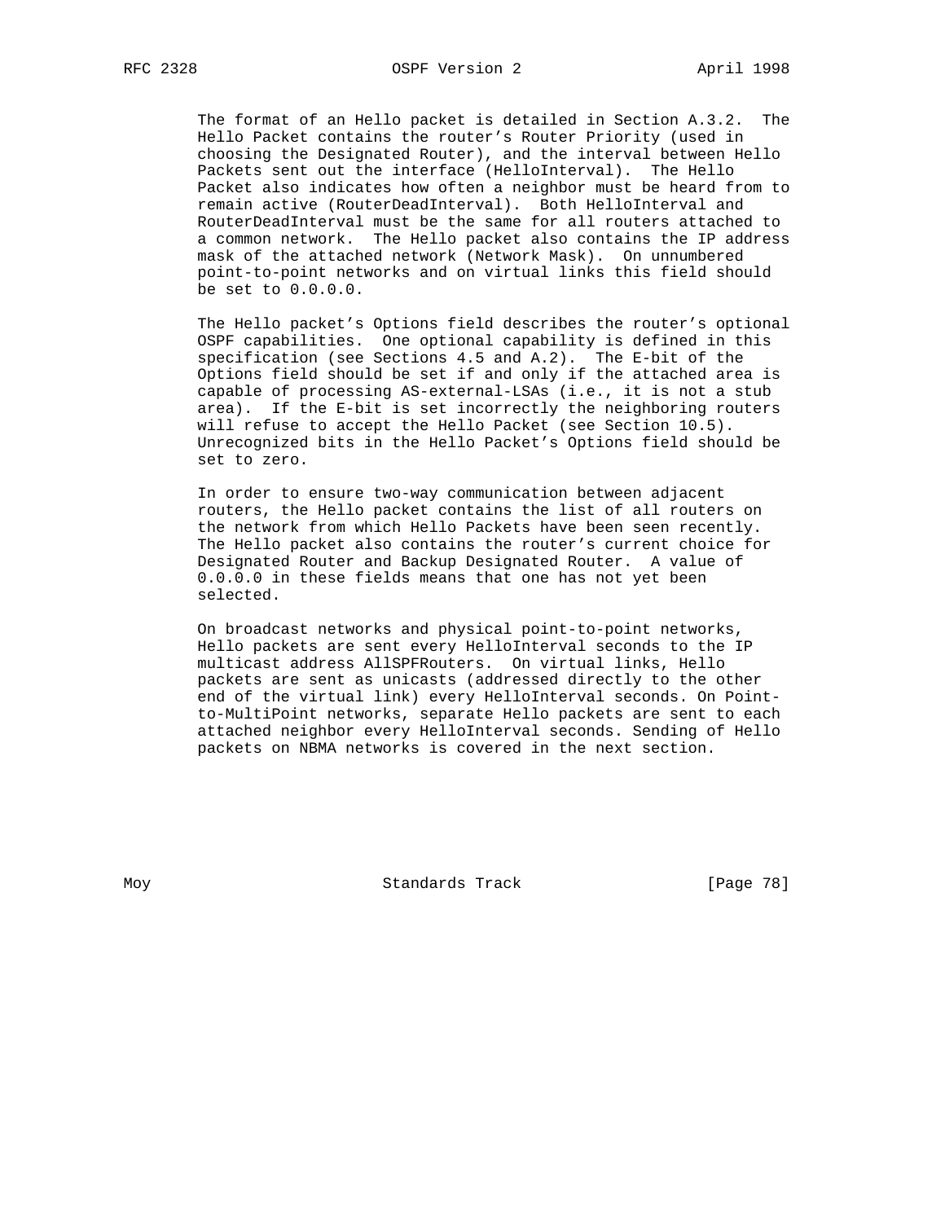The format of an Hello packet is detailed in Section A.3.2. The Hello Packet contains the router's Router Priority (used in choosing the Designated Router), and the interval between Hello Packets sent out the interface (HelloInterval). The Hello Packet also indicates how often a neighbor must be heard from to remain active (RouterDeadInterval). Both HelloInterval and RouterDeadInterval must be the same for all routers attached to a common network. The Hello packet also contains the IP address mask of the attached network (Network Mask). On unnumbered point-to-point networks and on virtual links this field should be set to 0.0.0.0.

The Hello packet's Options field describes the router's optional OSPF capabilities. One optional capability is defined in this specification (see Sections 4.5 and A.2). The E-bit of the Options field should be set if and only if the attached area is capable of processing AS-external-LSAs (i.e., it is not a stub area). If the E-bit is set incorrectly the neighboring routers will refuse to accept the Hello Packet (see Section 10.5). Unrecognized bits in the Hello Packet's Options field should be set to zero.

In order to ensure two-way communication between adjacent routers, the Hello packet contains the list of all routers on the network from which Hello Packets have been seen recently. The Hello packet also contains the router's current choice for Designated Router and Backup Designated Router. A value of 0.0.0.0 in these fields means that one has not yet been selected.

On broadcast networks and physical point-to-point networks, Hello packets are sent every HelloInterval seconds to the IP multicast address AllSPFRouters. On virtual links, Hello packets are sent as unicasts (addressed directly to the other end of the virtual link) every HelloInterval seconds. On Point-to-MultiPoint networks, separate Hello packets are sent to each attached neighbor every HelloInterval seconds. Sending of Hello packets on NBMA networks is covered in the next section.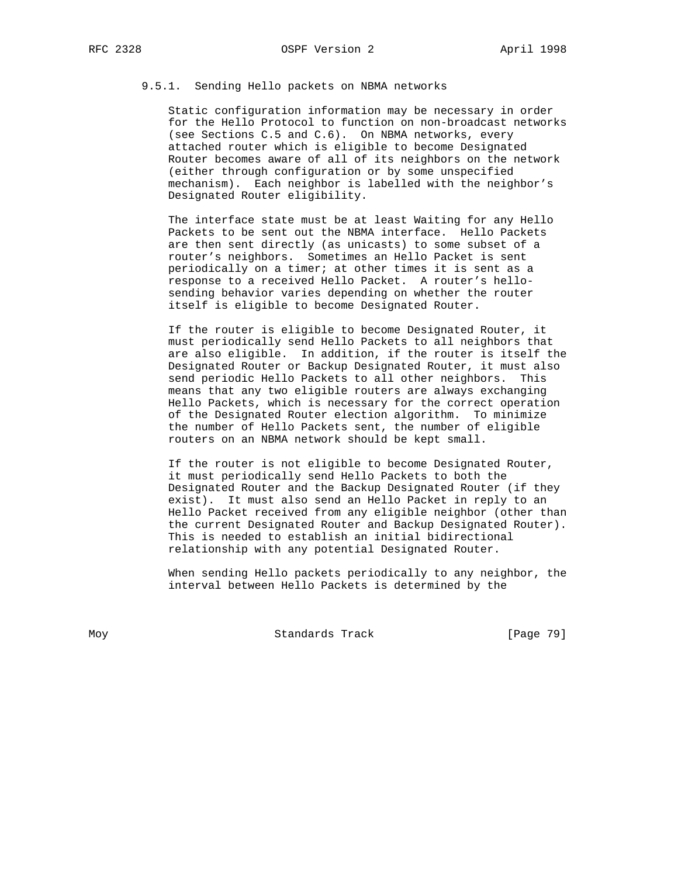### 9.5.1. Sending Hello packets on NBMA networks

Static configuration information may be necessary in order for the Hello Protocol to function on non-broadcast networks (see Sections C.5 and C.6). On NBMA networks, every attached router which is eligible to become Designated Router becomes aware of all of its neighbors on the network (either through configuration or by some unspecified mechanism). Each neighbor is labelled with the neighbor's Designated Router eligibility.

The interface state must be at least Waiting for any Hello Packets to be sent out the NBMA interface. Hello Packets are then sent directly (as unicasts) to some subset of a router's neighbors. Sometimes an Hello Packet is sent periodically on a timer; at other times it is sent as a response to a received Hello Packet. A router's hello-sending behavior varies depending on whether the router itself is eligible to become Designated Router.

If the router is eligible to become Designated Router, it must periodically send Hello Packets to all neighbors that are also eligible. In addition, if the router is itself the Designated Router or Backup Designated Router, it must also send periodic Hello Packets to all other neighbors. This means that any two eligible routers are always exchanging Hello Packets, which is necessary for the correct operation of the Designated Router election algorithm. To minimize the number of Hello Packets sent, the number of eligible routers on an NBMA network should be kept small.

If the router is not eligible to become Designated Router, it must periodically send Hello Packets to both the Designated Router and the Backup Designated Router (if they exist). It must also send an Hello Packet in reply to an Hello Packet received from any eligible neighbor (other than the current Designated Router and Backup Designated Router). This is needed to establish an initial bidirectional relationship with any potential Designated Router.

When sending Hello packets periodically to any neighbor, the interval between Hello Packets is determined by the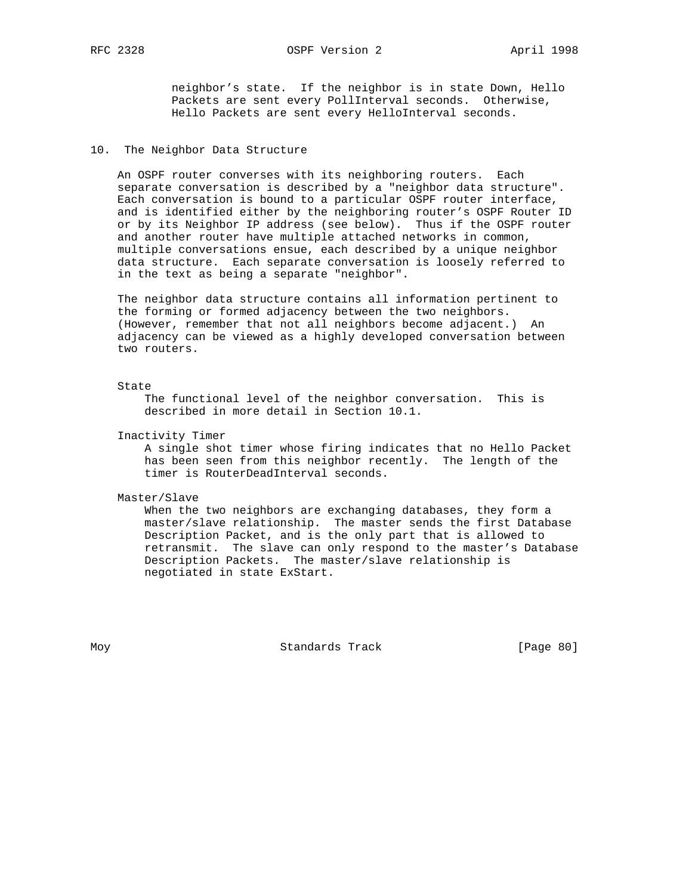neighbor's state. If the neighbor is in state Down, Hello Packets are sent every PollInterval seconds. Otherwise, Hello Packets are sent every HelloInterval seconds.

## 10. The Neighbor Data Structure

An OSPF router converses with its neighboring routers. Each separate conversation is described by a "neighbor data structure". Each conversation is bound to a particular OSPF router interface, and is identified either by the neighboring router's OSPF Router ID or by its Neighbor IP address (see below). Thus if the OSPF router and another router have multiple attached networks in common, multiple conversations ensue, each described by a unique neighbor data structure. Each separate conversation is loosely referred to in the text as being a separate "neighbor".

The neighbor data structure contains all information pertinent to the forming or formed adjacency between the two neighbors. (However, remember that not all neighbors become adjacent.) An adjacency can be viewed as a highly developed conversation between two routers.

State
: The functional level of the neighbor conversation. This is described in more detail in Section 10.1.

Inactivity Timer
: A single shot timer whose firing indicates that no Hello Packet has been seen from this neighbor recently. The length of the timer is RouterDeadInterval seconds.

Master/Slave
: When the two neighbors are exchanging databases, they form a master/slave relationship. The master sends the first Database Description Packet, and is the only part that is allowed to retransmit. The slave can only respond to the master's Database Description Packets. The master/slave relationship is negotiated in state ExStart.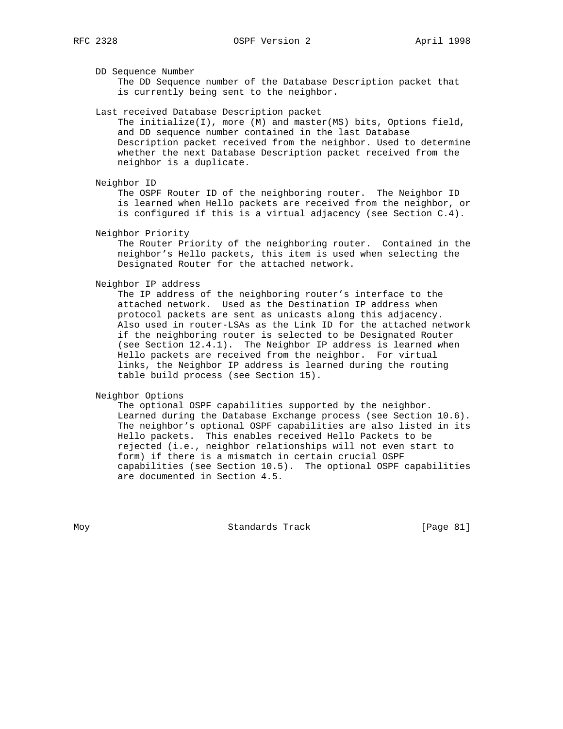DD Sequence Number
The DD Sequence number of the Database Description packet that is currently being sent to the neighbor.

Last received Database Description packet
The initialize(I), more (M) and master(MS) bits, Options field, and DD sequence number contained in the last Database Description packet received from the neighbor. Used to determine whether the next Database Description packet received from the neighbor is a duplicate.

Neighbor ID
The OSPF Router ID of the neighboring router. The Neighbor ID is learned when Hello packets are received from the neighbor, or is configured if this is a virtual adjacency (see Section C.4).

Neighbor Priority
The Router Priority of the neighboring router. Contained in the neighbor's Hello packets, this item is used when selecting the Designated Router for the attached network.

Neighbor IP address
The IP address of the neighboring router's interface to the attached network. Used as the Destination IP address when protocol packets are sent as unicasts along this adjacency. Also used in router-LSAs as the Link ID for the attached network if the neighboring router is selected to be Designated Router (see Section 12.4.1). The Neighbor IP address is learned when Hello packets are received from the neighbor. For virtual links, the Neighbor IP address is learned during the routing table build process (see Section 15).

Neighbor Options
The optional OSPF capabilities supported by the neighbor. Learned during the Database Exchange process (see Section 10.6). The neighbor's optional OSPF capabilities are also listed in its Hello packets. This enables received Hello Packets to be rejected (i.e., neighbor relationships will not even start to form) if there is a mismatch in certain crucial OSPF capabilities (see Section 10.5). The optional OSPF capabilities are documented in Section 4.5.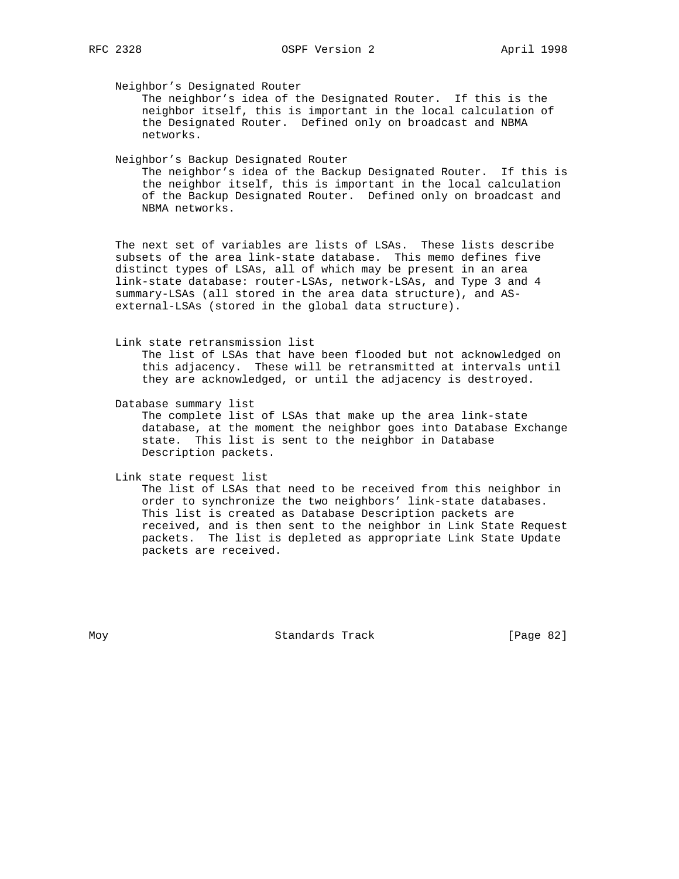Neighbor's Designated Router
The neighbor's idea of the Designated Router. If this is the neighbor itself, this is important in the local calculation of the Designated Router. Defined only on broadcast and NBMA networks.

Neighbor's Backup Designated Router
The neighbor's idea of the Backup Designated Router. If this is the neighbor itself, this is important in the local calculation of the Backup Designated Router. Defined only on broadcast and NBMA networks.

The next set of variables are lists of LSAs. These lists describe subsets of the area link-state database. This memo defines five distinct types of LSAs, all of which may be present in an area link-state database: router-LSAs, network-LSAs, and Type 3 and 4 summary-LSAs (all stored in the area data structure), and AS-external-LSAs (stored in the global data structure).

Link state retransmission list
The list of LSAs that have been flooded but not acknowledged on this adjacency. These will be retransmitted at intervals until they are acknowledged, or until the adjacency is destroyed.

Database summary list
The complete list of LSAs that make up the area link-state database, at the moment the neighbor goes into Database Exchange state. This list is sent to the neighbor in Database Description packets.

Link state request list
The list of LSAs that need to be received from this neighbor in order to synchronize the two neighbors' link-state databases. This list is created as Database Description packets are received, and is then sent to the neighbor in Link State Request packets. The list is depleted as appropriate Link State Update packets are received.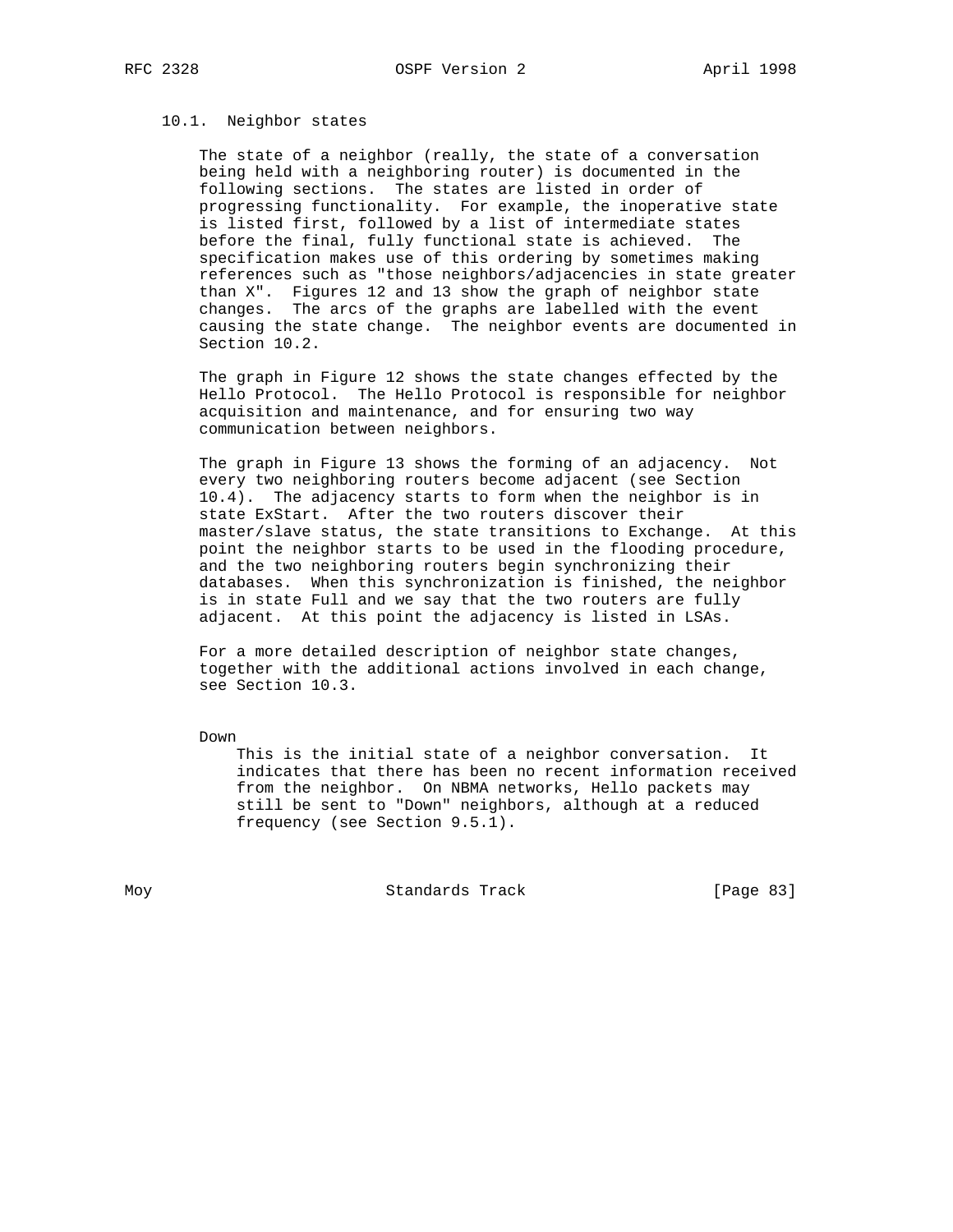### 10.1. Neighbor states

The state of a neighbor (really, the state of a conversation being held with a neighboring router) is documented in the following sections. The states are listed in order of progressing functionality. For example, the inoperative state is listed first, followed by a list of intermediate states before the final, fully functional state is achieved. The specification makes use of this ordering by sometimes making references such as "those neighbors/adjacencies in state greater than X". Figures 12 and 13 show the graph of neighbor state changes. The arcs of the graphs are labelled with the event causing the state change. The neighbor events are documented in Section 10.2.

The graph in Figure 12 shows the state changes effected by the Hello Protocol. The Hello Protocol is responsible for neighbor acquisition and maintenance, and for ensuring two way communication between neighbors.

The graph in Figure 13 shows the forming of an adjacency. Not every two neighboring routers become adjacent (see Section 10.4). The adjacency starts to form when the neighbor is in state ExStart. After the two routers discover their master/slave status, the state transitions to Exchange. At this point the neighbor starts to be used in the flooding procedure, and the two neighboring routers begin synchronizing their databases. When this synchronization is finished, the neighbor is in state Full and we say that the two routers are fully adjacent. At this point the adjacency is listed in LSAs.

For a more detailed description of neighbor state changes, together with the additional actions involved in each change, see Section 10.3.

Down
: This is the initial state of a neighbor conversation. It indicates that there has been no recent information received from the neighbor. On NBMA networks, Hello packets may still be sent to "Down" neighbors, although at a reduced frequency (see Section 9.5.1).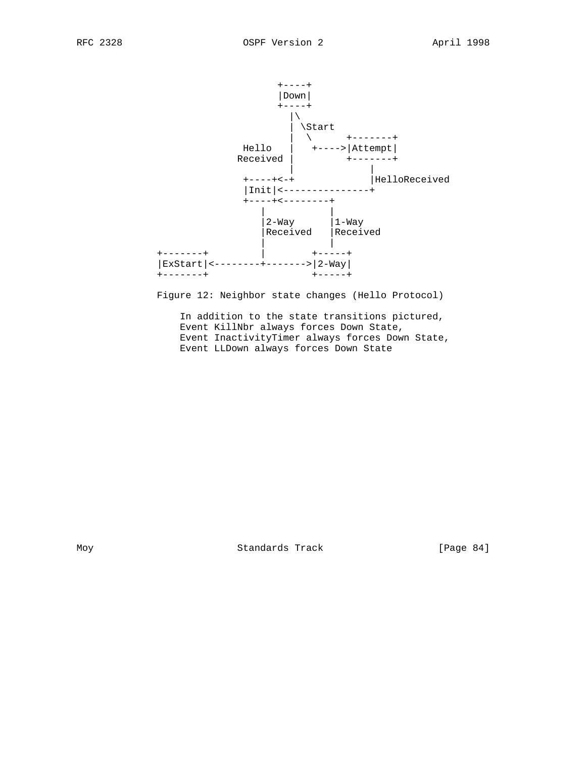```
                           +----+
                           |Down|
                           +----+
                             |\
                             | \Start
                             |  \      +-------+
                     Hello   |   +---->|Attempt|
                    Received |         +-------+
                             |             |
                     +----+<-+             |HelloReceived
                     |Init|<---------------+
                     +----+<--------+
                        |           |
                        |2-Way      |1-Way
                        |Received   |Received
                        |           |
      +-------+         |        +-----+
      |ExStart|<--------+------->|2-Way|
      +-------+                  +-----+
```

Figure 12: Neighbor state changes (Hello Protocol)

In addition to the state transitions pictured,
Event KillNbr always forces Down State,
Event InactivityTimer always forces Down State,
Event LLDown always forces Down State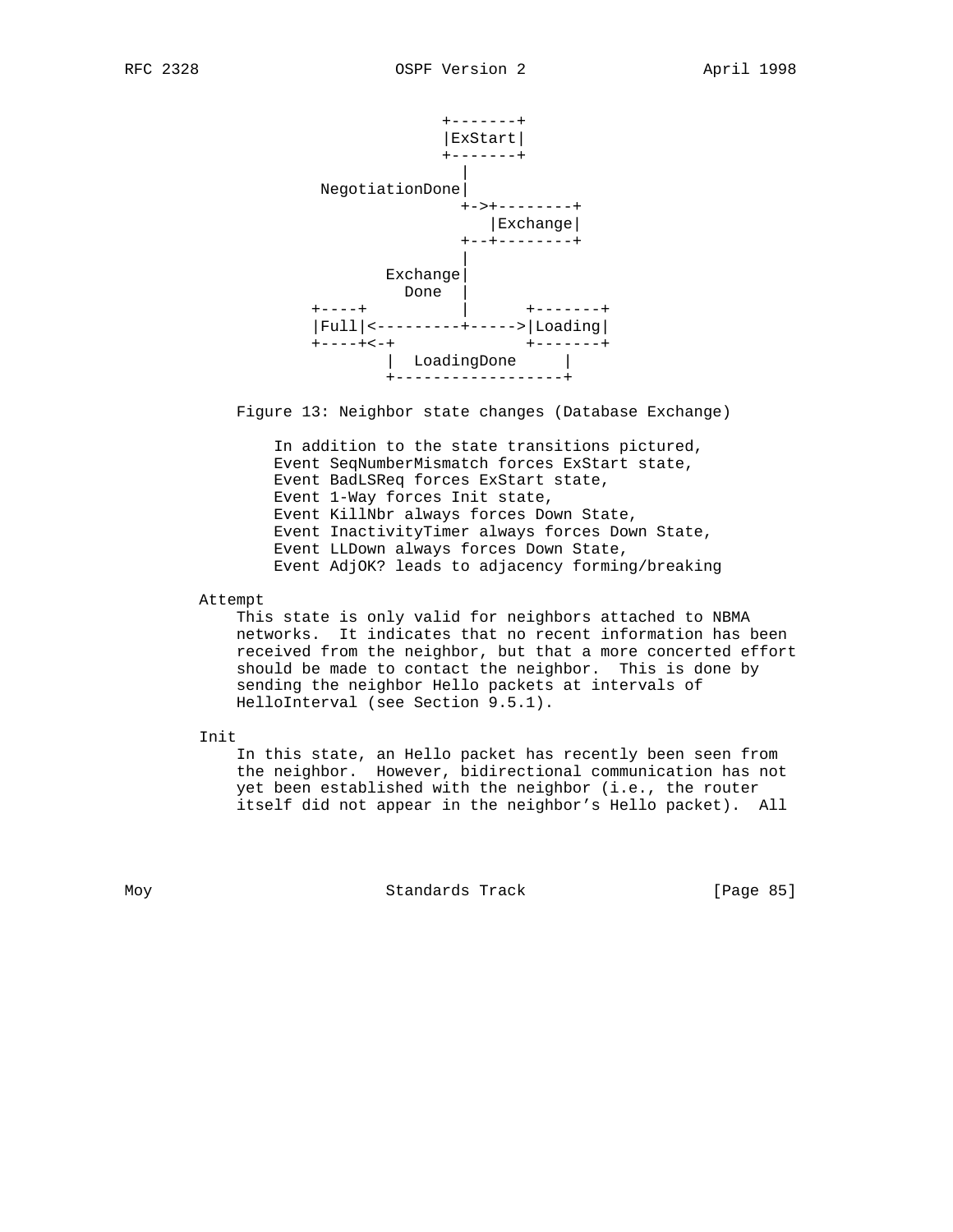```
                         +-------+
                         |ExStart|
                         +-------+
                           |
            NegotiationDone|
                           +->+--------+
                              |Exchange|
                           +--+--------+
                           |
                   Exchange|
                     Done  |
           +----+          |      +-------+
           |Full|<---------+----->|Loading|
           +----+<-+              +-------+
                   |  LoadingDone     |
                   +------------------+
```

Figure 13: Neighbor state changes (Database Exchange)

In addition to the state transitions pictured,
Event SeqNumberMismatch forces ExStart state,
Event BadLSReq forces ExStart state,
Event 1-Way forces Init state,
Event KillNbr always forces Down State,
Event InactivityTimer always forces Down State,
Event LLDown always forces Down State,
Event AdjOK? leads to adjacency forming/breaking

Attempt
: This state is only valid for neighbors attached to NBMA networks. It indicates that no recent information has been received from the neighbor, but that a more concerted effort should be made to contact the neighbor. This is done by sending the neighbor Hello packets at intervals of HelloInterval (see Section 9.5.1).

Init
: In this state, an Hello packet has recently been seen from the neighbor. However, bidirectional communication has not yet been established with the neighbor (i.e., the router itself did not appear in the neighbor's Hello packet). All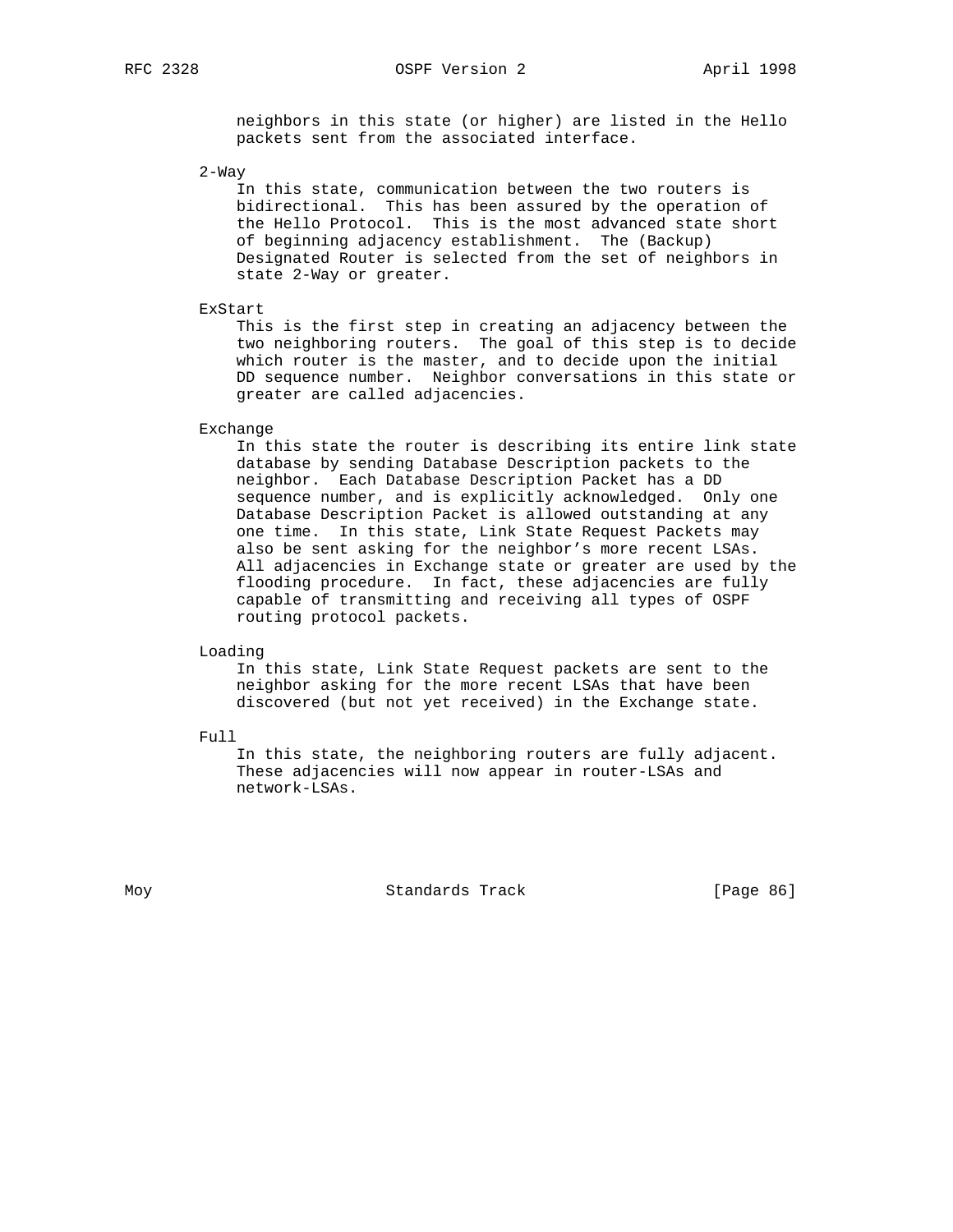neighbors in this state (or higher) are listed in the Hello packets sent from the associated interface.

2-Way

In this state, communication between the two routers is bidirectional. This has been assured by the operation of the Hello Protocol. This is the most advanced state short of beginning adjacency establishment. The (Backup) Designated Router is selected from the set of neighbors in state 2-Way or greater.

ExStart

This is the first step in creating an adjacency between the two neighboring routers. The goal of this step is to decide which router is the master, and to decide upon the initial DD sequence number. Neighbor conversations in this state or greater are called adjacencies.

Exchange

In this state the router is describing its entire link state database by sending Database Description packets to the neighbor. Each Database Description Packet has a DD sequence number, and is explicitly acknowledged. Only one Database Description Packet is allowed outstanding at any one time. In this state, Link State Request Packets may also be sent asking for the neighbor's more recent LSAs. All adjacencies in Exchange state or greater are used by the flooding procedure. In fact, these adjacencies are fully capable of transmitting and receiving all types of OSPF routing protocol packets.

Loading

In this state, Link State Request packets are sent to the neighbor asking for the more recent LSAs that have been discovered (but not yet received) in the Exchange state.

Full

In this state, the neighboring routers are fully adjacent. These adjacencies will now appear in router-LSAs and network-LSAs.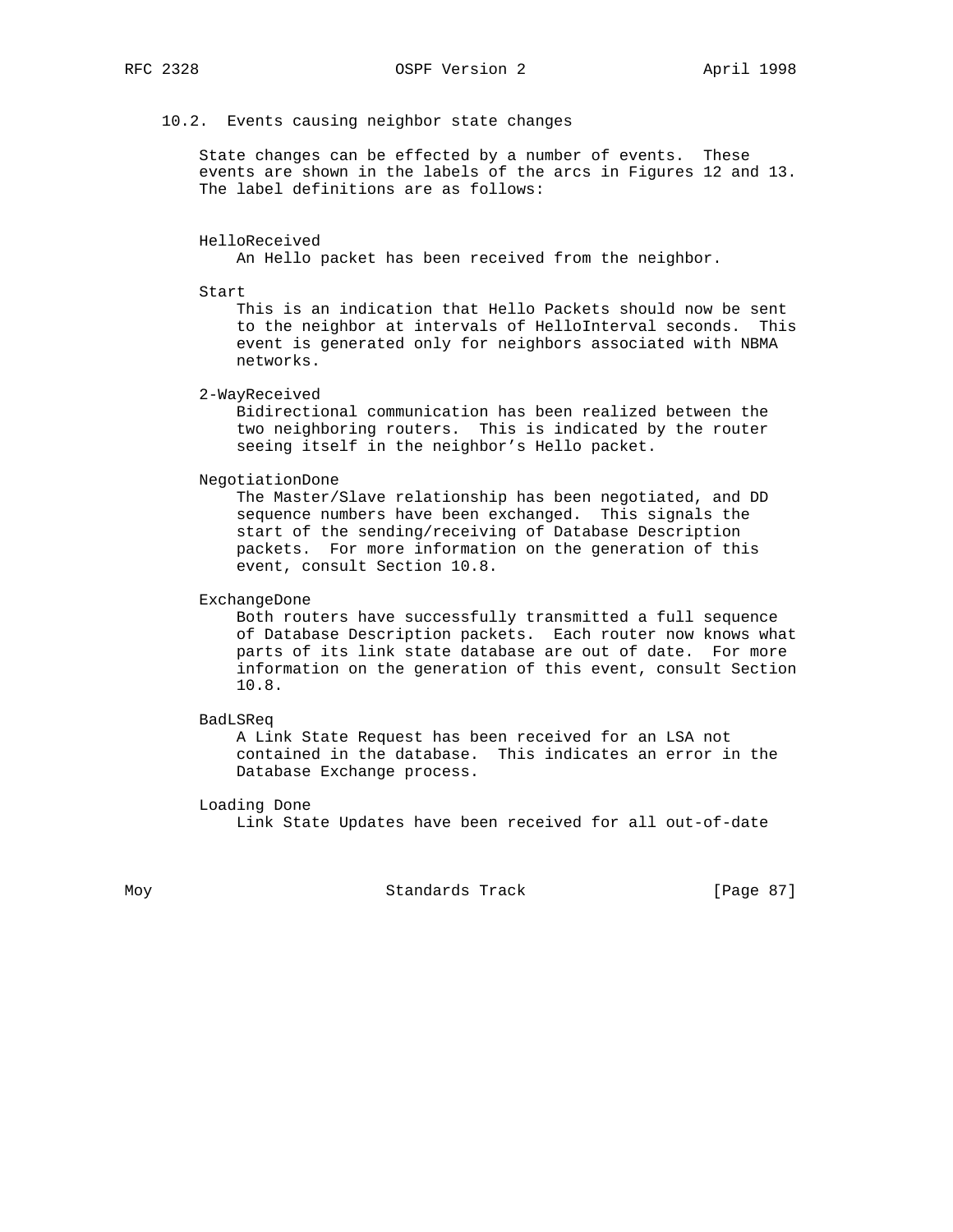### 10.2. Events causing neighbor state changes

State changes can be effected by a number of events. These events are shown in the labels of the arcs in Figures 12 and 13. The label definitions are as follows:

**HelloReceived**
An Hello packet has been received from the neighbor.

**Start**
This is an indication that Hello Packets should now be sent to the neighbor at intervals of HelloInterval seconds. This event is generated only for neighbors associated with NBMA networks.

**2-WayReceived**
Bidirectional communication has been realized between the two neighboring routers. This is indicated by the router seeing itself in the neighbor’s Hello packet.

**NegotiationDone**
The Master/Slave relationship has been negotiated, and DD sequence numbers have been exchanged. This signals the start of the sending/receiving of Database Description packets. For more information on the generation of this event, consult Section 10.8.

**ExchangeDone**
Both routers have successfully transmitted a full sequence of Database Description packets. Each router now knows what parts of its link state database are out of date. For more information on the generation of this event, consult Section 10.8.

**BadLSReq**
A Link State Request has been received for an LSA not contained in the database. This indicates an error in the Database Exchange process.

**Loading Done**
Link State Updates have been received for all out-of-date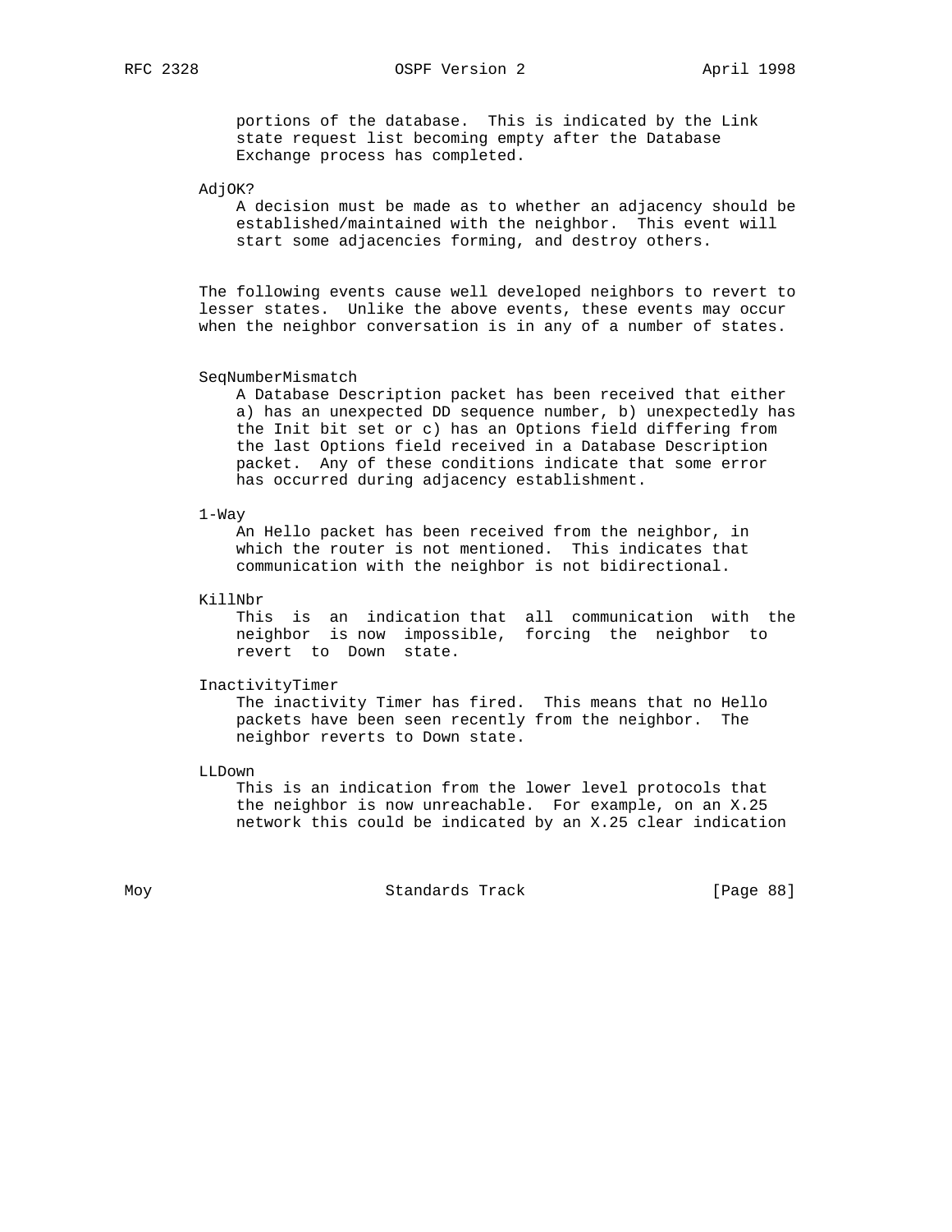portions of the database. This is indicated by the Link state request list becoming empty after the Database Exchange process has completed.

AdjOK?
: A decision must be made as to whether an adjacency should be established/maintained with the neighbor. This event will start some adjacencies forming, and destroy others.

The following events cause well developed neighbors to revert to lesser states. Unlike the above events, these events may occur when the neighbor conversation is in any of a number of states.

SeqNumberMismatch
: A Database Description packet has been received that either a) has an unexpected DD sequence number, b) unexpectedly has the Init bit set or c) has an Options field differing from the last Options field received in a Database Description packet. Any of these conditions indicate that some error has occurred during adjacency establishment.

1-Way
: An Hello packet has been received from the neighbor, in which the router is not mentioned. This indicates that communication with the neighbor is not bidirectional.

KillNbr
: This is an indication that all communication with the neighbor is now impossible, forcing the neighbor to revert to Down state.

InactivityTimer
: The inactivity Timer has fired. This means that no Hello packets have been seen recently from the neighbor. The neighbor reverts to Down state.

LLDown
: This is an indication from the lower level protocols that the neighbor is now unreachable. For example, on an X.25 network this could be indicated by an X.25 clear indication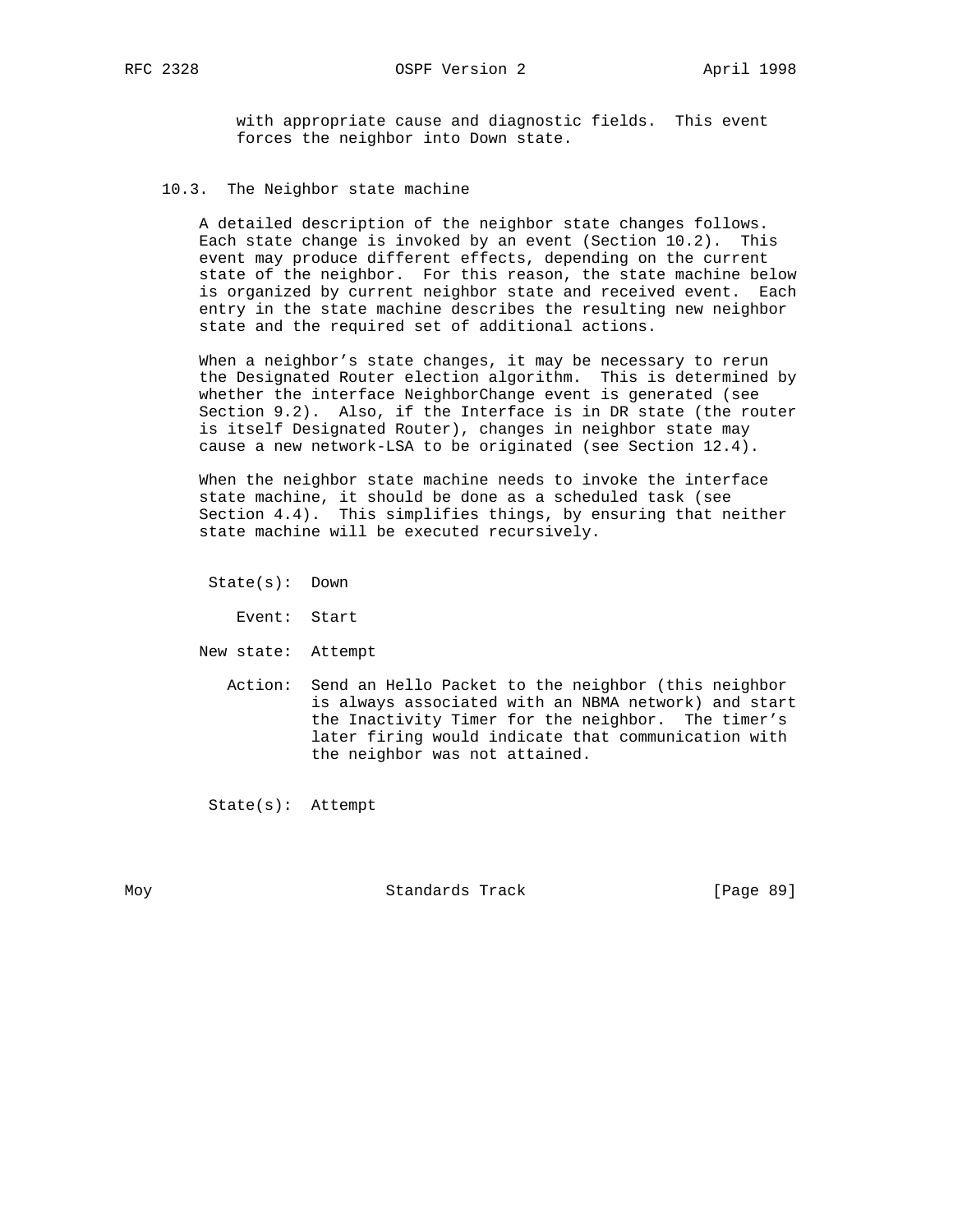with appropriate cause and diagnostic fields. This event forces the neighbor into Down state.

### 10.3. The Neighbor state machine

A detailed description of the neighbor state changes follows. Each state change is invoked by an event (Section 10.2). This event may produce different effects, depending on the current state of the neighbor. For this reason, the state machine below is organized by current neighbor state and received event. Each entry in the state machine describes the resulting new neighbor state and the required set of additional actions.

When a neighbor's state changes, it may be necessary to rerun the Designated Router election algorithm. This is determined by whether the interface NeighborChange event is generated (see Section 9.2). Also, if the Interface is in DR state (the router is itself Designated Router), changes in neighbor state may cause a new network-LSA to be originated (see Section 12.4).

When the neighbor state machine needs to invoke the interface state machine, it should be done as a scheduled task (see Section 4.4). This simplifies things, by ensuring that neither state machine will be executed recursively.

```
 State(s):  Down

    Event:  Start

New state:  Attempt

   Action:  Send an Hello Packet to the neighbor (this neighbor
            is always associated with an NBMA network) and start
            the Inactivity Timer for the neighbor.  The timer's
            later firing would indicate that communication with
            the neighbor was not attained.


 State(s):  Attempt
```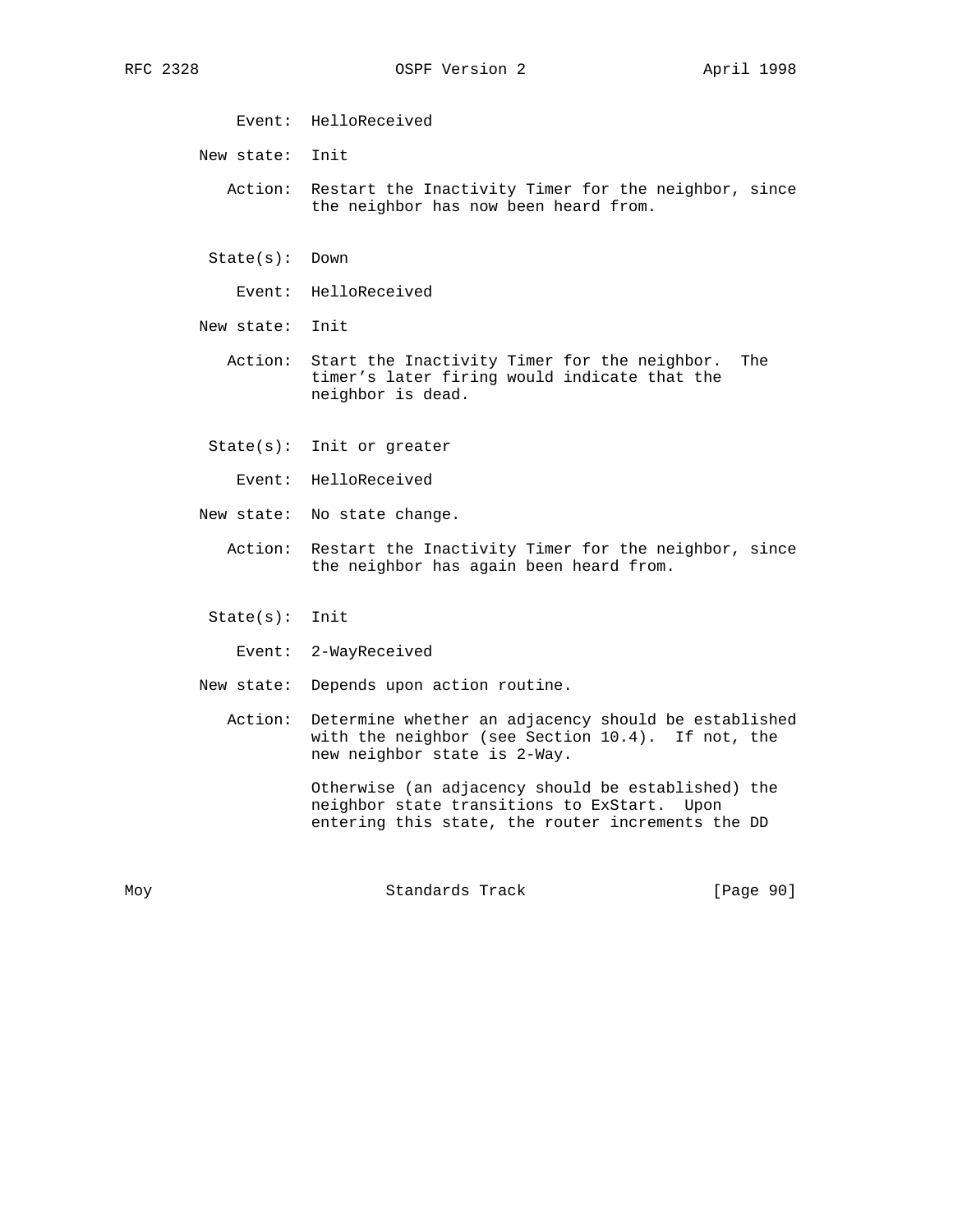Event: HelloReceived

New state: Init

Action: Restart the Inactivity Timer for the neighbor, since the neighbor has now been heard from.

State(s): Down

Event: HelloReceived

New state: Init

Action: Start the Inactivity Timer for the neighbor. The timer's later firing would indicate that the neighbor is dead.

State(s): Init or greater

Event: HelloReceived

New state: No state change.

Action: Restart the Inactivity Timer for the neighbor, since the neighbor has again been heard from.

State(s): Init

Event: 2-WayReceived

New state: Depends upon action routine.

Action: Determine whether an adjacency should be established with the neighbor (see Section 10.4). If not, the new neighbor state is 2-Way.

Otherwise (an adjacency should be established) the neighbor state transitions to ExStart. Upon entering this state, the router increments the DD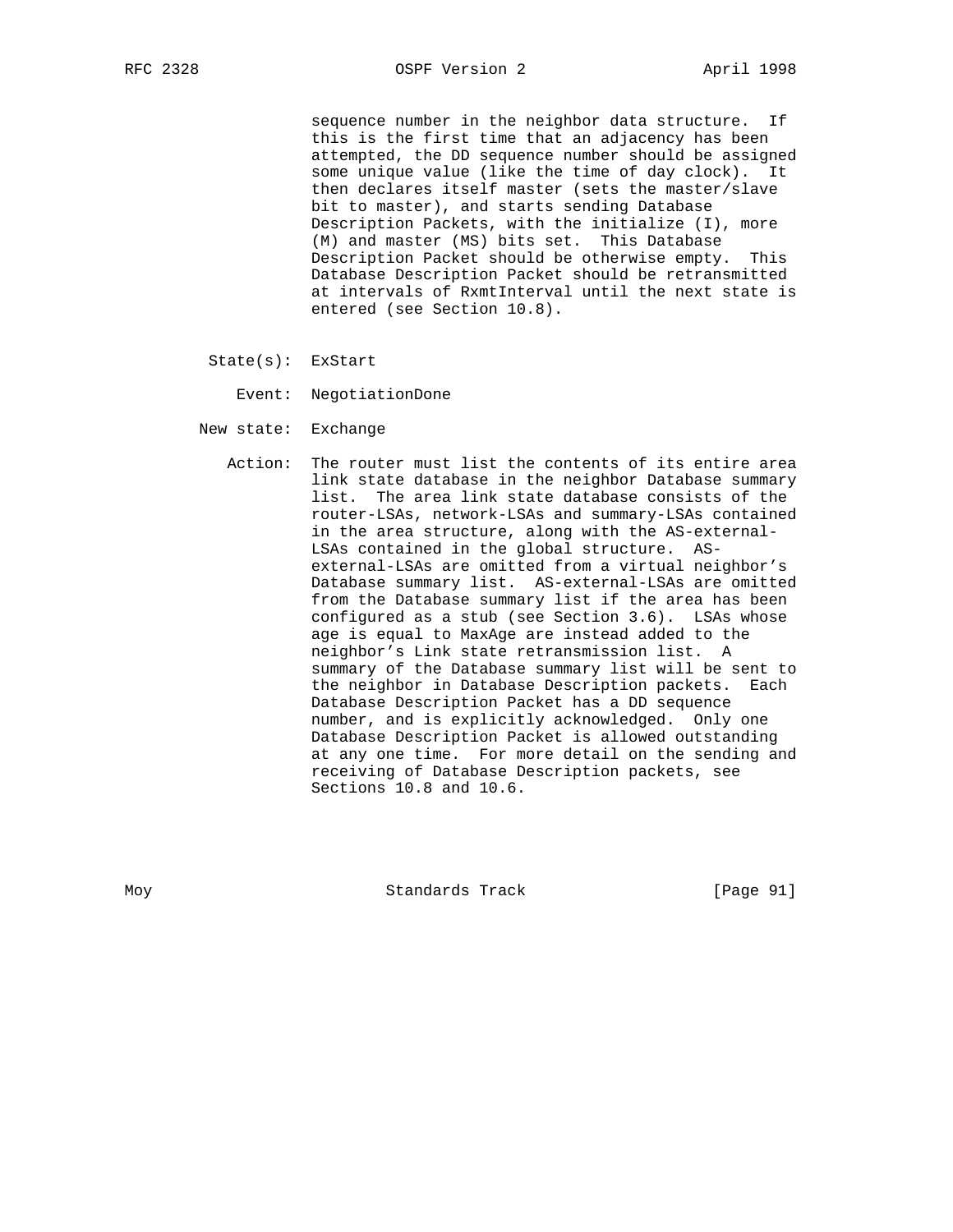sequence number in the neighbor data structure. If this is the first time that an adjacency has been attempted, the DD sequence number should be assigned some unique value (like the time of day clock). It then declares itself master (sets the master/slave bit to master), and starts sending Database Description Packets, with the initialize (I), more (M) and master (MS) bits set. This Database Description Packet should be otherwise empty. This Database Description Packet should be retransmitted at intervals of RxmtInterval until the next state is entered (see Section 10.8).

State(s): ExStart

Event: NegotiationDone

New state: Exchange

Action: The router must list the contents of its entire area link state database in the neighbor Database summary list. The area link state database consists of the router-LSAs, network-LSAs and summary-LSAs contained in the area structure, along with the AS-external-LSAs contained in the global structure. AS-external-LSAs are omitted from a virtual neighbor's Database summary list. AS-external-LSAs are omitted from the Database summary list if the area has been configured as a stub (see Section 3.6). LSAs whose age is equal to MaxAge are instead added to the neighbor's Link state retransmission list. A summary of the Database summary list will be sent to the neighbor in Database Description packets. Each Database Description Packet has a DD sequence number, and is explicitly acknowledged. Only one Database Description Packet is allowed outstanding at any one time. For more detail on the sending and receiving of Database Description packets, see Sections 10.8 and 10.6.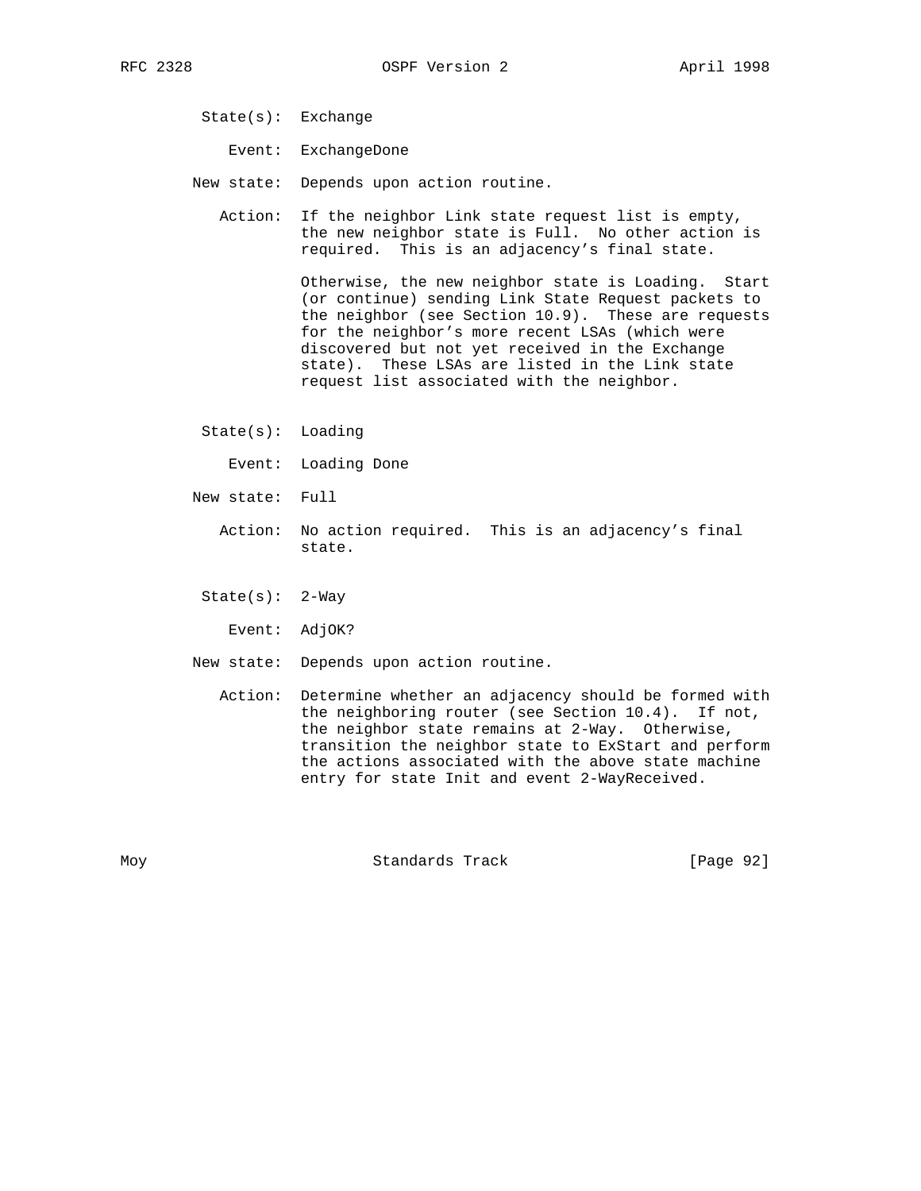State(s): Exchange

Event: ExchangeDone

New state: Depends upon action routine.

Action: If the neighbor Link state request list is empty, the new neighbor state is Full. No other action is required. This is an adjacency's final state.

Otherwise, the new neighbor state is Loading. Start (or continue) sending Link State Request packets to the neighbor (see Section 10.9). These are requests for the neighbor's more recent LSAs (which were discovered but not yet received in the Exchange state). These LSAs are listed in the Link state request list associated with the neighbor.

State(s): Loading

Event: Loading Done

New state: Full

Action: No action required. This is an adjacency's final state.

State(s): 2-Way

Event: AdjOK?

New state: Depends upon action routine.

Action: Determine whether an adjacency should be formed with the neighboring router (see Section 10.4). If not, the neighbor state remains at 2-Way. Otherwise, transition the neighbor state to ExStart and perform the actions associated with the above state machine entry for state Init and event 2-WayReceived.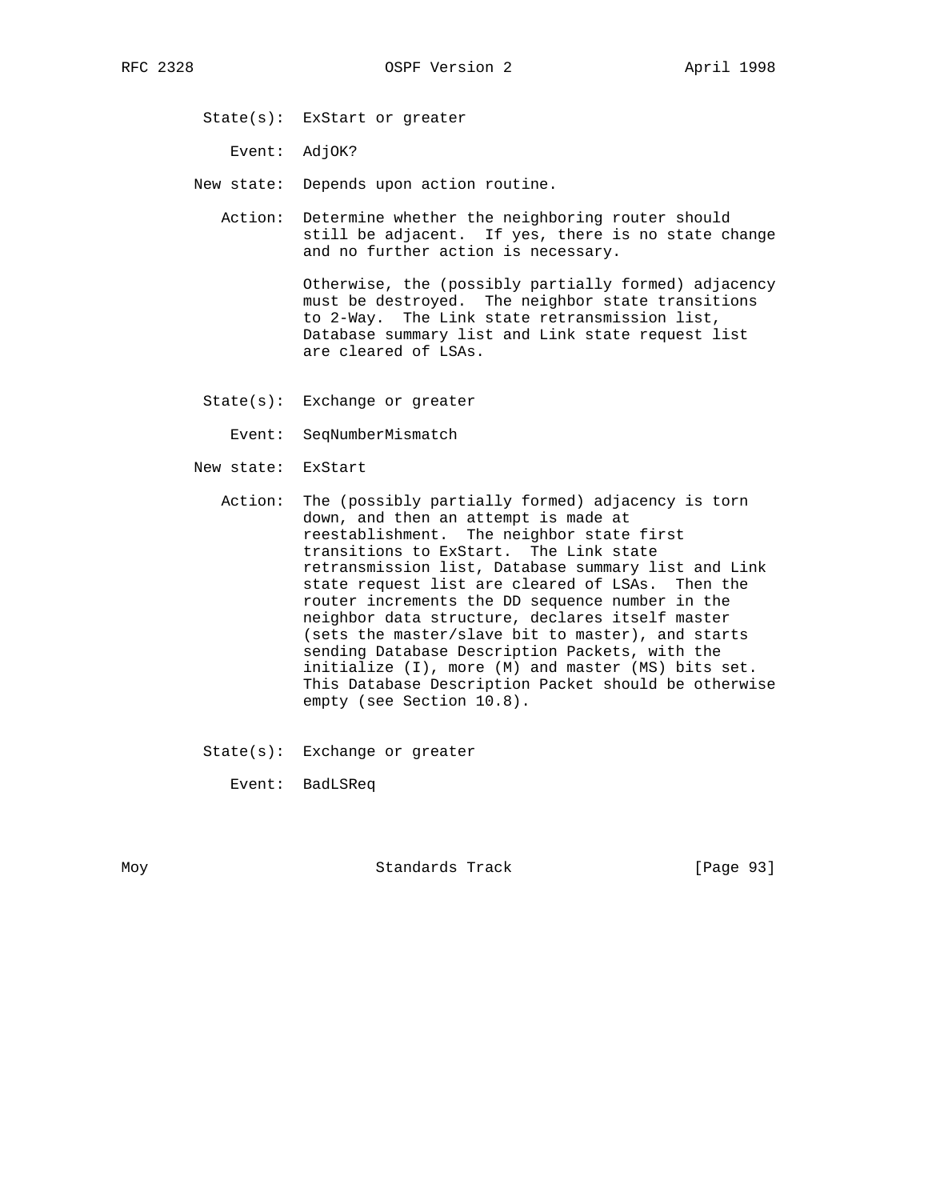State(s): ExStart or greater

Event: AdjOK?

New state: Depends upon action routine.

Action: Determine whether the neighboring router should still be adjacent. If yes, there is no state change and no further action is necessary.

Otherwise, the (possibly partially formed) adjacency must be destroyed. The neighbor state transitions to 2-Way. The Link state retransmission list, Database summary list and Link state request list are cleared of LSAs.

State(s): Exchange or greater

Event: SeqNumberMismatch

New state: ExStart

Action: The (possibly partially formed) adjacency is torn down, and then an attempt is made at reestablishment. The neighbor state first transitions to ExStart. The Link state retransmission list, Database summary list and Link state request list are cleared of LSAs. Then the router increments the DD sequence number in the neighbor data structure, declares itself master (sets the master/slave bit to master), and starts sending Database Description Packets, with the initialize (I), more (M) and master (MS) bits set. This Database Description Packet should be otherwise empty (see Section 10.8).

State(s): Exchange or greater

Event: BadLSReq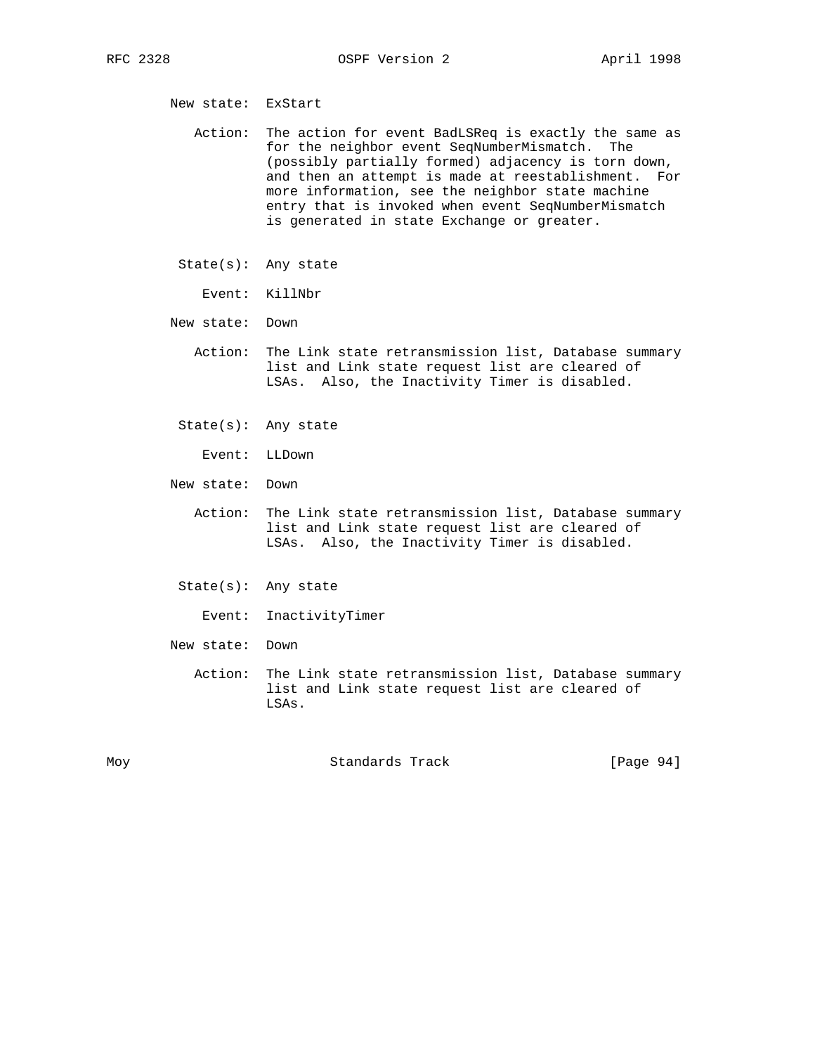New state: ExStart

Action: The action for event BadLSReq is exactly the same as for the neighbor event SeqNumberMismatch. The (possibly partially formed) adjacency is torn down, and then an attempt is made at reestablishment. For more information, see the neighbor state machine entry that is invoked when event SeqNumberMismatch is generated in state Exchange or greater.

State(s): Any state

Event: KillNbr

New state: Down

Action: The Link state retransmission list, Database summary list and Link state request list are cleared of LSAs. Also, the Inactivity Timer is disabled.

State(s): Any state

Event: LLDown

New state: Down

Action: The Link state retransmission list, Database summary list and Link state request list are cleared of LSAs. Also, the Inactivity Timer is disabled.

State(s): Any state

Event: InactivityTimer

New state: Down

Action: The Link state retransmission list, Database summary list and Link state request list are cleared of LSAs.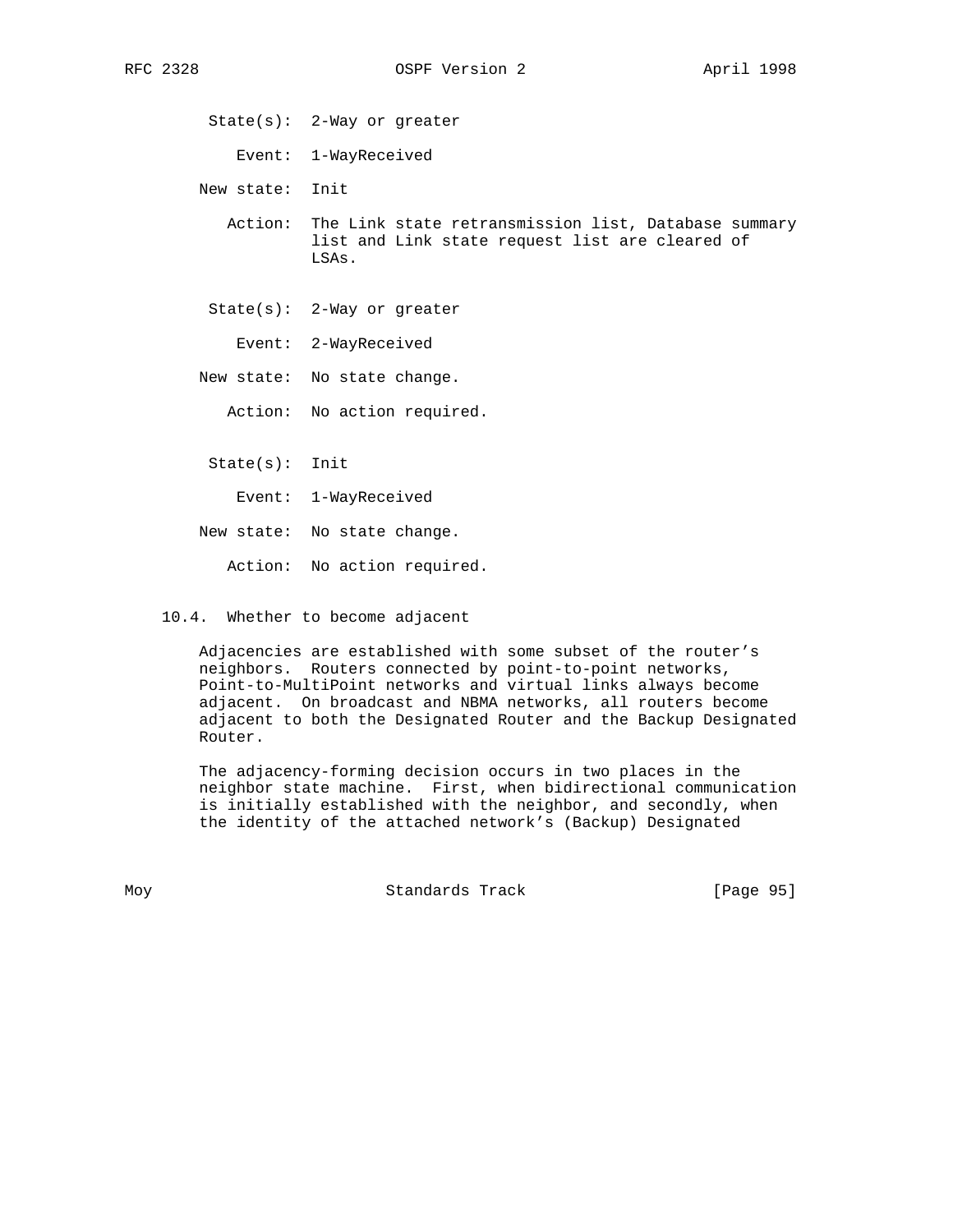State(s): 2-Way or greater

Event: 1-WayReceived

New state: Init

Action: The Link state retransmission list, Database summary list and Link state request list are cleared of LSAs.

State(s): 2-Way or greater

Event: 2-WayReceived

New state: No state change.

Action: No action required.

State(s): Init

Event: 1-WayReceived

New state: No state change.

Action: No action required.

### 10.4. Whether to become adjacent

Adjacencies are established with some subset of the router's neighbors. Routers connected by point-to-point networks, Point-to-MultiPoint networks and virtual links always become adjacent. On broadcast and NBMA networks, all routers become adjacent to both the Designated Router and the Backup Designated Router.

The adjacency-forming decision occurs in two places in the neighbor state machine. First, when bidirectional communication is initially established with the neighbor, and secondly, when the identity of the attached network's (Backup) Designated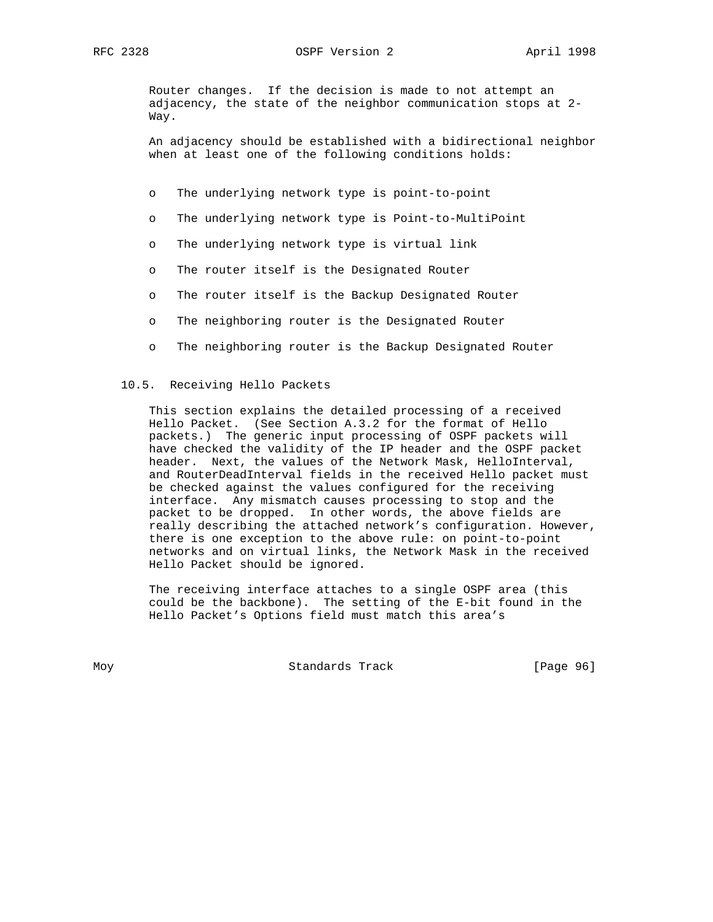Router changes. If the decision is made to not attempt an adjacency, the state of the neighbor communication stops at 2-Way.

An adjacency should be established with a bidirectional neighbor when at least one of the following conditions holds:

- The underlying network type is point-to-point
- The underlying network type is Point-to-MultiPoint
- The underlying network type is virtual link
- The router itself is the Designated Router
- The router itself is the Backup Designated Router
- The neighboring router is the Designated Router
- The neighboring router is the Backup Designated Router

## 10.5. Receiving Hello Packets

This section explains the detailed processing of a received Hello Packet. (See Section A.3.2 for the format of Hello packets.) The generic input processing of OSPF packets will have checked the validity of the IP header and the OSPF packet header. Next, the values of the Network Mask, HelloInterval, and RouterDeadInterval fields in the received Hello packet must be checked against the values configured for the receiving interface. Any mismatch causes processing to stop and the packet to be dropped. In other words, the above fields are really describing the attached network's configuration. However, there is one exception to the above rule: on point-to-point networks and on virtual links, the Network Mask in the received Hello Packet should be ignored.

The receiving interface attaches to a single OSPF area (this could be the backbone). The setting of the E-bit found in the Hello Packet's Options field must match this area's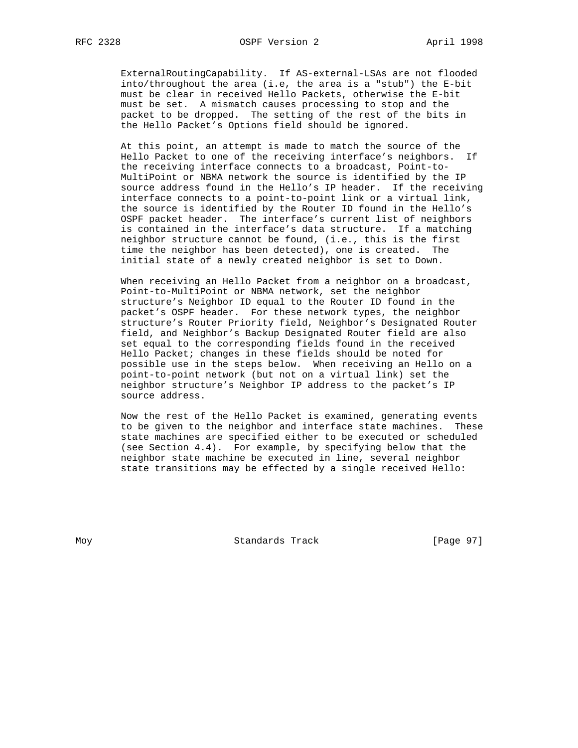ExternalRoutingCapability. If AS-external-LSAs are not flooded into/throughout the area (i.e, the area is a "stub") the E-bit must be clear in received Hello Packets, otherwise the E-bit must be set. A mismatch causes processing to stop and the packet to be dropped. The setting of the rest of the bits in the Hello Packet's Options field should be ignored.

At this point, an attempt is made to match the source of the Hello Packet to one of the receiving interface's neighbors. If the receiving interface connects to a broadcast, Point-to-MultiPoint or NBMA network the source is identified by the IP source address found in the Hello's IP header. If the receiving interface connects to a point-to-point link or a virtual link, the source is identified by the Router ID found in the Hello's OSPF packet header. The interface's current list of neighbors is contained in the interface's data structure. If a matching neighbor structure cannot be found, (i.e., this is the first time the neighbor has been detected), one is created. The initial state of a newly created neighbor is set to Down.

When receiving an Hello Packet from a neighbor on a broadcast, Point-to-MultiPoint or NBMA network, set the neighbor structure's Neighbor ID equal to the Router ID found in the packet's OSPF header. For these network types, the neighbor structure's Router Priority field, Neighbor's Designated Router field, and Neighbor's Backup Designated Router field are also set equal to the corresponding fields found in the received Hello Packet; changes in these fields should be noted for possible use in the steps below. When receiving an Hello on a point-to-point network (but not on a virtual link) set the neighbor structure's Neighbor IP address to the packet's IP source address.

Now the rest of the Hello Packet is examined, generating events to be given to the neighbor and interface state machines. These state machines are specified either to be executed or scheduled (see Section 4.4). For example, by specifying below that the neighbor state machine be executed in line, several neighbor state transitions may be effected by a single received Hello: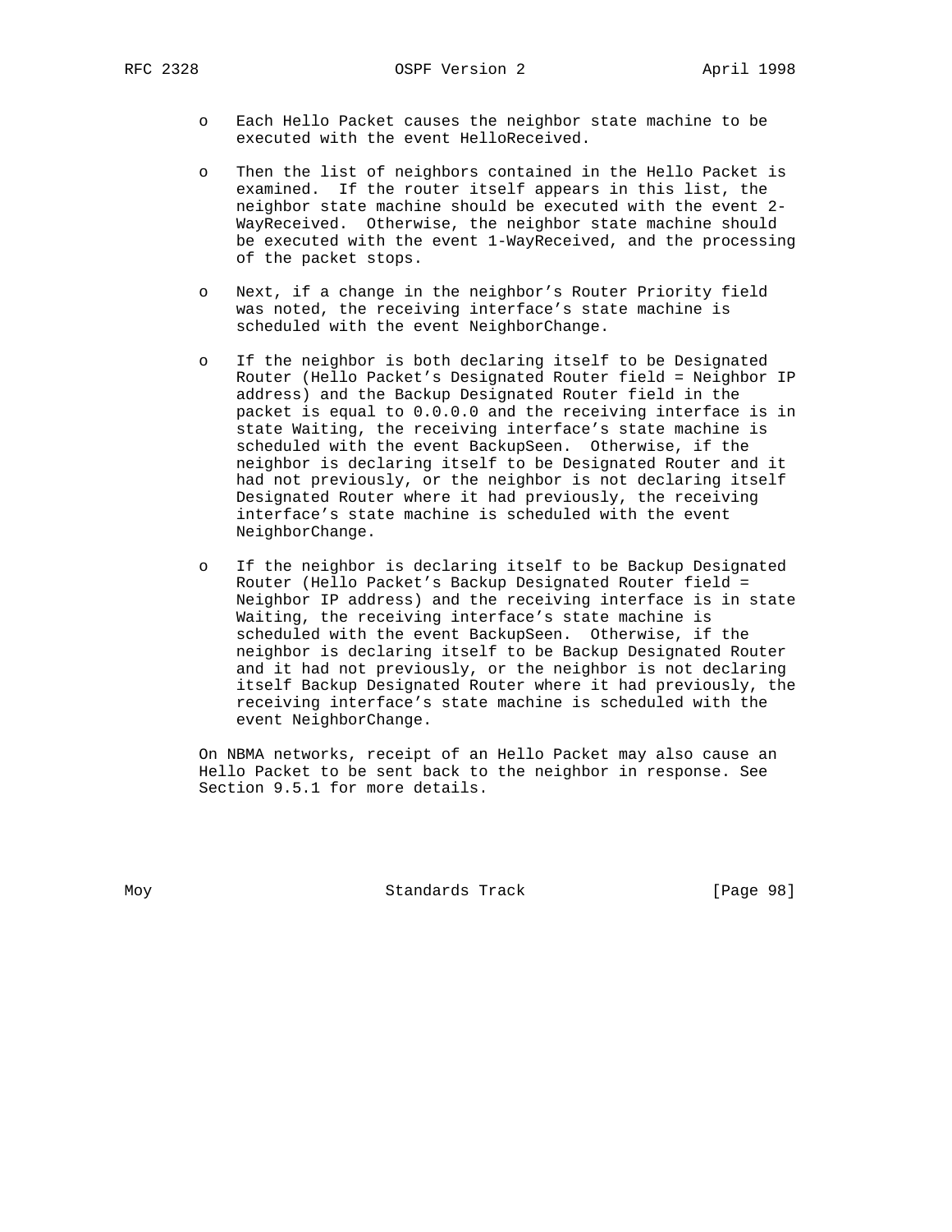- Each Hello Packet causes the neighbor state machine to be executed with the event HelloReceived.

- Then the list of neighbors contained in the Hello Packet is examined. If the router itself appears in this list, the neighbor state machine should be executed with the event 2-WayReceived. Otherwise, the neighbor state machine should be executed with the event 1-WayReceived, and the processing of the packet stops.

- Next, if a change in the neighbor's Router Priority field was noted, the receiving interface's state machine is scheduled with the event NeighborChange.

- If the neighbor is both declaring itself to be Designated Router (Hello Packet's Designated Router field = Neighbor IP address) and the Backup Designated Router field in the packet is equal to 0.0.0.0 and the receiving interface is in state Waiting, the receiving interface's state machine is scheduled with the event BackupSeen. Otherwise, if the neighbor is declaring itself to be Designated Router and it had not previously, or the neighbor is not declaring itself Designated Router where it had previously, the receiving interface's state machine is scheduled with the event NeighborChange.

- If the neighbor is declaring itself to be Backup Designated Router (Hello Packet's Backup Designated Router field = Neighbor IP address) and the receiving interface is in state Waiting, the receiving interface's state machine is scheduled with the event BackupSeen. Otherwise, if the neighbor is declaring itself to be Backup Designated Router and it had not previously, or the neighbor is not declaring itself Backup Designated Router where it had previously, the receiving interface's state machine is scheduled with the event NeighborChange.

On NBMA networks, receipt of an Hello Packet may also cause an Hello Packet to be sent back to the neighbor in response. See Section 9.5.1 for more details.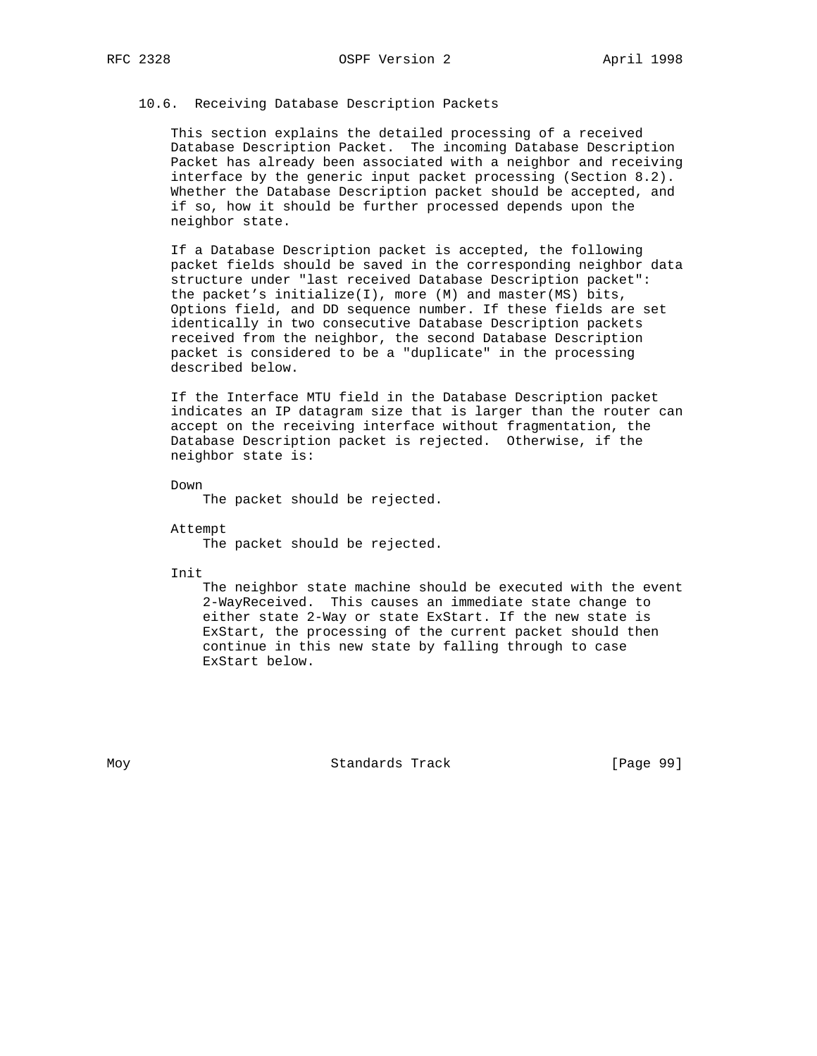### 10.6. Receiving Database Description Packets

This section explains the detailed processing of a received Database Description Packet. The incoming Database Description Packet has already been associated with a neighbor and receiving interface by the generic input packet processing (Section 8.2). Whether the Database Description packet should be accepted, and if so, how it should be further processed depends upon the neighbor state.

If a Database Description packet is accepted, the following packet fields should be saved in the corresponding neighbor data structure under "last received Database Description packet": the packet's initialize(I), more (M) and master(MS) bits, Options field, and DD sequence number. If these fields are set identically in two consecutive Database Description packets received from the neighbor, the second Database Description packet is considered to be a "duplicate" in the processing described below.

If the Interface MTU field in the Database Description packet indicates an IP datagram size that is larger than the router can accept on the receiving interface without fragmentation, the Database Description packet is rejected. Otherwise, if the neighbor state is:

Down
: The packet should be rejected.

Attempt
: The packet should be rejected.

Init
: The neighbor state machine should be executed with the event 2-WayReceived. This causes an immediate state change to either state 2-Way or state ExStart. If the new state is ExStart, the processing of the current packet should then continue in this new state by falling through to case ExStart below.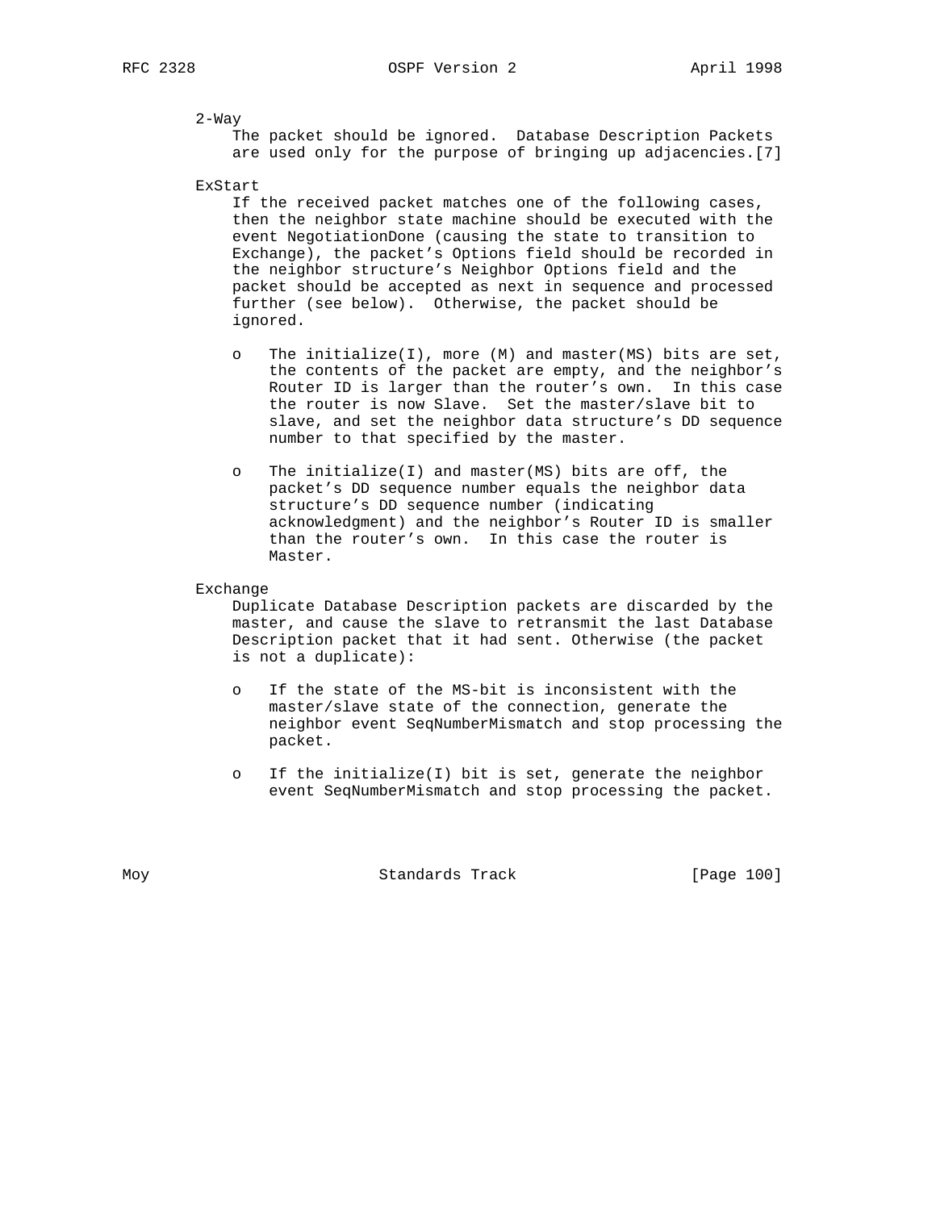2-Way

The packet should be ignored. Database Description Packets are used only for the purpose of bringing up adjacencies.[7]

ExStart

If the received packet matches one of the following cases, then the neighbor state machine should be executed with the event NegotiationDone (causing the state to transition to Exchange), the packet's Options field should be recorded in the neighbor structure's Neighbor Options field and the packet should be accepted as next in sequence and processed further (see below). Otherwise, the packet should be ignored.

- The initialize(I), more (M) and master(MS) bits are set, the contents of the packet are empty, and the neighbor's Router ID is larger than the router's own. In this case the router is now Slave. Set the master/slave bit to slave, and set the neighbor data structure's DD sequence number to that specified by the master.

- The initialize(I) and master(MS) bits are off, the packet's DD sequence number equals the neighbor data structure's DD sequence number (indicating acknowledgment) and the neighbor's Router ID is smaller than the router's own. In this case the router is Master.

Exchange

Duplicate Database Description packets are discarded by the master, and cause the slave to retransmit the last Database Description packet that it had sent. Otherwise (the packet is not a duplicate):

- If the state of the MS-bit is inconsistent with the master/slave state of the connection, generate the neighbor event SeqNumberMismatch and stop processing the packet.

- If the initialize(I) bit is set, generate the neighbor event SeqNumberMismatch and stop processing the packet.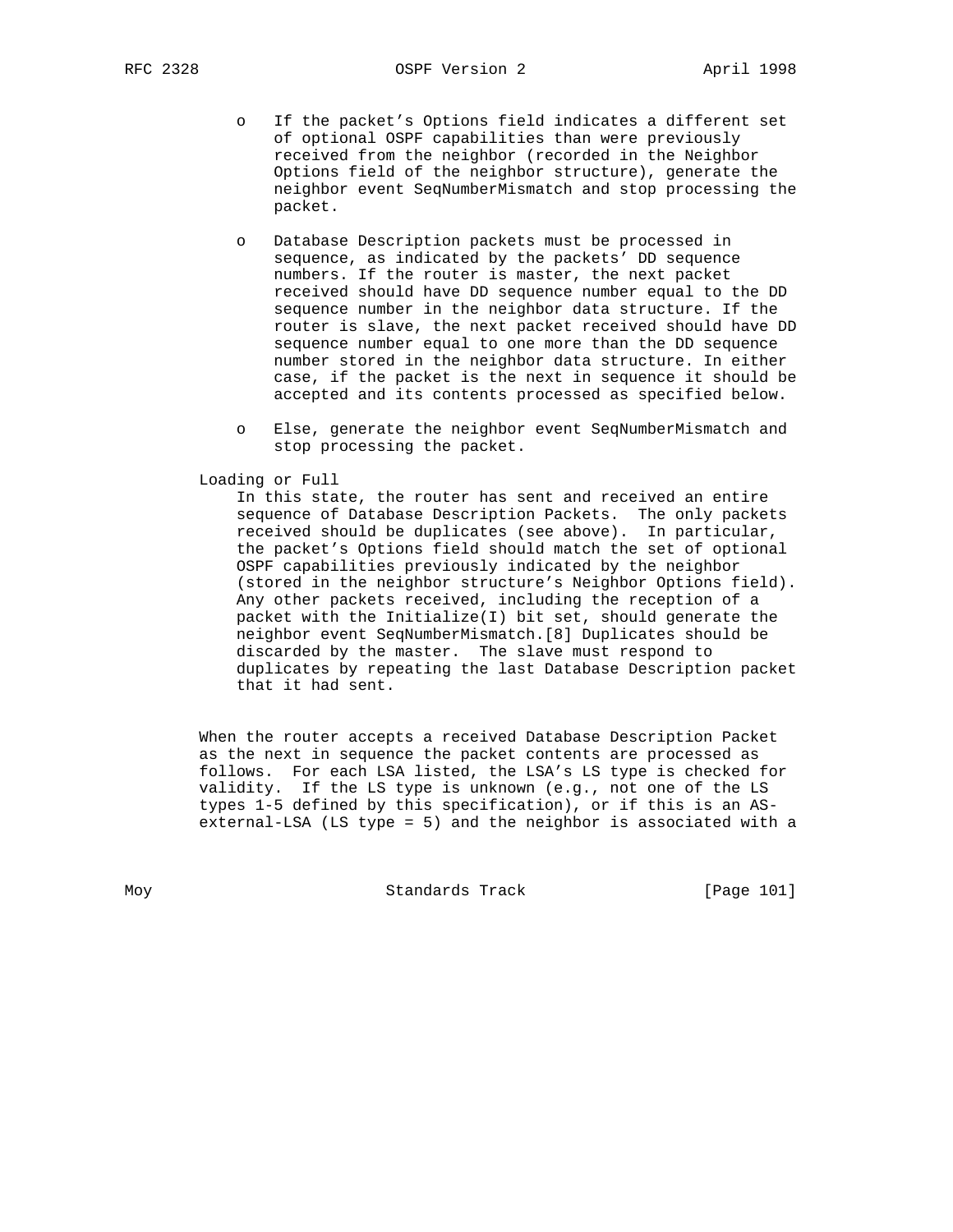- If the packet's Options field indicates a different set of optional OSPF capabilities than were previously received from the neighbor (recorded in the Neighbor Options field of the neighbor structure), generate the neighbor event SeqNumberMismatch and stop processing the packet.

- Database Description packets must be processed in sequence, as indicated by the packets' DD sequence numbers. If the router is master, the next packet received should have DD sequence number equal to the DD sequence number in the neighbor data structure. If the router is slave, the next packet received should have DD sequence number equal to one more than the DD sequence number stored in the neighbor data structure. In either case, if the packet is the next in sequence it should be accepted and its contents processed as specified below.

- Else, generate the neighbor event SeqNumberMismatch and stop processing the packet.

Loading or Full

In this state, the router has sent and received an entire sequence of Database Description Packets. The only packets received should be duplicates (see above). In particular, the packet's Options field should match the set of optional OSPF capabilities previously indicated by the neighbor (stored in the neighbor structure's Neighbor Options field). Any other packets received, including the reception of a packet with the Initialize(I) bit set, should generate the neighbor event SeqNumberMismatch.[8] Duplicates should be discarded by the master. The slave must respond to duplicates by repeating the last Database Description packet that it had sent.

When the router accepts a received Database Description Packet as the next in sequence the packet contents are processed as follows. For each LSA listed, the LSA's LS type is checked for validity. If the LS type is unknown (e.g., not one of the LS types 1-5 defined by this specification), or if this is an AS-external-LSA (LS type = 5) and the neighbor is associated with a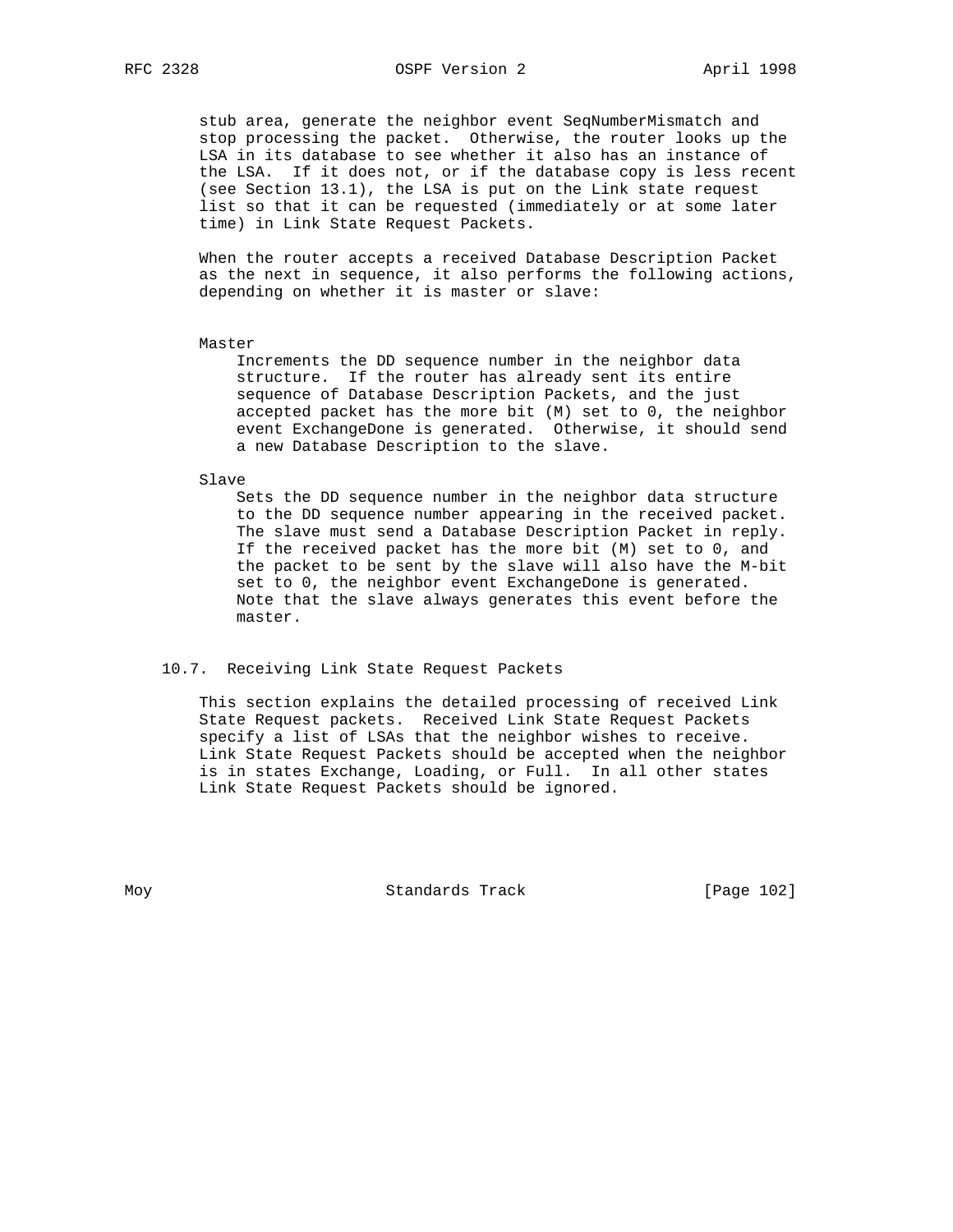stub area, generate the neighbor event SeqNumberMismatch and stop processing the packet. Otherwise, the router looks up the LSA in its database to see whether it also has an instance of the LSA. If it does not, or if the database copy is less recent (see Section 13.1), the LSA is put on the Link state request list so that it can be requested (immediately or at some later time) in Link State Request Packets.

When the router accepts a received Database Description Packet as the next in sequence, it also performs the following actions, depending on whether it is master or slave:

Master
: Increments the DD sequence number in the neighbor data structure. If the router has already sent its entire sequence of Database Description Packets, and the just accepted packet has the more bit (M) set to 0, the neighbor event ExchangeDone is generated. Otherwise, it should send a new Database Description to the slave.

Slave
: Sets the DD sequence number in the neighbor data structure to the DD sequence number appearing in the received packet. The slave must send a Database Description Packet in reply. If the received packet has the more bit (M) set to 0, and the packet to be sent by the slave will also have the M-bit set to 0, the neighbor event ExchangeDone is generated. Note that the slave always generates this event before the master.

### 10.7. Receiving Link State Request Packets

This section explains the detailed processing of received Link State Request packets. Received Link State Request Packets specify a list of LSAs that the neighbor wishes to receive. Link State Request Packets should be accepted when the neighbor is in states Exchange, Loading, or Full. In all other states Link State Request Packets should be ignored.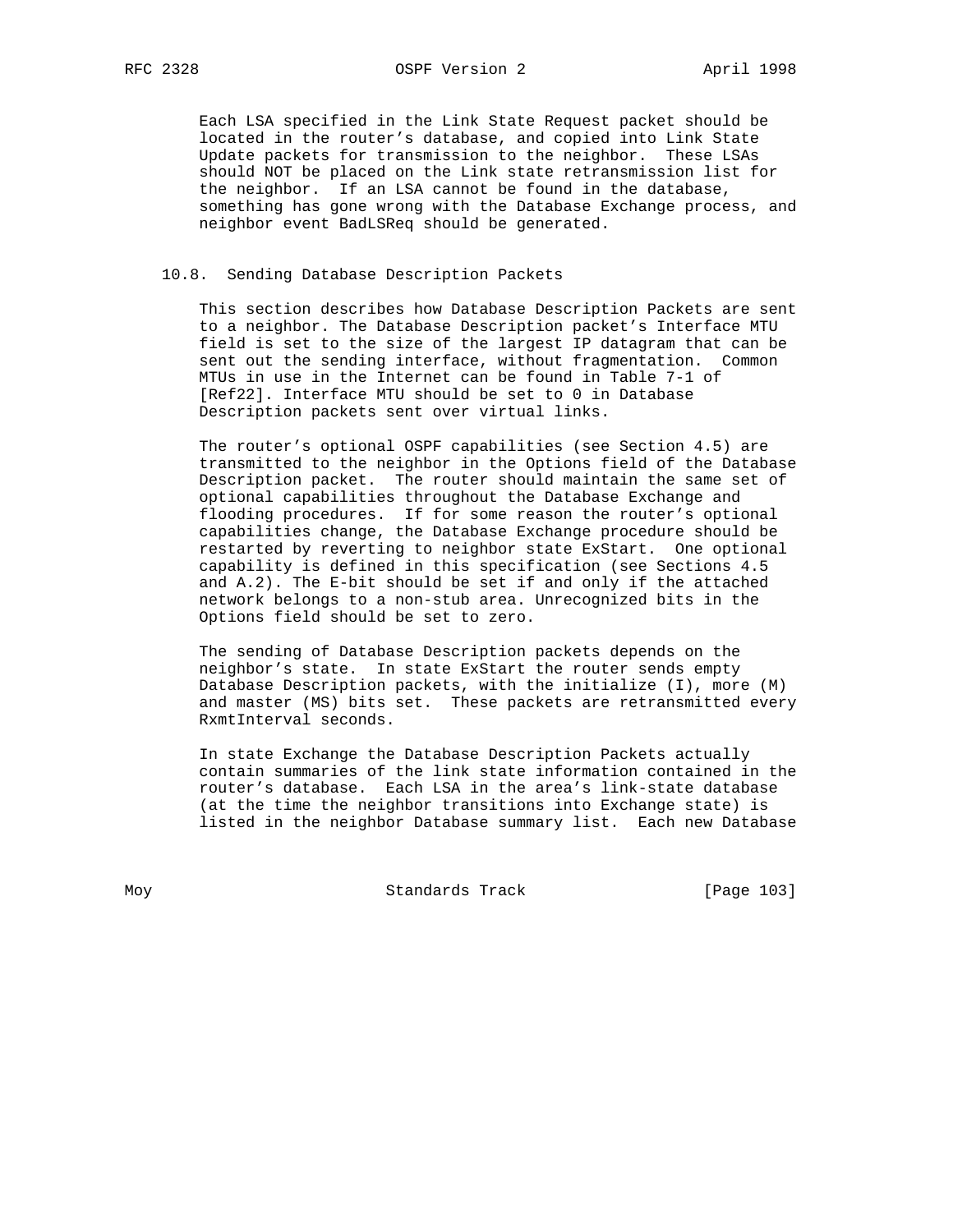Each LSA specified in the Link State Request packet should be located in the router's database, and copied into Link State Update packets for transmission to the neighbor. These LSAs should NOT be placed on the Link state retransmission list for the neighbor. If an LSA cannot be found in the database, something has gone wrong with the Database Exchange process, and neighbor event BadLSReq should be generated.

## 10.8. Sending Database Description Packets

This section describes how Database Description Packets are sent to a neighbor. The Database Description packet's Interface MTU field is set to the size of the largest IP datagram that can be sent out the sending interface, without fragmentation. Common MTUs in use in the Internet can be found in Table 7-1 of [Ref22]. Interface MTU should be set to 0 in Database Description packets sent over virtual links.

The router's optional OSPF capabilities (see Section 4.5) are transmitted to the neighbor in the Options field of the Database Description packet. The router should maintain the same set of optional capabilities throughout the Database Exchange and flooding procedures. If for some reason the router's optional capabilities change, the Database Exchange procedure should be restarted by reverting to neighbor state ExStart. One optional capability is defined in this specification (see Sections 4.5 and A.2). The E-bit should be set if and only if the attached network belongs to a non-stub area. Unrecognized bits in the Options field should be set to zero.

The sending of Database Description packets depends on the neighbor's state. In state ExStart the router sends empty Database Description packets, with the initialize (I), more (M) and master (MS) bits set. These packets are retransmitted every RxmtInterval seconds.

In state Exchange the Database Description Packets actually contain summaries of the link state information contained in the router's database. Each LSA in the area's link-state database (at the time the neighbor transitions into Exchange state) is listed in the neighbor Database summary list. Each new Database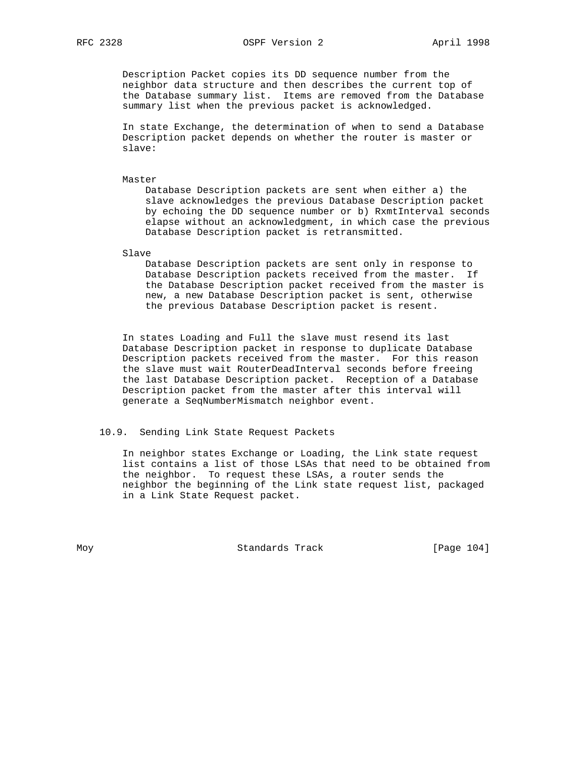Description Packet copies its DD sequence number from the neighbor data structure and then describes the current top of the Database summary list. Items are removed from the Database summary list when the previous packet is acknowledged.

In state Exchange, the determination of when to send a Database Description packet depends on whether the router is master or slave:

Master
: Database Description packets are sent when either a) the slave acknowledges the previous Database Description packet by echoing the DD sequence number or b) RxmtInterval seconds elapse without an acknowledgment, in which case the previous Database Description packet is retransmitted.

Slave
: Database Description packets are sent only in response to Database Description packets received from the master. If the Database Description packet received from the master is new, a new Database Description packet is sent, otherwise the previous Database Description packet is resent.

In states Loading and Full the slave must resend its last Database Description packet in response to duplicate Database Description packets received from the master. For this reason the slave must wait RouterDeadInterval seconds before freeing the last Database Description packet. Reception of a Database Description packet from the master after this interval will generate a SeqNumberMismatch neighbor event.

### 10.9. Sending Link State Request Packets

In neighbor states Exchange or Loading, the Link state request list contains a list of those LSAs that need to be obtained from the neighbor. To request these LSAs, a router sends the neighbor the beginning of the Link state request list, packaged in a Link State Request packet.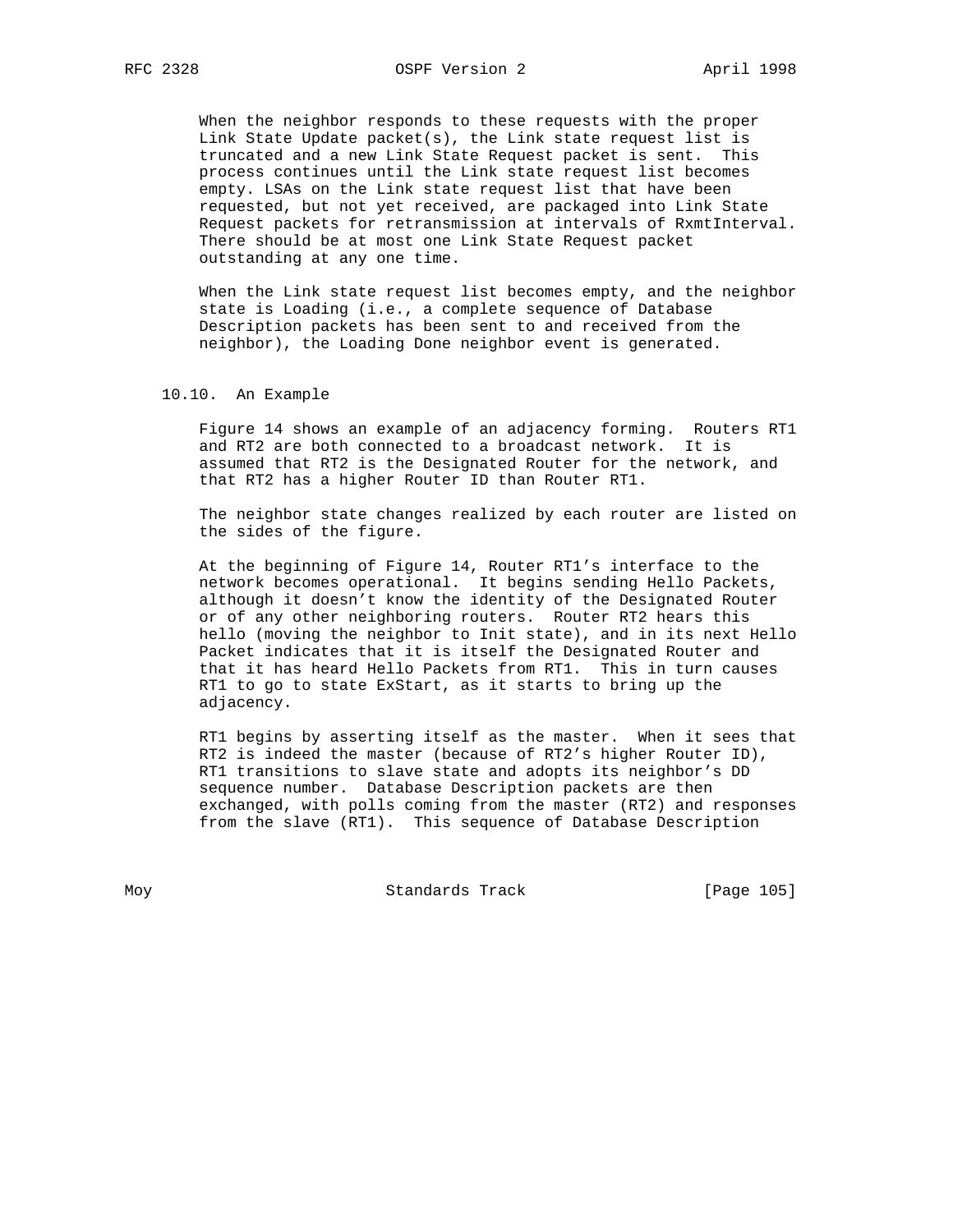When the neighbor responds to these requests with the proper Link State Update packet(s), the Link state request list is truncated and a new Link State Request packet is sent. This process continues until the Link state request list becomes empty. LSAs on the Link state request list that have been requested, but not yet received, are packaged into Link State Request packets for retransmission at intervals of RxmtInterval. There should be at most one Link State Request packet outstanding at any one time.

When the Link state request list becomes empty, and the neighbor state is Loading (i.e., a complete sequence of Database Description packets has been sent to and received from the neighbor), the Loading Done neighbor event is generated.

### 10.10. An Example

Figure 14 shows an example of an adjacency forming. Routers RT1 and RT2 are both connected to a broadcast network. It is assumed that RT2 is the Designated Router for the network, and that RT2 has a higher Router ID than Router RT1.

The neighbor state changes realized by each router are listed on the sides of the figure.

At the beginning of Figure 14, Router RT1's interface to the network becomes operational. It begins sending Hello Packets, although it doesn't know the identity of the Designated Router or of any other neighboring routers. Router RT2 hears this hello (moving the neighbor to Init state), and in its next Hello Packet indicates that it is itself the Designated Router and that it has heard Hello Packets from RT1. This in turn causes RT1 to go to state ExStart, as it starts to bring up the adjacency.

RT1 begins by asserting itself as the master. When it sees that RT2 is indeed the master (because of RT2's higher Router ID), RT1 transitions to slave state and adopts its neighbor's DD sequence number. Database Description packets are then exchanged, with polls coming from the master (RT2) and responses from the slave (RT1). This sequence of Database Description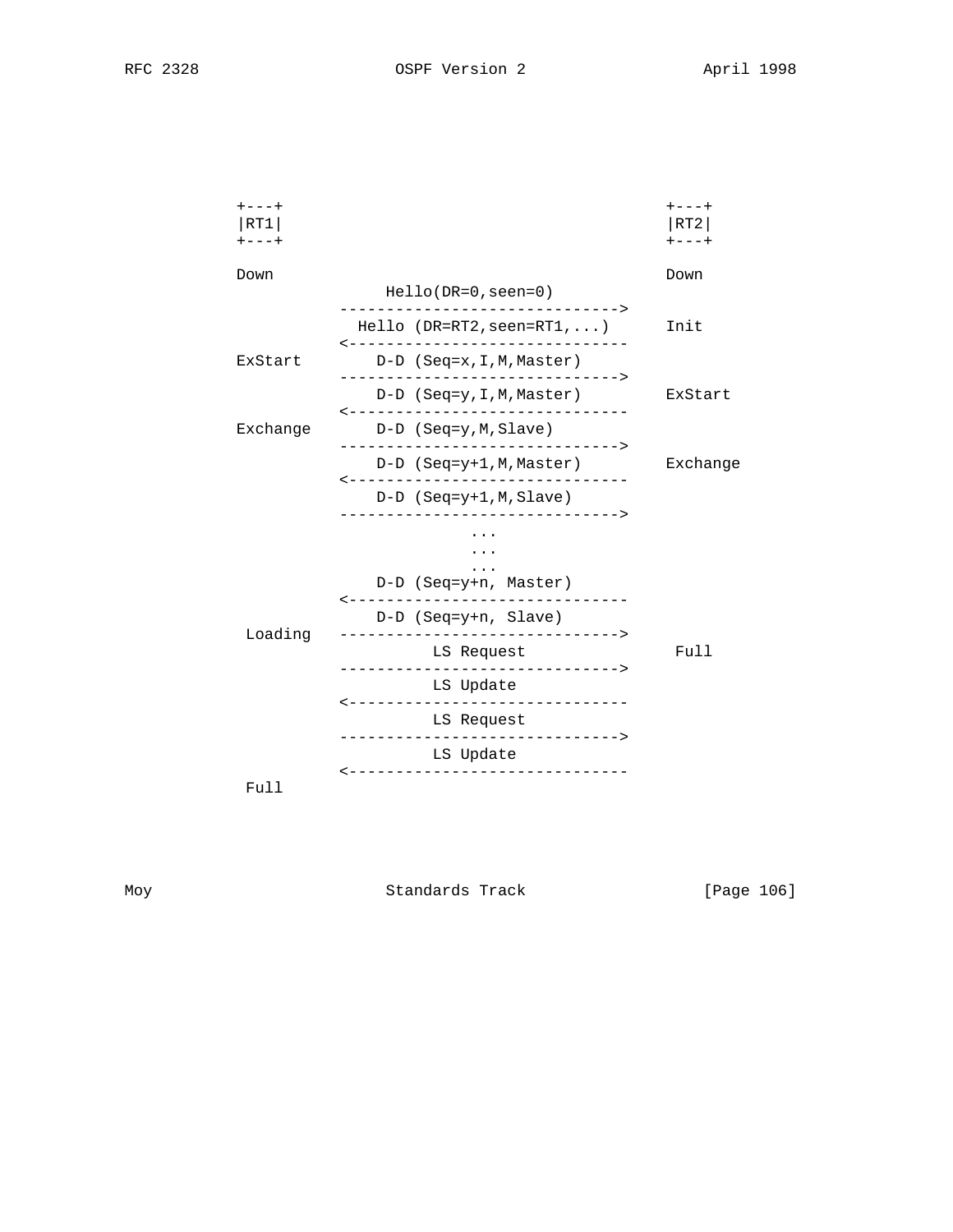```
            +---+                                         +---+
            |RT1|                                         |RT2|
            +---+                                         +---+

            Down                                          Down
                             Hello(DR=0,seen=0)
                       ------------------------------>
                          Hello (DR=RT2,seen=RT1,...)     Init
                       <------------------------------
            ExStart        D-D (Seq=x,I,M,Master)
                       ------------------------------>
                           D-D (Seq=y,I,M,Master)         ExStart
                       <------------------------------
            Exchange       D-D (Seq=y,M,Slave)
                       ------------------------------>
                           D-D (Seq=y+1,M,Master)         Exchange
                       <------------------------------
                           D-D (Seq=y+1,M,Slave)
                       ------------------------------>
                                      ...
                                      ...
                                      ...
                           D-D (Seq=y+n, Master)
                       <------------------------------
                           D-D (Seq=y+n, Slave)
             Loading   ------------------------------>
                                 LS Request                Full
                       ------------------------------>
                                 LS Update
                       <------------------------------
                                 LS Request
                       ------------------------------>
                                 LS Update
                       <------------------------------
             Full
```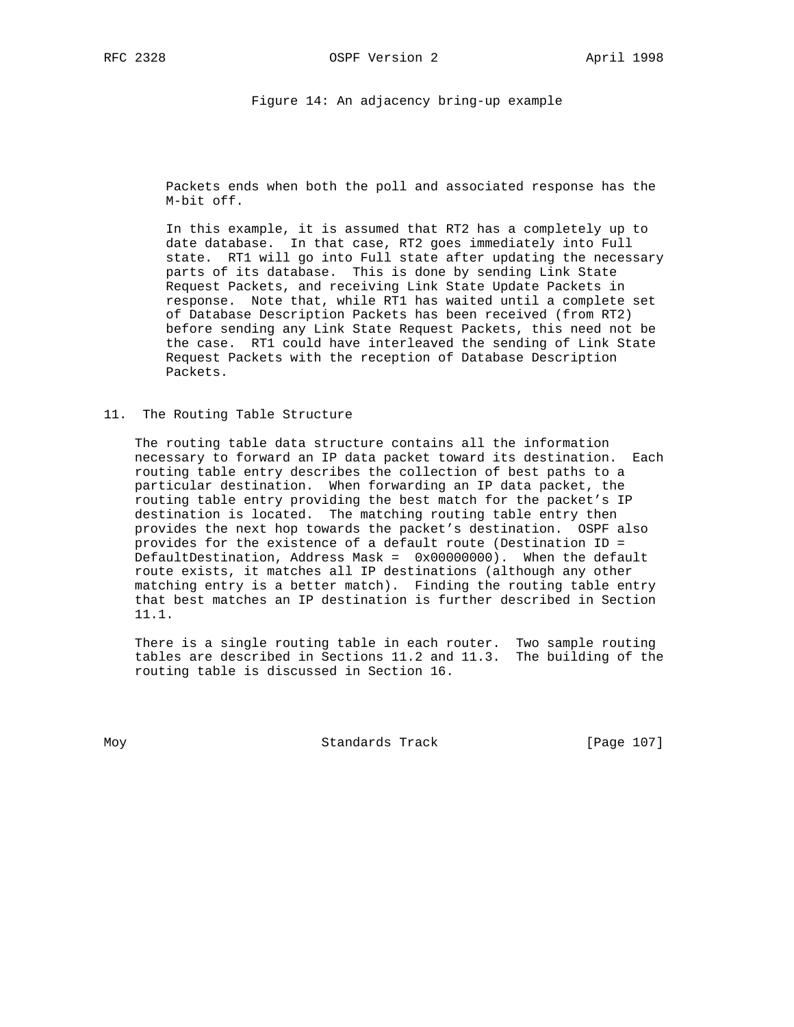Figure 14: An adjacency bring-up example

Packets ends when both the poll and associated response has the M-bit off.

In this example, it is assumed that RT2 has a completely up to date database. In that case, RT2 goes immediately into Full state. RT1 will go into Full state after updating the necessary parts of its database. This is done by sending Link State Request Packets, and receiving Link State Update Packets in response. Note that, while RT1 has waited until a complete set of Database Description Packets has been received (from RT2) before sending any Link State Request Packets, this need not be the case. RT1 could have interleaved the sending of Link State Request Packets with the reception of Database Description Packets.

## 11. The Routing Table Structure

The routing table data structure contains all the information necessary to forward an IP data packet toward its destination. Each routing table entry describes the collection of best paths to a particular destination. When forwarding an IP data packet, the routing table entry providing the best match for the packet's IP destination is located. The matching routing table entry then provides the next hop towards the packet's destination. OSPF also provides for the existence of a default route (Destination ID = DefaultDestination, Address Mask = 0x00000000). When the default route exists, it matches all IP destinations (although any other matching entry is a better match). Finding the routing table entry that best matches an IP destination is further described in Section 11.1.

There is a single routing table in each router. Two sample routing tables are described in Sections 11.2 and 11.3. The building of the routing table is discussed in Section 16.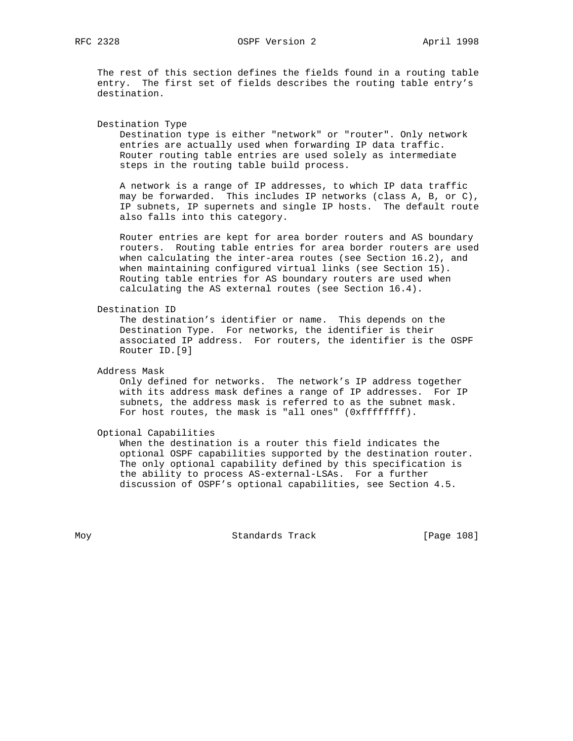The rest of this section defines the fields found in a routing table entry. The first set of fields describes the routing table entry's destination.

Destination Type

Destination type is either "network" or "router". Only network entries are actually used when forwarding IP data traffic. Router routing table entries are used solely as intermediate steps in the routing table build process.

A network is a range of IP addresses, to which IP data traffic may be forwarded. This includes IP networks (class A, B, or C), IP subnets, IP supernets and single IP hosts. The default route also falls into this category.

Router entries are kept for area border routers and AS boundary routers. Routing table entries for area border routers are used when calculating the inter-area routes (see Section 16.2), and when maintaining configured virtual links (see Section 15). Routing table entries for AS boundary routers are used when calculating the AS external routes (see Section 16.4).

Destination ID

The destination's identifier or name. This depends on the Destination Type. For networks, the identifier is their associated IP address. For routers, the identifier is the OSPF Router ID.[9]

Address Mask

Only defined for networks. The network's IP address together with its address mask defines a range of IP addresses. For IP subnets, the address mask is referred to as the subnet mask. For host routes, the mask is "all ones" (0xffffffff).

Optional Capabilities

When the destination is a router this field indicates the optional OSPF capabilities supported by the destination router. The only optional capability defined by this specification is the ability to process AS-external-LSAs. For a further discussion of OSPF's optional capabilities, see Section 4.5.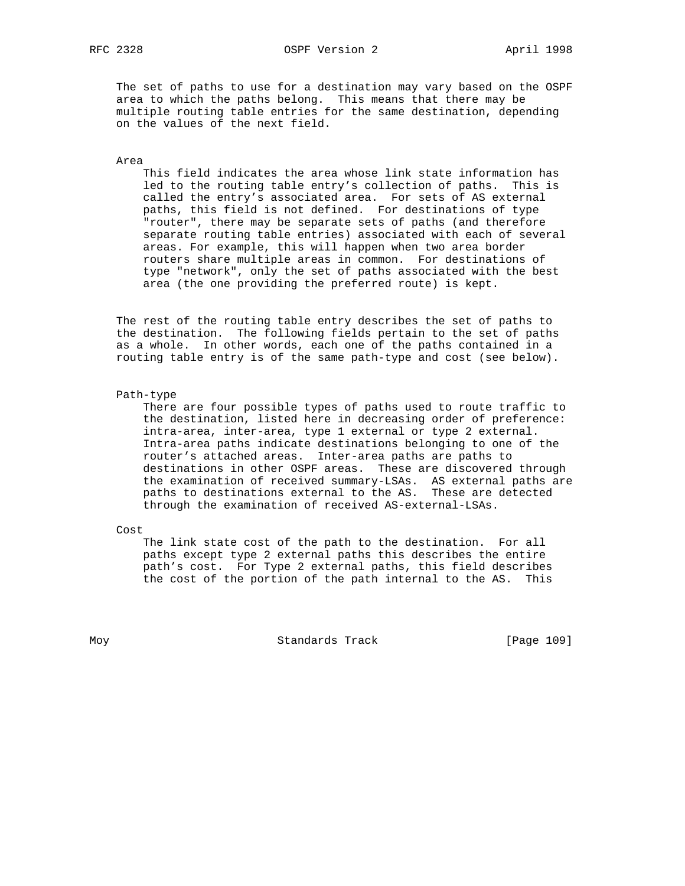The set of paths to use for a destination may vary based on the OSPF area to which the paths belong. This means that there may be multiple routing table entries for the same destination, depending on the values of the next field.

Area

This field indicates the area whose link state information has led to the routing table entry's collection of paths. This is called the entry's associated area. For sets of AS external paths, this field is not defined. For destinations of type "router", there may be separate sets of paths (and therefore separate routing table entries) associated with each of several areas. For example, this will happen when two area border routers share multiple areas in common. For destinations of type "network", only the set of paths associated with the best area (the one providing the preferred route) is kept.

The rest of the routing table entry describes the set of paths to the destination. The following fields pertain to the set of paths as a whole. In other words, each one of the paths contained in a routing table entry is of the same path-type and cost (see below).

Path-type

There are four possible types of paths used to route traffic to the destination, listed here in decreasing order of preference: intra-area, inter-area, type 1 external or type 2 external. Intra-area paths indicate destinations belonging to one of the router's attached areas. Inter-area paths are paths to destinations in other OSPF areas. These are discovered through the examination of received summary-LSAs. AS external paths are paths to destinations external to the AS. These are detected through the examination of received AS-external-LSAs.

Cost

The link state cost of the path to the destination. For all paths except type 2 external paths this describes the entire path's cost. For Type 2 external paths, this field describes the cost of the portion of the path internal to the AS. This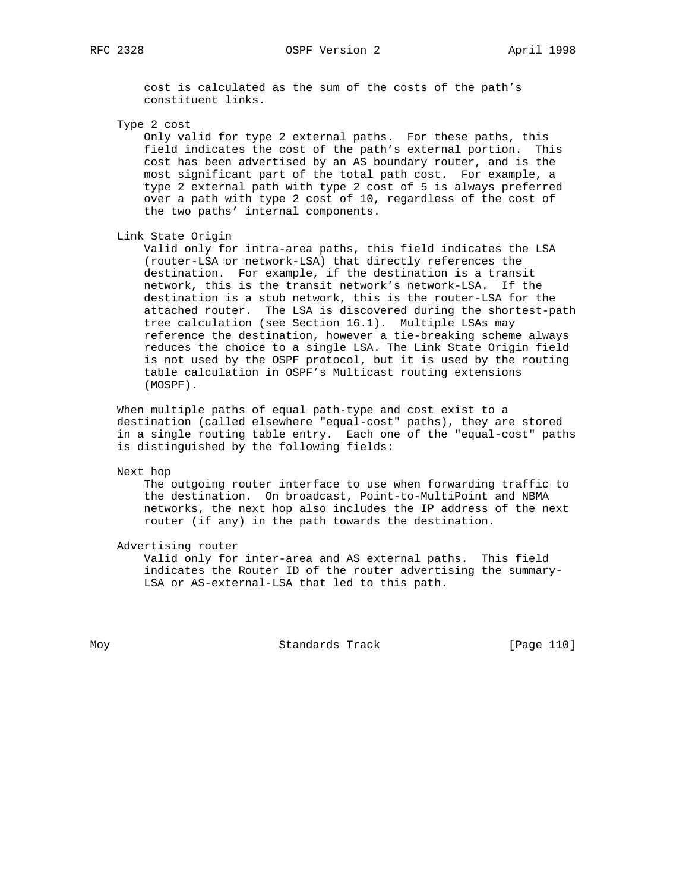cost is calculated as the sum of the costs of the path's constituent links.

Type 2 cost
    Only valid for type 2 external paths. For these paths, this field indicates the cost of the path's external portion. This cost has been advertised by an AS boundary router, and is the most significant part of the total path cost. For example, a type 2 external path with type 2 cost of 5 is always preferred over a path with type 2 cost of 10, regardless of the cost of the two paths' internal components.

Link State Origin
    Valid only for intra-area paths, this field indicates the LSA (router-LSA or network-LSA) that directly references the destination. For example, if the destination is a transit network, this is the transit network's network-LSA. If the destination is a stub network, this is the router-LSA for the attached router. The LSA is discovered during the shortest-path tree calculation (see Section 16.1). Multiple LSAs may reference the destination, however a tie-breaking scheme always reduces the choice to a single LSA. The Link State Origin field is not used by the OSPF protocol, but it is used by the routing table calculation in OSPF's Multicast routing extensions (MOSPF).

When multiple paths of equal path-type and cost exist to a destination (called elsewhere "equal-cost" paths), they are stored in a single routing table entry. Each one of the "equal-cost" paths is distinguished by the following fields:

Next hop
    The outgoing router interface to use when forwarding traffic to the destination. On broadcast, Point-to-MultiPoint and NBMA networks, the next hop also includes the IP address of the next router (if any) in the path towards the destination.

Advertising router
    Valid only for inter-area and AS external paths. This field indicates the Router ID of the router advertising the summary-LSA or AS-external-LSA that led to this path.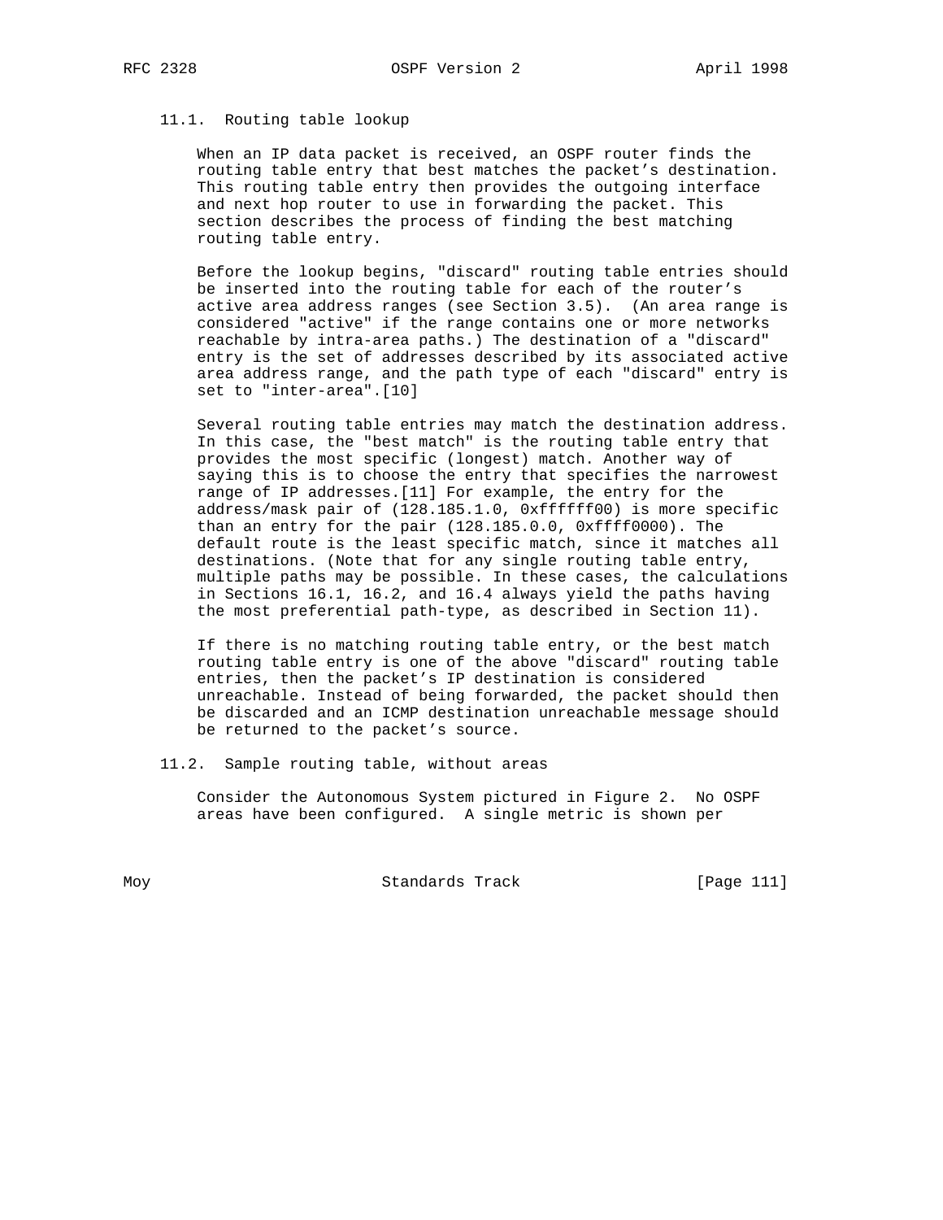### 11.1. Routing table lookup

When an IP data packet is received, an OSPF router finds the routing table entry that best matches the packet's destination. This routing table entry then provides the outgoing interface and next hop router to use in forwarding the packet. This section describes the process of finding the best matching routing table entry.

Before the lookup begins, "discard" routing table entries should be inserted into the routing table for each of the router's active area address ranges (see Section 3.5). (An area range is considered "active" if the range contains one or more networks reachable by intra-area paths.) The destination of a "discard" entry is the set of addresses described by its associated active area address range, and the path type of each "discard" entry is set to "inter-area".[10]

Several routing table entries may match the destination address. In this case, the "best match" is the routing table entry that provides the most specific (longest) match. Another way of saying this is to choose the entry that specifies the narrowest range of IP addresses.[11] For example, the entry for the address/mask pair of (128.185.1.0, 0xffffff00) is more specific than an entry for the pair (128.185.0.0, 0xffff0000). The default route is the least specific match, since it matches all destinations. (Note that for any single routing table entry, multiple paths may be possible. In these cases, the calculations in Sections 16.1, 16.2, and 16.4 always yield the paths having the most preferential path-type, as described in Section 11).

If there is no matching routing table entry, or the best match routing table entry is one of the above "discard" routing table entries, then the packet's IP destination is considered unreachable. Instead of being forwarded, the packet should then be discarded and an ICMP destination unreachable message should be returned to the packet's source.

### 11.2. Sample routing table, without areas

Consider the Autonomous System pictured in Figure 2. No OSPF areas have been configured. A single metric is shown per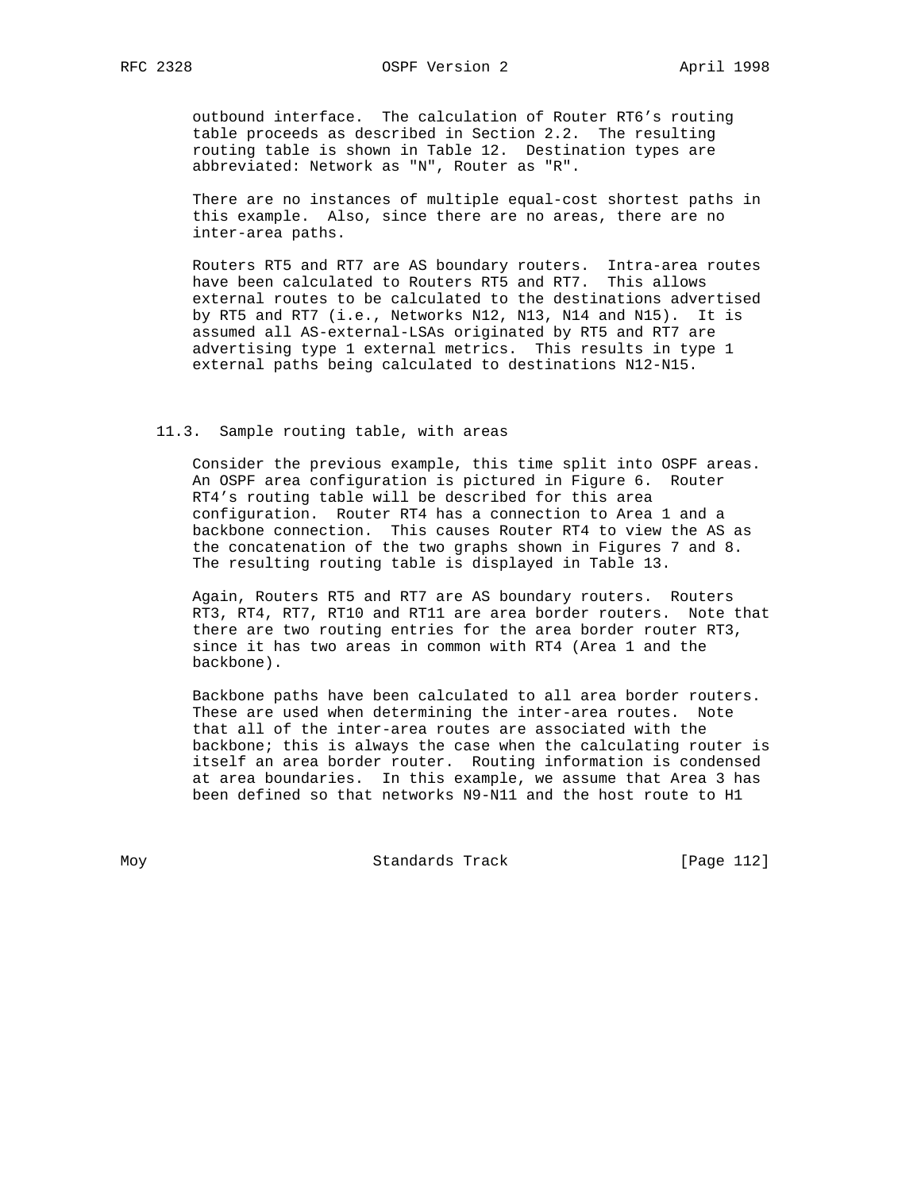outbound interface. The calculation of Router RT6's routing table proceeds as described in Section 2.2. The resulting routing table is shown in Table 12. Destination types are abbreviated: Network as "N", Router as "R".

There are no instances of multiple equal-cost shortest paths in this example. Also, since there are no areas, there are no inter-area paths.

Routers RT5 and RT7 are AS boundary routers. Intra-area routes have been calculated to Routers RT5 and RT7. This allows external routes to be calculated to the destinations advertised by RT5 and RT7 (i.e., Networks N12, N13, N14 and N15). It is assumed all AS-external-LSAs originated by RT5 and RT7 are advertising type 1 external metrics. This results in type 1 external paths being calculated to destinations N12-N15.

### 11.3. Sample routing table, with areas

Consider the previous example, this time split into OSPF areas. An OSPF area configuration is pictured in Figure 6. Router RT4's routing table will be described for this area configuration. Router RT4 has a connection to Area 1 and a backbone connection. This causes Router RT4 to view the AS as the concatenation of the two graphs shown in Figures 7 and 8. The resulting routing table is displayed in Table 13.

Again, Routers RT5 and RT7 are AS boundary routers. Routers RT3, RT4, RT7, RT10 and RT11 are area border routers. Note that there are two routing entries for the area border router RT3, since it has two areas in common with RT4 (Area 1 and the backbone).

Backbone paths have been calculated to all area border routers. These are used when determining the inter-area routes. Note that all of the inter-area routes are associated with the backbone; this is always the case when the calculating router is itself an area border router. Routing information is condensed at area boundaries. In this example, we assume that Area 3 has been defined so that networks N9-N11 and the host route to H1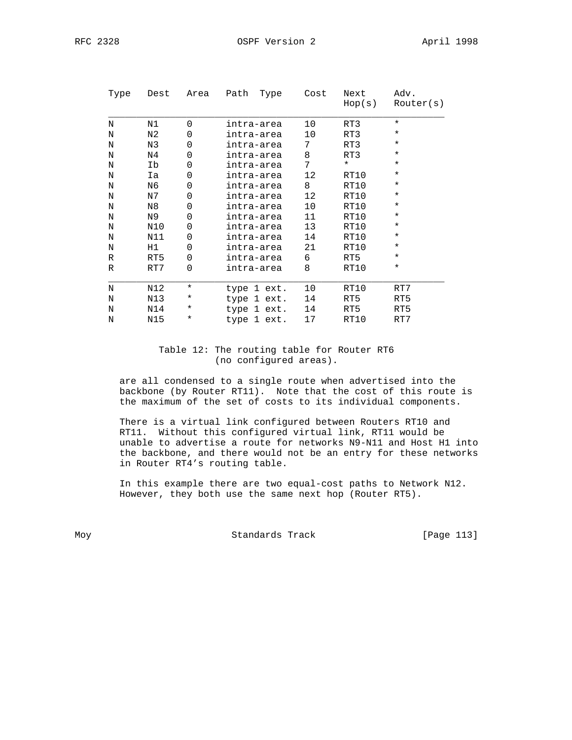| Type | Dest | Area | Path Type | Cost | Next Hop(s) | Adv. Router(s) |
|---|---|---|---|---|---|---|
| N | N1 | 0 | intra-area | 10 | RT3 | * |
| N | N2 | 0 | intra-area | 10 | RT3 | * |
| N | N3 | 0 | intra-area | 7 | RT3 | * |
| N | N4 | 0 | intra-area | 8 | RT3 | * |
| N | Ib | 0 | intra-area | 7 | * | * |
| N | Ia | 0 | intra-area | 12 | RT10 | * |
| N | N6 | 0 | intra-area | 8 | RT10 | * |
| N | N7 | 0 | intra-area | 12 | RT10 | * |
| N | N8 | 0 | intra-area | 10 | RT10 | * |
| N | N9 | 0 | intra-area | 11 | RT10 | * |
| N | N10 | 0 | intra-area | 13 | RT10 | * |
| N | N11 | 0 | intra-area | 14 | RT10 | * |
| N | H1 | 0 | intra-area | 21 | RT10 | * |
| R | RT5 | 0 | intra-area | 6 | RT5 | * |
| R | RT7 | 0 | intra-area | 8 | RT10 | * |
| N | N12 | * | type 1 ext. | 10 | RT10 | RT7 |
| N | N13 | * | type 1 ext. | 14 | RT5 | RT5 |
| N | N14 | * | type 1 ext. | 14 | RT5 | RT5 |
| N | N15 | * | type 1 ext. | 17 | RT10 | RT7 |

Table 12: The routing table for Router RT6 (no configured areas).

are all condensed to a single route when advertised into the backbone (by Router RT11). Note that the cost of this route is the maximum of the set of costs to its individual components.

There is a virtual link configured between Routers RT10 and RT11. Without this configured virtual link, RT11 would be unable to advertise a route for networks N9-N11 and Host H1 into the backbone, and there would not be an entry for these networks in Router RT4's routing table.

In this example there are two equal-cost paths to Network N12. However, they both use the same next hop (Router RT5).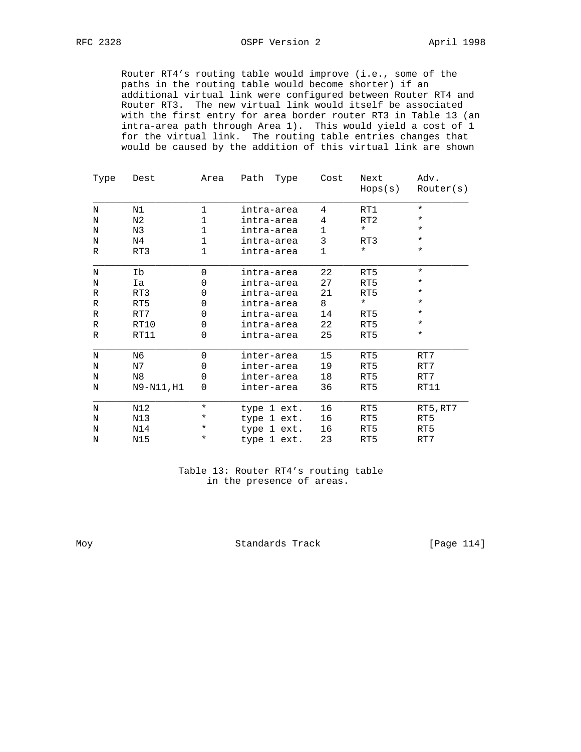Router RT4's routing table would improve (i.e., some of the paths in the routing table would become shorter) if an additional virtual link were configured between Router RT4 and Router RT3. The new virtual link would itself be associated with the first entry for area border router RT3 in Table 13 (an intra-area path through Area 1). This would yield a cost of 1 for the virtual link. The routing table entries changes that would be caused by the addition of this virtual link are shown

| Type | Dest | Area | Path Type | Cost | Next Hops(s) | Adv. Router(s) |
|---|---|---|---|---|---|---|
| N | N1 | 1 | intra-area | 4 | RT1 | * |
| N | N2 | 1 | intra-area | 4 | RT2 | * |
| N | N3 | 1 | intra-area | 1 | * | * |
| N | N4 | 1 | intra-area | 3 | RT3 | * |
| R | RT3 | 1 | intra-area | 1 | * | * |
| N | Ib | 0 | intra-area | 22 | RT5 | * |
| N | Ia | 0 | intra-area | 27 | RT5 | * |
| R | RT3 | 0 | intra-area | 21 | RT5 | * |
| R | RT5 | 0 | intra-area | 8 | * | * |
| R | RT7 | 0 | intra-area | 14 | RT5 | * |
| R | RT10 | 0 | intra-area | 22 | RT5 | * |
| R | RT11 | 0 | intra-area | 25 | RT5 | * |
| N | N6 | 0 | inter-area | 15 | RT5 | RT7 |
| N | N7 | 0 | inter-area | 19 | RT5 | RT7 |
| N | N8 | 0 | inter-area | 18 | RT5 | RT7 |
| N | N9-N11,H1 | 0 | inter-area | 36 | RT5 | RT11 |
| N | N12 | * | type 1 ext. | 16 | RT5 | RT5,RT7 |
| N | N13 | * | type 1 ext. | 16 | RT5 | RT5 |
| N | N14 | * | type 1 ext. | 16 | RT5 | RT5 |
| N | N15 | * | type 1 ext. | 23 | RT5 | RT7 |

Table 13: Router RT4's routing table in the presence of areas.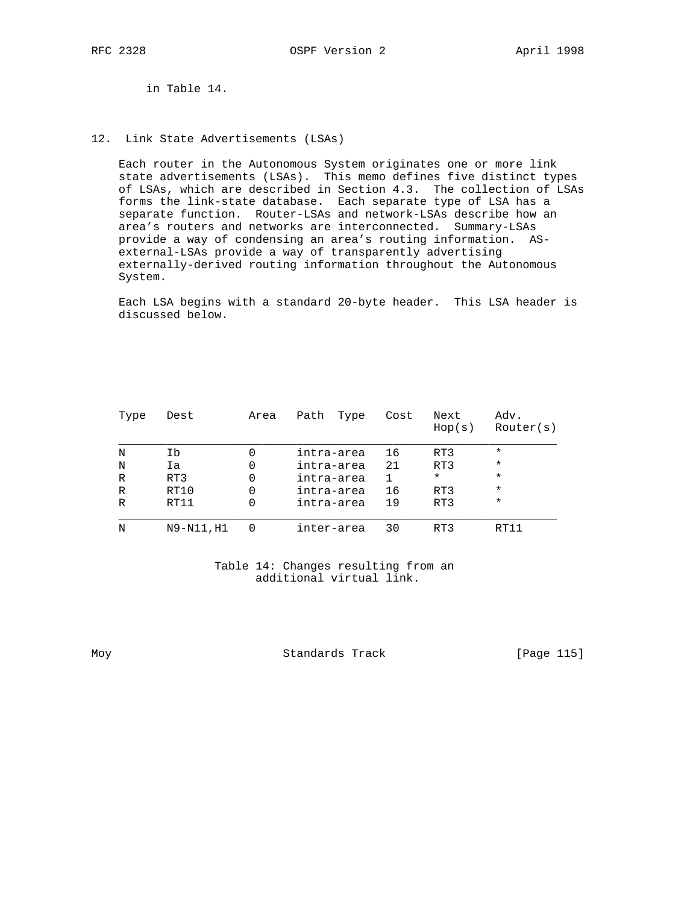in Table 14.

## 12. Link State Advertisements (LSAs)

Each router in the Autonomous System originates one or more link state advertisements (LSAs). This memo defines five distinct types of LSAs, which are described in Section 4.3. The collection of LSAs forms the link-state database. Each separate type of LSA has a separate function. Router-LSAs and network-LSAs describe how an area's routers and networks are interconnected. Summary-LSAs provide a way of condensing an area's routing information. AS-external-LSAs provide a way of transparently advertising externally-derived routing information throughout the Autonomous System.

Each LSA begins with a standard 20-byte header. This LSA header is discussed below.

| Type | Dest | Area | Path Type | Cost | Next Hop(s) | Adv. Router(s) |
|---|---|---|---|---|---|---|
| N | Ib | 0 | intra-area | 16 | RT3 | * |
| N | Ia | 0 | intra-area | 21 | RT3 | * |
| R | RT3 | 0 | intra-area | 1 | * | * |
| R | RT10 | 0 | intra-area | 16 | RT3 | * |
| R | RT11 | 0 | intra-area | 19 | RT3 | * |
| N | N9-N11,H1 | 0 | inter-area | 30 | RT3 | RT11 |

Table 14: Changes resulting from an additional virtual link.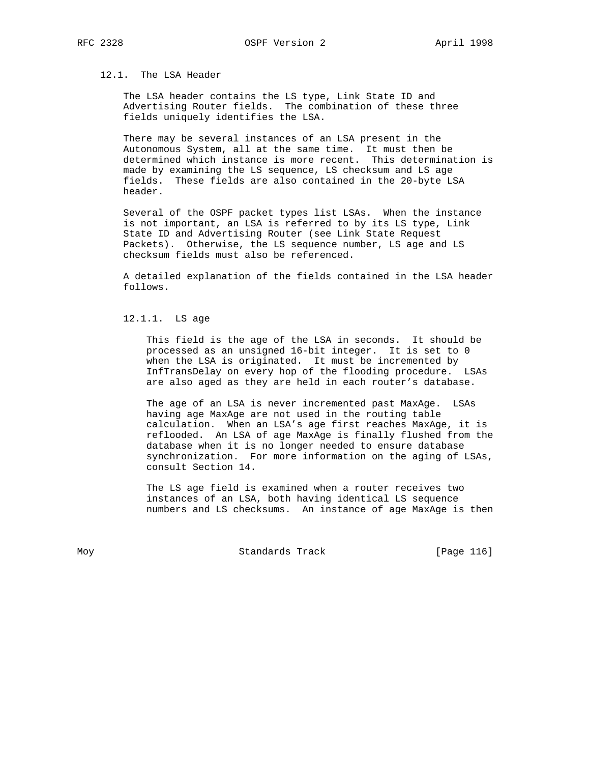### 12.1. The LSA Header

The LSA header contains the LS type, Link State ID and Advertising Router fields. The combination of these three fields uniquely identifies the LSA.

There may be several instances of an LSA present in the Autonomous System, all at the same time. It must then be determined which instance is more recent. This determination is made by examining the LS sequence, LS checksum and LS age fields. These fields are also contained in the 20-byte LSA header.

Several of the OSPF packet types list LSAs. When the instance is not important, an LSA is referred to by its LS type, Link State ID and Advertising Router (see Link State Request Packets). Otherwise, the LS sequence number, LS age and LS checksum fields must also be referenced.

A detailed explanation of the fields contained in the LSA header follows.

#### 12.1.1. LS age

This field is the age of the LSA in seconds. It should be processed as an unsigned 16-bit integer. It is set to 0 when the LSA is originated. It must be incremented by InfTransDelay on every hop of the flooding procedure. LSAs are also aged as they are held in each router's database.

The age of an LSA is never incremented past MaxAge. LSAs having age MaxAge are not used in the routing table calculation. When an LSA's age first reaches MaxAge, it is reflooded. An LSA of age MaxAge is finally flushed from the database when it is no longer needed to ensure database synchronization. For more information on the aging of LSAs, consult Section 14.

The LS age field is examined when a router receives two instances of an LSA, both having identical LS sequence numbers and LS checksums. An instance of age MaxAge is then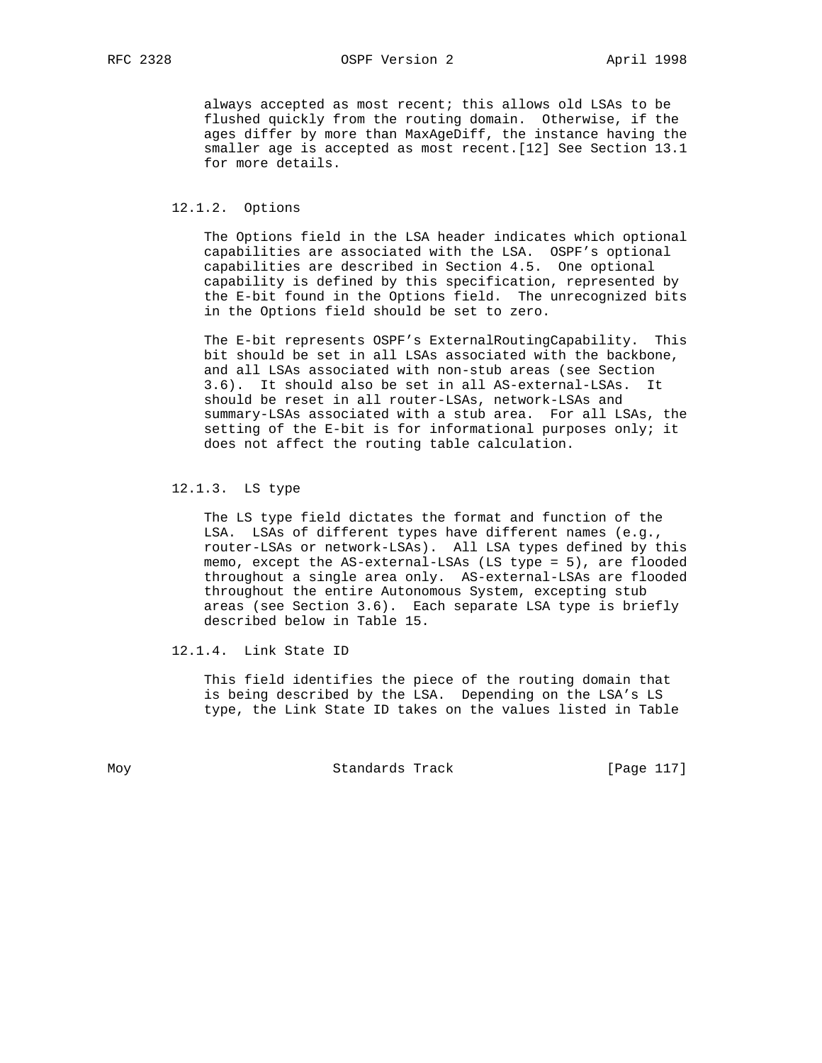always accepted as most recent; this allows old LSAs to be flushed quickly from the routing domain. Otherwise, if the ages differ by more than MaxAgeDiff, the instance having the smaller age is accepted as most recent.[12] See Section 13.1 for more details.

### 12.1.2. Options

The Options field in the LSA header indicates which optional capabilities are associated with the LSA. OSPF's optional capabilities are described in Section 4.5. One optional capability is defined by this specification, represented by the E-bit found in the Options field. The unrecognized bits in the Options field should be set to zero.

The E-bit represents OSPF's ExternalRoutingCapability. This bit should be set in all LSAs associated with the backbone, and all LSAs associated with non-stub areas (see Section 3.6). It should also be set in all AS-external-LSAs. It should be reset in all router-LSAs, network-LSAs and summary-LSAs associated with a stub area. For all LSAs, the setting of the E-bit is for informational purposes only; it does not affect the routing table calculation.

### 12.1.3. LS type

The LS type field dictates the format and function of the LSA. LSAs of different types have different names (e.g., router-LSAs or network-LSAs). All LSA types defined by this memo, except the AS-external-LSAs (LS type = 5), are flooded throughout a single area only. AS-external-LSAs are flooded throughout the entire Autonomous System, excepting stub areas (see Section 3.6). Each separate LSA type is briefly described below in Table 15.

### 12.1.4. Link State ID

This field identifies the piece of the routing domain that is being described by the LSA. Depending on the LSA's LS type, the Link State ID takes on the values listed in Table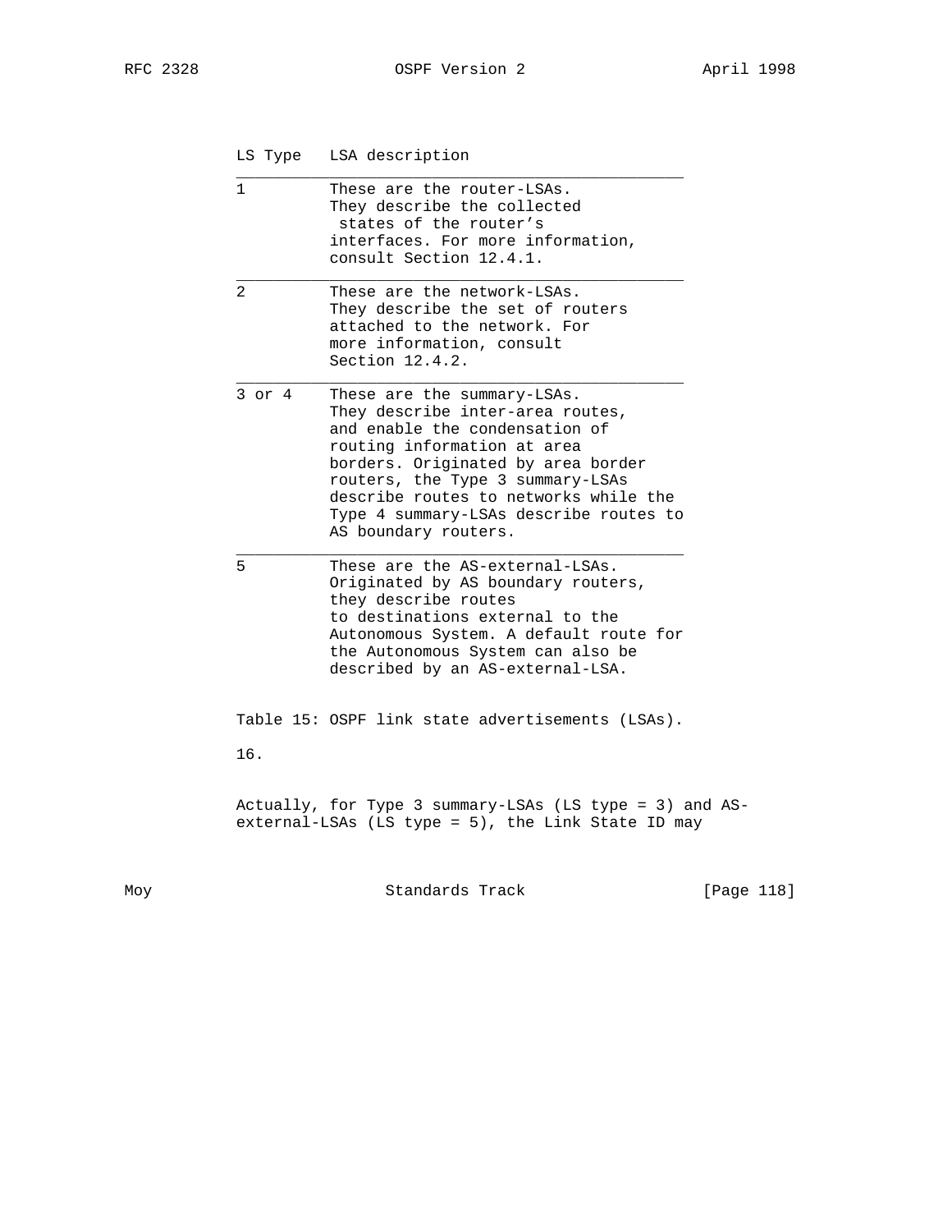| LS Type | LSA description |
| --- | --- |
| 1 | These are the router-LSAs. They describe the collected states of the router's interfaces. For more information, consult Section 12.4.1. |
| 2 | These are the network-LSAs. They describe the set of routers attached to the network. For more information, consult Section 12.4.2. |
| 3 or 4 | These are the summary-LSAs. They describe inter-area routes, and enable the condensation of routing information at area borders. Originated by area border routers, the Type 3 summary-LSAs describe routes to networks while the Type 4 summary-LSAs describe routes to AS boundary routers. |
| 5 | These are the AS-external-LSAs. Originated by AS boundary routers, they describe routes to destinations external to the Autonomous System. A default route for the Autonomous System can also be described by an AS-external-LSA. |

Table 15: OSPF link state advertisements (LSAs).

16.

Actually, for Type 3 summary-LSAs (LS type = 3) and AS-external-LSAs (LS type = 5), the Link State ID may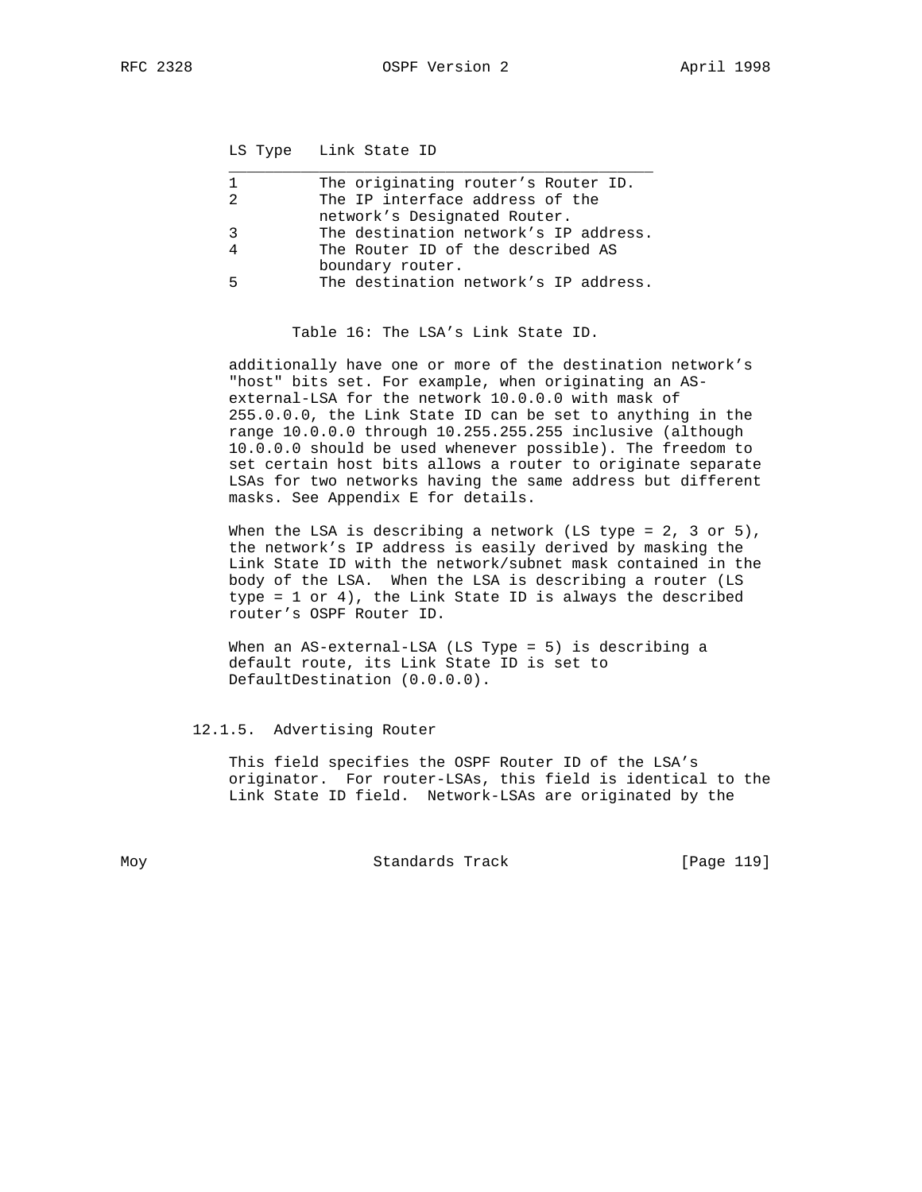| LS Type | Link State ID |
|---|---|
| 1 | The originating router's Router ID. |
| 2 | The IP interface address of the network's Designated Router. |
| 3 | The destination network's IP address. |
| 4 | The Router ID of the described AS boundary router. |
| 5 | The destination network's IP address. |

Table 16: The LSA's Link State ID.

additionally have one or more of the destination network's "host" bits set. For example, when originating an AS-external-LSA for the network 10.0.0.0 with mask of 255.0.0.0, the Link State ID can be set to anything in the range 10.0.0.0 through 10.255.255.255 inclusive (although 10.0.0.0 should be used whenever possible). The freedom to set certain host bits allows a router to originate separate LSAs for two networks having the same address but different masks. See Appendix E for details.

When the LSA is describing a network (LS type = 2, 3 or 5), the network's IP address is easily derived by masking the Link State ID with the network/subnet mask contained in the body of the LSA. When the LSA is describing a router (LS type = 1 or 4), the Link State ID is always the described router's OSPF Router ID.

When an AS-external-LSA (LS Type = 5) is describing a default route, its Link State ID is set to DefaultDestination (0.0.0.0).

### 12.1.5. Advertising Router

This field specifies the OSPF Router ID of the LSA's originator. For router-LSAs, this field is identical to the Link State ID field. Network-LSAs are originated by the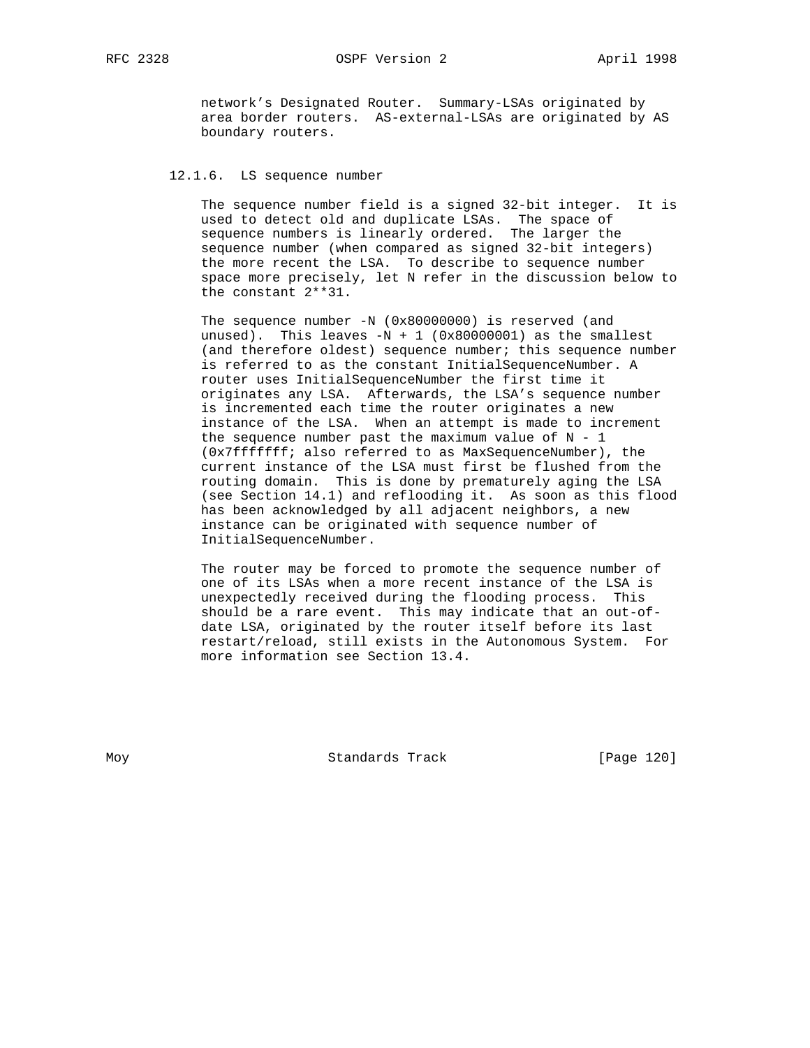network's Designated Router. Summary-LSAs originated by area border routers. AS-external-LSAs are originated by AS boundary routers.

#### 12.1.6. LS sequence number

The sequence number field is a signed 32-bit integer. It is used to detect old and duplicate LSAs. The space of sequence numbers is linearly ordered. The larger the sequence number (when compared as signed 32-bit integers) the more recent the LSA. To describe to sequence number space more precisely, let N refer in the discussion below to the constant 2**31.

The sequence number -N (0x80000000) is reserved (and unused). This leaves -N + 1 (0x80000001) as the smallest (and therefore oldest) sequence number; this sequence number is referred to as the constant InitialSequenceNumber. A router uses InitialSequenceNumber the first time it originates any LSA. Afterwards, the LSA's sequence number is incremented each time the router originates a new instance of the LSA. When an attempt is made to increment the sequence number past the maximum value of N - 1 (0x7fffffff; also referred to as MaxSequenceNumber), the current instance of the LSA must first be flushed from the routing domain. This is done by prematurely aging the LSA (see Section 14.1) and reflooding it. As soon as this flood has been acknowledged by all adjacent neighbors, a new instance can be originated with sequence number of InitialSequenceNumber.

The router may be forced to promote the sequence number of one of its LSAs when a more recent instance of the LSA is unexpectedly received during the flooding process. This should be a rare event. This may indicate that an out-of-date LSA, originated by the router itself before its last restart/reload, still exists in the Autonomous System. For more information see Section 13.4.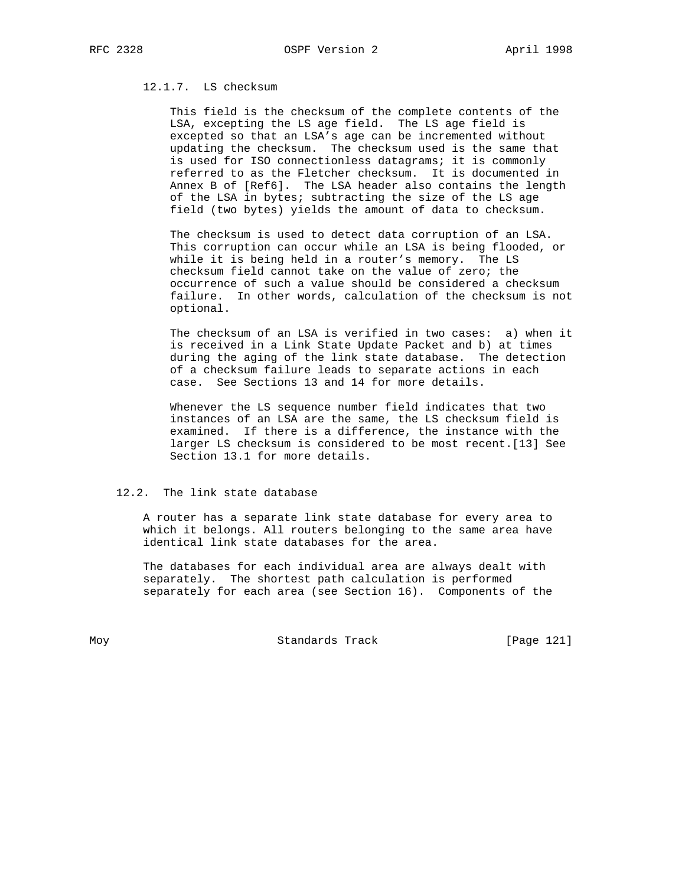#### 12.1.7. LS checksum

This field is the checksum of the complete contents of the LSA, excepting the LS age field. The LS age field is excepted so that an LSA's age can be incremented without updating the checksum. The checksum used is the same that is used for ISO connectionless datagrams; it is commonly referred to as the Fletcher checksum. It is documented in Annex B of [Ref6]. The LSA header also contains the length of the LSA in bytes; subtracting the size of the LS age field (two bytes) yields the amount of data to checksum.

The checksum is used to detect data corruption of an LSA. This corruption can occur while an LSA is being flooded, or while it is being held in a router's memory. The LS checksum field cannot take on the value of zero; the occurrence of such a value should be considered a checksum failure. In other words, calculation of the checksum is not optional.

The checksum of an LSA is verified in two cases: a) when it is received in a Link State Update Packet and b) at times during the aging of the link state database. The detection of a checksum failure leads to separate actions in each case. See Sections 13 and 14 for more details.

Whenever the LS sequence number field indicates that two instances of an LSA are the same, the LS checksum field is examined. If there is a difference, the instance with the larger LS checksum is considered to be most recent.[13] See Section 13.1 for more details.

### 12.2. The link state database

A router has a separate link state database for every area to which it belongs. All routers belonging to the same area have identical link state databases for the area.

The databases for each individual area are always dealt with separately. The shortest path calculation is performed separately for each area (see Section 16). Components of the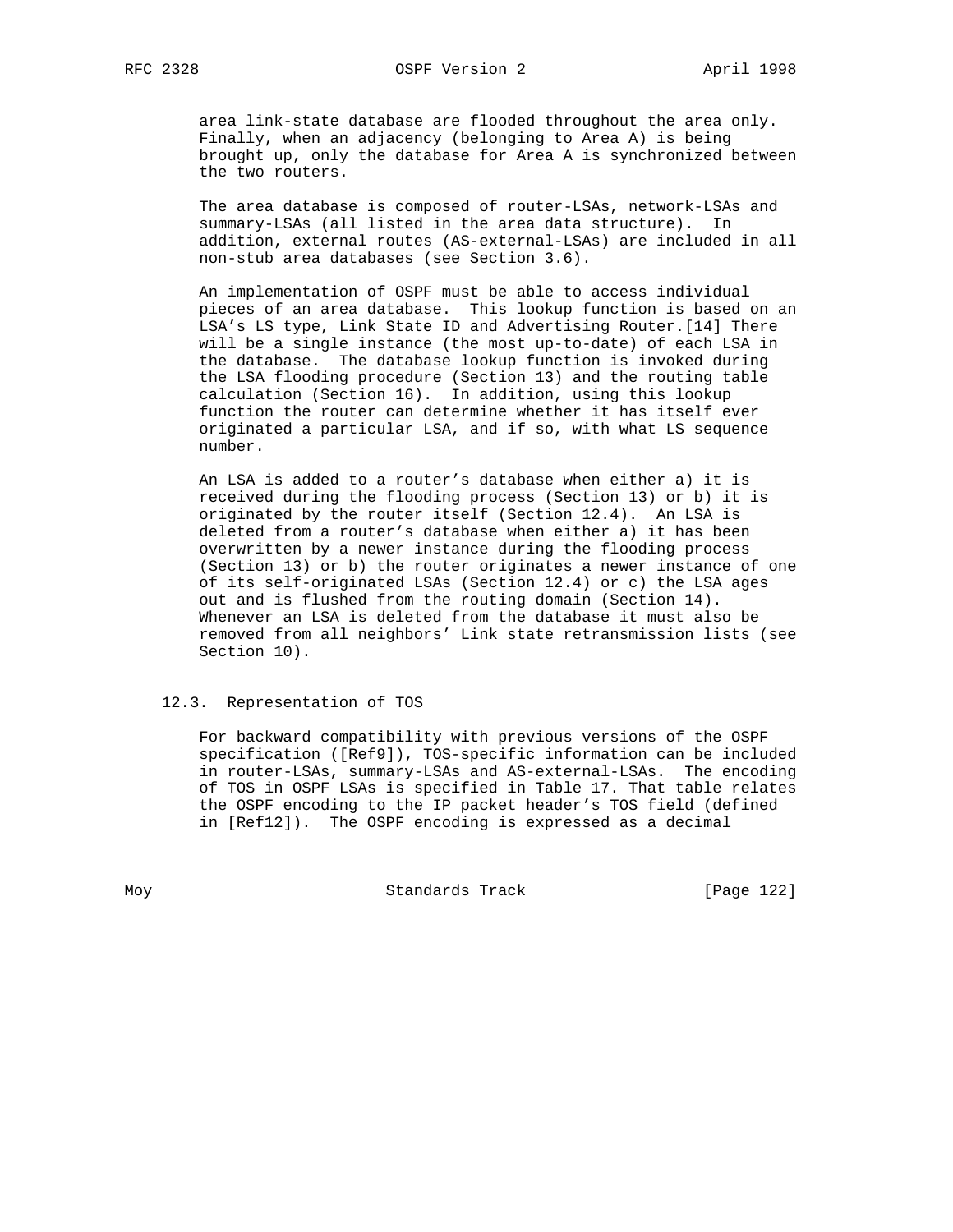area link-state database are flooded throughout the area only. Finally, when an adjacency (belonging to Area A) is being brought up, only the database for Area A is synchronized between the two routers.

The area database is composed of router-LSAs, network-LSAs and summary-LSAs (all listed in the area data structure). In addition, external routes (AS-external-LSAs) are included in all non-stub area databases (see Section 3.6).

An implementation of OSPF must be able to access individual pieces of an area database. This lookup function is based on an LSA's LS type, Link State ID and Advertising Router.[14] There will be a single instance (the most up-to-date) of each LSA in the database. The database lookup function is invoked during the LSA flooding procedure (Section 13) and the routing table calculation (Section 16). In addition, using this lookup function the router can determine whether it has itself ever originated a particular LSA, and if so, with what LS sequence number.

An LSA is added to a router's database when either a) it is received during the flooding process (Section 13) or b) it is originated by the router itself (Section 12.4). An LSA is deleted from a router's database when either a) it has been overwritten by a newer instance during the flooding process (Section 13) or b) the router originates a newer instance of one of its self-originated LSAs (Section 12.4) or c) the LSA ages out and is flushed from the routing domain (Section 14). Whenever an LSA is deleted from the database it must also be removed from all neighbors' Link state retransmission lists (see Section 10).

### 12.3. Representation of TOS

For backward compatibility with previous versions of the OSPF specification ([Ref9]), TOS-specific information can be included in router-LSAs, summary-LSAs and AS-external-LSAs. The encoding of TOS in OSPF LSAs is specified in Table 17. That table relates the OSPF encoding to the IP packet header's TOS field (defined in [Ref12]). The OSPF encoding is expressed as a decimal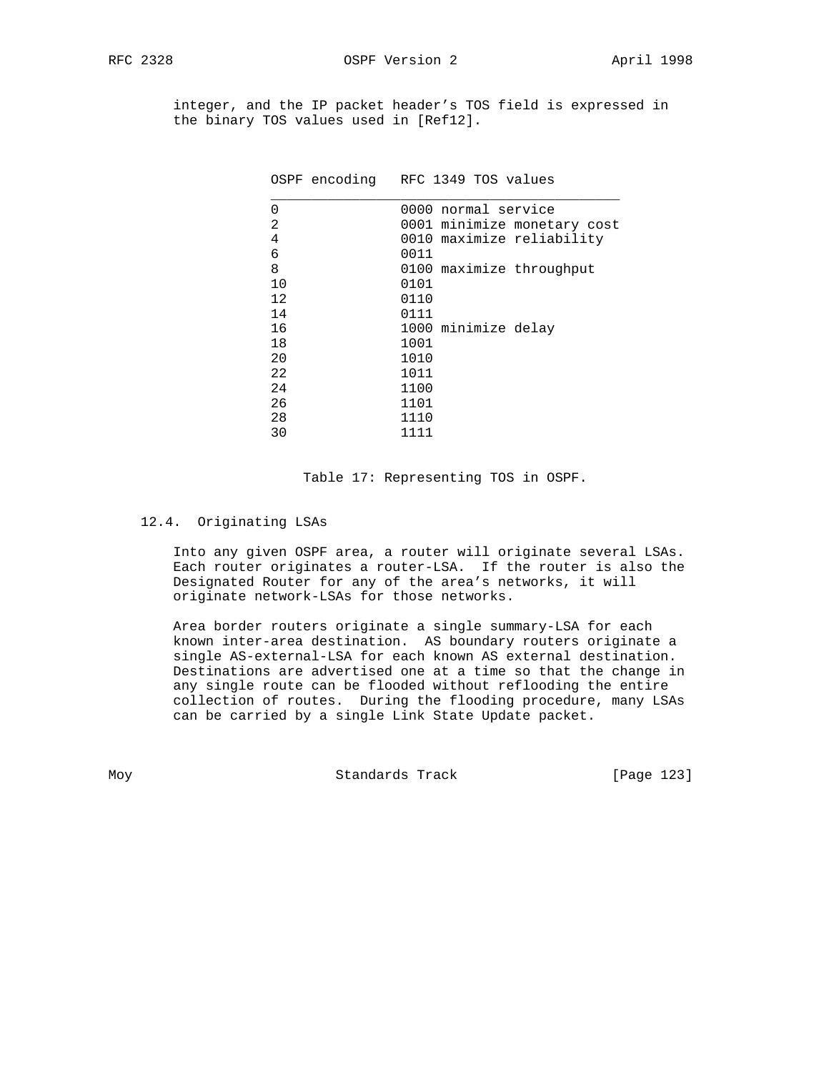integer, and the IP packet header's TOS field is expressed in the binary TOS values used in [Ref12].

| OSPF encoding | RFC 1349 TOS values |
| --- | --- |
| 0 | 0000 normal service |
| 2 | 0001 minimize monetary cost |
| 4 | 0010 maximize reliability |
| 6 | 0011 |
| 8 | 0100 maximize throughput |
| 10 | 0101 |
| 12 | 0110 |
| 14 | 0111 |
| 16 | 1000 minimize delay |
| 18 | 1001 |
| 20 | 1010 |
| 22 | 1011 |
| 24 | 1100 |
| 26 | 1101 |
| 28 | 1110 |
| 30 | 1111 |

Table 17: Representing TOS in OSPF.

## 12.4. Originating LSAs

Into any given OSPF area, a router will originate several LSAs. Each router originates a router-LSA. If the router is also the Designated Router for any of the area's networks, it will originate network-LSAs for those networks.

Area border routers originate a single summary-LSA for each known inter-area destination. AS boundary routers originate a single AS-external-LSA for each known AS external destination. Destinations are advertised one at a time so that the change in any single route can be flooded without reflooding the entire collection of routes. During the flooding procedure, many LSAs can be carried by a single Link State Update packet.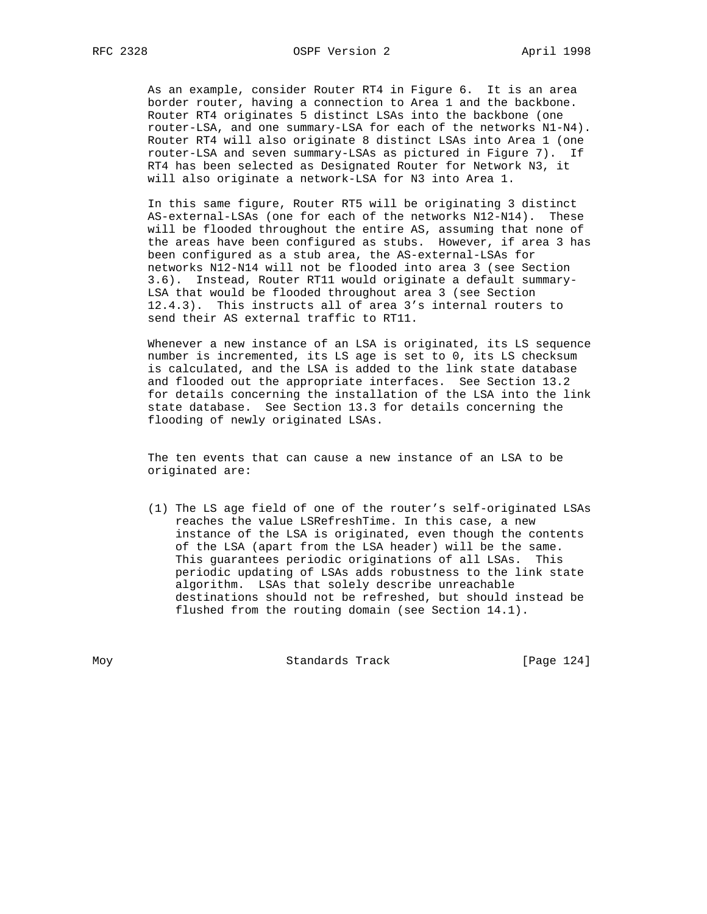As an example, consider Router RT4 in Figure 6. It is an area border router, having a connection to Area 1 and the backbone. Router RT4 originates 5 distinct LSAs into the backbone (one router-LSA, and one summary-LSA for each of the networks N1-N4). Router RT4 will also originate 8 distinct LSAs into Area 1 (one router-LSA and seven summary-LSAs as pictured in Figure 7). If RT4 has been selected as Designated Router for Network N3, it will also originate a network-LSA for N3 into Area 1.

In this same figure, Router RT5 will be originating 3 distinct AS-external-LSAs (one for each of the networks N12-N14). These will be flooded throughout the entire AS, assuming that none of the areas have been configured as stubs. However, if area 3 has been configured as a stub area, the AS-external-LSAs for networks N12-N14 will not be flooded into area 3 (see Section 3.6). Instead, Router RT11 would originate a default summary-LSA that would be flooded throughout area 3 (see Section 12.4.3). This instructs all of area 3's internal routers to send their AS external traffic to RT11.

Whenever a new instance of an LSA is originated, its LS sequence number is incremented, its LS age is set to 0, its LS checksum is calculated, and the LSA is added to the link state database and flooded out the appropriate interfaces. See Section 13.2 for details concerning the installation of the LSA into the link state database. See Section 13.3 for details concerning the flooding of newly originated LSAs.

The ten events that can cause a new instance of an LSA to be originated are:

(1) The LS age field of one of the router's self-originated LSAs reaches the value LSRefreshTime. In this case, a new instance of the LSA is originated, even though the contents of the LSA (apart from the LSA header) will be the same. This guarantees periodic originations of all LSAs. This periodic updating of LSAs adds robustness to the link state algorithm. LSAs that solely describe unreachable destinations should not be refreshed, but should instead be flushed from the routing domain (see Section 14.1).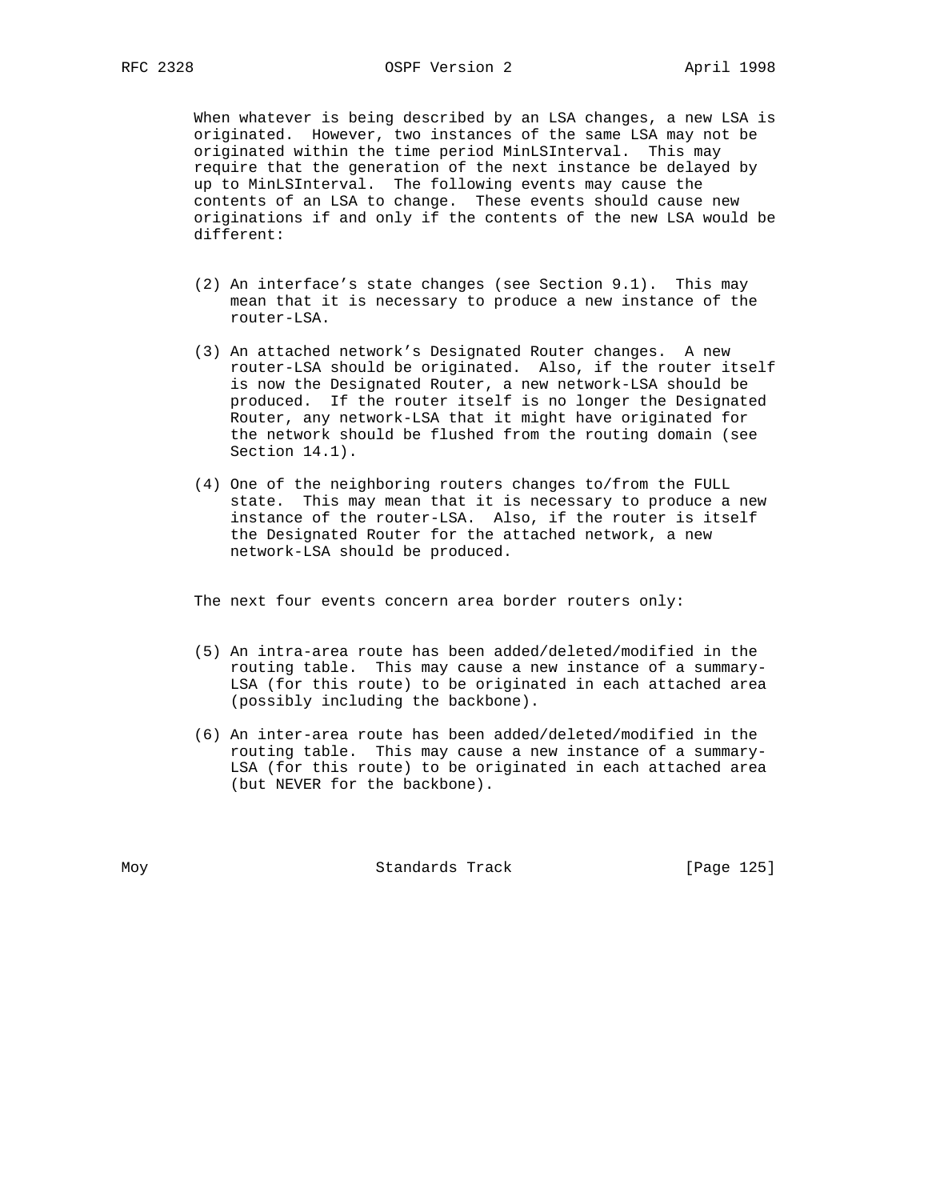When whatever is being described by an LSA changes, a new LSA is originated. However, two instances of the same LSA may not be originated within the time period MinLSInterval. This may require that the generation of the next instance be delayed by up to MinLSInterval. The following events may cause the contents of an LSA to change. These events should cause new originations if and only if the contents of the new LSA would be different:

(2) An interface's state changes (see Section 9.1). This may mean that it is necessary to produce a new instance of the router-LSA.

(3) An attached network's Designated Router changes. A new router-LSA should be originated. Also, if the router itself is now the Designated Router, a new network-LSA should be produced. If the router itself is no longer the Designated Router, any network-LSA that it might have originated for the network should be flushed from the routing domain (see Section 14.1).

(4) One of the neighboring routers changes to/from the FULL state. This may mean that it is necessary to produce a new instance of the router-LSA. Also, if the router is itself the Designated Router for the attached network, a new network-LSA should be produced.

The next four events concern area border routers only:

(5) An intra-area route has been added/deleted/modified in the routing table. This may cause a new instance of a summary-LSA (for this route) to be originated in each attached area (possibly including the backbone).

(6) An inter-area route has been added/deleted/modified in the routing table. This may cause a new instance of a summary-LSA (for this route) to be originated in each attached area (but NEVER for the backbone).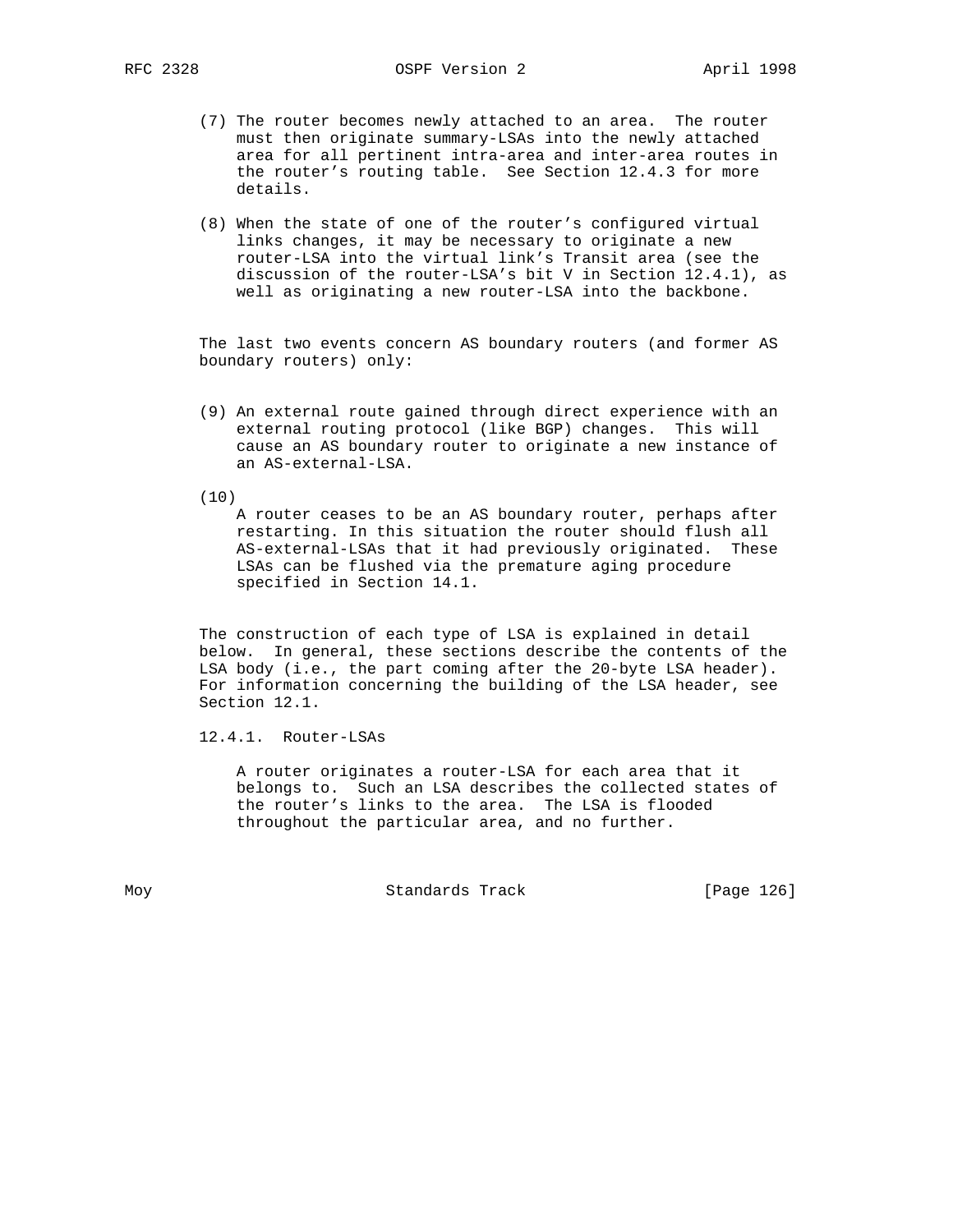(7) The router becomes newly attached to an area. The router must then originate summary-LSAs into the newly attached area for all pertinent intra-area and inter-area routes in the router's routing table. See Section 12.4.3 for more details.

(8) When the state of one of the router's configured virtual links changes, it may be necessary to originate a new router-LSA into the virtual link's Transit area (see the discussion of the router-LSA's bit V in Section 12.4.1), as well as originating a new router-LSA into the backbone.

The last two events concern AS boundary routers (and former AS boundary routers) only:

(9) An external route gained through direct experience with an external routing protocol (like BGP) changes. This will cause an AS boundary router to originate a new instance of an AS-external-LSA.

(10) A router ceases to be an AS boundary router, perhaps after restarting. In this situation the router should flush all AS-external-LSAs that it had previously originated. These LSAs can be flushed via the premature aging procedure specified in Section 14.1.

The construction of each type of LSA is explained in detail below. In general, these sections describe the contents of the LSA body (i.e., the part coming after the 20-byte LSA header). For information concerning the building of the LSA header, see Section 12.1.

### 12.4.1. Router-LSAs

A router originates a router-LSA for each area that it belongs to. Such an LSA describes the collected states of the router's links to the area. The LSA is flooded throughout the particular area, and no further.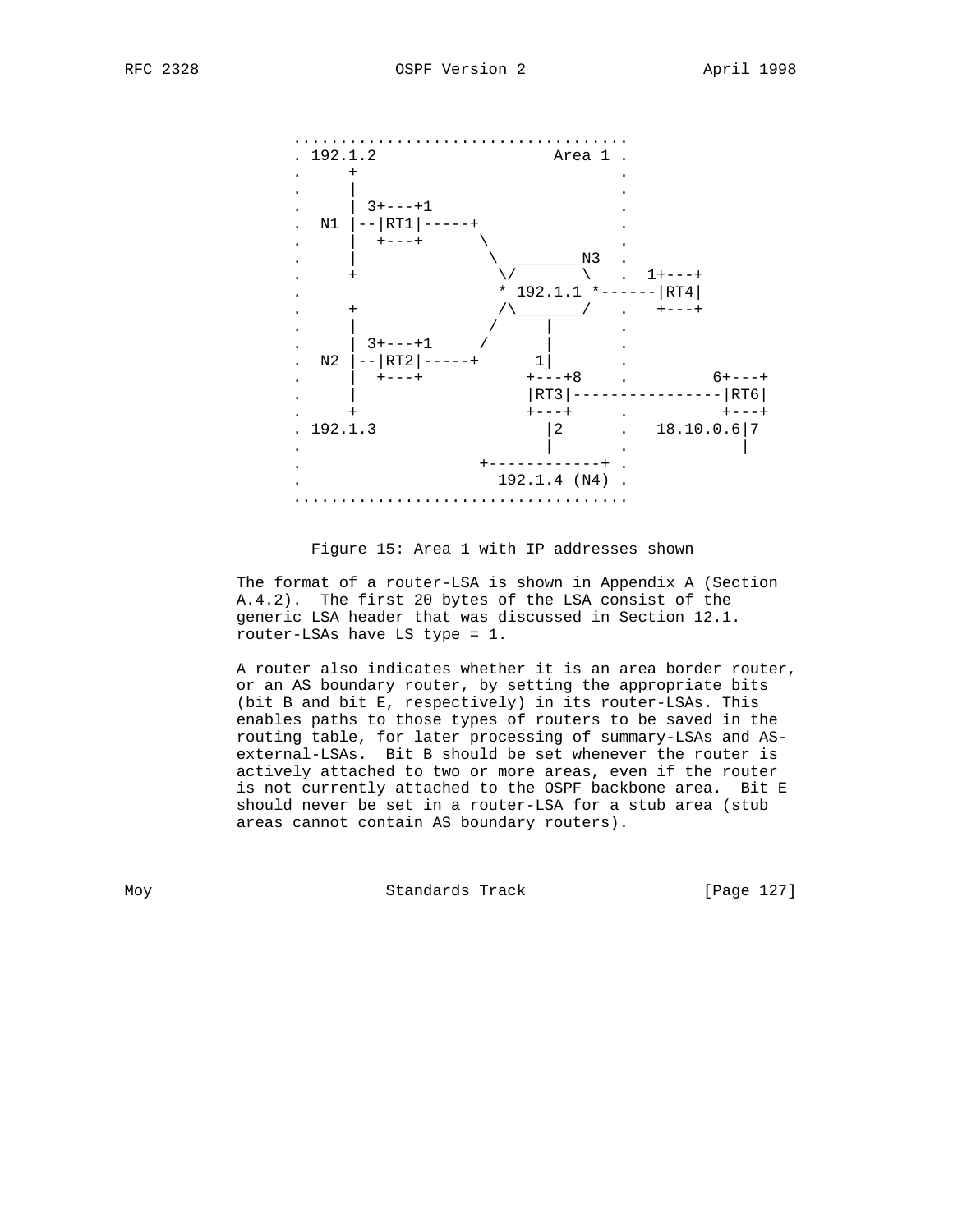```
            ..................................
            . 192.1.2                Area 1 .
            .     +                         .
            .     |                         .
            .     | 3+---+1                 .
            .  N1 |--|RT1|-----+            .
            .     |  +---+      \           .
            .     |              \  _______N3  .
            .     +               \/       \   .  1+---+
            .                     * 192.1.1 *------|RT4|
            .     +               /\_______/   .   +---+
            .     |              /     |       .
            .     | 3+---+1     /      |       .
            .  N2 |--|RT2|-----+      1|       .
            .     |  +---+           +---+8    .         6+---+
            .     |                  |RT3|----------------|RT6|
            .     +                  +---+     .          +---+
            . 192.1.3                  |2      .   18.10.0.6|7
            .                          |       .            |
            .                   +------------+ .
            .                     192.1.4 (N4) .
            ..................................
```

Figure 15: Area 1 with IP addresses shown

The format of a router-LSA is shown in Appendix A (Section A.4.2). The first 20 bytes of the LSA consist of the generic LSA header that was discussed in Section 12.1. router-LSAs have LS type = 1.

A router also indicates whether it is an area border router, or an AS boundary router, by setting the appropriate bits (bit B and bit E, respectively) in its router-LSAs. This enables paths to those types of routers to be saved in the routing table, for later processing of summary-LSAs and AS-external-LSAs. Bit B should be set whenever the router is actively attached to two or more areas, even if the router is not currently attached to the OSPF backbone area. Bit E should never be set in a router-LSA for a stub area (stub areas cannot contain AS boundary routers).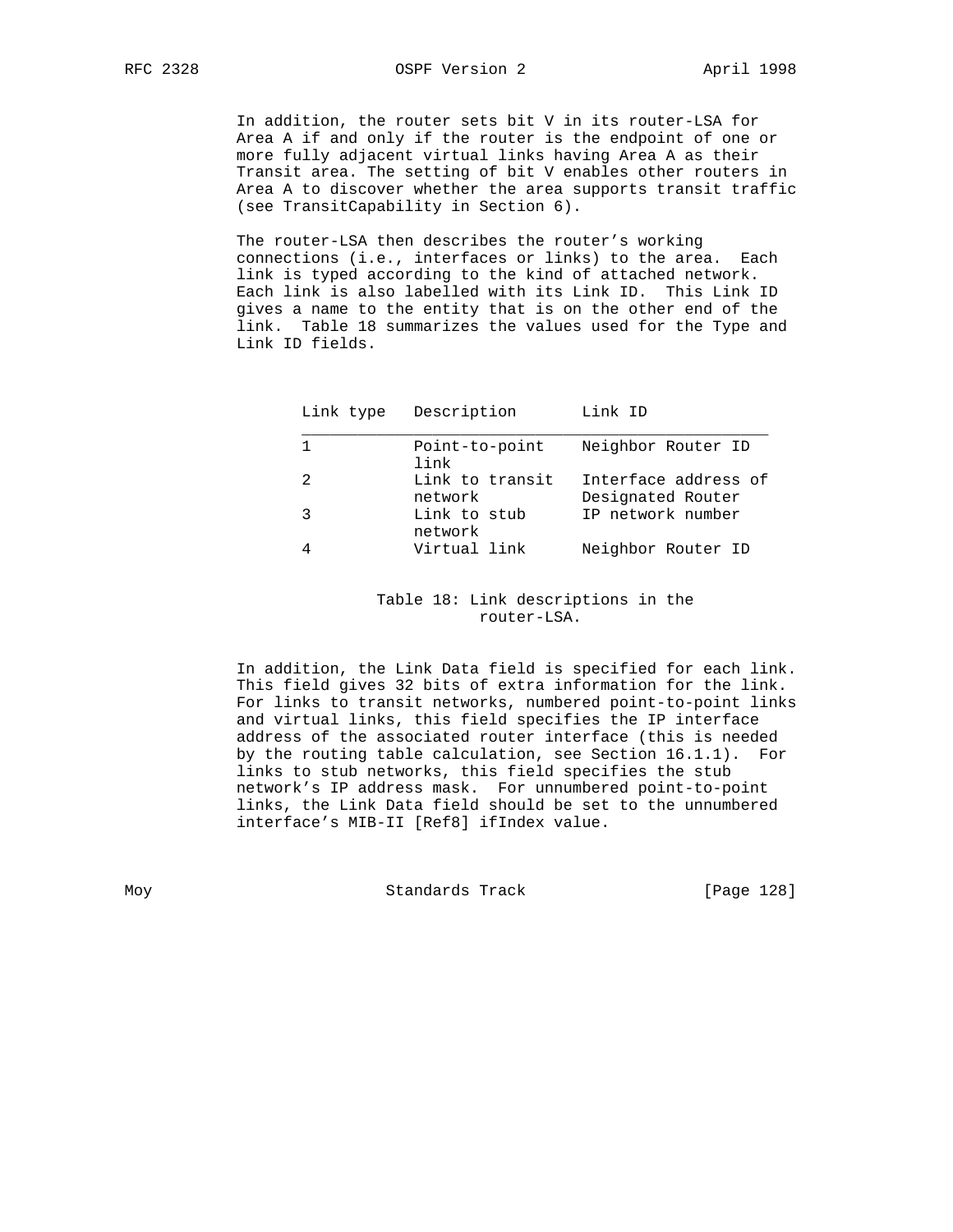In addition, the router sets bit V in its router-LSA for Area A if and only if the router is the endpoint of one or more fully adjacent virtual links having Area A as their Transit area. The setting of bit V enables other routers in Area A to discover whether the area supports transit traffic (see TransitCapability in Section 6).

The router-LSA then describes the router's working connections (i.e., interfaces or links) to the area. Each link is typed according to the kind of attached network. Each link is also labelled with its Link ID. This Link ID gives a name to the entity that is on the other end of the link. Table 18 summarizes the values used for the Type and Link ID fields.

| Link type | Description | Link ID |
|---|---|---|
| 1 | Point-to-point link | Neighbor Router ID |
| 2 | Link to transit network | Interface address of Designated Router |
| 3 | Link to stub network | IP network number |
| 4 | Virtual link | Neighbor Router ID |

Table 18: Link descriptions in the router-LSA.

In addition, the Link Data field is specified for each link. This field gives 32 bits of extra information for the link. For links to transit networks, numbered point-to-point links and virtual links, this field specifies the IP interface address of the associated router interface (this is needed by the routing table calculation, see Section 16.1.1). For links to stub networks, this field specifies the stub network's IP address mask. For unnumbered point-to-point links, the Link Data field should be set to the unnumbered interface's MIB-II [Ref8] ifIndex value.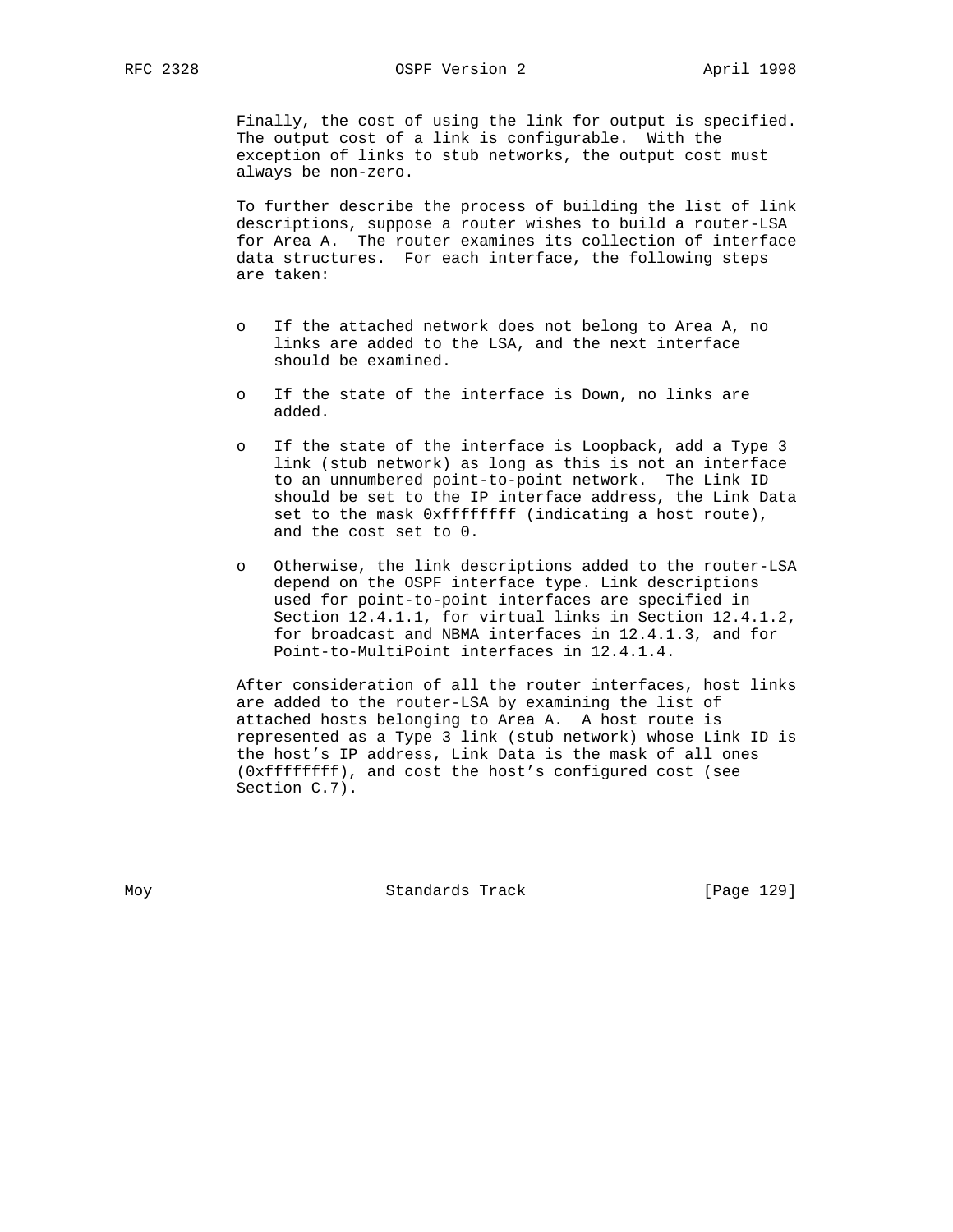Finally, the cost of using the link for output is specified. The output cost of a link is configurable. With the exception of links to stub networks, the output cost must always be non-zero.

To further describe the process of building the list of link descriptions, suppose a router wishes to build a router-LSA for Area A. The router examines its collection of interface data structures. For each interface, the following steps are taken:

- If the attached network does not belong to Area A, no links are added to the LSA, and the next interface should be examined.

- If the state of the interface is Down, no links are added.

- If the state of the interface is Loopback, add a Type 3 link (stub network) as long as this is not an interface to an unnumbered point-to-point network. The Link ID should be set to the IP interface address, the Link Data set to the mask 0xffffffff (indicating a host route), and the cost set to 0.

- Otherwise, the link descriptions added to the router-LSA depend on the OSPF interface type. Link descriptions used for point-to-point interfaces are specified in Section 12.4.1.1, for virtual links in Section 12.4.1.2, for broadcast and NBMA interfaces in 12.4.1.3, and for Point-to-MultiPoint interfaces in 12.4.1.4.

After consideration of all the router interfaces, host links are added to the router-LSA by examining the list of attached hosts belonging to Area A. A host route is represented as a Type 3 link (stub network) whose Link ID is the host's IP address, Link Data is the mask of all ones (0xffffffff), and cost the host's configured cost (see Section C.7).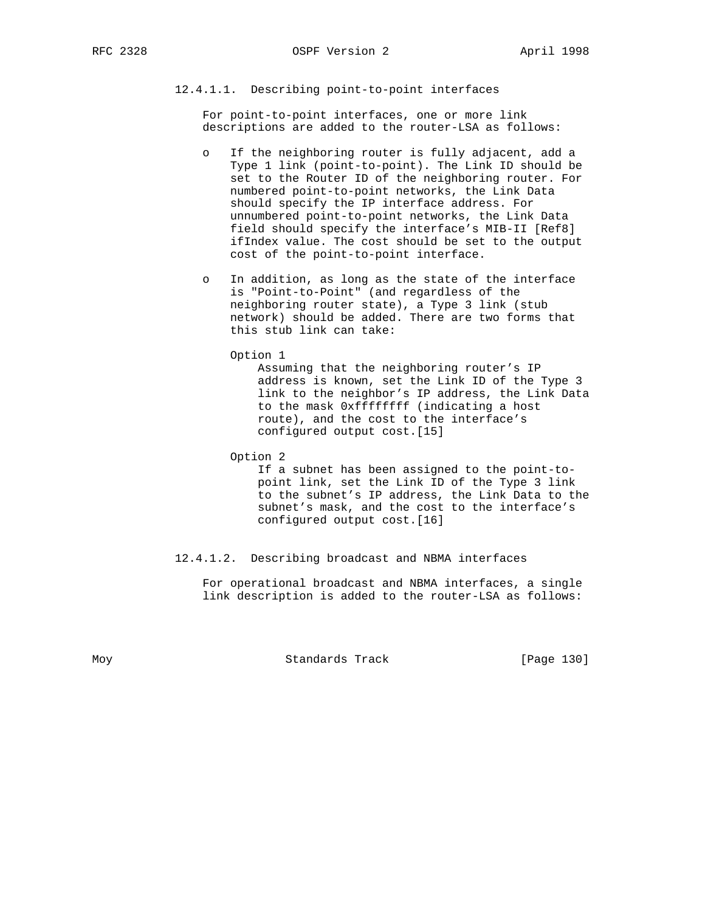#### 12.4.1.1. Describing point-to-point interfaces

For point-to-point interfaces, one or more link descriptions are added to the router-LSA as follows:

- If the neighboring router is fully adjacent, add a Type 1 link (point-to-point). The Link ID should be set to the Router ID of the neighboring router. For numbered point-to-point networks, the Link Data should specify the IP interface address. For unnumbered point-to-point networks, the Link Data field should specify the interface's MIB-II [Ref8] ifIndex value. The cost should be set to the output cost of the point-to-point interface.

- In addition, as long as the state of the interface is "Point-to-Point" (and regardless of the neighboring router state), a Type 3 link (stub network) should be added. There are two forms that this stub link can take:

  Option 1
  Assuming that the neighboring router's IP address is known, set the Link ID of the Type 3 link to the neighbor's IP address, the Link Data to the mask 0xffffffff (indicating a host route), and the cost to the interface's configured output cost.[15]

  Option 2
  If a subnet has been assigned to the point-to-point link, set the Link ID of the Type 3 link to the subnet's IP address, the Link Data to the subnet's mask, and the cost to the interface's configured output cost.[16]

#### 12.4.1.2. Describing broadcast and NBMA interfaces

For operational broadcast and NBMA interfaces, a single link description is added to the router-LSA as follows: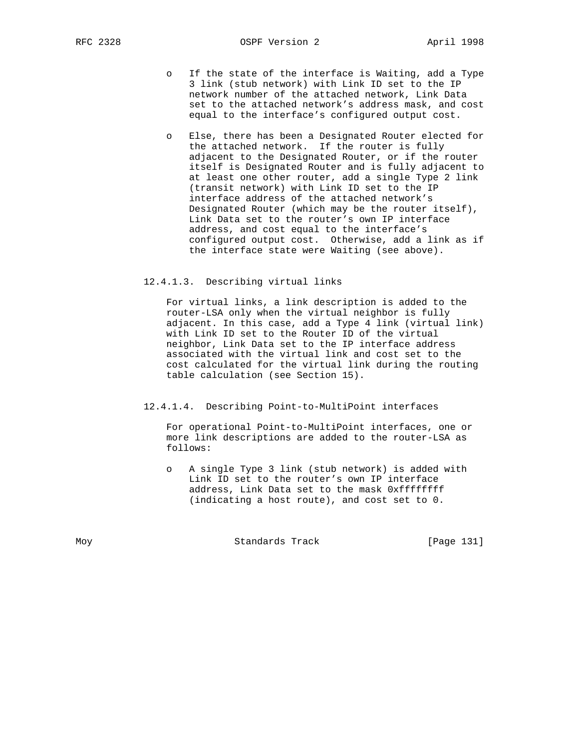- If the state of the interface is Waiting, add a Type 3 link (stub network) with Link ID set to the IP network number of the attached network, Link Data set to the attached network's address mask, and cost equal to the interface's configured output cost.

- Else, there has been a Designated Router elected for the attached network. If the router is fully adjacent to the Designated Router, or if the router itself is Designated Router and is fully adjacent to at least one other router, add a single Type 2 link (transit network) with Link ID set to the IP interface address of the attached network's Designated Router (which may be the router itself), Link Data set to the router's own IP interface address, and cost equal to the interface's configured output cost. Otherwise, add a link as if the interface state were Waiting (see above).

#### 12.4.1.3. Describing virtual links

For virtual links, a link description is added to the router-LSA only when the virtual neighbor is fully adjacent. In this case, add a Type 4 link (virtual link) with Link ID set to the Router ID of the virtual neighbor, Link Data set to the IP interface address associated with the virtual link and cost set to the cost calculated for the virtual link during the routing table calculation (see Section 15).

#### 12.4.1.4. Describing Point-to-MultiPoint interfaces

For operational Point-to-MultiPoint interfaces, one or more link descriptions are added to the router-LSA as follows:

- A single Type 3 link (stub network) is added with Link ID set to the router's own IP interface address, Link Data set to the mask 0xffffffff (indicating a host route), and cost set to 0.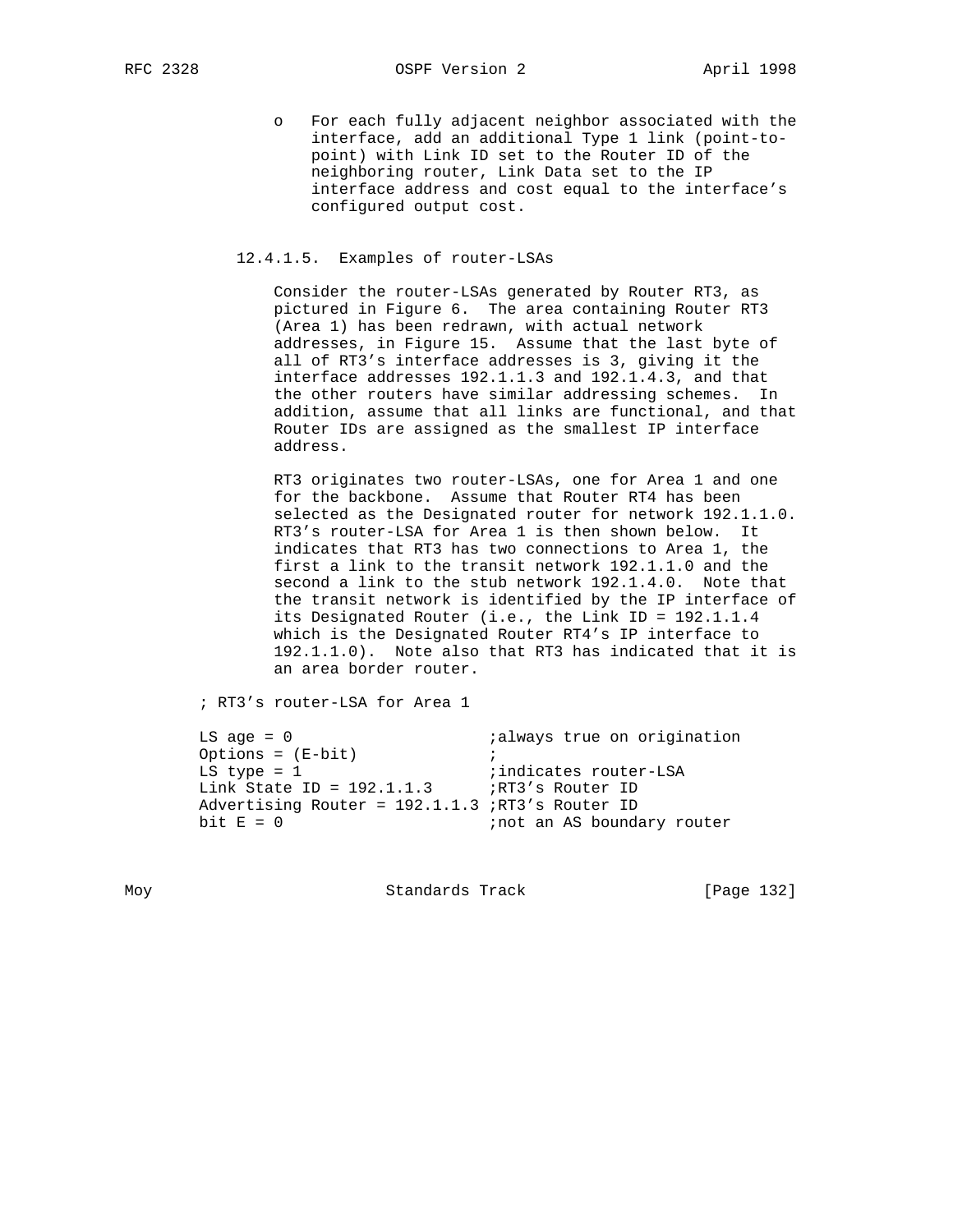- For each fully adjacent neighbor associated with the interface, add an additional Type 1 link (point-to-point) with Link ID set to the Router ID of the neighboring router, Link Data set to the IP interface address and cost equal to the interface's configured output cost.

#### 12.4.1.5. Examples of router-LSAs

Consider the router-LSAs generated by Router RT3, as pictured in Figure 6. The area containing Router RT3 (Area 1) has been redrawn, with actual network addresses, in Figure 15. Assume that the last byte of all of RT3's interface addresses is 3, giving it the interface addresses 192.1.1.3 and 192.1.4.3, and that the other routers have similar addressing schemes. In addition, assume that all links are functional, and that Router IDs are assigned as the smallest IP interface address.

RT3 originates two router-LSAs, one for Area 1 and one for the backbone. Assume that Router RT4 has been selected as the Designated router for network 192.1.1.0. RT3's router-LSA for Area 1 is then shown below. It indicates that RT3 has two connections to Area 1, the first a link to the transit network 192.1.1.0 and the second a link to the stub network 192.1.4.0. Note that the transit network is identified by the IP interface of its Designated Router (i.e., the Link ID = 192.1.1.4 which is the Designated Router RT4's IP interface to 192.1.1.0). Note also that RT3 has indicated that it is an area border router.

```
; RT3's router-LSA for Area 1

LS age = 0                     ;always true on origination
Options = (E-bit)              ;
LS type = 1                    ;indicates router-LSA
Link State ID = 192.1.1.3      ;RT3's Router ID
Advertising Router = 192.1.1.3 ;RT3's Router ID
bit E = 0                      ;not an AS boundary router
```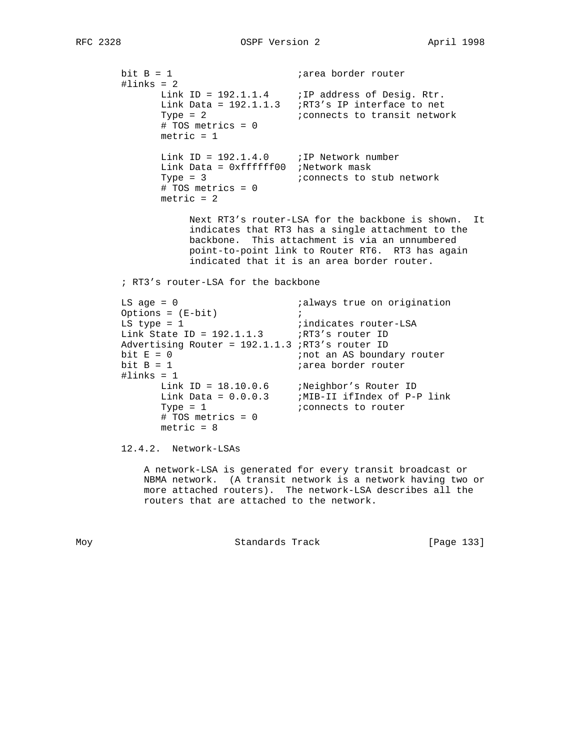```
bit B = 1                     ;area border router
#links = 2
       Link ID = 192.1.1.4     ;IP address of Desig. Rtr.
       Link Data = 192.1.1.3   ;RT3's IP interface to net
       Type = 2                ;connects to transit network
       # TOS metrics = 0
       metric = 1

       Link ID = 192.1.4.0     ;IP Network number
       Link Data = 0xffffff00  ;Network mask
       Type = 3                ;connects to stub network
       # TOS metrics = 0
       metric = 2
```

Next RT3's router-LSA for the backbone is shown. It indicates that RT3 has a single attachment to the backbone. This attachment is via an unnumbered point-to-point link to Router RT6. RT3 has again indicated that it is an area border router.

```
; RT3's router-LSA for the backbone

LS age = 0                     ;always true on origination
Options = (E-bit)              ;
LS type = 1                    ;indicates router-LSA
Link State ID = 192.1.1.3      ;RT3's router ID
Advertising Router = 192.1.1.3 ;RT3's router ID
bit E = 0                      ;not an AS boundary router
bit B = 1                      ;area border router
#links = 1
       Link ID = 18.10.0.6     ;Neighbor's Router ID
       Link Data = 0.0.0.3     ;MIB-II ifIndex of P-P link
       Type = 1                ;connects to router
       # TOS metrics = 0
       metric = 8
```

### 12.4.2. Network-LSAs

A network-LSA is generated for every transit broadcast or NBMA network. (A transit network is a network having two or more attached routers). The network-LSA describes all the routers that are attached to the network.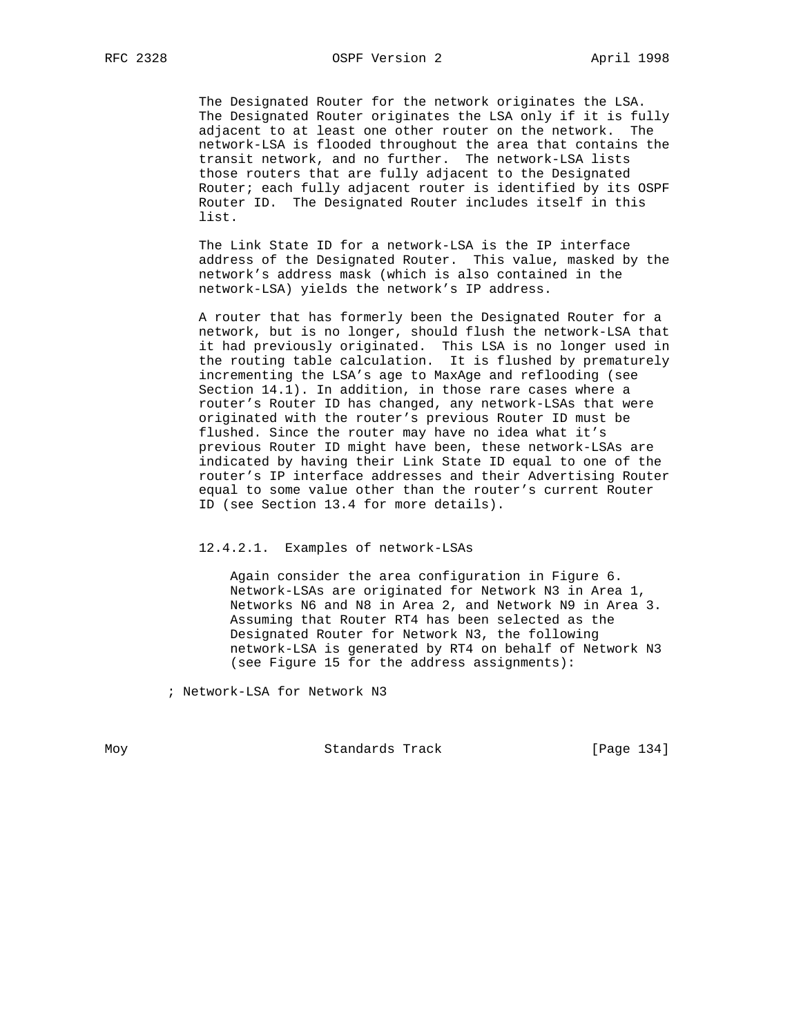The Designated Router for the network originates the LSA. The Designated Router originates the LSA only if it is fully adjacent to at least one other router on the network. The network-LSA is flooded throughout the area that contains the transit network, and no further. The network-LSA lists those routers that are fully adjacent to the Designated Router; each fully adjacent router is identified by its OSPF Router ID. The Designated Router includes itself in this list.

The Link State ID for a network-LSA is the IP interface address of the Designated Router. This value, masked by the network's address mask (which is also contained in the network-LSA) yields the network's IP address.

A router that has formerly been the Designated Router for a network, but is no longer, should flush the network-LSA that it had previously originated. This LSA is no longer used in the routing table calculation. It is flushed by prematurely incrementing the LSA's age to MaxAge and reflooding (see Section 14.1). In addition, in those rare cases where a router's Router ID has changed, any network-LSAs that were originated with the router's previous Router ID must be flushed. Since the router may have no idea what it's previous Router ID might have been, these network-LSAs are indicated by having their Link State ID equal to one of the router's IP interface addresses and their Advertising Router equal to some value other than the router's current Router ID (see Section 13.4 for more details).

#### 12.4.2.1. Examples of network-LSAs

Again consider the area configuration in Figure 6. Network-LSAs are originated for Network N3 in Area 1, Networks N6 and N8 in Area 2, and Network N9 in Area 3. Assuming that Router RT4 has been selected as the Designated Router for Network N3, the following network-LSA is generated by RT4 on behalf of Network N3 (see Figure 15 for the address assignments):

```
; Network-LSA for Network N3
```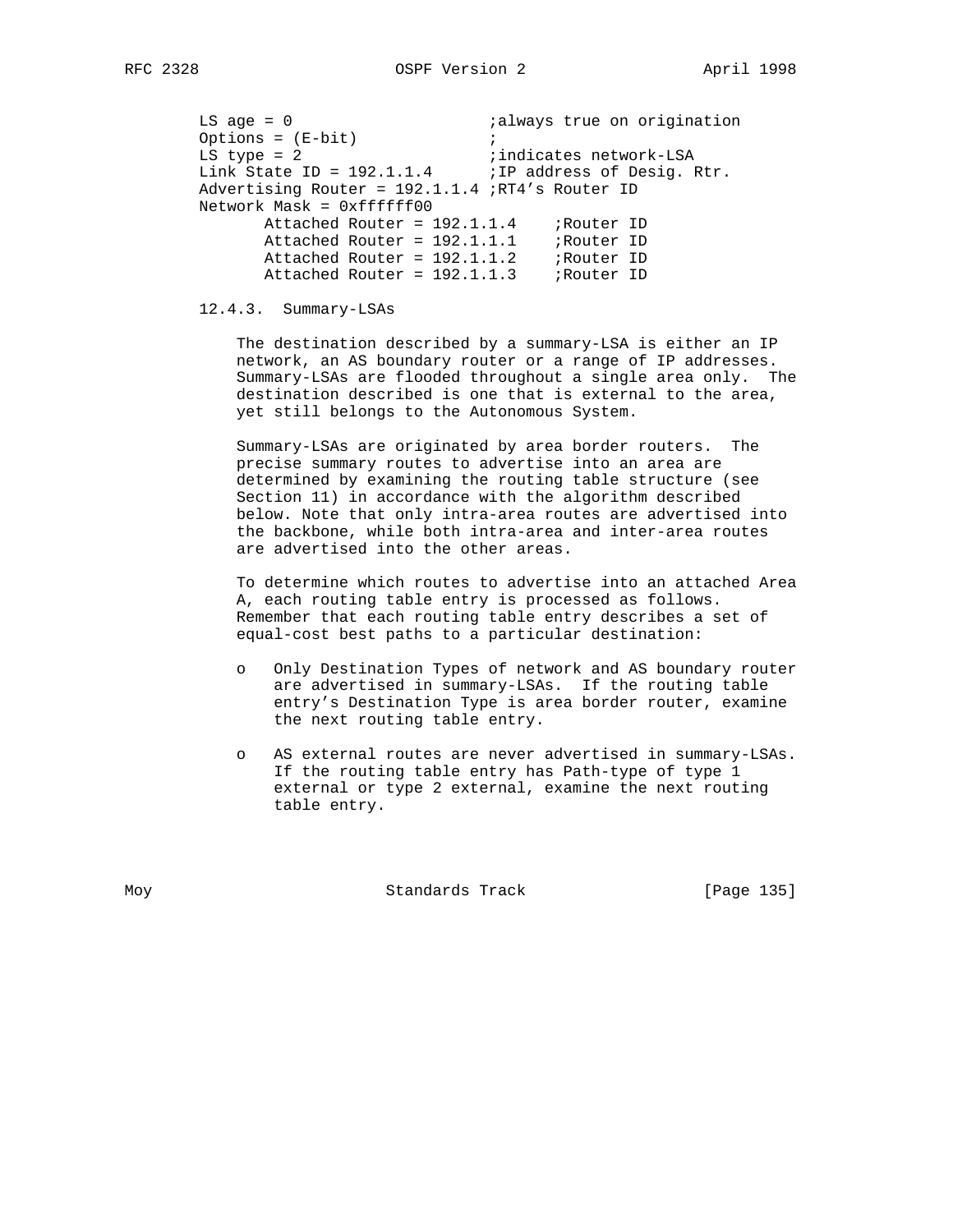```
LS age = 0                     ;always true on origination
Options = (E-bit)              ;
LS type = 2                    ;indicates network-LSA
Link State ID = 192.1.1.4      ;IP address of Desig. Rtr.
Advertising Router = 192.1.1.4 ;RT4's Router ID
Network Mask = 0xffffff00
       Attached Router = 192.1.1.4    ;Router ID
       Attached Router = 192.1.1.1    ;Router ID
       Attached Router = 192.1.1.2    ;Router ID
       Attached Router = 192.1.1.3    ;Router ID
```

### 12.4.3. Summary-LSAs

The destination described by a summary-LSA is either an IP network, an AS boundary router or a range of IP addresses. Summary-LSAs are flooded throughout a single area only. The destination described is one that is external to the area, yet still belongs to the Autonomous System.

Summary-LSAs are originated by area border routers. The precise summary routes to advertise into an area are determined by examining the routing table structure (see Section 11) in accordance with the algorithm described below. Note that only intra-area routes are advertised into the backbone, while both intra-area and inter-area routes are advertised into the other areas.

To determine which routes to advertise into an attached Area A, each routing table entry is processed as follows. Remember that each routing table entry describes a set of equal-cost best paths to a particular destination:

- Only Destination Types of network and AS boundary router are advertised in summary-LSAs. If the routing table entry's Destination Type is area border router, examine the next routing table entry.

- AS external routes are never advertised in summary-LSAs. If the routing table entry has Path-type of type 1 external or type 2 external, examine the next routing table entry.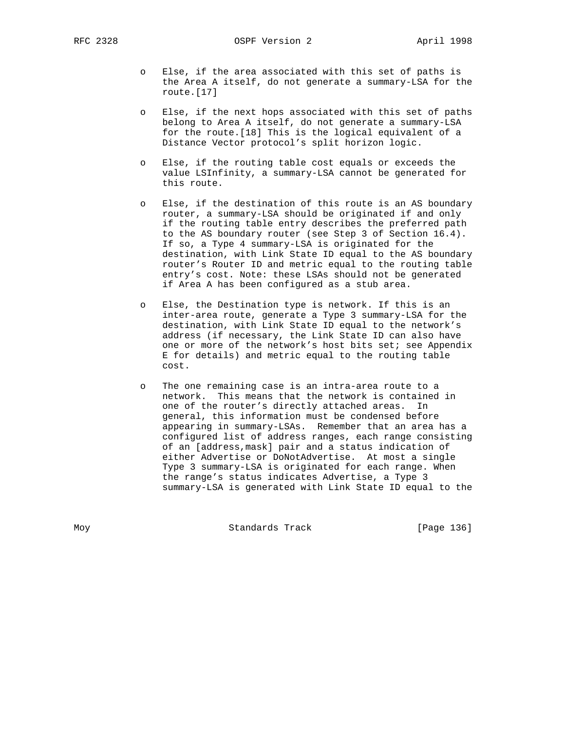- Else, if the area associated with this set of paths is the Area A itself, do not generate a summary-LSA for the route.[17]

- Else, if the next hops associated with this set of paths belong to Area A itself, do not generate a summary-LSA for the route.[18] This is the logical equivalent of a Distance Vector protocol's split horizon logic.

- Else, if the routing table cost equals or exceeds the value LSInfinity, a summary-LSA cannot be generated for this route.

- Else, if the destination of this route is an AS boundary router, a summary-LSA should be originated if and only if the routing table entry describes the preferred path to the AS boundary router (see Step 3 of Section 16.4). If so, a Type 4 summary-LSA is originated for the destination, with Link State ID equal to the AS boundary router's Router ID and metric equal to the routing table entry's cost. Note: these LSAs should not be generated if Area A has been configured as a stub area.

- Else, the Destination type is network. If this is an inter-area route, generate a Type 3 summary-LSA for the destination, with Link State ID equal to the network's address (if necessary, the Link State ID can also have one or more of the network's host bits set; see Appendix E for details) and metric equal to the routing table cost.

- The one remaining case is an intra-area route to a network. This means that the network is contained in one of the router's directly attached areas. In general, this information must be condensed before appearing in summary-LSAs. Remember that an area has a configured list of address ranges, each range consisting of an [address,mask] pair and a status indication of either Advertise or DoNotAdvertise. At most a single Type 3 summary-LSA is originated for each range. When the range's status indicates Advertise, a Type 3 summary-LSA is generated with Link State ID equal to the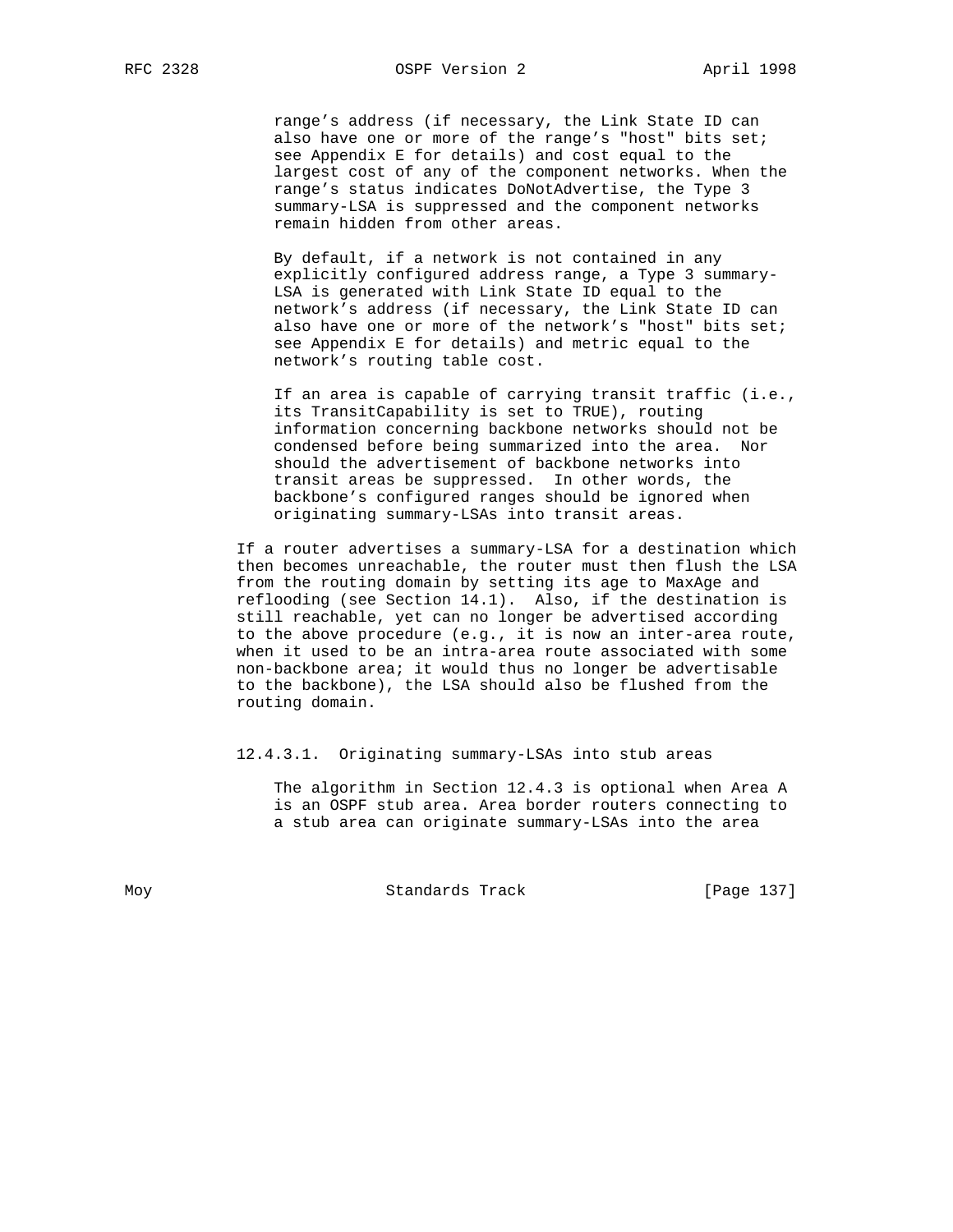range's address (if necessary, the Link State ID can also have one or more of the range's "host" bits set; see Appendix E for details) and cost equal to the largest cost of any of the component networks. When the range's status indicates DoNotAdvertise, the Type 3 summary-LSA is suppressed and the component networks remain hidden from other areas.

By default, if a network is not contained in any explicitly configured address range, a Type 3 summary-LSA is generated with Link State ID equal to the network's address (if necessary, the Link State ID can also have one or more of the network's "host" bits set; see Appendix E for details) and metric equal to the network's routing table cost.

If an area is capable of carrying transit traffic (i.e., its TransitCapability is set to TRUE), routing information concerning backbone networks should not be condensed before being summarized into the area. Nor should the advertisement of backbone networks into transit areas be suppressed. In other words, the backbone's configured ranges should be ignored when originating summary-LSAs into transit areas.

If a router advertises a summary-LSA for a destination which then becomes unreachable, the router must then flush the LSA from the routing domain by setting its age to MaxAge and reflooding (see Section 14.1). Also, if the destination is still reachable, yet can no longer be advertised according to the above procedure (e.g., it is now an inter-area route, when it used to be an intra-area route associated with some non-backbone area; it would thus no longer be advertisable to the backbone), the LSA should also be flushed from the routing domain.

#### 12.4.3.1. Originating summary-LSAs into stub areas

The algorithm in Section 12.4.3 is optional when Area A is an OSPF stub area. Area border routers connecting to a stub area can originate summary-LSAs into the area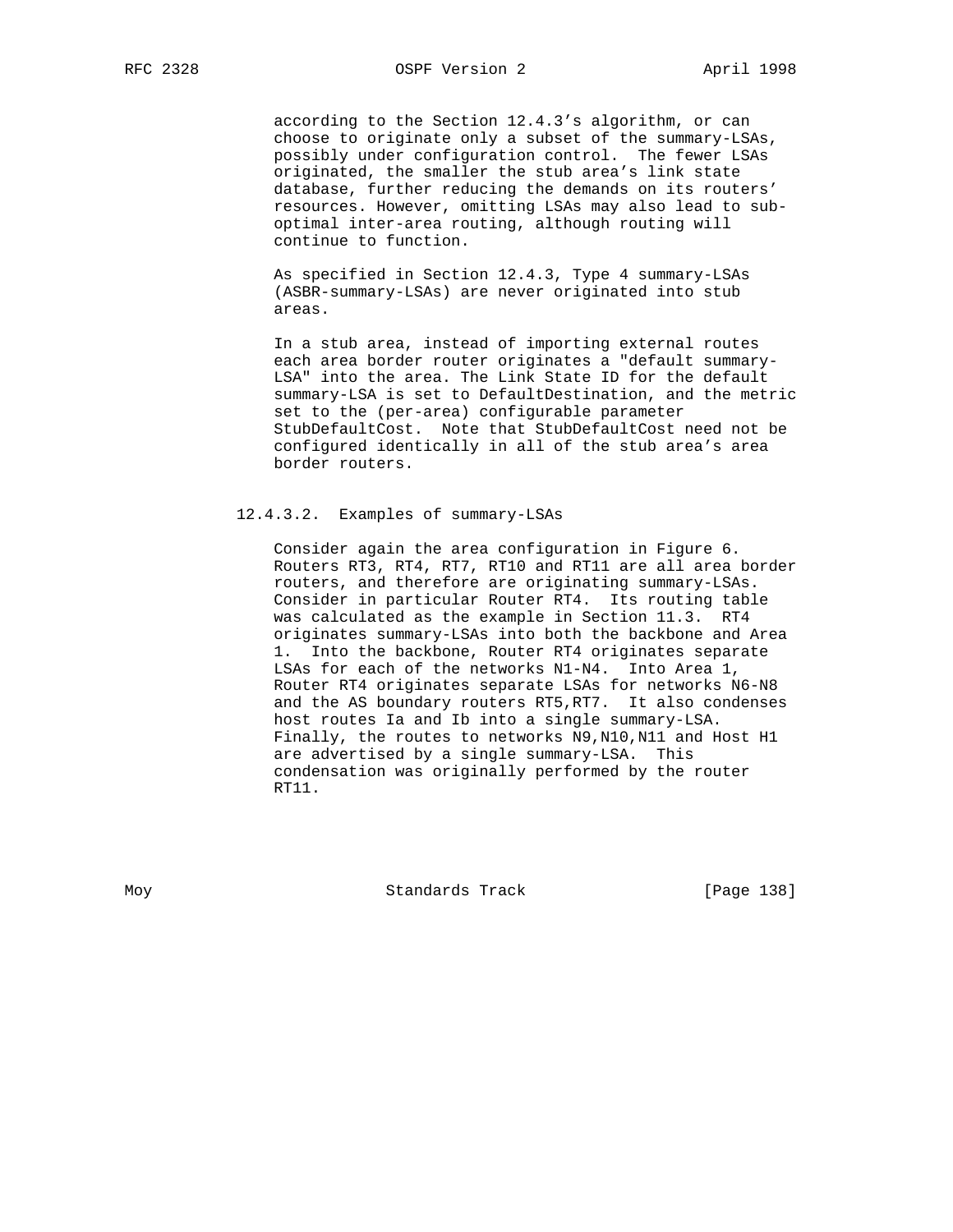according to the Section 12.4.3's algorithm, or can choose to originate only a subset of the summary-LSAs, possibly under configuration control. The fewer LSAs originated, the smaller the stub area's link state database, further reducing the demands on its routers' resources. However, omitting LSAs may also lead to sub-optimal inter-area routing, although routing will continue to function.

As specified in Section 12.4.3, Type 4 summary-LSAs (ASBR-summary-LSAs) are never originated into stub areas.

In a stub area, instead of importing external routes each area border router originates a "default summary-LSA" into the area. The Link State ID for the default summary-LSA is set to DefaultDestination, and the metric set to the (per-area) configurable parameter StubDefaultCost. Note that StubDefaultCost need not be configured identically in all of the stub area's area border routers.

#### 12.4.3.2. Examples of summary-LSAs

Consider again the area configuration in Figure 6. Routers RT3, RT4, RT7, RT10 and RT11 are all area border routers, and therefore are originating summary-LSAs. Consider in particular Router RT4. Its routing table was calculated as the example in Section 11.3. RT4 originates summary-LSAs into both the backbone and Area 1. Into the backbone, Router RT4 originates separate LSAs for each of the networks N1-N4. Into Area 1, Router RT4 originates separate LSAs for networks N6-N8 and the AS boundary routers RT5,RT7. It also condenses host routes Ia and Ib into a single summary-LSA. Finally, the routes to networks N9,N10,N11 and Host H1 are advertised by a single summary-LSA. This condensation was originally performed by the router RT11.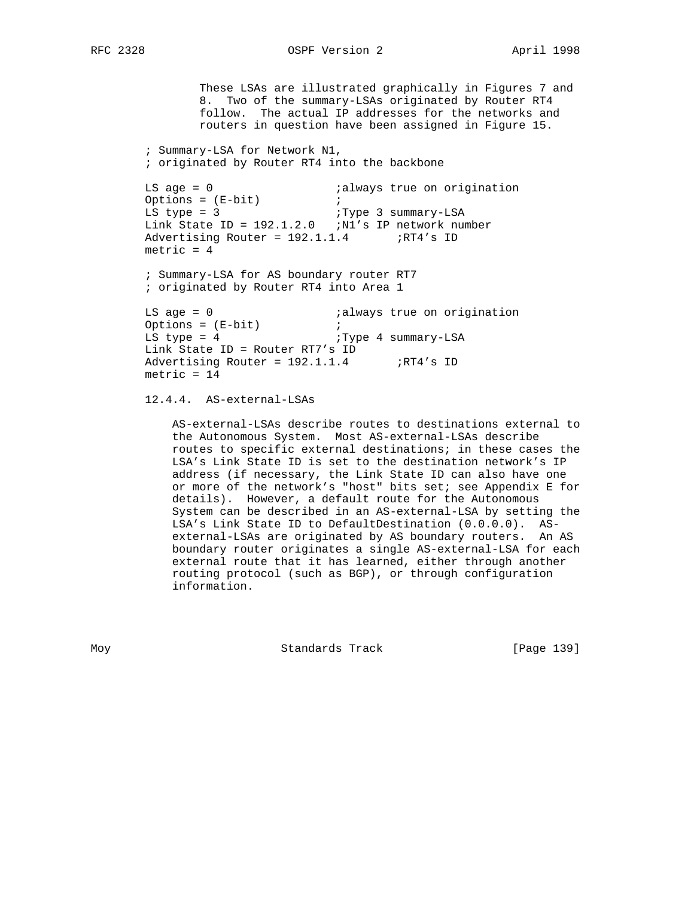These LSAs are illustrated graphically in Figures 7 and 8. Two of the summary-LSAs originated by Router RT4 follow. The actual IP addresses for the networks and routers in question have been assigned in Figure 15.

```
; Summary-LSA for Network N1,
; originated by Router RT4 into the backbone

LS age = 0                  ;always true on origination
Options = (E-bit)           ;
LS type = 3                 ;Type 3 summary-LSA
Link State ID = 192.1.2.0   ;N1's IP network number
Advertising Router = 192.1.1.4       ;RT4's ID
metric = 4

; Summary-LSA for AS boundary router RT7
; originated by Router RT4 into Area 1

LS age = 0                  ;always true on origination
Options = (E-bit)           ;
LS type = 4                 ;Type 4 summary-LSA
Link State ID = Router RT7's ID
Advertising Router = 192.1.1.4       ;RT4's ID
metric = 14
```

### 12.4.4. AS-external-LSAs

AS-external-LSAs describe routes to destinations external to the Autonomous System. Most AS-external-LSAs describe routes to specific external destinations; in these cases the LSA's Link State ID is set to the destination network's IP address (if necessary, the Link State ID can also have one or more of the network's "host" bits set; see Appendix E for details). However, a default route for the Autonomous System can be described in an AS-external-LSA by setting the LSA's Link State ID to DefaultDestination (0.0.0.0). AS-external-LSAs are originated by AS boundary routers. An AS boundary router originates a single AS-external-LSA for each external route that it has learned, either through another routing protocol (such as BGP), or through configuration information.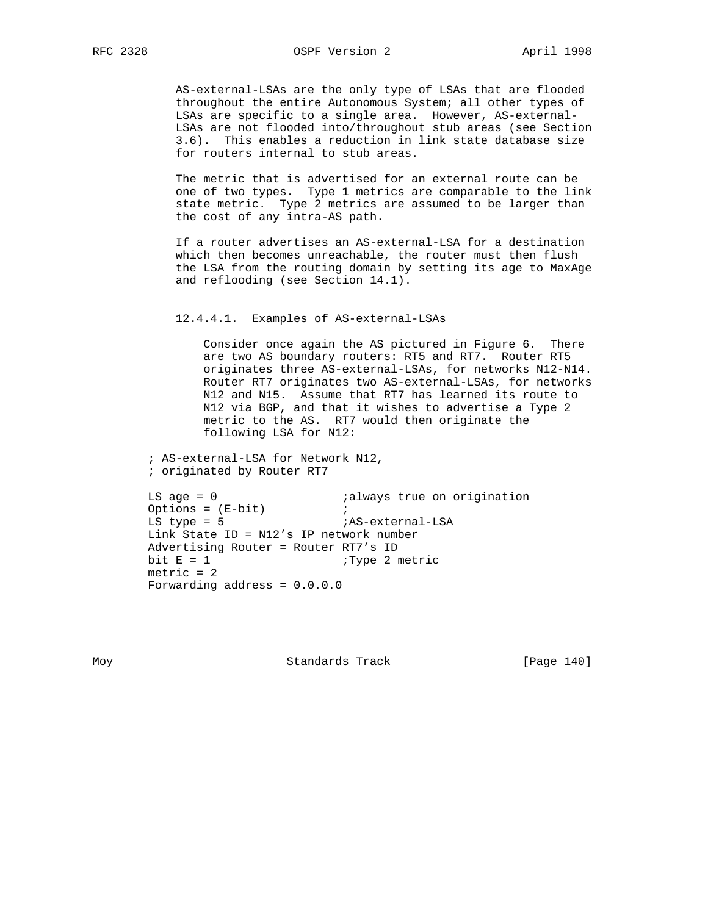AS-external-LSAs are the only type of LSAs that are flooded throughout the entire Autonomous System; all other types of LSAs are specific to a single area. However, AS-external-LSAs are not flooded into/throughout stub areas (see Section 3.6). This enables a reduction in link state database size for routers internal to stub areas.

The metric that is advertised for an external route can be one of two types. Type 1 metrics are comparable to the link state metric. Type 2 metrics are assumed to be larger than the cost of any intra-AS path.

If a router advertises an AS-external-LSA for a destination which then becomes unreachable, the router must then flush the LSA from the routing domain by setting its age to MaxAge and reflooding (see Section 14.1).

#### 12.4.4.1. Examples of AS-external-LSAs

Consider once again the AS pictured in Figure 6. There are two AS boundary routers: RT5 and RT7. Router RT5 originates three AS-external-LSAs, for networks N12-N14. Router RT7 originates two AS-external-LSAs, for networks N12 and N15. Assume that RT7 has learned its route to N12 via BGP, and that it wishes to advertise a Type 2 metric to the AS. RT7 would then originate the following LSA for N12:

```
; AS-external-LSA for Network N12,
; originated by Router RT7

LS age = 0                  ;always true on origination
Options = (E-bit)           ;
LS type = 5                 ;AS-external-LSA
Link State ID = N12's IP network number
Advertising Router = Router RT7's ID
bit E = 1                   ;Type 2 metric
metric = 2
Forwarding address = 0.0.0.0
```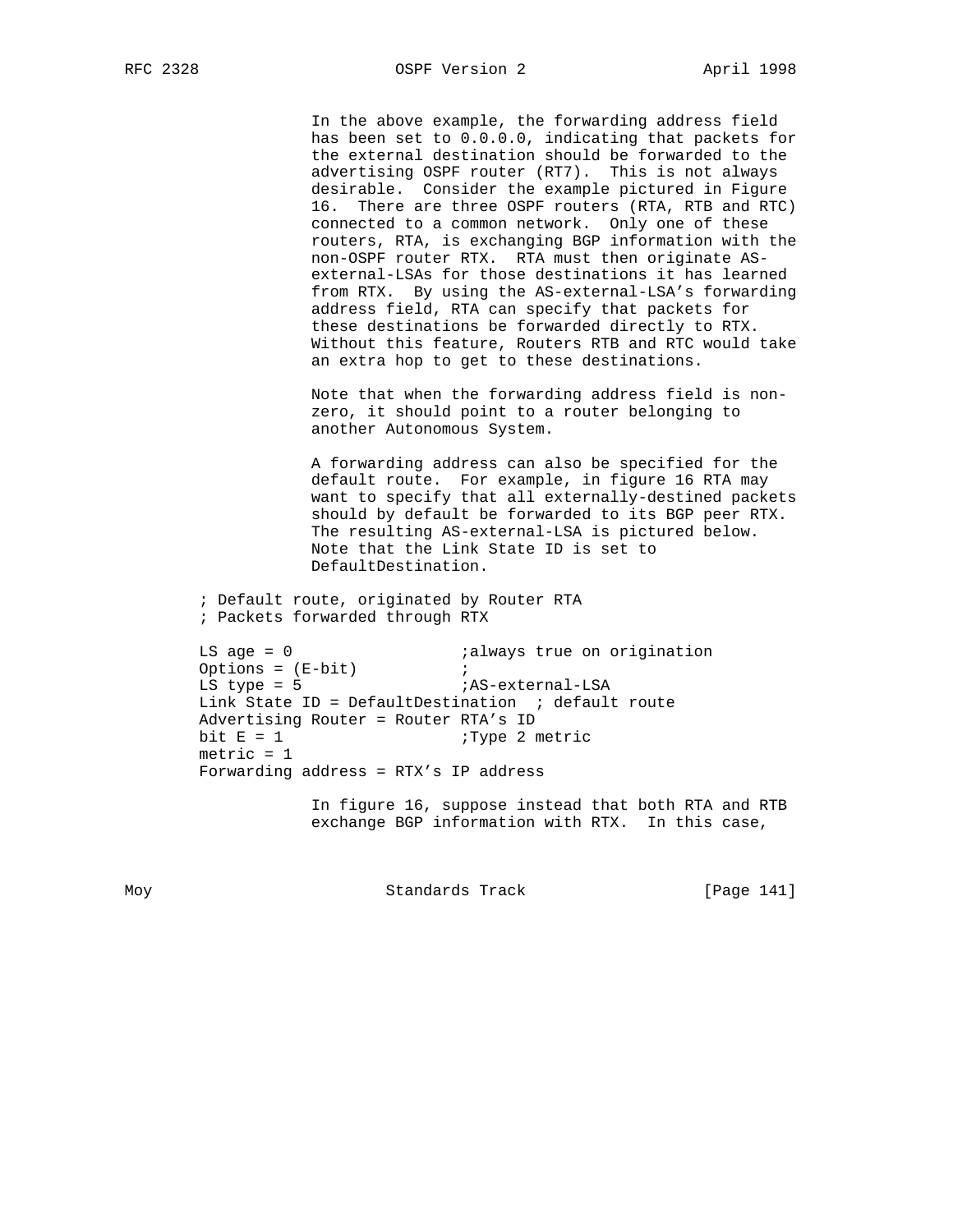In the above example, the forwarding address field has been set to 0.0.0.0, indicating that packets for the external destination should be forwarded to the advertising OSPF router (RT7). This is not always desirable. Consider the example pictured in Figure 16. There are three OSPF routers (RTA, RTB and RTC) connected to a common network. Only one of these routers, RTA, is exchanging BGP information with the non-OSPF router RTX. RTA must then originate AS-external-LSAs for those destinations it has learned from RTX. By using the AS-external-LSA's forwarding address field, RTA can specify that packets for these destinations be forwarded directly to RTX. Without this feature, Routers RTB and RTC would take an extra hop to get to these destinations.

Note that when the forwarding address field is non-zero, it should point to a router belonging to another Autonomous System.

A forwarding address can also be specified for the default route. For example, in figure 16 RTA may want to specify that all externally-destined packets should by default be forwarded to its BGP peer RTX. The resulting AS-external-LSA is pictured below. Note that the Link State ID is set to DefaultDestination.

```
; Default route, originated by Router RTA
; Packets forwarded through RTX

LS age = 0                  ;always true on origination
Options = (E-bit)           ;
LS type = 5                 ;AS-external-LSA
Link State ID = DefaultDestination  ; default route
Advertising Router = Router RTA's ID
bit E = 1                   ;Type 2 metric
metric = 1
Forwarding address = RTX's IP address
```

In figure 16, suppose instead that both RTA and RTB exchange BGP information with RTX. In this case,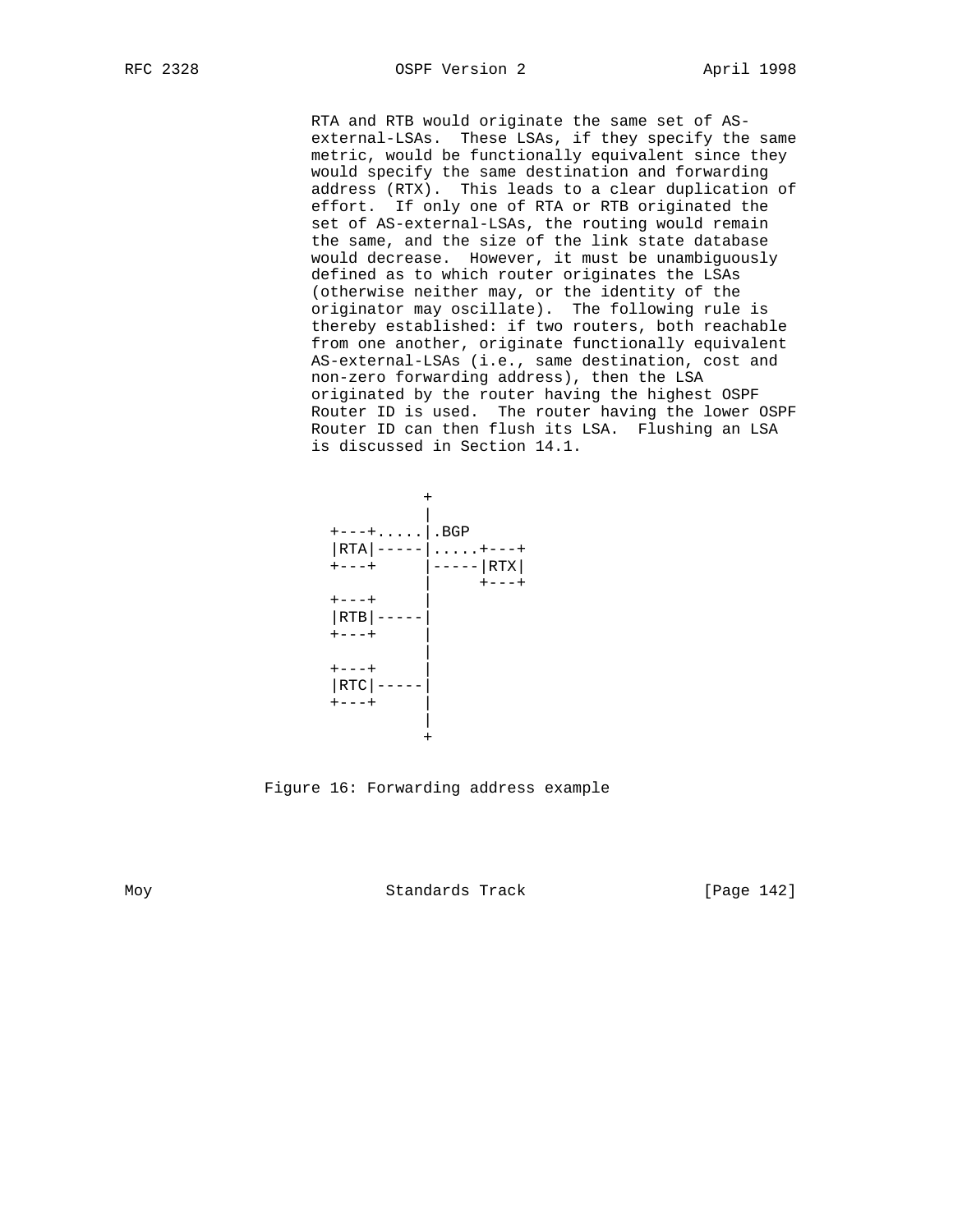RTA and RTB would originate the same set of AS-external-LSAs. These LSAs, if they specify the same metric, would be functionally equivalent since they would specify the same destination and forwarding address (RTX). This leads to a clear duplication of effort. If only one of RTA or RTB originated the set of AS-external-LSAs, the routing would remain the same, and the size of the link state database would decrease. However, it must be unambiguously defined as to which router originates the LSAs (otherwise neither may, or the identity of the originator may oscillate). The following rule is thereby established: if two routers, both reachable from one another, originate functionally equivalent AS-external-LSAs (i.e., same destination, cost and non-zero forwarding address), then the LSA originated by the router having the highest OSPF Router ID is used. The router having the lower OSPF Router ID can then flush its LSA. Flushing an LSA is discussed in Section 14.1.

```
             +
             |
  +---+.....|.BGP
  |RTA|-----|.....+---+
  +---+     |-----|RTX|
            |     +---+
  +---+     |
  |RTB|-----|
  +---+     |
            |
  +---+     |
  |RTC|-----|
  +---+     |
            |
            +
```

Figure 16: Forwarding address example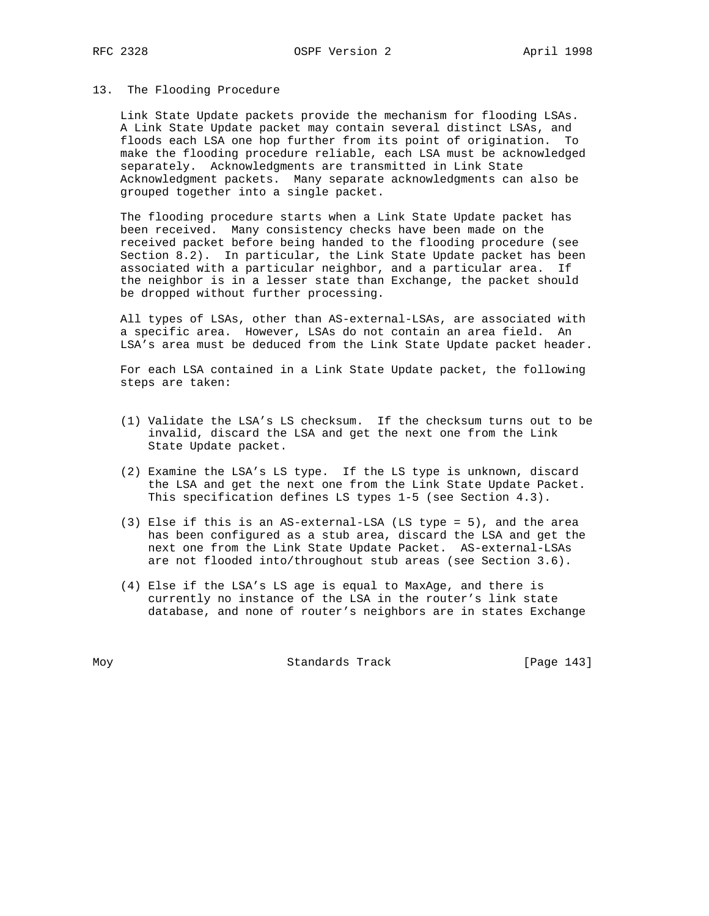## 13. The Flooding Procedure

Link State Update packets provide the mechanism for flooding LSAs. A Link State Update packet may contain several distinct LSAs, and floods each LSA one hop further from its point of origination. To make the flooding procedure reliable, each LSA must be acknowledged separately. Acknowledgments are transmitted in Link State Acknowledgment packets. Many separate acknowledgments can also be grouped together into a single packet.

The flooding procedure starts when a Link State Update packet has been received. Many consistency checks have been made on the received packet before being handed to the flooding procedure (see Section 8.2). In particular, the Link State Update packet has been associated with a particular neighbor, and a particular area. If the neighbor is in a lesser state than Exchange, the packet should be dropped without further processing.

All types of LSAs, other than AS-external-LSAs, are associated with a specific area. However, LSAs do not contain an area field. An LSA's area must be deduced from the Link State Update packet header.

For each LSA contained in a Link State Update packet, the following steps are taken:

(1) Validate the LSA's LS checksum. If the checksum turns out to be invalid, discard the LSA and get the next one from the Link State Update packet.

(2) Examine the LSA's LS type. If the LS type is unknown, discard the LSA and get the next one from the Link State Update Packet. This specification defines LS types 1-5 (see Section 4.3).

(3) Else if this is an AS-external-LSA (LS type = 5), and the area has been configured as a stub area, discard the LSA and get the next one from the Link State Update Packet. AS-external-LSAs are not flooded into/throughout stub areas (see Section 3.6).

(4) Else if the LSA's LS age is equal to MaxAge, and there is currently no instance of the LSA in the router's link state database, and none of router's neighbors are in states Exchange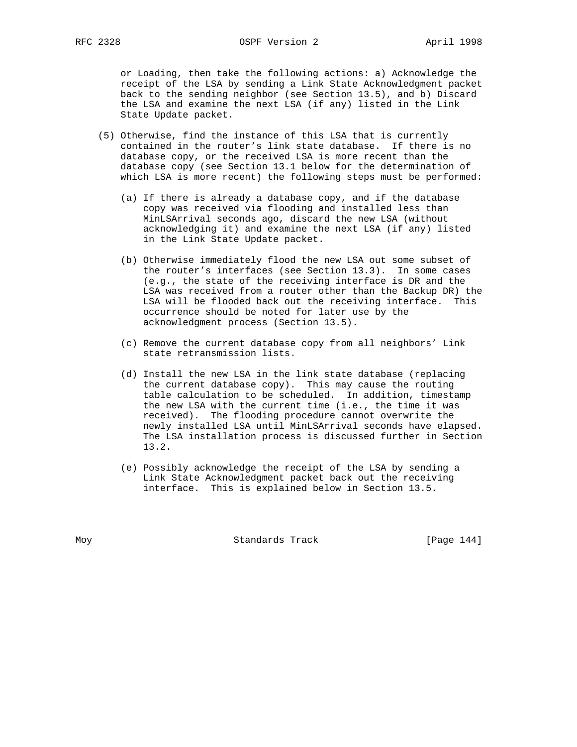or Loading, then take the following actions: a) Acknowledge the receipt of the LSA by sending a Link State Acknowledgment packet back to the sending neighbor (see Section 13.5), and b) Discard the LSA and examine the next LSA (if any) listed in the Link State Update packet.

(5) Otherwise, find the instance of this LSA that is currently contained in the router's link state database. If there is no database copy, or the received LSA is more recent than the database copy (see Section 13.1 below for the determination of which LSA is more recent) the following steps must be performed:

(a) If there is already a database copy, and if the database copy was received via flooding and installed less than MinLSArrival seconds ago, discard the new LSA (without acknowledging it) and examine the next LSA (if any) listed in the Link State Update packet.

(b) Otherwise immediately flood the new LSA out some subset of the router's interfaces (see Section 13.3). In some cases (e.g., the state of the receiving interface is DR and the LSA was received from a router other than the Backup DR) the LSA will be flooded back out the receiving interface. This occurrence should be noted for later use by the acknowledgment process (Section 13.5).

(c) Remove the current database copy from all neighbors' Link state retransmission lists.

(d) Install the new LSA in the link state database (replacing the current database copy). This may cause the routing table calculation to be scheduled. In addition, timestamp the new LSA with the current time (i.e., the time it was received). The flooding procedure cannot overwrite the newly installed LSA until MinLSArrival seconds have elapsed. The LSA installation process is discussed further in Section 13.2.

(e) Possibly acknowledge the receipt of the LSA by sending a Link State Acknowledgment packet back out the receiving interface. This is explained below in Section 13.5.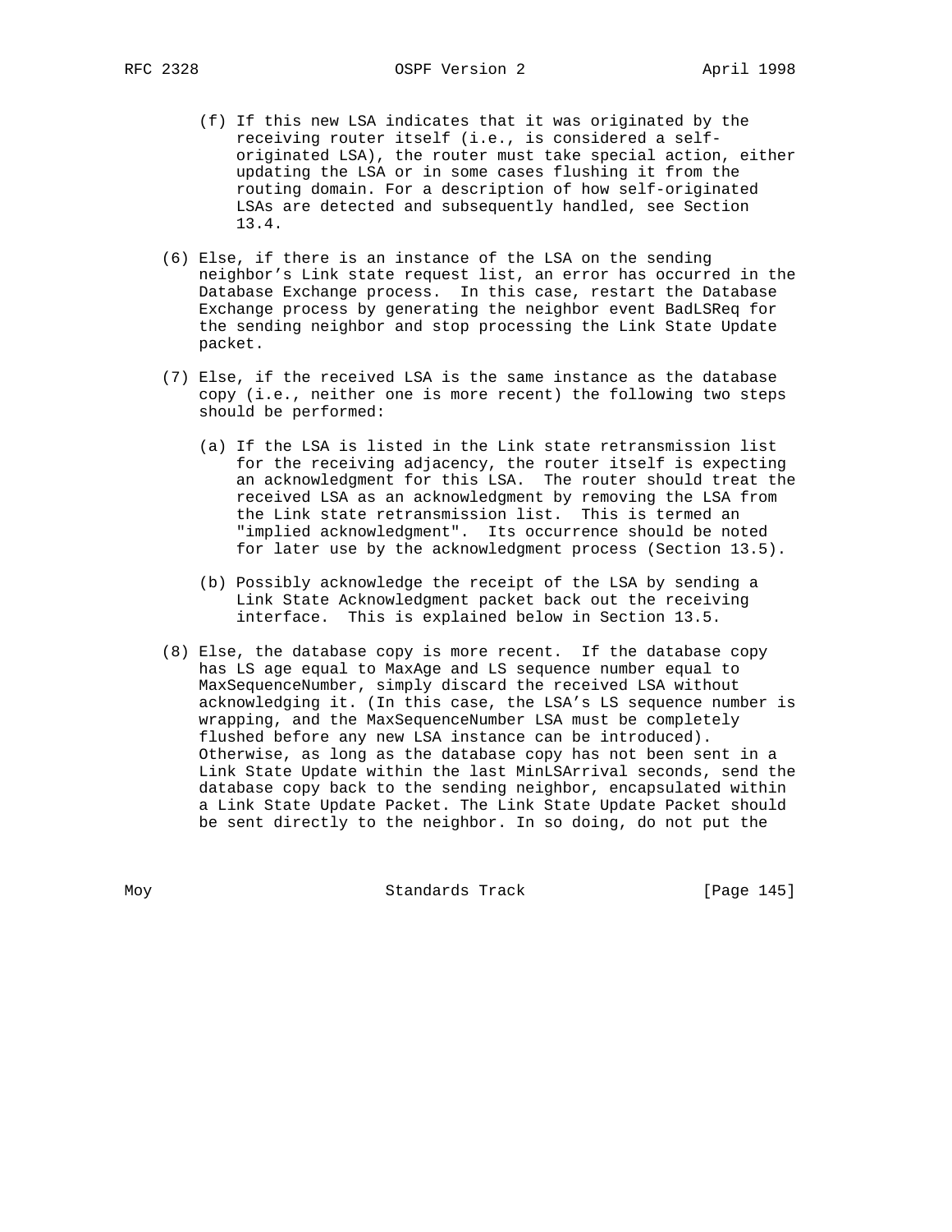(f) If this new LSA indicates that it was originated by the receiving router itself (i.e., is considered a self-originated LSA), the router must take special action, either updating the LSA or in some cases flushing it from the routing domain. For a description of how self-originated LSAs are detected and subsequently handled, see Section 13.4.

(6) Else, if there is an instance of the LSA on the sending neighbor's Link state request list, an error has occurred in the Database Exchange process. In this case, restart the Database Exchange process by generating the neighbor event BadLSReq for the sending neighbor and stop processing the Link State Update packet.

(7) Else, if the received LSA is the same instance as the database copy (i.e., neither one is more recent) the following two steps should be performed:

(a) If the LSA is listed in the Link state retransmission list for the receiving adjacency, the router itself is expecting an acknowledgment for this LSA. The router should treat the received LSA as an acknowledgment by removing the LSA from the Link state retransmission list. This is termed an "implied acknowledgment". Its occurrence should be noted for later use by the acknowledgment process (Section 13.5).

(b) Possibly acknowledge the receipt of the LSA by sending a Link State Acknowledgment packet back out the receiving interface. This is explained below in Section 13.5.

(8) Else, the database copy is more recent. If the database copy has LS age equal to MaxAge and LS sequence number equal to MaxSequenceNumber, simply discard the received LSA without acknowledging it. (In this case, the LSA's LS sequence number is wrapping, and the MaxSequenceNumber LSA must be completely flushed before any new LSA instance can be introduced). Otherwise, as long as the database copy has not been sent in a Link State Update within the last MinLSArrival seconds, send the database copy back to the sending neighbor, encapsulated within a Link State Update Packet. The Link State Update Packet should be sent directly to the neighbor. In so doing, do not put the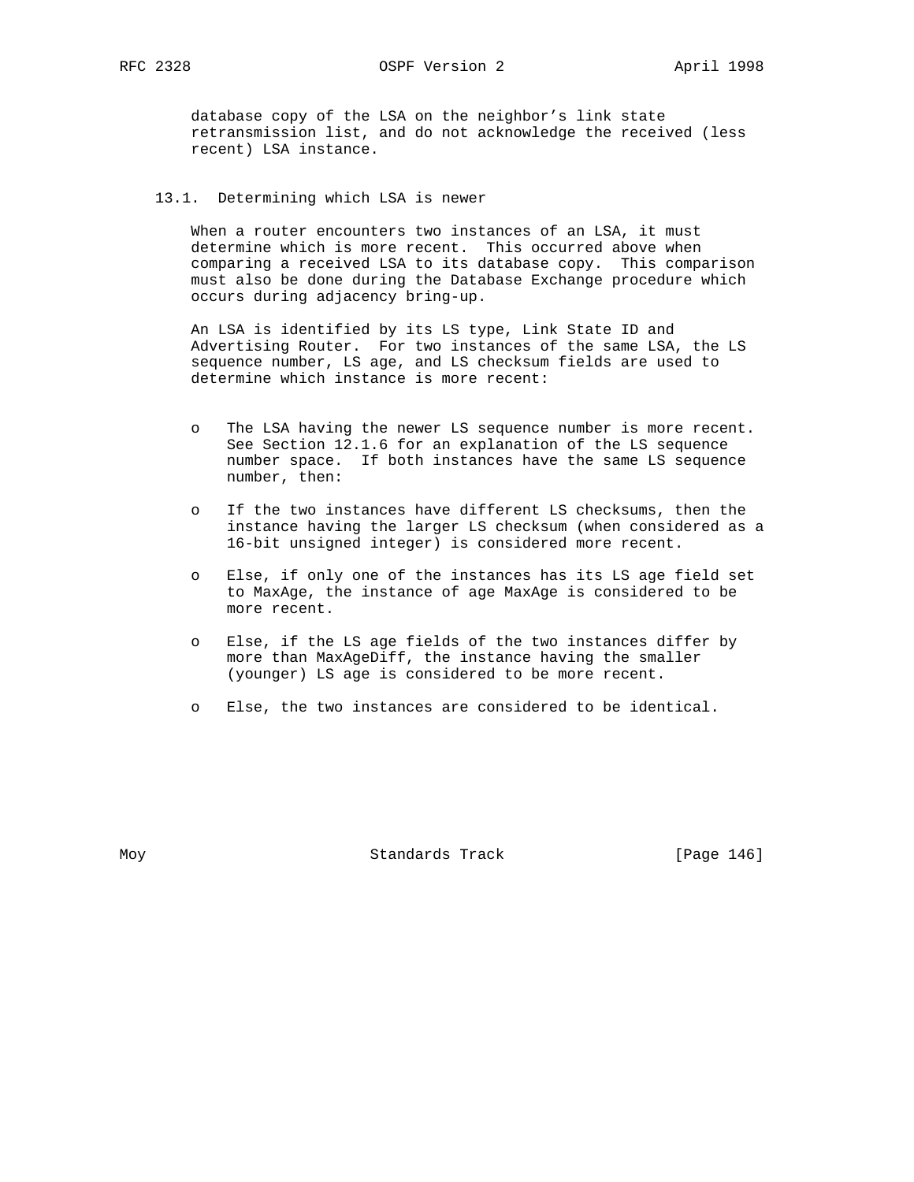database copy of the LSA on the neighbor's link state retransmission list, and do not acknowledge the received (less recent) LSA instance.

## 13.1. Determining which LSA is newer

When a router encounters two instances of an LSA, it must determine which is more recent. This occurred above when comparing a received LSA to its database copy. This comparison must also be done during the Database Exchange procedure which occurs during adjacency bring-up.

An LSA is identified by its LS type, Link State ID and Advertising Router. For two instances of the same LSA, the LS sequence number, LS age, and LS checksum fields are used to determine which instance is more recent:

- The LSA having the newer LS sequence number is more recent. See Section 12.1.6 for an explanation of the LS sequence number space. If both instances have the same LS sequence number, then:

- If the two instances have different LS checksums, then the instance having the larger LS checksum (when considered as a 16-bit unsigned integer) is considered more recent.

- Else, if only one of the instances has its LS age field set to MaxAge, the instance of age MaxAge is considered to be more recent.

- Else, if the LS age fields of the two instances differ by more than MaxAgeDiff, the instance having the smaller (younger) LS age is considered to be more recent.

- Else, the two instances are considered to be identical.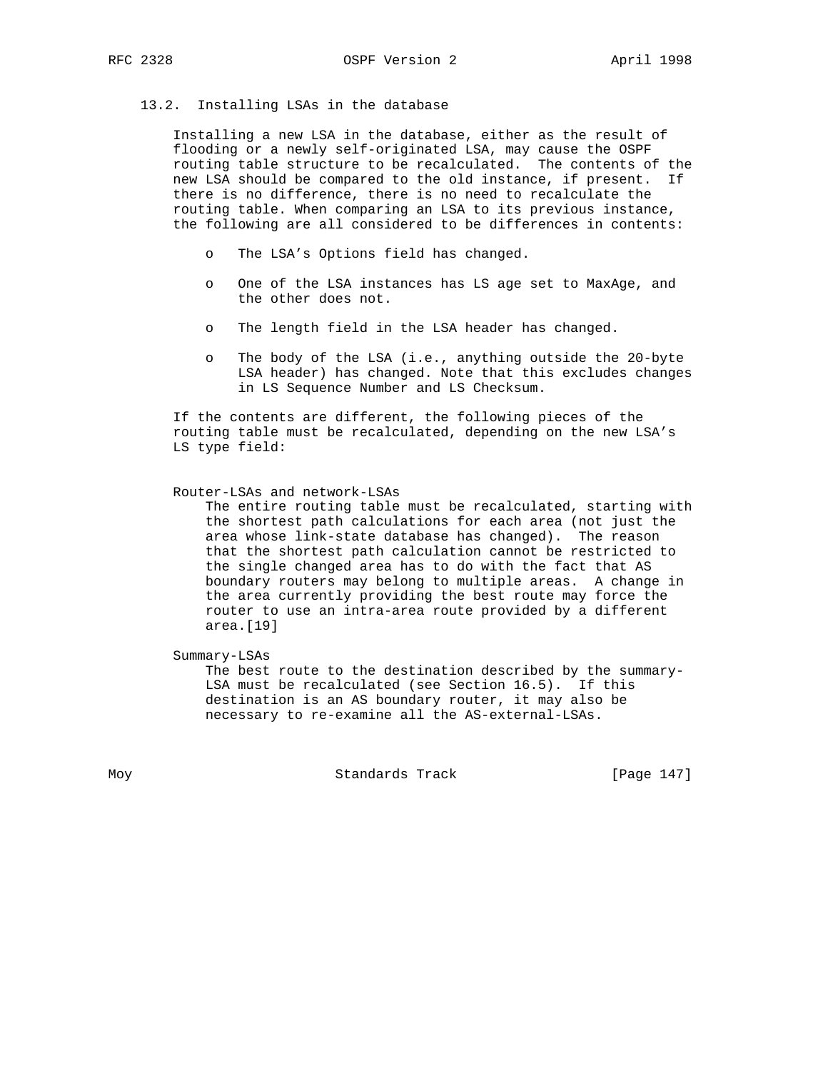### 13.2. Installing LSAs in the database

Installing a new LSA in the database, either as the result of flooding or a newly self-originated LSA, may cause the OSPF routing table structure to be recalculated. The contents of the new LSA should be compared to the old instance, if present. If there is no difference, there is no need to recalculate the routing table. When comparing an LSA to its previous instance, the following are all considered to be differences in contents:

- The LSA's Options field has changed.
- One of the LSA instances has LS age set to MaxAge, and the other does not.
- The length field in the LSA header has changed.
- The body of the LSA (i.e., anything outside the 20-byte LSA header) has changed. Note that this excludes changes in LS Sequence Number and LS Checksum.

If the contents are different, the following pieces of the routing table must be recalculated, depending on the new LSA's LS type field:

**Router-LSAs and network-LSAs**
The entire routing table must be recalculated, starting with the shortest path calculations for each area (not just the area whose link-state database has changed). The reason that the shortest path calculation cannot be restricted to the single changed area has to do with the fact that AS boundary routers may belong to multiple areas. A change in the area currently providing the best route may force the router to use an intra-area route provided by a different area.[19]

**Summary-LSAs**
The best route to the destination described by the summary-LSA must be recalculated (see Section 16.5). If this destination is an AS boundary router, it may also be necessary to re-examine all the AS-external-LSAs.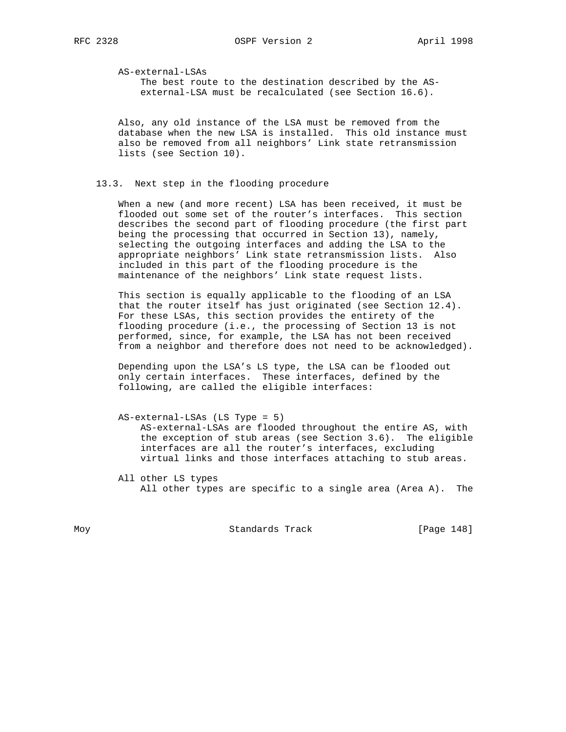AS-external-LSAs
The best route to the destination described by the AS-external-LSA must be recalculated (see Section 16.6).

Also, any old instance of the LSA must be removed from the database when the new LSA is installed. This old instance must also be removed from all neighbors' Link state retransmission lists (see Section 10).

### 13.3. Next step in the flooding procedure

When a new (and more recent) LSA has been received, it must be flooded out some set of the router's interfaces. This section describes the second part of flooding procedure (the first part being the processing that occurred in Section 13), namely, selecting the outgoing interfaces and adding the LSA to the appropriate neighbors' Link state retransmission lists. Also included in this part of the flooding procedure is the maintenance of the neighbors' Link state request lists.

This section is equally applicable to the flooding of an LSA that the router itself has just originated (see Section 12.4). For these LSAs, this section provides the entirety of the flooding procedure (i.e., the processing of Section 13 is not performed, since, for example, the LSA has not been received from a neighbor and therefore does not need to be acknowledged).

Depending upon the LSA's LS type, the LSA can be flooded out only certain interfaces. These interfaces, defined by the following, are called the eligible interfaces:

AS-external-LSAs (LS Type = 5)
AS-external-LSAs are flooded throughout the entire AS, with the exception of stub areas (see Section 3.6). The eligible interfaces are all the router's interfaces, excluding virtual links and those interfaces attaching to stub areas.

All other LS types
All other types are specific to a single area (Area A). The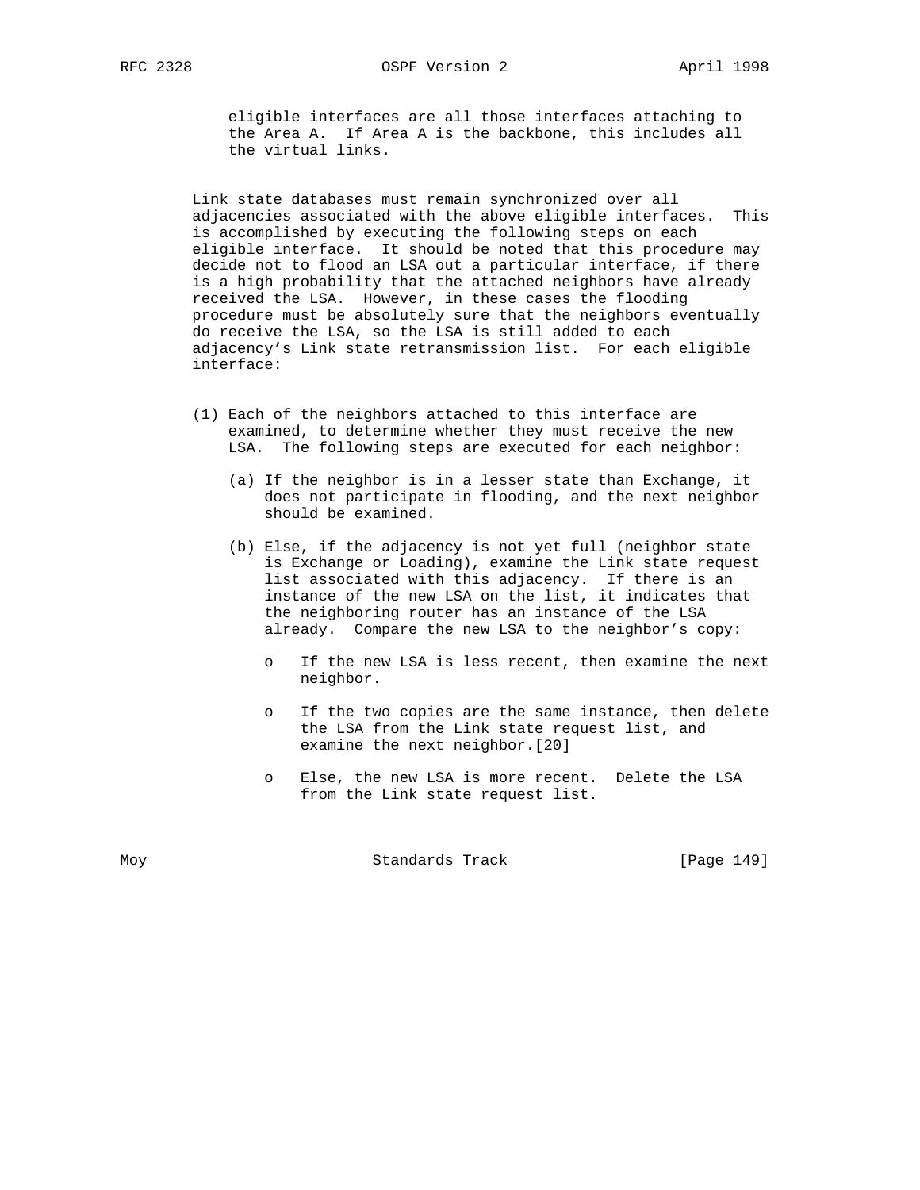eligible interfaces are all those interfaces attaching to the Area A. If Area A is the backbone, this includes all the virtual links.

Link state databases must remain synchronized over all adjacencies associated with the above eligible interfaces. This is accomplished by executing the following steps on each eligible interface. It should be noted that this procedure may decide not to flood an LSA out a particular interface, if there is a high probability that the attached neighbors have already received the LSA. However, in these cases the flooding procedure must be absolutely sure that the neighbors eventually do receive the LSA, so the LSA is still added to each adjacency's Link state retransmission list. For each eligible interface:

(1) Each of the neighbors attached to this interface are examined, to determine whether they must receive the new LSA. The following steps are executed for each neighbor:

   (a) If the neighbor is in a lesser state than Exchange, it does not participate in flooding, and the next neighbor should be examined.

   (b) Else, if the adjacency is not yet full (neighbor state is Exchange or Loading), examine the Link state request list associated with this adjacency. If there is an instance of the new LSA on the list, it indicates that the neighboring router has an instance of the LSA already. Compare the new LSA to the neighbor's copy:

      - If the new LSA is less recent, then examine the next neighbor.

      - If the two copies are the same instance, then delete the LSA from the Link state request list, and examine the next neighbor.[20]

      - Else, the new LSA is more recent. Delete the LSA from the Link state request list.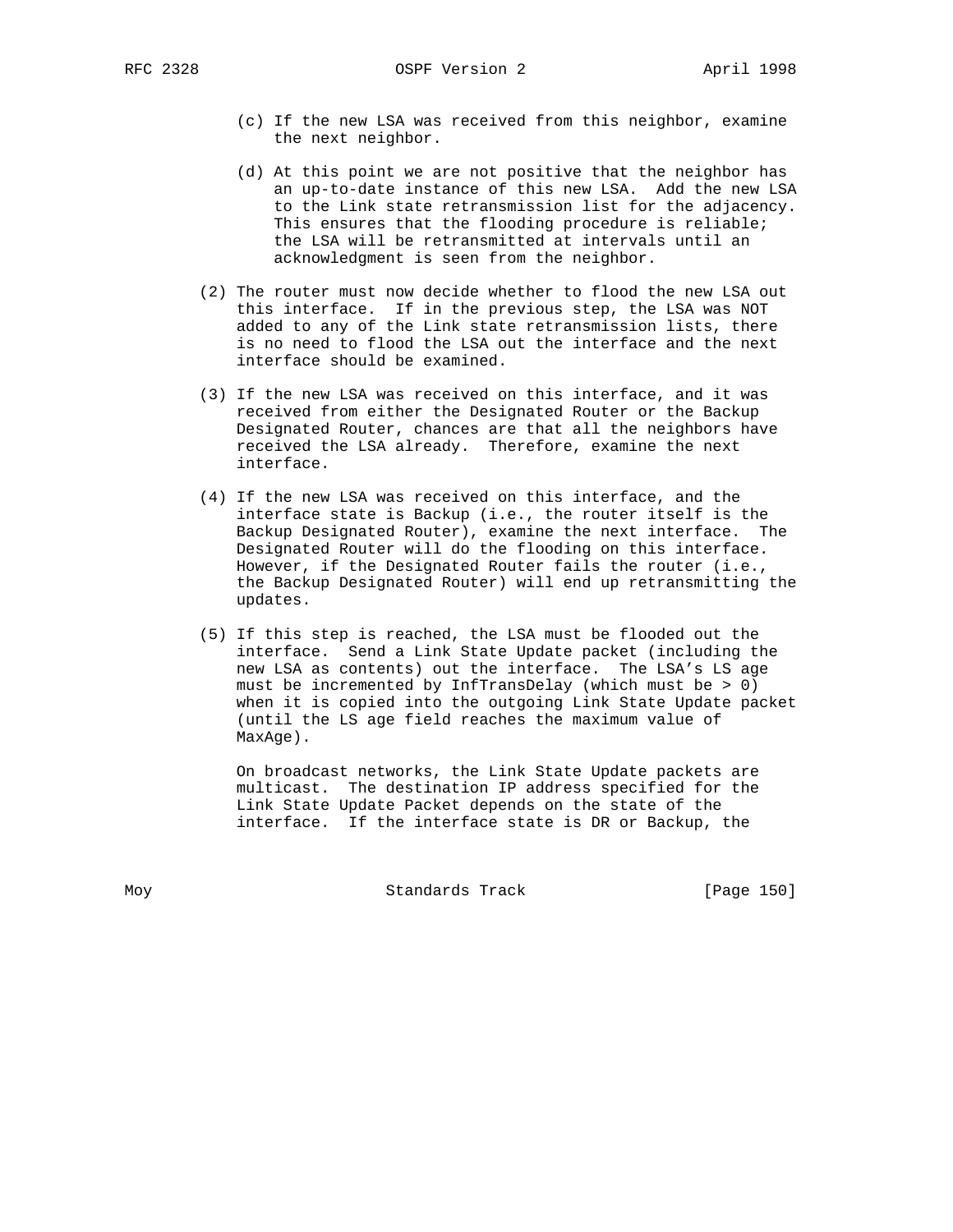(c) If the new LSA was received from this neighbor, examine the next neighbor.

(d) At this point we are not positive that the neighbor has an up-to-date instance of this new LSA. Add the new LSA to the Link state retransmission list for the adjacency. This ensures that the flooding procedure is reliable; the LSA will be retransmitted at intervals until an acknowledgment is seen from the neighbor.

(2) The router must now decide whether to flood the new LSA out this interface. If in the previous step, the LSA was NOT added to any of the Link state retransmission lists, there is no need to flood the LSA out the interface and the next interface should be examined.

(3) If the new LSA was received on this interface, and it was received from either the Designated Router or the Backup Designated Router, chances are that all the neighbors have received the LSA already. Therefore, examine the next interface.

(4) If the new LSA was received on this interface, and the interface state is Backup (i.e., the router itself is the Backup Designated Router), examine the next interface. The Designated Router will do the flooding on this interface. However, if the Designated Router fails the router (i.e., the Backup Designated Router) will end up retransmitting the updates.

(5) If this step is reached, the LSA must be flooded out the interface. Send a Link State Update packet (including the new LSA as contents) out the interface. The LSA's LS age must be incremented by InfTransDelay (which must be > 0) when it is copied into the outgoing Link State Update packet (until the LS age field reaches the maximum value of MaxAge).

On broadcast networks, the Link State Update packets are multicast. The destination IP address specified for the Link State Update Packet depends on the state of the interface. If the interface state is DR or Backup, the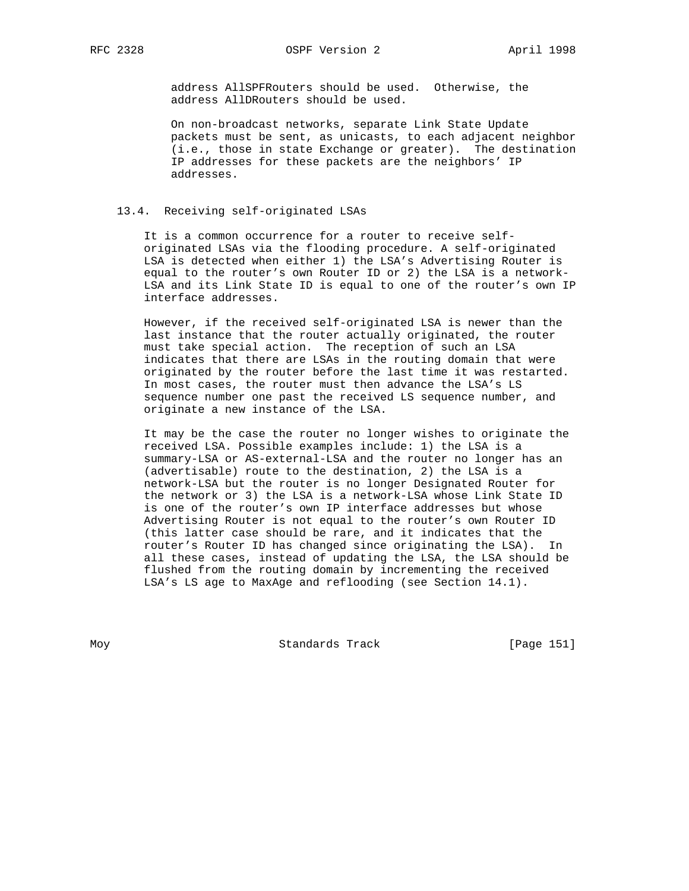address AllSPFRouters should be used. Otherwise, the address AllDRouters should be used.

On non-broadcast networks, separate Link State Update packets must be sent, as unicasts, to each adjacent neighbor (i.e., those in state Exchange or greater). The destination IP addresses for these packets are the neighbors' IP addresses.

### 13.4. Receiving self-originated LSAs

It is a common occurrence for a router to receive self-originated LSAs via the flooding procedure. A self-originated LSA is detected when either 1) the LSA's Advertising Router is equal to the router's own Router ID or 2) the LSA is a network-LSA and its Link State ID is equal to one of the router's own IP interface addresses.

However, if the received self-originated LSA is newer than the last instance that the router actually originated, the router must take special action. The reception of such an LSA indicates that there are LSAs in the routing domain that were originated by the router before the last time it was restarted. In most cases, the router must then advance the LSA's LS sequence number one past the received LS sequence number, and originate a new instance of the LSA.

It may be the case the router no longer wishes to originate the received LSA. Possible examples include: 1) the LSA is a summary-LSA or AS-external-LSA and the router no longer has an (advertisable) route to the destination, 2) the LSA is a network-LSA but the router is no longer Designated Router for the network or 3) the LSA is a network-LSA whose Link State ID is one of the router's own IP interface addresses but whose Advertising Router is not equal to the router's own Router ID (this latter case should be rare, and it indicates that the router's Router ID has changed since originating the LSA). In all these cases, instead of updating the LSA, the LSA should be flushed from the routing domain by incrementing the received LSA's LS age to MaxAge and reflooding (see Section 14.1).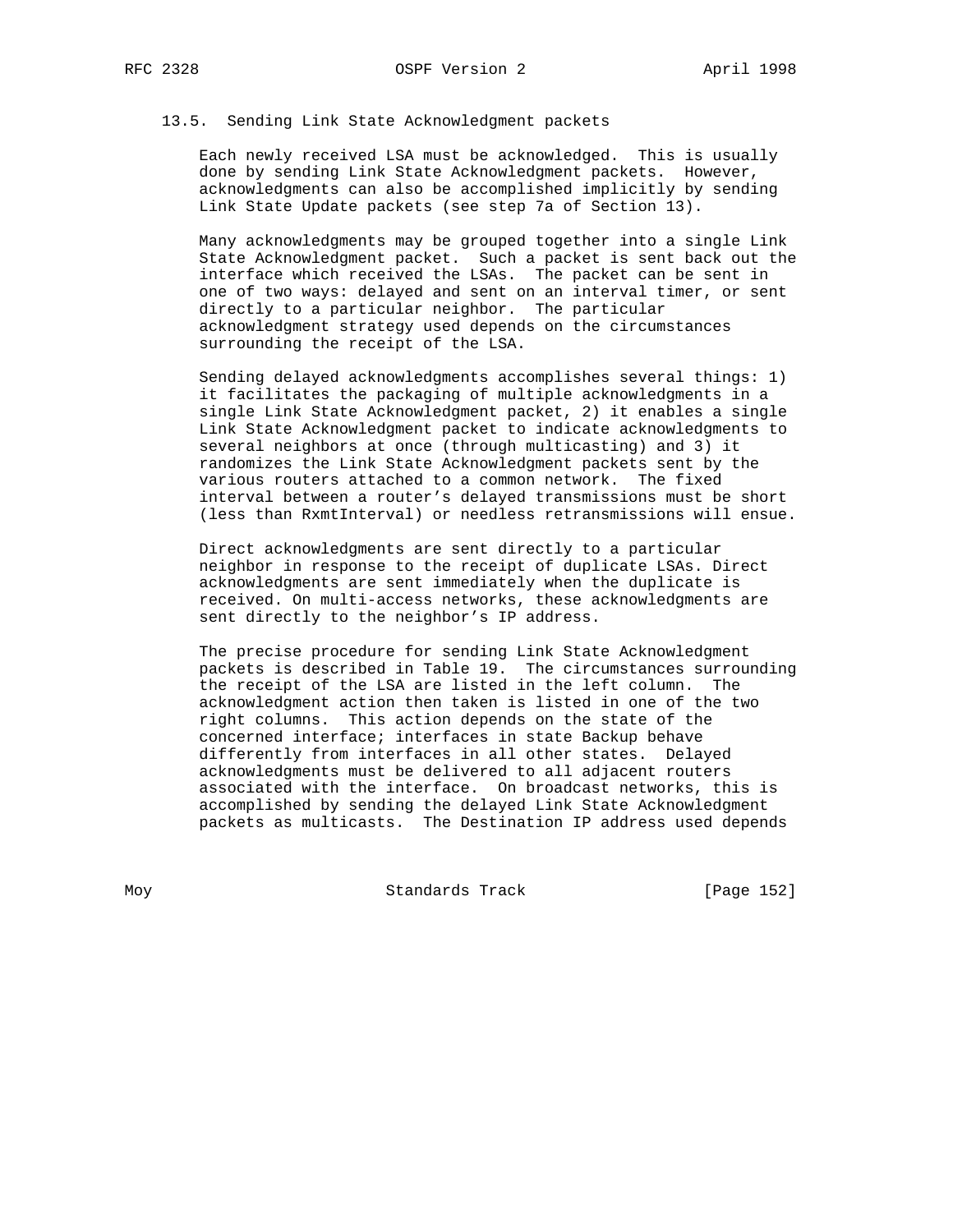### 13.5. Sending Link State Acknowledgment packets

Each newly received LSA must be acknowledged. This is usually done by sending Link State Acknowledgment packets. However, acknowledgments can also be accomplished implicitly by sending Link State Update packets (see step 7a of Section 13).

Many acknowledgments may be grouped together into a single Link State Acknowledgment packet. Such a packet is sent back out the interface which received the LSAs. The packet can be sent in one of two ways: delayed and sent on an interval timer, or sent directly to a particular neighbor. The particular acknowledgment strategy used depends on the circumstances surrounding the receipt of the LSA.

Sending delayed acknowledgments accomplishes several things: 1) it facilitates the packaging of multiple acknowledgments in a single Link State Acknowledgment packet, 2) it enables a single Link State Acknowledgment packet to indicate acknowledgments to several neighbors at once (through multicasting) and 3) it randomizes the Link State Acknowledgment packets sent by the various routers attached to a common network. The fixed interval between a router's delayed transmissions must be short (less than RxmtInterval) or needless retransmissions will ensue.

Direct acknowledgments are sent directly to a particular neighbor in response to the receipt of duplicate LSAs. Direct acknowledgments are sent immediately when the duplicate is received. On multi-access networks, these acknowledgments are sent directly to the neighbor's IP address.

The precise procedure for sending Link State Acknowledgment packets is described in Table 19. The circumstances surrounding the receipt of the LSA are listed in the left column. The acknowledgment action then taken is listed in one of the two right columns. This action depends on the state of the concerned interface; interfaces in state Backup behave differently from interfaces in all other states. Delayed acknowledgments must be delivered to all adjacent routers associated with the interface. On broadcast networks, this is accomplished by sending the delayed Link State Acknowledgment packets as multicasts. The Destination IP address used depends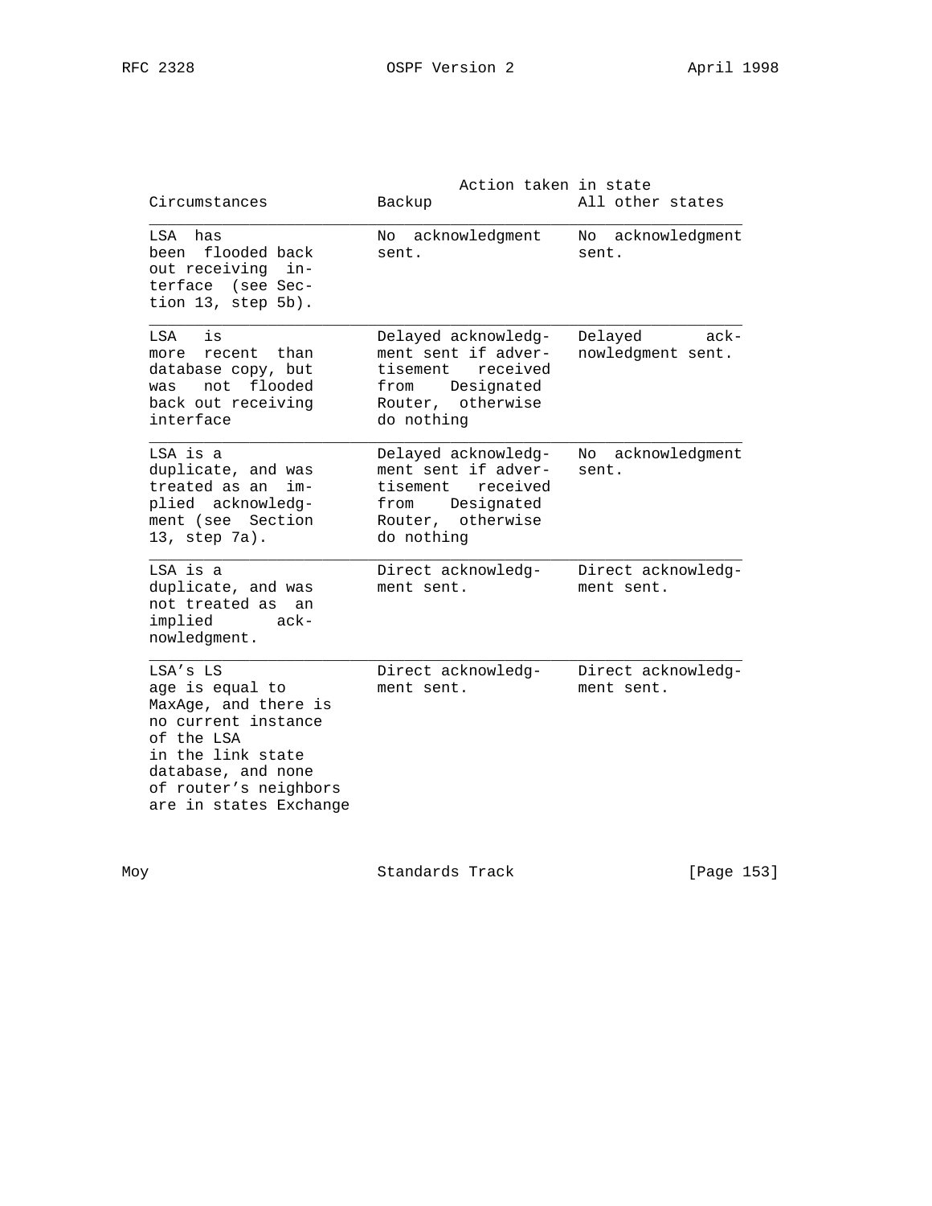| Circumstances | Action taken in state Backup | All other states |
|---|---|---|
| LSA has been flooded back out receiving interface (see Section 13, step 5b). | No acknowledgment sent. | No acknowledgment sent. |
| LSA is more recent than database copy, but was not flooded back out receiving interface | Delayed acknowledgment sent if advertisement received from Designated Router, otherwise do nothing | Delayed acknowledgment sent. |
| LSA is a duplicate, and was treated as an implied acknowledgment (see Section 13, step 7a). | Delayed acknowledgment sent if advertisement received from Designated Router, otherwise do nothing | No acknowledgment sent. |
| LSA is a duplicate, and was not treated as an implied acknowledgment. | Direct acknowledgment sent. | Direct acknowledgment sent. |
| LSA's LS age is equal to MaxAge, and there is no current instance of the LSA in the link state database, and none of router's neighbors are in states Exchange | Direct acknowledgment sent. | Direct acknowledgment sent. |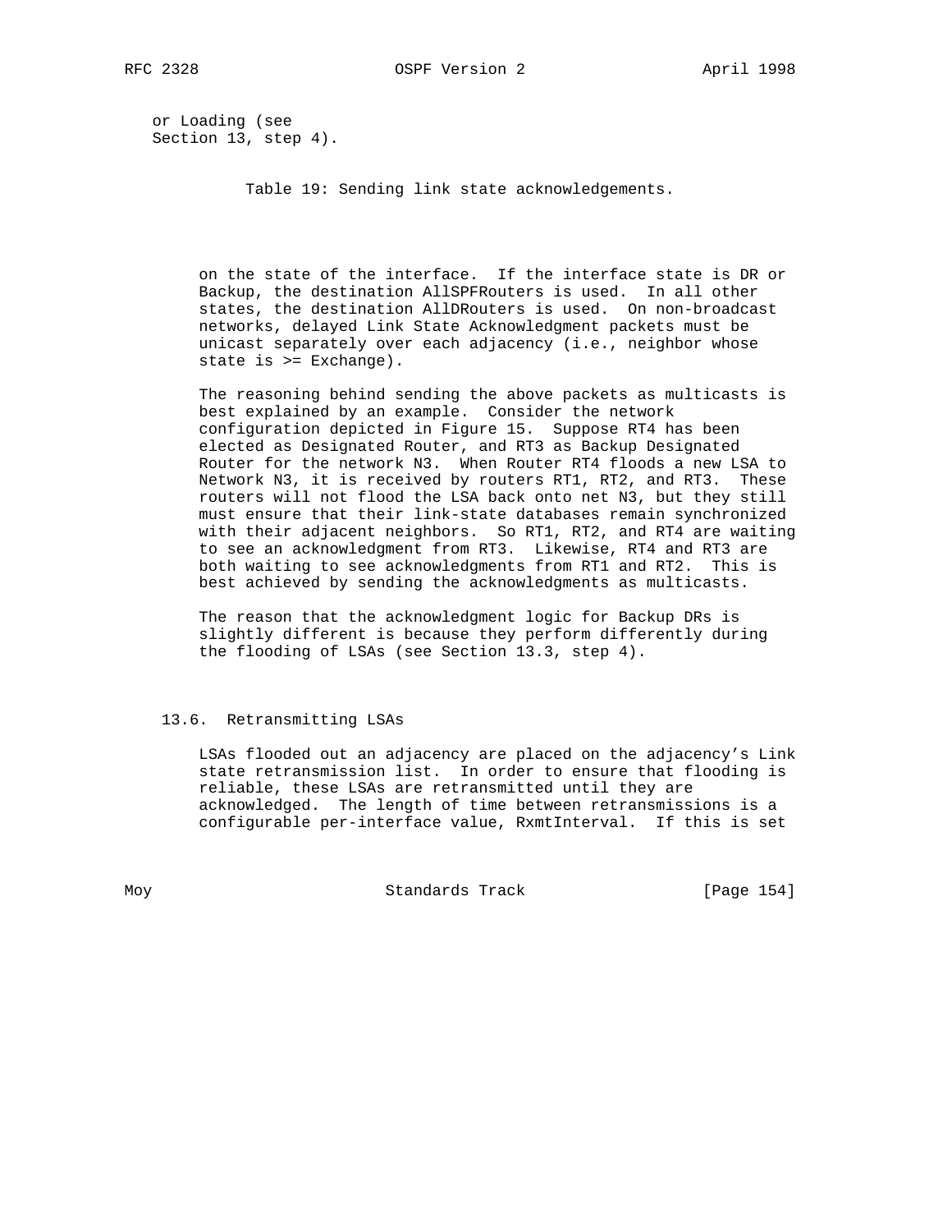or Loading (see
Section 13, step 4).

Table 19: Sending link state acknowledgements.

on the state of the interface. If the interface state is DR or Backup, the destination AllSPFRouters is used. In all other states, the destination AllDRouters is used. On non-broadcast networks, delayed Link State Acknowledgment packets must be unicast separately over each adjacency (i.e., neighbor whose state is >= Exchange).

The reasoning behind sending the above packets as multicasts is best explained by an example. Consider the network configuration depicted in Figure 15. Suppose RT4 has been elected as Designated Router, and RT3 as Backup Designated Router for the network N3. When Router RT4 floods a new LSA to Network N3, it is received by routers RT1, RT2, and RT3. These routers will not flood the LSA back onto net N3, but they still must ensure that their link-state databases remain synchronized with their adjacent neighbors. So RT1, RT2, and RT4 are waiting to see an acknowledgment from RT3. Likewise, RT4 and RT3 are both waiting to see acknowledgments from RT1 and RT2. This is best achieved by sending the acknowledgments as multicasts.

The reason that the acknowledgment logic for Backup DRs is slightly different is because they perform differently during the flooding of LSAs (see Section 13.3, step 4).

### 13.6. Retransmitting LSAs

LSAs flooded out an adjacency are placed on the adjacency's Link state retransmission list. In order to ensure that flooding is reliable, these LSAs are retransmitted until they are acknowledged. The length of time between retransmissions is a configurable per-interface value, RxmtInterval. If this is set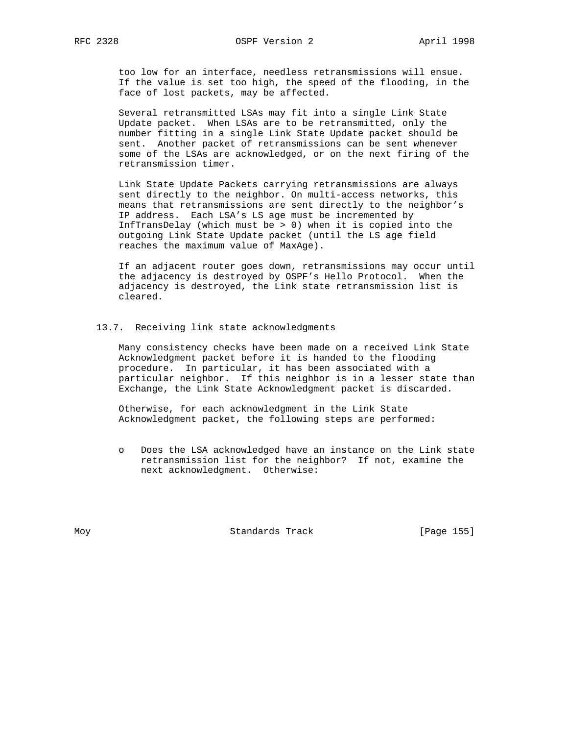too low for an interface, needless retransmissions will ensue. If the value is set too high, the speed of the flooding, in the face of lost packets, may be affected.

Several retransmitted LSAs may fit into a single Link State Update packet. When LSAs are to be retransmitted, only the number fitting in a single Link State Update packet should be sent. Another packet of retransmissions can be sent whenever some of the LSAs are acknowledged, or on the next firing of the retransmission timer.

Link State Update Packets carrying retransmissions are always sent directly to the neighbor. On multi-access networks, this means that retransmissions are sent directly to the neighbor's IP address. Each LSA's LS age must be incremented by InfTransDelay (which must be > 0) when it is copied into the outgoing Link State Update packet (until the LS age field reaches the maximum value of MaxAge).

If an adjacent router goes down, retransmissions may occur until the adjacency is destroyed by OSPF's Hello Protocol. When the adjacency is destroyed, the Link state retransmission list is cleared.

### 13.7. Receiving link state acknowledgments

Many consistency checks have been made on a received Link State Acknowledgment packet before it is handed to the flooding procedure. In particular, it has been associated with a particular neighbor. If this neighbor is in a lesser state than Exchange, the Link State Acknowledgment packet is discarded.

Otherwise, for each acknowledgment in the Link State Acknowledgment packet, the following steps are performed:

- Does the LSA acknowledged have an instance on the Link state retransmission list for the neighbor? If not, examine the next acknowledgment. Otherwise: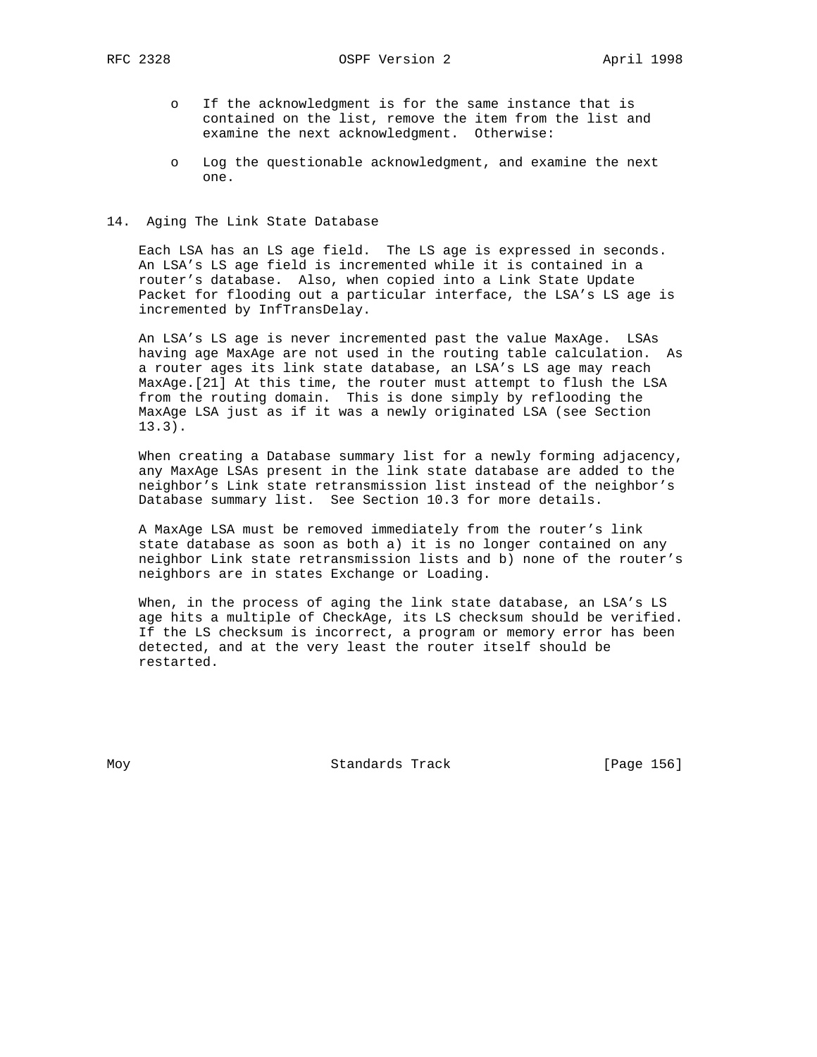- If the acknowledgment is for the same instance that is contained on the list, remove the item from the list and examine the next acknowledgment. Otherwise:

- Log the questionable acknowledgment, and examine the next one.

## 14. Aging The Link State Database

Each LSA has an LS age field. The LS age is expressed in seconds. An LSA's LS age field is incremented while it is contained in a router's database. Also, when copied into a Link State Update Packet for flooding out a particular interface, the LSA's LS age is incremented by InfTransDelay.

An LSA's LS age is never incremented past the value MaxAge. LSAs having age MaxAge are not used in the routing table calculation. As a router ages its link state database, an LSA's LS age may reach MaxAge.[21] At this time, the router must attempt to flush the LSA from the routing domain. This is done simply by reflooding the MaxAge LSA just as if it was a newly originated LSA (see Section 13.3).

When creating a Database summary list for a newly forming adjacency, any MaxAge LSAs present in the link state database are added to the neighbor's Link state retransmission list instead of the neighbor's Database summary list. See Section 10.3 for more details.

A MaxAge LSA must be removed immediately from the router's link state database as soon as both a) it is no longer contained on any neighbor Link state retransmission lists and b) none of the router's neighbors are in states Exchange or Loading.

When, in the process of aging the link state database, an LSA's LS age hits a multiple of CheckAge, its LS checksum should be verified. If the LS checksum is incorrect, a program or memory error has been detected, and at the very least the router itself should be restarted.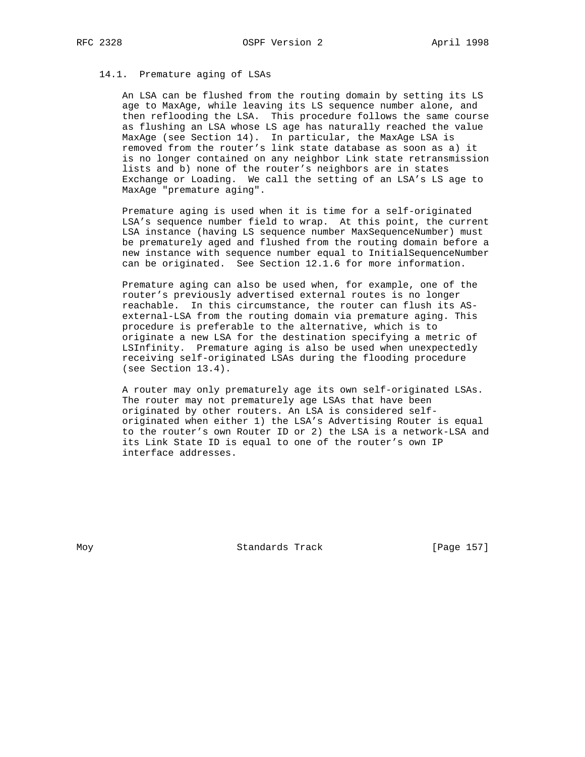### 14.1. Premature aging of LSAs

An LSA can be flushed from the routing domain by setting its LS age to MaxAge, while leaving its LS sequence number alone, and then reflooding the LSA. This procedure follows the same course as flushing an LSA whose LS age has naturally reached the value MaxAge (see Section 14). In particular, the MaxAge LSA is removed from the router's link state database as soon as a) it is no longer contained on any neighbor Link state retransmission lists and b) none of the router's neighbors are in states Exchange or Loading. We call the setting of an LSA's LS age to MaxAge "premature aging".

Premature aging is used when it is time for a self-originated LSA's sequence number field to wrap. At this point, the current LSA instance (having LS sequence number MaxSequenceNumber) must be prematurely aged and flushed from the routing domain before a new instance with sequence number equal to InitialSequenceNumber can be originated. See Section 12.1.6 for more information.

Premature aging can also be used when, for example, one of the router's previously advertised external routes is no longer reachable. In this circumstance, the router can flush its AS-external-LSA from the routing domain via premature aging. This procedure is preferable to the alternative, which is to originate a new LSA for the destination specifying a metric of LSInfinity. Premature aging is also be used when unexpectedly receiving self-originated LSAs during the flooding procedure (see Section 13.4).

A router may only prematurely age its own self-originated LSAs. The router may not prematurely age LSAs that have been originated by other routers. An LSA is considered self-originated when either 1) the LSA's Advertising Router is equal to the router's own Router ID or 2) the LSA is a network-LSA and its Link State ID is equal to one of the router's own IP interface addresses.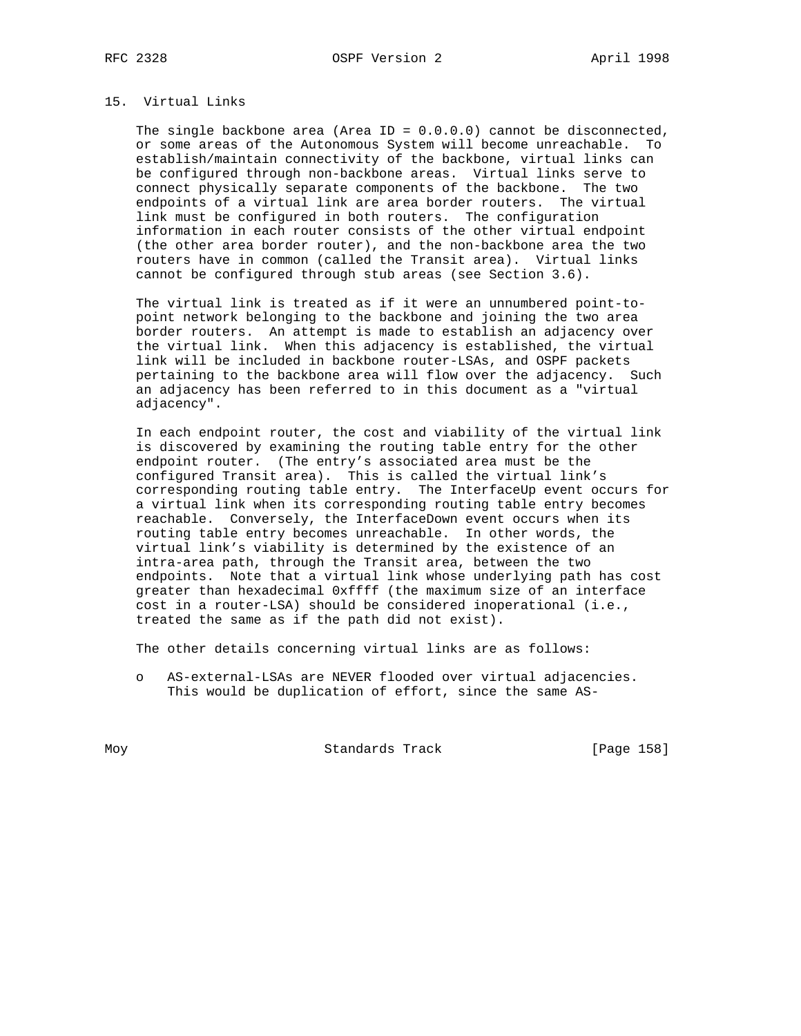## 15. Virtual Links

The single backbone area (Area ID = 0.0.0.0) cannot be disconnected, or some areas of the Autonomous System will become unreachable. To establish/maintain connectivity of the backbone, virtual links can be configured through non-backbone areas. Virtual links serve to connect physically separate components of the backbone. The two endpoints of a virtual link are area border routers. The virtual link must be configured in both routers. The configuration information in each router consists of the other virtual endpoint (the other area border router), and the non-backbone area the two routers have in common (called the Transit area). Virtual links cannot be configured through stub areas (see Section 3.6).

The virtual link is treated as if it were an unnumbered point-to-point network belonging to the backbone and joining the two area border routers. An attempt is made to establish an adjacency over the virtual link. When this adjacency is established, the virtual link will be included in backbone router-LSAs, and OSPF packets pertaining to the backbone area will flow over the adjacency. Such an adjacency has been referred to in this document as a "virtual adjacency".

In each endpoint router, the cost and viability of the virtual link is discovered by examining the routing table entry for the other endpoint router. (The entry's associated area must be the configured Transit area). This is called the virtual link's corresponding routing table entry. The InterfaceUp event occurs for a virtual link when its corresponding routing table entry becomes reachable. Conversely, the InterfaceDown event occurs when its routing table entry becomes unreachable. In other words, the virtual link's viability is determined by the existence of an intra-area path, through the Transit area, between the two endpoints. Note that a virtual link whose underlying path has cost greater than hexadecimal 0xffff (the maximum size of an interface cost in a router-LSA) should be considered inoperational (i.e., treated the same as if the path did not exist).

The other details concerning virtual links are as follows:

- AS-external-LSAs are NEVER flooded over virtual adjacencies. This would be duplication of effort, since the same AS-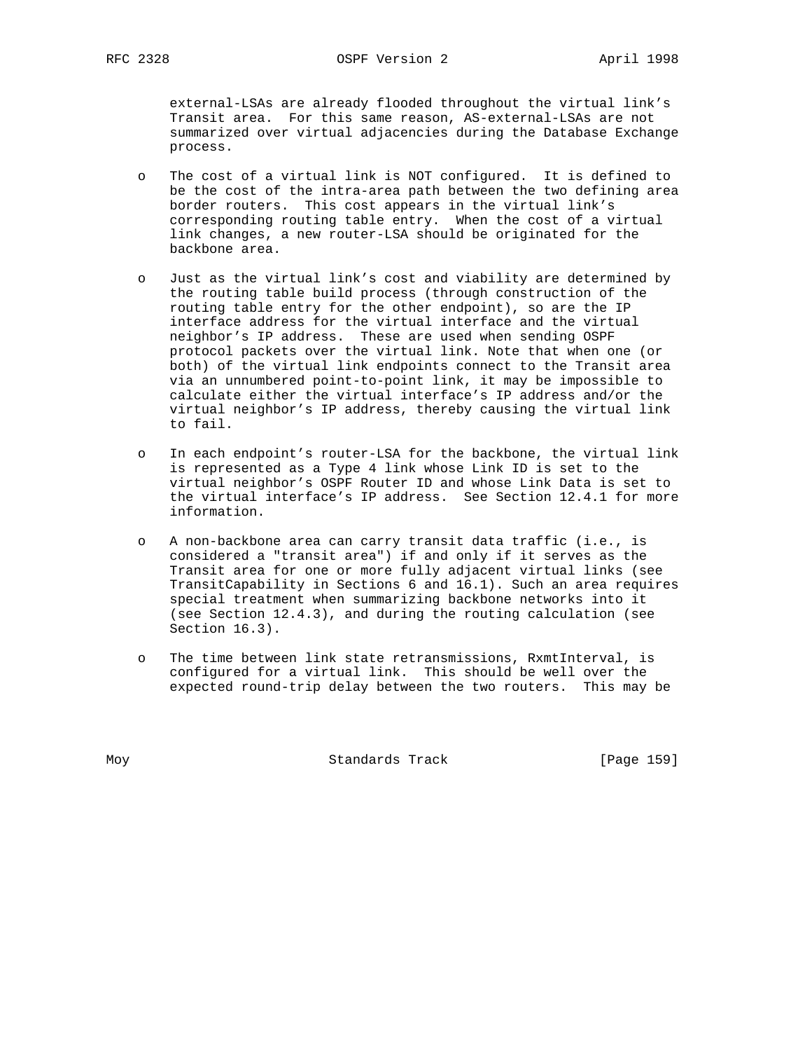external-LSAs are already flooded throughout the virtual link's Transit area. For this same reason, AS-external-LSAs are not summarized over virtual adjacencies during the Database Exchange process.

- The cost of a virtual link is NOT configured. It is defined to be the cost of the intra-area path between the two defining area border routers. This cost appears in the virtual link's corresponding routing table entry. When the cost of a virtual link changes, a new router-LSA should be originated for the backbone area.

- Just as the virtual link's cost and viability are determined by the routing table build process (through construction of the routing table entry for the other endpoint), so are the IP interface address for the virtual interface and the virtual neighbor's IP address. These are used when sending OSPF protocol packets over the virtual link. Note that when one (or both) of the virtual link endpoints connect to the Transit area via an unnumbered point-to-point link, it may be impossible to calculate either the virtual interface's IP address and/or the virtual neighbor's IP address, thereby causing the virtual link to fail.

- In each endpoint's router-LSA for the backbone, the virtual link is represented as a Type 4 link whose Link ID is set to the virtual neighbor's OSPF Router ID and whose Link Data is set to the virtual interface's IP address. See Section 12.4.1 for more information.

- A non-backbone area can carry transit data traffic (i.e., is considered a "transit area") if and only if it serves as the Transit area for one or more fully adjacent virtual links (see TransitCapability in Sections 6 and 16.1). Such an area requires special treatment when summarizing backbone networks into it (see Section 12.4.3), and during the routing calculation (see Section 16.3).

- The time between link state retransmissions, RxmtInterval, is configured for a virtual link. This should be well over the expected round-trip delay between the two routers. This may be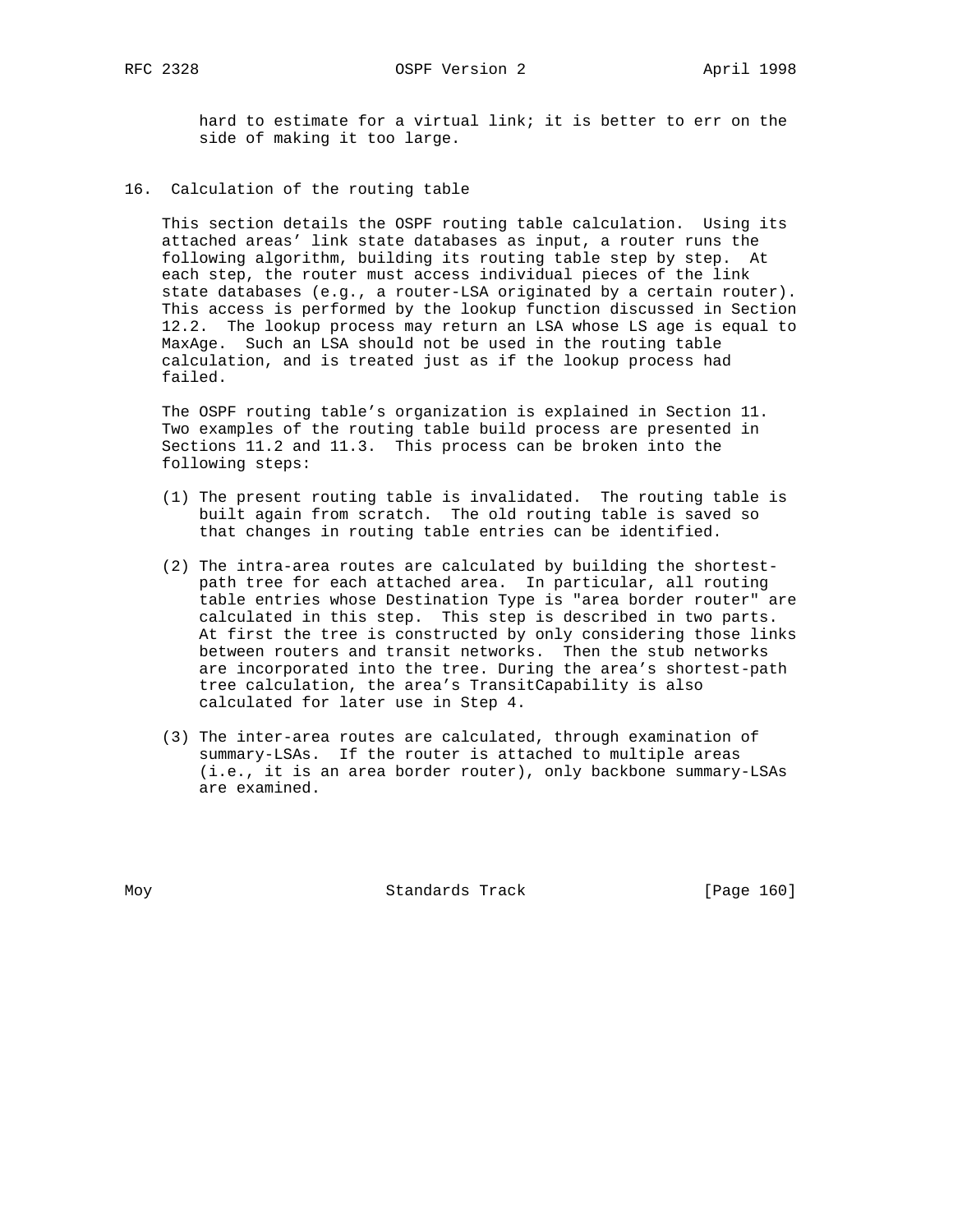hard to estimate for a virtual link; it is better to err on the side of making it too large.

## 16. Calculation of the routing table

This section details the OSPF routing table calculation. Using its attached areas' link state databases as input, a router runs the following algorithm, building its routing table step by step. At each step, the router must access individual pieces of the link state databases (e.g., a router-LSA originated by a certain router). This access is performed by the lookup function discussed in Section 12.2. The lookup process may return an LSA whose LS age is equal to MaxAge. Such an LSA should not be used in the routing table calculation, and is treated just as if the lookup process had failed.

The OSPF routing table's organization is explained in Section 11. Two examples of the routing table build process are presented in Sections 11.2 and 11.3. This process can be broken into the following steps:

(1) The present routing table is invalidated. The routing table is built again from scratch. The old routing table is saved so that changes in routing table entries can be identified.

(2) The intra-area routes are calculated by building the shortest-path tree for each attached area. In particular, all routing table entries whose Destination Type is "area border router" are calculated in this step. This step is described in two parts. At first the tree is constructed by only considering those links between routers and transit networks. Then the stub networks are incorporated into the tree. During the area's shortest-path tree calculation, the area's TransitCapability is also calculated for later use in Step 4.

(3) The inter-area routes are calculated, through examination of summary-LSAs. If the router is attached to multiple areas (i.e., it is an area border router), only backbone summary-LSAs are examined.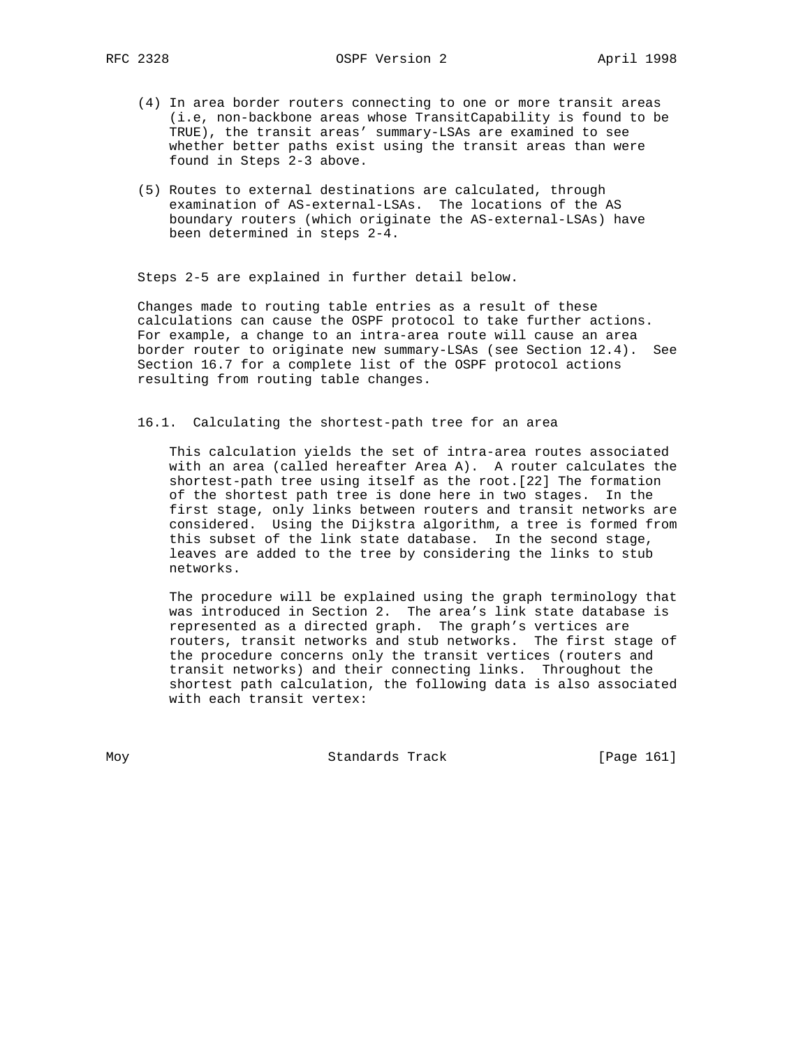(4) In area border routers connecting to one or more transit areas (i.e, non-backbone areas whose TransitCapability is found to be TRUE), the transit areas' summary-LSAs are examined to see whether better paths exist using the transit areas than were found in Steps 2-3 above.

(5) Routes to external destinations are calculated, through examination of AS-external-LSAs. The locations of the AS boundary routers (which originate the AS-external-LSAs) have been determined in steps 2-4.

Steps 2-5 are explained in further detail below.

Changes made to routing table entries as a result of these calculations can cause the OSPF protocol to take further actions. For example, a change to an intra-area route will cause an area border router to originate new summary-LSAs (see Section 12.4). See Section 16.7 for a complete list of the OSPF protocol actions resulting from routing table changes.

## 16.1. Calculating the shortest-path tree for an area

This calculation yields the set of intra-area routes associated with an area (called hereafter Area A). A router calculates the shortest-path tree using itself as the root.[22] The formation of the shortest path tree is done here in two stages. In the first stage, only links between routers and transit networks are considered. Using the Dijkstra algorithm, a tree is formed from this subset of the link state database. In the second stage, leaves are added to the tree by considering the links to stub networks.

The procedure will be explained using the graph terminology that was introduced in Section 2. The area's link state database is represented as a directed graph. The graph's vertices are routers, transit networks and stub networks. The first stage of the procedure concerns only the transit vertices (routers and transit networks) and their connecting links. Throughout the shortest path calculation, the following data is also associated with each transit vertex: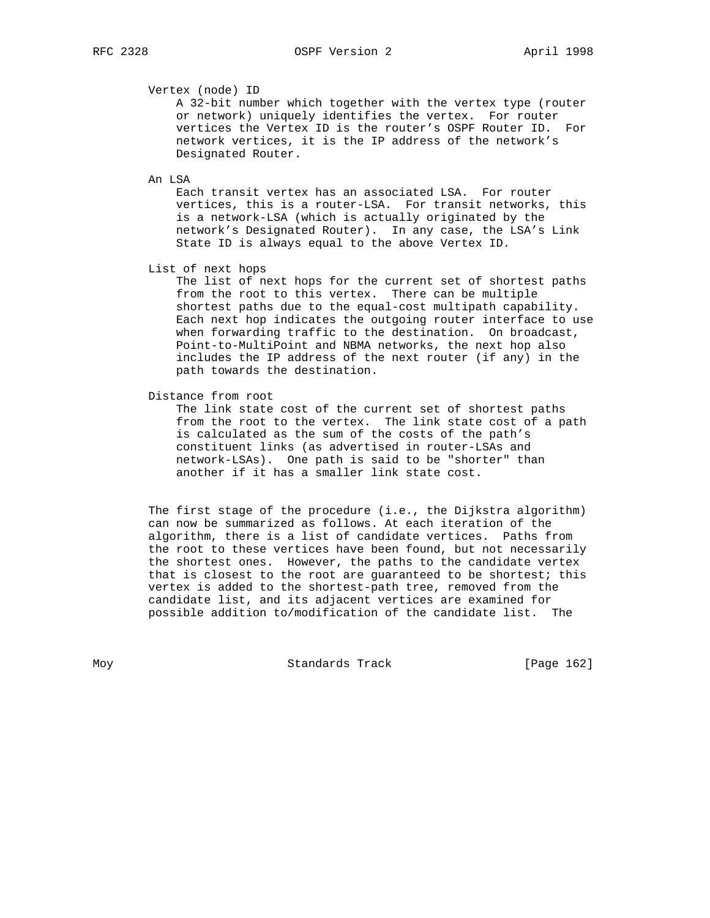Vertex (node) ID
: A 32-bit number which together with the vertex type (router or network) uniquely identifies the vertex. For router vertices the Vertex ID is the router's OSPF Router ID. For network vertices, it is the IP address of the network's Designated Router.

An LSA
: Each transit vertex has an associated LSA. For router vertices, this is a router-LSA. For transit networks, this is a network-LSA (which is actually originated by the network's Designated Router). In any case, the LSA's Link State ID is always equal to the above Vertex ID.

List of next hops
: The list of next hops for the current set of shortest paths from the root to this vertex. There can be multiple shortest paths due to the equal-cost multipath capability. Each next hop indicates the outgoing router interface to use when forwarding traffic to the destination. On broadcast, Point-to-MultiPoint and NBMA networks, the next hop also includes the IP address of the next router (if any) in the path towards the destination.

Distance from root
: The link state cost of the current set of shortest paths from the root to the vertex. The link state cost of a path is calculated as the sum of the costs of the path's constituent links (as advertised in router-LSAs and network-LSAs). One path is said to be "shorter" than another if it has a smaller link state cost.

The first stage of the procedure (i.e., the Dijkstra algorithm) can now be summarized as follows. At each iteration of the algorithm, there is a list of candidate vertices. Paths from the root to these vertices have been found, but not necessarily the shortest ones. However, the paths to the candidate vertex that is closest to the root are guaranteed to be shortest; this vertex is added to the shortest-path tree, removed from the candidate list, and its adjacent vertices are examined for possible addition to/modification of the candidate list. The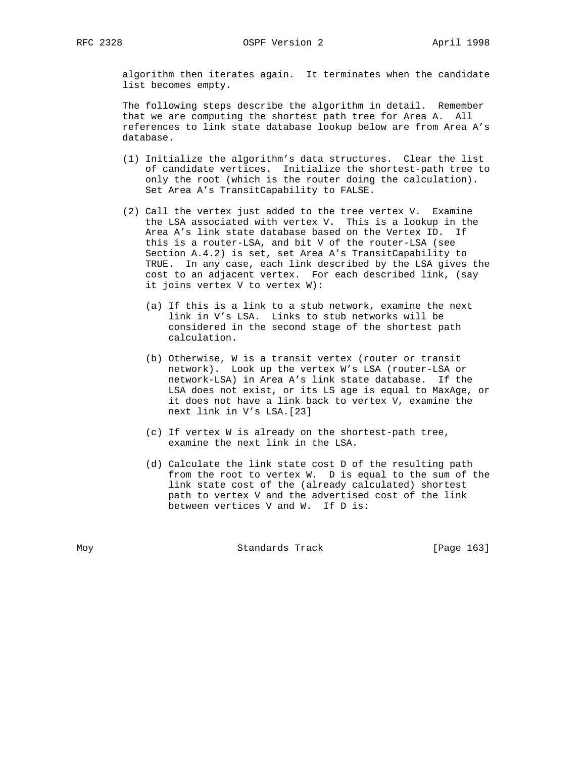algorithm then iterates again. It terminates when the candidate list becomes empty.

The following steps describe the algorithm in detail. Remember that we are computing the shortest path tree for Area A. All references to link state database lookup below are from Area A's database.

(1) Initialize the algorithm's data structures. Clear the list of candidate vertices. Initialize the shortest-path tree to only the root (which is the router doing the calculation). Set Area A's TransitCapability to FALSE.

(2) Call the vertex just added to the tree vertex V. Examine the LSA associated with vertex V. This is a lookup in the Area A's link state database based on the Vertex ID. If this is a router-LSA, and bit V of the router-LSA (see Section A.4.2) is set, set Area A's TransitCapability to TRUE. In any case, each link described by the LSA gives the cost to an adjacent vertex. For each described link, (say it joins vertex V to vertex W):

   (a) If this is a link to a stub network, examine the next link in V's LSA. Links to stub networks will be considered in the second stage of the shortest path calculation.

   (b) Otherwise, W is a transit vertex (router or transit network). Look up the vertex W's LSA (router-LSA or network-LSA) in Area A's link state database. If the LSA does not exist, or its LS age is equal to MaxAge, or it does not have a link back to vertex V, examine the next link in V's LSA.[23]

   (c) If vertex W is already on the shortest-path tree, examine the next link in the LSA.

   (d) Calculate the link state cost D of the resulting path from the root to vertex W. D is equal to the sum of the link state cost of the (already calculated) shortest path to vertex V and the advertised cost of the link between vertices V and W. If D is: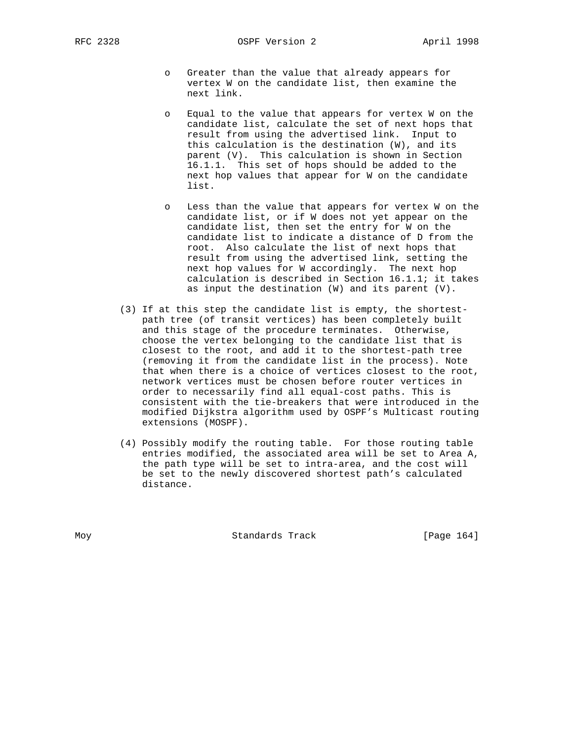- Greater than the value that already appears for vertex W on the candidate list, then examine the next link.

- Equal to the value that appears for vertex W on the candidate list, calculate the set of next hops that result from using the advertised link. Input to this calculation is the destination (W), and its parent (V). This calculation is shown in Section 16.1.1. This set of hops should be added to the next hop values that appear for W on the candidate list.

- Less than the value that appears for vertex W on the candidate list, or if W does not yet appear on the candidate list, then set the entry for W on the candidate list to indicate a distance of D from the root. Also calculate the list of next hops that result from using the advertised link, setting the next hop values for W accordingly. The next hop calculation is described in Section 16.1.1; it takes as input the destination (W) and its parent (V).

(3) If at this step the candidate list is empty, the shortest-path tree (of transit vertices) has been completely built and this stage of the procedure terminates. Otherwise, choose the vertex belonging to the candidate list that is closest to the root, and add it to the shortest-path tree (removing it from the candidate list in the process). Note that when there is a choice of vertices closest to the root, network vertices must be chosen before router vertices in order to necessarily find all equal-cost paths. This is consistent with the tie-breakers that were introduced in the modified Dijkstra algorithm used by OSPF's Multicast routing extensions (MOSPF).

(4) Possibly modify the routing table. For those routing table entries modified, the associated area will be set to Area A, the path type will be set to intra-area, and the cost will be set to the newly discovered shortest path's calculated distance.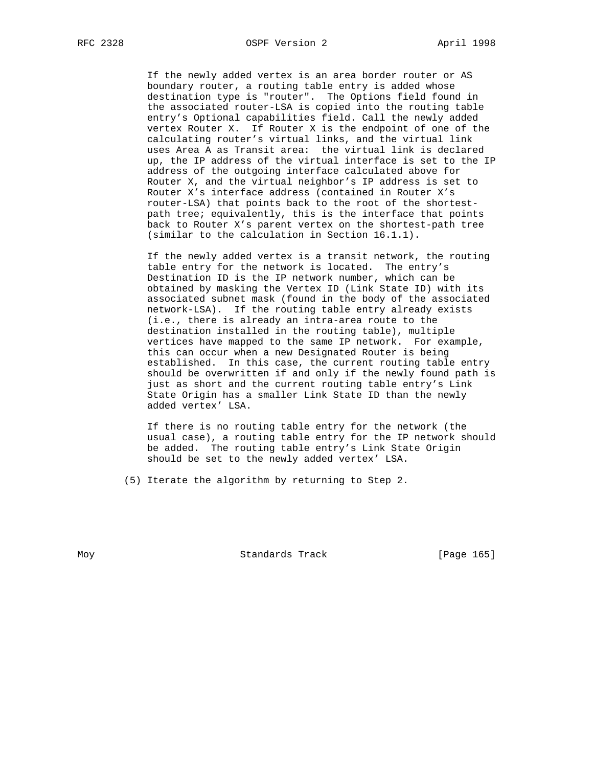If the newly added vertex is an area border router or AS boundary router, a routing table entry is added whose destination type is "router". The Options field found in the associated router-LSA is copied into the routing table entry's Optional capabilities field. Call the newly added vertex Router X. If Router X is the endpoint of one of the calculating router's virtual links, and the virtual link uses Area A as Transit area: the virtual link is declared up, the IP address of the virtual interface is set to the IP address of the outgoing interface calculated above for Router X, and the virtual neighbor's IP address is set to Router X's interface address (contained in Router X's router-LSA) that points back to the root of the shortest-path tree; equivalently, this is the interface that points back to Router X's parent vertex on the shortest-path tree (similar to the calculation in Section 16.1.1).

If the newly added vertex is a transit network, the routing table entry for the network is located. The entry's Destination ID is the IP network number, which can be obtained by masking the Vertex ID (Link State ID) with its associated subnet mask (found in the body of the associated network-LSA). If the routing table entry already exists (i.e., there is already an intra-area route to the destination installed in the routing table), multiple vertices have mapped to the same IP network. For example, this can occur when a new Designated Router is being established. In this case, the current routing table entry should be overwritten if and only if the newly found path is just as short and the current routing table entry's Link State Origin has a smaller Link State ID than the newly added vertex' LSA.

If there is no routing table entry for the network (the usual case), a routing table entry for the IP network should be added. The routing table entry's Link State Origin should be set to the newly added vertex' LSA.

(5) Iterate the algorithm by returning to Step 2.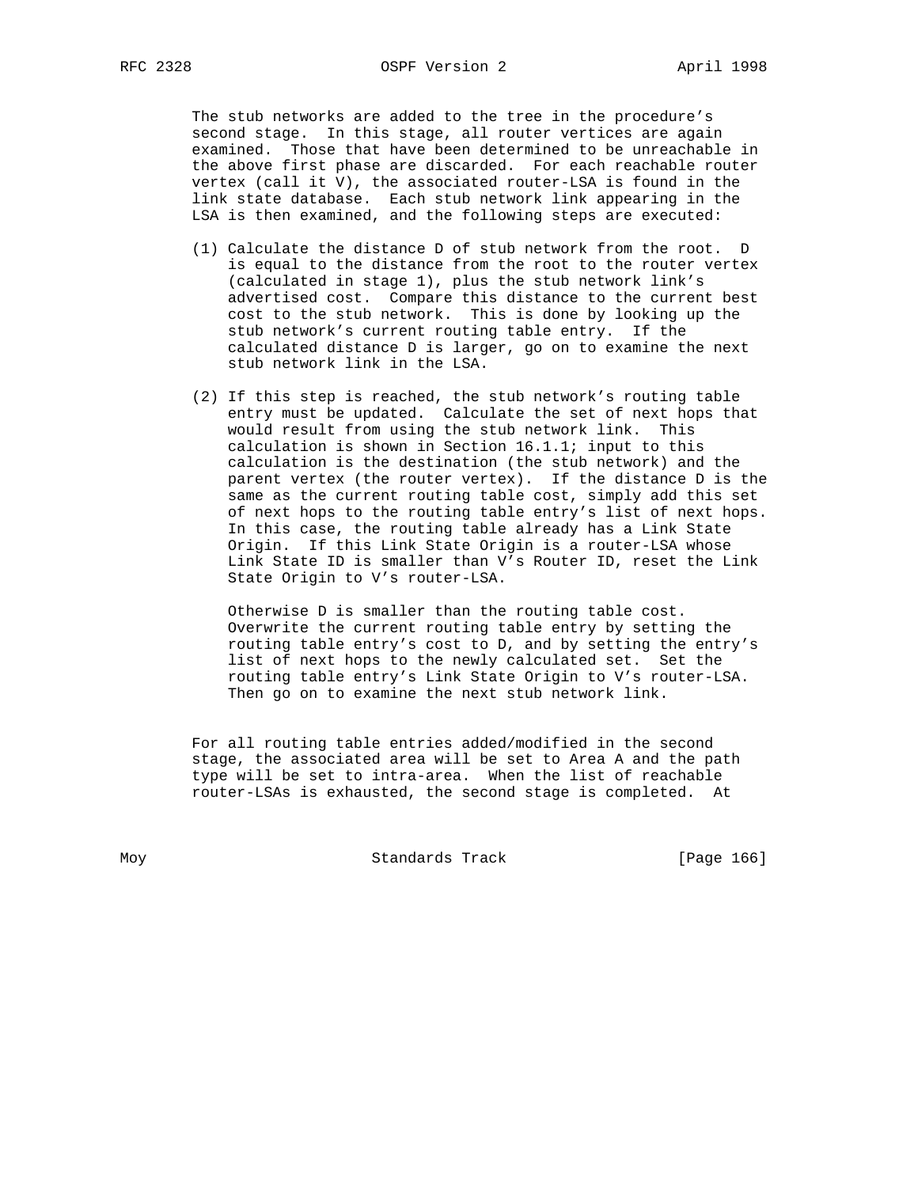The stub networks are added to the tree in the procedure's second stage. In this stage, all router vertices are again examined. Those that have been determined to be unreachable in the above first phase are discarded. For each reachable router vertex (call it V), the associated router-LSA is found in the link state database. Each stub network link appearing in the LSA is then examined, and the following steps are executed:

(1) Calculate the distance D of stub network from the root. D is equal to the distance from the root to the router vertex (calculated in stage 1), plus the stub network link's advertised cost. Compare this distance to the current best cost to the stub network. This is done by looking up the stub network's current routing table entry. If the calculated distance D is larger, go on to examine the next stub network link in the LSA.

(2) If this step is reached, the stub network's routing table entry must be updated. Calculate the set of next hops that would result from using the stub network link. This calculation is shown in Section 16.1.1; input to this calculation is the destination (the stub network) and the parent vertex (the router vertex). If the distance D is the same as the current routing table cost, simply add this set of next hops to the routing table entry's list of next hops. In this case, the routing table already has a Link State Origin. If this Link State Origin is a router-LSA whose Link State ID is smaller than V's Router ID, reset the Link State Origin to V's router-LSA.

    Otherwise D is smaller than the routing table cost. Overwrite the current routing table entry by setting the routing table entry's cost to D, and by setting the entry's list of next hops to the newly calculated set. Set the routing table entry's Link State Origin to V's router-LSA. Then go on to examine the next stub network link.

For all routing table entries added/modified in the second stage, the associated area will be set to Area A and the path type will be set to intra-area. When the list of reachable router-LSAs is exhausted, the second stage is completed. At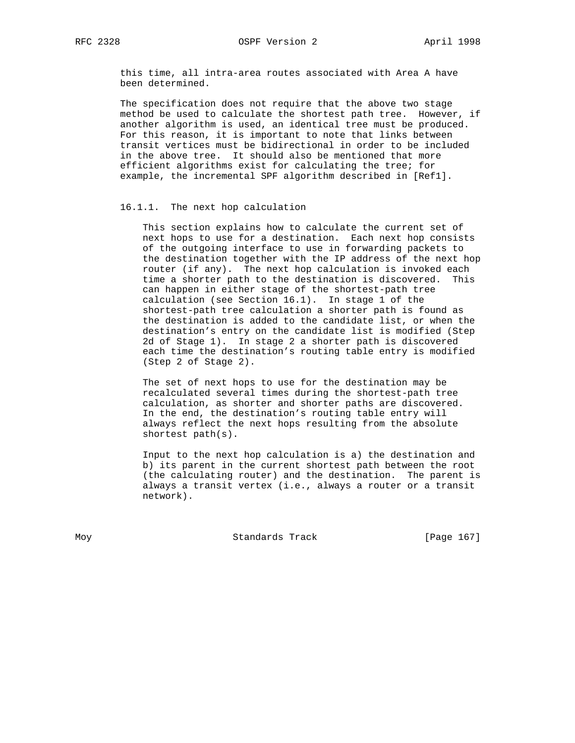this time, all intra-area routes associated with Area A have been determined.

The specification does not require that the above two stage method be used to calculate the shortest path tree. However, if another algorithm is used, an identical tree must be produced. For this reason, it is important to note that links between transit vertices must be bidirectional in order to be included in the above tree. It should also be mentioned that more efficient algorithms exist for calculating the tree; for example, the incremental SPF algorithm described in [Ref1].

#### 16.1.1. The next hop calculation

This section explains how to calculate the current set of next hops to use for a destination. Each next hop consists of the outgoing interface to use in forwarding packets to the destination together with the IP address of the next hop router (if any). The next hop calculation is invoked each time a shorter path to the destination is discovered. This can happen in either stage of the shortest-path tree calculation (see Section 16.1). In stage 1 of the shortest-path tree calculation a shorter path is found as the destination is added to the candidate list, or when the destination's entry on the candidate list is modified (Step 2d of Stage 1). In stage 2 a shorter path is discovered each time the destination's routing table entry is modified (Step 2 of Stage 2).

The set of next hops to use for the destination may be recalculated several times during the shortest-path tree calculation, as shorter and shorter paths are discovered. In the end, the destination's routing table entry will always reflect the next hops resulting from the absolute shortest path(s).

Input to the next hop calculation is a) the destination and b) its parent in the current shortest path between the root (the calculating router) and the destination. The parent is always a transit vertex (i.e., always a router or a transit network).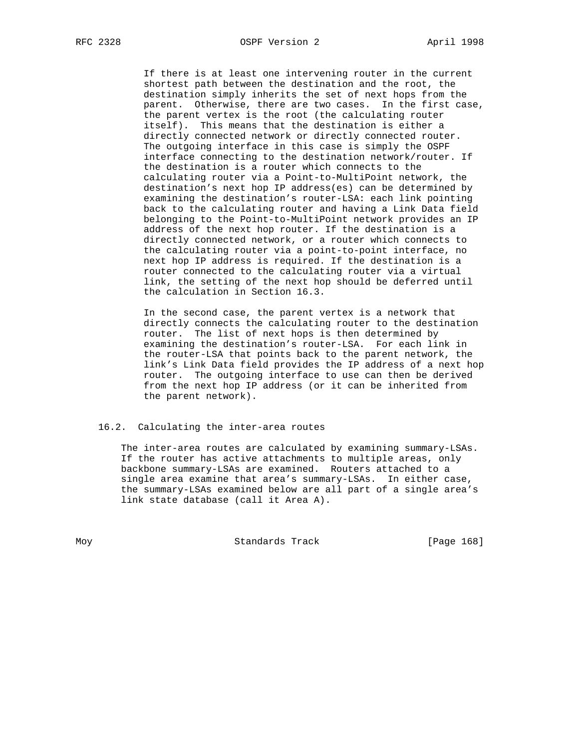If there is at least one intervening router in the current shortest path between the destination and the root, the destination simply inherits the set of next hops from the parent. Otherwise, there are two cases. In the first case, the parent vertex is the root (the calculating router itself). This means that the destination is either a directly connected network or directly connected router. The outgoing interface in this case is simply the OSPF interface connecting to the destination network/router. If the destination is a router which connects to the calculating router via a Point-to-MultiPoint network, the destination's next hop IP address(es) can be determined by examining the destination's router-LSA: each link pointing back to the calculating router and having a Link Data field belonging to the Point-to-MultiPoint network provides an IP address of the next hop router. If the destination is a directly connected network, or a router which connects to the calculating router via a point-to-point interface, no next hop IP address is required. If the destination is a router connected to the calculating router via a virtual link, the setting of the next hop should be deferred until the calculation in Section 16.3.

In the second case, the parent vertex is a network that directly connects the calculating router to the destination router. The list of next hops is then determined by examining the destination's router-LSA. For each link in the router-LSA that points back to the parent network, the link's Link Data field provides the IP address of a next hop router. The outgoing interface to use can then be derived from the next hop IP address (or it can be inherited from the parent network).

### 16.2. Calculating the inter-area routes

The inter-area routes are calculated by examining summary-LSAs. If the router has active attachments to multiple areas, only backbone summary-LSAs are examined. Routers attached to a single area examine that area's summary-LSAs. In either case, the summary-LSAs examined below are all part of a single area's link state database (call it Area A).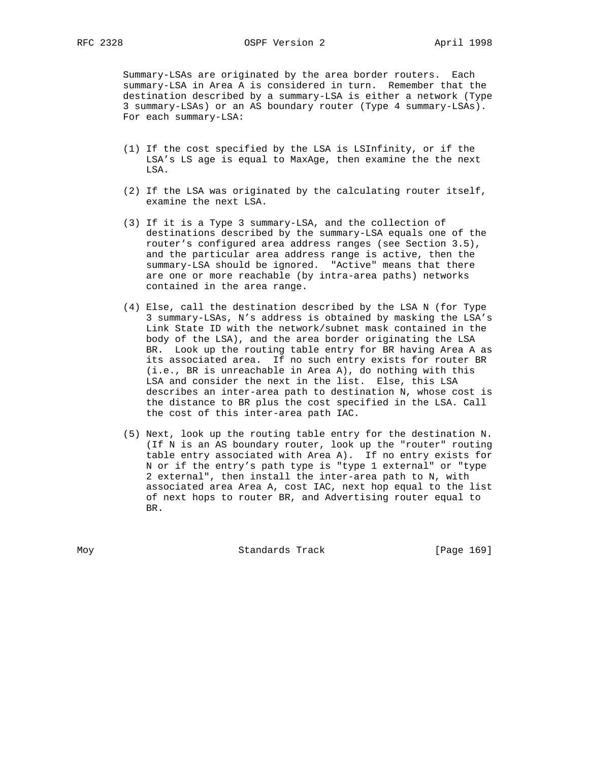Summary-LSAs are originated by the area border routers. Each summary-LSA in Area A is considered in turn. Remember that the destination described by a summary-LSA is either a network (Type 3 summary-LSAs) or an AS boundary router (Type 4 summary-LSAs). For each summary-LSA:

(1) If the cost specified by the LSA is LSInfinity, or if the LSA's LS age is equal to MaxAge, then examine the the next LSA.

(2) If the LSA was originated by the calculating router itself, examine the next LSA.

(3) If it is a Type 3 summary-LSA, and the collection of destinations described by the summary-LSA equals one of the router's configured area address ranges (see Section 3.5), and the particular area address range is active, then the summary-LSA should be ignored. "Active" means that there are one or more reachable (by intra-area paths) networks contained in the area range.

(4) Else, call the destination described by the LSA N (for Type 3 summary-LSAs, N's address is obtained by masking the LSA's Link State ID with the network/subnet mask contained in the body of the LSA), and the area border originating the LSA BR. Look up the routing table entry for BR having Area A as its associated area. If no such entry exists for router BR (i.e., BR is unreachable in Area A), do nothing with this LSA and consider the next in the list. Else, this LSA describes an inter-area path to destination N, whose cost is the distance to BR plus the cost specified in the LSA. Call the cost of this inter-area path IAC.

(5) Next, look up the routing table entry for the destination N. (If N is an AS boundary router, look up the "router" routing table entry associated with Area A). If no entry exists for N or if the entry's path type is "type 1 external" or "type 2 external", then install the inter-area path to N, with associated area Area A, cost IAC, next hop equal to the list of next hops to router BR, and Advertising router equal to BR.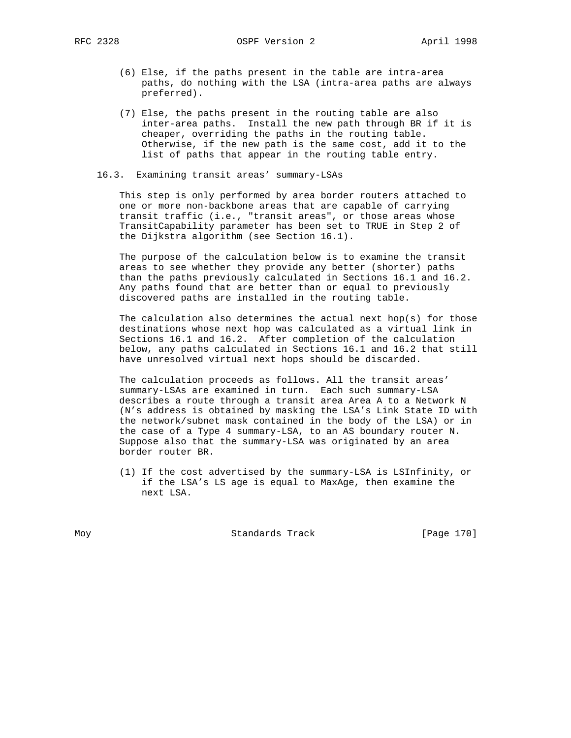(6) Else, if the paths present in the table are intra-area paths, do nothing with the LSA (intra-area paths are always preferred).

(7) Else, the paths present in the routing table are also inter-area paths. Install the new path through BR if it is cheaper, overriding the paths in the routing table. Otherwise, if the new path is the same cost, add it to the list of paths that appear in the routing table entry.

### 16.3. Examining transit areas' summary-LSAs

This step is only performed by area border routers attached to one or more non-backbone areas that are capable of carrying transit traffic (i.e., "transit areas", or those areas whose TransitCapability parameter has been set to TRUE in Step 2 of the Dijkstra algorithm (see Section 16.1).

The purpose of the calculation below is to examine the transit areas to see whether they provide any better (shorter) paths than the paths previously calculated in Sections 16.1 and 16.2. Any paths found that are better than or equal to previously discovered paths are installed in the routing table.

The calculation also determines the actual next hop(s) for those destinations whose next hop was calculated as a virtual link in Sections 16.1 and 16.2. After completion of the calculation below, any paths calculated in Sections 16.1 and 16.2 that still have unresolved virtual next hops should be discarded.

The calculation proceeds as follows. All the transit areas' summary-LSAs are examined in turn. Each such summary-LSA describes a route through a transit area Area A to a Network N (N's address is obtained by masking the LSA's Link State ID with the network/subnet mask contained in the body of the LSA) or in the case of a Type 4 summary-LSA, to an AS boundary router N. Suppose also that the summary-LSA was originated by an area border router BR.

(1) If the cost advertised by the summary-LSA is LSInfinity, or if the LSA's LS age is equal to MaxAge, then examine the next LSA.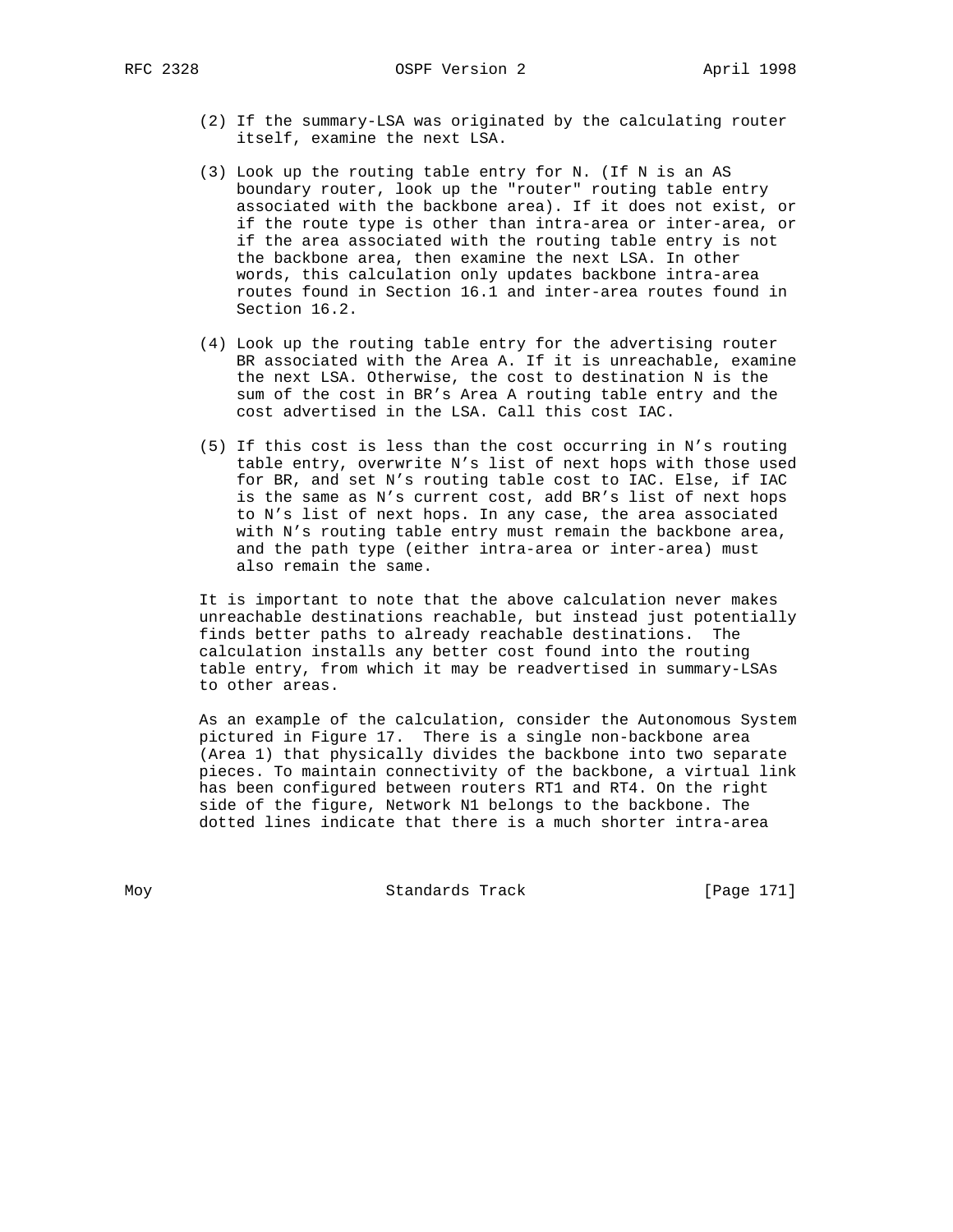(2) If the summary-LSA was originated by the calculating router itself, examine the next LSA.

(3) Look up the routing table entry for N. (If N is an AS boundary router, look up the "router" routing table entry associated with the backbone area). If it does not exist, or if the route type is other than intra-area or inter-area, or if the area associated with the routing table entry is not the backbone area, then examine the next LSA. In other words, this calculation only updates backbone intra-area routes found in Section 16.1 and inter-area routes found in Section 16.2.

(4) Look up the routing table entry for the advertising router BR associated with the Area A. If it is unreachable, examine the next LSA. Otherwise, the cost to destination N is the sum of the cost in BR's Area A routing table entry and the cost advertised in the LSA. Call this cost IAC.

(5) If this cost is less than the cost occurring in N's routing table entry, overwrite N's list of next hops with those used for BR, and set N's routing table cost to IAC. Else, if IAC is the same as N's current cost, add BR's list of next hops to N's list of next hops. In any case, the area associated with N's routing table entry must remain the backbone area, and the path type (either intra-area or inter-area) must also remain the same.

It is important to note that the above calculation never makes unreachable destinations reachable, but instead just potentially finds better paths to already reachable destinations. The calculation installs any better cost found into the routing table entry, from which it may be readvertised in summary-LSAs to other areas.

As an example of the calculation, consider the Autonomous System pictured in Figure 17. There is a single non-backbone area (Area 1) that physically divides the backbone into two separate pieces. To maintain connectivity of the backbone, a virtual link has been configured between routers RT1 and RT4. On the right side of the figure, Network N1 belongs to the backbone. The dotted lines indicate that there is a much shorter intra-area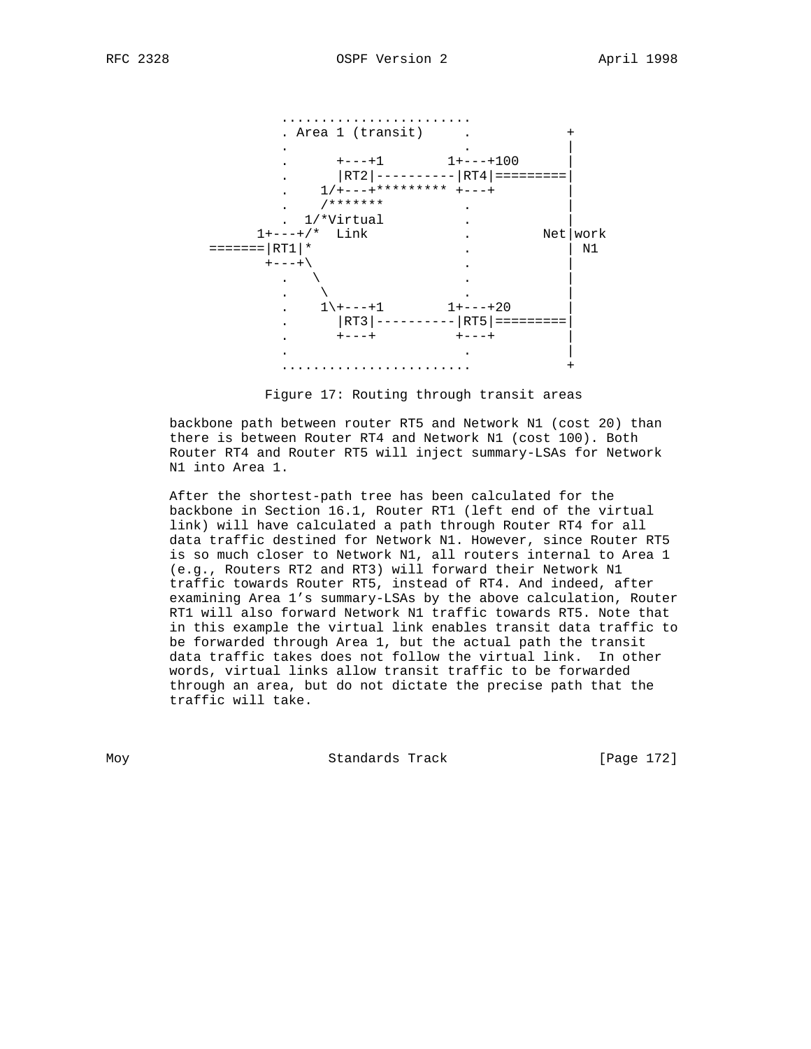```
                 ........................
                 . Area 1 (transit)     .            +
                 .                      .            |
                 .      +---+1        1+---+100      |
                 .      |RT2|----------|RT4|=========|
                 .    1/+---+********* +---+         |
                 .    /*******          .            |
                 .  1/*Virtual          .            |
              1+---+/*  Link            .        Net|work
       =======|RT1|*                    .            | N1
               +---+\                   .            |
                 .   \                  .            |
                 .    \                 .            |
                 .    1\+---+1        1+---+20       |
                 .      |RT3|----------|RT5|=========|
                 .      +---+          +---+         |
                 .                      .            |
                 ........................            +
```

Figure 17: Routing through transit areas

backbone path between router RT5 and Network N1 (cost 20) than there is between Router RT4 and Network N1 (cost 100). Both Router RT4 and Router RT5 will inject summary-LSAs for Network N1 into Area 1.

After the shortest-path tree has been calculated for the backbone in Section 16.1, Router RT1 (left end of the virtual link) will have calculated a path through Router RT4 for all data traffic destined for Network N1. However, since Router RT5 is so much closer to Network N1, all routers internal to Area 1 (e.g., Routers RT2 and RT3) will forward their Network N1 traffic towards Router RT5, instead of RT4. And indeed, after examining Area 1's summary-LSAs by the above calculation, Router RT1 will also forward Network N1 traffic towards RT5. Note that in this example the virtual link enables transit data traffic to be forwarded through Area 1, but the actual path the transit data traffic takes does not follow the virtual link. In other words, virtual links allow transit traffic to be forwarded through an area, but do not dictate the precise path that the traffic will take.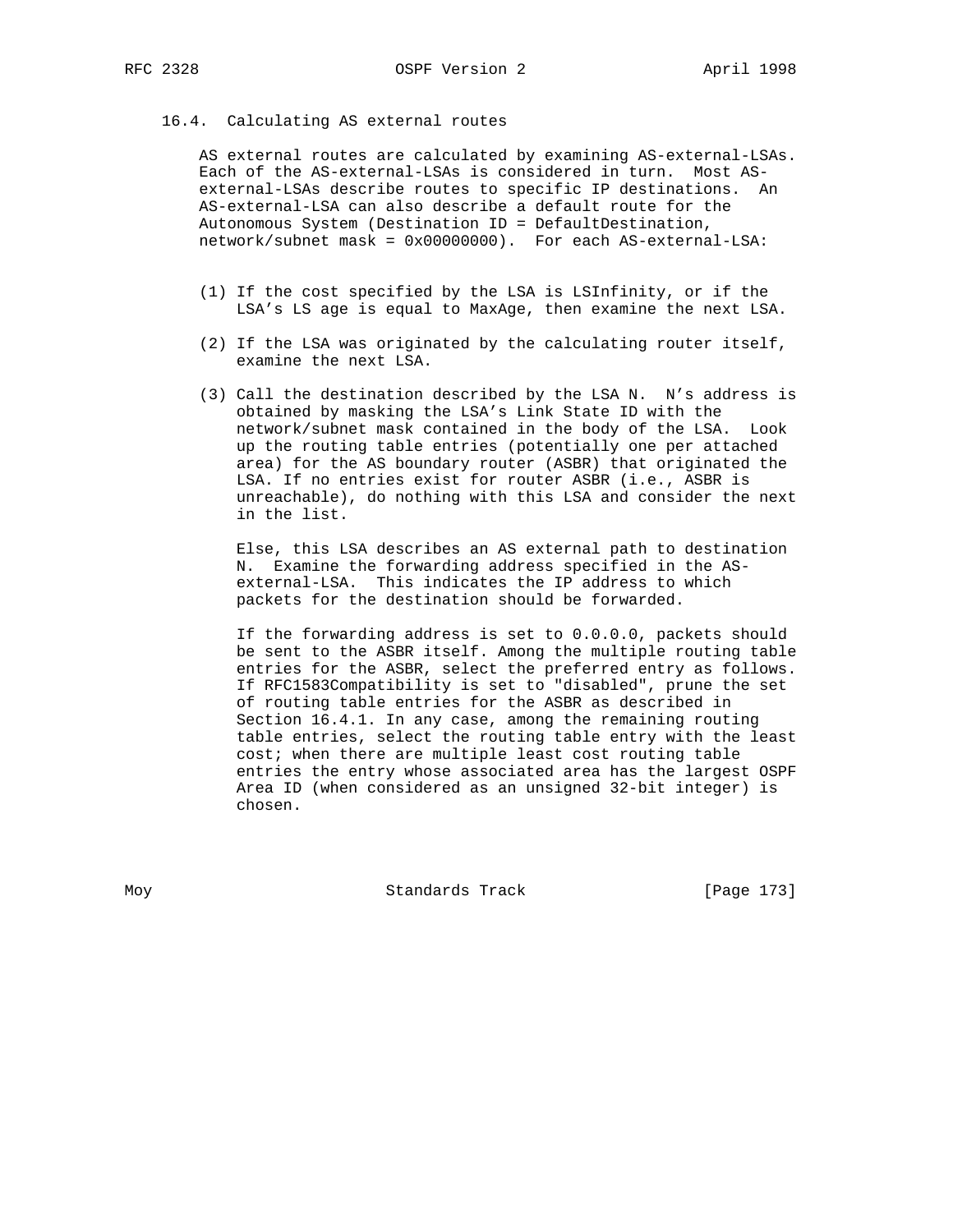### 16.4. Calculating AS external routes

AS external routes are calculated by examining AS-external-LSAs. Each of the AS-external-LSAs is considered in turn. Most AS-external-LSAs describe routes to specific IP destinations. An AS-external-LSA can also describe a default route for the Autonomous System (Destination ID = DefaultDestination, network/subnet mask = 0x00000000). For each AS-external-LSA:

(1) If the cost specified by the LSA is LSInfinity, or if the LSA's LS age is equal to MaxAge, then examine the next LSA.

(2) If the LSA was originated by the calculating router itself, examine the next LSA.

(3) Call the destination described by the LSA N. N's address is obtained by masking the LSA's Link State ID with the network/subnet mask contained in the body of the LSA. Look up the routing table entries (potentially one per attached area) for the AS boundary router (ASBR) that originated the LSA. If no entries exist for router ASBR (i.e., ASBR is unreachable), do nothing with this LSA and consider the next in the list.

Else, this LSA describes an AS external path to destination N. Examine the forwarding address specified in the AS-external-LSA. This indicates the IP address to which packets for the destination should be forwarded.

If the forwarding address is set to 0.0.0.0, packets should be sent to the ASBR itself. Among the multiple routing table entries for the ASBR, select the preferred entry as follows. If RFC1583Compatibility is set to "disabled", prune the set of routing table entries for the ASBR as described in Section 16.4.1. In any case, among the remaining routing table entries, select the routing table entry with the least cost; when there are multiple least cost routing table entries the entry whose associated area has the largest OSPF Area ID (when considered as an unsigned 32-bit integer) is chosen.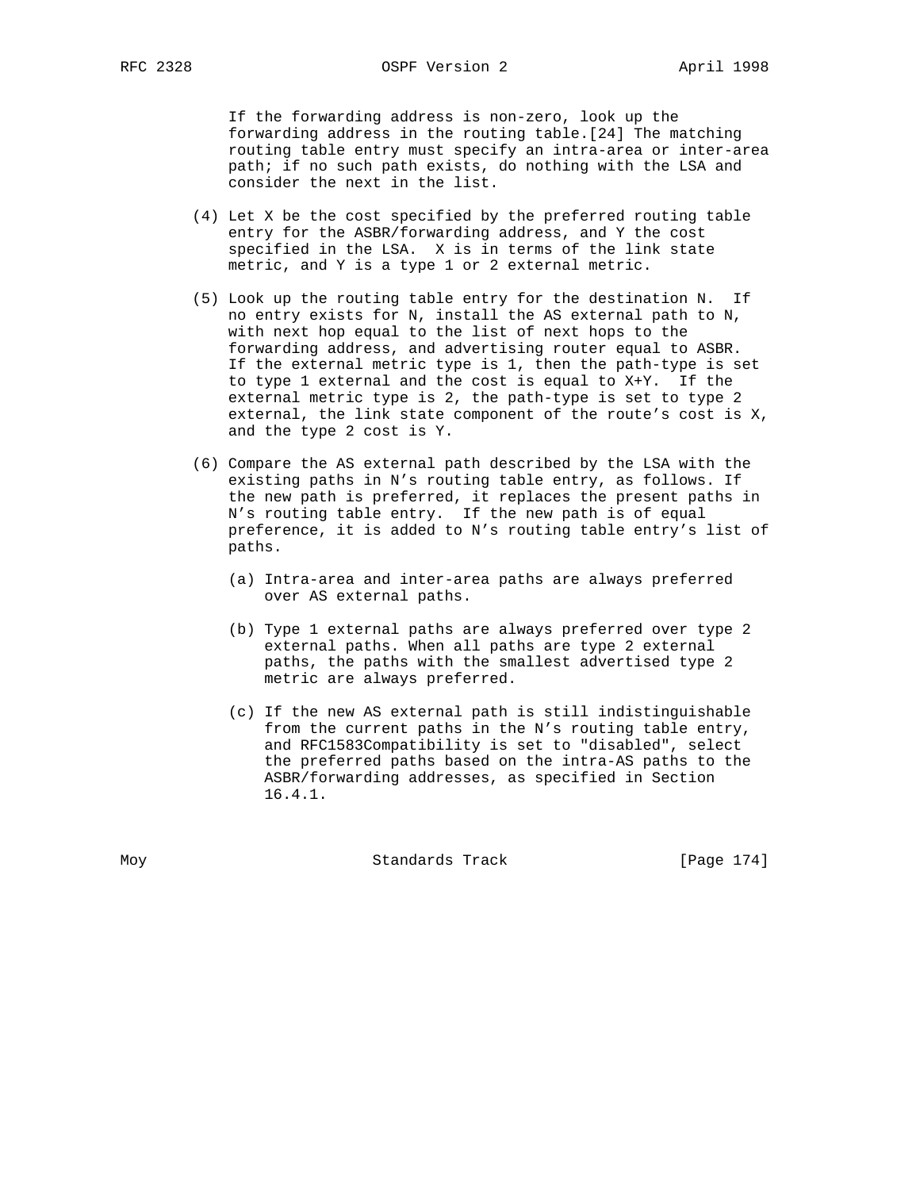If the forwarding address is non-zero, look up the forwarding address in the routing table.[24] The matching routing table entry must specify an intra-area or inter-area path; if no such path exists, do nothing with the LSA and consider the next in the list.

(4) Let X be the cost specified by the preferred routing table entry for the ASBR/forwarding address, and Y the cost specified in the LSA. X is in terms of the link state metric, and Y is a type 1 or 2 external metric.

(5) Look up the routing table entry for the destination N. If no entry exists for N, install the AS external path to N, with next hop equal to the list of next hops to the forwarding address, and advertising router equal to ASBR. If the external metric type is 1, then the path-type is set to type 1 external and the cost is equal to X+Y. If the external metric type is 2, the path-type is set to type 2 external, the link state component of the route's cost is X, and the type 2 cost is Y.

(6) Compare the AS external path described by the LSA with the existing paths in N's routing table entry, as follows. If the new path is preferred, it replaces the present paths in N's routing table entry. If the new path is of equal preference, it is added to N's routing table entry's list of paths.

   (a) Intra-area and inter-area paths are always preferred over AS external paths.

   (b) Type 1 external paths are always preferred over type 2 external paths. When all paths are type 2 external paths, the paths with the smallest advertised type 2 metric are always preferred.

   (c) If the new AS external path is still indistinguishable from the current paths in the N's routing table entry, and RFC1583Compatibility is set to "disabled", select the preferred paths based on the intra-AS paths to the ASBR/forwarding addresses, as specified in Section 16.4.1.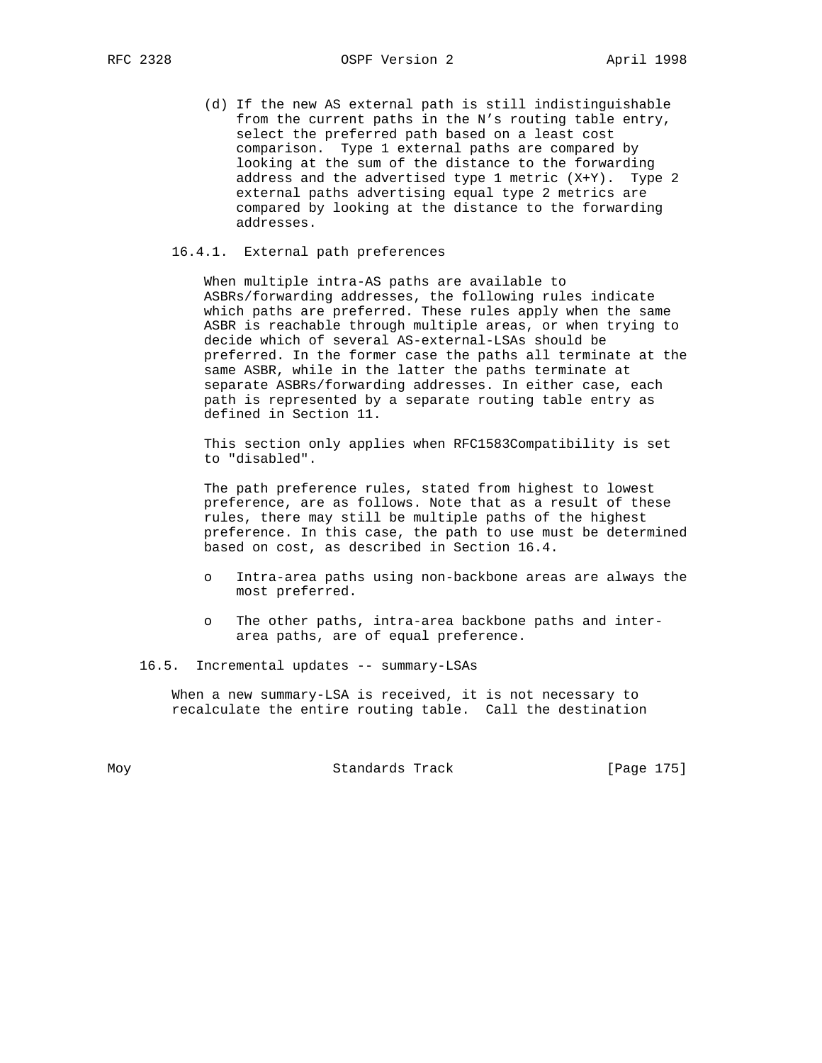(d) If the new AS external path is still indistinguishable from the current paths in the N's routing table entry, select the preferred path based on a least cost comparison. Type 1 external paths are compared by looking at the sum of the distance to the forwarding address and the advertised type 1 metric (X+Y). Type 2 external paths advertising equal type 2 metrics are compared by looking at the distance to the forwarding addresses.

### 16.4.1. External path preferences

When multiple intra-AS paths are available to ASBRs/forwarding addresses, the following rules indicate which paths are preferred. These rules apply when the same ASBR is reachable through multiple areas, or when trying to decide which of several AS-external-LSAs should be preferred. In the former case the paths all terminate at the same ASBR, while in the latter the paths terminate at separate ASBRs/forwarding addresses. In either case, each path is represented by a separate routing table entry as defined in Section 11.

This section only applies when RFC1583Compatibility is set to "disabled".

The path preference rules, stated from highest to lowest preference, are as follows. Note that as a result of these rules, there may still be multiple paths of the highest preference. In this case, the path to use must be determined based on cost, as described in Section 16.4.

- Intra-area paths using non-backbone areas are always the most preferred.
- The other paths, intra-area backbone paths and inter-area paths, are of equal preference.

## 16.5. Incremental updates -- summary-LSAs

When a new summary-LSA is received, it is not necessary to recalculate the entire routing table. Call the destination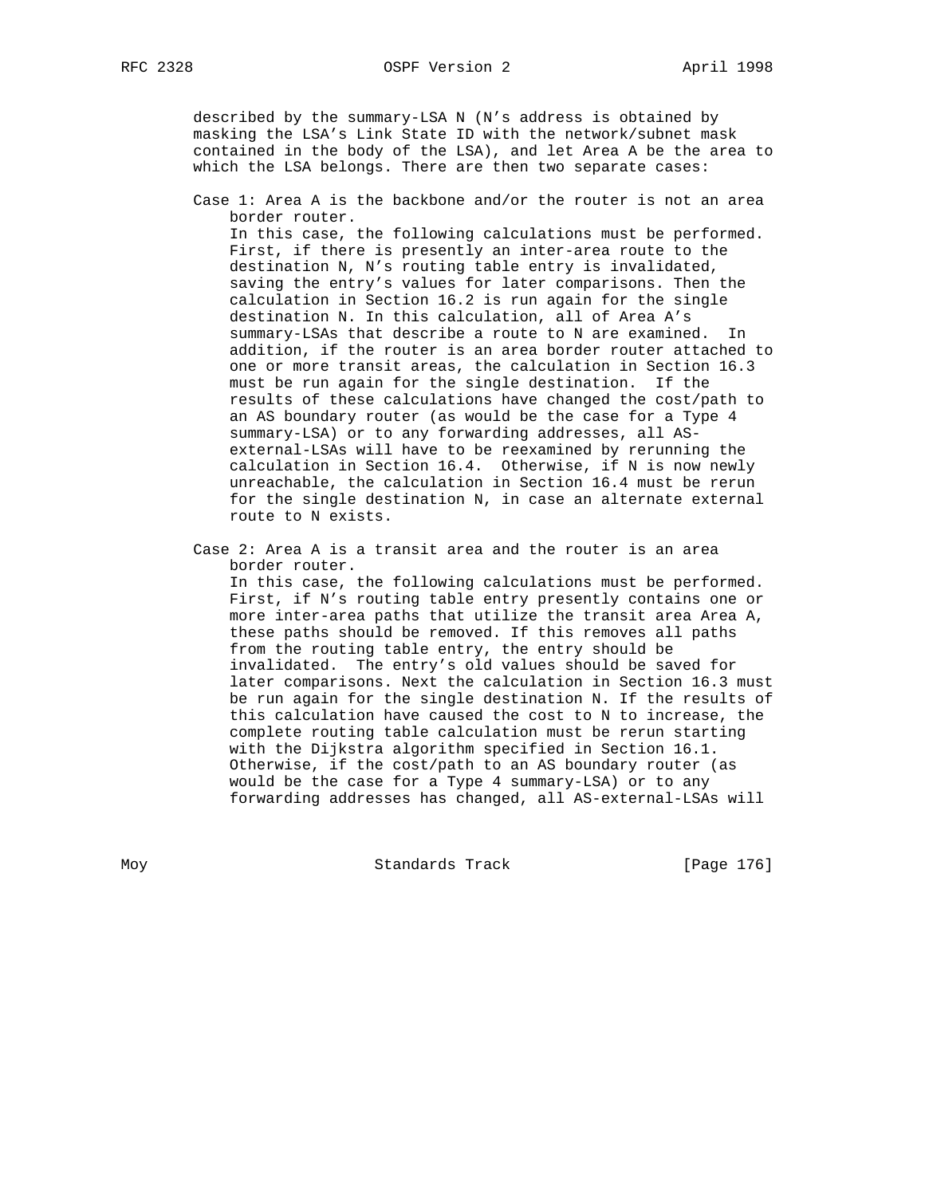described by the summary-LSA N (N's address is obtained by masking the LSA's Link State ID with the network/subnet mask contained in the body of the LSA), and let Area A be the area to which the LSA belongs. There are then two separate cases:

Case 1: Area A is the backbone and/or the router is not an area border router.
In this case, the following calculations must be performed. First, if there is presently an inter-area route to the destination N, N's routing table entry is invalidated, saving the entry's values for later comparisons. Then the calculation in Section 16.2 is run again for the single destination N. In this calculation, all of Area A's summary-LSAs that describe a route to N are examined. In addition, if the router is an area border router attached to one or more transit areas, the calculation in Section 16.3 must be run again for the single destination. If the results of these calculations have changed the cost/path to an AS boundary router (as would be the case for a Type 4 summary-LSA) or to any forwarding addresses, all AS-external-LSAs will have to be reexamined by rerunning the calculation in Section 16.4. Otherwise, if N is now newly unreachable, the calculation in Section 16.4 must be rerun for the single destination N, in case an alternate external route to N exists.

Case 2: Area A is a transit area and the router is an area border router.
In this case, the following calculations must be performed. First, if N's routing table entry presently contains one or more inter-area paths that utilize the transit area Area A, these paths should be removed. If this removes all paths from the routing table entry, the entry should be invalidated. The entry's old values should be saved for later comparisons. Next the calculation in Section 16.3 must be run again for the single destination N. If the results of this calculation have caused the cost to N to increase, the complete routing table calculation must be rerun starting with the Dijkstra algorithm specified in Section 16.1. Otherwise, if the cost/path to an AS boundary router (as would be the case for a Type 4 summary-LSA) or to any forwarding addresses has changed, all AS-external-LSAs will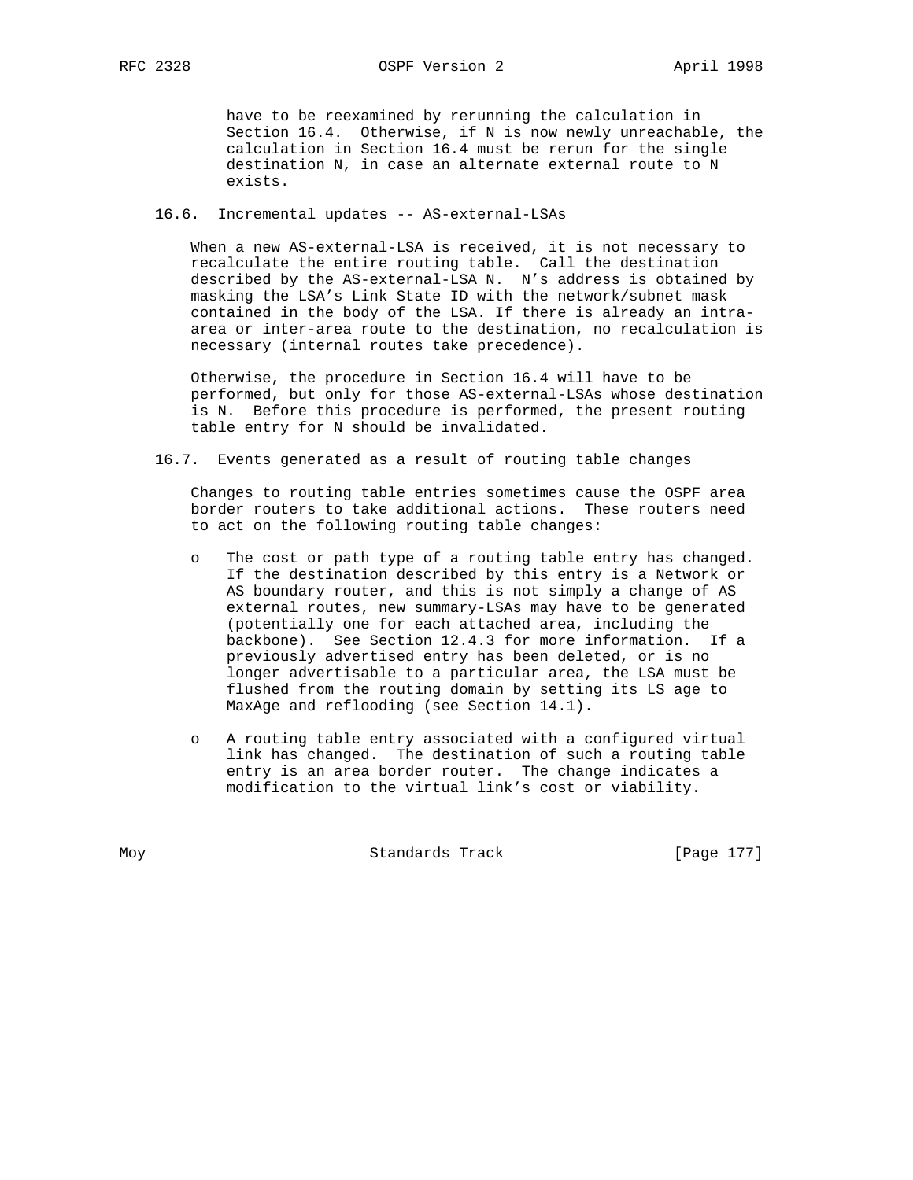have to be reexamined by rerunning the calculation in Section 16.4. Otherwise, if N is now newly unreachable, the calculation in Section 16.4 must be rerun for the single destination N, in case an alternate external route to N exists.

### 16.6. Incremental updates -- AS-external-LSAs

When a new AS-external-LSA is received, it is not necessary to recalculate the entire routing table. Call the destination described by the AS-external-LSA N. N's address is obtained by masking the LSA's Link State ID with the network/subnet mask contained in the body of the LSA. If there is already an intra-area or inter-area route to the destination, no recalculation is necessary (internal routes take precedence).

Otherwise, the procedure in Section 16.4 will have to be performed, but only for those AS-external-LSAs whose destination is N. Before this procedure is performed, the present routing table entry for N should be invalidated.

### 16.7. Events generated as a result of routing table changes

Changes to routing table entries sometimes cause the OSPF area border routers to take additional actions. These routers need to act on the following routing table changes:

- The cost or path type of a routing table entry has changed. If the destination described by this entry is a Network or AS boundary router, and this is not simply a change of AS external routes, new summary-LSAs may have to be generated (potentially one for each attached area, including the backbone). See Section 12.4.3 for more information. If a previously advertised entry has been deleted, or is no longer advertisable to a particular area, the LSA must be flushed from the routing domain by setting its LS age to MaxAge and reflooding (see Section 14.1).

- A routing table entry associated with a configured virtual link has changed. The destination of such a routing table entry is an area border router. The change indicates a modification to the virtual link's cost or viability.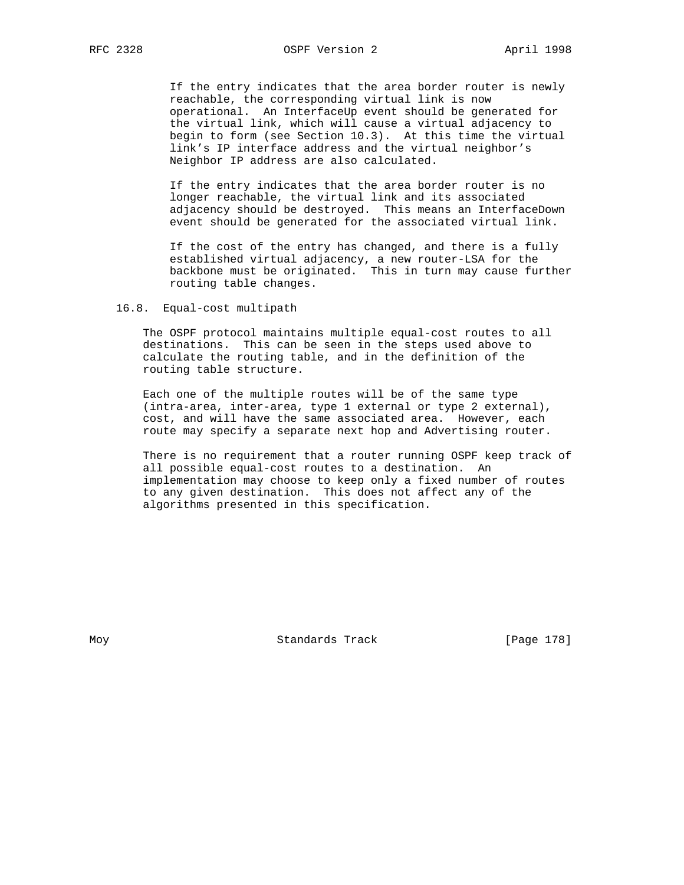If the entry indicates that the area border router is newly reachable, the corresponding virtual link is now operational. An InterfaceUp event should be generated for the virtual link, which will cause a virtual adjacency to begin to form (see Section 10.3). At this time the virtual link's IP interface address and the virtual neighbor's Neighbor IP address are also calculated.

If the entry indicates that the area border router is no longer reachable, the virtual link and its associated adjacency should be destroyed. This means an InterfaceDown event should be generated for the associated virtual link.

If the cost of the entry has changed, and there is a fully established virtual adjacency, a new router-LSA for the backbone must be originated. This in turn may cause further routing table changes.

### 16.8. Equal-cost multipath

The OSPF protocol maintains multiple equal-cost routes to all destinations. This can be seen in the steps used above to calculate the routing table, and in the definition of the routing table structure.

Each one of the multiple routes will be of the same type (intra-area, inter-area, type 1 external or type 2 external), cost, and will have the same associated area. However, each route may specify a separate next hop and Advertising router.

There is no requirement that a router running OSPF keep track of all possible equal-cost routes to a destination. An implementation may choose to keep only a fixed number of routes to any given destination. This does not affect any of the algorithms presented in this specification.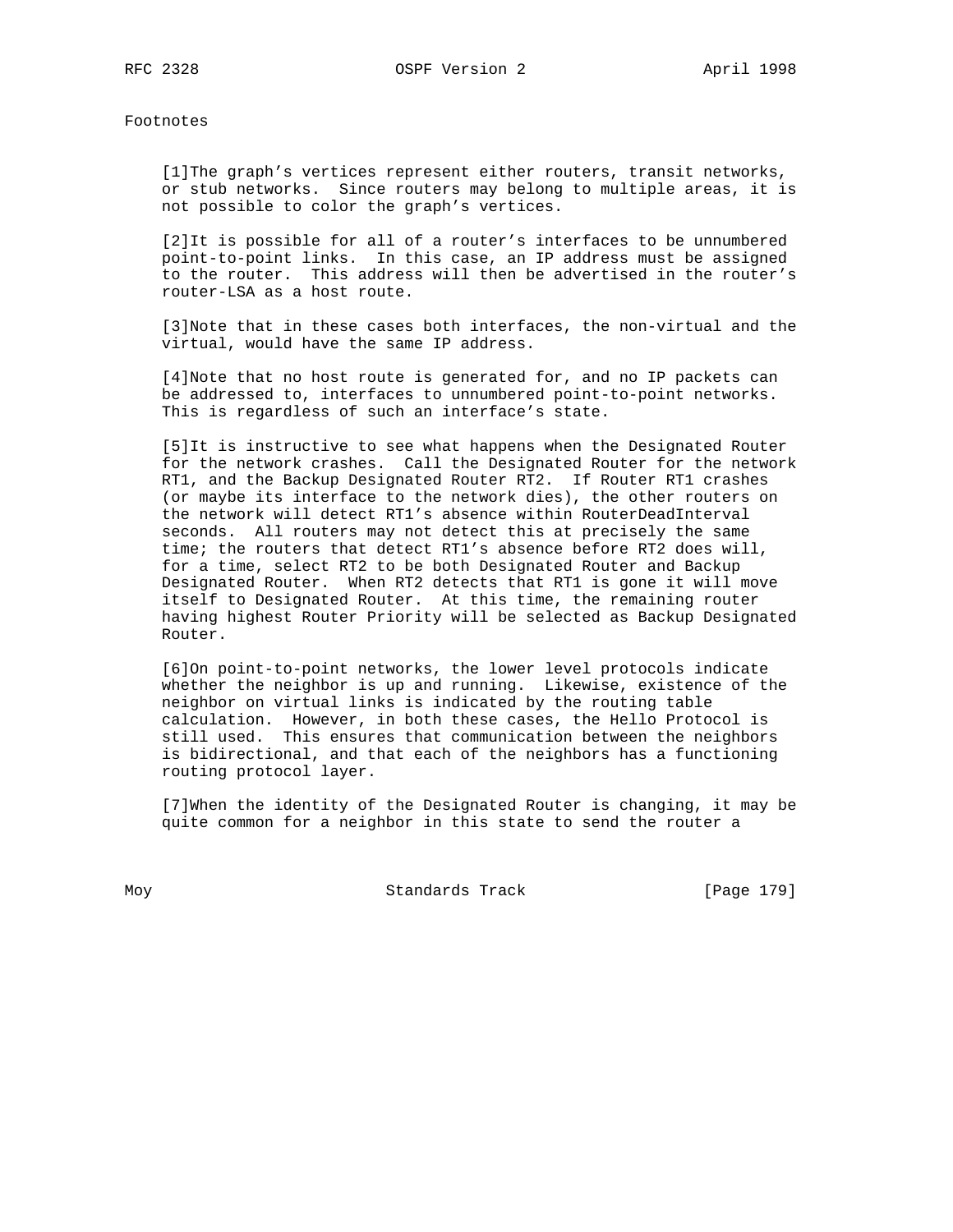# Footnotes

[1]The graph's vertices represent either routers, transit networks, or stub networks. Since routers may belong to multiple areas, it is not possible to color the graph's vertices.

[2]It is possible for all of a router's interfaces to be unnumbered point-to-point links. In this case, an IP address must be assigned to the router. This address will then be advertised in the router's router-LSA as a host route.

[3]Note that in these cases both interfaces, the non-virtual and the virtual, would have the same IP address.

[4]Note that no host route is generated for, and no IP packets can be addressed to, interfaces to unnumbered point-to-point networks. This is regardless of such an interface's state.

[5]It is instructive to see what happens when the Designated Router for the network crashes. Call the Designated Router for the network RT1, and the Backup Designated Router RT2. If Router RT1 crashes (or maybe its interface to the network dies), the other routers on the network will detect RT1's absence within RouterDeadInterval seconds. All routers may not detect this at precisely the same time; the routers that detect RT1's absence before RT2 does will, for a time, select RT2 to be both Designated Router and Backup Designated Router. When RT2 detects that RT1 is gone it will move itself to Designated Router. At this time, the remaining router having highest Router Priority will be selected as Backup Designated Router.

[6]On point-to-point networks, the lower level protocols indicate whether the neighbor is up and running. Likewise, existence of the neighbor on virtual links is indicated by the routing table calculation. However, in both these cases, the Hello Protocol is still used. This ensures that communication between the neighbors is bidirectional, and that each of the neighbors has a functioning routing protocol layer.

[7]When the identity of the Designated Router is changing, it may be quite common for a neighbor in this state to send the router a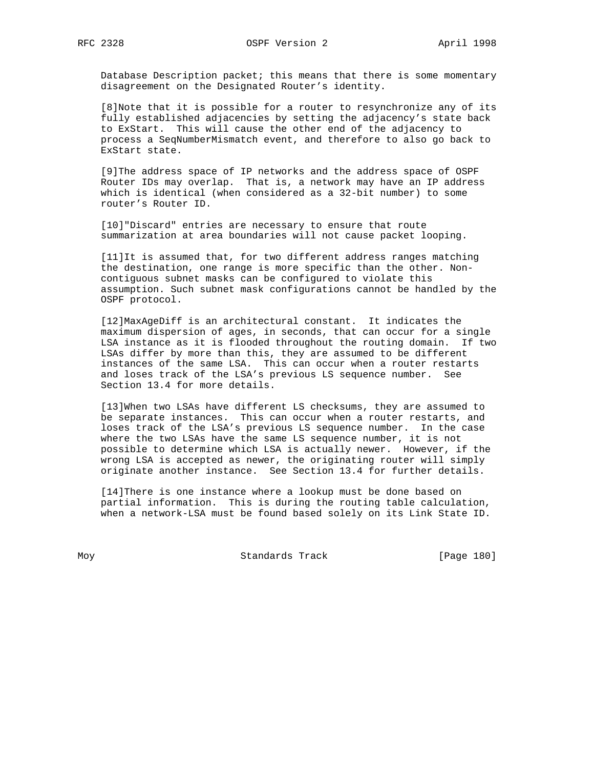Database Description packet; this means that there is some momentary disagreement on the Designated Router's identity.

[8]Note that it is possible for a router to resynchronize any of its fully established adjacencies by setting the adjacency's state back to ExStart. This will cause the other end of the adjacency to process a SeqNumberMismatch event, and therefore to also go back to ExStart state.

[9]The address space of IP networks and the address space of OSPF Router IDs may overlap. That is, a network may have an IP address which is identical (when considered as a 32-bit number) to some router's Router ID.

[10]"Discard" entries are necessary to ensure that route summarization at area boundaries will not cause packet looping.

[11]It is assumed that, for two different address ranges matching the destination, one range is more specific than the other. Non-contiguous subnet masks can be configured to violate this assumption. Such subnet mask configurations cannot be handled by the OSPF protocol.

[12]MaxAgeDiff is an architectural constant. It indicates the maximum dispersion of ages, in seconds, that can occur for a single LSA instance as it is flooded throughout the routing domain. If two LSAs differ by more than this, they are assumed to be different instances of the same LSA. This can occur when a router restarts and loses track of the LSA's previous LS sequence number. See Section 13.4 for more details.

[13]When two LSAs have different LS checksums, they are assumed to be separate instances. This can occur when a router restarts, and loses track of the LSA's previous LS sequence number. In the case where the two LSAs have the same LS sequence number, it is not possible to determine which LSA is actually newer. However, if the wrong LSA is accepted as newer, the originating router will simply originate another instance. See Section 13.4 for further details.

[14]There is one instance where a lookup must be done based on partial information. This is during the routing table calculation, when a network-LSA must be found based solely on its Link State ID.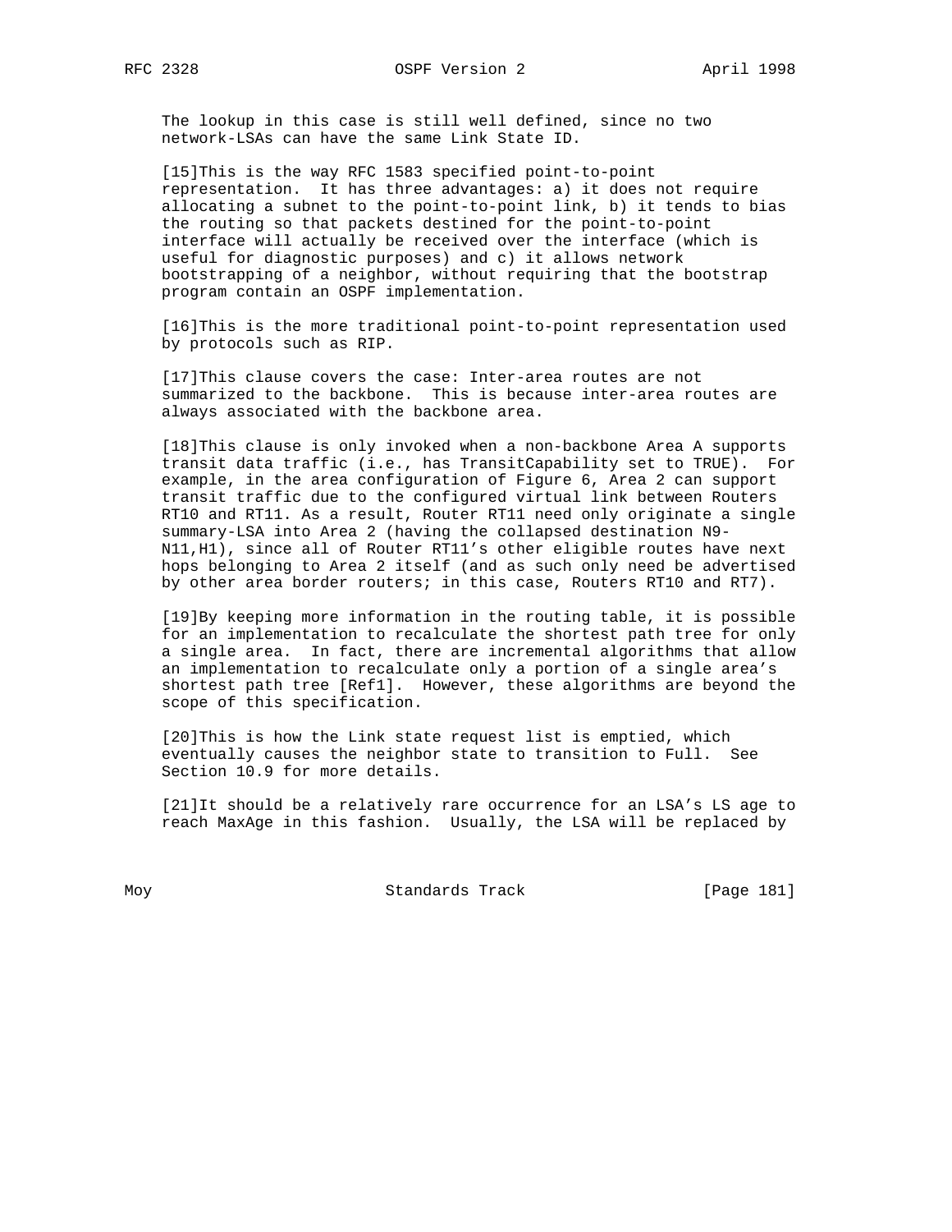The lookup in this case is still well defined, since no two network-LSAs can have the same Link State ID.

[15]This is the way RFC 1583 specified point-to-point representation. It has three advantages: a) it does not require allocating a subnet to the point-to-point link, b) it tends to bias the routing so that packets destined for the point-to-point interface will actually be received over the interface (which is useful for diagnostic purposes) and c) it allows network bootstrapping of a neighbor, without requiring that the bootstrap program contain an OSPF implementation.

[16]This is the more traditional point-to-point representation used by protocols such as RIP.

[17]This clause covers the case: Inter-area routes are not summarized to the backbone. This is because inter-area routes are always associated with the backbone area.

[18]This clause is only invoked when a non-backbone Area A supports transit data traffic (i.e., has TransitCapability set to TRUE). For example, in the area configuration of Figure 6, Area 2 can support transit traffic due to the configured virtual link between Routers RT10 and RT11. As a result, Router RT11 need only originate a single summary-LSA into Area 2 (having the collapsed destination N9-N11,H1), since all of Router RT11's other eligible routes have next hops belonging to Area 2 itself (and as such only need be advertised by other area border routers; in this case, Routers RT10 and RT7).

[19]By keeping more information in the routing table, it is possible for an implementation to recalculate the shortest path tree for only a single area. In fact, there are incremental algorithms that allow an implementation to recalculate only a portion of a single area's shortest path tree [Ref1]. However, these algorithms are beyond the scope of this specification.

[20]This is how the Link state request list is emptied, which eventually causes the neighbor state to transition to Full. See Section 10.9 for more details.

[21]It should be a relatively rare occurrence for an LSA's LS age to reach MaxAge in this fashion. Usually, the LSA will be replaced by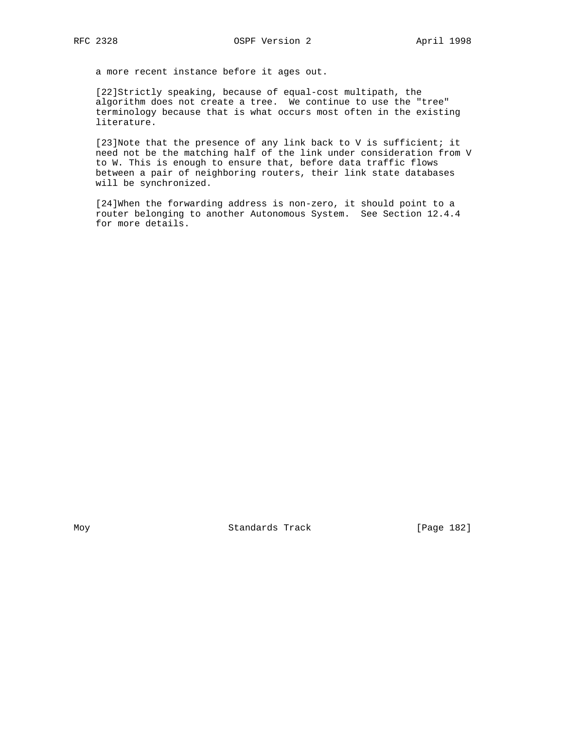a more recent instance before it ages out.

[22]Strictly speaking, because of equal-cost multipath, the algorithm does not create a tree.  We continue to use the "tree" terminology because that is what occurs most often in the existing literature.

[23]Note that the presence of any link back to V is sufficient; it need not be the matching half of the link under consideration from V to W. This is enough to ensure that, before data traffic flows between a pair of neighboring routers, their link state databases will be synchronized.

[24]When the forwarding address is non-zero, it should point to a router belonging to another Autonomous System.  See Section 12.4.4 for more details.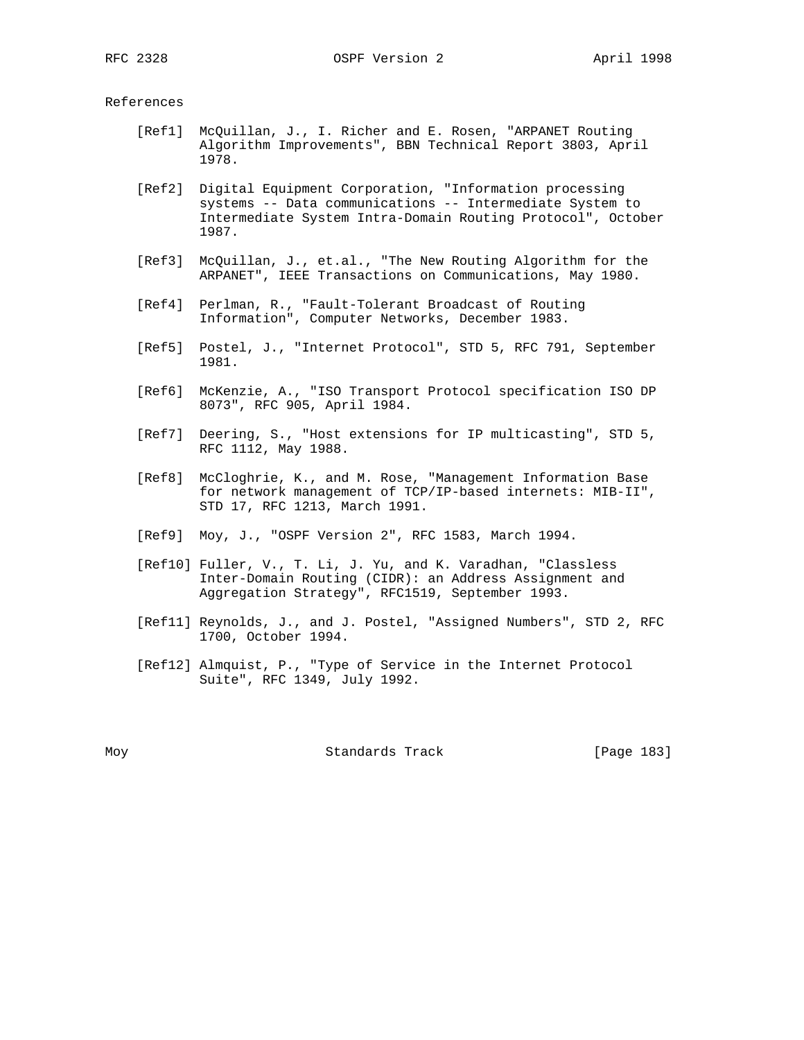# References

[Ref1] McQuillan, J., I. Richer and E. Rosen, "ARPANET Routing Algorithm Improvements", BBN Technical Report 3803, April 1978.

[Ref2] Digital Equipment Corporation, "Information processing systems -- Data communications -- Intermediate System to Intermediate System Intra-Domain Routing Protocol", October 1987.

[Ref3] McQuillan, J., et.al., "The New Routing Algorithm for the ARPANET", IEEE Transactions on Communications, May 1980.

[Ref4] Perlman, R., "Fault-Tolerant Broadcast of Routing Information", Computer Networks, December 1983.

[Ref5] Postel, J., "Internet Protocol", STD 5, RFC 791, September 1981.

[Ref6] McKenzie, A., "ISO Transport Protocol specification ISO DP 8073", RFC 905, April 1984.

[Ref7] Deering, S., "Host extensions for IP multicasting", STD 5, RFC 1112, May 1988.

[Ref8] McCloghrie, K., and M. Rose, "Management Information Base for network management of TCP/IP-based internets: MIB-II", STD 17, RFC 1213, March 1991.

[Ref9] Moy, J., "OSPF Version 2", RFC 1583, March 1994.

[Ref10] Fuller, V., T. Li, J. Yu, and K. Varadhan, "Classless Inter-Domain Routing (CIDR): an Address Assignment and Aggregation Strategy", RFC1519, September 1993.

[Ref11] Reynolds, J., and J. Postel, "Assigned Numbers", STD 2, RFC 1700, October 1994.

[Ref12] Almquist, P., "Type of Service in the Internet Protocol Suite", RFC 1349, July 1992.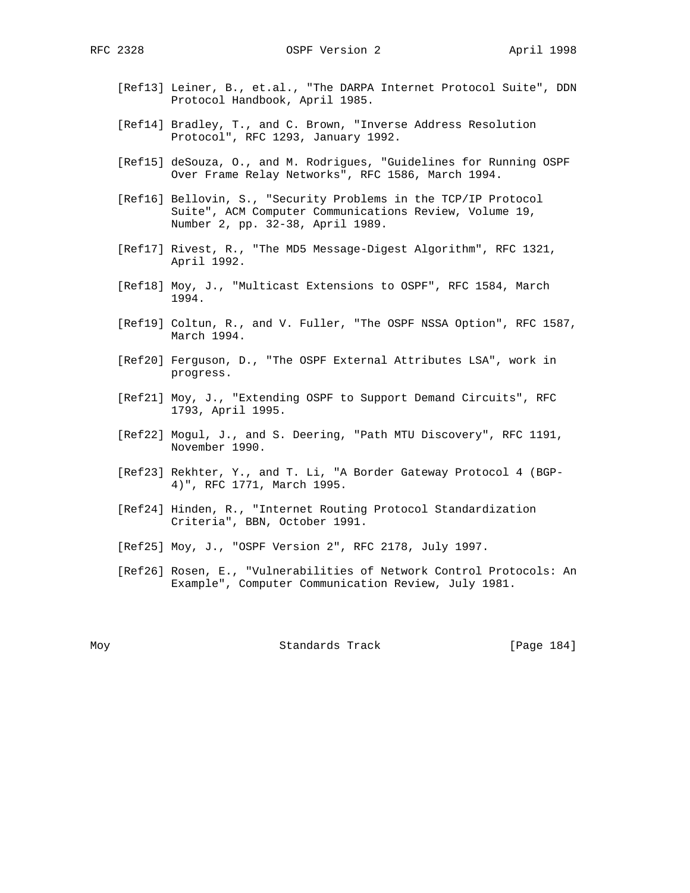[Ref13] Leiner, B., et.al., "The DARPA Internet Protocol Suite", DDN Protocol Handbook, April 1985.

[Ref14] Bradley, T., and C. Brown, "Inverse Address Resolution Protocol", RFC 1293, January 1992.

[Ref15] deSouza, O., and M. Rodrigues, "Guidelines for Running OSPF Over Frame Relay Networks", RFC 1586, March 1994.

[Ref16] Bellovin, S., "Security Problems in the TCP/IP Protocol Suite", ACM Computer Communications Review, Volume 19, Number 2, pp. 32-38, April 1989.

[Ref17] Rivest, R., "The MD5 Message-Digest Algorithm", RFC 1321, April 1992.

[Ref18] Moy, J., "Multicast Extensions to OSPF", RFC 1584, March 1994.

[Ref19] Coltun, R., and V. Fuller, "The OSPF NSSA Option", RFC 1587, March 1994.

[Ref20] Ferguson, D., "The OSPF External Attributes LSA", work in progress.

[Ref21] Moy, J., "Extending OSPF to Support Demand Circuits", RFC 1793, April 1995.

[Ref22] Mogul, J., and S. Deering, "Path MTU Discovery", RFC 1191, November 1990.

[Ref23] Rekhter, Y., and T. Li, "A Border Gateway Protocol 4 (BGP-4)", RFC 1771, March 1995.

[Ref24] Hinden, R., "Internet Routing Protocol Standardization Criteria", BBN, October 1991.

[Ref25] Moy, J., "OSPF Version 2", RFC 2178, July 1997.

[Ref26] Rosen, E., "Vulnerabilities of Network Control Protocols: An Example", Computer Communication Review, July 1981.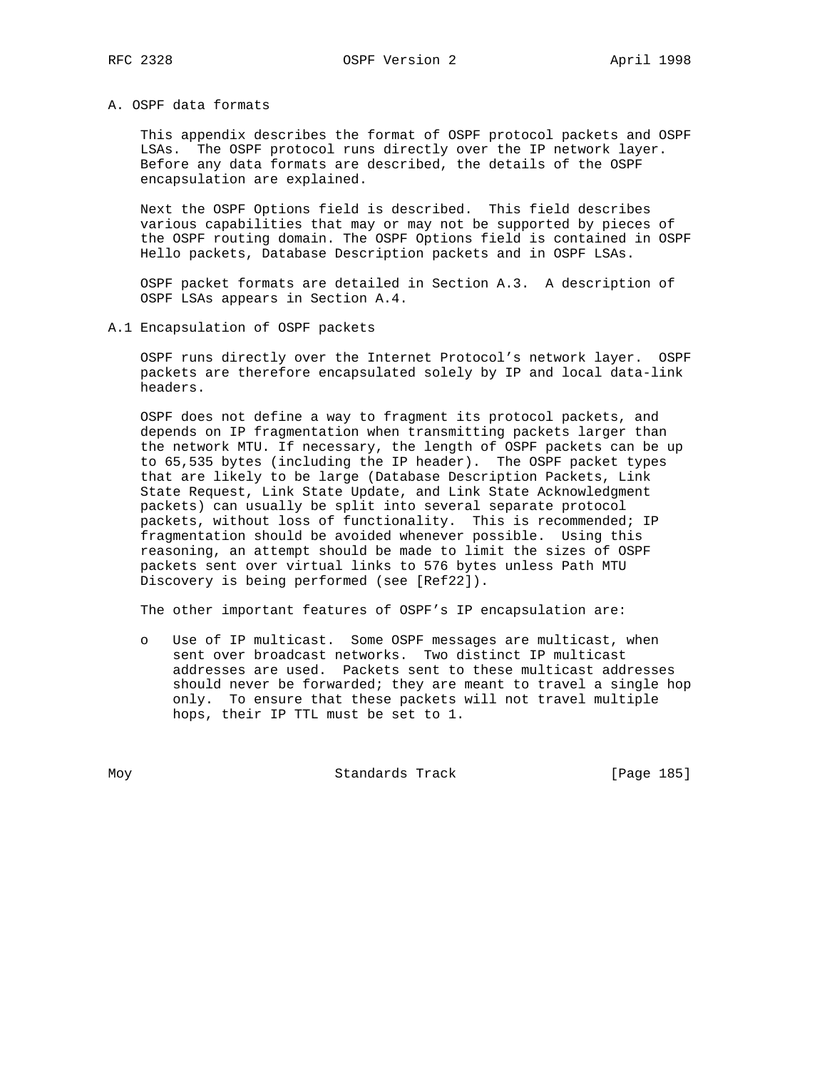# A. OSPF data formats

This appendix describes the format of OSPF protocol packets and OSPF LSAs. The OSPF protocol runs directly over the IP network layer. Before any data formats are described, the details of the OSPF encapsulation are explained.

Next the OSPF Options field is described. This field describes various capabilities that may or may not be supported by pieces of the OSPF routing domain. The OSPF Options field is contained in OSPF Hello packets, Database Description packets and in OSPF LSAs.

OSPF packet formats are detailed in Section A.3. A description of OSPF LSAs appears in Section A.4.

## A.1 Encapsulation of OSPF packets

OSPF runs directly over the Internet Protocol's network layer. OSPF packets are therefore encapsulated solely by IP and local data-link headers.

OSPF does not define a way to fragment its protocol packets, and depends on IP fragmentation when transmitting packets larger than the network MTU. If necessary, the length of OSPF packets can be up to 65,535 bytes (including the IP header). The OSPF packet types that are likely to be large (Database Description Packets, Link State Request, Link State Update, and Link State Acknowledgment packets) can usually be split into several separate protocol packets, without loss of functionality. This is recommended; IP fragmentation should be avoided whenever possible. Using this reasoning, an attempt should be made to limit the sizes of OSPF packets sent over virtual links to 576 bytes unless Path MTU Discovery is being performed (see [Ref22]).

The other important features of OSPF's IP encapsulation are:

- Use of IP multicast. Some OSPF messages are multicast, when sent over broadcast networks. Two distinct IP multicast addresses are used. Packets sent to these multicast addresses should never be forwarded; they are meant to travel a single hop only. To ensure that these packets will not travel multiple hops, their IP TTL must be set to 1.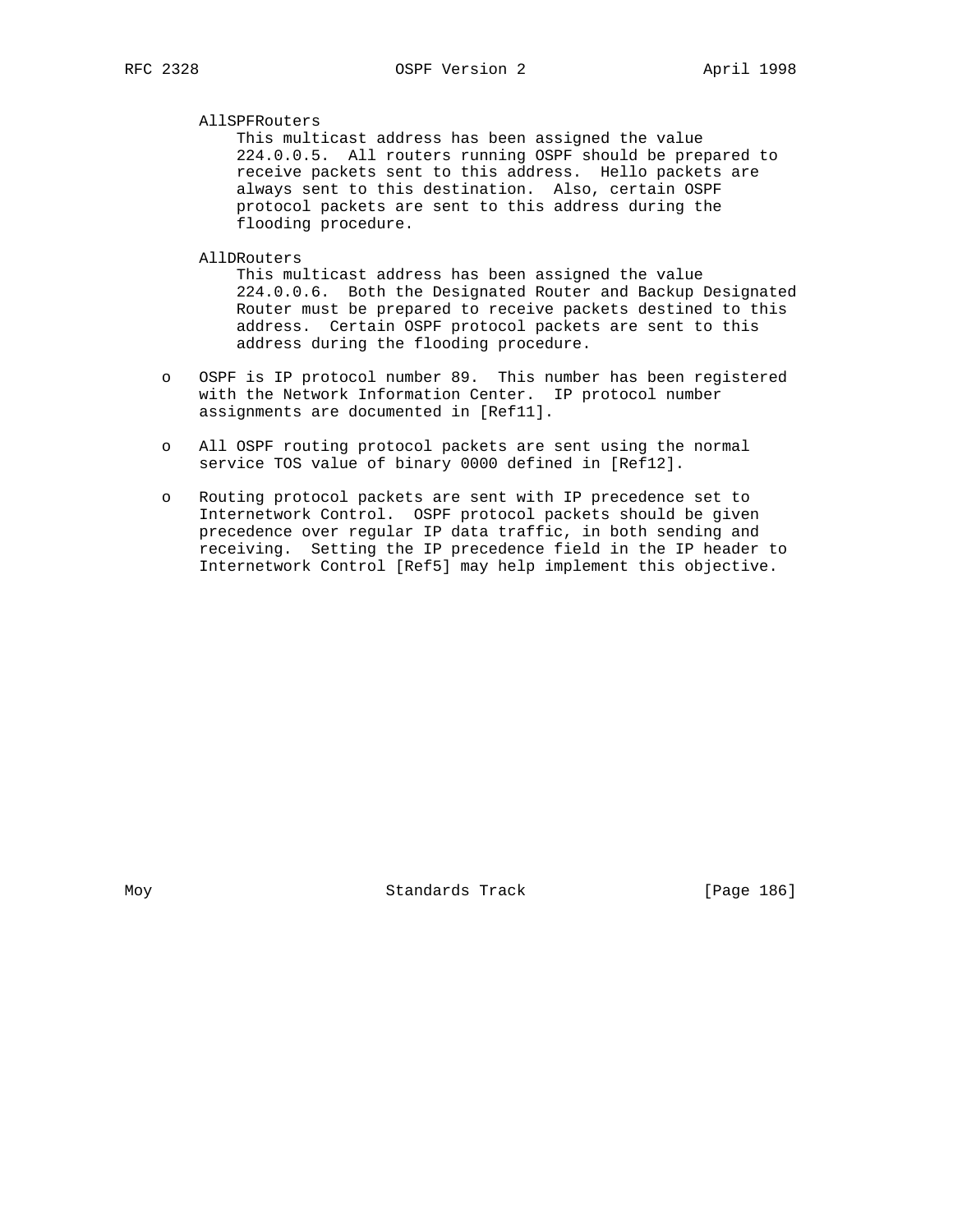AllSPFRouters
This multicast address has been assigned the value 224.0.0.5. All routers running OSPF should be prepared to receive packets sent to this address. Hello packets are always sent to this destination. Also, certain OSPF protocol packets are sent to this address during the flooding procedure.

AllDRouters
This multicast address has been assigned the value 224.0.0.6. Both the Designated Router and Backup Designated Router must be prepared to receive packets destined to this address. Certain OSPF protocol packets are sent to this address during the flooding procedure.

- OSPF is IP protocol number 89. This number has been registered with the Network Information Center. IP protocol number assignments are documented in [Ref11].

- All OSPF routing protocol packets are sent using the normal service TOS value of binary 0000 defined in [Ref12].

- Routing protocol packets are sent with IP precedence set to Internetwork Control. OSPF protocol packets should be given precedence over regular IP data traffic, in both sending and receiving. Setting the IP precedence field in the IP header to Internetwork Control [Ref5] may help implement this objective.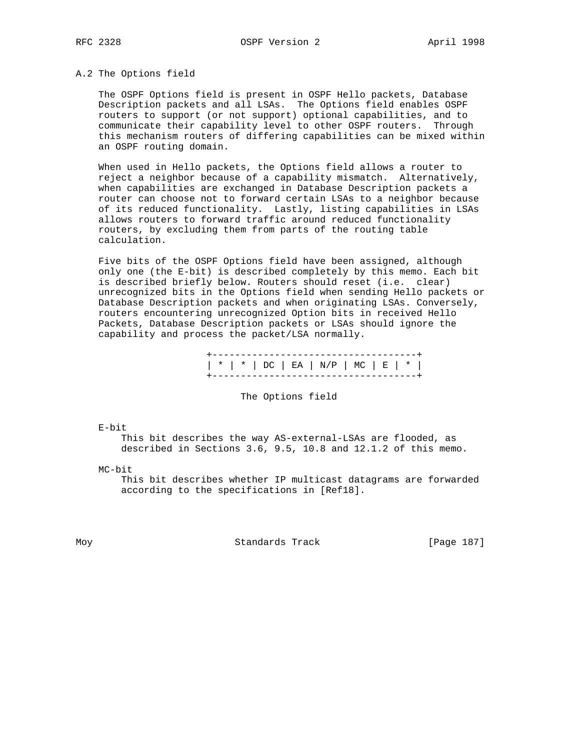## A.2 The Options field

The OSPF Options field is present in OSPF Hello packets, Database Description packets and all LSAs. The Options field enables OSPF routers to support (or not support) optional capabilities, and to communicate their capability level to other OSPF routers. Through this mechanism routers of differing capabilities can be mixed within an OSPF routing domain.

When used in Hello packets, the Options field allows a router to reject a neighbor because of a capability mismatch. Alternatively, when capabilities are exchanged in Database Description packets a router can choose not to forward certain LSAs to a neighbor because of its reduced functionality. Lastly, listing capabilities in LSAs allows routers to forward traffic around reduced functionality routers, by excluding them from parts of the routing table calculation.

Five bits of the OSPF Options field have been assigned, although only one (the E-bit) is described completely by this memo. Each bit is described briefly below. Routers should reset (i.e. clear) unrecognized bits in the Options field when sending Hello packets or Database Description packets and when originating LSAs. Conversely, routers encountering unrecognized Option bits in received Hello Packets, Database Description packets or LSAs should ignore the capability and process the packet/LSA normally.

```
+------------------------------------+
| * | * | DC | EA | N/P | MC | E | * |
+------------------------------------+
```

The Options field

E-bit
: This bit describes the way AS-external-LSAs are flooded, as described in Sections 3.6, 9.5, 10.8 and 12.1.2 of this memo.

MC-bit
: This bit describes whether IP multicast datagrams are forwarded according to the specifications in [Ref18].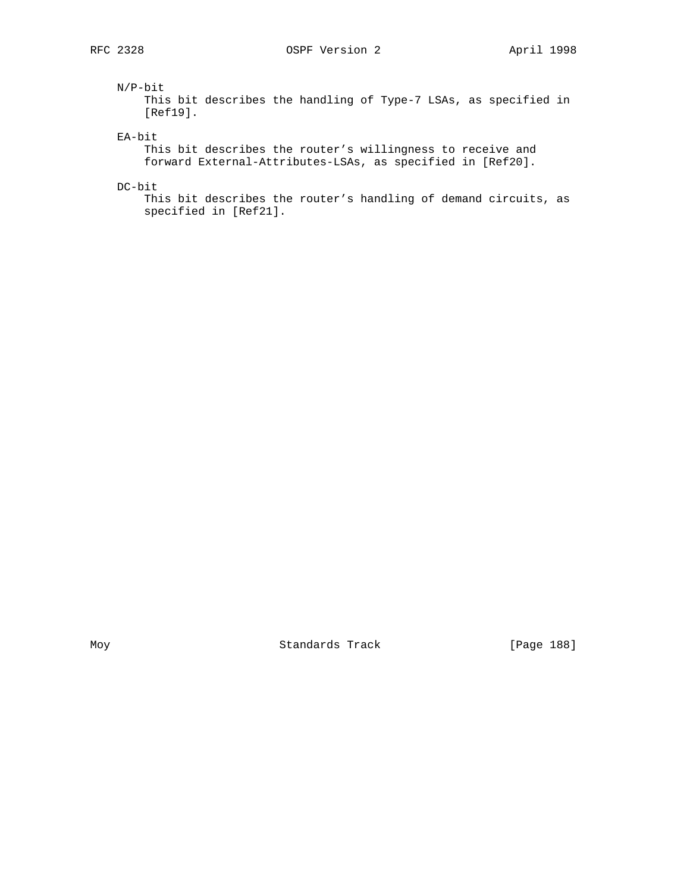N/P-bit
    This bit describes the handling of Type-7 LSAs, as specified in [Ref19].

EA-bit
    This bit describes the router’s willingness to receive and forward External-Attributes-LSAs, as specified in [Ref20].

DC-bit
    This bit describes the router’s handling of demand circuits, as specified in [Ref21].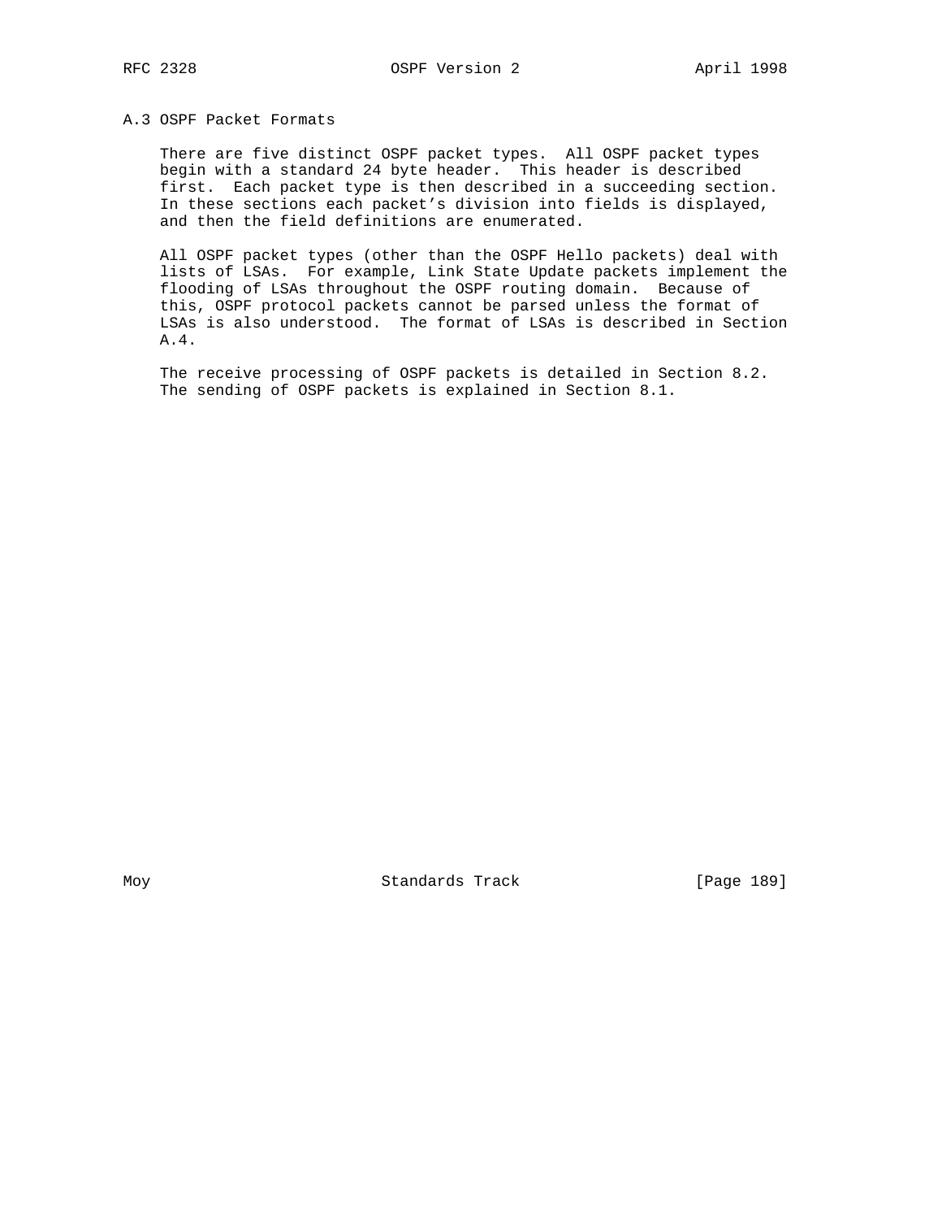## A.3 OSPF Packet Formats

There are five distinct OSPF packet types. All OSPF packet types begin with a standard 24 byte header. This header is described first. Each packet type is then described in a succeeding section. In these sections each packet's division into fields is displayed, and then the field definitions are enumerated.

All OSPF packet types (other than the OSPF Hello packets) deal with lists of LSAs. For example, Link State Update packets implement the flooding of LSAs throughout the OSPF routing domain. Because of this, OSPF protocol packets cannot be parsed unless the format of LSAs is also understood. The format of LSAs is described in Section A.4.

The receive processing of OSPF packets is detailed in Section 8.2. The sending of OSPF packets is explained in Section 8.1.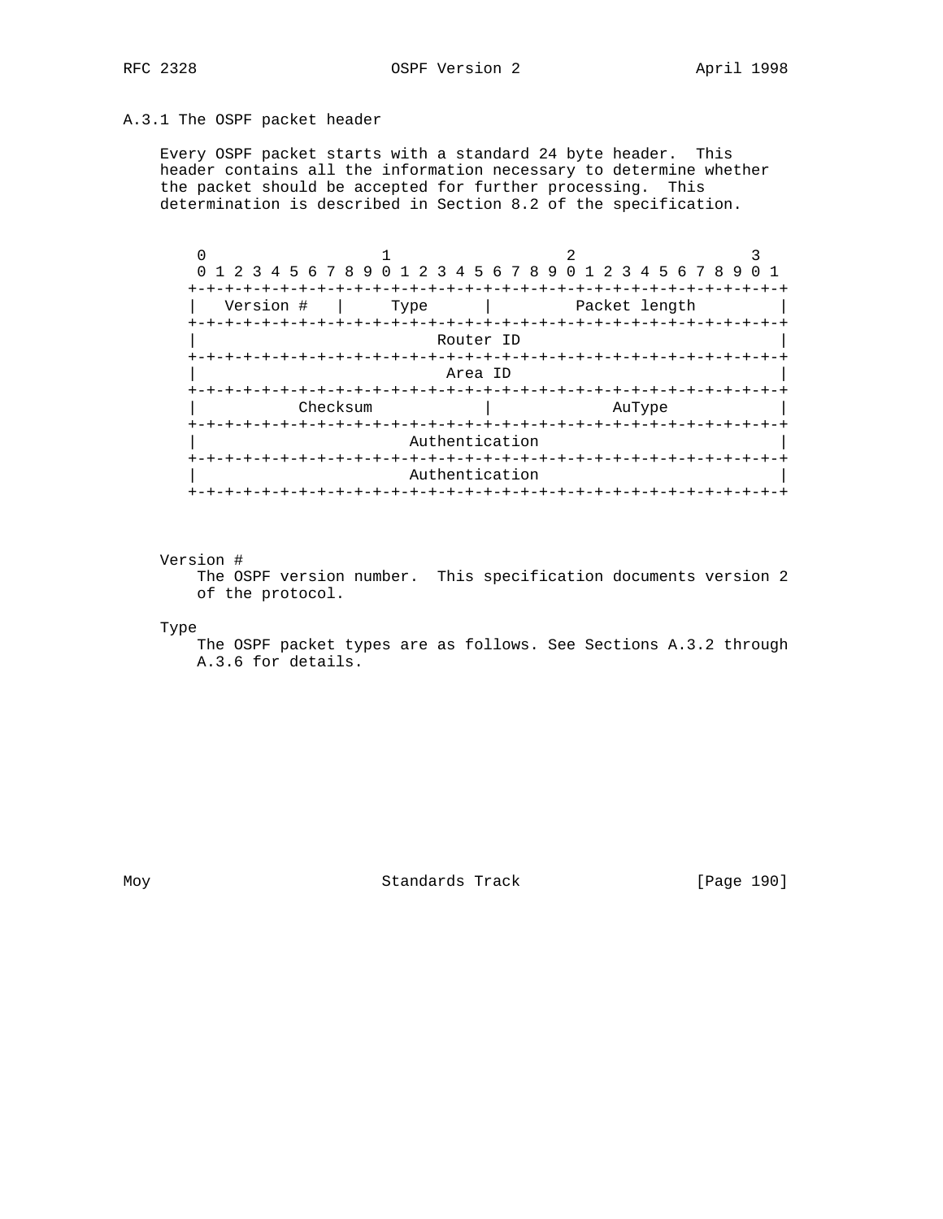### A.3.1 The OSPF packet header

Every OSPF packet starts with a standard 24 byte header. This header contains all the information necessary to determine whether the packet should be accepted for further processing. This determination is described in Section 8.2 of the specification.

```
 0                   1                   2                   3
 0 1 2 3 4 5 6 7 8 9 0 1 2 3 4 5 6 7 8 9 0 1 2 3 4 5 6 7 8 9 0 1
+-+-+-+-+-+-+-+-+-+-+-+-+-+-+-+-+-+-+-+-+-+-+-+-+-+-+-+-+-+-+-+-+
|   Version #   |     Type      |         Packet length         |
+-+-+-+-+-+-+-+-+-+-+-+-+-+-+-+-+-+-+-+-+-+-+-+-+-+-+-+-+-+-+-+-+
|                          Router ID                            |
+-+-+-+-+-+-+-+-+-+-+-+-+-+-+-+-+-+-+-+-+-+-+-+-+-+-+-+-+-+-+-+-+
|                           Area ID                             |
+-+-+-+-+-+-+-+-+-+-+-+-+-+-+-+-+-+-+-+-+-+-+-+-+-+-+-+-+-+-+-+-+
|           Checksum            |             AuType            |
+-+-+-+-+-+-+-+-+-+-+-+-+-+-+-+-+-+-+-+-+-+-+-+-+-+-+-+-+-+-+-+-+
|                       Authentication                          |
+-+-+-+-+-+-+-+-+-+-+-+-+-+-+-+-+-+-+-+-+-+-+-+-+-+-+-+-+-+-+-+-+
|                       Authentication                          |
+-+-+-+-+-+-+-+-+-+-+-+-+-+-+-+-+-+-+-+-+-+-+-+-+-+-+-+-+-+-+-+-+
```

Version #
: The OSPF version number. This specification documents version 2 of the protocol.

Type
: The OSPF packet types are as follows. See Sections A.3.2 through A.3.6 for details.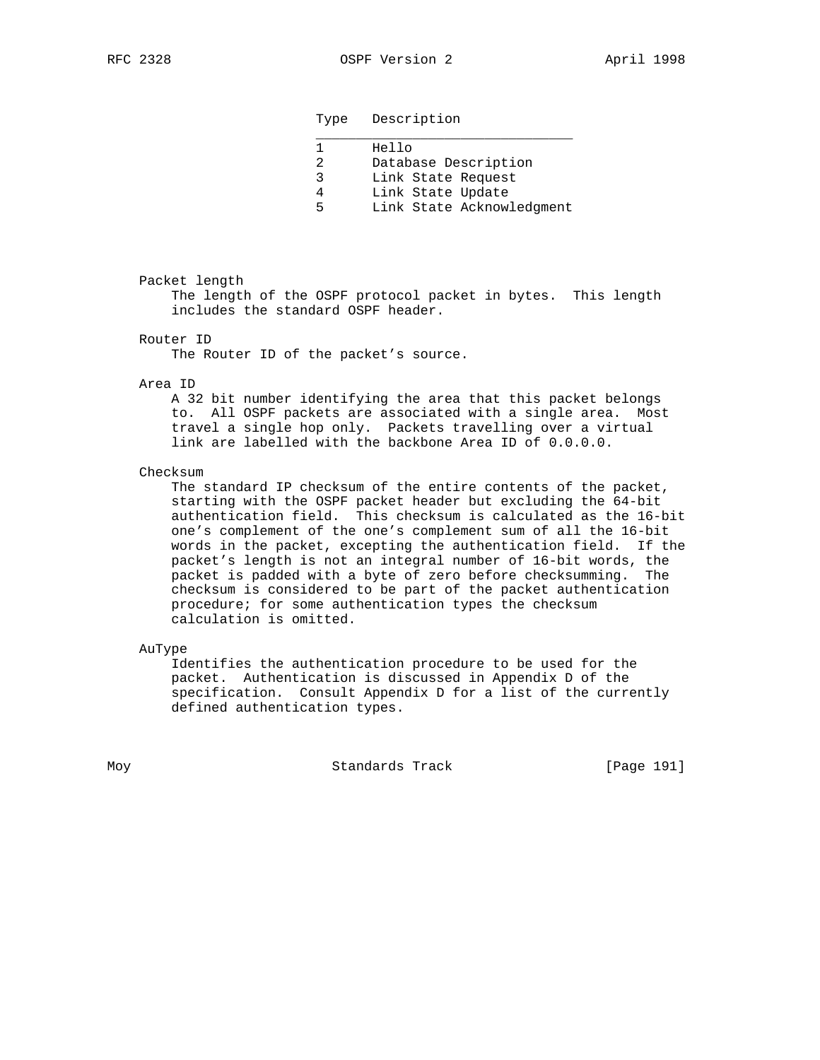| Type | Description |
|---|---|
| 1 | Hello |
| 2 | Database Description |
| 3 | Link State Request |
| 4 | Link State Update |
| 5 | Link State Acknowledgment |

Packet length
    The length of the OSPF protocol packet in bytes. This length includes the standard OSPF header.

Router ID
    The Router ID of the packet's source.

Area ID
    A 32 bit number identifying the area that this packet belongs to. All OSPF packets are associated with a single area. Most travel a single hop only. Packets travelling over a virtual link are labelled with the backbone Area ID of 0.0.0.0.

Checksum
    The standard IP checksum of the entire contents of the packet, starting with the OSPF packet header but excluding the 64-bit authentication field. This checksum is calculated as the 16-bit one's complement of the one's complement sum of all the 16-bit words in the packet, excepting the authentication field. If the packet's length is not an integral number of 16-bit words, the packet is padded with a byte of zero before checksumming. The checksum is considered to be part of the packet authentication procedure; for some authentication types the checksum calculation is omitted.

AuType
    Identifies the authentication procedure to be used for the packet. Authentication is discussed in Appendix D of the specification. Consult Appendix D for a list of the currently defined authentication types.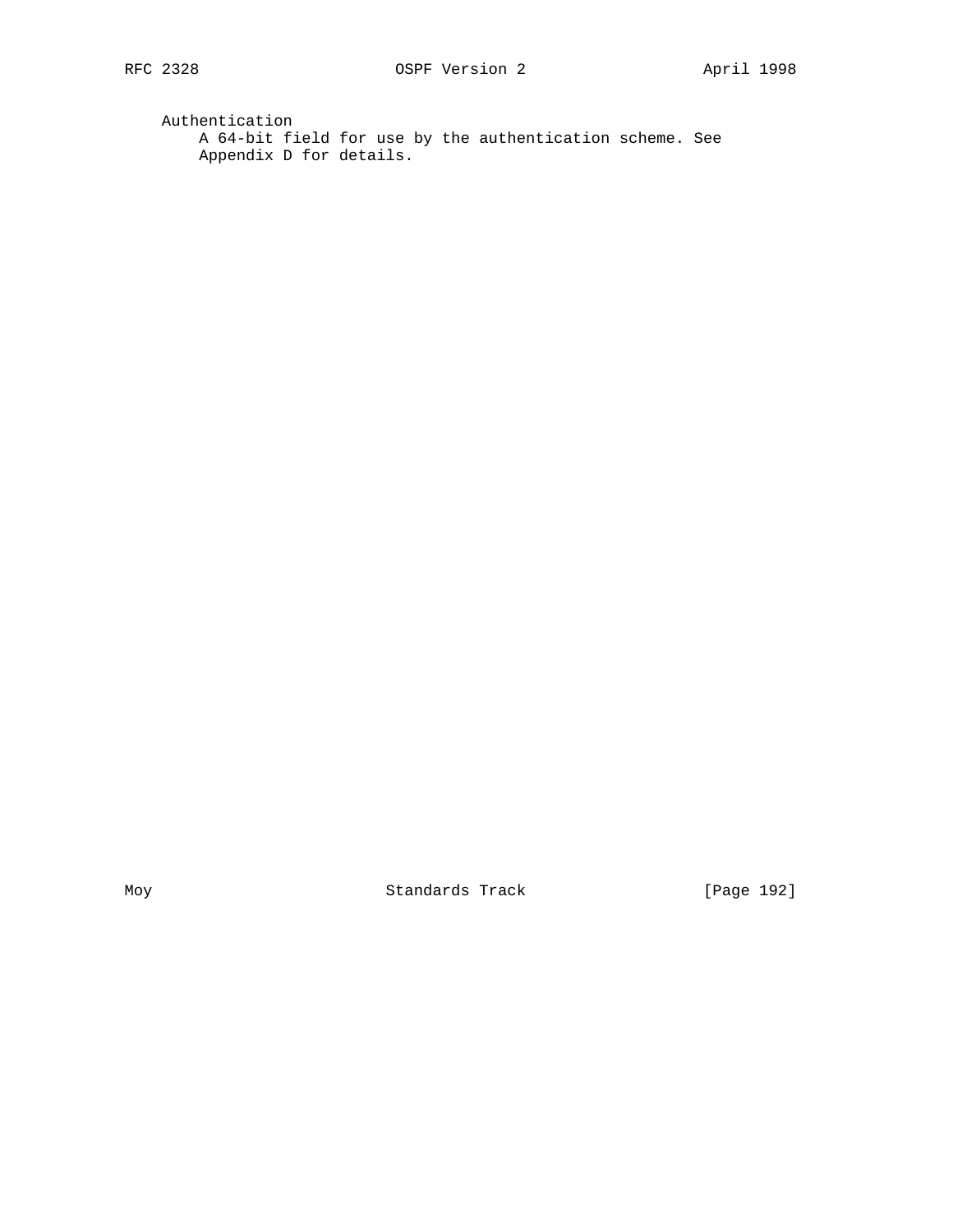Authentication
A 64-bit field for use by the authentication scheme. See Appendix D for details.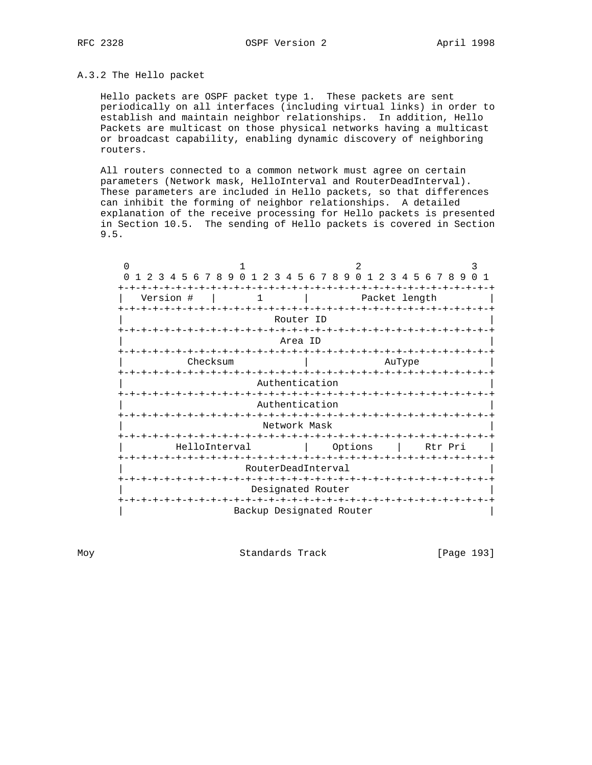### A.3.2 The Hello packet

Hello packets are OSPF packet type 1. These packets are sent periodically on all interfaces (including virtual links) in order to establish and maintain neighbor relationships. In addition, Hello Packets are multicast on those physical networks having a multicast or broadcast capability, enabling dynamic discovery of neighboring routers.

All routers connected to a common network must agree on certain parameters (Network mask, HelloInterval and RouterDeadInterval). These parameters are included in Hello packets, so that differences can inhibit the forming of neighbor relationships. A detailed explanation of the receive processing for Hello packets is presented in Section 10.5. The sending of Hello packets is covered in Section 9.5.

```
 0                   1                   2                   3
 0 1 2 3 4 5 6 7 8 9 0 1 2 3 4 5 6 7 8 9 0 1 2 3 4 5 6 7 8 9 0 1
+-+-+-+-+-+-+-+-+-+-+-+-+-+-+-+-+-+-+-+-+-+-+-+-+-+-+-+-+-+-+-+-+
|   Version #   |       1       |         Packet length         |
+-+-+-+-+-+-+-+-+-+-+-+-+-+-+-+-+-+-+-+-+-+-+-+-+-+-+-+-+-+-+-+-+
|                          Router ID                            |
+-+-+-+-+-+-+-+-+-+-+-+-+-+-+-+-+-+-+-+-+-+-+-+-+-+-+-+-+-+-+-+-+
|                           Area ID                             |
+-+-+-+-+-+-+-+-+-+-+-+-+-+-+-+-+-+-+-+-+-+-+-+-+-+-+-+-+-+-+-+-+
|           Checksum            |             AuType            |
+-+-+-+-+-+-+-+-+-+-+-+-+-+-+-+-+-+-+-+-+-+-+-+-+-+-+-+-+-+-+-+-+
|                       Authentication                          |
+-+-+-+-+-+-+-+-+-+-+-+-+-+-+-+-+-+-+-+-+-+-+-+-+-+-+-+-+-+-+-+-+
|                       Authentication                          |
+-+-+-+-+-+-+-+-+-+-+-+-+-+-+-+-+-+-+-+-+-+-+-+-+-+-+-+-+-+-+-+-+
|                        Network Mask                           |
+-+-+-+-+-+-+-+-+-+-+-+-+-+-+-+-+-+-+-+-+-+-+-+-+-+-+-+-+-+-+-+-+
|         HelloInterval         |    Options    |    Rtr Pri    |
+-+-+-+-+-+-+-+-+-+-+-+-+-+-+-+-+-+-+-+-+-+-+-+-+-+-+-+-+-+-+-+-+
|                     RouterDeadInterval                        |
+-+-+-+-+-+-+-+-+-+-+-+-+-+-+-+-+-+-+-+-+-+-+-+-+-+-+-+-+-+-+-+-+
|                      Designated Router                        |
+-+-+-+-+-+-+-+-+-+-+-+-+-+-+-+-+-+-+-+-+-+-+-+-+-+-+-+-+-+-+-+-+
|                   Backup Designated Router                    |
```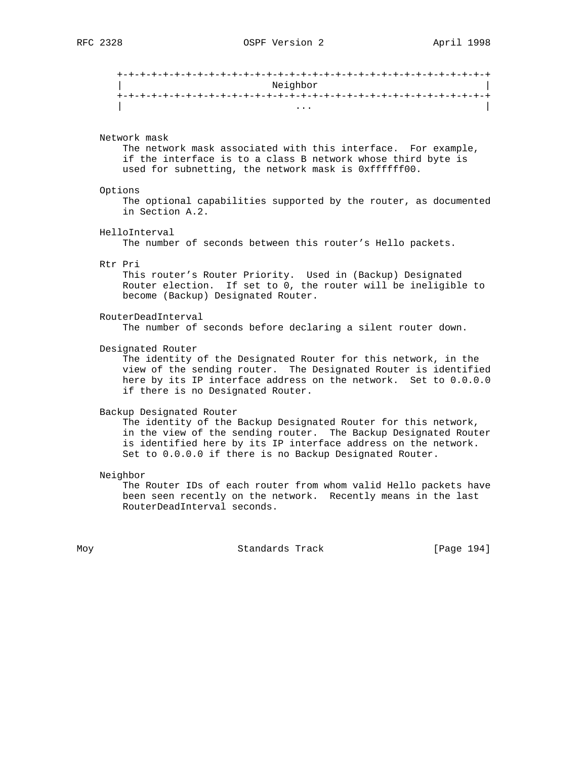```
        +-+-+-+-+-+-+-+-+-+-+-+-+-+-+-+-+-+-+-+-+-+-+-+-+-+-+-+-+-+-+-+-+
        |                             Neighbor                          |
        +-+-+-+-+-+-+-+-+-+-+-+-+-+-+-+-+-+-+-+-+-+-+-+-+-+-+-+-+-+-+-+-+
        |                              ...                              |
```

Network mask
    The network mask associated with this interface. For example, if the interface is to a class B network whose third byte is used for subnetting, the network mask is 0xffffff00.

Options
    The optional capabilities supported by the router, as documented in Section A.2.

HelloInterval
    The number of seconds between this router's Hello packets.

Rtr Pri
    This router's Router Priority. Used in (Backup) Designated Router election. If set to 0, the router will be ineligible to become (Backup) Designated Router.

RouterDeadInterval
    The number of seconds before declaring a silent router down.

Designated Router
    The identity of the Designated Router for this network, in the view of the sending router. The Designated Router is identified here by its IP interface address on the network. Set to 0.0.0.0 if there is no Designated Router.

Backup Designated Router
    The identity of the Backup Designated Router for this network, in the view of the sending router. The Backup Designated Router is identified here by its IP interface address on the network. Set to 0.0.0.0 if there is no Backup Designated Router.

Neighbor
    The Router IDs of each router from whom valid Hello packets have been seen recently on the network. Recently means in the last RouterDeadInterval seconds.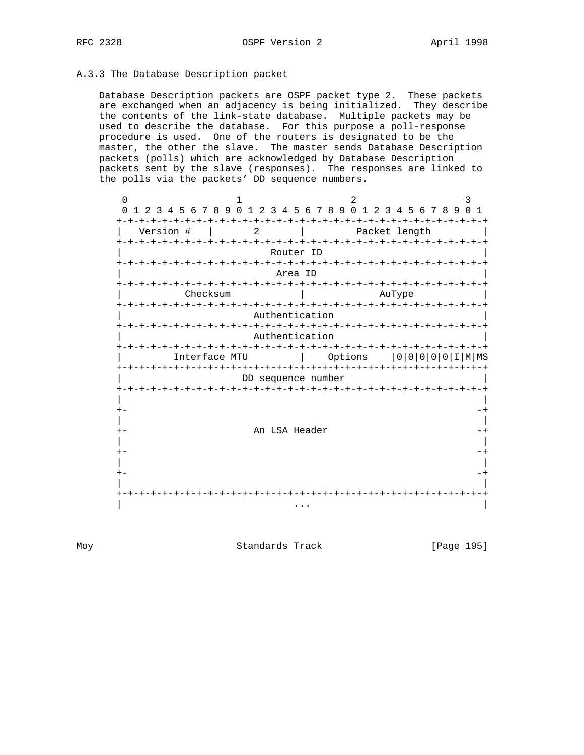### A.3.3 The Database Description packet

Database Description packets are OSPF packet type 2. These packets are exchanged when an adjacency is being initialized. They describe the contents of the link-state database. Multiple packets may be used to describe the database. For this purpose a poll-response procedure is used. One of the routers is designated to be the master, the other the slave. The master sends Database Description packets (polls) which are acknowledged by Database Description packets sent by the slave (responses). The responses are linked to the polls via the packets' DD sequence numbers.

```
 0                   1                   2                   3
 0 1 2 3 4 5 6 7 8 9 0 1 2 3 4 5 6 7 8 9 0 1 2 3 4 5 6 7 8 9 0 1
+-+-+-+-+-+-+-+-+-+-+-+-+-+-+-+-+-+-+-+-+-+-+-+-+-+-+-+-+-+-+-+-+
|   Version #   |       2       |         Packet length         |
+-+-+-+-+-+-+-+-+-+-+-+-+-+-+-+-+-+-+-+-+-+-+-+-+-+-+-+-+-+-+-+-+
|                          Router ID                            |
+-+-+-+-+-+-+-+-+-+-+-+-+-+-+-+-+-+-+-+-+-+-+-+-+-+-+-+-+-+-+-+-+
|                           Area ID                             |
+-+-+-+-+-+-+-+-+-+-+-+-+-+-+-+-+-+-+-+-+-+-+-+-+-+-+-+-+-+-+-+-+
|           Checksum            |             AuType            |
+-+-+-+-+-+-+-+-+-+-+-+-+-+-+-+-+-+-+-+-+-+-+-+-+-+-+-+-+-+-+-+-+
|                       Authentication                          |
+-+-+-+-+-+-+-+-+-+-+-+-+-+-+-+-+-+-+-+-+-+-+-+-+-+-+-+-+-+-+-+-+
|                       Authentication                          |
+-+-+-+-+-+-+-+-+-+-+-+-+-+-+-+-+-+-+-+-+-+-+-+-+-+-+-+-+-+-+-+-+
|         Interface MTU         |    Options    |0|0|0|0|0|I|M|MS
+-+-+-+-+-+-+-+-+-+-+-+-+-+-+-+-+-+-+-+-+-+-+-+-+-+-+-+-+-+-+-+-+
|                     DD sequence number                        |
+-+-+-+-+-+-+-+-+-+-+-+-+-+-+-+-+-+-+-+-+-+-+-+-+-+-+-+-+-+-+-+-+
|                                                               |
+-                                                             -+
|                                                               |
+-                      An LSA Header                          -+
|                                                               |
+-                                                             -+
|                                                               |
+-                                                             -+
|                                                               |
+-+-+-+-+-+-+-+-+-+-+-+-+-+-+-+-+-+-+-+-+-+-+-+-+-+-+-+-+-+-+-+-+
|                              ...                              |
```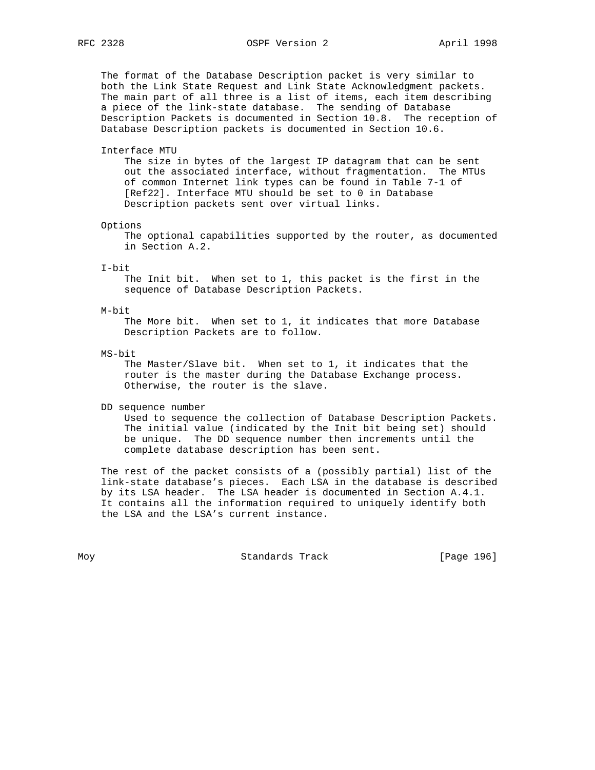The format of the Database Description packet is very similar to both the Link State Request and Link State Acknowledgment packets. The main part of all three is a list of items, each item describing a piece of the link-state database. The sending of Database Description Packets is documented in Section 10.8. The reception of Database Description packets is documented in Section 10.6.

Interface MTU
: The size in bytes of the largest IP datagram that can be sent out the associated interface, without fragmentation. The MTUs of common Internet link types can be found in Table 7-1 of [Ref22]. Interface MTU should be set to 0 in Database Description packets sent over virtual links.

Options
: The optional capabilities supported by the router, as documented in Section A.2.

I-bit
: The Init bit. When set to 1, this packet is the first in the sequence of Database Description Packets.

M-bit
: The More bit. When set to 1, it indicates that more Database Description Packets are to follow.

MS-bit
: The Master/Slave bit. When set to 1, it indicates that the router is the master during the Database Exchange process. Otherwise, the router is the slave.

DD sequence number
: Used to sequence the collection of Database Description Packets. The initial value (indicated by the Init bit being set) should be unique. The DD sequence number then increments until the complete database description has been sent.

The rest of the packet consists of a (possibly partial) list of the link-state database's pieces. Each LSA in the database is described by its LSA header. The LSA header is documented in Section A.4.1. It contains all the information required to uniquely identify both the LSA and the LSA's current instance.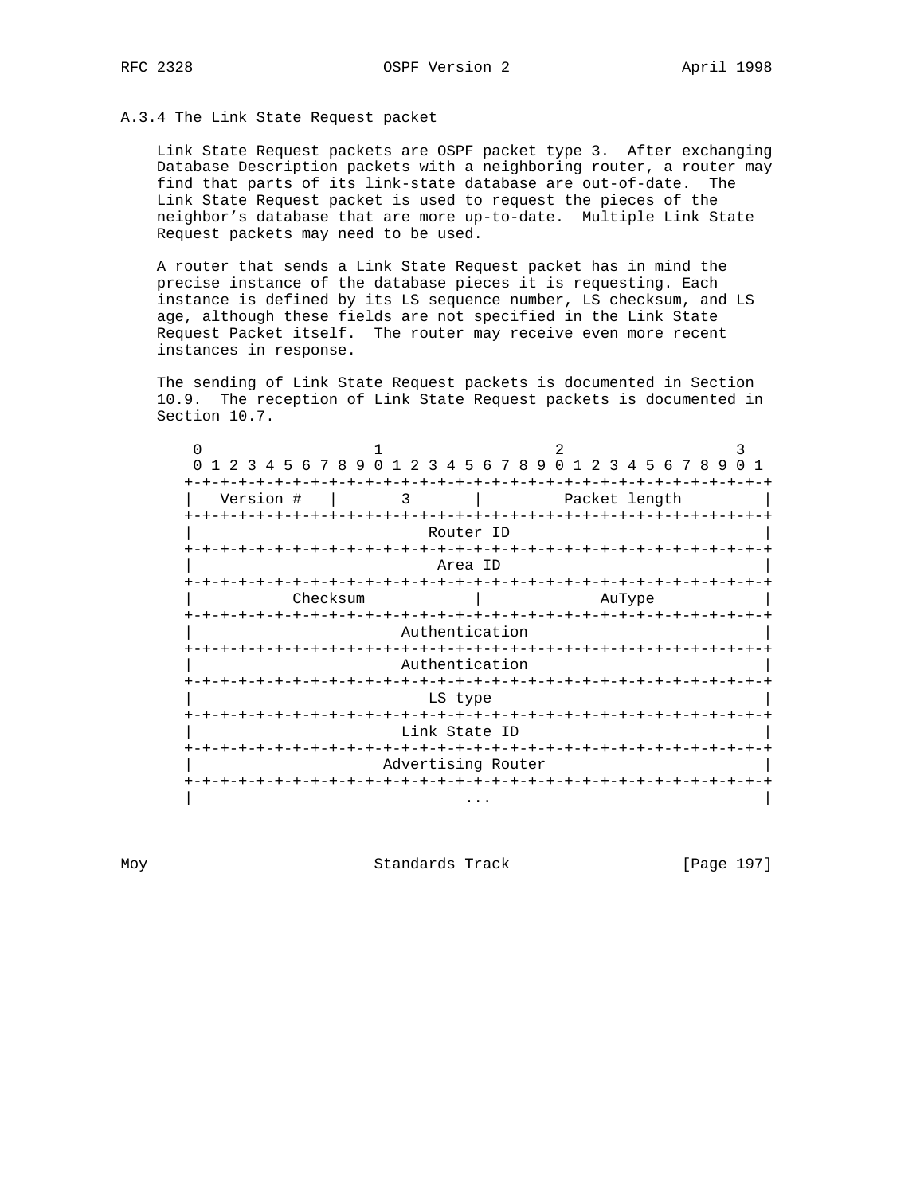### A.3.4 The Link State Request packet

Link State Request packets are OSPF packet type 3. After exchanging Database Description packets with a neighboring router, a router may find that parts of its link-state database are out-of-date. The Link State Request packet is used to request the pieces of the neighbor's database that are more up-to-date. Multiple Link State Request packets may need to be used.

A router that sends a Link State Request packet has in mind the precise instance of the database pieces it is requesting. Each instance is defined by its LS sequence number, LS checksum, and LS age, although these fields are not specified in the Link State Request Packet itself. The router may receive even more recent instances in response.

The sending of Link State Request packets is documented in Section 10.9. The reception of Link State Request packets is documented in Section 10.7.

```
 0                   1                   2                   3
 0 1 2 3 4 5 6 7 8 9 0 1 2 3 4 5 6 7 8 9 0 1 2 3 4 5 6 7 8 9 0 1
+-+-+-+-+-+-+-+-+-+-+-+-+-+-+-+-+-+-+-+-+-+-+-+-+-+-+-+-+-+-+-+-+
|   Version #   |       3       |         Packet length         |
+-+-+-+-+-+-+-+-+-+-+-+-+-+-+-+-+-+-+-+-+-+-+-+-+-+-+-+-+-+-+-+-+
|                          Router ID                            |
+-+-+-+-+-+-+-+-+-+-+-+-+-+-+-+-+-+-+-+-+-+-+-+-+-+-+-+-+-+-+-+-+
|                           Area ID                             |
+-+-+-+-+-+-+-+-+-+-+-+-+-+-+-+-+-+-+-+-+-+-+-+-+-+-+-+-+-+-+-+-+
|           Checksum            |             AuType            |
+-+-+-+-+-+-+-+-+-+-+-+-+-+-+-+-+-+-+-+-+-+-+-+-+-+-+-+-+-+-+-+-+
|                       Authentication                          |
+-+-+-+-+-+-+-+-+-+-+-+-+-+-+-+-+-+-+-+-+-+-+-+-+-+-+-+-+-+-+-+-+
|                       Authentication                          |
+-+-+-+-+-+-+-+-+-+-+-+-+-+-+-+-+-+-+-+-+-+-+-+-+-+-+-+-+-+-+-+-+
|                          LS type                              |
+-+-+-+-+-+-+-+-+-+-+-+-+-+-+-+-+-+-+-+-+-+-+-+-+-+-+-+-+-+-+-+-+
|                       Link State ID                           |
+-+-+-+-+-+-+-+-+-+-+-+-+-+-+-+-+-+-+-+-+-+-+-+-+-+-+-+-+-+-+-+-+
|                     Advertising Router                        |
+-+-+-+-+-+-+-+-+-+-+-+-+-+-+-+-+-+-+-+-+-+-+-+-+-+-+-+-+-+-+-+-+
|                              ...                              |
```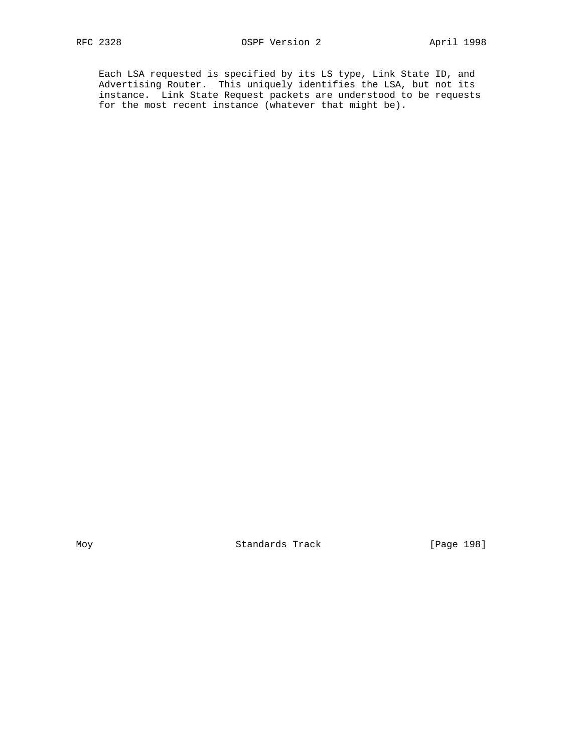Each LSA requested is specified by its LS type, Link State ID, and Advertising Router. This uniquely identifies the LSA, but not its instance. Link State Request packets are understood to be requests for the most recent instance (whatever that might be).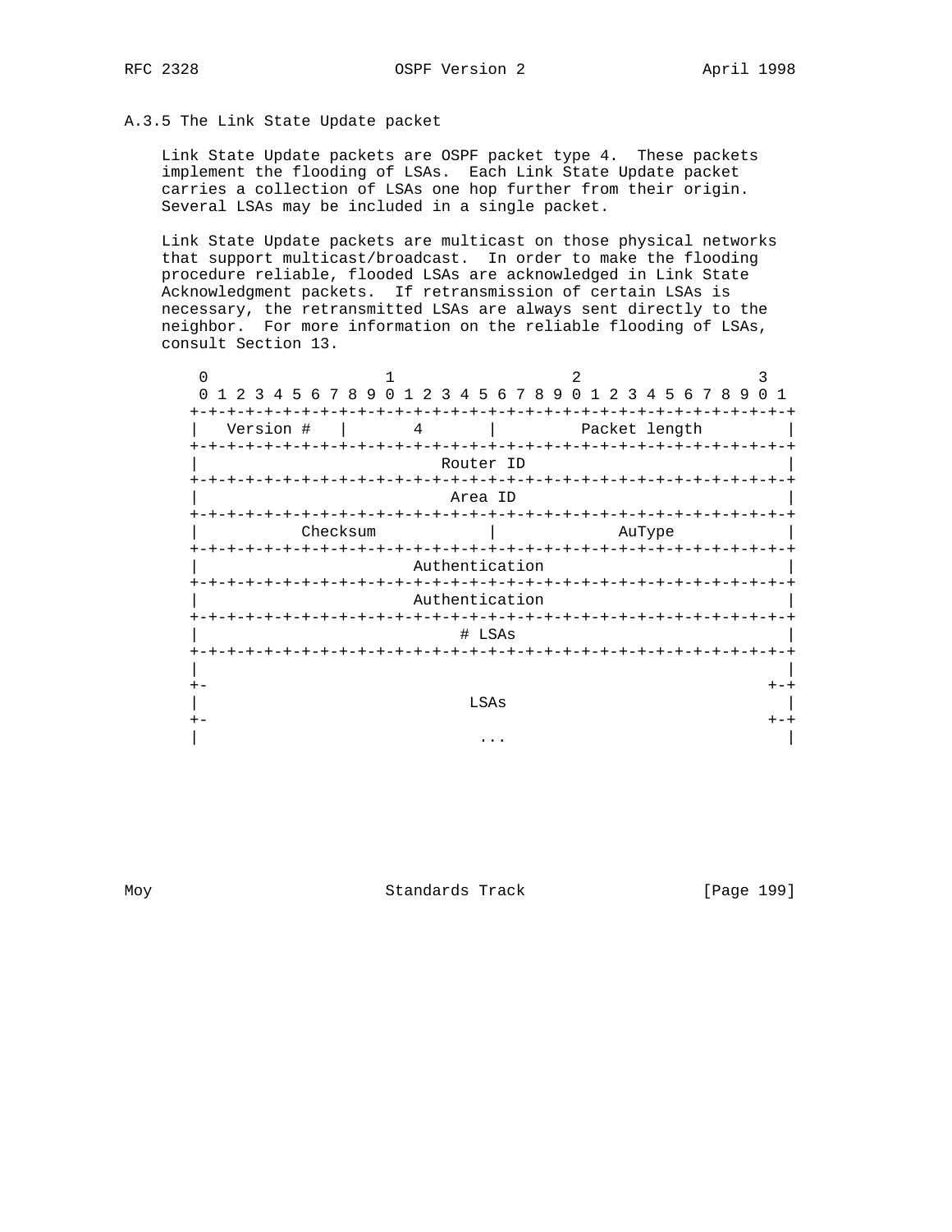### A.3.5 The Link State Update packet

Link State Update packets are OSPF packet type 4. These packets implement the flooding of LSAs. Each Link State Update packet carries a collection of LSAs one hop further from their origin. Several LSAs may be included in a single packet.

Link State Update packets are multicast on those physical networks that support multicast/broadcast. In order to make the flooding procedure reliable, flooded LSAs are acknowledged in Link State Acknowledgment packets. If retransmission of certain LSAs is necessary, the retransmitted LSAs are always sent directly to the neighbor. For more information on the reliable flooding of LSAs, consult Section 13.

```
 0                   1                   2                   3
 0 1 2 3 4 5 6 7 8 9 0 1 2 3 4 5 6 7 8 9 0 1 2 3 4 5 6 7 8 9 0 1
+-+-+-+-+-+-+-+-+-+-+-+-+-+-+-+-+-+-+-+-+-+-+-+-+-+-+-+-+-+-+-+-+
|   Version #   |       4       |         Packet length         |
+-+-+-+-+-+-+-+-+-+-+-+-+-+-+-+-+-+-+-+-+-+-+-+-+-+-+-+-+-+-+-+-+
|                          Router ID                            |
+-+-+-+-+-+-+-+-+-+-+-+-+-+-+-+-+-+-+-+-+-+-+-+-+-+-+-+-+-+-+-+-+
|                           Area ID                             |
+-+-+-+-+-+-+-+-+-+-+-+-+-+-+-+-+-+-+-+-+-+-+-+-+-+-+-+-+-+-+-+-+
|           Checksum            |             AuType            |
+-+-+-+-+-+-+-+-+-+-+-+-+-+-+-+-+-+-+-+-+-+-+-+-+-+-+-+-+-+-+-+-+
|                       Authentication                          |
+-+-+-+-+-+-+-+-+-+-+-+-+-+-+-+-+-+-+-+-+-+-+-+-+-+-+-+-+-+-+-+-+
|                       Authentication                          |
+-+-+-+-+-+-+-+-+-+-+-+-+-+-+-+-+-+-+-+-+-+-+-+-+-+-+-+-+-+-+-+-+
|                            # LSAs                             |
+-+-+-+-+-+-+-+-+-+-+-+-+-+-+-+-+-+-+-+-+-+-+-+-+-+-+-+-+-+-+-+-+
|                                                               |
+-                                                            +-+
|                             LSAs                              |
+-                                                            +-+
|                              ...                              |
```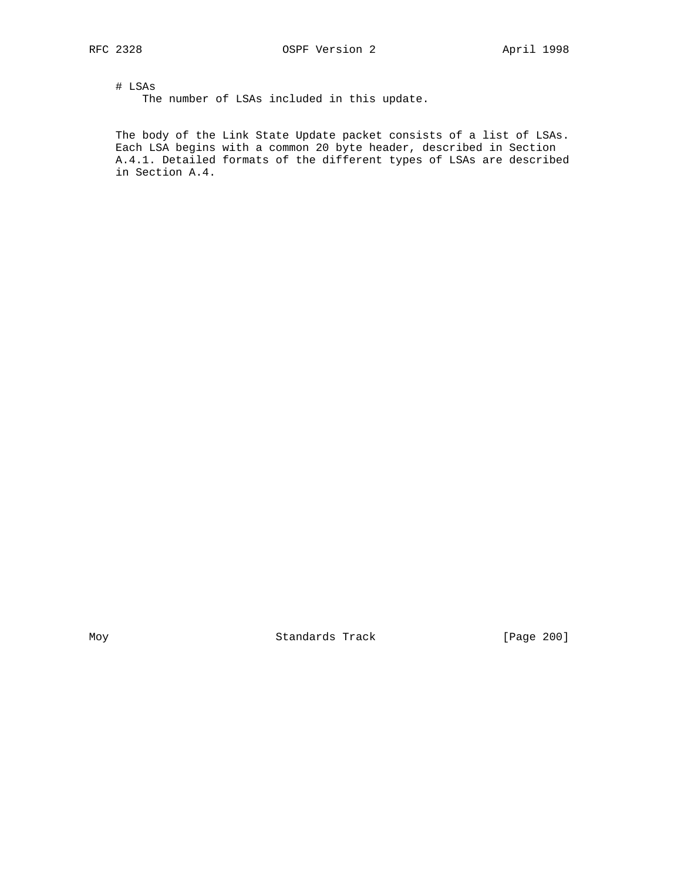# LSAs
The number of LSAs included in this update.

The body of the Link State Update packet consists of a list of LSAs. Each LSA begins with a common 20 byte header, described in Section A.4.1. Detailed formats of the different types of LSAs are described in Section A.4.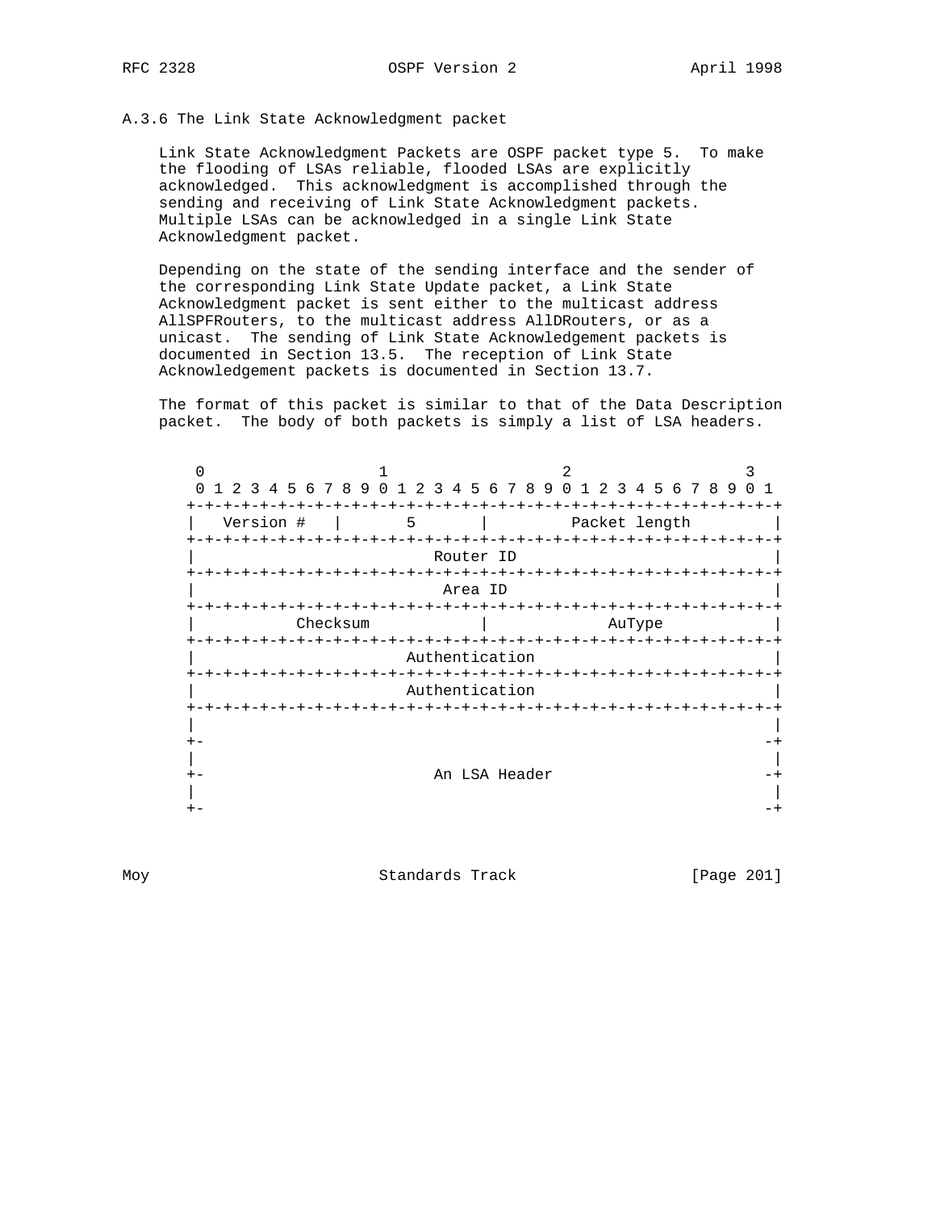### A.3.6 The Link State Acknowledgment packet

Link State Acknowledgment Packets are OSPF packet type 5. To make the flooding of LSAs reliable, flooded LSAs are explicitly acknowledged. This acknowledgment is accomplished through the sending and receiving of Link State Acknowledgment packets. Multiple LSAs can be acknowledged in a single Link State Acknowledgment packet.

Depending on the state of the sending interface and the sender of the corresponding Link State Update packet, a Link State Acknowledgment packet is sent either to the multicast address AllSPFRouters, to the multicast address AllDRouters, or as a unicast. The sending of Link State Acknowledgement packets is documented in Section 13.5. The reception of Link State Acknowledgement packets is documented in Section 13.7.

The format of this packet is similar to that of the Data Description packet. The body of both packets is simply a list of LSA headers.

```
 0                   1                   2                   3
 0 1 2 3 4 5 6 7 8 9 0 1 2 3 4 5 6 7 8 9 0 1 2 3 4 5 6 7 8 9 0 1
+-+-+-+-+-+-+-+-+-+-+-+-+-+-+-+-+-+-+-+-+-+-+-+-+-+-+-+-+-+-+-+-+
|   Version #   |       5       |         Packet length         |
+-+-+-+-+-+-+-+-+-+-+-+-+-+-+-+-+-+-+-+-+-+-+-+-+-+-+-+-+-+-+-+-+
|                          Router ID                            |
+-+-+-+-+-+-+-+-+-+-+-+-+-+-+-+-+-+-+-+-+-+-+-+-+-+-+-+-+-+-+-+-+
|                           Area ID                             |
+-+-+-+-+-+-+-+-+-+-+-+-+-+-+-+-+-+-+-+-+-+-+-+-+-+-+-+-+-+-+-+-+
|           Checksum            |             AuType            |
+-+-+-+-+-+-+-+-+-+-+-+-+-+-+-+-+-+-+-+-+-+-+-+-+-+-+-+-+-+-+-+-+
|                       Authentication                          |
+-+-+-+-+-+-+-+-+-+-+-+-+-+-+-+-+-+-+-+-+-+-+-+-+-+-+-+-+-+-+-+-+
|                       Authentication                          |
+-+-+-+-+-+-+-+-+-+-+-+-+-+-+-+-+-+-+-+-+-+-+-+-+-+-+-+-+-+-+-+-+
|                                                               |
+-                                                             -+
|                                                               |
+-                         An LSA Header                       -+
|                                                               |
+-                                                             -+
```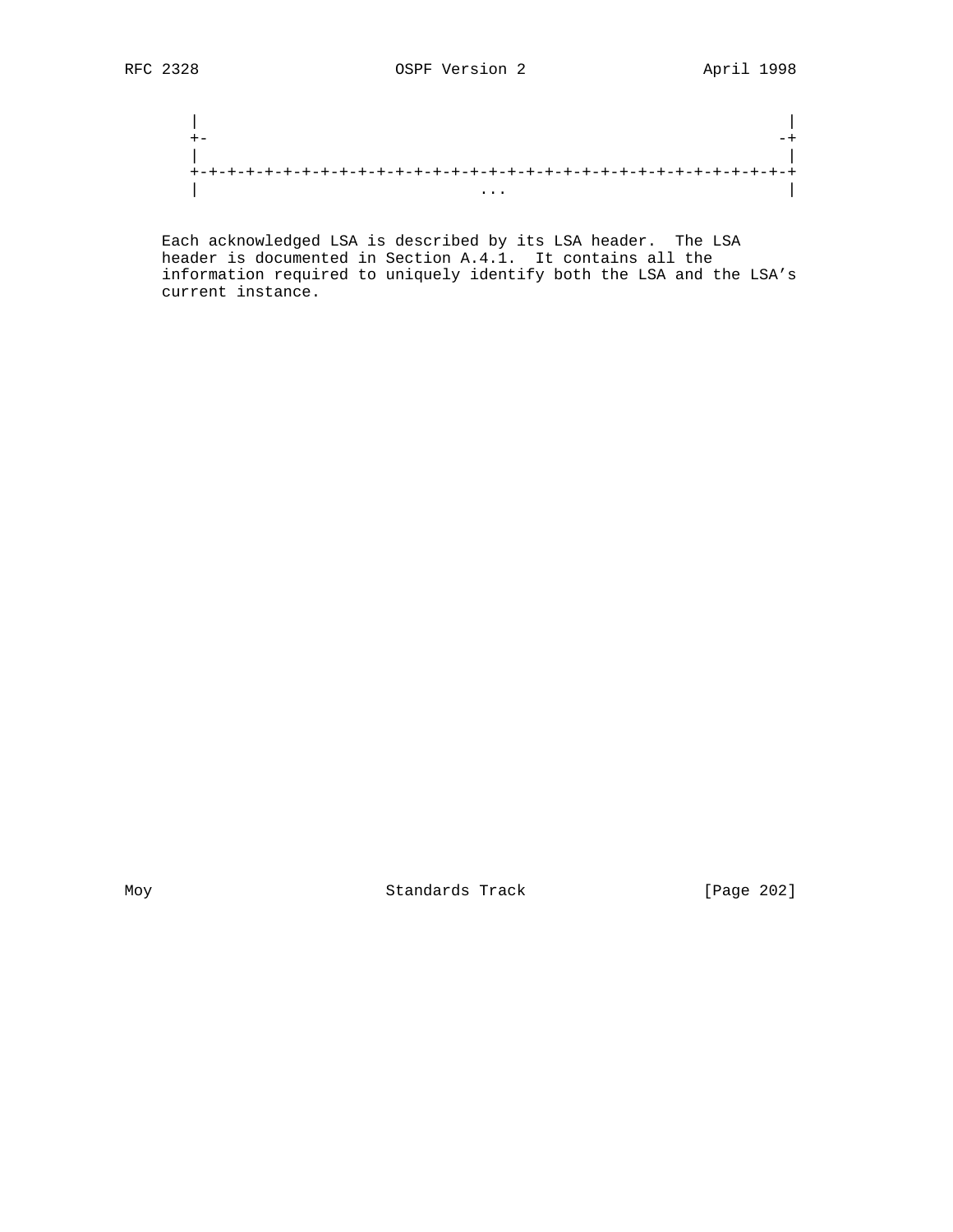```
      |                                                               |
      +-                                                             -+
      |                                                               |
      +-+-+-+-+-+-+-+-+-+-+-+-+-+-+-+-+-+-+-+-+-+-+-+-+-+-+-+-+-+-+-+-+
      |                              ...                              |
```

Each acknowledged LSA is described by its LSA header. The LSA header is documented in Section A.4.1. It contains all the information required to uniquely identify both the LSA and the LSA's current instance.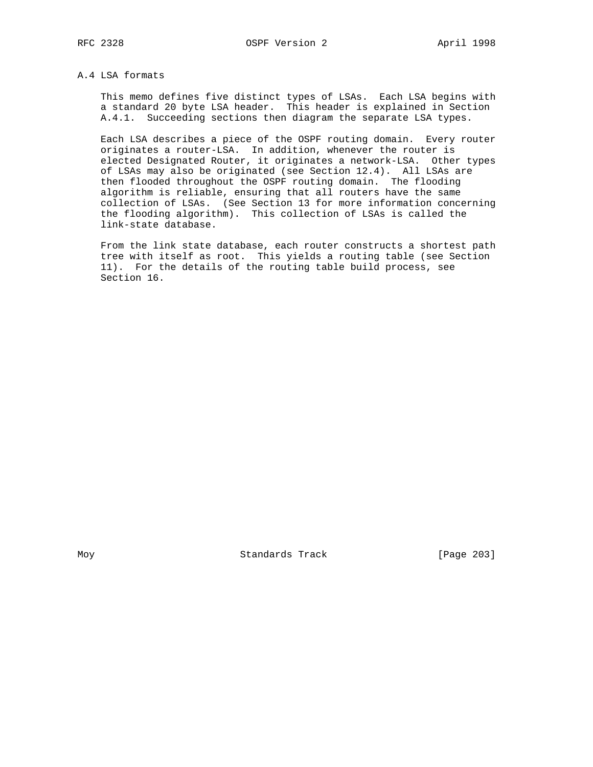## A.4 LSA formats

This memo defines five distinct types of LSAs. Each LSA begins with a standard 20 byte LSA header. This header is explained in Section A.4.1. Succeeding sections then diagram the separate LSA types.

Each LSA describes a piece of the OSPF routing domain. Every router originates a router-LSA. In addition, whenever the router is elected Designated Router, it originates a network-LSA. Other types of LSAs may also be originated (see Section 12.4). All LSAs are then flooded throughout the OSPF routing domain. The flooding algorithm is reliable, ensuring that all routers have the same collection of LSAs. (See Section 13 for more information concerning the flooding algorithm). This collection of LSAs is called the link-state database.

From the link state database, each router constructs a shortest path tree with itself as root. This yields a routing table (see Section 11). For the details of the routing table build process, see Section 16.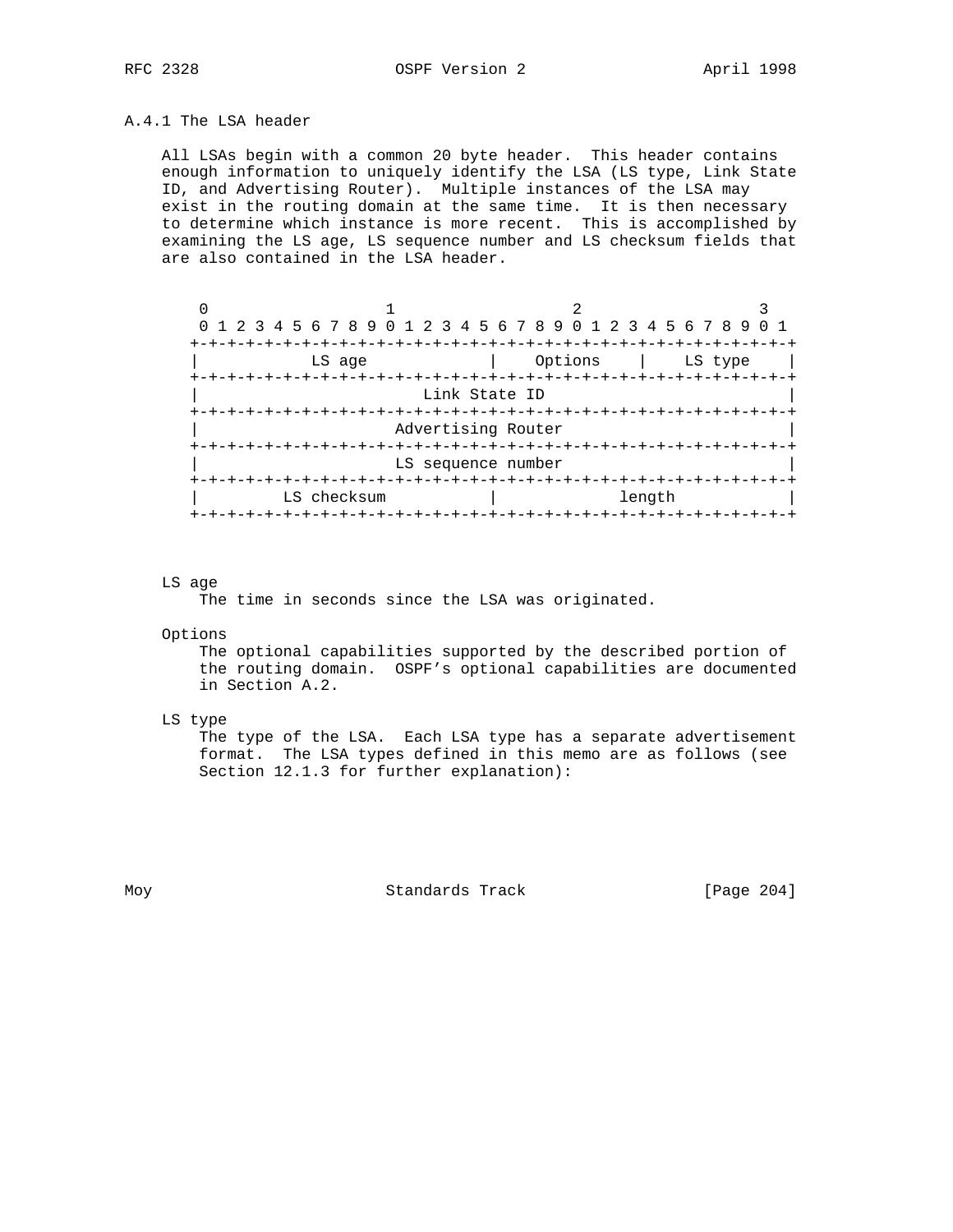### A.4.1 The LSA header

All LSAs begin with a common 20 byte header. This header contains enough information to uniquely identify the LSA (LS type, Link State ID, and Advertising Router). Multiple instances of the LSA may exist in the routing domain at the same time. It is then necessary to determine which instance is more recent. This is accomplished by examining the LS age, LS sequence number and LS checksum fields that are also contained in the LSA header.

```
 0                   1                   2                   3
 0 1 2 3 4 5 6 7 8 9 0 1 2 3 4 5 6 7 8 9 0 1 2 3 4 5 6 7 8 9 0 1
+-+-+-+-+-+-+-+-+-+-+-+-+-+-+-+-+-+-+-+-+-+-+-+-+-+-+-+-+-+-+-+-+
|            LS age             |    Options    |    LS type    |
+-+-+-+-+-+-+-+-+-+-+-+-+-+-+-+-+-+-+-+-+-+-+-+-+-+-+-+-+-+-+-+-+
|                        Link State ID                          |
+-+-+-+-+-+-+-+-+-+-+-+-+-+-+-+-+-+-+-+-+-+-+-+-+-+-+-+-+-+-+-+-+
|                     Advertising Router                        |
+-+-+-+-+-+-+-+-+-+-+-+-+-+-+-+-+-+-+-+-+-+-+-+-+-+-+-+-+-+-+-+-+
|                     LS sequence number                        |
+-+-+-+-+-+-+-+-+-+-+-+-+-+-+-+-+-+-+-+-+-+-+-+-+-+-+-+-+-+-+-+-+
|         LS checksum           |             length            |
+-+-+-+-+-+-+-+-+-+-+-+-+-+-+-+-+-+-+-+-+-+-+-+-+-+-+-+-+-+-+-+-+
```

LS age
: The time in seconds since the LSA was originated.

Options
: The optional capabilities supported by the described portion of the routing domain. OSPF's optional capabilities are documented in Section A.2.

LS type
: The type of the LSA. Each LSA type has a separate advertisement format. The LSA types defined in this memo are as follows (see Section 12.1.3 for further explanation):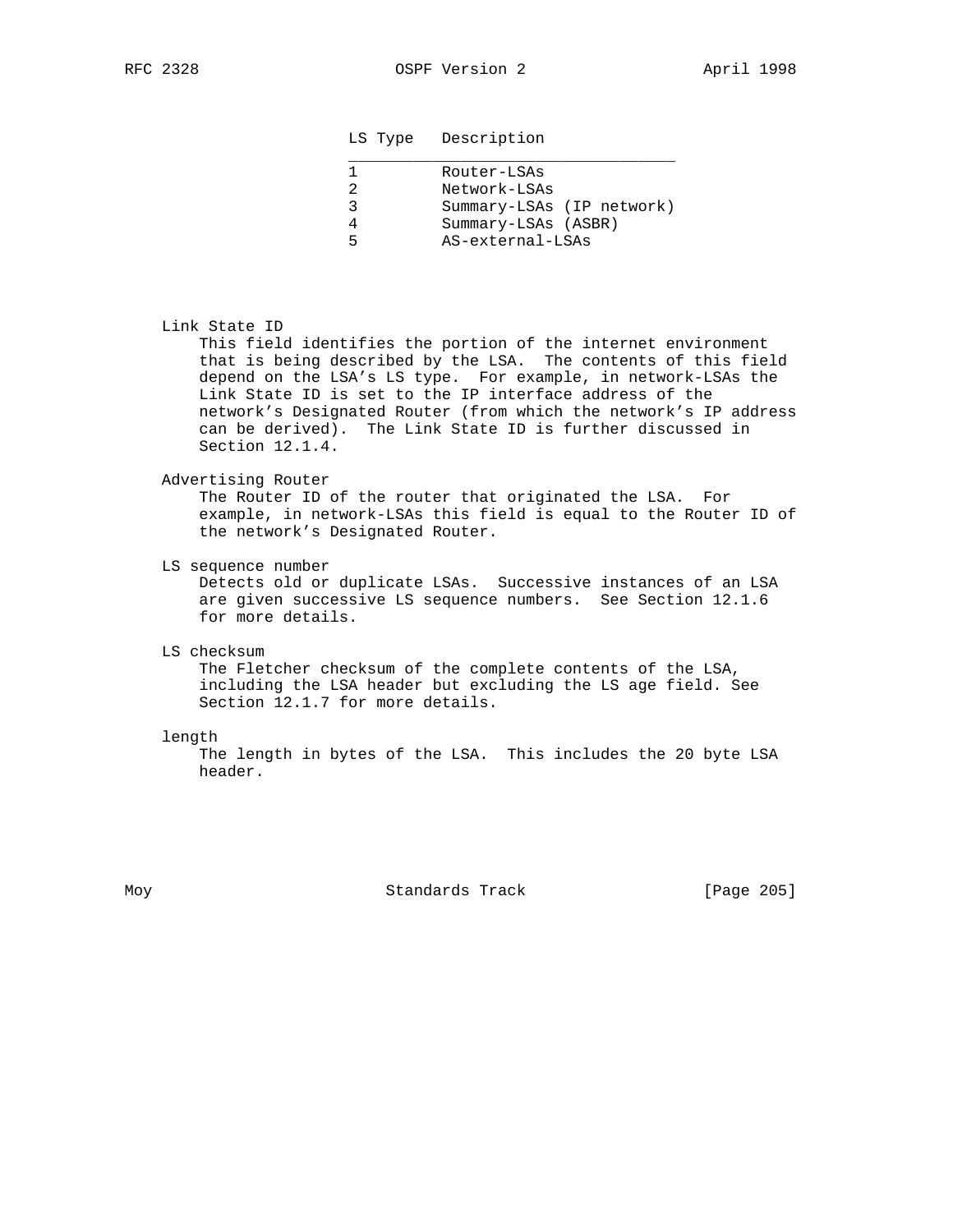| LS Type | Description |
| --- | --- |
| 1 | Router-LSAs |
| 2 | Network-LSAs |
| 3 | Summary-LSAs (IP network) |
| 4 | Summary-LSAs (ASBR) |
| 5 | AS-external-LSAs |

Link State ID
    This field identifies the portion of the internet environment that is being described by the LSA. The contents of this field depend on the LSA's LS type. For example, in network-LSAs the Link State ID is set to the IP interface address of the network's Designated Router (from which the network's IP address can be derived). The Link State ID is further discussed in Section 12.1.4.

Advertising Router
    The Router ID of the router that originated the LSA. For example, in network-LSAs this field is equal to the Router ID of the network's Designated Router.

LS sequence number
    Detects old or duplicate LSAs. Successive instances of an LSA are given successive LS sequence numbers. See Section 12.1.6 for more details.

LS checksum
    The Fletcher checksum of the complete contents of the LSA, including the LSA header but excluding the LS age field. See Section 12.1.7 for more details.

length
    The length in bytes of the LSA. This includes the 20 byte LSA header.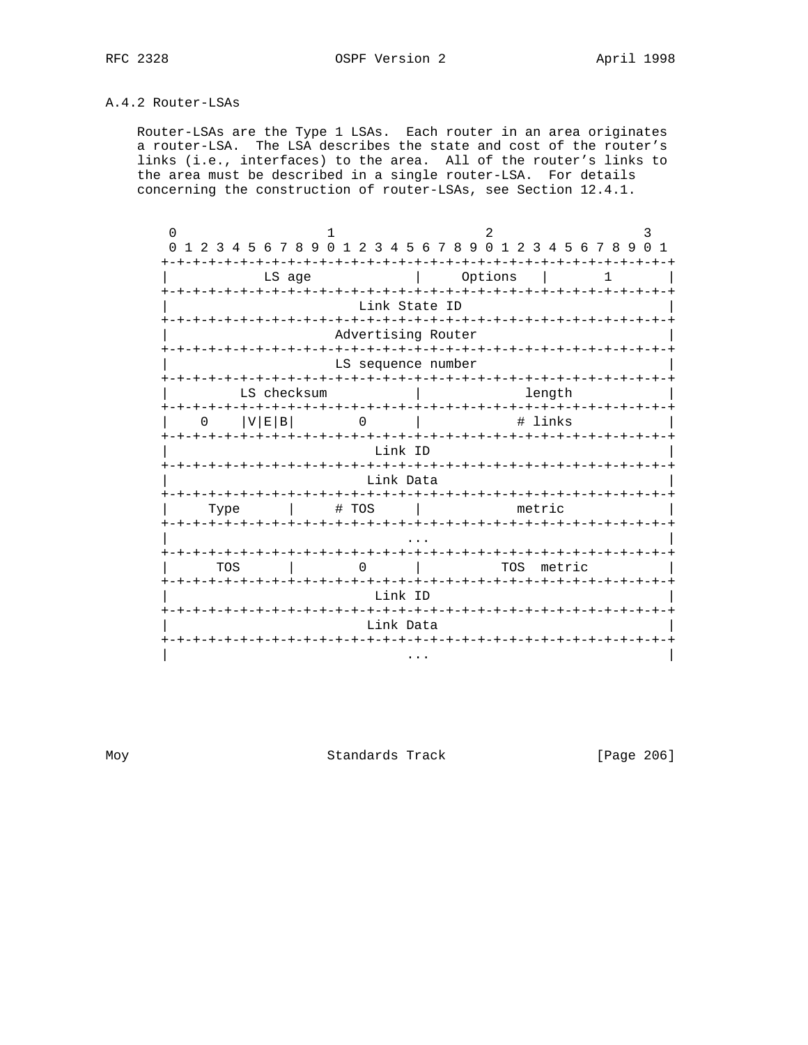## A.4.2 Router-LSAs

Router-LSAs are the Type 1 LSAs. Each router in an area originates a router-LSA. The LSA describes the state and cost of the router's links (i.e., interfaces) to the area. All of the router's links to the area must be described in a single router-LSA. For details concerning the construction of router-LSAs, see Section 12.4.1.

```
 0                   1                   2                   3
 0 1 2 3 4 5 6 7 8 9 0 1 2 3 4 5 6 7 8 9 0 1 2 3 4 5 6 7 8 9 0 1
+-+-+-+-+-+-+-+-+-+-+-+-+-+-+-+-+-+-+-+-+-+-+-+-+-+-+-+-+-+-+-+-+
|            LS age             |     Options   |       1       |
+-+-+-+-+-+-+-+-+-+-+-+-+-+-+-+-+-+-+-+-+-+-+-+-+-+-+-+-+-+-+-+-+
|                        Link State ID                          |
+-+-+-+-+-+-+-+-+-+-+-+-+-+-+-+-+-+-+-+-+-+-+-+-+-+-+-+-+-+-+-+-+
|                     Advertising Router                        |
+-+-+-+-+-+-+-+-+-+-+-+-+-+-+-+-+-+-+-+-+-+-+-+-+-+-+-+-+-+-+-+-+
|                     LS sequence number                        |
+-+-+-+-+-+-+-+-+-+-+-+-+-+-+-+-+-+-+-+-+-+-+-+-+-+-+-+-+-+-+-+-+
|         LS checksum           |             length            |
+-+-+-+-+-+-+-+-+-+-+-+-+-+-+-+-+-+-+-+-+-+-+-+-+-+-+-+-+-+-+-+-+
|    0    |V|E|B|        0      |            # links            |
+-+-+-+-+-+-+-+-+-+-+-+-+-+-+-+-+-+-+-+-+-+-+-+-+-+-+-+-+-+-+-+-+
|                          Link ID                              |
+-+-+-+-+-+-+-+-+-+-+-+-+-+-+-+-+-+-+-+-+-+-+-+-+-+-+-+-+-+-+-+-+
|                         Link Data                             |
+-+-+-+-+-+-+-+-+-+-+-+-+-+-+-+-+-+-+-+-+-+-+-+-+-+-+-+-+-+-+-+-+
|     Type      |     # TOS     |            metric             |
+-+-+-+-+-+-+-+-+-+-+-+-+-+-+-+-+-+-+-+-+-+-+-+-+-+-+-+-+-+-+-+-+
|                              ...                              |
+-+-+-+-+-+-+-+-+-+-+-+-+-+-+-+-+-+-+-+-+-+-+-+-+-+-+-+-+-+-+-+-+
|      TOS      |        0      |          TOS  metric          |
+-+-+-+-+-+-+-+-+-+-+-+-+-+-+-+-+-+-+-+-+-+-+-+-+-+-+-+-+-+-+-+-+
|                          Link ID                              |
+-+-+-+-+-+-+-+-+-+-+-+-+-+-+-+-+-+-+-+-+-+-+-+-+-+-+-+-+-+-+-+-+
|                         Link Data                             |
+-+-+-+-+-+-+-+-+-+-+-+-+-+-+-+-+-+-+-+-+-+-+-+-+-+-+-+-+-+-+-+-+
|                              ...                              |
```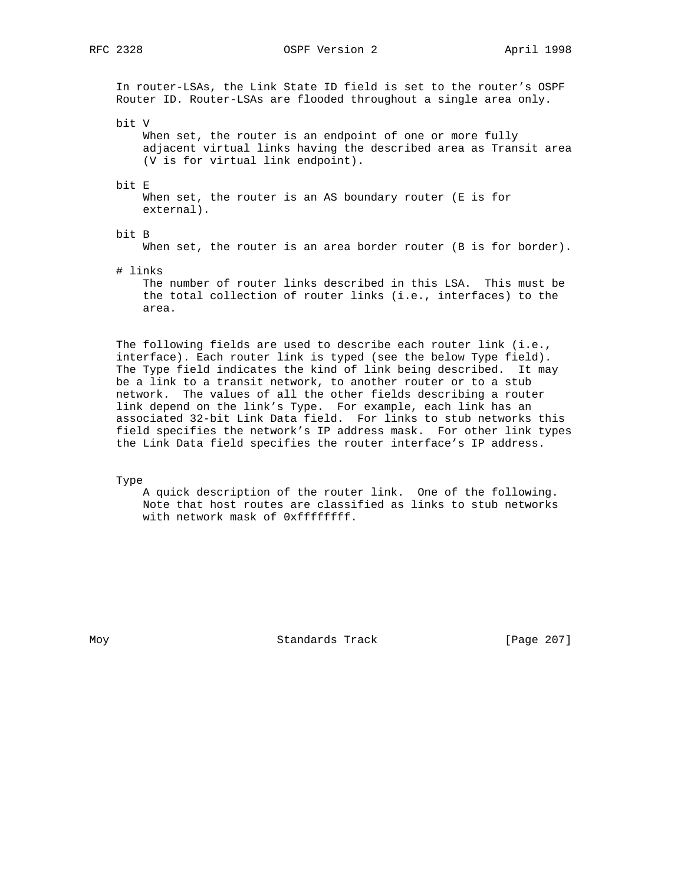In router-LSAs, the Link State ID field is set to the router's OSPF Router ID. Router-LSAs are flooded throughout a single area only.

bit V
: When set, the router is an endpoint of one or more fully adjacent virtual links having the described area as Transit area (V is for virtual link endpoint).

bit E
: When set, the router is an AS boundary router (E is for external).

bit B
: When set, the router is an area border router (B is for border).

# links
: The number of router links described in this LSA. This must be the total collection of router links (i.e., interfaces) to the area.

The following fields are used to describe each router link (i.e., interface). Each router link is typed (see the below Type field). The Type field indicates the kind of link being described. It may be a link to a transit network, to another router or to a stub network. The values of all the other fields describing a router link depend on the link's Type. For example, each link has an associated 32-bit Link Data field. For links to stub networks this field specifies the network's IP address mask. For other link types the Link Data field specifies the router interface's IP address.

Type
: A quick description of the router link. One of the following. Note that host routes are classified as links to stub networks with network mask of 0xffffffff.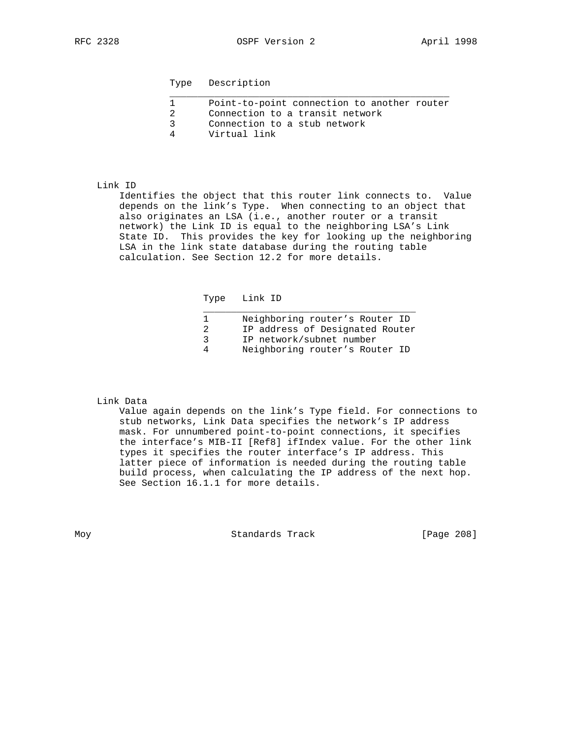| Type | Description |
|---|---|
| 1 | Point-to-point connection to another router |
| 2 | Connection to a transit network |
| 3 | Connection to a stub network |
| 4 | Virtual link |

Link ID

Identifies the object that this router link connects to. Value depends on the link's Type. When connecting to an object that also originates an LSA (i.e., another router or a transit network) the Link ID is equal to the neighboring LSA's Link State ID. This provides the key for looking up the neighboring LSA in the link state database during the routing table calculation. See Section 12.2 for more details.

| Type | Link ID |
|---|---|
| 1 | Neighboring router's Router ID |
| 2 | IP address of Designated Router |
| 3 | IP network/subnet number |
| 4 | Neighboring router's Router ID |

Link Data

Value again depends on the link's Type field. For connections to stub networks, Link Data specifies the network's IP address mask. For unnumbered point-to-point connections, it specifies the interface's MIB-II [Ref8] ifIndex value. For the other link types it specifies the router interface's IP address. This latter piece of information is needed during the routing table build process, when calculating the IP address of the next hop. See Section 16.1.1 for more details.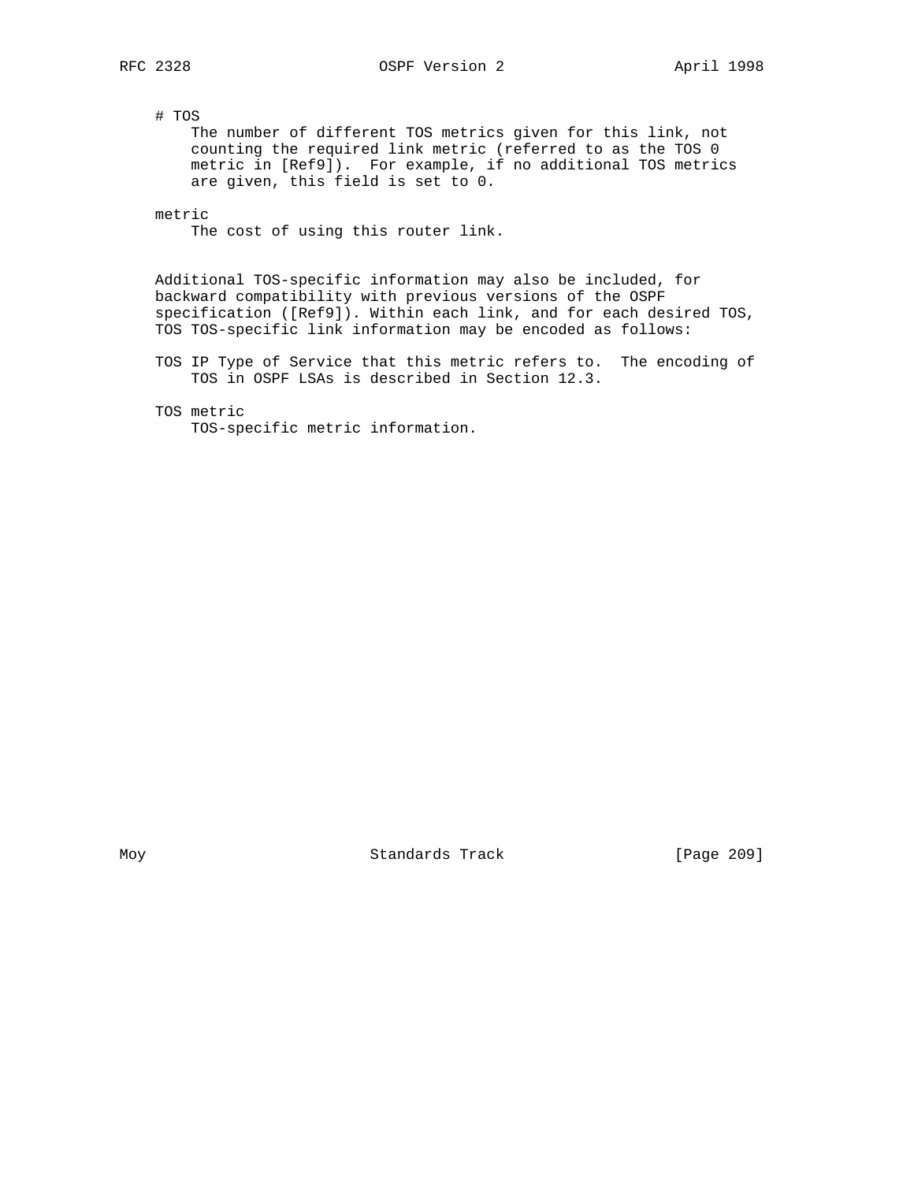# TOS
    The number of different TOS metrics given for this link, not counting the required link metric (referred to as the TOS 0 metric in [Ref9]). For example, if no additional TOS metrics are given, this field is set to 0.

metric
    The cost of using this router link.

Additional TOS-specific information may also be included, for backward compatibility with previous versions of the OSPF specification ([Ref9]). Within each link, and for each desired TOS, TOS TOS-specific link information may be encoded as follows:

TOS IP Type of Service that this metric refers to. The encoding of TOS in OSPF LSAs is described in Section 12.3.

TOS metric
    TOS-specific metric information.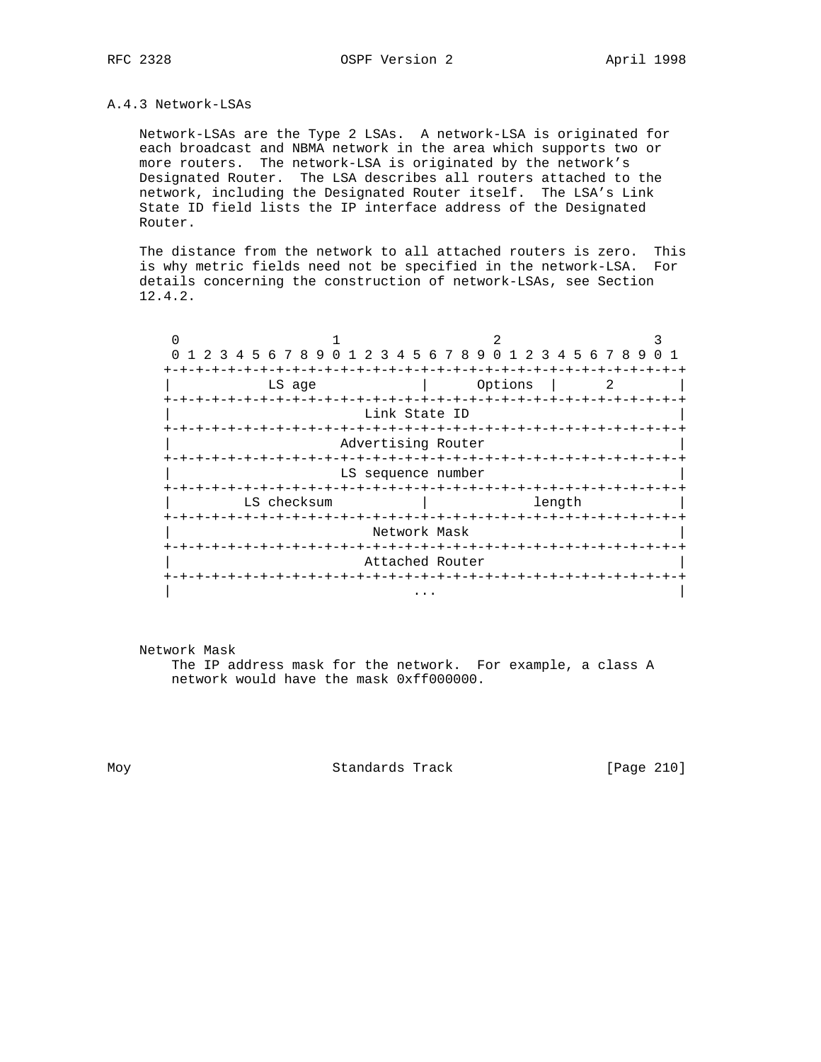### A.4.3 Network-LSAs

Network-LSAs are the Type 2 LSAs. A network-LSA is originated for each broadcast and NBMA network in the area which supports two or more routers. The network-LSA is originated by the network's Designated Router. The LSA describes all routers attached to the network, including the Designated Router itself. The LSA's Link State ID field lists the IP interface address of the Designated Router.

The distance from the network to all attached routers is zero. This is why metric fields need not be specified in the network-LSA. For details concerning the construction of network-LSAs, see Section 12.4.2.

```
 0                   1                   2                   3
 0 1 2 3 4 5 6 7 8 9 0 1 2 3 4 5 6 7 8 9 0 1 2 3 4 5 6 7 8 9 0 1
+-+-+-+-+-+-+-+-+-+-+-+-+-+-+-+-+-+-+-+-+-+-+-+-+-+-+-+-+-+-+-+-+
|            LS age             |      Options  |      2        |
+-+-+-+-+-+-+-+-+-+-+-+-+-+-+-+-+-+-+-+-+-+-+-+-+-+-+-+-+-+-+-+-+
|                        Link State ID                          |
+-+-+-+-+-+-+-+-+-+-+-+-+-+-+-+-+-+-+-+-+-+-+-+-+-+-+-+-+-+-+-+-+
|                     Advertising Router                        |
+-+-+-+-+-+-+-+-+-+-+-+-+-+-+-+-+-+-+-+-+-+-+-+-+-+-+-+-+-+-+-+-+
|                     LS sequence number                        |
+-+-+-+-+-+-+-+-+-+-+-+-+-+-+-+-+-+-+-+-+-+-+-+-+-+-+-+-+-+-+-+-+
|         LS checksum           |             length            |
+-+-+-+-+-+-+-+-+-+-+-+-+-+-+-+-+-+-+-+-+-+-+-+-+-+-+-+-+-+-+-+-+
|                         Network Mask                          |
+-+-+-+-+-+-+-+-+-+-+-+-+-+-+-+-+-+-+-+-+-+-+-+-+-+-+-+-+-+-+-+-+
|                        Attached Router                        |
+-+-+-+-+-+-+-+-+-+-+-+-+-+-+-+-+-+-+-+-+-+-+-+-+-+-+-+-+-+-+-+-+
|                              ...                              |
```

Network Mask
    The IP address mask for the network. For example, a class A network would have the mask 0xff000000.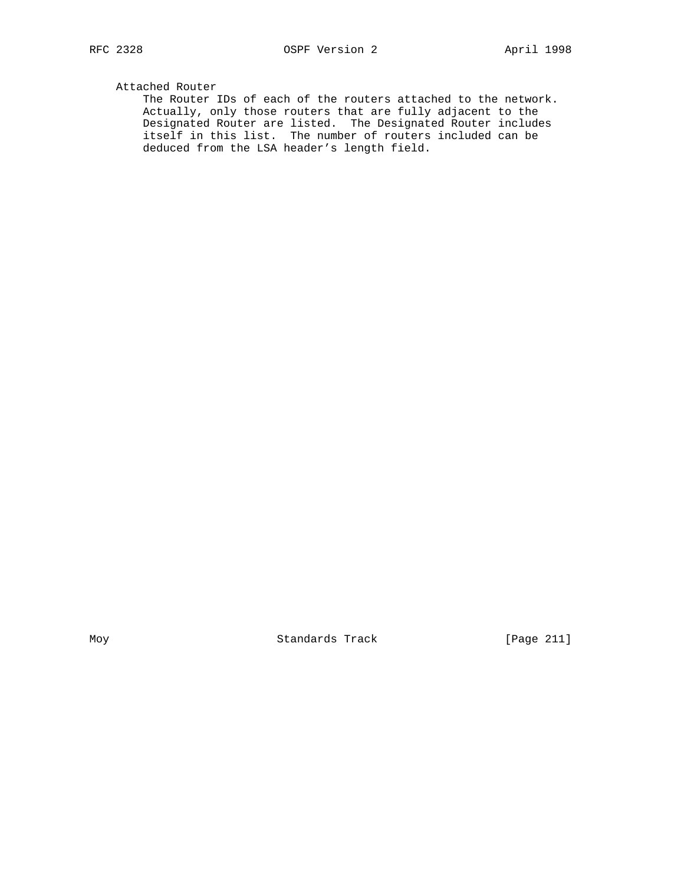Attached Router
    The Router IDs of each of the routers attached to the network.
    Actually, only those routers that are fully adjacent to the
    Designated Router are listed.  The Designated Router includes
    itself in this list.  The number of routers included can be
    deduced from the LSA header's length field.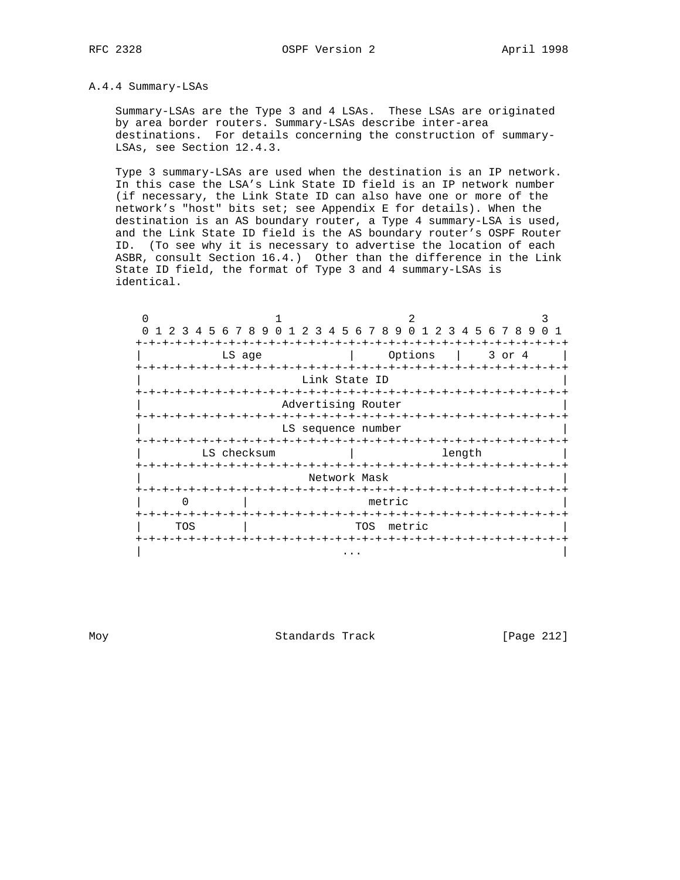### A.4.4 Summary-LSAs

Summary-LSAs are the Type 3 and 4 LSAs. These LSAs are originated by area border routers. Summary-LSAs describe inter-area destinations. For details concerning the construction of summary-LSAs, see Section 12.4.3.

Type 3 summary-LSAs are used when the destination is an IP network. In this case the LSA's Link State ID field is an IP network number (if necessary, the Link State ID can also have one or more of the network's "host" bits set; see Appendix E for details). When the destination is an AS boundary router, a Type 4 summary-LSA is used, and the Link State ID field is the AS boundary router's OSPF Router ID. (To see why it is necessary to advertise the location of each ASBR, consult Section 16.4.) Other than the difference in the Link State ID field, the format of Type 3 and 4 summary-LSAs is identical.

```
 0                   1                   2                   3
 0 1 2 3 4 5 6 7 8 9 0 1 2 3 4 5 6 7 8 9 0 1 2 3 4 5 6 7 8 9 0 1
+-+-+-+-+-+-+-+-+-+-+-+-+-+-+-+-+-+-+-+-+-+-+-+-+-+-+-+-+-+-+-+-+
|            LS age             |     Options   |    3 or 4     |
+-+-+-+-+-+-+-+-+-+-+-+-+-+-+-+-+-+-+-+-+-+-+-+-+-+-+-+-+-+-+-+-+
|                        Link State ID                          |
+-+-+-+-+-+-+-+-+-+-+-+-+-+-+-+-+-+-+-+-+-+-+-+-+-+-+-+-+-+-+-+-+
|                     Advertising Router                        |
+-+-+-+-+-+-+-+-+-+-+-+-+-+-+-+-+-+-+-+-+-+-+-+-+-+-+-+-+-+-+-+-+
|                     LS sequence number                        |
+-+-+-+-+-+-+-+-+-+-+-+-+-+-+-+-+-+-+-+-+-+-+-+-+-+-+-+-+-+-+-+-+
|         LS checksum           |             length            |
+-+-+-+-+-+-+-+-+-+-+-+-+-+-+-+-+-+-+-+-+-+-+-+-+-+-+-+-+-+-+-+-+
|                         Network Mask                          |
+-+-+-+-+-+-+-+-+-+-+-+-+-+-+-+-+-+-+-+-+-+-+-+-+-+-+-+-+-+-+-+-+
|      0        |                  metric                       |
+-+-+-+-+-+-+-+-+-+-+-+-+-+-+-+-+-+-+-+-+-+-+-+-+-+-+-+-+-+-+-+-+
|     TOS       |                TOS  metric                    |
+-+-+-+-+-+-+-+-+-+-+-+-+-+-+-+-+-+-+-+-+-+-+-+-+-+-+-+-+-+-+-+-+
|                              ...                              |
```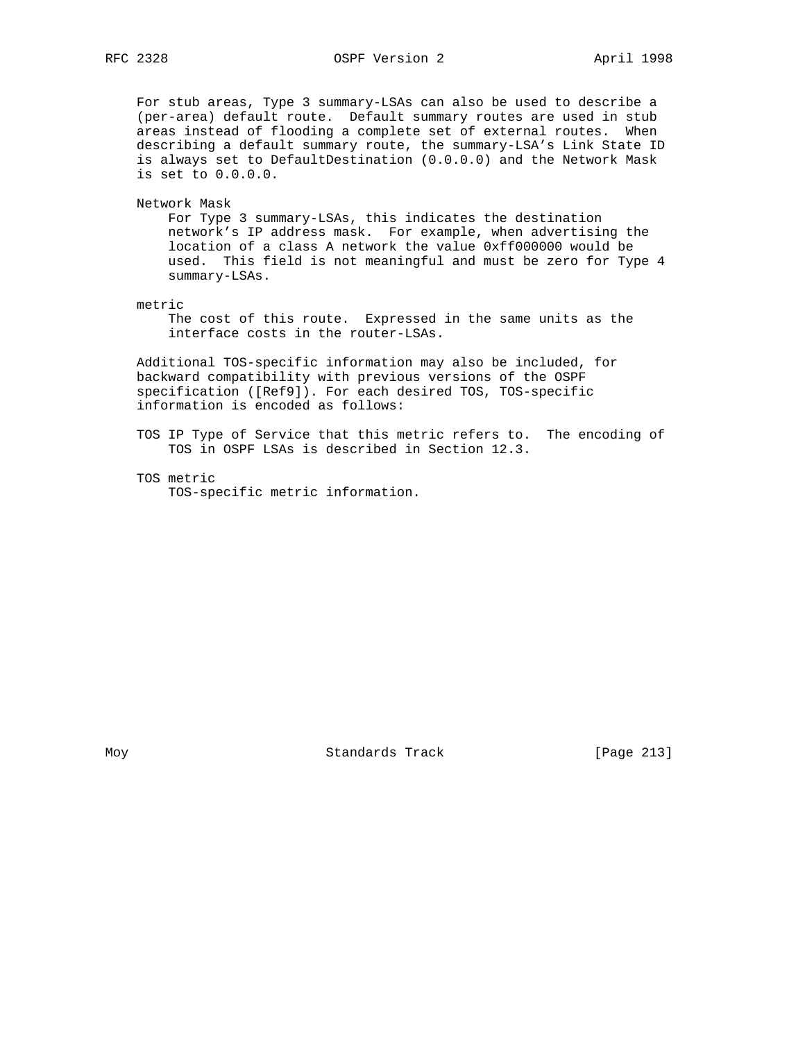For stub areas, Type 3 summary-LSAs can also be used to describe a (per-area) default route. Default summary routes are used in stub areas instead of flooding a complete set of external routes. When describing a default summary route, the summary-LSA's Link State ID is always set to DefaultDestination (0.0.0.0) and the Network Mask is set to 0.0.0.0.

Network Mask
: For Type 3 summary-LSAs, this indicates the destination network's IP address mask. For example, when advertising the location of a class A network the value 0xff000000 would be used. This field is not meaningful and must be zero for Type 4 summary-LSAs.

metric
: The cost of this route. Expressed in the same units as the interface costs in the router-LSAs.

Additional TOS-specific information may also be included, for backward compatibility with previous versions of the OSPF specification ([Ref9]). For each desired TOS, TOS-specific information is encoded as follows:

TOS
: IP Type of Service that this metric refers to. The encoding of TOS in OSPF LSAs is described in Section 12.3.

TOS metric
: TOS-specific metric information.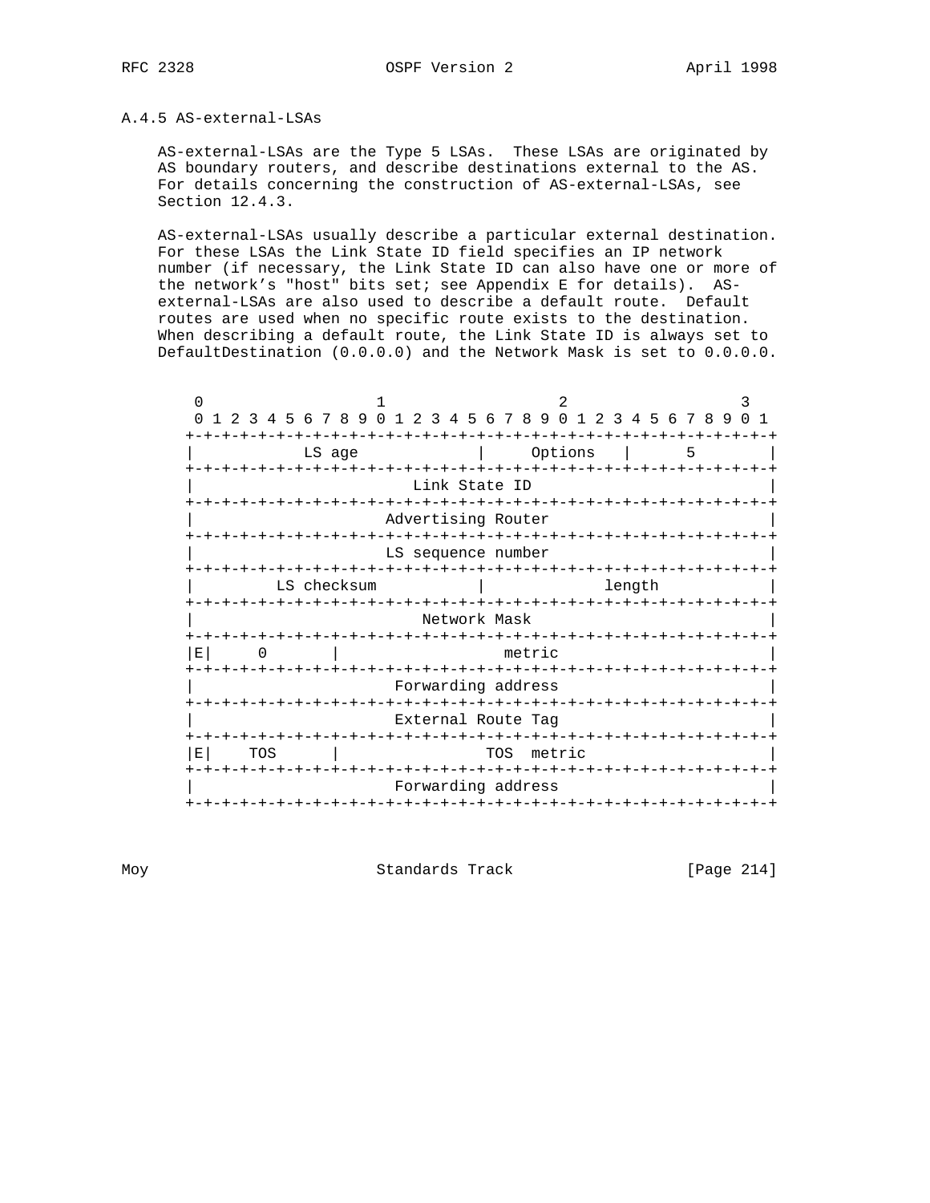### A.4.5 AS-external-LSAs

AS-external-LSAs are the Type 5 LSAs. These LSAs are originated by AS boundary routers, and describe destinations external to the AS. For details concerning the construction of AS-external-LSAs, see Section 12.4.3.

AS-external-LSAs usually describe a particular external destination. For these LSAs the Link State ID field specifies an IP network number (if necessary, the Link State ID can also have one or more of the network's "host" bits set; see Appendix E for details). AS-external-LSAs are also used to describe a default route. Default routes are used when no specific route exists to the destination. When describing a default route, the Link State ID is always set to DefaultDestination (0.0.0.0) and the Network Mask is set to 0.0.0.0.

```
  0                   1                   2                   3
  0 1 2 3 4 5 6 7 8 9 0 1 2 3 4 5 6 7 8 9 0 1 2 3 4 5 6 7 8 9 0 1
 +-+-+-+-+-+-+-+-+-+-+-+-+-+-+-+-+-+-+-+-+-+-+-+-+-+-+-+-+-+-+-+-+
 |            LS age             |     Options   |      5        |
 +-+-+-+-+-+-+-+-+-+-+-+-+-+-+-+-+-+-+-+-+-+-+-+-+-+-+-+-+-+-+-+-+
 |                        Link State ID                          |
 +-+-+-+-+-+-+-+-+-+-+-+-+-+-+-+-+-+-+-+-+-+-+-+-+-+-+-+-+-+-+-+-+
 |                     Advertising Router                        |
 +-+-+-+-+-+-+-+-+-+-+-+-+-+-+-+-+-+-+-+-+-+-+-+-+-+-+-+-+-+-+-+-+
 |                     LS sequence number                        |
 +-+-+-+-+-+-+-+-+-+-+-+-+-+-+-+-+-+-+-+-+-+-+-+-+-+-+-+-+-+-+-+-+
 |         LS checksum           |             length            |
 +-+-+-+-+-+-+-+-+-+-+-+-+-+-+-+-+-+-+-+-+-+-+-+-+-+-+-+-+-+-+-+-+
 |                         Network Mask                          |
 +-+-+-+-+-+-+-+-+-+-+-+-+-+-+-+-+-+-+-+-+-+-+-+-+-+-+-+-+-+-+-+-+
 |E|     0       |                  metric                       |
 +-+-+-+-+-+-+-+-+-+-+-+-+-+-+-+-+-+-+-+-+-+-+-+-+-+-+-+-+-+-+-+-+
 |                      Forwarding address                       |
 +-+-+-+-+-+-+-+-+-+-+-+-+-+-+-+-+-+-+-+-+-+-+-+-+-+-+-+-+-+-+-+-+
 |                      External Route Tag                       |
 +-+-+-+-+-+-+-+-+-+-+-+-+-+-+-+-+-+-+-+-+-+-+-+-+-+-+-+-+-+-+-+-+
 |E|    TOS      |                TOS  metric                    |
 +-+-+-+-+-+-+-+-+-+-+-+-+-+-+-+-+-+-+-+-+-+-+-+-+-+-+-+-+-+-+-+-+
 |                      Forwarding address                       |
 +-+-+-+-+-+-+-+-+-+-+-+-+-+-+-+-+-+-+-+-+-+-+-+-+-+-+-+-+-+-+-+-+
```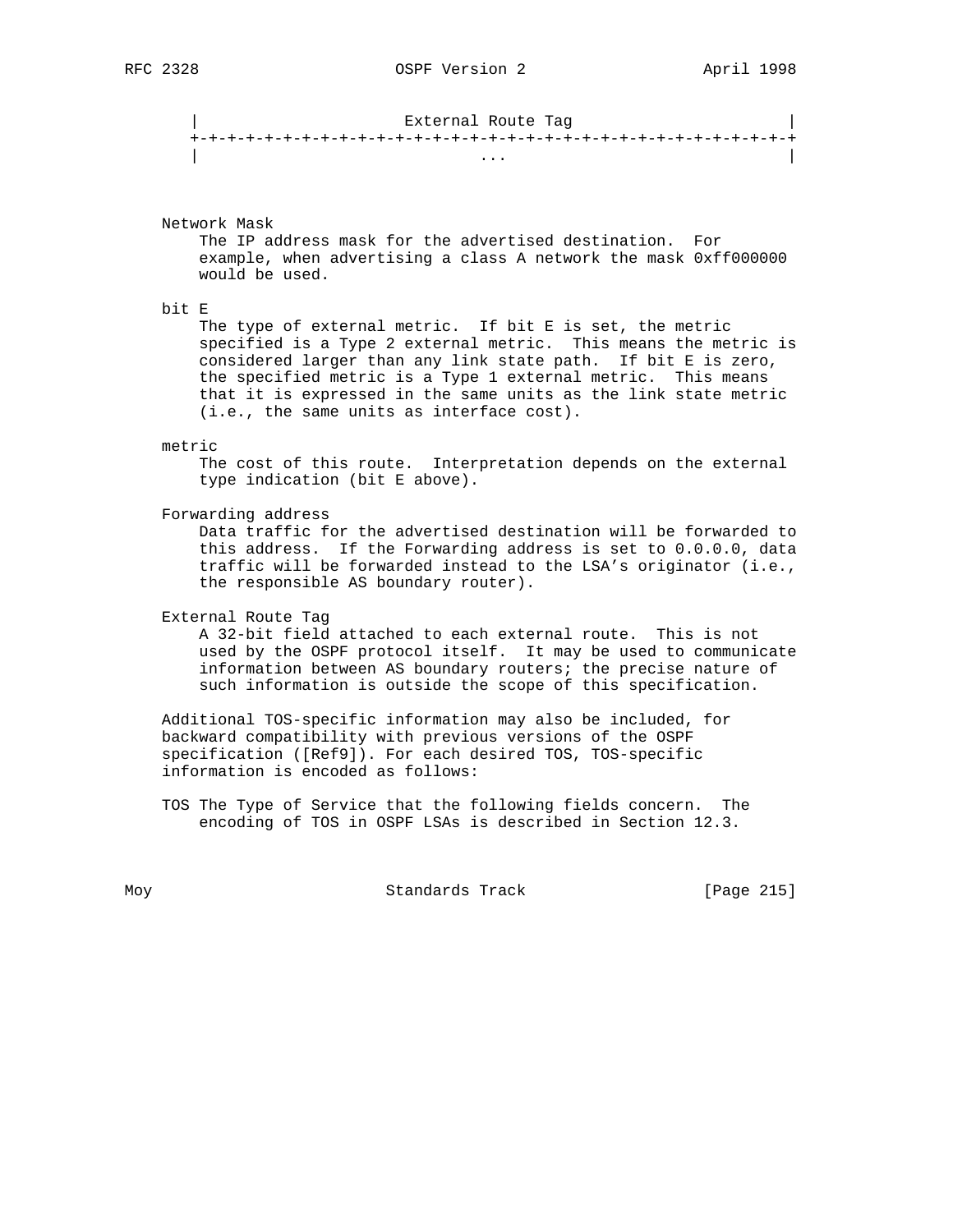```
|                      External Route Tag                       |
+-+-+-+-+-+-+-+-+-+-+-+-+-+-+-+-+-+-+-+-+-+-+-+-+-+-+-+-+-+-+-+-+
|                              ...                              |
```

Network Mask
The IP address mask for the advertised destination. For example, when advertising a class A network the mask 0xff000000 would be used.

bit E
The type of external metric. If bit E is set, the metric specified is a Type 2 external metric. This means the metric is considered larger than any link state path. If bit E is zero, the specified metric is a Type 1 external metric. This means that it is expressed in the same units as the link state metric (i.e., the same units as interface cost).

metric
The cost of this route. Interpretation depends on the external type indication (bit E above).

Forwarding address
Data traffic for the advertised destination will be forwarded to this address. If the Forwarding address is set to 0.0.0.0, data traffic will be forwarded instead to the LSA's originator (i.e., the responsible AS boundary router).

External Route Tag
A 32-bit field attached to each external route. This is not used by the OSPF protocol itself. It may be used to communicate information between AS boundary routers; the precise nature of such information is outside the scope of this specification.

Additional TOS-specific information may also be included, for backward compatibility with previous versions of the OSPF specification ([Ref9]). For each desired TOS, TOS-specific information is encoded as follows:

TOS The Type of Service that the following fields concern. The encoding of TOS in OSPF LSAs is described in Section 12.3.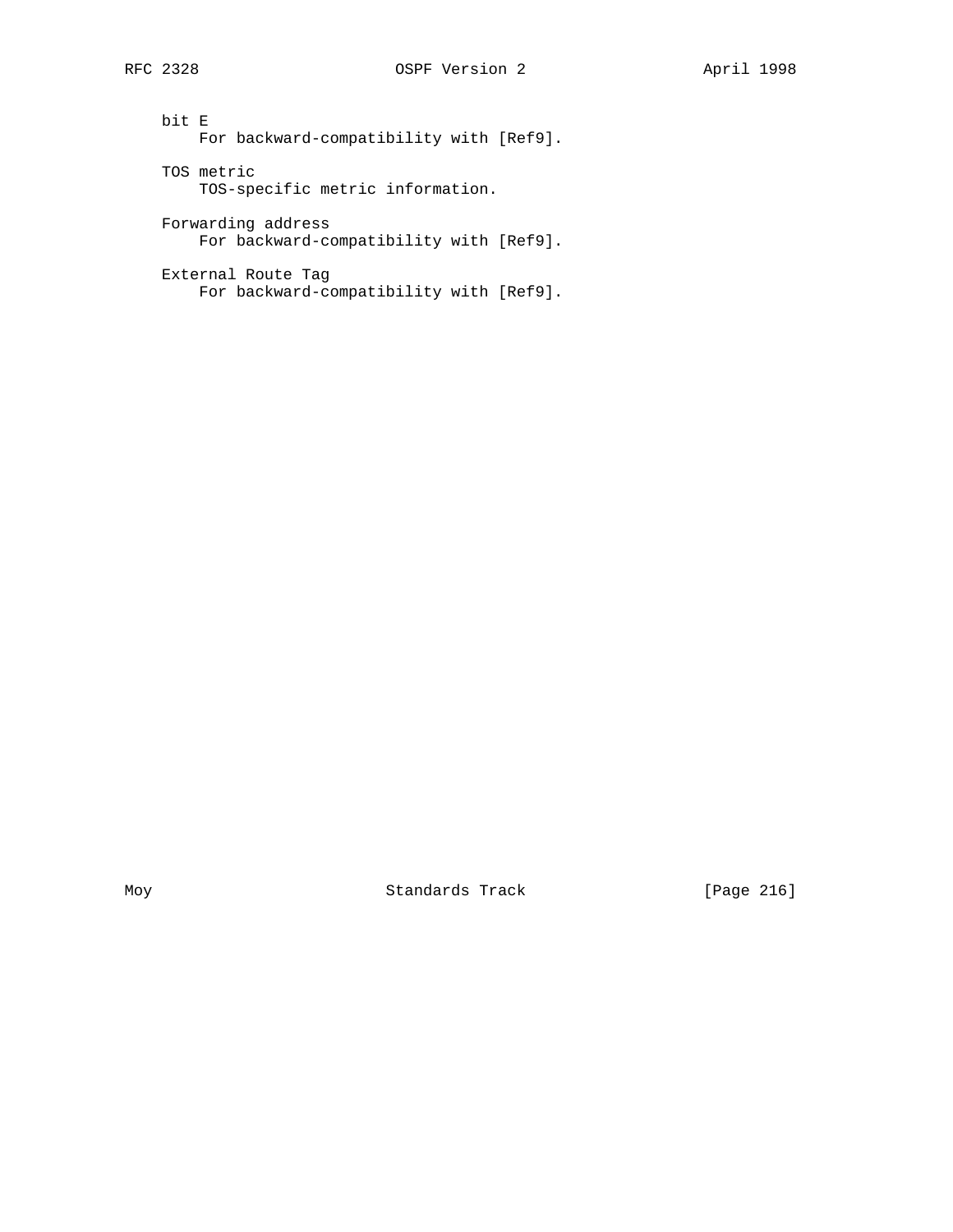bit E
    For backward-compatibility with [Ref9].

TOS metric
    TOS-specific metric information.

Forwarding address
    For backward-compatibility with [Ref9].

External Route Tag
    For backward-compatibility with [Ref9].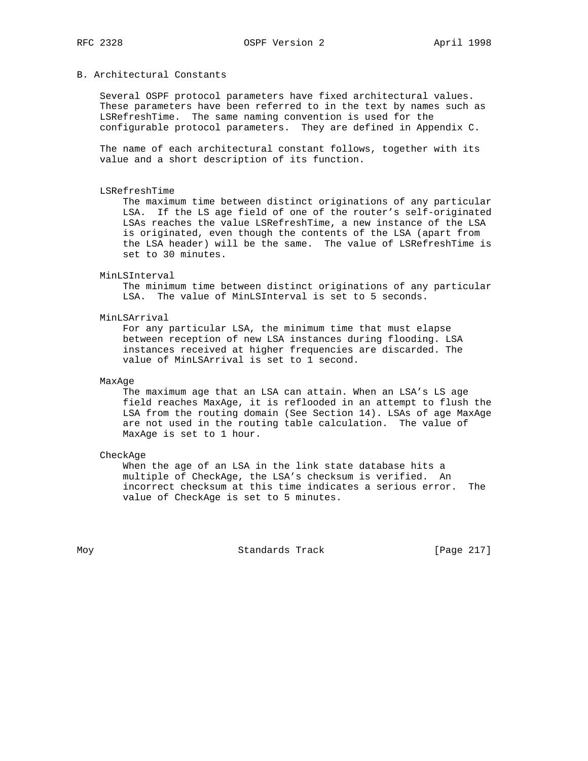## B. Architectural Constants

Several OSPF protocol parameters have fixed architectural values. These parameters have been referred to in the text by names such as LSRefreshTime. The same naming convention is used for the configurable protocol parameters. They are defined in Appendix C.

The name of each architectural constant follows, together with its value and a short description of its function.

**LSRefreshTime**
The maximum time between distinct originations of any particular LSA. If the LS age field of one of the router's self-originated LSAs reaches the value LSRefreshTime, a new instance of the LSA is originated, even though the contents of the LSA (apart from the LSA header) will be the same. The value of LSRefreshTime is set to 30 minutes.

**MinLSInterval**
The minimum time between distinct originations of any particular LSA. The value of MinLSInterval is set to 5 seconds.

**MinLSArrival**
For any particular LSA, the minimum time that must elapse between reception of new LSA instances during flooding. LSA instances received at higher frequencies are discarded. The value of MinLSArrival is set to 1 second.

**MaxAge**
The maximum age that an LSA can attain. When an LSA's LS age field reaches MaxAge, it is reflooded in an attempt to flush the LSA from the routing domain (See Section 14). LSAs of age MaxAge are not used in the routing table calculation. The value of MaxAge is set to 1 hour.

**CheckAge**
When the age of an LSA in the link state database hits a multiple of CheckAge, the LSA's checksum is verified. An incorrect checksum at this time indicates a serious error. The value of CheckAge is set to 5 minutes.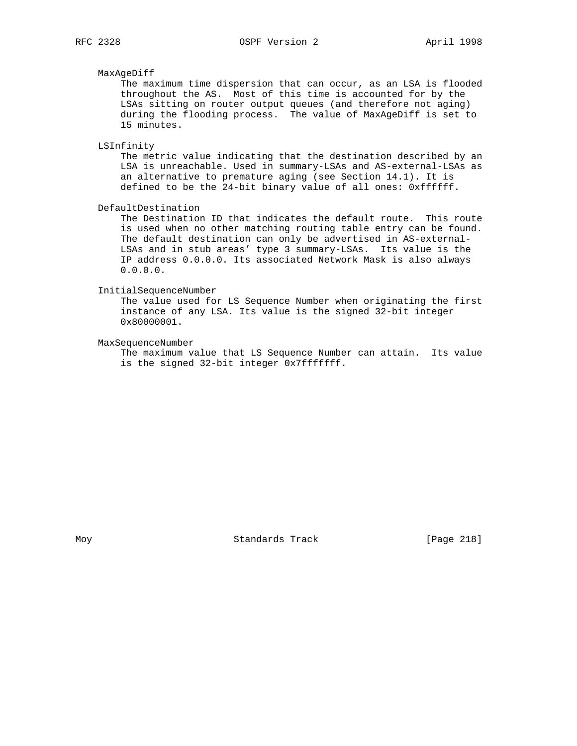MaxAgeDiff
    The maximum time dispersion that can occur, as an LSA is flooded throughout the AS. Most of this time is accounted for by the LSAs sitting on router output queues (and therefore not aging) during the flooding process. The value of MaxAgeDiff is set to 15 minutes.

LSInfinity
    The metric value indicating that the destination described by an LSA is unreachable. Used in summary-LSAs and AS-external-LSAs as an alternative to premature aging (see Section 14.1). It is defined to be the 24-bit binary value of all ones: 0xffffff.

DefaultDestination
    The Destination ID that indicates the default route. This route is used when no other matching routing table entry can be found. The default destination can only be advertised in AS-external-LSAs and in stub areas' type 3 summary-LSAs. Its value is the IP address 0.0.0.0. Its associated Network Mask is also always 0.0.0.0.

InitialSequenceNumber
    The value used for LS Sequence Number when originating the first instance of any LSA. Its value is the signed 32-bit integer 0x80000001.

MaxSequenceNumber
    The maximum value that LS Sequence Number can attain. Its value is the signed 32-bit integer 0x7fffffff.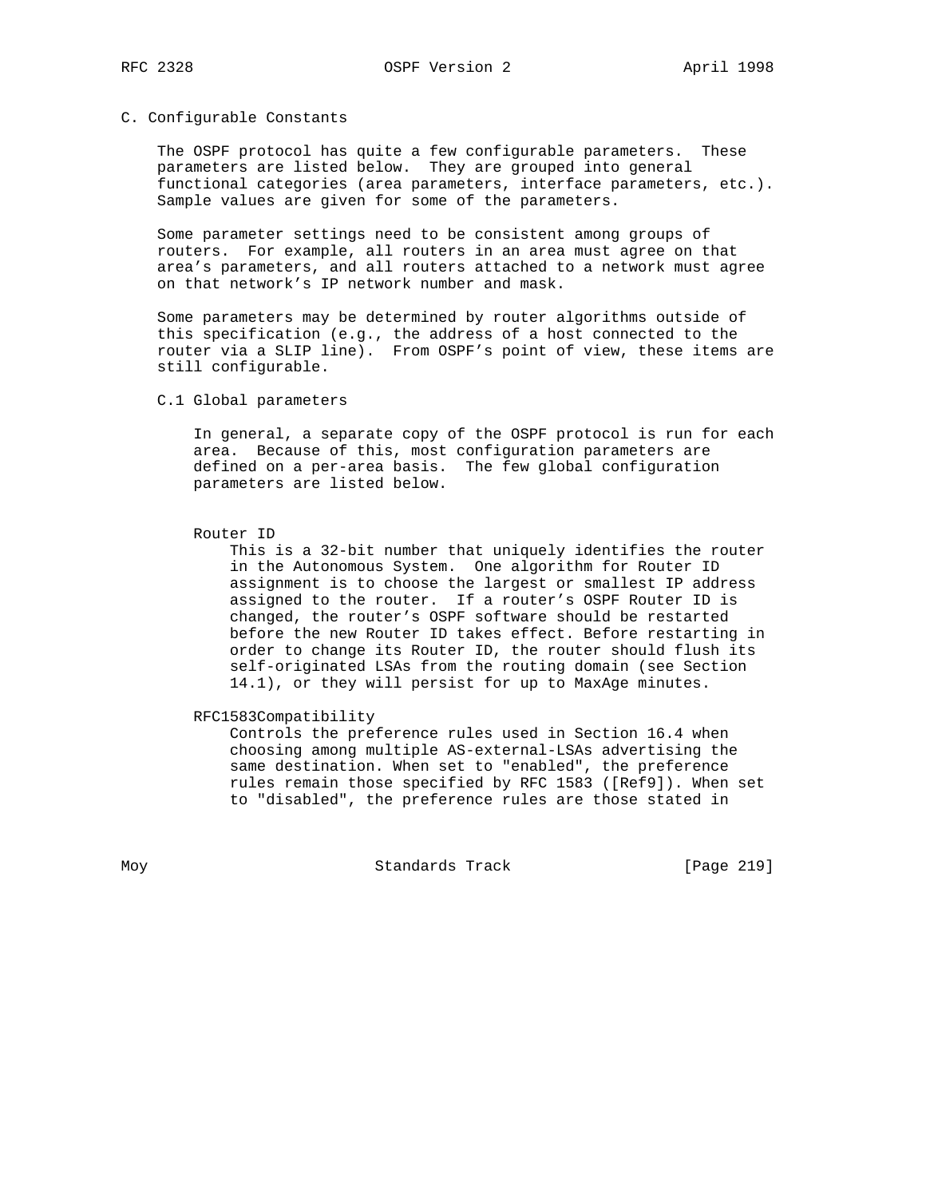## C. Configurable Constants

The OSPF protocol has quite a few configurable parameters. These parameters are listed below. They are grouped into general functional categories (area parameters, interface parameters, etc.). Sample values are given for some of the parameters.

Some parameter settings need to be consistent among groups of routers. For example, all routers in an area must agree on that area's parameters, and all routers attached to a network must agree on that network's IP network number and mask.

Some parameters may be determined by router algorithms outside of this specification (e.g., the address of a host connected to the router via a SLIP line). From OSPF's point of view, these items are still configurable.

### C.1 Global parameters

In general, a separate copy of the OSPF protocol is run for each area. Because of this, most configuration parameters are defined on a per-area basis. The few global configuration parameters are listed below.

Router ID
: This is a 32-bit number that uniquely identifies the router in the Autonomous System. One algorithm for Router ID assignment is to choose the largest or smallest IP address assigned to the router. If a router's OSPF Router ID is changed, the router's OSPF software should be restarted before the new Router ID takes effect. Before restarting in order to change its Router ID, the router should flush its self-originated LSAs from the routing domain (see Section 14.1), or they will persist for up to MaxAge minutes.

RFC1583Compatibility
: Controls the preference rules used in Section 16.4 when choosing among multiple AS-external-LSAs advertising the same destination. When set to "enabled", the preference rules remain those specified by RFC 1583 ([Ref9]). When set to "disabled", the preference rules are those stated in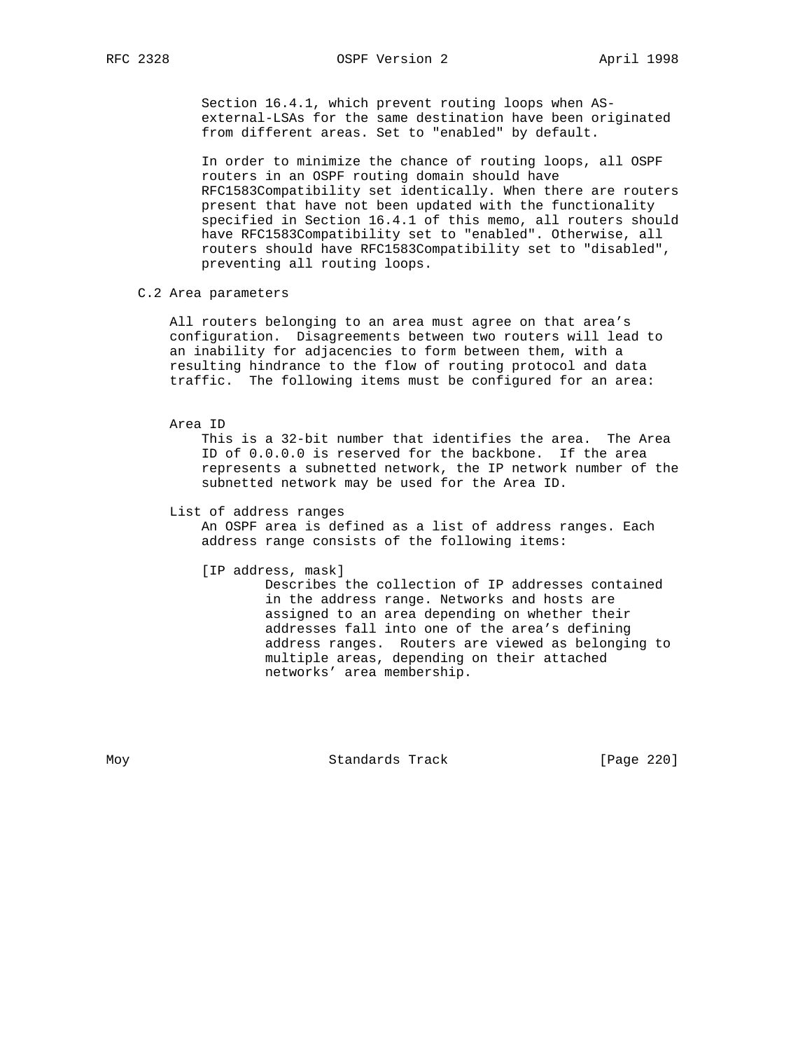Section 16.4.1, which prevent routing loops when AS-external-LSAs for the same destination have been originated from different areas. Set to "enabled" by default.

In order to minimize the chance of routing loops, all OSPF routers in an OSPF routing domain should have RFC1583Compatibility set identically. When there are routers present that have not been updated with the functionality specified in Section 16.4.1 of this memo, all routers should have RFC1583Compatibility set to "enabled". Otherwise, all routers should have RFC1583Compatibility set to "disabled", preventing all routing loops.

## C.2 Area parameters

All routers belonging to an area must agree on that area's configuration. Disagreements between two routers will lead to an inability for adjacencies to form between them, with a resulting hindrance to the flow of routing protocol and data traffic. The following items must be configured for an area:

Area ID
: This is a 32-bit number that identifies the area. The Area ID of 0.0.0.0 is reserved for the backbone. If the area represents a subnetted network, the IP network number of the subnetted network may be used for the Area ID.

List of address ranges
: An OSPF area is defined as a list of address ranges. Each address range consists of the following items:

[IP address, mask]
: Describes the collection of IP addresses contained in the address range. Networks and hosts are assigned to an area depending on whether their addresses fall into one of the area's defining address ranges. Routers are viewed as belonging to multiple areas, depending on their attached networks' area membership.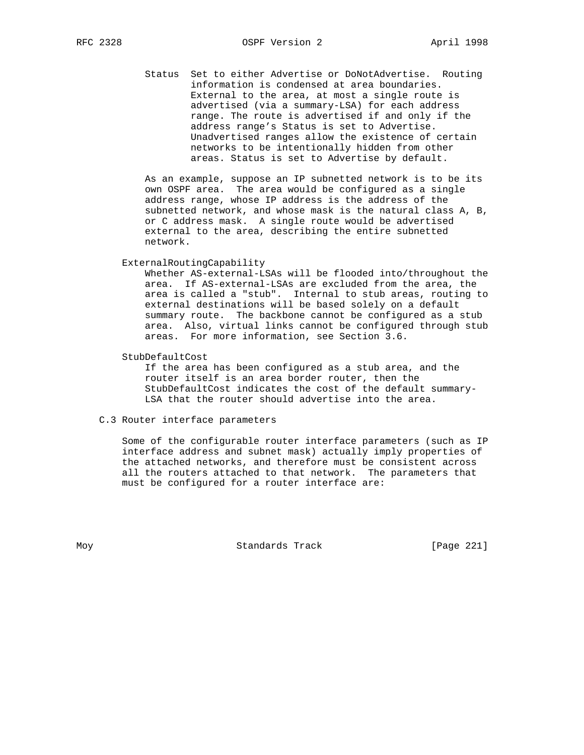Status
: Set to either Advertise or DoNotAdvertise. Routing information is condensed at area boundaries. External to the area, at most a single route is advertised (via a summary-LSA) for each address range. The route is advertised if and only if the address range's Status is set to Advertise. Unadvertised ranges allow the existence of certain networks to be intentionally hidden from other areas. Status is set to Advertise by default.

As an example, suppose an IP subnetted network is to be its own OSPF area. The area would be configured as a single address range, whose IP address is the address of the subnetted network, and whose mask is the natural class A, B, or C address mask. A single route would be advertised external to the area, describing the entire subnetted network.

**ExternalRoutingCapability**

Whether AS-external-LSAs will be flooded into/throughout the area. If AS-external-LSAs are excluded from the area, the area is called a "stub". Internal to stub areas, routing to external destinations will be based solely on a default summary route. The backbone cannot be configured as a stub area. Also, virtual links cannot be configured through stub areas. For more information, see Section 3.6.

**StubDefaultCost**

If the area has been configured as a stub area, and the router itself is an area border router, then the StubDefaultCost indicates the cost of the default summary-LSA that the router should advertise into the area.

### C.3 Router interface parameters

Some of the configurable router interface parameters (such as IP interface address and subnet mask) actually imply properties of the attached networks, and therefore must be consistent across all the routers attached to that network. The parameters that must be configured for a router interface are: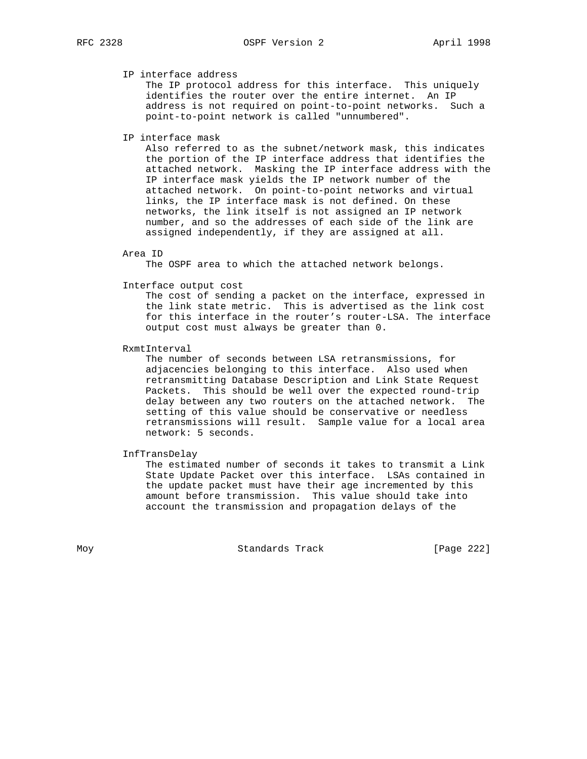IP interface address
: The IP protocol address for this interface. This uniquely identifies the router over the entire internet. An IP address is not required on point-to-point networks. Such a point-to-point network is called "unnumbered".

IP interface mask
: Also referred to as the subnet/network mask, this indicates the portion of the IP interface address that identifies the attached network. Masking the IP interface address with the IP interface mask yields the IP network number of the attached network. On point-to-point networks and virtual links, the IP interface mask is not defined. On these networks, the link itself is not assigned an IP network number, and so the addresses of each side of the link are assigned independently, if they are assigned at all.

Area ID
: The OSPF area to which the attached network belongs.

Interface output cost
: The cost of sending a packet on the interface, expressed in the link state metric. This is advertised as the link cost for this interface in the router's router-LSA. The interface output cost must always be greater than 0.

RxmtInterval
: The number of seconds between LSA retransmissions, for adjacencies belonging to this interface. Also used when retransmitting Database Description and Link State Request Packets. This should be well over the expected round-trip delay between any two routers on the attached network. The setting of this value should be conservative or needless retransmissions will result. Sample value for a local area network: 5 seconds.

InfTransDelay
: The estimated number of seconds it takes to transmit a Link State Update Packet over this interface. LSAs contained in the update packet must have their age incremented by this amount before transmission. This value should take into account the transmission and propagation delays of the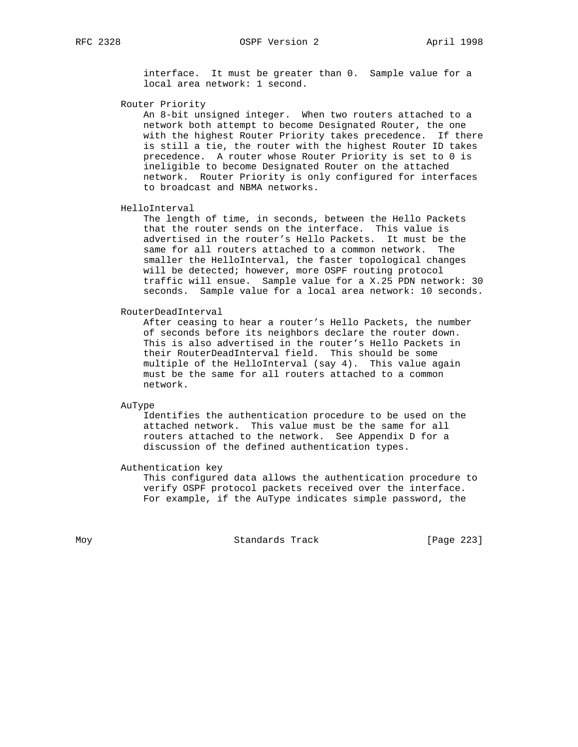interface. It must be greater than 0. Sample value for a local area network: 1 second.

Router Priority

An 8-bit unsigned integer. When two routers attached to a network both attempt to become Designated Router, the one with the highest Router Priority takes precedence. If there is still a tie, the router with the highest Router ID takes precedence. A router whose Router Priority is set to 0 is ineligible to become Designated Router on the attached network. Router Priority is only configured for interfaces to broadcast and NBMA networks.

HelloInterval

The length of time, in seconds, between the Hello Packets that the router sends on the interface. This value is advertised in the router's Hello Packets. It must be the same for all routers attached to a common network. The smaller the HelloInterval, the faster topological changes will be detected; however, more OSPF routing protocol traffic will ensue. Sample value for a X.25 PDN network: 30 seconds. Sample value for a local area network: 10 seconds.

RouterDeadInterval

After ceasing to hear a router's Hello Packets, the number of seconds before its neighbors declare the router down. This is also advertised in the router's Hello Packets in their RouterDeadInterval field. This should be some multiple of the HelloInterval (say 4). This value again must be the same for all routers attached to a common network.

AuType

Identifies the authentication procedure to be used on the attached network. This value must be the same for all routers attached to the network. See Appendix D for a discussion of the defined authentication types.

Authentication key

This configured data allows the authentication procedure to verify OSPF protocol packets received over the interface. For example, if the AuType indicates simple password, the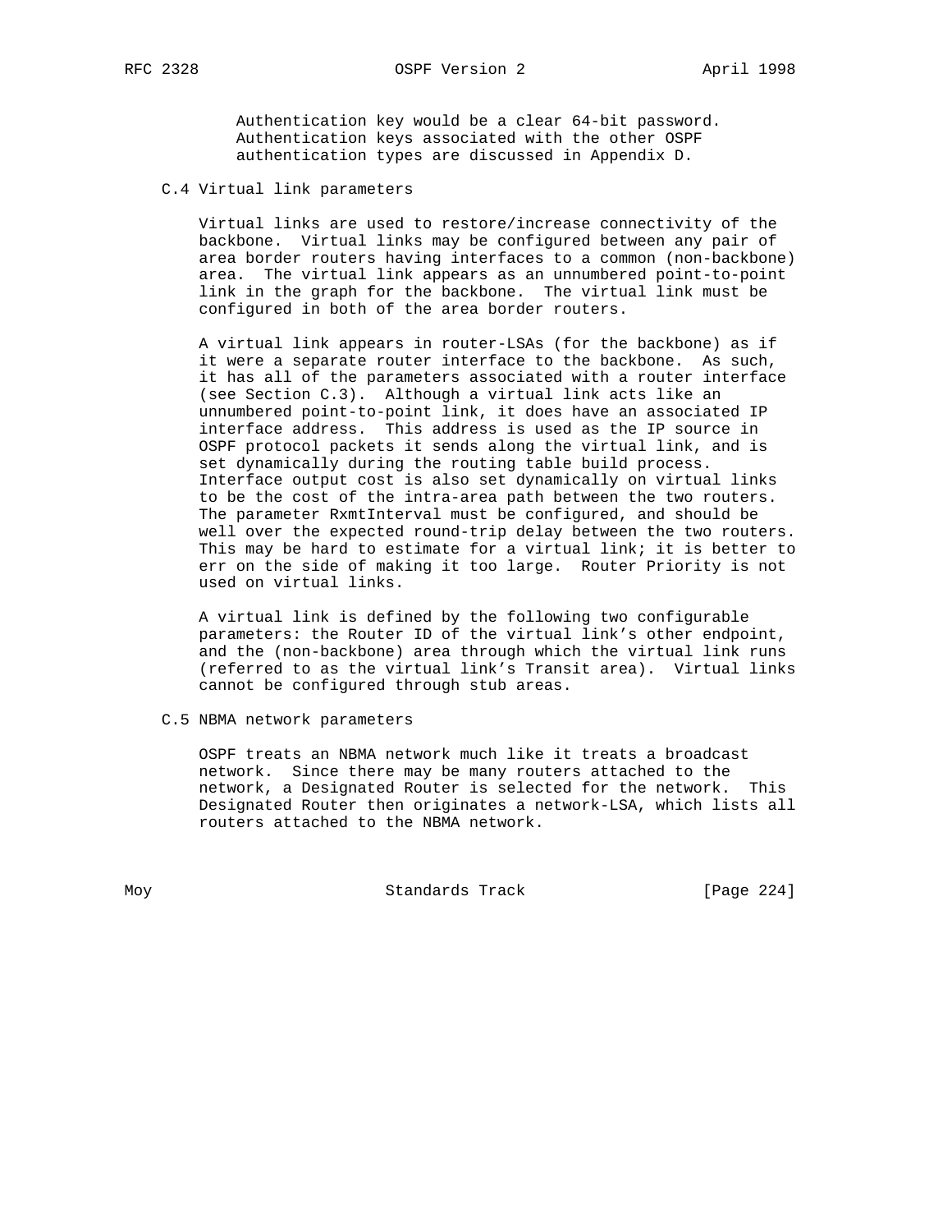Authentication key would be a clear 64-bit password. Authentication keys associated with the other OSPF authentication types are discussed in Appendix D.

### C.4 Virtual link parameters

Virtual links are used to restore/increase connectivity of the backbone. Virtual links may be configured between any pair of area border routers having interfaces to a common (non-backbone) area. The virtual link appears as an unnumbered point-to-point link in the graph for the backbone. The virtual link must be configured in both of the area border routers.

A virtual link appears in router-LSAs (for the backbone) as if it were a separate router interface to the backbone. As such, it has all of the parameters associated with a router interface (see Section C.3). Although a virtual link acts like an unnumbered point-to-point link, it does have an associated IP interface address. This address is used as the IP source in OSPF protocol packets it sends along the virtual link, and is set dynamically during the routing table build process. Interface output cost is also set dynamically on virtual links to be the cost of the intra-area path between the two routers. The parameter RxmtInterval must be configured, and should be well over the expected round-trip delay between the two routers. This may be hard to estimate for a virtual link; it is better to err on the side of making it too large. Router Priority is not used on virtual links.

A virtual link is defined by the following two configurable parameters: the Router ID of the virtual link's other endpoint, and the (non-backbone) area through which the virtual link runs (referred to as the virtual link's Transit area). Virtual links cannot be configured through stub areas.

### C.5 NBMA network parameters

OSPF treats an NBMA network much like it treats a broadcast network. Since there may be many routers attached to the network, a Designated Router is selected for the network. This Designated Router then originates a network-LSA, which lists all routers attached to the NBMA network.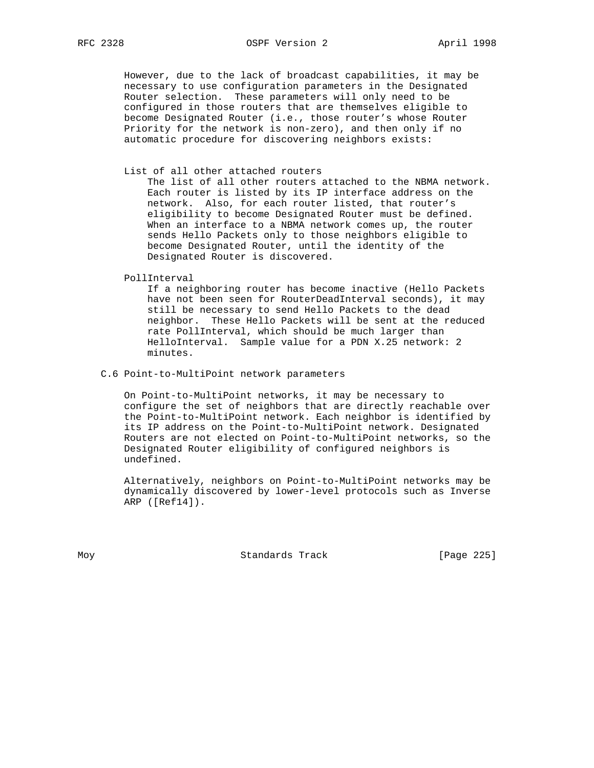However, due to the lack of broadcast capabilities, it may be necessary to use configuration parameters in the Designated Router selection. These parameters will only need to be configured in those routers that are themselves eligible to become Designated Router (i.e., those router's whose Router Priority for the network is non-zero), and then only if no automatic procedure for discovering neighbors exists:

List of all other attached routers
: The list of all other routers attached to the NBMA network. Each router is listed by its IP interface address on the network. Also, for each router listed, that router's eligibility to become Designated Router must be defined. When an interface to a NBMA network comes up, the router sends Hello Packets only to those neighbors eligible to become Designated Router, until the identity of the Designated Router is discovered.

PollInterval
: If a neighboring router has become inactive (Hello Packets have not been seen for RouterDeadInterval seconds), it may still be necessary to send Hello Packets to the dead neighbor. These Hello Packets will be sent at the reduced rate PollInterval, which should be much larger than HelloInterval. Sample value for a PDN X.25 network: 2 minutes.

### C.6 Point-to-MultiPoint network parameters

On Point-to-MultiPoint networks, it may be necessary to configure the set of neighbors that are directly reachable over the Point-to-MultiPoint network. Each neighbor is identified by its IP address on the Point-to-MultiPoint network. Designated Routers are not elected on Point-to-MultiPoint networks, so the Designated Router eligibility of configured neighbors is undefined.

Alternatively, neighbors on Point-to-MultiPoint networks may be dynamically discovered by lower-level protocols such as Inverse ARP ([Ref14]).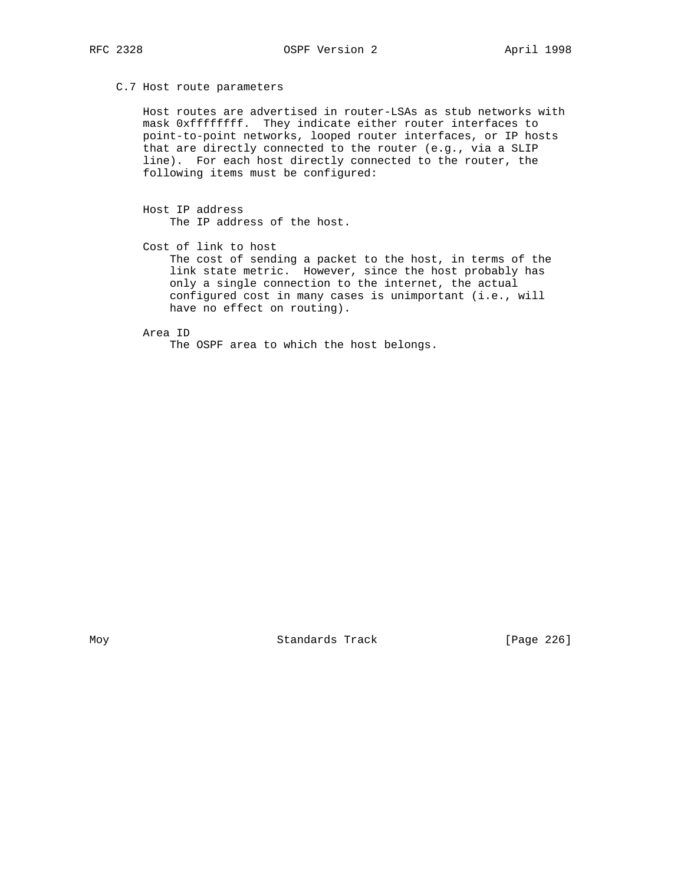## C.7 Host route parameters

Host routes are advertised in router-LSAs as stub networks with mask 0xffffffff. They indicate either router interfaces to point-to-point networks, looped router interfaces, or IP hosts that are directly connected to the router (e.g., via a SLIP line). For each host directly connected to the router, the following items must be configured:

**Host IP address**
The IP address of the host.

**Cost of link to host**
The cost of sending a packet to the host, in terms of the link state metric. However, since the host probably has only a single connection to the internet, the actual configured cost in many cases is unimportant (i.e., will have no effect on routing).

**Area ID**
The OSPF area to which the host belongs.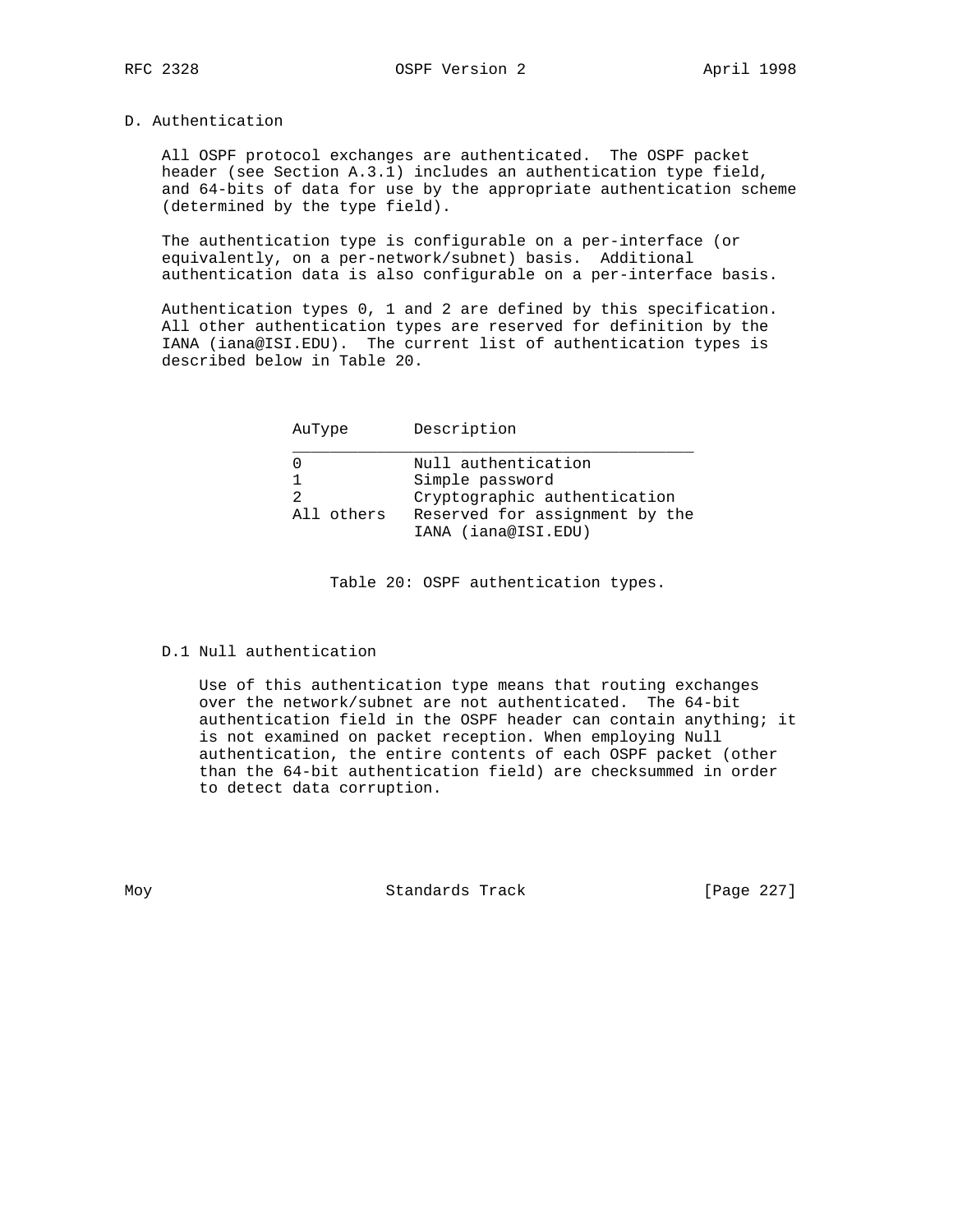# D. Authentication

All OSPF protocol exchanges are authenticated. The OSPF packet header (see Section A.3.1) includes an authentication type field, and 64-bits of data for use by the appropriate authentication scheme (determined by the type field).

The authentication type is configurable on a per-interface (or equivalently, on a per-network/subnet) basis. Additional authentication data is also configurable on a per-interface basis.

Authentication types 0, 1 and 2 are defined by this specification. All other authentication types are reserved for definition by the IANA (iana@ISI.EDU). The current list of authentication types is described below in Table 20.

| AuType | Description |
| --- | --- |
| 0 | Null authentication |
| 1 | Simple password |
| 2 | Cryptographic authentication |
| All others | Reserved for assignment by the IANA (iana@ISI.EDU) |

Table 20: OSPF authentication types.

## D.1 Null authentication

Use of this authentication type means that routing exchanges over the network/subnet are not authenticated. The 64-bit authentication field in the OSPF header can contain anything; it is not examined on packet reception. When employing Null authentication, the entire contents of each OSPF packet (other than the 64-bit authentication field) are checksummed in order to detect data corruption.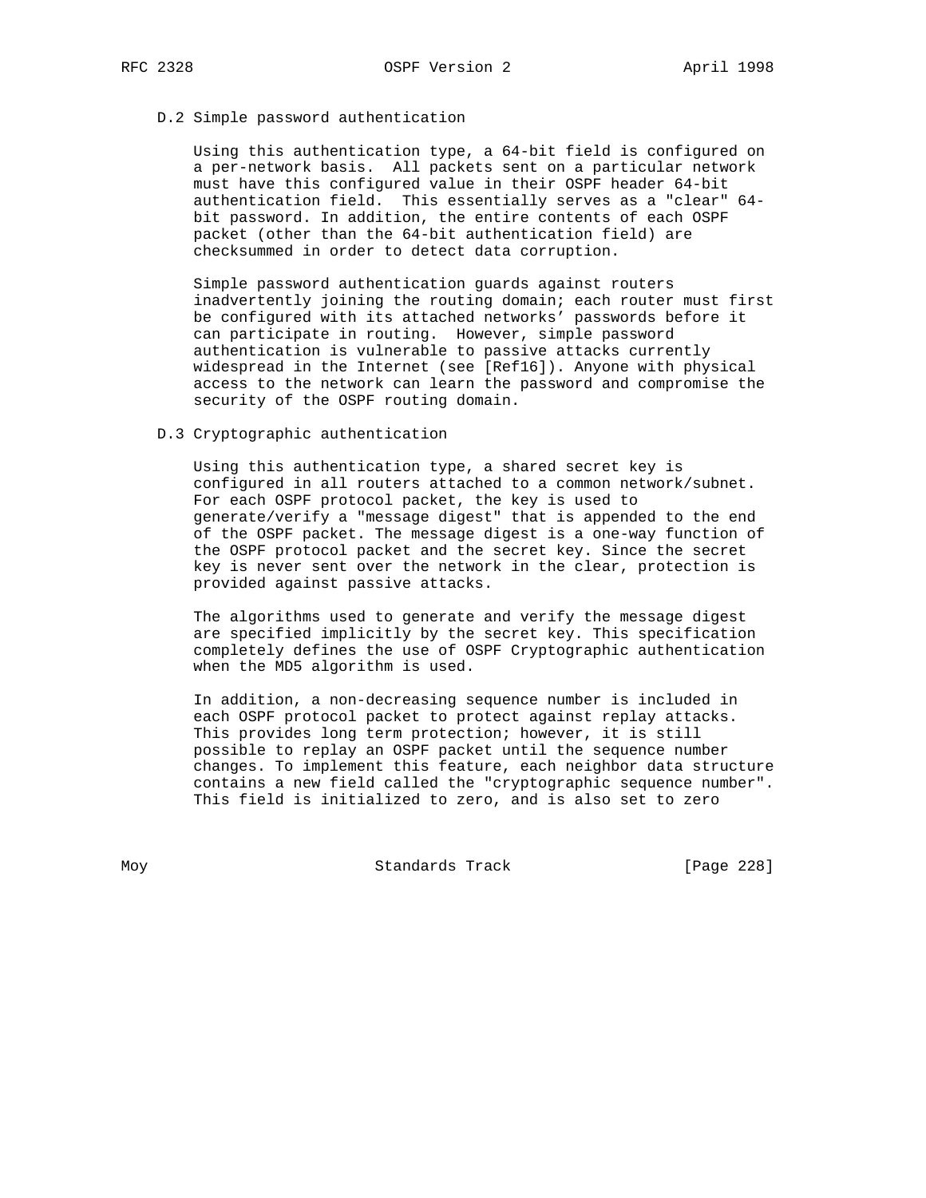### D.2 Simple password authentication

Using this authentication type, a 64-bit field is configured on a per-network basis. All packets sent on a particular network must have this configured value in their OSPF header 64-bit authentication field. This essentially serves as a "clear" 64-bit password. In addition, the entire contents of each OSPF packet (other than the 64-bit authentication field) are checksummed in order to detect data corruption.

Simple password authentication guards against routers inadvertently joining the routing domain; each router must first be configured with its attached networks' passwords before it can participate in routing. However, simple password authentication is vulnerable to passive attacks currently widespread in the Internet (see [Ref16]). Anyone with physical access to the network can learn the password and compromise the security of the OSPF routing domain.

### D.3 Cryptographic authentication

Using this authentication type, a shared secret key is configured in all routers attached to a common network/subnet. For each OSPF protocol packet, the key is used to generate/verify a "message digest" that is appended to the end of the OSPF packet. The message digest is a one-way function of the OSPF protocol packet and the secret key. Since the secret key is never sent over the network in the clear, protection is provided against passive attacks.

The algorithms used to generate and verify the message digest are specified implicitly by the secret key. This specification completely defines the use of OSPF Cryptographic authentication when the MD5 algorithm is used.

In addition, a non-decreasing sequence number is included in each OSPF protocol packet to protect against replay attacks. This provides long term protection; however, it is still possible to replay an OSPF packet until the sequence number changes. To implement this feature, each neighbor data structure contains a new field called the "cryptographic sequence number". This field is initialized to zero, and is also set to zero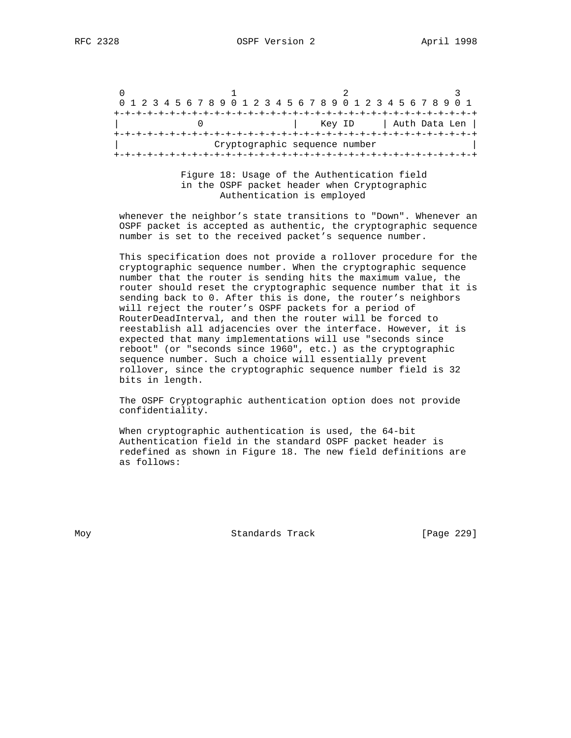```
 0                   1                   2                   3
 0 1 2 3 4 5 6 7 8 9 0 1 2 3 4 5 6 7 8 9 0 1 2 3 4 5 6 7 8 9 0 1
+-+-+-+-+-+-+-+-+-+-+-+-+-+-+-+-+-+-+-+-+-+-+-+-+-+-+-+-+-+-+-+-+
|              0                |    Key ID     | Auth Data Len |
+-+-+-+-+-+-+-+-+-+-+-+-+-+-+-+-+-+-+-+-+-+-+-+-+-+-+-+-+-+-+-+-+
|                 Cryptographic sequence number                 |
+-+-+-+-+-+-+-+-+-+-+-+-+-+-+-+-+-+-+-+-+-+-+-+-+-+-+-+-+-+-+-+-+
```

Figure 18: Usage of the Authentication field in the OSPF packet header when Cryptographic Authentication is employed

whenever the neighbor's state transitions to "Down". Whenever an OSPF packet is accepted as authentic, the cryptographic sequence number is set to the received packet's sequence number.

This specification does not provide a rollover procedure for the cryptographic sequence number. When the cryptographic sequence number that the router is sending hits the maximum value, the router should reset the cryptographic sequence number that it is sending back to 0. After this is done, the router's neighbors will reject the router's OSPF packets for a period of RouterDeadInterval, and then the router will be forced to reestablish all adjacencies over the interface. However, it is expected that many implementations will use "seconds since reboot" (or "seconds since 1960", etc.) as the cryptographic sequence number. Such a choice will essentially prevent rollover, since the cryptographic sequence number field is 32 bits in length.

The OSPF Cryptographic authentication option does not provide confidentiality.

When cryptographic authentication is used, the 64-bit Authentication field in the standard OSPF packet header is redefined as shown in Figure 18. The new field definitions are as follows: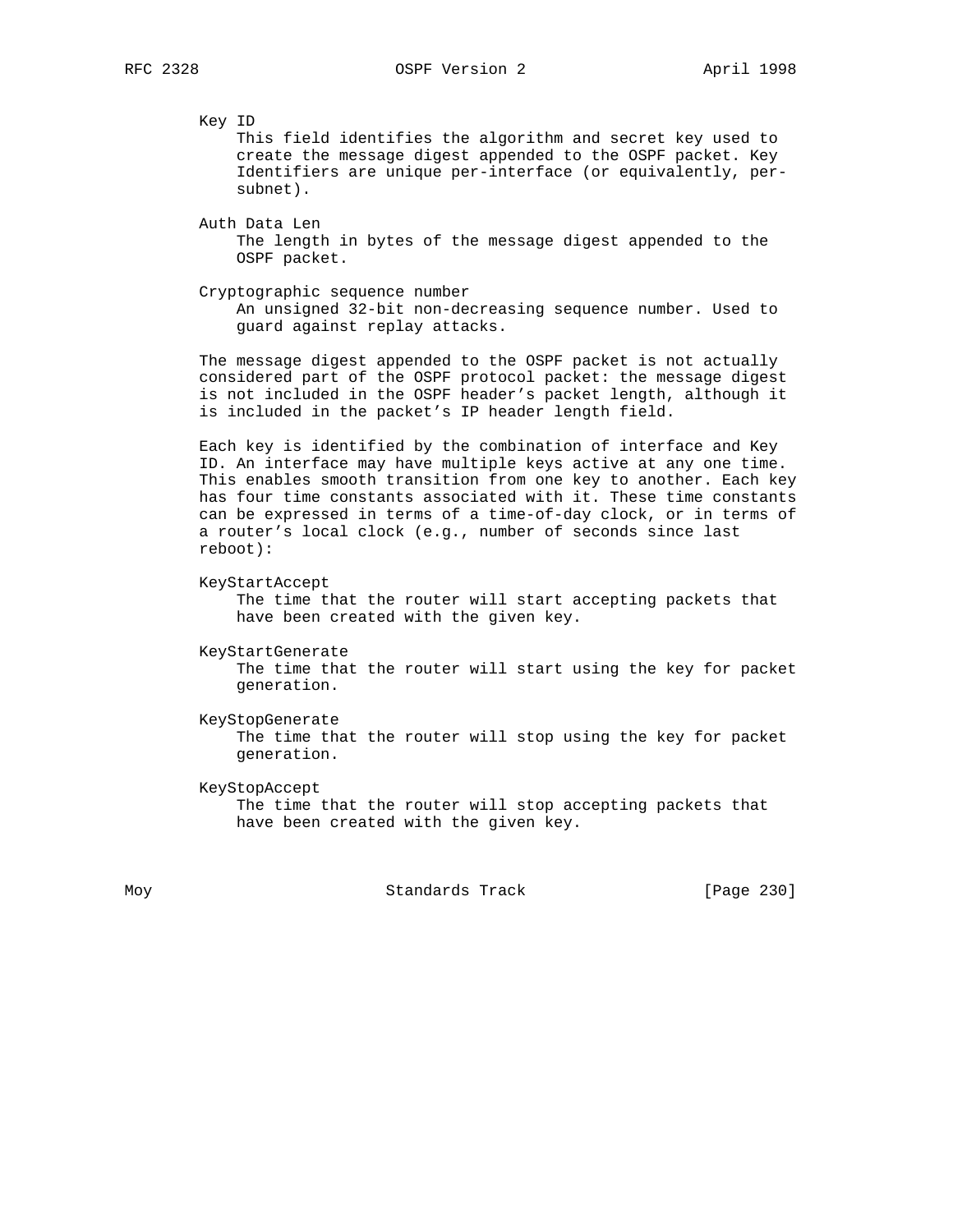Key ID
: This field identifies the algorithm and secret key used to create the message digest appended to the OSPF packet. Key Identifiers are unique per-interface (or equivalently, per-subnet).

Auth Data Len
: The length in bytes of the message digest appended to the OSPF packet.

Cryptographic sequence number
: An unsigned 32-bit non-decreasing sequence number. Used to guard against replay attacks.

The message digest appended to the OSPF packet is not actually considered part of the OSPF protocol packet: the message digest is not included in the OSPF header's packet length, although it is included in the packet's IP header length field.

Each key is identified by the combination of interface and Key ID. An interface may have multiple keys active at any one time. This enables smooth transition from one key to another. Each key has four time constants associated with it. These time constants can be expressed in terms of a time-of-day clock, or in terms of a router's local clock (e.g., number of seconds since last reboot):

KeyStartAccept
: The time that the router will start accepting packets that have been created with the given key.

KeyStartGenerate
: The time that the router will start using the key for packet generation.

KeyStopGenerate
: The time that the router will stop using the key for packet generation.

KeyStopAccept
: The time that the router will stop accepting packets that have been created with the given key.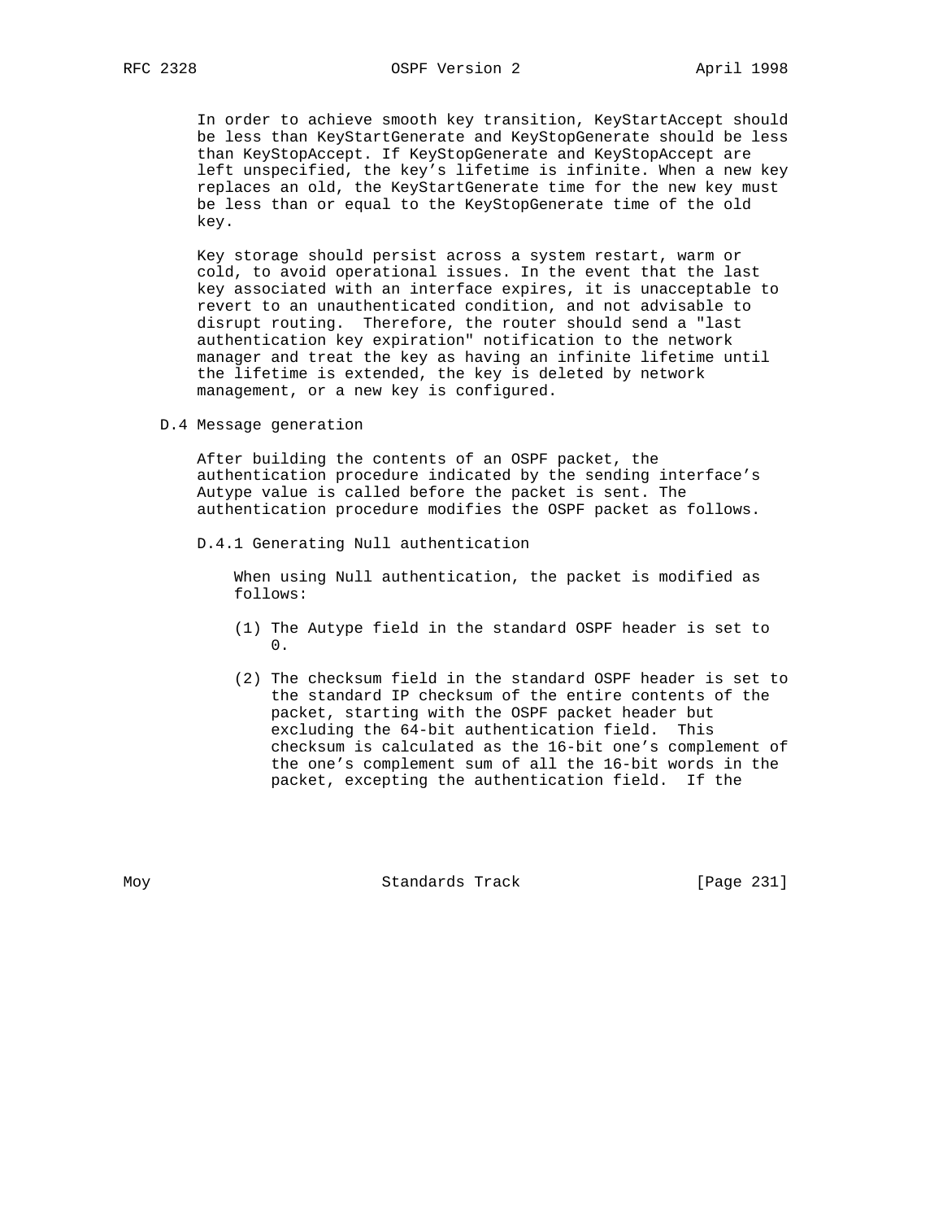In order to achieve smooth key transition, KeyStartAccept should be less than KeyStartGenerate and KeyStopGenerate should be less than KeyStopAccept. If KeyStopGenerate and KeyStopAccept are left unspecified, the key's lifetime is infinite. When a new key replaces an old, the KeyStartGenerate time for the new key must be less than or equal to the KeyStopGenerate time of the old key.

Key storage should persist across a system restart, warm or cold, to avoid operational issues. In the event that the last key associated with an interface expires, it is unacceptable to revert to an unauthenticated condition, and not advisable to disrupt routing. Therefore, the router should send a "last authentication key expiration" notification to the network manager and treat the key as having an infinite lifetime until the lifetime is extended, the key is deleted by network management, or a new key is configured.

## D.4 Message generation

After building the contents of an OSPF packet, the authentication procedure indicated by the sending interface's Autype value is called before the packet is sent. The authentication procedure modifies the OSPF packet as follows.

### D.4.1 Generating Null authentication

When using Null authentication, the packet is modified as follows:

(1) The Autype field in the standard OSPF header is set to 0.

(2) The checksum field in the standard OSPF header is set to the standard IP checksum of the entire contents of the packet, starting with the OSPF packet header but excluding the 64-bit authentication field. This checksum is calculated as the 16-bit one's complement of the one's complement sum of all the 16-bit words in the packet, excepting the authentication field. If the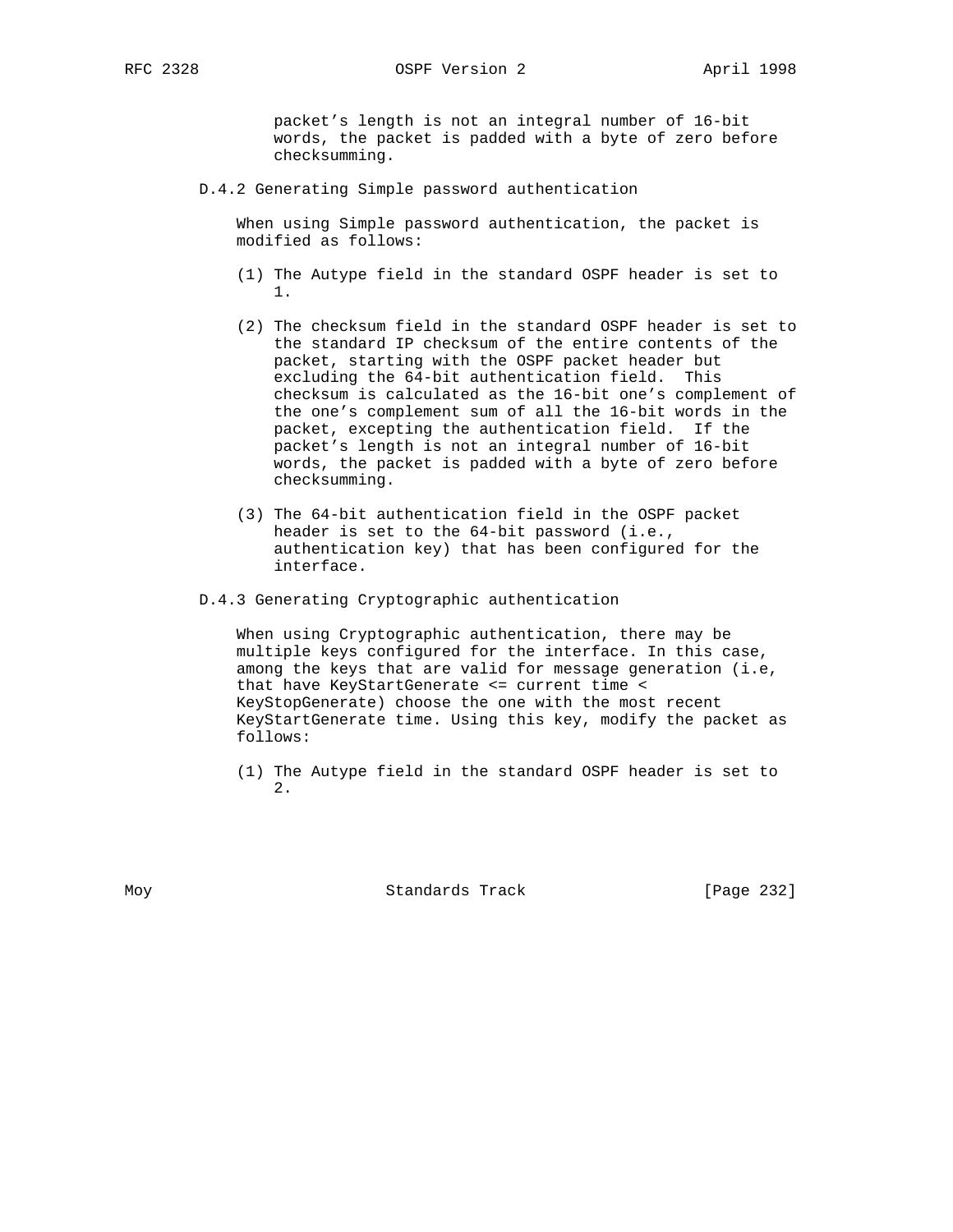packet’s length is not an integral number of 16-bit words, the packet is padded with a byte of zero before checksumming.

### D.4.2 Generating Simple password authentication

When using Simple password authentication, the packet is modified as follows:

(1) The Autype field in the standard OSPF header is set to 1.

(2) The checksum field in the standard OSPF header is set to the standard IP checksum of the entire contents of the packet, starting with the OSPF packet header but excluding the 64-bit authentication field. This checksum is calculated as the 16-bit one’s complement of the one’s complement sum of all the 16-bit words in the packet, excepting the authentication field. If the packet’s length is not an integral number of 16-bit words, the packet is padded with a byte of zero before checksumming.

(3) The 64-bit authentication field in the OSPF packet header is set to the 64-bit password (i.e., authentication key) that has been configured for the interface.

### D.4.3 Generating Cryptographic authentication

When using Cryptographic authentication, there may be multiple keys configured for the interface. In this case, among the keys that are valid for message generation (i.e, that have KeyStartGenerate <= current time < KeyStopGenerate) choose the one with the most recent KeyStartGenerate time. Using this key, modify the packet as follows:

(1) The Autype field in the standard OSPF header is set to 2.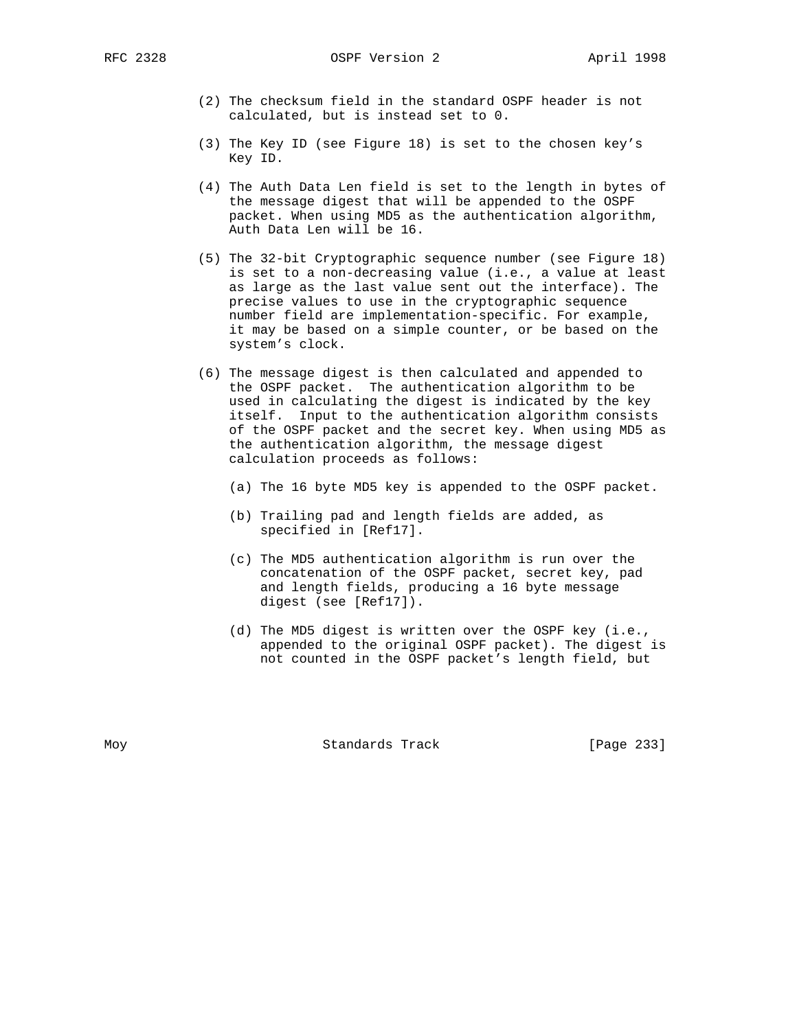(2) The checksum field in the standard OSPF header is not calculated, but is instead set to 0.

(3) The Key ID (see Figure 18) is set to the chosen key's Key ID.

(4) The Auth Data Len field is set to the length in bytes of the message digest that will be appended to the OSPF packet. When using MD5 as the authentication algorithm, Auth Data Len will be 16.

(5) The 32-bit Cryptographic sequence number (see Figure 18) is set to a non-decreasing value (i.e., a value at least as large as the last value sent out the interface). The precise values to use in the cryptographic sequence number field are implementation-specific. For example, it may be based on a simple counter, or be based on the system's clock.

(6) The message digest is then calculated and appended to the OSPF packet. The authentication algorithm to be used in calculating the digest is indicated by the key itself. Input to the authentication algorithm consists of the OSPF packet and the secret key. When using MD5 as the authentication algorithm, the message digest calculation proceeds as follows:

   (a) The 16 byte MD5 key is appended to the OSPF packet.

   (b) Trailing pad and length fields are added, as specified in [Ref17].

   (c) The MD5 authentication algorithm is run over the concatenation of the OSPF packet, secret key, pad and length fields, producing a 16 byte message digest (see [Ref17]).

   (d) The MD5 digest is written over the OSPF key (i.e., appended to the original OSPF packet). The digest is not counted in the OSPF packet's length field, but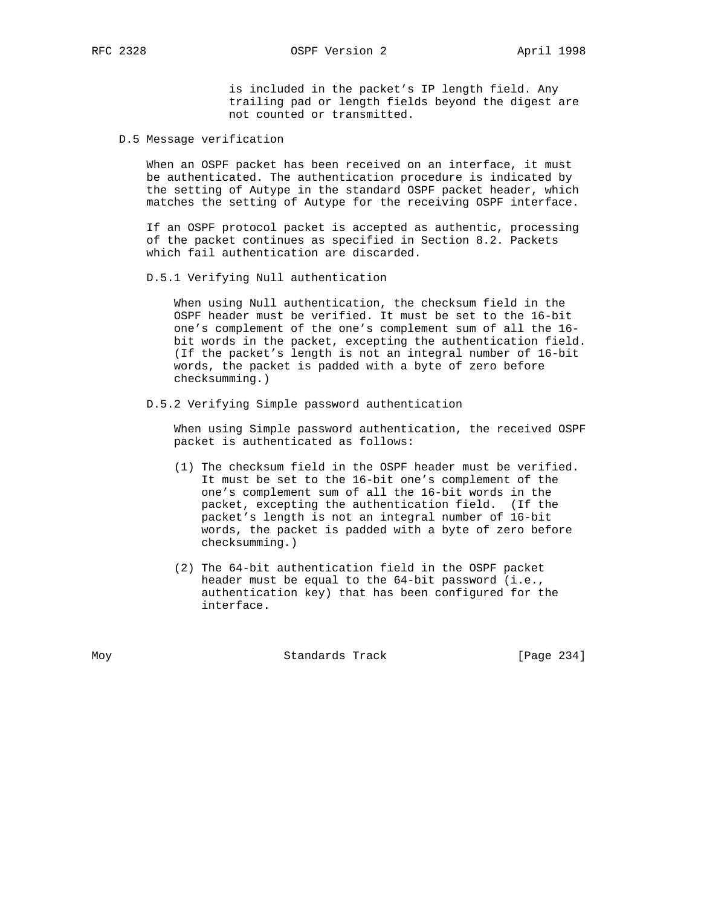is included in the packet's IP length field. Any trailing pad or length fields beyond the digest are not counted or transmitted.

## D.5 Message verification

When an OSPF packet has been received on an interface, it must be authenticated. The authentication procedure is indicated by the setting of Autype in the standard OSPF packet header, which matches the setting of Autype for the receiving OSPF interface.

If an OSPF protocol packet is accepted as authentic, processing of the packet continues as specified in Section 8.2. Packets which fail authentication are discarded.

### D.5.1 Verifying Null authentication

When using Null authentication, the checksum field in the OSPF header must be verified. It must be set to the 16-bit one's complement of the one's complement sum of all the 16-bit words in the packet, excepting the authentication field. (If the packet's length is not an integral number of 16-bit words, the packet is padded with a byte of zero before checksumming.)

### D.5.2 Verifying Simple password authentication

When using Simple password authentication, the received OSPF packet is authenticated as follows:

(1) The checksum field in the OSPF header must be verified. It must be set to the 16-bit one's complement of the one's complement sum of all the 16-bit words in the packet, excepting the authentication field. (If the packet's length is not an integral number of 16-bit words, the packet is padded with a byte of zero before checksumming.)

(2) The 64-bit authentication field in the OSPF packet header must be equal to the 64-bit password (i.e., authentication key) that has been configured for the interface.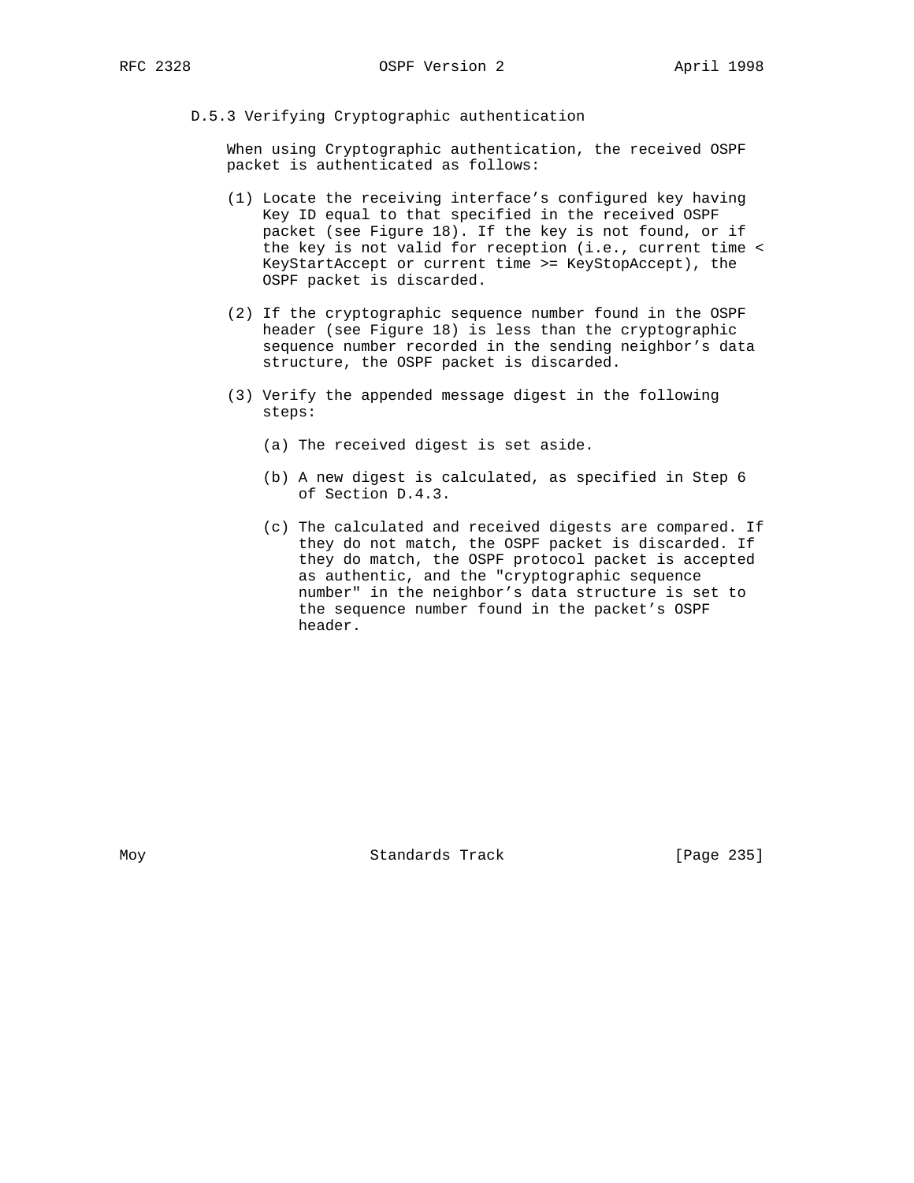### D.5.3 Verifying Cryptographic authentication

When using Cryptographic authentication, the received OSPF packet is authenticated as follows:

(1) Locate the receiving interface's configured key having Key ID equal to that specified in the received OSPF packet (see Figure 18). If the key is not found, or if the key is not valid for reception (i.e., current time < KeyStartAccept or current time >= KeyStopAccept), the OSPF packet is discarded.

(2) If the cryptographic sequence number found in the OSPF header (see Figure 18) is less than the cryptographic sequence number recorded in the sending neighbor's data structure, the OSPF packet is discarded.

(3) Verify the appended message digest in the following steps:

   (a) The received digest is set aside.

   (b) A new digest is calculated, as specified in Step 6 of Section D.4.3.

   (c) The calculated and received digests are compared. If they do not match, the OSPF packet is discarded. If they do match, the OSPF protocol packet is accepted as authentic, and the "cryptographic sequence number" in the neighbor's data structure is set to the sequence number found in the packet's OSPF header.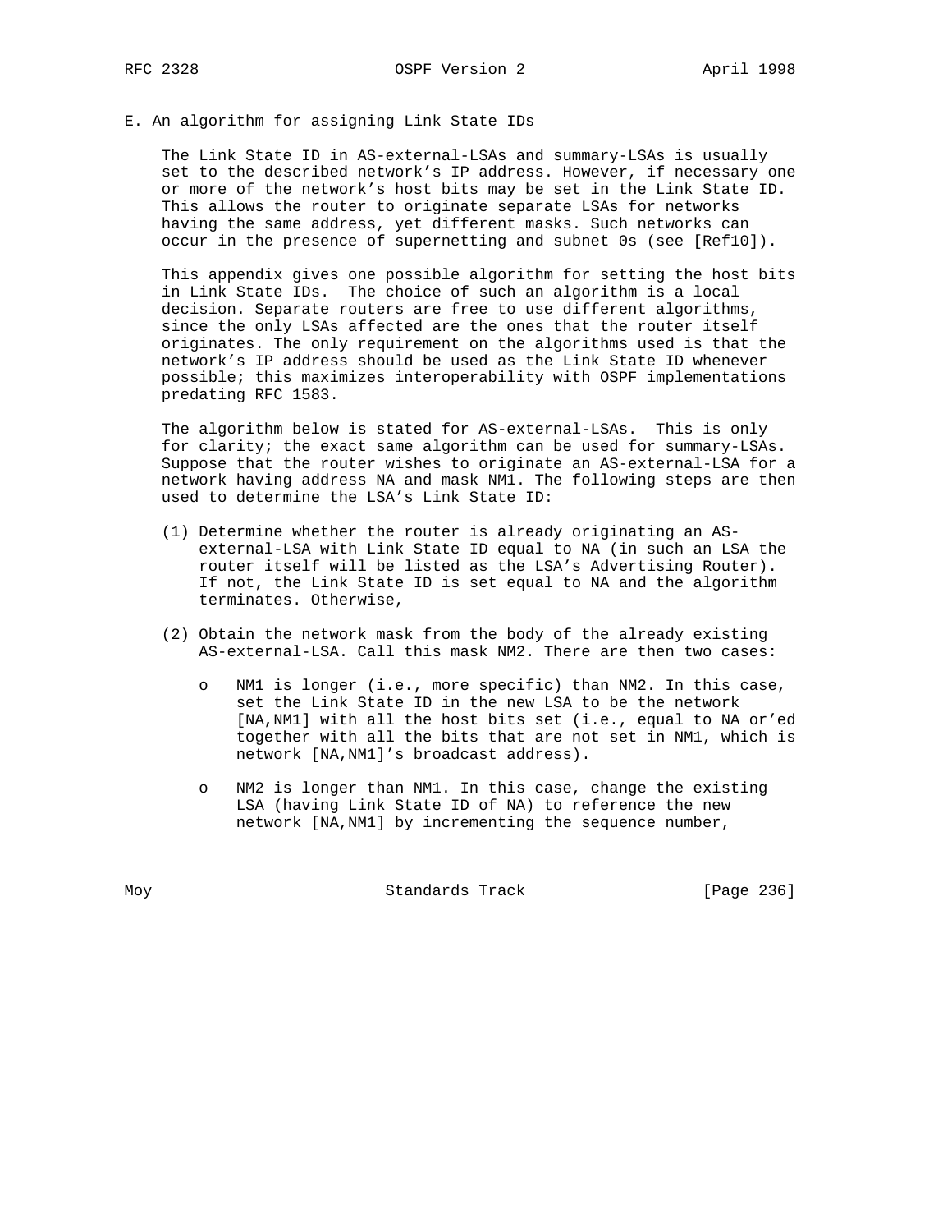## E. An algorithm for assigning Link State IDs

The Link State ID in AS-external-LSAs and summary-LSAs is usually set to the described network's IP address. However, if necessary one or more of the network's host bits may be set in the Link State ID. This allows the router to originate separate LSAs for networks having the same address, yet different masks. Such networks can occur in the presence of supernetting and subnet 0s (see [Ref10]).

This appendix gives one possible algorithm for setting the host bits in Link State IDs. The choice of such an algorithm is a local decision. Separate routers are free to use different algorithms, since the only LSAs affected are the ones that the router itself originates. The only requirement on the algorithms used is that the network's IP address should be used as the Link State ID whenever possible; this maximizes interoperability with OSPF implementations predating RFC 1583.

The algorithm below is stated for AS-external-LSAs. This is only for clarity; the exact same algorithm can be used for summary-LSAs. Suppose that the router wishes to originate an AS-external-LSA for a network having address NA and mask NM1. The following steps are then used to determine the LSA's Link State ID:

(1) Determine whether the router is already originating an AS-external-LSA with Link State ID equal to NA (in such an LSA the router itself will be listed as the LSA's Advertising Router). If not, the Link State ID is set equal to NA and the algorithm terminates. Otherwise,

(2) Obtain the network mask from the body of the already existing AS-external-LSA. Call this mask NM2. There are then two cases:

- NM1 is longer (i.e., more specific) than NM2. In this case, set the Link State ID in the new LSA to be the network [NA,NM1] with all the host bits set (i.e., equal to NA or'ed together with all the bits that are not set in NM1, which is network [NA,NM1]'s broadcast address).

- NM2 is longer than NM1. In this case, change the existing LSA (having Link State ID of NA) to reference the new network [NA,NM1] by incrementing the sequence number,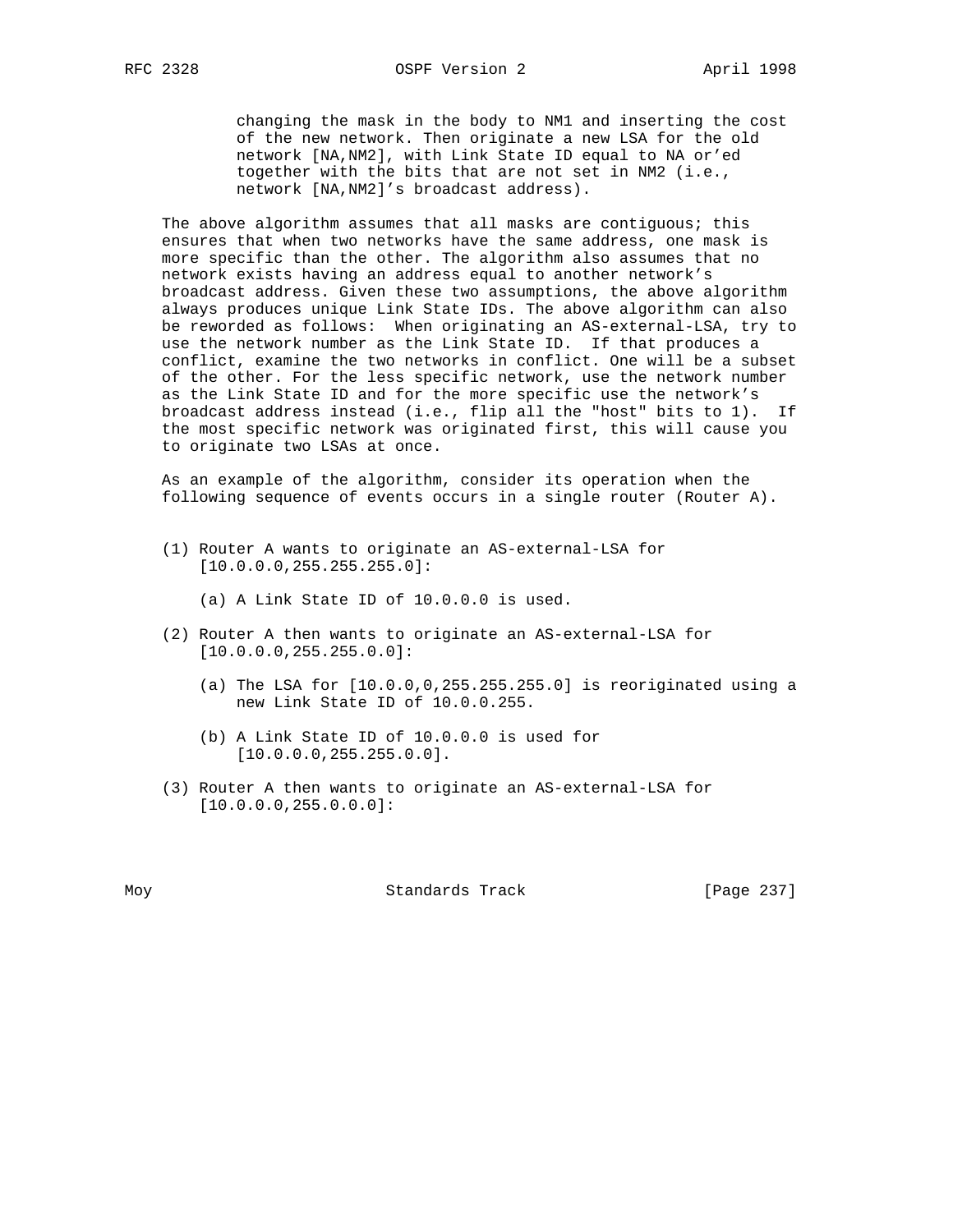changing the mask in the body to NM1 and inserting the cost of the new network. Then originate a new LSA for the old network [NA,NM2], with Link State ID equal to NA or'ed together with the bits that are not set in NM2 (i.e., network [NA,NM2]'s broadcast address).

The above algorithm assumes that all masks are contiguous; this ensures that when two networks have the same address, one mask is more specific than the other. The algorithm also assumes that no network exists having an address equal to another network's broadcast address. Given these two assumptions, the above algorithm always produces unique Link State IDs. The above algorithm can also be reworded as follows: When originating an AS-external-LSA, try to use the network number as the Link State ID. If that produces a conflict, examine the two networks in conflict. One will be a subset of the other. For the less specific network, use the network number as the Link State ID and for the more specific use the network's broadcast address instead (i.e., flip all the "host" bits to 1). If the most specific network was originated first, this will cause you to originate two LSAs at once.

As an example of the algorithm, consider its operation when the following sequence of events occurs in a single router (Router A).

(1) Router A wants to originate an AS-external-LSA for [10.0.0.0,255.255.255.0]:

  (a) A Link State ID of 10.0.0.0 is used.

(2) Router A then wants to originate an AS-external-LSA for [10.0.0.0,255.255.0.0]:

  (a) The LSA for [10.0.0,0,255.255.255.0] is reoriginated using a new Link State ID of 10.0.0.255.

  (b) A Link State ID of 10.0.0.0 is used for [10.0.0.0,255.255.0.0].

(3) Router A then wants to originate an AS-external-LSA for [10.0.0.0,255.0.0.0]: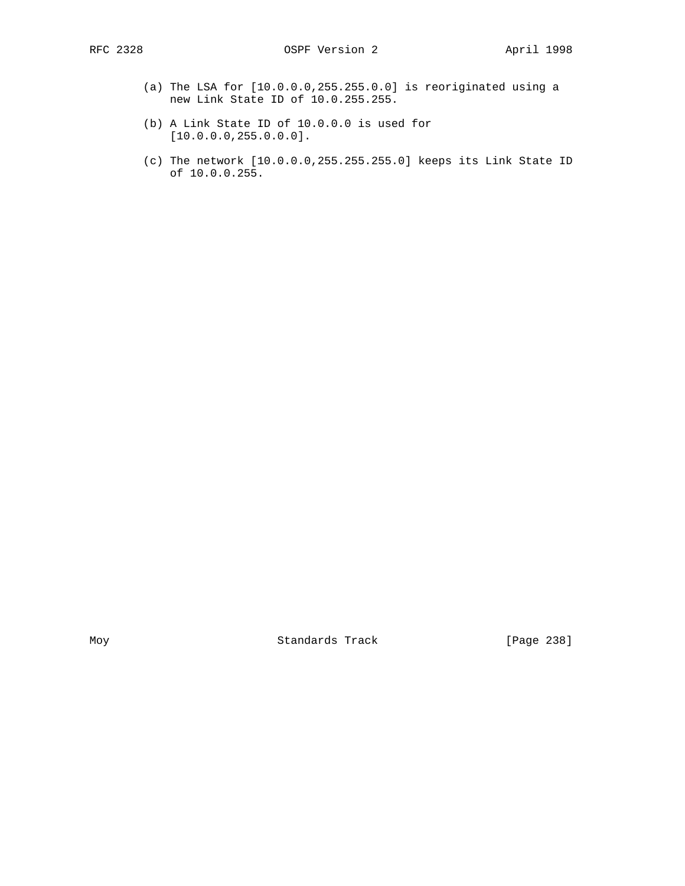(a) The LSA for [10.0.0.0,255.255.0.0] is reoriginated using a new Link State ID of 10.0.255.255.

(b) A Link State ID of 10.0.0.0 is used for [10.0.0.0,255.0.0.0].

(c) The network [10.0.0.0,255.255.255.0] keeps its Link State ID of 10.0.0.255.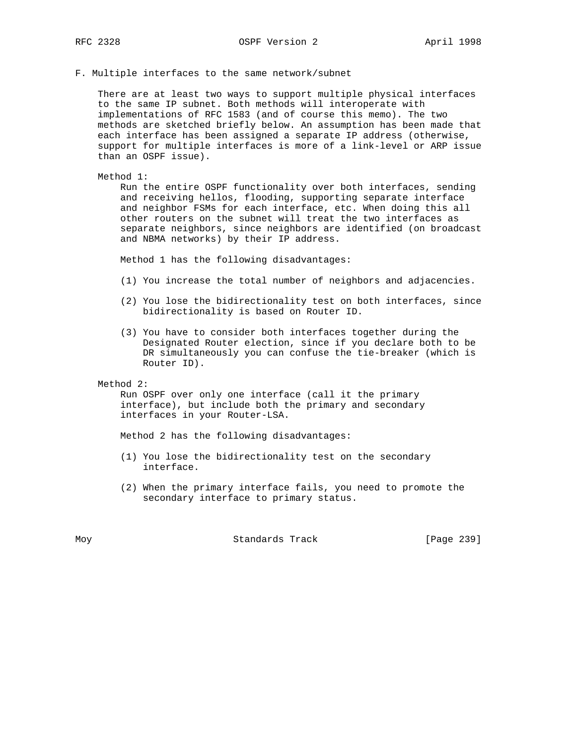## F. Multiple interfaces to the same network/subnet

There are at least two ways to support multiple physical interfaces to the same IP subnet. Both methods will interoperate with implementations of RFC 1583 (and of course this memo). The two methods are sketched briefly below. An assumption has been made that each interface has been assigned a separate IP address (otherwise, support for multiple interfaces is more of a link-level or ARP issue than an OSPF issue).

Method 1:

Run the entire OSPF functionality over both interfaces, sending and receiving hellos, flooding, supporting separate interface and neighbor FSMs for each interface, etc. When doing this all other routers on the subnet will treat the two interfaces as separate neighbors, since neighbors are identified (on broadcast and NBMA networks) by their IP address.

Method 1 has the following disadvantages:

(1) You increase the total number of neighbors and adjacencies.

(2) You lose the bidirectionality test on both interfaces, since bidirectionality is based on Router ID.

(3) You have to consider both interfaces together during the Designated Router election, since if you declare both to be DR simultaneously you can confuse the tie-breaker (which is Router ID).

Method 2:

Run OSPF over only one interface (call it the primary interface), but include both the primary and secondary interfaces in your Router-LSA.

Method 2 has the following disadvantages:

(1) You lose the bidirectionality test on the secondary interface.

(2) When the primary interface fails, you need to promote the secondary interface to primary status.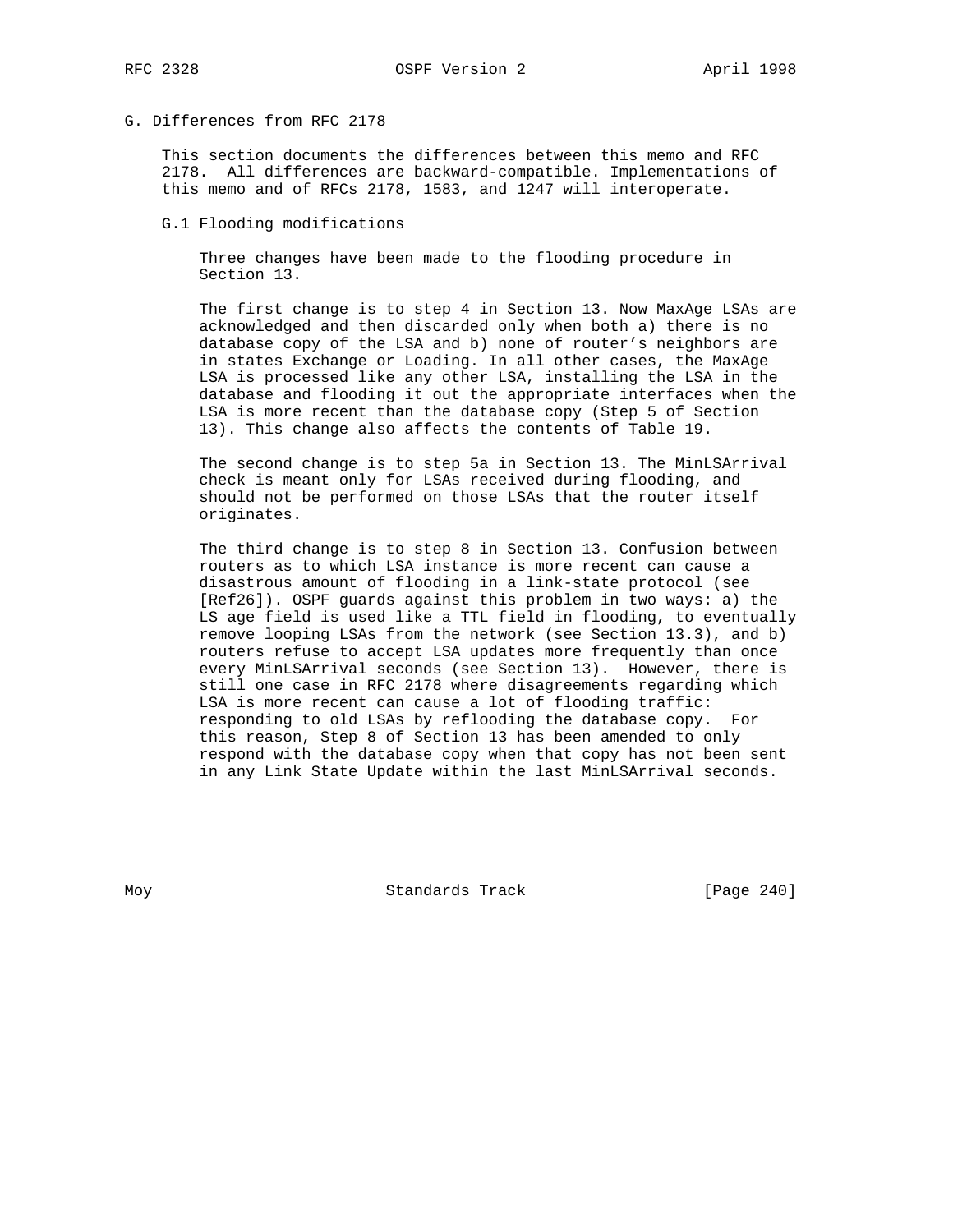## G. Differences from RFC 2178

This section documents the differences between this memo and RFC 2178. All differences are backward-compatible. Implementations of this memo and of RFCs 2178, 1583, and 1247 will interoperate.

### G.1 Flooding modifications

Three changes have been made to the flooding procedure in Section 13.

The first change is to step 4 in Section 13. Now MaxAge LSAs are acknowledged and then discarded only when both a) there is no database copy of the LSA and b) none of router's neighbors are in states Exchange or Loading. In all other cases, the MaxAge LSA is processed like any other LSA, installing the LSA in the database and flooding it out the appropriate interfaces when the LSA is more recent than the database copy (Step 5 of Section 13). This change also affects the contents of Table 19.

The second change is to step 5a in Section 13. The MinLSArrival check is meant only for LSAs received during flooding, and should not be performed on those LSAs that the router itself originates.

The third change is to step 8 in Section 13. Confusion between routers as to which LSA instance is more recent can cause a disastrous amount of flooding in a link-state protocol (see [Ref26]). OSPF guards against this problem in two ways: a) the LS age field is used like a TTL field in flooding, to eventually remove looping LSAs from the network (see Section 13.3), and b) routers refuse to accept LSA updates more frequently than once every MinLSArrival seconds (see Section 13). However, there is still one case in RFC 2178 where disagreements regarding which LSA is more recent can cause a lot of flooding traffic: responding to old LSAs by reflooding the database copy. For this reason, Step 8 of Section 13 has been amended to only respond with the database copy when that copy has not been sent in any Link State Update within the last MinLSArrival seconds.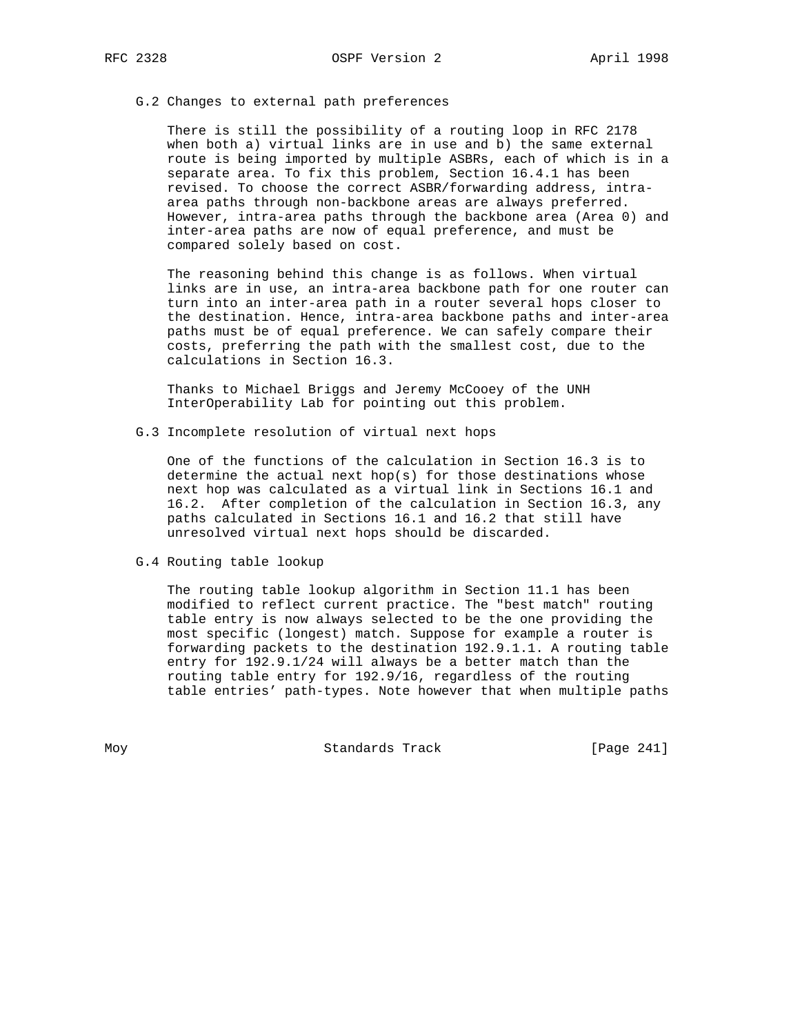### G.2 Changes to external path preferences

There is still the possibility of a routing loop in RFC 2178 when both a) virtual links are in use and b) the same external route is being imported by multiple ASBRs, each of which is in a separate area. To fix this problem, Section 16.4.1 has been revised. To choose the correct ASBR/forwarding address, intra-area paths through non-backbone areas are always preferred. However, intra-area paths through the backbone area (Area 0) and inter-area paths are now of equal preference, and must be compared solely based on cost.

The reasoning behind this change is as follows. When virtual links are in use, an intra-area backbone path for one router can turn into an inter-area path in a router several hops closer to the destination. Hence, intra-area backbone paths and inter-area paths must be of equal preference. We can safely compare their costs, preferring the path with the smallest cost, due to the calculations in Section 16.3.

Thanks to Michael Briggs and Jeremy McCooey of the UNH InterOperability Lab for pointing out this problem.

### G.3 Incomplete resolution of virtual next hops

One of the functions of the calculation in Section 16.3 is to determine the actual next hop(s) for those destinations whose next hop was calculated as a virtual link in Sections 16.1 and 16.2. After completion of the calculation in Section 16.3, any paths calculated in Sections 16.1 and 16.2 that still have unresolved virtual next hops should be discarded.

### G.4 Routing table lookup

The routing table lookup algorithm in Section 11.1 has been modified to reflect current practice. The "best match" routing table entry is now always selected to be the one providing the most specific (longest) match. Suppose for example a router is forwarding packets to the destination 192.9.1.1. A routing table entry for 192.9.1/24 will always be a better match than the routing table entry for 192.9/16, regardless of the routing table entries' path-types. Note however that when multiple paths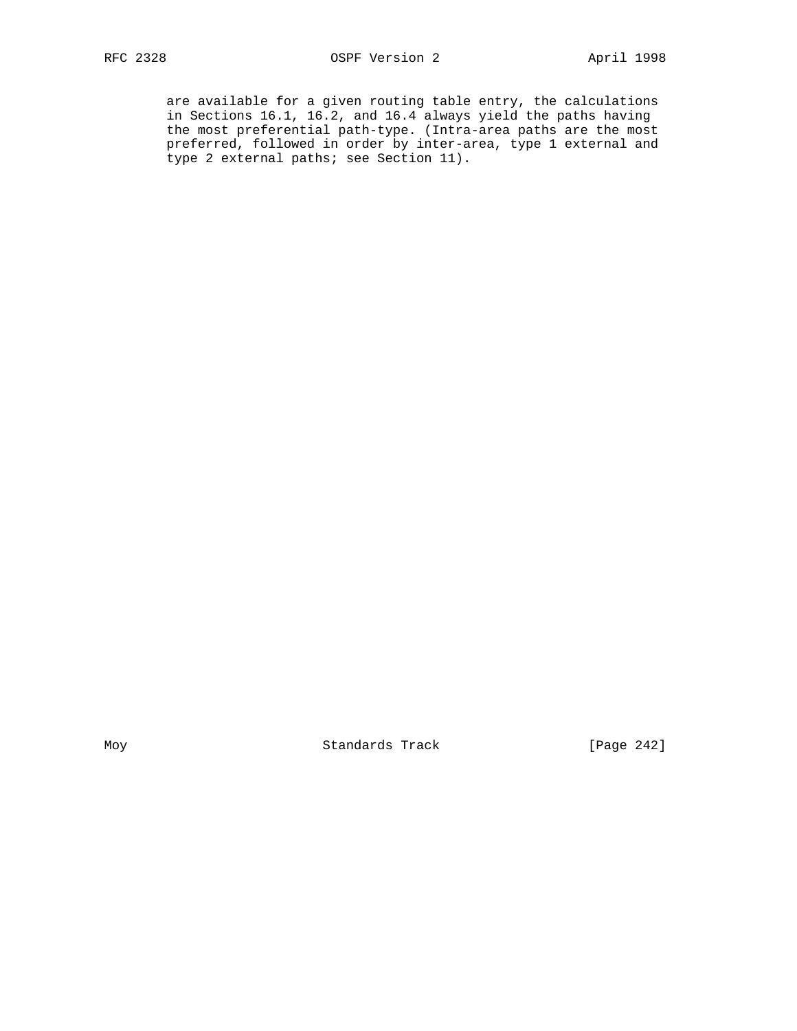are available for a given routing table entry, the calculations in Sections 16.1, 16.2, and 16.4 always yield the paths having the most preferential path-type. (Intra-area paths are the most preferred, followed in order by inter-area, type 1 external and type 2 external paths; see Section 11).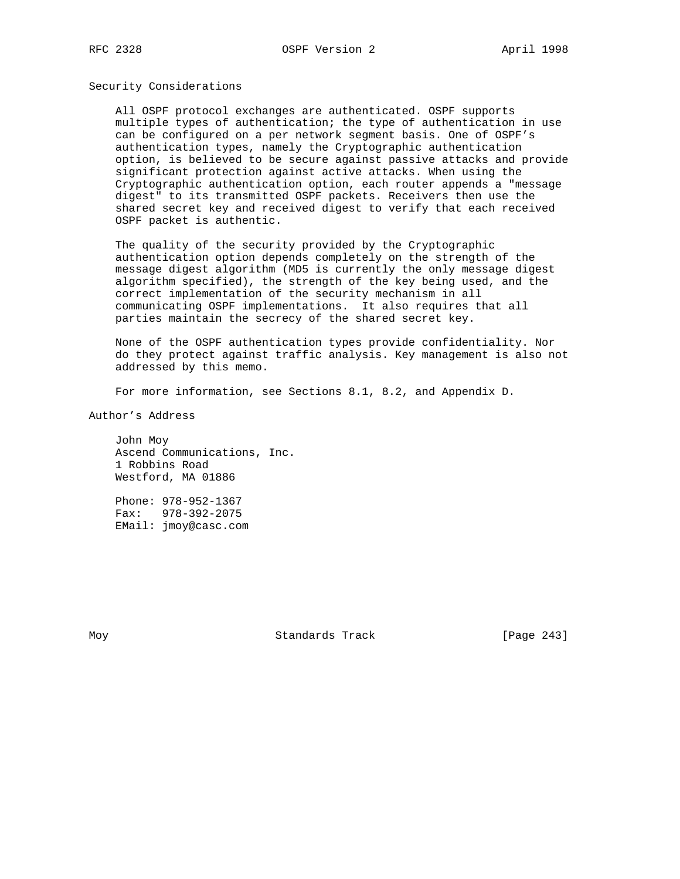## Security Considerations

All OSPF protocol exchanges are authenticated. OSPF supports multiple types of authentication; the type of authentication in use can be configured on a per network segment basis. One of OSPF's authentication types, namely the Cryptographic authentication option, is believed to be secure against passive attacks and provide significant protection against active attacks. When using the Cryptographic authentication option, each router appends a "message digest" to its transmitted OSPF packets. Receivers then use the shared secret key and received digest to verify that each received OSPF packet is authentic.

The quality of the security provided by the Cryptographic authentication option depends completely on the strength of the message digest algorithm (MD5 is currently the only message digest algorithm specified), the strength of the key being used, and the correct implementation of the security mechanism in all communicating OSPF implementations. It also requires that all parties maintain the secrecy of the shared secret key.

None of the OSPF authentication types provide confidentiality. Nor do they protect against traffic analysis. Key management is also not addressed by this memo.

For more information, see Sections 8.1, 8.2, and Appendix D.

## Author's Address

John Moy
Ascend Communications, Inc.
1 Robbins Road
Westford, MA 01886

Phone: 978-952-1367
Fax: 978-392-2075
EMail: jmoy@casc.com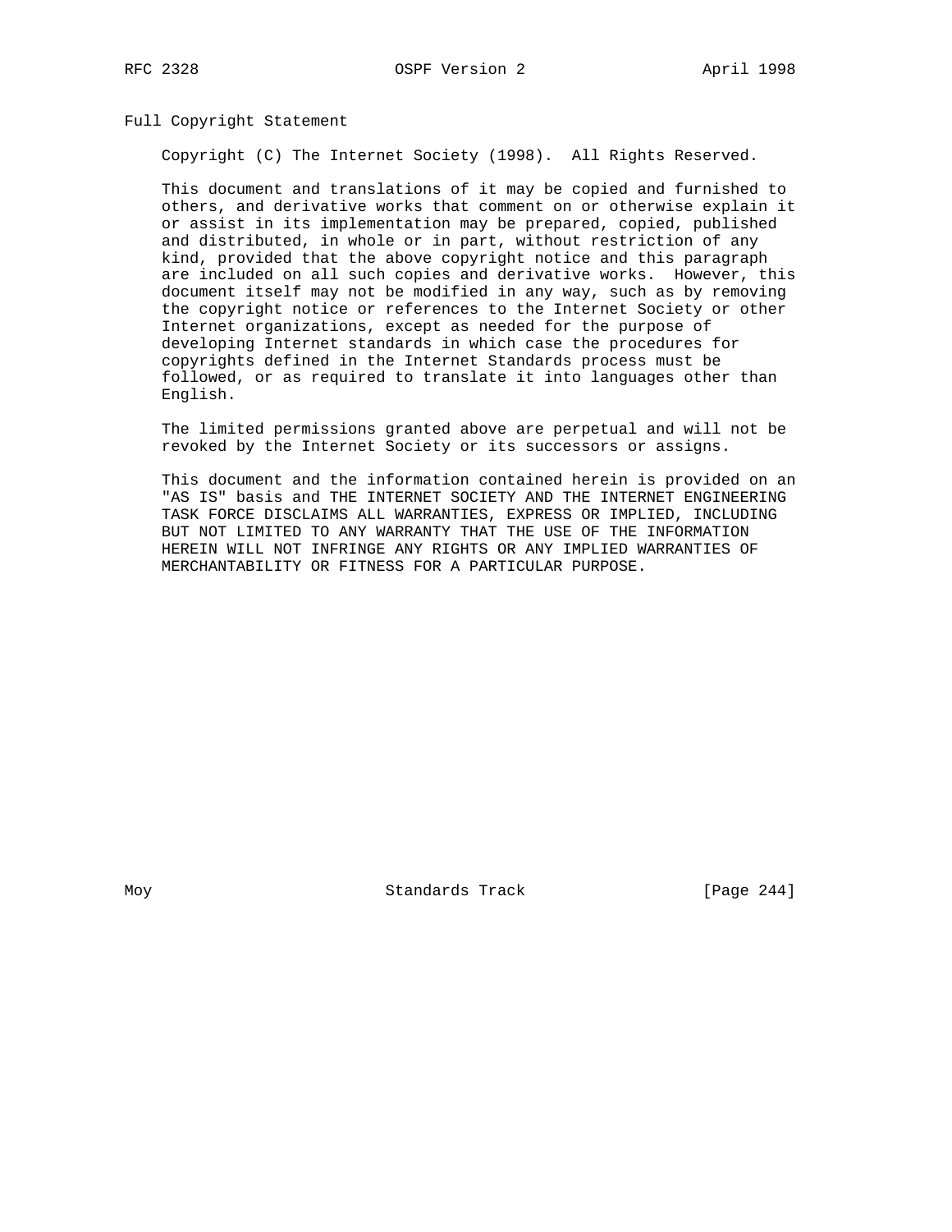# Full Copyright Statement

Copyright (C) The Internet Society (1998). All Rights Reserved.

This document and translations of it may be copied and furnished to others, and derivative works that comment on or otherwise explain it or assist in its implementation may be prepared, copied, published and distributed, in whole or in part, without restriction of any kind, provided that the above copyright notice and this paragraph are included on all such copies and derivative works. However, this document itself may not be modified in any way, such as by removing the copyright notice or references to the Internet Society or other Internet organizations, except as needed for the purpose of developing Internet standards in which case the procedures for copyrights defined in the Internet Standards process must be followed, or as required to translate it into languages other than English.

The limited permissions granted above are perpetual and will not be revoked by the Internet Society or its successors or assigns.

This document and the information contained herein is provided on an "AS IS" basis and THE INTERNET SOCIETY AND THE INTERNET ENGINEERING TASK FORCE DISCLAIMS ALL WARRANTIES, EXPRESS OR IMPLIED, INCLUDING BUT NOT LIMITED TO ANY WARRANTY THAT THE USE OF THE INFORMATION HEREIN WILL NOT INFRINGE ANY RIGHTS OR ANY IMPLIED WARRANTIES OF MERCHANTABILITY OR FITNESS FOR A PARTICULAR PURPOSE.